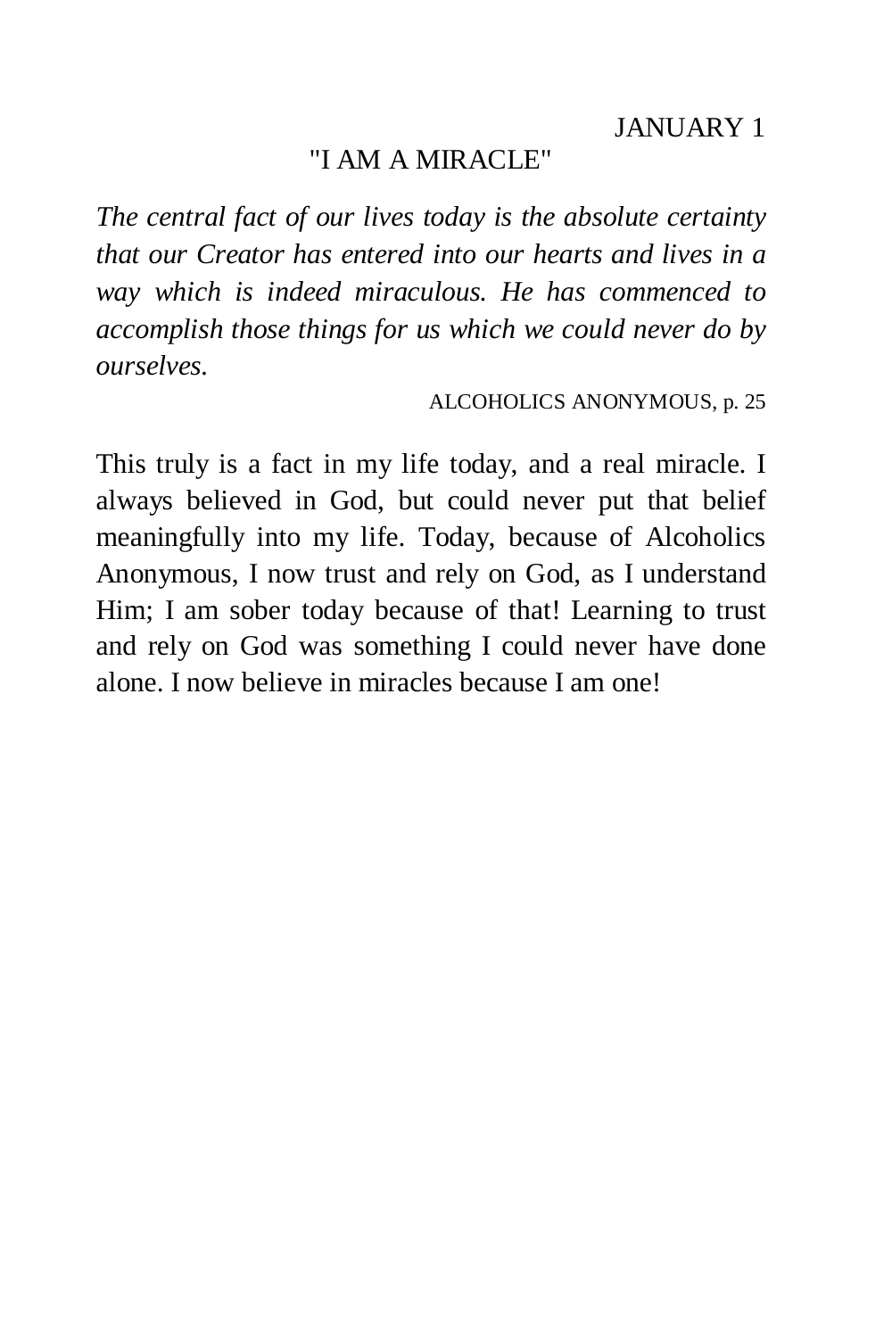JANUARY 1

## "I AM A MIRACLE"

*The central fact of our lives today is the absolute certainty that our Creator has entered into our hearts and lives in a way which is indeed miraculous. He has commenced to accomplish those things for us which we could never do by ourselves.*

ALCOHOLICS ANONYMOUS, p. 25

This truly is a fact in my life today, and a real miracle. I always believed in God, but could never put that belief meaningfully into my life. Today, because of Alcoholics Anonymous, I now trust and rely on God, as I understand Him; I am sober today because of that! Learning to trust and rely on God was something I could never have done alone. I now believe in miracles because I am one!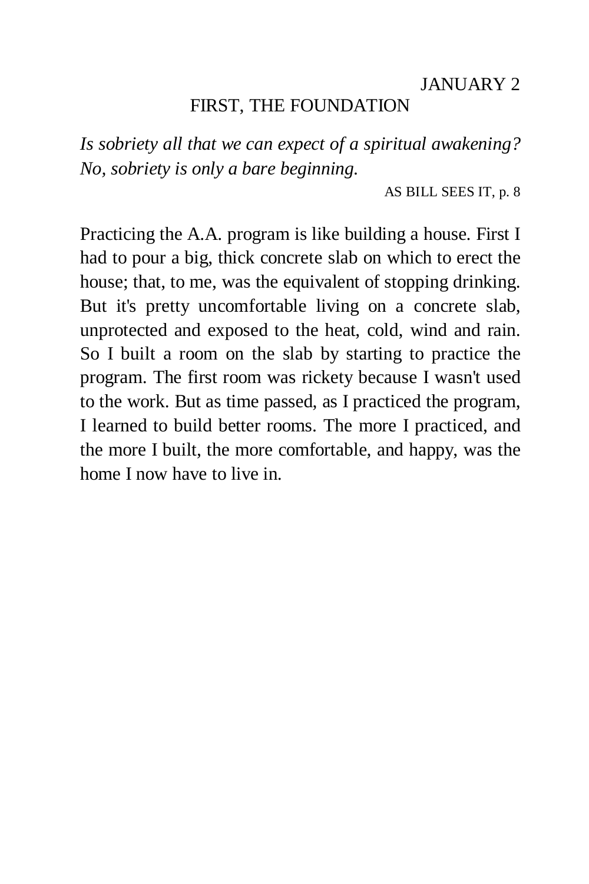JANUARY 2

## FIRST, THE FOUNDATION

*Is sobriety all that we can expect of a spiritual awakening? No, sobriety is only a bare beginning.*

AS BILL SEES IT, p. 8

Practicing the A.A. program is like building a house. First I had to pour a big, thick concrete slab on which to erect the house; that, to me, was the equivalent of stopping drinking. But it's pretty uncomfortable living on a concrete slab, unprotected and exposed to the heat, cold, wind and rain. So I built a room on the slab by starting to practice the program. The first room was rickety because I wasn't used to the work. But as time passed, as I practiced the program, I learned to build better rooms. The more I practiced, and the more I built, the more comfortable, and happy, was the home I now have to live in.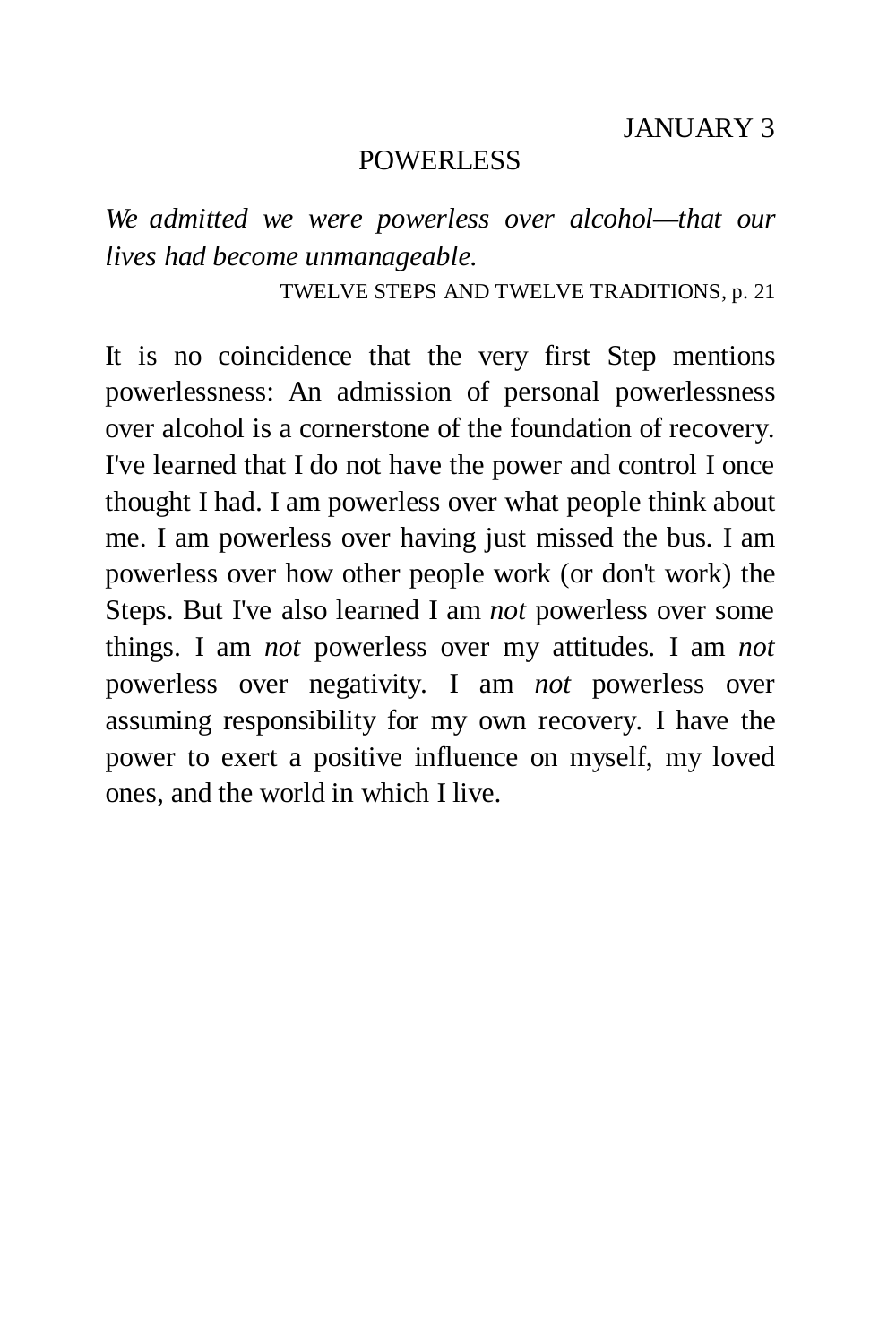JANUARY 3

## POWERLESS

*We admitted we were powerless over alcohol—that our lives had become unmanageable.*

TWELVE STEPS AND TWELVE TRADITIONS, p. 21

It is no coincidence that the very first Step mentions powerlessness: An admission of personal powerlessness over alcohol is a cornerstone of the foundation of recovery. I've learned that I do not have the power and control I once thought I had. I am powerless over what people think about me. I am powerless over having just missed the bus. I am powerless over how other people work (or don't work) the Steps. But I've also learned I am *not* powerless over some things. I am *not* powerless over my attitudes. I am *not* powerless over negativity. I am *not* powerless over assuming responsibility for my own recovery. I have the power to exert a positive influence on myself, my loved ones, and the world in which I live.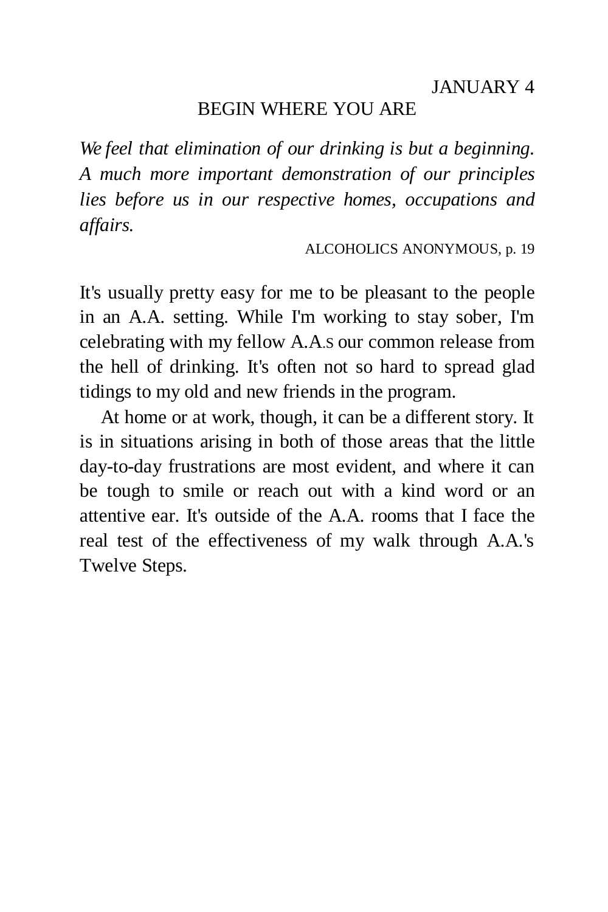JANUARY 4

## BEGIN WHERE YOU ARE

*We feel that elimination of our drinking is but a beginning. A much more important demonstration of our principles lies before us in our respective homes, occupations and affairs.*

ALCOHOLICS ANONYMOUS, p. 19

It's usually pretty easy for me to be pleasant to the people in an A.A. setting. While I'm working to stay sober, I'm celebrating with my fellow A.A.s our common release from the hell of drinking. It's often not so hard to spread glad tidings to my old and new friends in the program.

At home or at work, though, it can be a different story. It is in situations arising in both of those areas that the little day-to-day frustrations are most evident, and where it can be tough to smile or reach out with a kind word or an attentive ear. It's outside of the A.A. rooms that I face the real test of the effectiveness of my walk through A.A.'s Twelve Steps.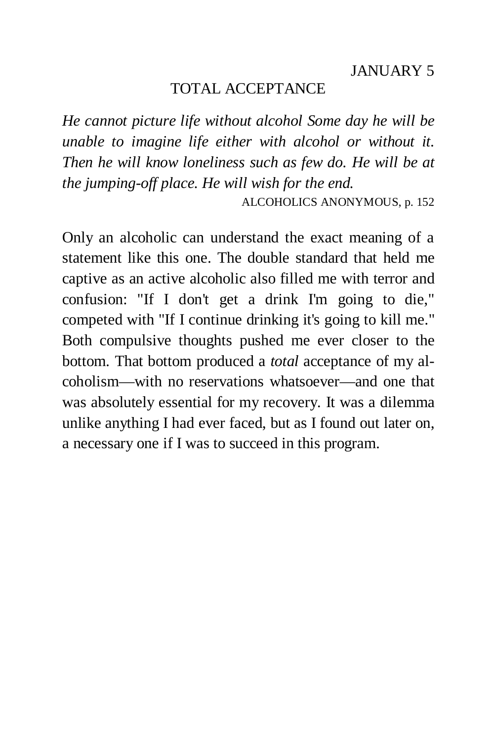JANUARY 5

## TOTAL ACCEPTANCE

*He cannot picture life without alcohol Some day he will be unable to imagine life either with alcohol or without it. Then he will know loneliness such as few do. He will be at the jumping-off place. He will wish for the end.*

ALCOHOLICS ANONYMOUS, p. 152

Only an alcoholic can understand the exact meaning of a statement like this one. The double standard that held me captive as an active alcoholic also filled me with terror and confusion: "If I don't get a drink I'm going to die," competed with "If I continue drinking it's going to kill me." Both compulsive thoughts pushed me ever closer to the bottom. That bottom produced a *total* acceptance of my alcoholism—with no reservations whatsoever—and one that was absolutely essential for my recovery. It was a dilemma unlike anything I had ever faced, but as I found out later on, a necessary one if I was to succeed in this program.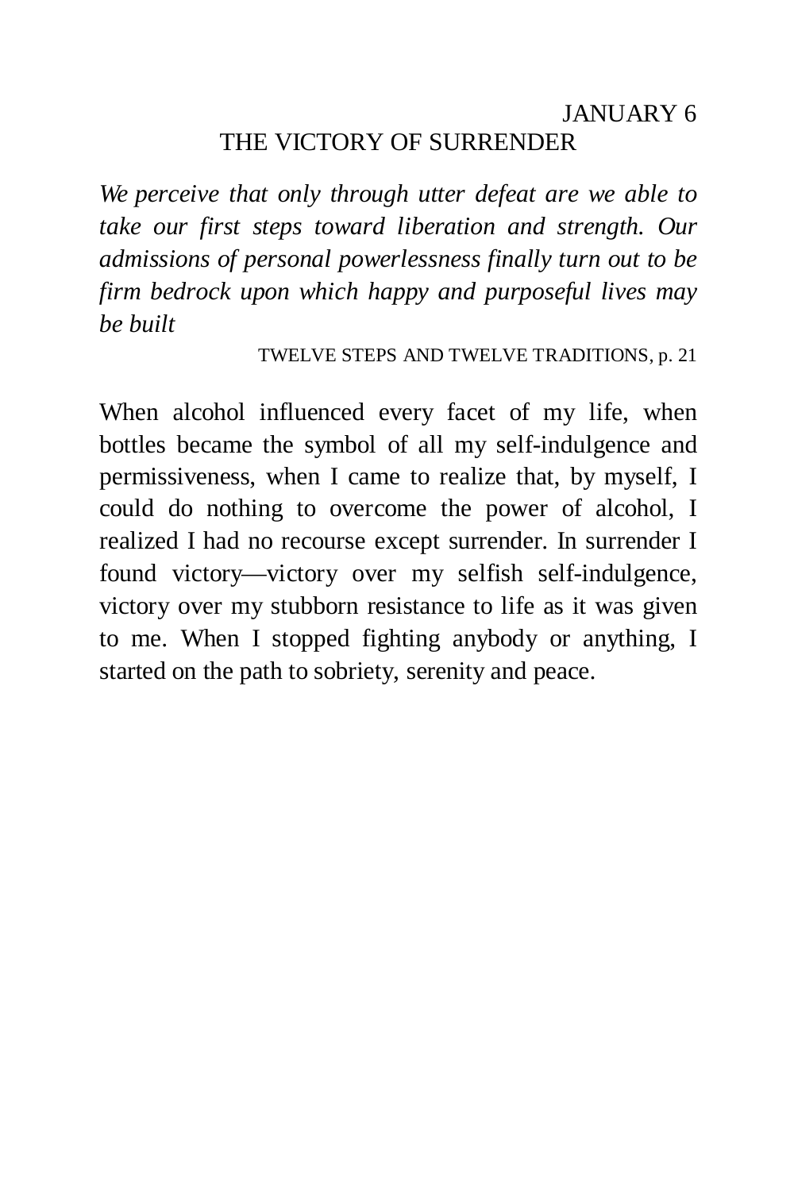JANUARY 6

## THE VICTORY OF SURRENDER

*We perceive that only through utter defeat are we able to take our first steps toward liberation and strength. Our admissions of personal powerlessness finally turn out to be firm bedrock upon which happy and purposeful lives may be built*

TWELVE STEPS AND TWELVE TRADITIONS, p. 21

When alcohol influenced every facet of my life, when bottles became the symbol of all my self-indulgence and permissiveness, when I came to realize that, by myself, I could do nothing to overcome the power of alcohol, I realized I had no recourse except surrender. In surrender I found victory—victory over my selfish self-indulgence, victory over my stubborn resistance to life as it was given to me. When I stopped fighting anybody or anything, I started on the path to sobriety, serenity and peace.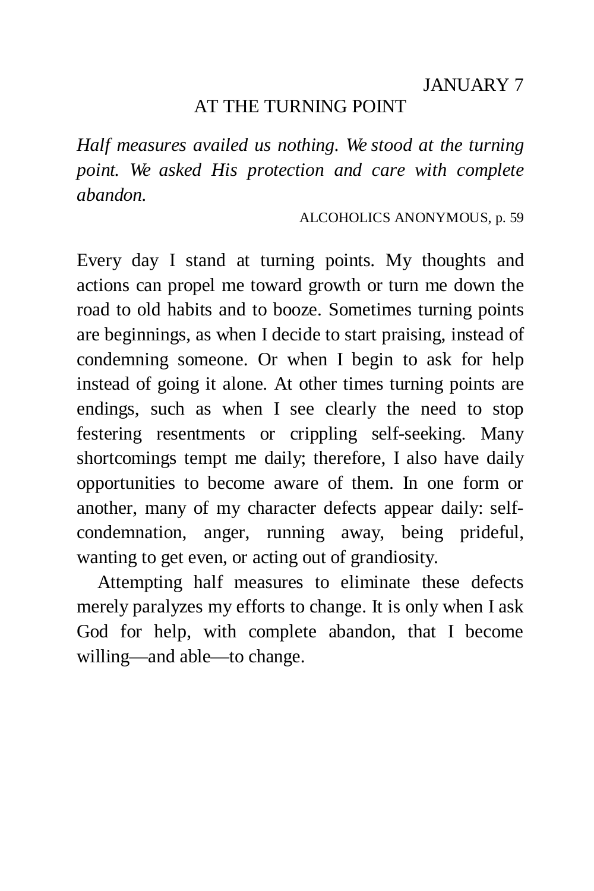JANUARY 7

## AT THE TURNING POINT

*Half measures availed us nothing. We stood at the turning point. We asked His protection and care with complete abandon.*

ALCOHOLICS ANONYMOUS, p. 59

Every day I stand at turning points. My thoughts and actions can propel me toward growth or turn me down the road to old habits and to booze. Sometimes turning points are beginnings, as when I decide to start praising, instead of condemning someone. Or when I begin to ask for help instead of going it alone. At other times turning points are endings, such as when I see clearly the need to stop festering resentments or crippling self-seeking. Many shortcomings tempt me daily; therefore, I also have daily opportunities to become aware of them. In one form or another, many of my character defects appear daily: self-condemnation, anger, running away, being prideful, wanting to get even, or acting out of grandiosity.

Attempting half measures to eliminate these defects merely paralyzes my efforts to change. It is only when I ask God for help, with complete abandon, that I become willing—and able—to change.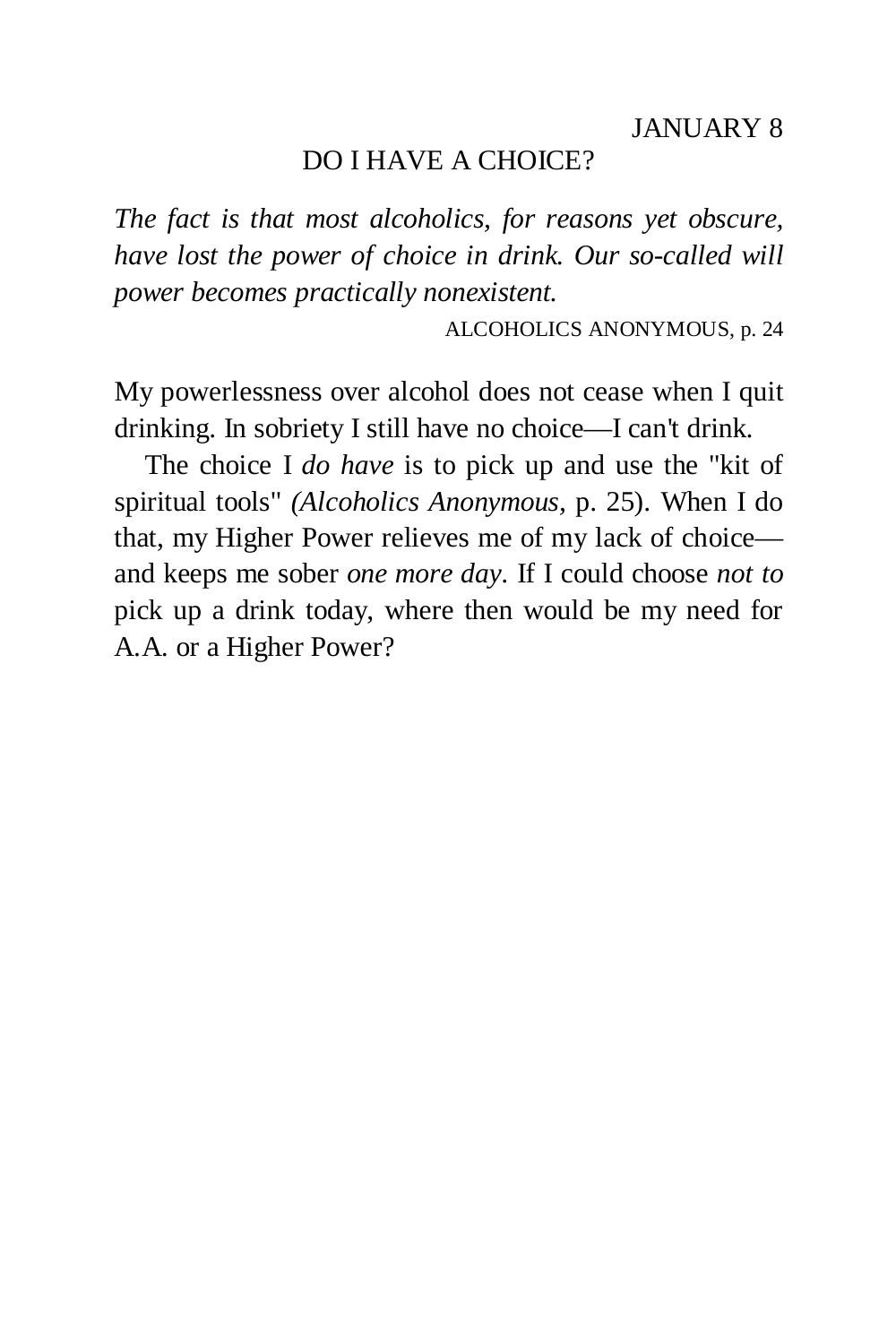JANUARY 8

## DO I HAVE A CHOICE?

*The fact is that most alcoholics, for reasons yet obscure, have lost the power of choice in drink. Our so-called will power becomes practically nonexistent.*

ALCOHOLICS ANONYMOUS, p. 24

My powerlessness over alcohol does not cease when I quit drinking. In sobriety I still have no choice—I can't drink.

The choice I *do have* is to pick up and use the "kit of spiritual tools" *(Alcoholics Anonymous,* p. 25). When I do that, my Higher Power relieves me of my lack of choice—and keeps me sober *one more day*. If I could choose *not to* pick up a drink today, where then would be my need for A.A. or a Higher Power?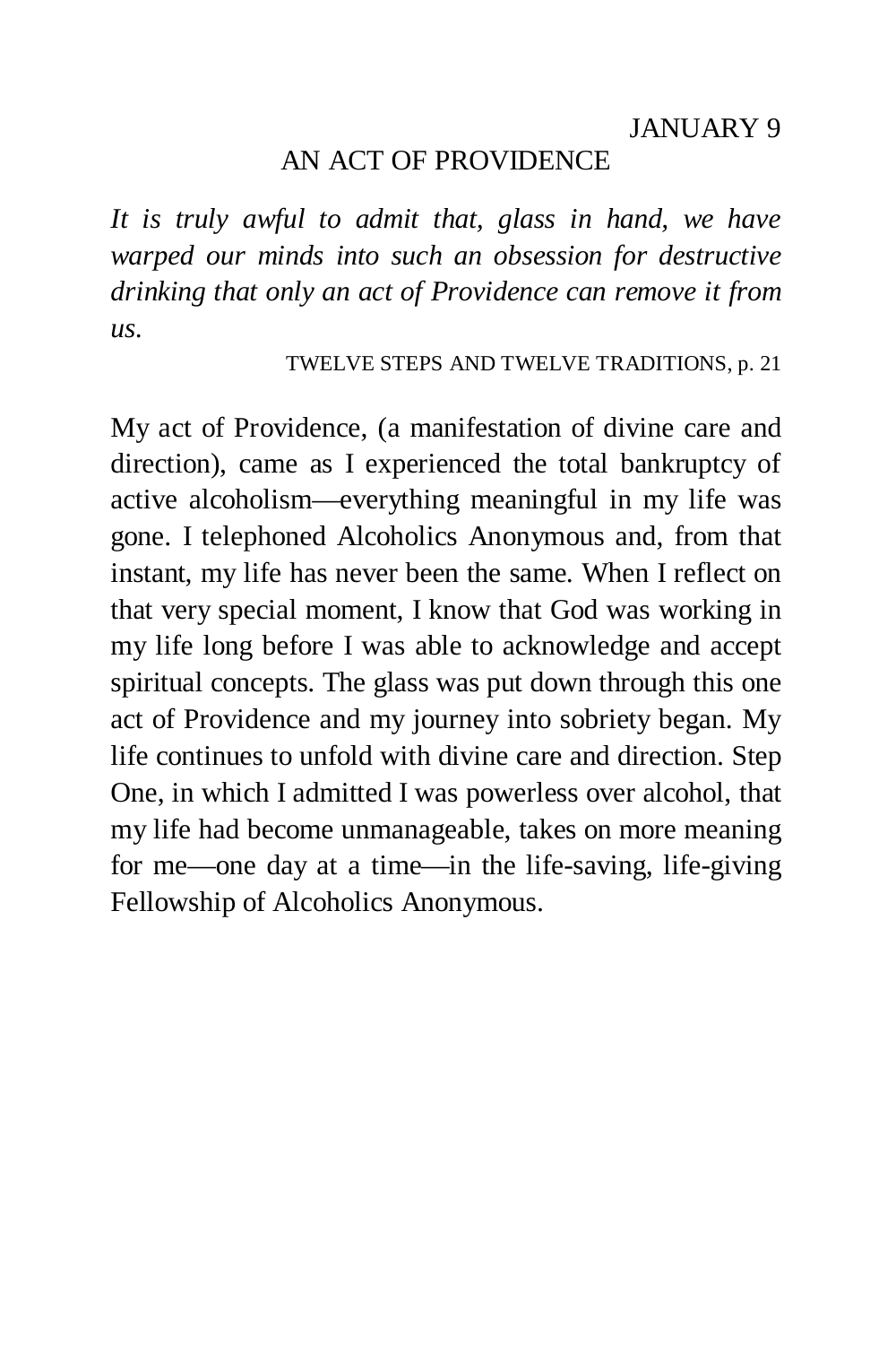JANUARY 9

## AN ACT OF PROVIDENCE

*It is truly awful to admit that, glass in hand, we have warped our minds into such an obsession for destructive drinking that only an act of Providence can remove it from us.*

TWELVE STEPS AND TWELVE TRADITIONS, p. 21

My act of Providence, (a manifestation of divine care and direction), came as I experienced the total bankruptcy of active alcoholism—everything meaningful in my life was gone. I telephoned Alcoholics Anonymous and, from that instant, my life has never been the same. When I reflect on that very special moment, I know that God was working in my life long before I was able to acknowledge and accept spiritual concepts. The glass was put down through this one act of Providence and my journey into sobriety began. My life continues to unfold with divine care and direction. Step One, in which I admitted I was powerless over alcohol, that my life had become unmanageable, takes on more meaning for me—one day at a time—in the life-saving, life-giving Fellowship of Alcoholics Anonymous.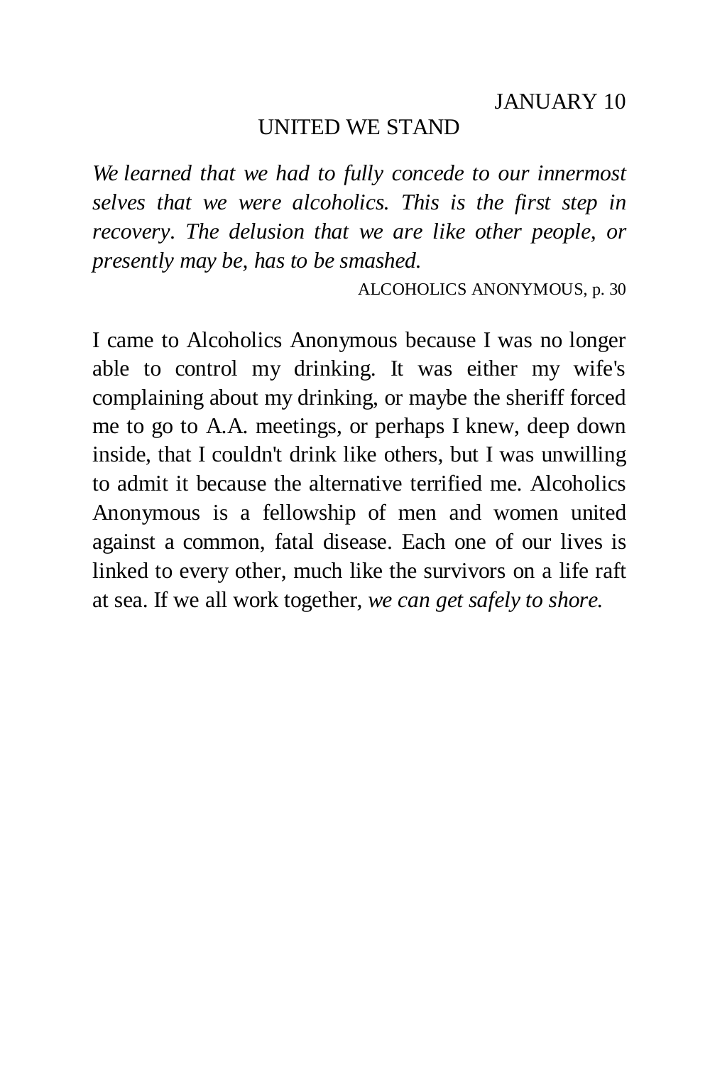JANUARY 10

## UNITED WE STAND

*We learned that we had to fully concede to our innermost selves that we were alcoholics. This is the first step in recovery. The delusion that we are like other people, or presently may be, has to be smashed.*

ALCOHOLICS ANONYMOUS, p. 30

I came to Alcoholics Anonymous because I was no longer able to control my drinking. It was either my wife's complaining about my drinking, or maybe the sheriff forced me to go to A.A. meetings, or perhaps I knew, deep down inside, that I couldn't drink like others, but I was unwilling to admit it because the alternative terrified me. Alcoholics Anonymous is a fellowship of men and women united against a common, fatal disease. Each one of our lives is linked to every other, much like the survivors on a life raft at sea. If we all work together, *we can get safely to shore.*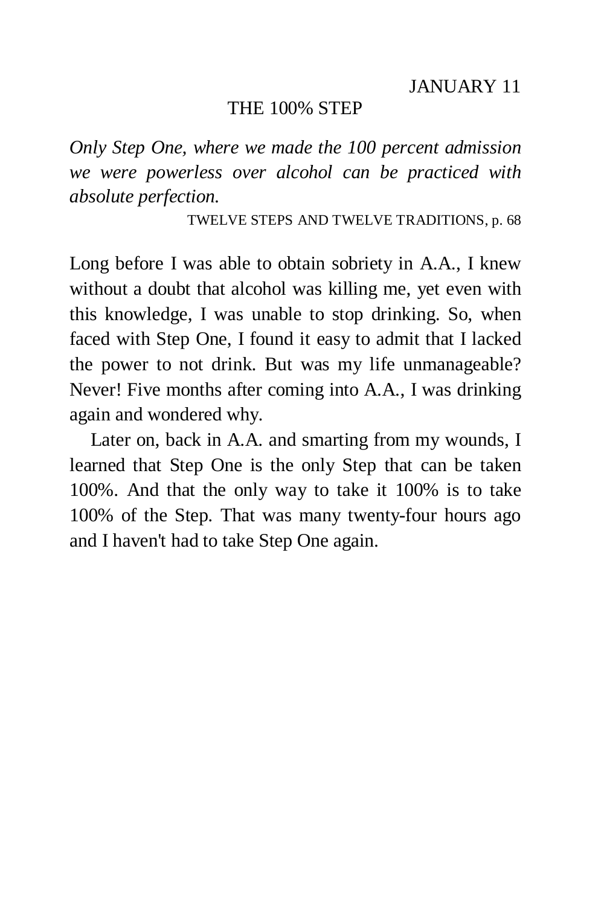JANUARY 11

## THE 100% STEP

*Only Step One, where we made the 100 percent admission we were powerless over alcohol can be practiced with absolute perfection.*

TWELVE STEPS AND TWELVE TRADITIONS, p. 68

Long before I was able to obtain sobriety in A.A., I knew without a doubt that alcohol was killing me, yet even with this knowledge, I was unable to stop drinking. So, when faced with Step One, I found it easy to admit that I lacked the power to not drink. But was my life unmanageable? Never! Five months after coming into A.A., I was drinking again and wondered why.

Later on, back in A.A. and smarting from my wounds, I learned that Step One is the only Step that can be taken 100%. And that the only way to take it 100% is to take 100% of the Step. That was many twenty-four hours ago and I haven't had to take Step One again.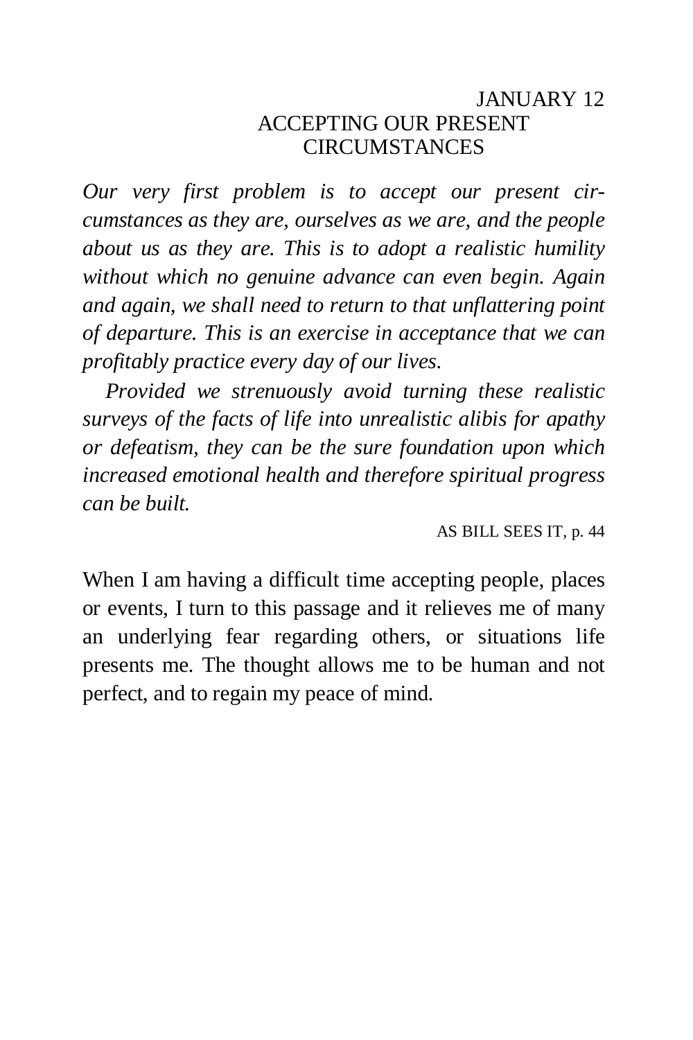JANUARY 12

## ACCEPTING OUR PRESENT CIRCUMSTANCES

*Our very first problem is to accept our present circumstances as they are, ourselves as we are, and the people about us as they are. This is to adopt a realistic humility without which no genuine advance can even begin. Again and again, we shall need to return to that unflattering point of departure. This is an exercise in acceptance that we can profitably practice every day of our lives.*

*Provided we strenuously avoid turning these realistic surveys of the facts of life into unrealistic alibis for apathy or defeatism, they can be the sure foundation upon which increased emotional health and therefore spiritual progress can be built.*

AS BILL SEES IT, p. 44

When I am having a difficult time accepting people, places or events, I turn to this passage and it relieves me of many an underlying fear regarding others, or situations life presents me. The thought allows me to be human and not perfect, and to regain my peace of mind.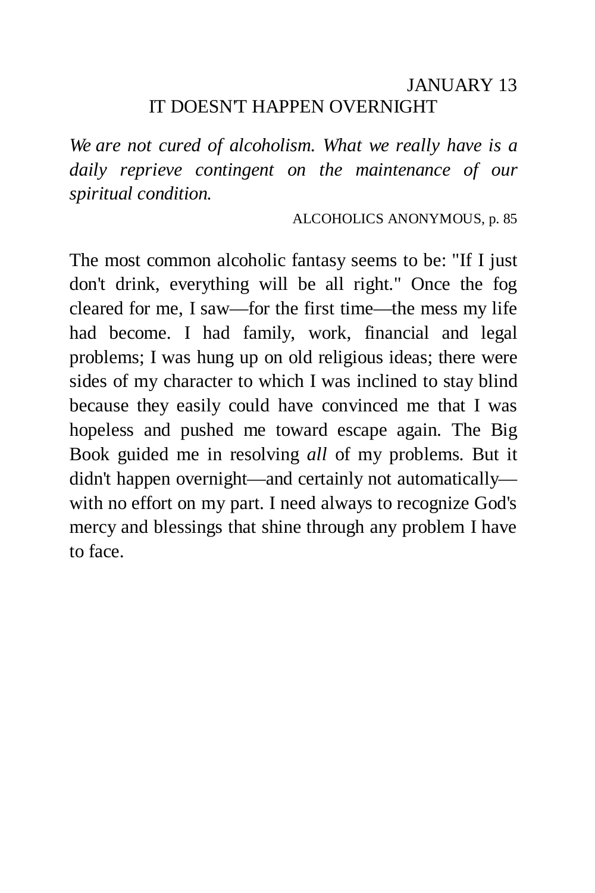JANUARY 13

# IT DOESN'T HAPPEN OVERNIGHT

*We are not cured of alcoholism. What we really have is a daily reprieve contingent on the maintenance of our spiritual condition.*

ALCOHOLICS ANONYMOUS, p. 85

The most common alcoholic fantasy seems to be: "If I just don't drink, everything will be all right." Once the fog cleared for me, I saw—for the first time—the mess my life had become. I had family, work, financial and legal problems; I was hung up on old religious ideas; there were sides of my character to which I was inclined to stay blind because they easily could have convinced me that I was hopeless and pushed me toward escape again. The Big Book guided me in resolving *all* of my problems. But it didn't happen overnight—and certainly not automatically—with no effort on my part. I need always to recognize God's mercy and blessings that shine through any problem I have to face.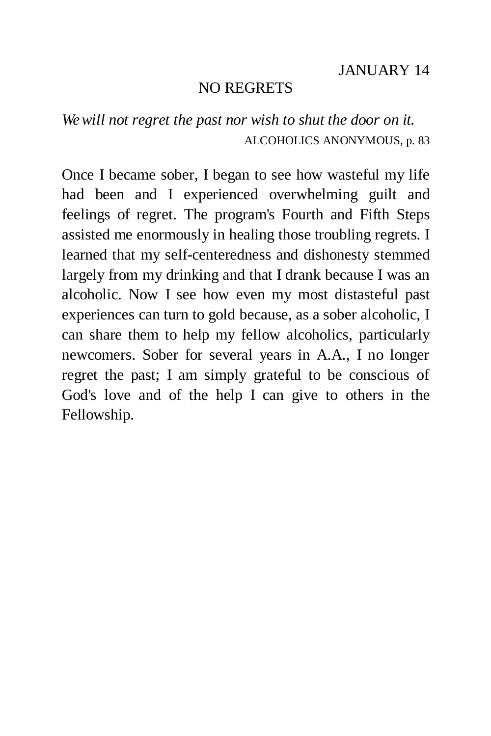JANUARY 14

## NO REGRETS

*We will not regret the past nor wish to shut the door on it.*

ALCOHOLICS ANONYMOUS, p. 83

Once I became sober, I began to see how wasteful my life had been and I experienced overwhelming guilt and feelings of regret. The program's Fourth and Fifth Steps assisted me enormously in healing those troubling regrets. I learned that my self-centeredness and dishonesty stemmed largely from my drinking and that I drank because I was an alcoholic. Now I see how even my most distasteful past experiences can turn to gold because, as a sober alcoholic, I can share them to help my fellow alcoholics, particularly newcomers. Sober for several years in A.A., I no longer regret the past; I am simply grateful to be conscious of God's love and of the help I can give to others in the Fellowship.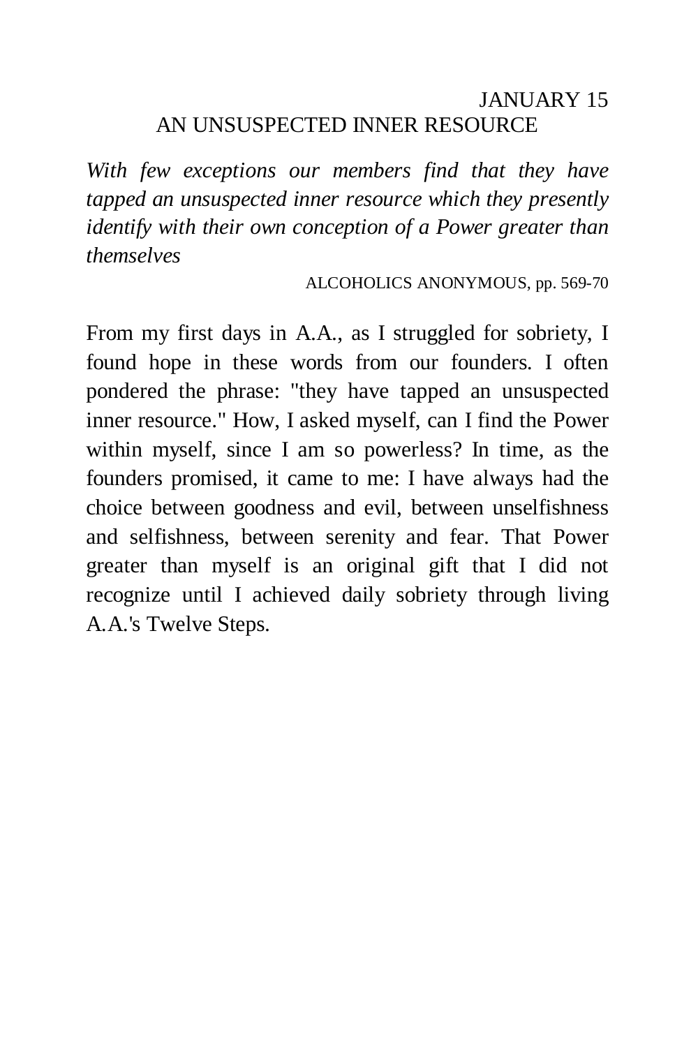JANUARY 15

## AN UNSUSPECTED INNER RESOURCE

*With few exceptions our members find that they have tapped an unsuspected inner resource which they presently identify with their own conception of a Power greater than themselves*

ALCOHOLICS ANONYMOUS, pp. 569-70

From my first days in A.A., as I struggled for sobriety, I found hope in these words from our founders. I often pondered the phrase: "they have tapped an unsuspected inner resource." How, I asked myself, can I find the Power within myself, since I am so powerless? In time, as the founders promised, it came to me: I have always had the choice between goodness and evil, between unselfishness and selfishness, between serenity and fear. That Power greater than myself is an original gift that I did not recognize until I achieved daily sobriety through living A.A.'s Twelve Steps.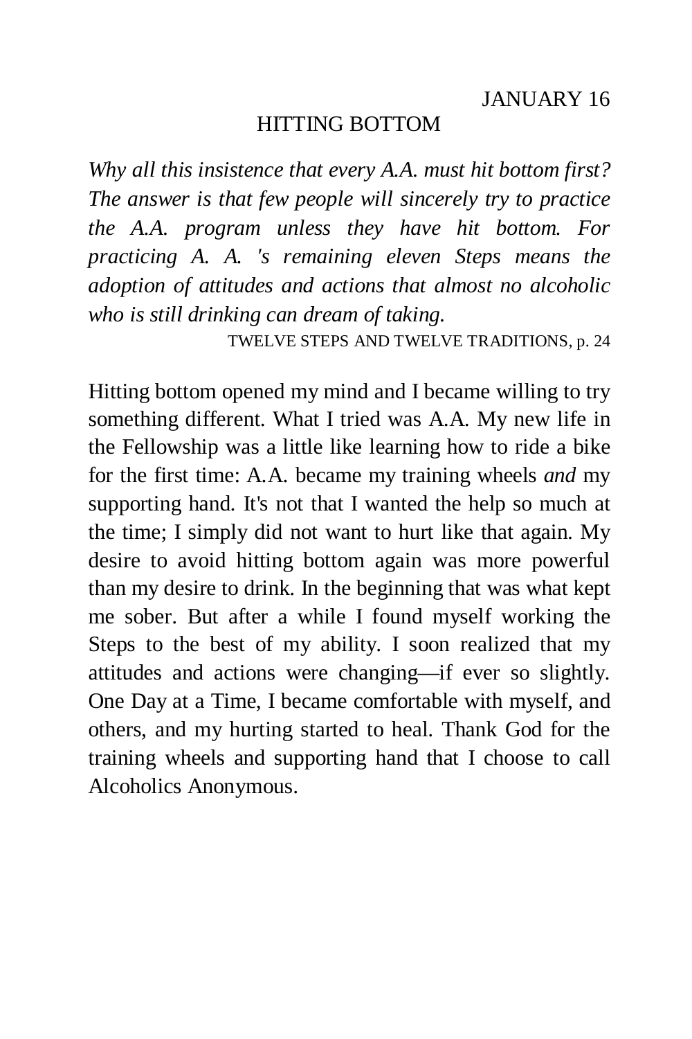JANUARY 16

## HITTING BOTTOM

*Why all this insistence that every A.A. must hit bottom first? The answer is that few people will sincerely try to practice the A.A. program unless they have hit bottom. For practicing A. A. 's remaining eleven Steps means the adoption of attitudes and actions that almost no alcoholic who is still drinking can dream of taking.*

TWELVE STEPS AND TWELVE TRADITIONS, p. 24

Hitting bottom opened my mind and I became willing to try something different. What I tried was A.A. My new life in the Fellowship was a little like learning how to ride a bike for the first time: A.A. became my training wheels *and* my supporting hand. It's not that I wanted the help so much at the time; I simply did not want to hurt like that again. My desire to avoid hitting bottom again was more powerful than my desire to drink. In the beginning that was what kept me sober. But after a while I found myself working the Steps to the best of my ability. I soon realized that my attitudes and actions were changing—if ever so slightly. One Day at a Time, I became comfortable with myself, and others, and my hurting started to heal. Thank God for the training wheels and supporting hand that I choose to call Alcoholics Anonymous.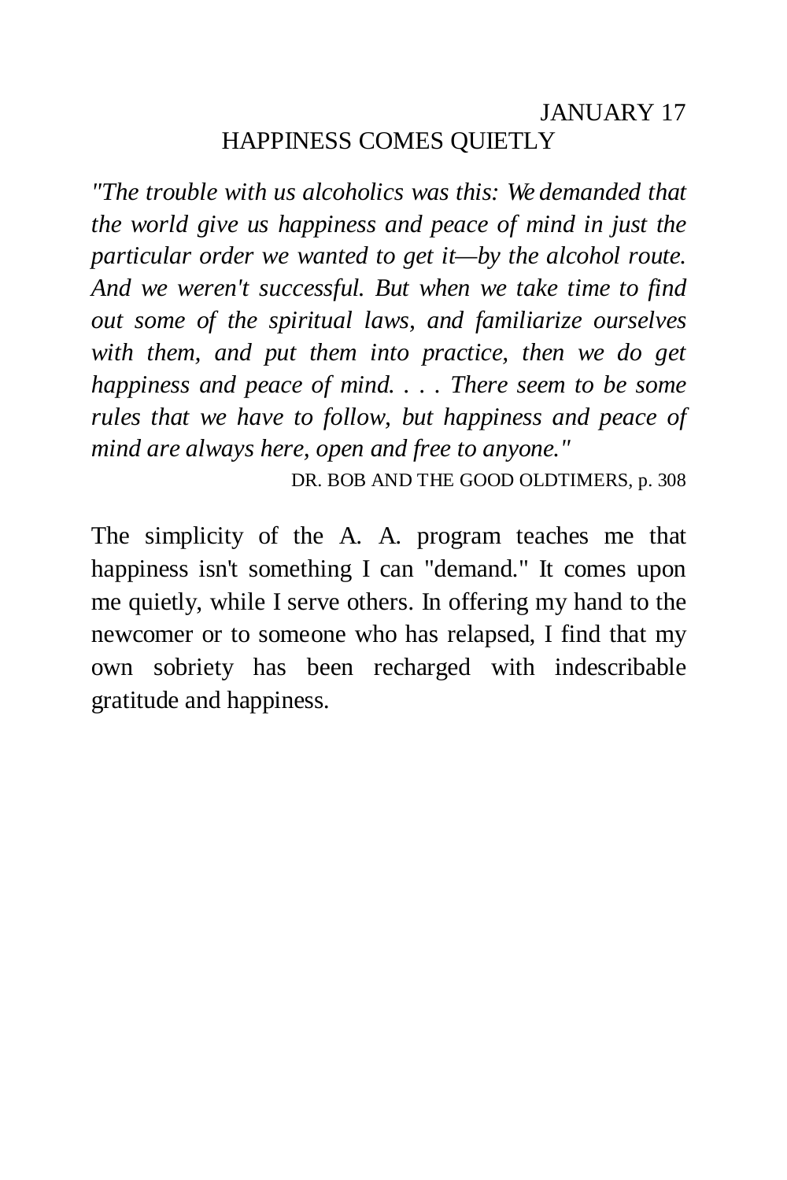JANUARY 17

## HAPPINESS COMES QUIETLY

*"The trouble with us alcoholics was this: We demanded that the world give us happiness and peace of mind in just the particular order we wanted to get it—by the alcohol route. And we weren't successful. But when we take time to find out some of the spiritual laws, and familiarize ourselves with them, and put them into practice, then we do get happiness and peace of mind. . . . There seem to be some rules that we have to follow, but happiness and peace of mind are always here, open and free to anyone."*

DR. BOB AND THE GOOD OLDTIMERS, p. 308

The simplicity of the A. A. program teaches me that happiness isn't something I can "demand." It comes upon me quietly, while I serve others. In offering my hand to the newcomer or to someone who has relapsed, I find that my own sobriety has been recharged with indescribable gratitude and happiness.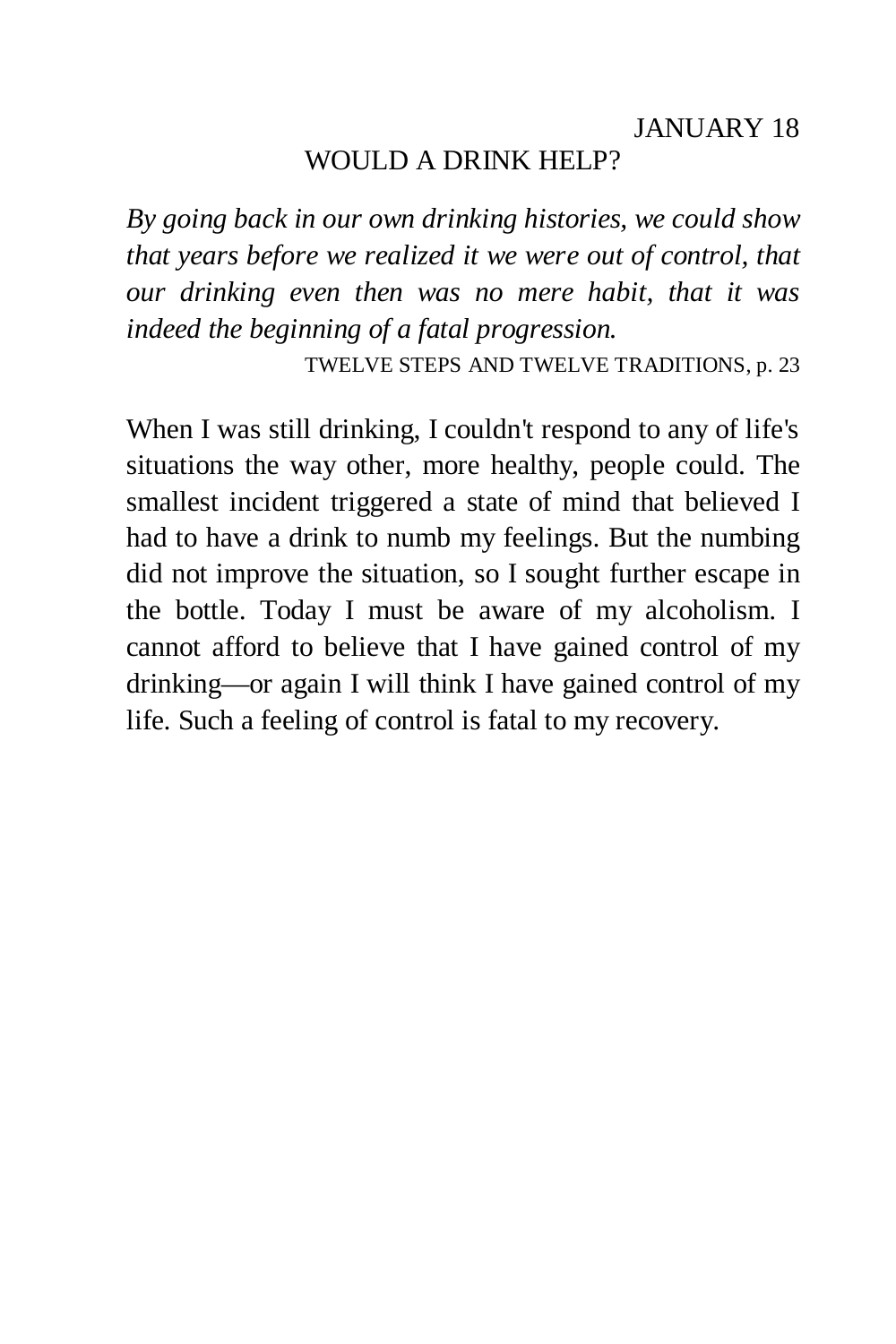JANUARY 18

## WOULD A DRINK HELP?

*By going back in our own drinking histories, we could show that years before we realized it we were out of control, that our drinking even then was no mere habit, that it was indeed the beginning of a fatal progression.*

TWELVE STEPS AND TWELVE TRADITIONS, p. 23

When I was still drinking, I couldn't respond to any of life's situations the way other, more healthy, people could. The smallest incident triggered a state of mind that believed I had to have a drink to numb my feelings. But the numbing did not improve the situation, so I sought further escape in the bottle. Today I must be aware of my alcoholism. I cannot afford to believe that I have gained control of my drinking—or again I will think I have gained control of my life. Such a feeling of control is fatal to my recovery.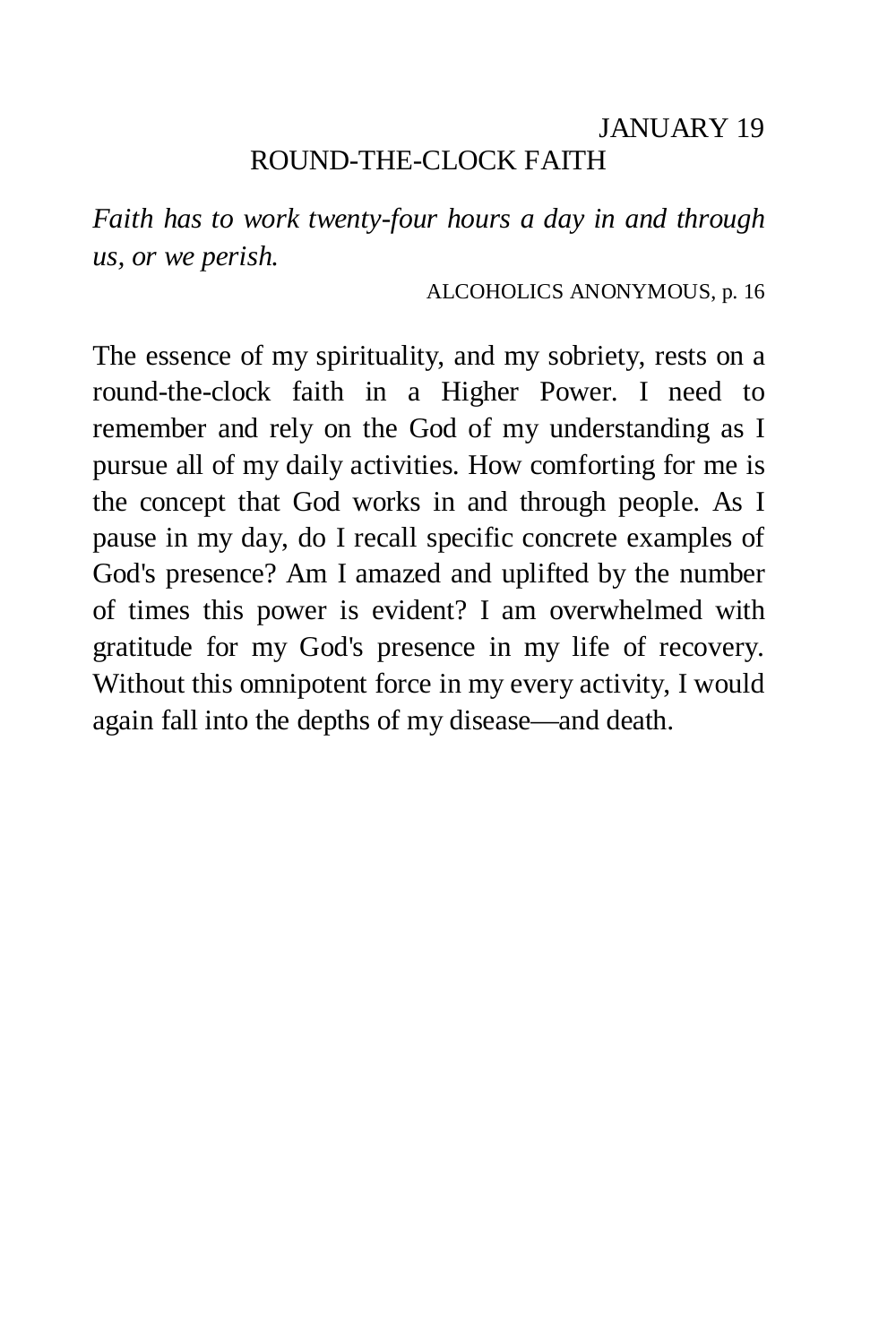JANUARY 19

## ROUND-THE-CLOCK FAITH

*Faith has to work twenty-four hours a day in and through us, or we perish.*

ALCOHOLICS ANONYMOUS, p. 16

The essence of my spirituality, and my sobriety, rests on a round-the-clock faith in a Higher Power. I need to remember and rely on the God of my understanding as I pursue all of my daily activities. How comforting for me is the concept that God works in and through people. As I pause in my day, do I recall specific concrete examples of God's presence? Am I amazed and uplifted by the number of times this power is evident? I am overwhelmed with gratitude for my God's presence in my life of recovery. Without this omnipotent force in my every activity, I would again fall into the depths of my disease—and death.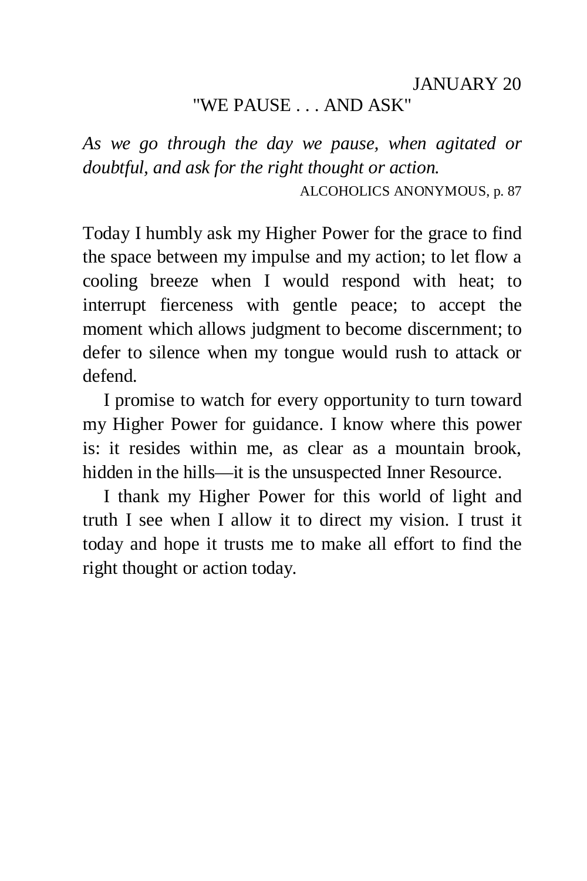JANUARY 20

## "WE PAUSE . . . AND ASK"

*As we go through the day we pause, when agitated or doubtful, and ask for the right thought or action.*

ALCOHOLICS ANONYMOUS, p. 87

Today I humbly ask my Higher Power for the grace to find the space between my impulse and my action; to let flow a cooling breeze when I would respond with heat; to interrupt fierceness with gentle peace; to accept the moment which allows judgment to become discernment; to defer to silence when my tongue would rush to attack or defend.

I promise to watch for every opportunity to turn toward my Higher Power for guidance. I know where this power is: it resides within me, as clear as a mountain brook, hidden in the hills—it is the unsuspected Inner Resource.

I thank my Higher Power for this world of light and truth I see when I allow it to direct my vision. I trust it today and hope it trusts me to make all effort to find the right thought or action today.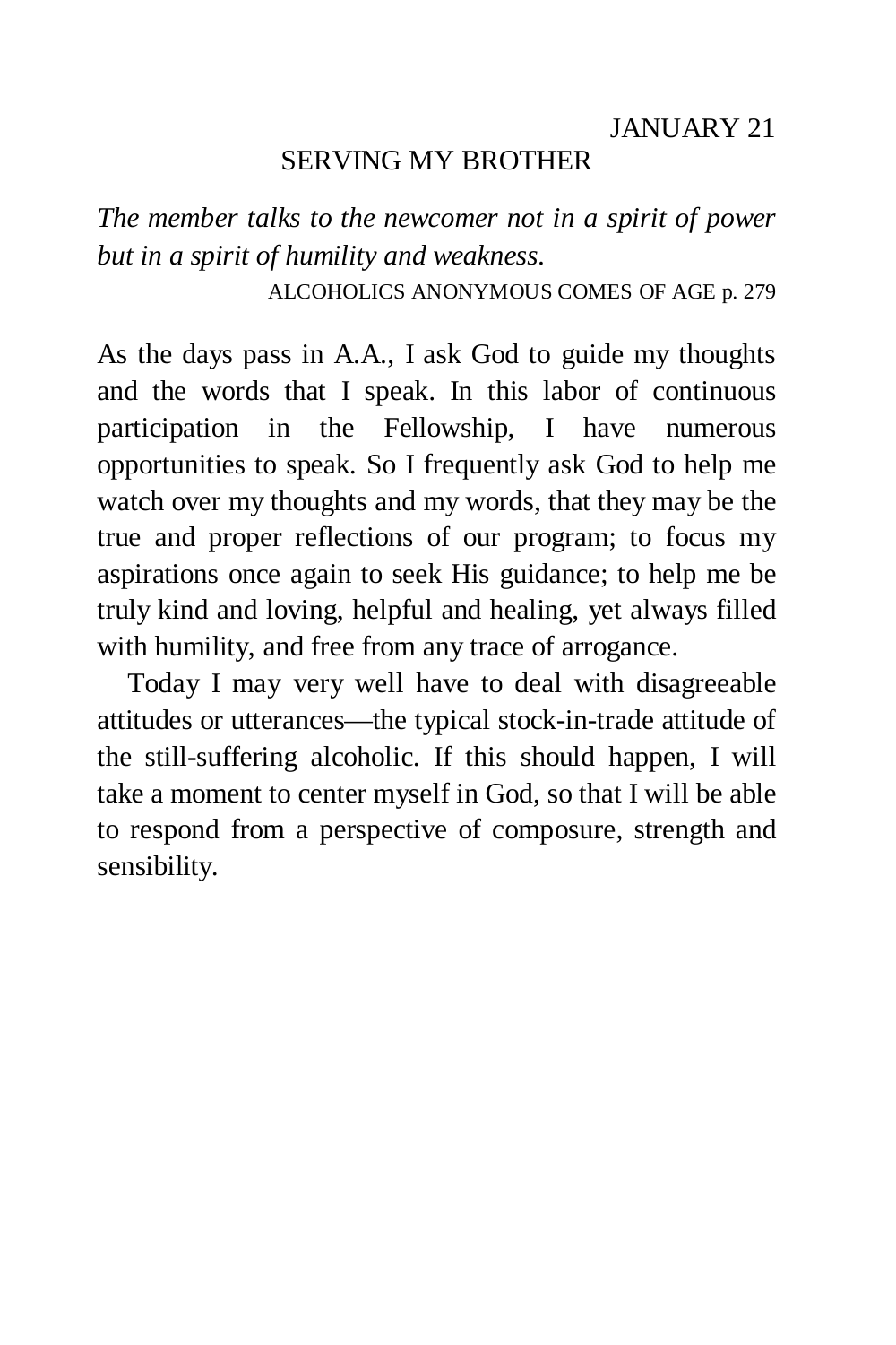JANUARY 21

## SERVING MY BROTHER

*The member talks to the newcomer not in a spirit of power but in a spirit of humility and weakness.*

ALCOHOLICS ANONYMOUS COMES OF AGE p. 279

As the days pass in A.A., I ask God to guide my thoughts and the words that I speak. In this labor of continuous participation in the Fellowship, I have numerous opportunities to speak. So I frequently ask God to help me watch over my thoughts and my words, that they may be the true and proper reflections of our program; to focus my aspirations once again to seek His guidance; to help me be truly kind and loving, helpful and healing, yet always filled with humility, and free from any trace of arrogance.

Today I may very well have to deal with disagreeable attitudes or utterances—the typical stock-in-trade attitude of the still-suffering alcoholic. If this should happen, I will take a moment to center myself in God, so that I will be able to respond from a perspective of composure, strength and sensibility.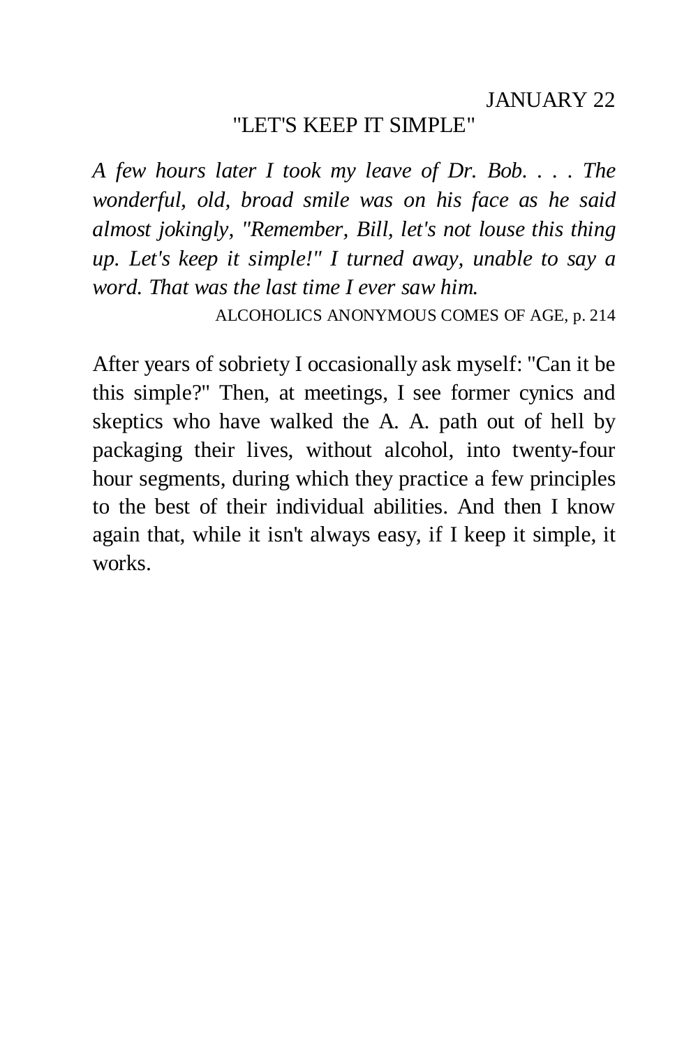JANUARY 22

## "LET'S KEEP IT SIMPLE"

*A few hours later I took my leave of Dr. Bob. . . . The wonderful, old, broad smile was on his face as he said almost jokingly, "Remember, Bill, let's not louse this thing up. Let's keep it simple!" I turned away, unable to say a word. That was the last time I ever saw him.*

ALCOHOLICS ANONYMOUS COMES OF AGE, p. 214

After years of sobriety I occasionally ask myself: "Can it be this simple?" Then, at meetings, I see former cynics and skeptics who have walked the A. A. path out of hell by packaging their lives, without alcohol, into twenty-four hour segments, during which they practice a few principles to the best of their individual abilities. And then I know again that, while it isn't always easy, if I keep it simple, it works.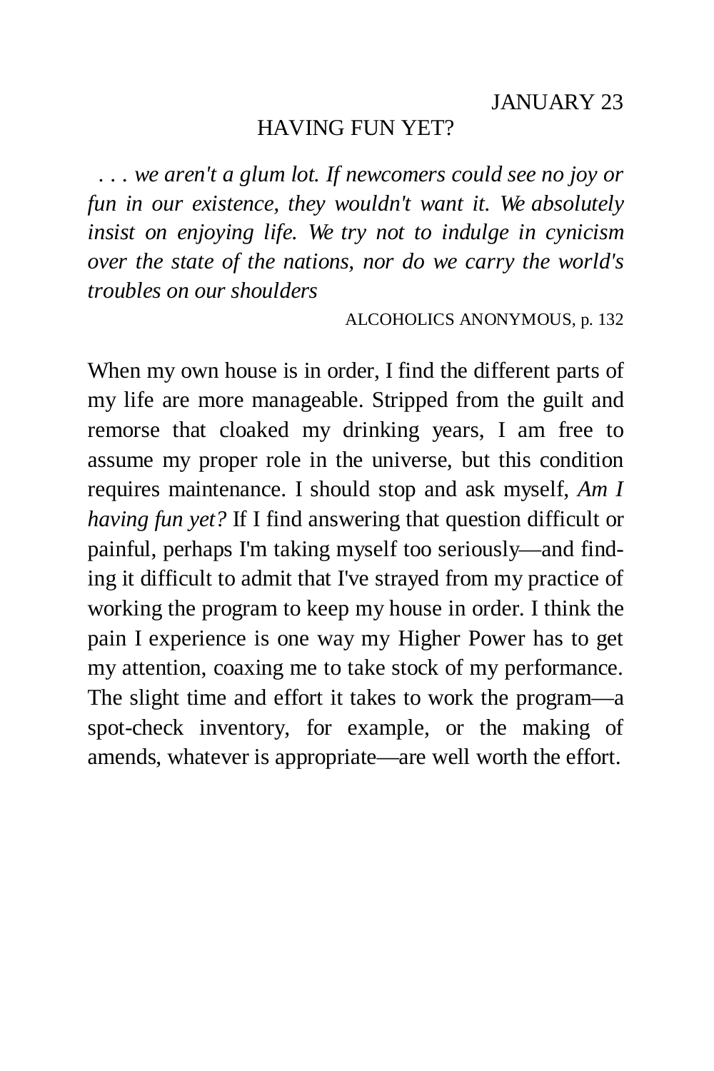JANUARY 23

## HAVING FUN YET?

*. . . we aren't a glum lot. If newcomers could see no joy or fun in our existence, they wouldn't want it. We absolutely insist on enjoying life. We try not to indulge in cynicism over the state of the nations, nor do we carry the world's troubles on our shoulders*

ALCOHOLICS ANONYMOUS, p. 132

When my own house is in order, I find the different parts of my life are more manageable. Stripped from the guilt and remorse that cloaked my drinking years, I am free to assume my proper role in the universe, but this condition requires maintenance. I should stop and ask myself, *Am I having fun yet?* If I find answering that question difficult or painful, perhaps I'm taking myself too seriously—and finding it difficult to admit that I've strayed from my practice of working the program to keep my house in order. I think the pain I experience is one way my Higher Power has to get my attention, coaxing me to take stock of my performance. The slight time and effort it takes to work the program—a spot-check inventory, for example, or the making of amends, whatever is appropriate—are well worth the effort.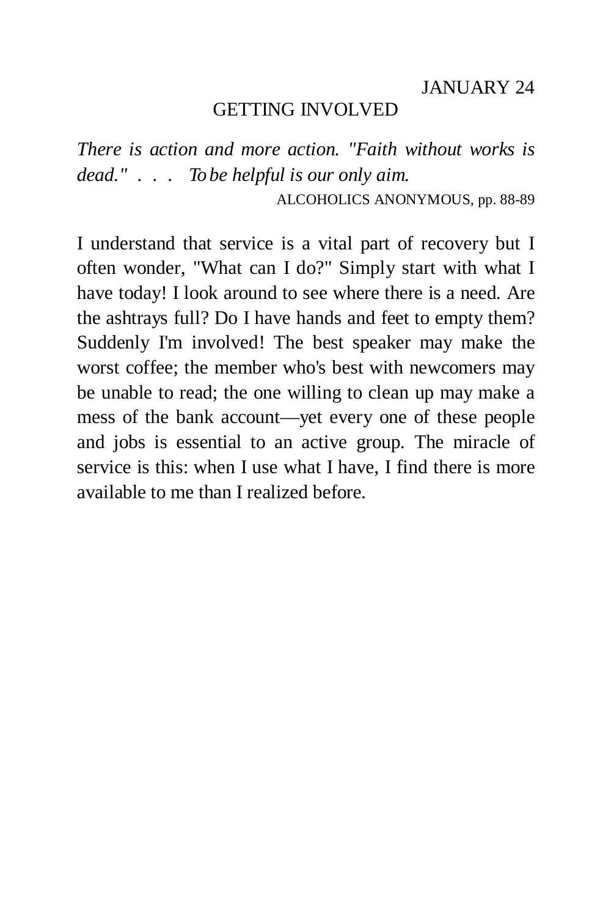JANUARY 24

## GETTING INVOLVED

*There is action and more action. "Faith without works is dead." . . . To be helpful is our only aim.*

ALCOHOLICS ANONYMOUS, pp. 88-89

I understand that service is a vital part of recovery but I often wonder, "What can I do?" Simply start with what I have today! I look around to see where there is a need. Are the ashtrays full? Do I have hands and feet to empty them? Suddenly I'm involved! The best speaker may make the worst coffee; the member who's best with newcomers may be unable to read; the one willing to clean up may make a mess of the bank account—yet every one of these people and jobs is essential to an active group. The miracle of service is this: when I use what I have, I find there is more available to me than I realized before.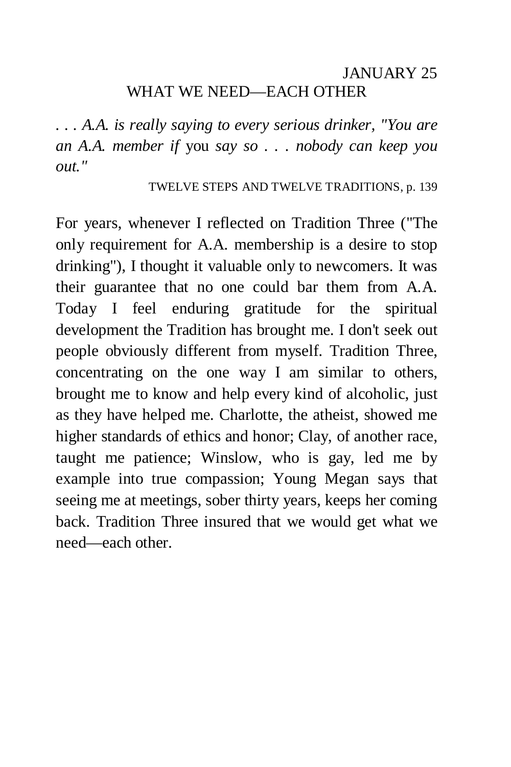JANUARY 25

## WHAT WE NEED—EACH OTHER

*. . . A.A. is really saying to every serious drinker, "You are an A.A. member if* you *say so . . . nobody can keep you out."*

TWELVE STEPS AND TWELVE TRADITIONS, p. 139

For years, whenever I reflected on Tradition Three ("The only requirement for A.A. membership is a desire to stop drinking"), I thought it valuable only to newcomers. It was their guarantee that no one could bar them from A.A. Today I feel enduring gratitude for the spiritual development the Tradition has brought me. I don't seek out people obviously different from myself. Tradition Three, concentrating on the one way I am similar to others, brought me to know and help every kind of alcoholic, just as they have helped me. Charlotte, the atheist, showed me higher standards of ethics and honor; Clay, of another race, taught me patience; Winslow, who is gay, led me by example into true compassion; Young Megan says that seeing me at meetings, sober thirty years, keeps her coming back. Tradition Three insured that we would get what we need—each other.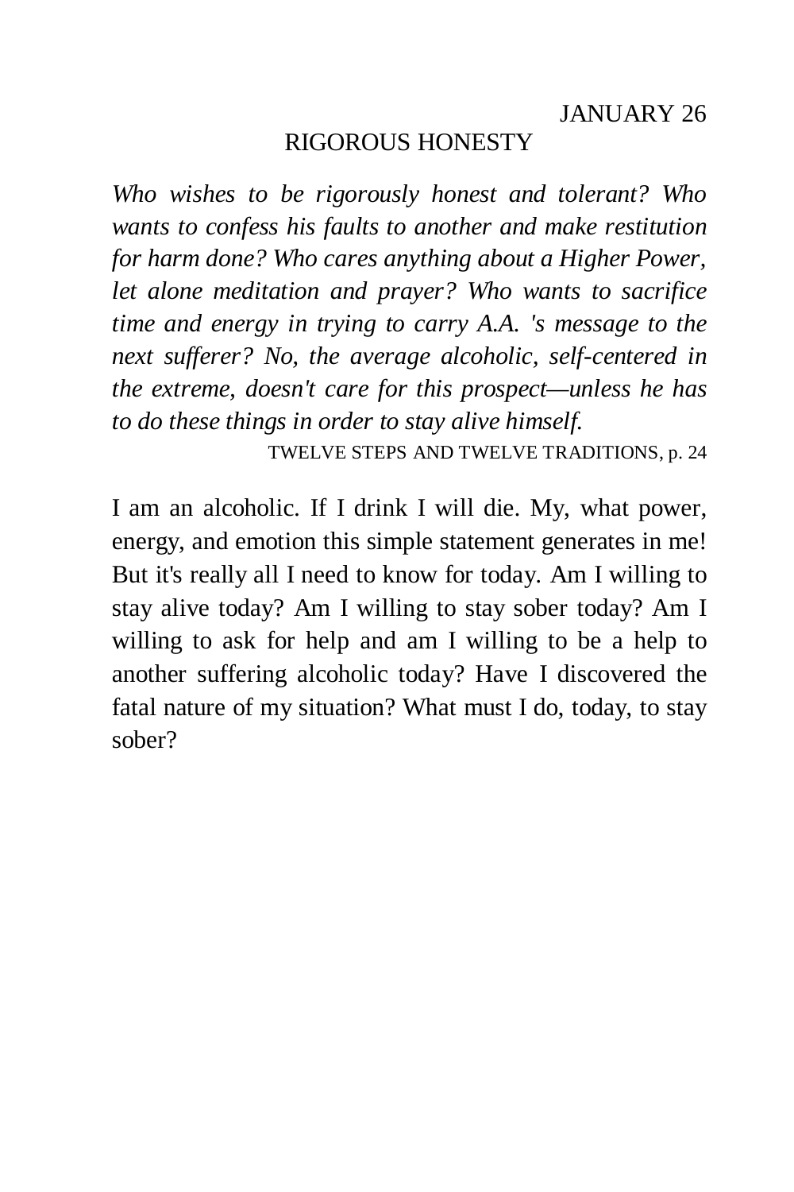JANUARY 26

## RIGOROUS HONESTY

*Who wishes to be rigorously honest and tolerant? Who wants to confess his faults to another and make restitution for harm done? Who cares anything about a Higher Power, let alone meditation and prayer? Who wants to sacrifice time and energy in trying to carry A.A. 's message to the next sufferer? No, the average alcoholic, self-centered in the extreme, doesn't care for this prospect—unless he has to do these things in order to stay alive himself.*

TWELVE STEPS AND TWELVE TRADITIONS, p. 24

I am an alcoholic. If I drink I will die. My, what power, energy, and emotion this simple statement generates in me! But it's really all I need to know for today. Am I willing to stay alive today? Am I willing to stay sober today? Am I willing to ask for help and am I willing to be a help to another suffering alcoholic today? Have I discovered the fatal nature of my situation? What must I do, today, to stay sober?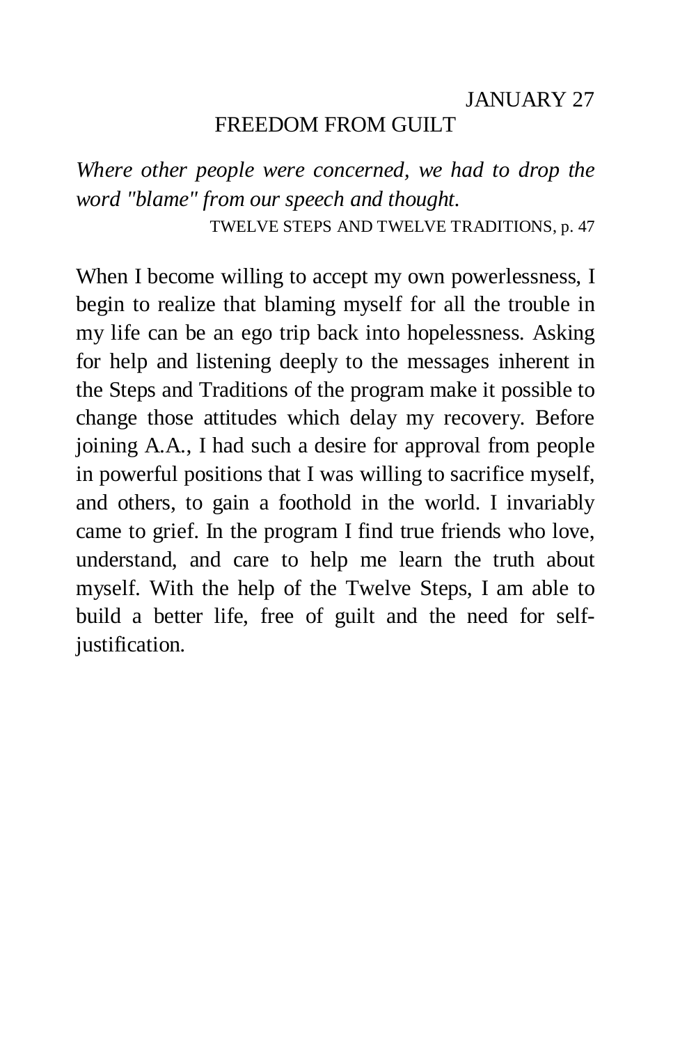JANUARY 27

## FREEDOM FROM GUILT

*Where other people were concerned, we had to drop the word "blame" from our speech and thought.*

TWELVE STEPS AND TWELVE TRADITIONS, p. 47

When I become willing to accept my own powerlessness, I begin to realize that blaming myself for all the trouble in my life can be an ego trip back into hopelessness. Asking for help and listening deeply to the messages inherent in the Steps and Traditions of the program make it possible to change those attitudes which delay my recovery. Before joining A.A., I had such a desire for approval from people in powerful positions that I was willing to sacrifice myself, and others, to gain a foothold in the world. I invariably came to grief. In the program I find true friends who love, understand, and care to help me learn the truth about myself. With the help of the Twelve Steps, I am able to build a better life, free of guilt and the need for self-justification.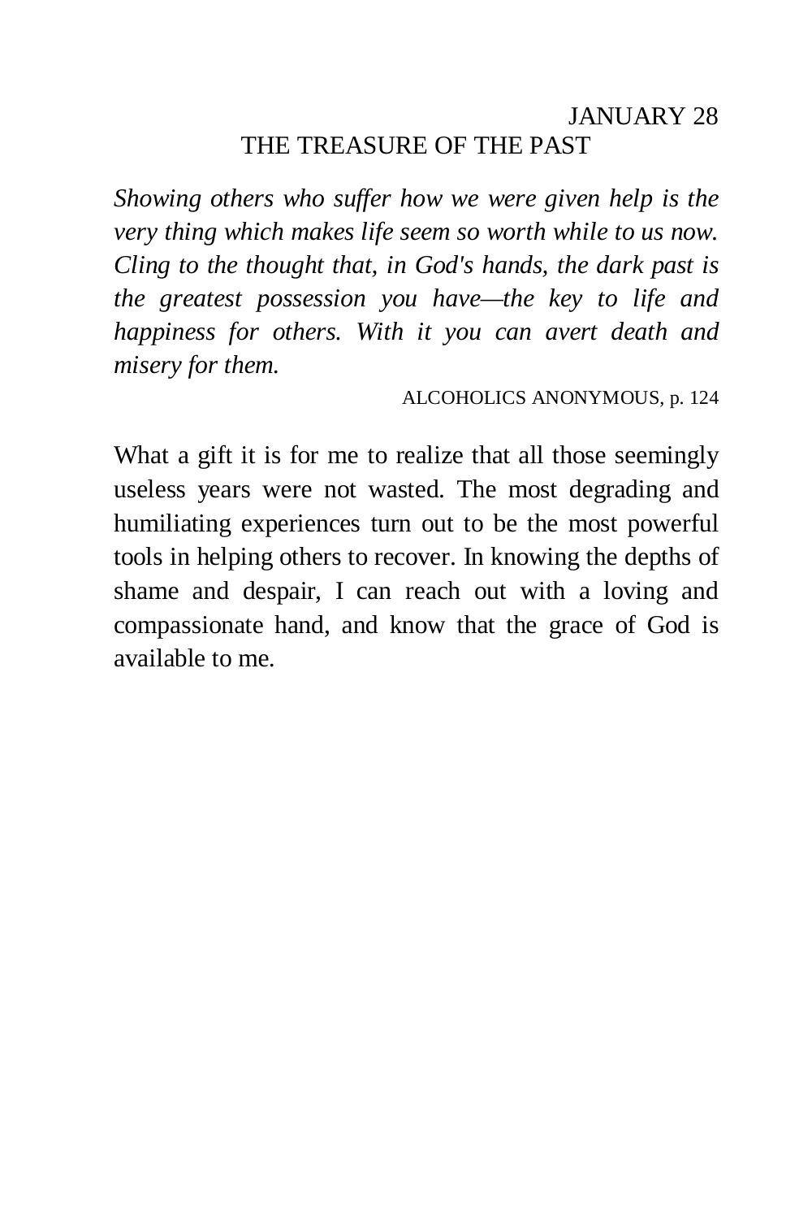JANUARY 28

## THE TREASURE OF THE PAST

*Showing others who suffer how we were given help is the very thing which makes life seem so worth while to us now. Cling to the thought that, in God's hands, the dark past is the greatest possession you have—the key to life and happiness for others. With it you can avert death and misery for them.*

ALCOHOLICS ANONYMOUS, p. 124

What a gift it is for me to realize that all those seemingly useless years were not wasted. The most degrading and humiliating experiences turn out to be the most powerful tools in helping others to recover. In knowing the depths of shame and despair, I can reach out with a loving and compassionate hand, and know that the grace of God is available to me.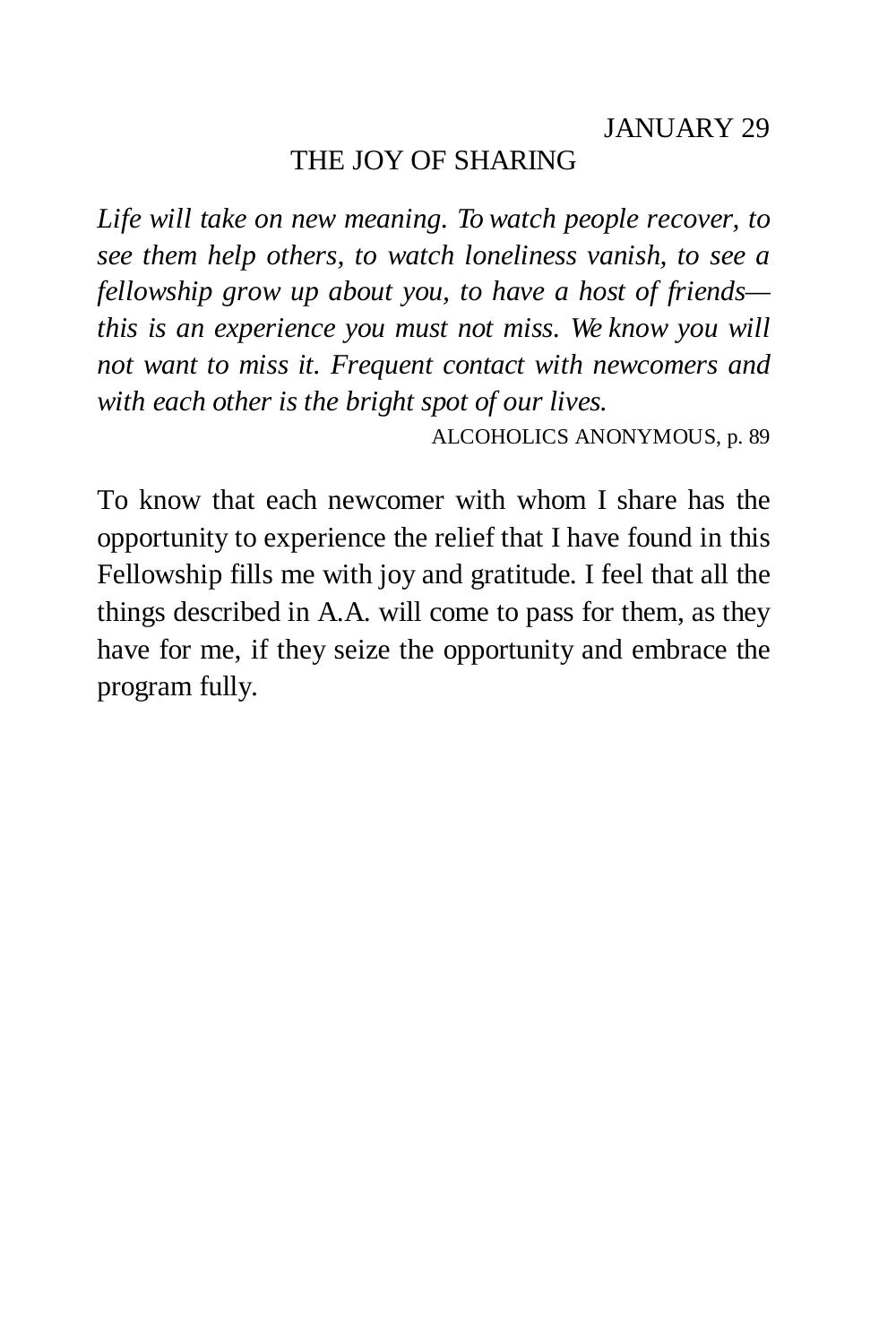JANUARY 29

## THE JOY OF SHARING

*Life will take on new meaning. To watch people recover, to see them help others, to watch loneliness vanish, to see a fellowship grow up about you, to have a host of friends—this is an experience you must not miss. We know you will not want to miss it. Frequent contact with newcomers and with each other is the bright spot of our lives.*

ALCOHOLICS ANONYMOUS, p. 89

To know that each newcomer with whom I share has the opportunity to experience the relief that I have found in this Fellowship fills me with joy and gratitude. I feel that all the things described in A.A. will come to pass for them, as they have for me, if they seize the opportunity and embrace the program fully.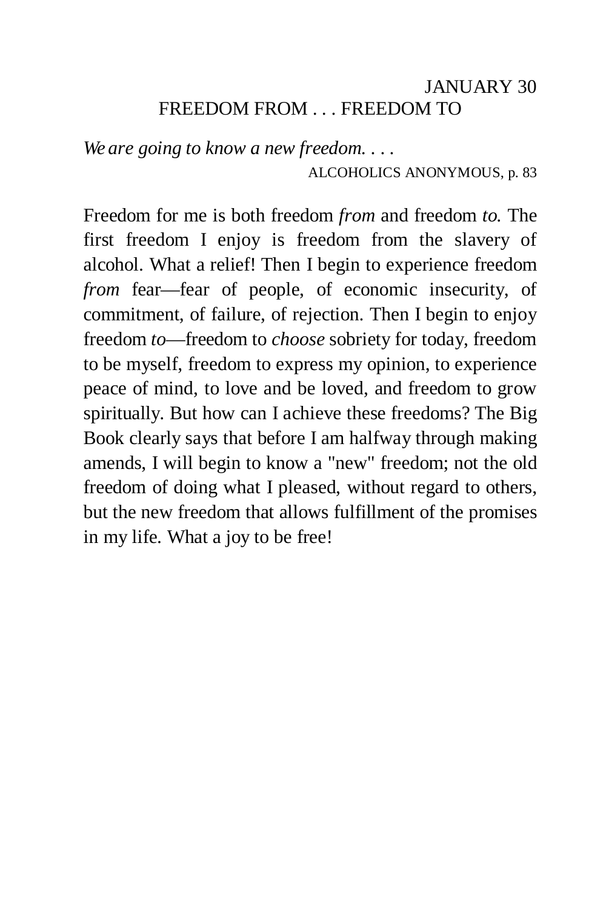## JANUARY 30
## FREEDOM FROM . . . FREEDOM TO

*We are going to know a new freedom. . . .*

ALCOHOLICS ANONYMOUS, p. 83

Freedom for me is both freedom *from* and freedom *to.* The first freedom I enjoy is freedom from the slavery of alcohol. What a relief! Then I begin to experience freedom *from* fear—fear of people, of economic insecurity, of commitment, of failure, of rejection. Then I begin to enjoy freedom *to*—freedom to *choose* sobriety for today, freedom to be myself, freedom to express my opinion, to experience peace of mind, to love and be loved, and freedom to grow spiritually. But how can I achieve these freedoms? The Big Book clearly says that before I am halfway through making amends, I will begin to know a "new" freedom; not the old freedom of doing what I pleased, without regard to others, but the new freedom that allows fulfillment of the promises in my life. What a joy to be free!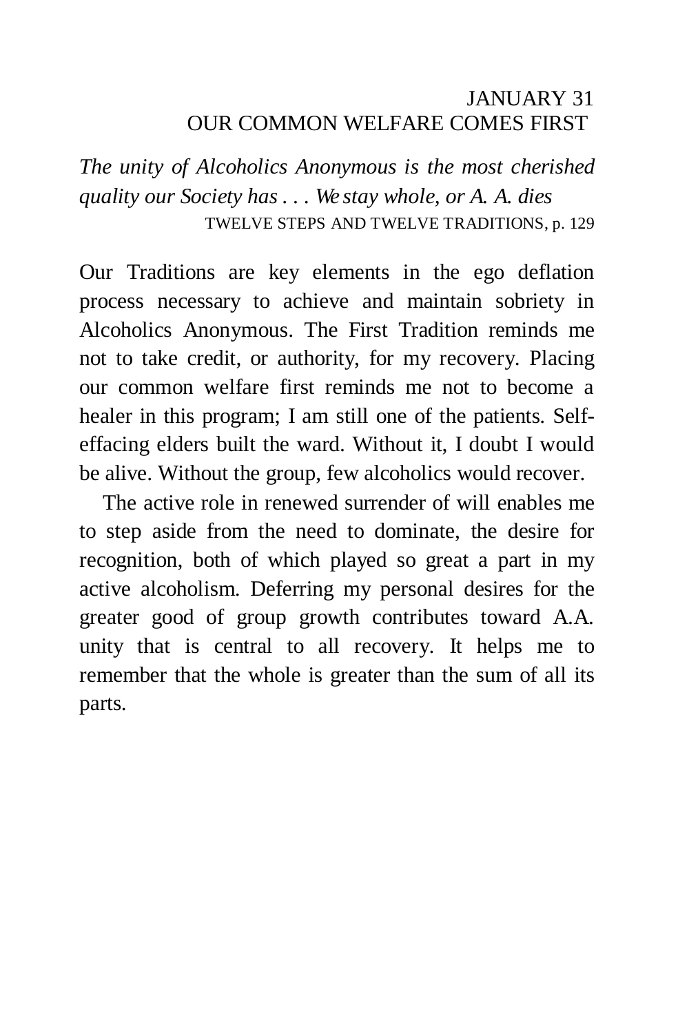JANUARY 31

# OUR COMMON WELFARE COMES FIRST

*The unity of Alcoholics Anonymous is the most cherished quality our Society has . . . We stay whole, or A. A. dies*

TWELVE STEPS AND TWELVE TRADITIONS, p. 129

Our Traditions are key elements in the ego deflation process necessary to achieve and maintain sobriety in Alcoholics Anonymous. The First Tradition reminds me not to take credit, or authority, for my recovery. Placing our common welfare first reminds me not to become a healer in this program; I am still one of the patients. Self-effacing elders built the ward. Without it, I doubt I would be alive. Without the group, few alcoholics would recover.

The active role in renewed surrender of will enables me to step aside from the need to dominate, the desire for recognition, both of which played so great a part in my active alcoholism. Deferring my personal desires for the greater good of group growth contributes toward A.A. unity that is central to all recovery. It helps me to remember that the whole is greater than the sum of all its parts.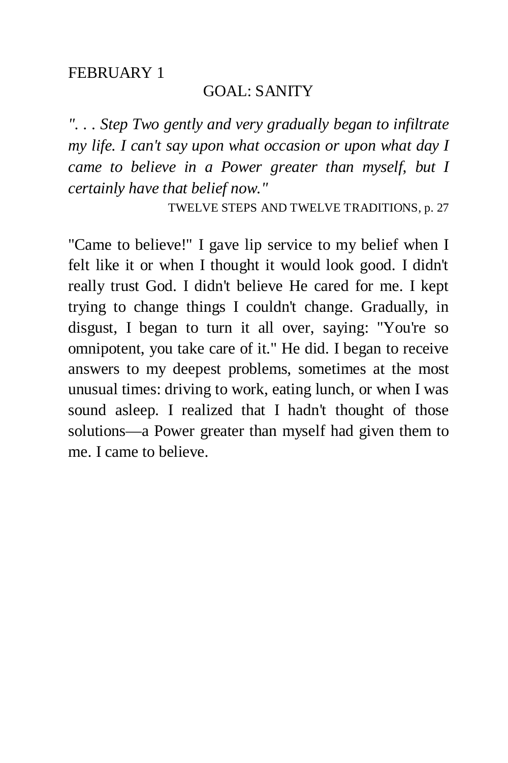FEBRUARY 1

## GOAL: SANITY

*". . . Step Two gently and very gradually began to infiltrate my life. I can't say upon what occasion or upon what day I came to believe in a Power greater than myself, but I certainly have that belief now."*

TWELVE STEPS AND TWELVE TRADITIONS, p. 27

"Came to believe!" I gave lip service to my belief when I felt like it or when I thought it would look good. I didn't really trust God. I didn't believe He cared for me. I kept trying to change things I couldn't change. Gradually, in disgust, I began to turn it all over, saying: "You're so omnipotent, you take care of it." He did. I began to receive answers to my deepest problems, sometimes at the most unusual times: driving to work, eating lunch, or when I was sound asleep. I realized that I hadn't thought of those solutions—a Power greater than myself had given them to me. I came to believe.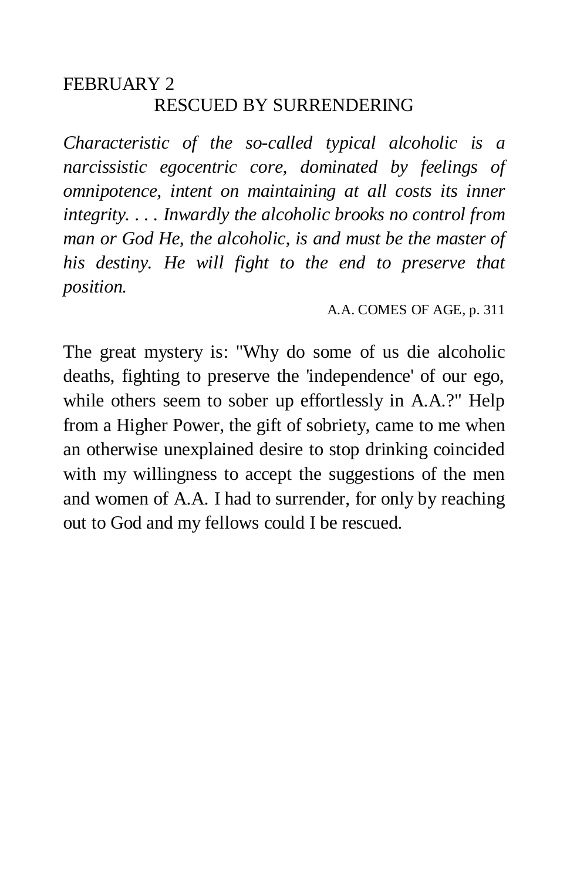FEBRUARY 2

## RESCUED BY SURRENDERING

*Characteristic of the so-called typical alcoholic is a narcissistic egocentric core, dominated by feelings of omnipotence, intent on maintaining at all costs its inner integrity. . . . Inwardly the alcoholic brooks no control from man or God He, the alcoholic, is and must be the master of his destiny. He will fight to the end to preserve that position.*

A.A. COMES OF AGE, p. 311

The great mystery is: "Why do some of us die alcoholic deaths, fighting to preserve the 'independence' of our ego, while others seem to sober up effortlessly in A.A.?" Help from a Higher Power, the gift of sobriety, came to me when an otherwise unexplained desire to stop drinking coincided with my willingness to accept the suggestions of the men and women of A.A. I had to surrender, for only by reaching out to God and my fellows could I be rescued.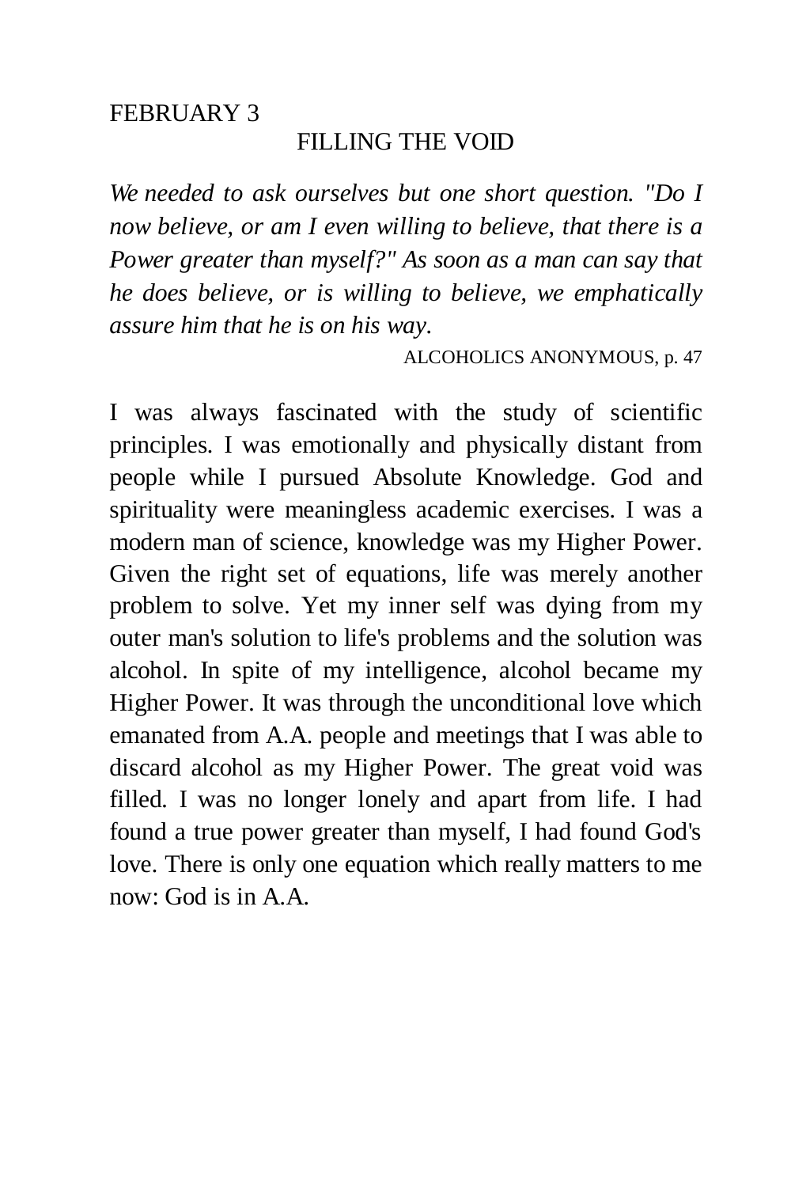FEBRUARY 3

## FILLING THE VOID

*We needed to ask ourselves but one short question. "Do I now believe, or am I even willing to believe, that there is a Power greater than myself?" As soon as a man can say that he does believe, or is willing to believe, we emphatically assure him that he is on his way.*

ALCOHOLICS ANONYMOUS, p. 47

I was always fascinated with the study of scientific principles. I was emotionally and physically distant from people while I pursued Absolute Knowledge. God and spirituality were meaningless academic exercises. I was a modern man of science, knowledge was my Higher Power. Given the right set of equations, life was merely another problem to solve. Yet my inner self was dying from my outer man's solution to life's problems and the solution was alcohol. In spite of my intelligence, alcohol became my Higher Power. It was through the unconditional love which emanated from A.A. people and meetings that I was able to discard alcohol as my Higher Power. The great void was filled. I was no longer lonely and apart from life. I had found a true power greater than myself, I had found God's love. There is only one equation which really matters to me now: God is in A.A.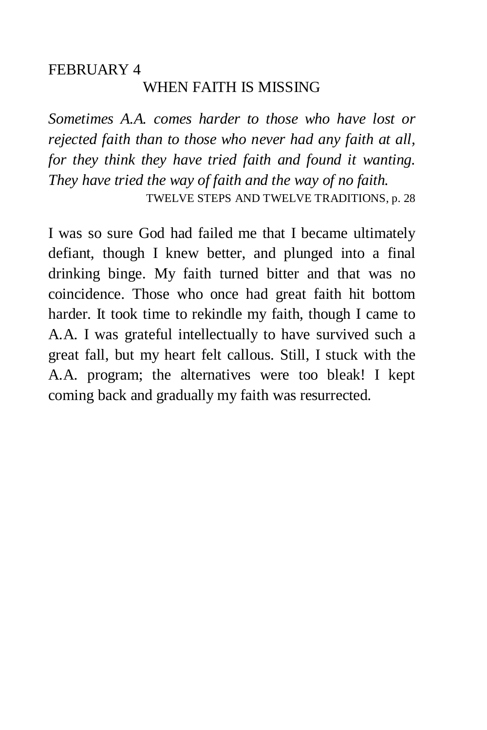FEBRUARY 4

## WHEN FAITH IS MISSING

*Sometimes A.A. comes harder to those who have lost or rejected faith than to those who never had any faith at all, for they think they have tried faith and found it wanting. They have tried the way of faith and the way of no faith.*

TWELVE STEPS AND TWELVE TRADITIONS, p. 28

I was so sure God had failed me that I became ultimately defiant, though I knew better, and plunged into a final drinking binge. My faith turned bitter and that was no coincidence. Those who once had great faith hit bottom harder. It took time to rekindle my faith, though I came to A.A. I was grateful intellectually to have survived such a great fall, but my heart felt callous. Still, I stuck with the A.A. program; the alternatives were too bleak! I kept coming back and gradually my faith was resurrected.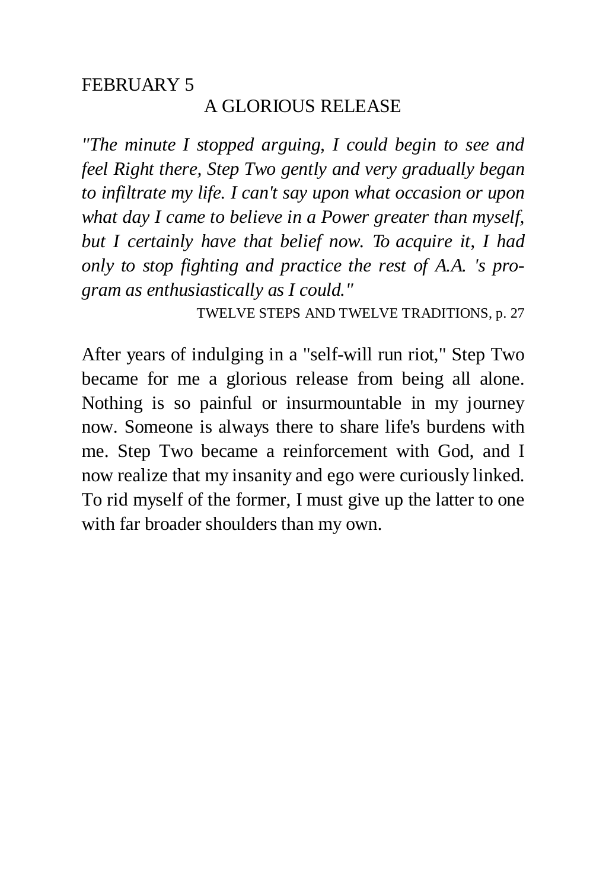FEBRUARY 5

## A GLORIOUS RELEASE

*"The minute I stopped arguing, I could begin to see and feel Right there, Step Two gently and very gradually began to infiltrate my life. I can't say upon what occasion or upon what day I came to believe in a Power greater than myself, but I certainly have that belief now. To acquire it, I had only to stop fighting and practice the rest of A.A. 's program as enthusiastically as I could."*

TWELVE STEPS AND TWELVE TRADITIONS, p. 27

After years of indulging in a "self-will run riot," Step Two became for me a glorious release from being all alone. Nothing is so painful or insurmountable in my journey now. Someone is always there to share life's burdens with me. Step Two became a reinforcement with God, and I now realize that my insanity and ego were curiously linked. To rid myself of the former, I must give up the latter to one with far broader shoulders than my own.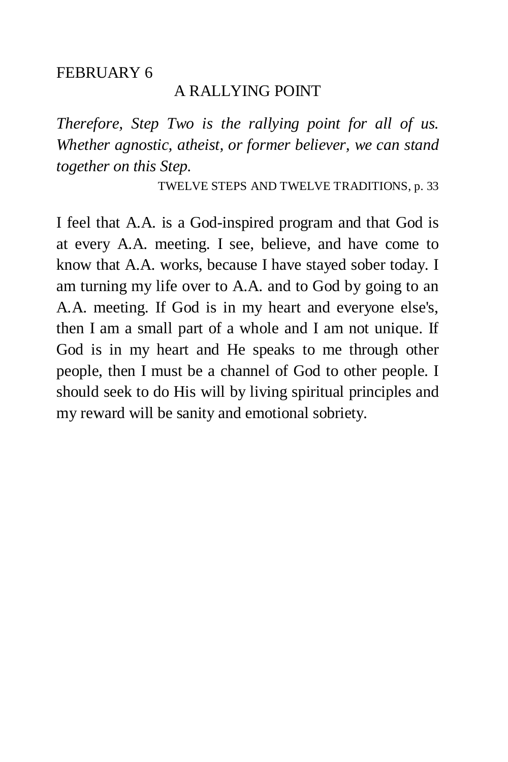FEBRUARY 6

## A RALLYING POINT

*Therefore, Step Two is the rallying point for all of us. Whether agnostic, atheist, or former believer, we can stand together on this Step.*

TWELVE STEPS AND TWELVE TRADITIONS, p. 33

I feel that A.A. is a God-inspired program and that God is at every A.A. meeting. I see, believe, and have come to know that A.A. works, because I have stayed sober today. I am turning my life over to A.A. and to God by going to an A.A. meeting. If God is in my heart and everyone else's, then I am a small part of a whole and I am not unique. If God is in my heart and He speaks to me through other people, then I must be a channel of God to other people. I should seek to do His will by living spiritual principles and my reward will be sanity and emotional sobriety.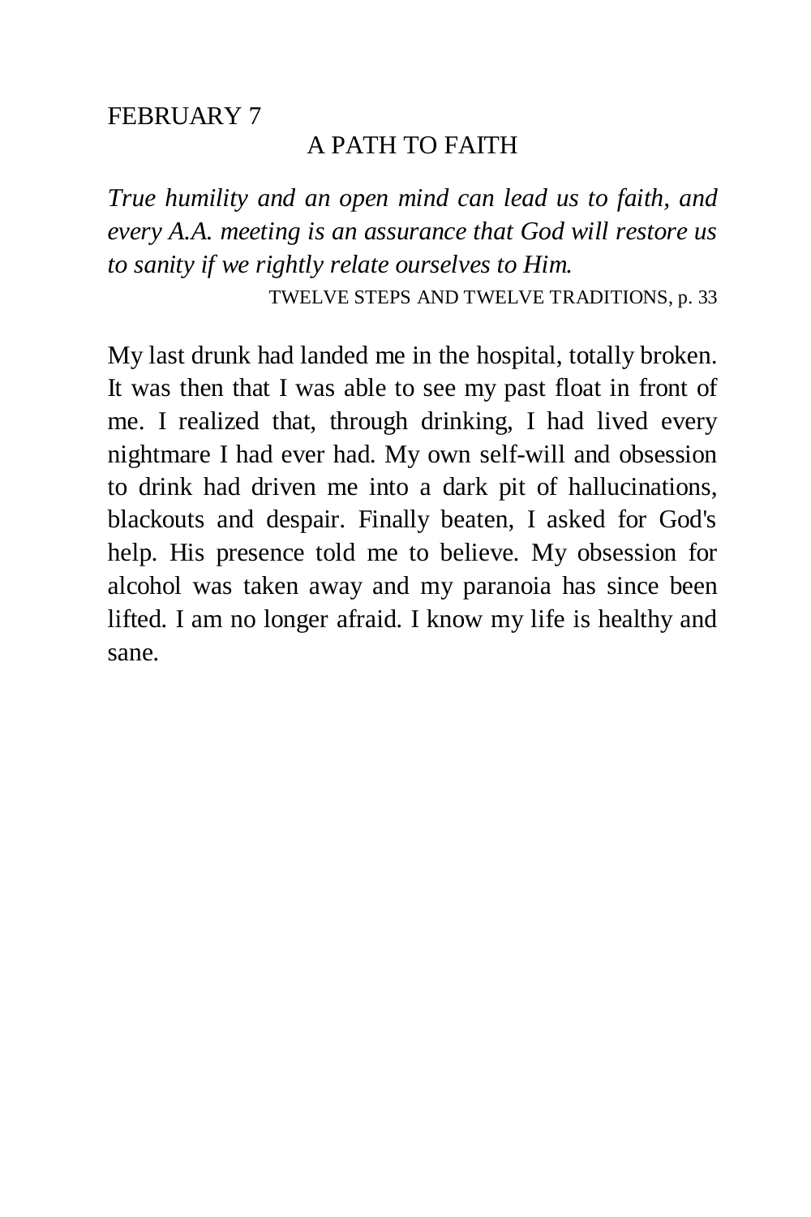FEBRUARY 7

## A PATH TO FAITH

*True humility and an open mind can lead us to faith, and every A.A. meeting is an assurance that God will restore us to sanity if we rightly relate ourselves to Him.*

TWELVE STEPS AND TWELVE TRADITIONS, p. 33

My last drunk had landed me in the hospital, totally broken. It was then that I was able to see my past float in front of me. I realized that, through drinking, I had lived every nightmare I had ever had. My own self-will and obsession to drink had driven me into a dark pit of hallucinations, blackouts and despair. Finally beaten, I asked for God's help. His presence told me to believe. My obsession for alcohol was taken away and my paranoia has since been lifted. I am no longer afraid. I know my life is healthy and sane.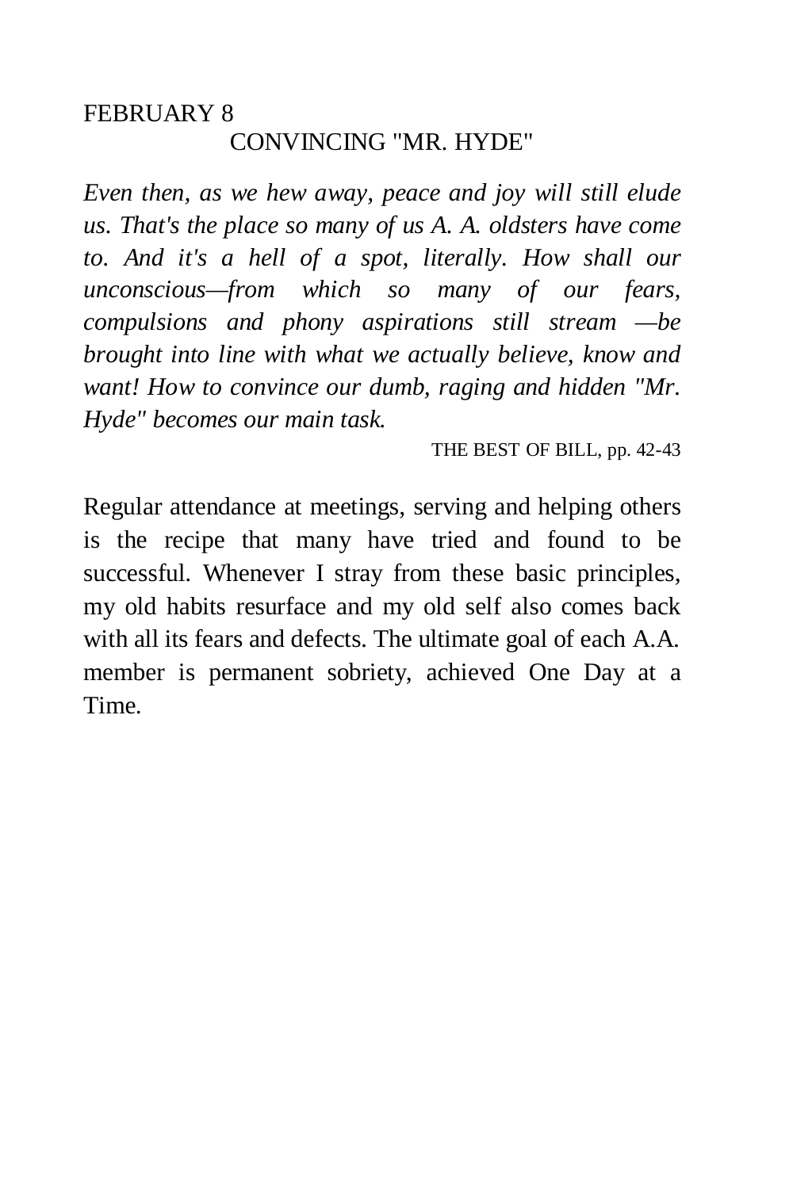FEBRUARY 8

## CONVINCING "MR. HYDE"

*Even then, as we hew away, peace and joy will still elude us. That's the place so many of us A. A. oldsters have come to. And it's a hell of a spot, literally. How shall our unconscious—from which so many of our fears, compulsions and phony aspirations still stream —be brought into line with what we actually believe, know and want! How to convince our dumb, raging and hidden "Mr. Hyde" becomes our main task.*

THE BEST OF BILL, pp. 42-43

Regular attendance at meetings, serving and helping others is the recipe that many have tried and found to be successful. Whenever I stray from these basic principles, my old habits resurface and my old self also comes back with all its fears and defects. The ultimate goal of each A.A. member is permanent sobriety, achieved One Day at a Time.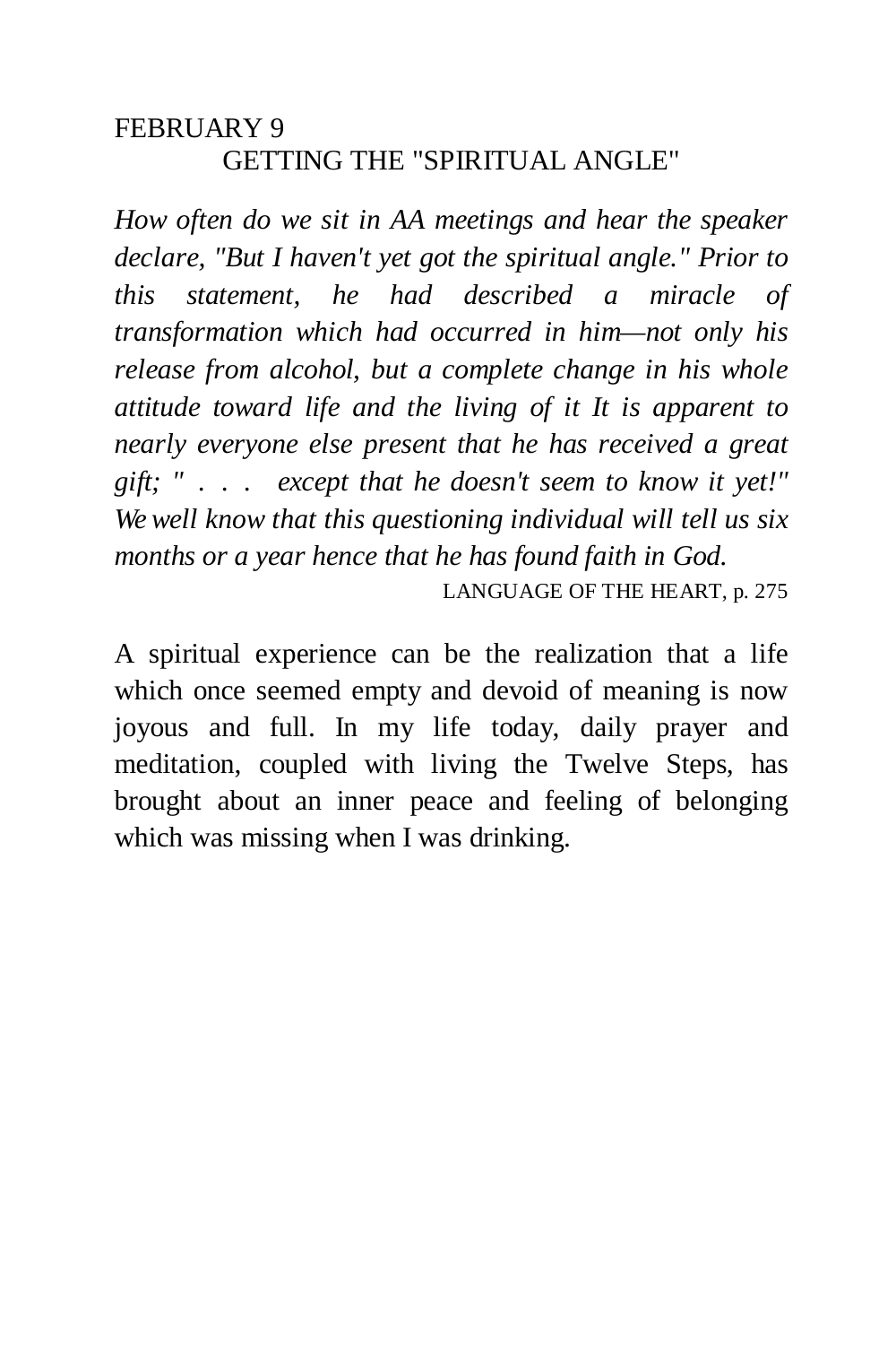FEBRUARY 9

## GETTING THE "SPIRITUAL ANGLE"

*How often do we sit in AA meetings and hear the speaker declare, "But I haven't yet got the spiritual angle." Prior to this statement, he had described a miracle of transformation which had occurred in him—not only his release from alcohol, but a complete change in his whole attitude toward life and the living of it It is apparent to nearly everyone else present that he has received a great gift; " . . . except that he doesn't seem to know it yet!" We well know that this questioning individual will tell us six months or a year hence that he has found faith in God.*

LANGUAGE OF THE HEART, p. 275

A spiritual experience can be the realization that a life which once seemed empty and devoid of meaning is now joyous and full. In my life today, daily prayer and meditation, coupled with living the Twelve Steps, has brought about an inner peace and feeling of belonging which was missing when I was drinking.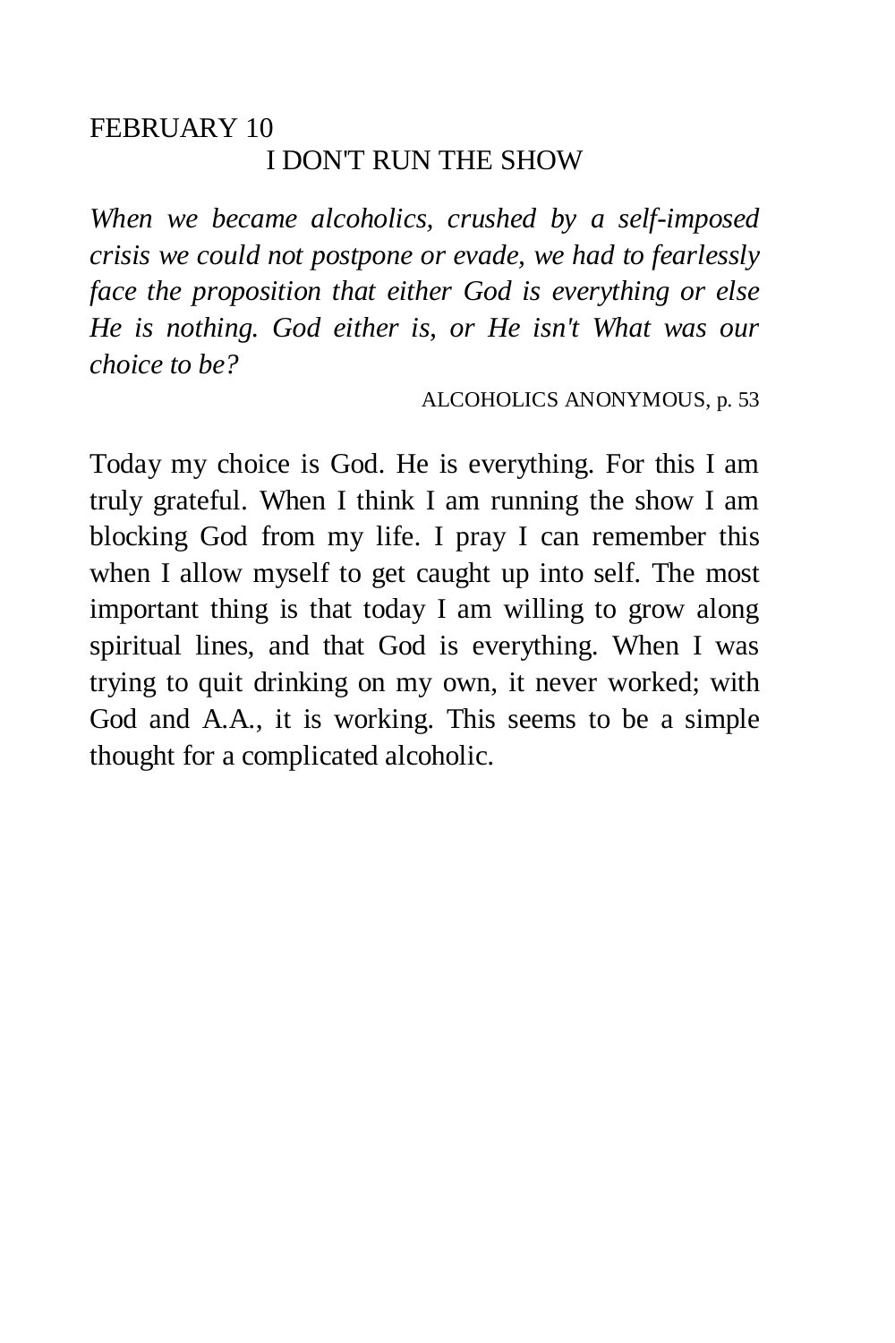FEBRUARY 10

## I DON'T RUN THE SHOW

*When we became alcoholics, crushed by a self-imposed crisis we could not postpone or evade, we had to fearlessly face the proposition that either God is everything or else He is nothing. God either is, or He isn't What was our choice to be?*

ALCOHOLICS ANONYMOUS, p. 53

Today my choice is God. He is everything. For this I am truly grateful. When I think I am running the show I am blocking God from my life. I pray I can remember this when I allow myself to get caught up into self. The most important thing is that today I am willing to grow along spiritual lines, and that God is everything. When I was trying to quit drinking on my own, it never worked; with God and A.A., it is working. This seems to be a simple thought for a complicated alcoholic.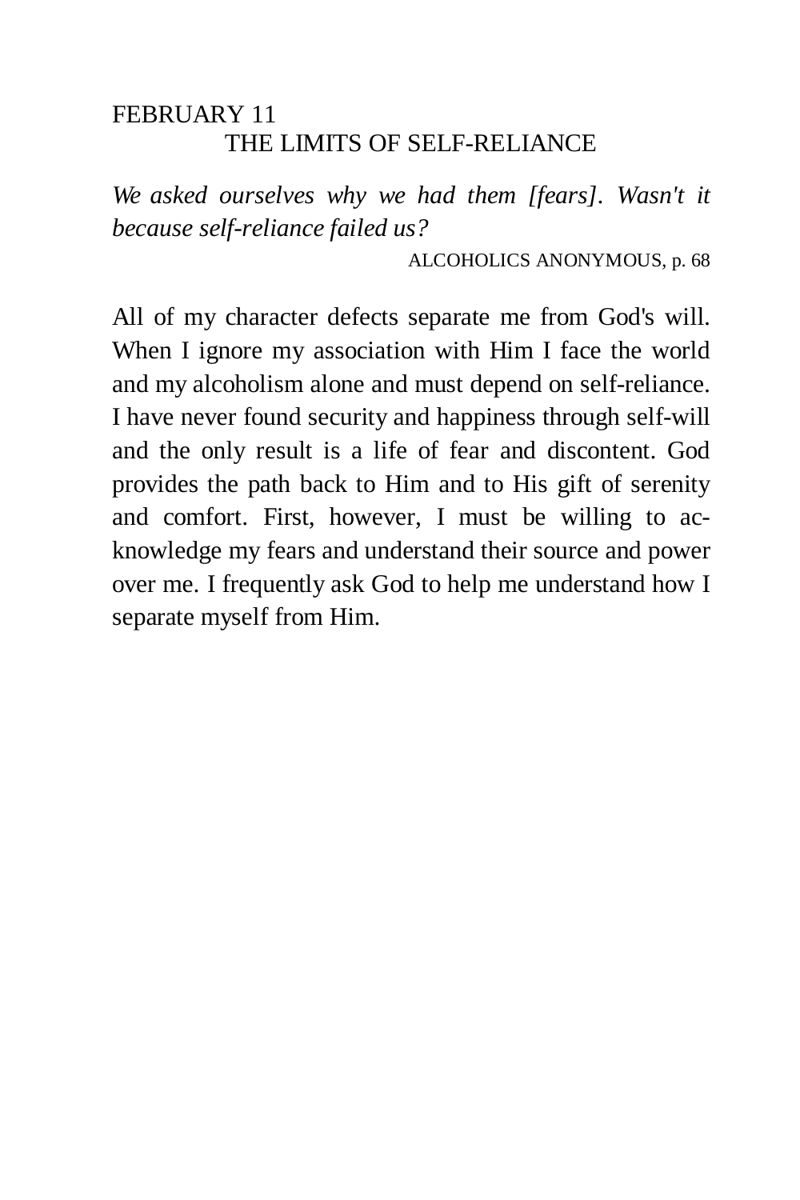FEBRUARY 11

## THE LIMITS OF SELF-RELIANCE

*We asked ourselves why we had them [fears]. Wasn't it because self-reliance failed us?*

ALCOHOLICS ANONYMOUS, p. 68

All of my character defects separate me from God's will. When I ignore my association with Him I face the world and my alcoholism alone and must depend on self-reliance. I have never found security and happiness through self-will and the only result is a life of fear and discontent. God provides the path back to Him and to His gift of serenity and comfort. First, however, I must be willing to acknowledge my fears and understand their source and power over me. I frequently ask God to help me understand how I separate myself from Him.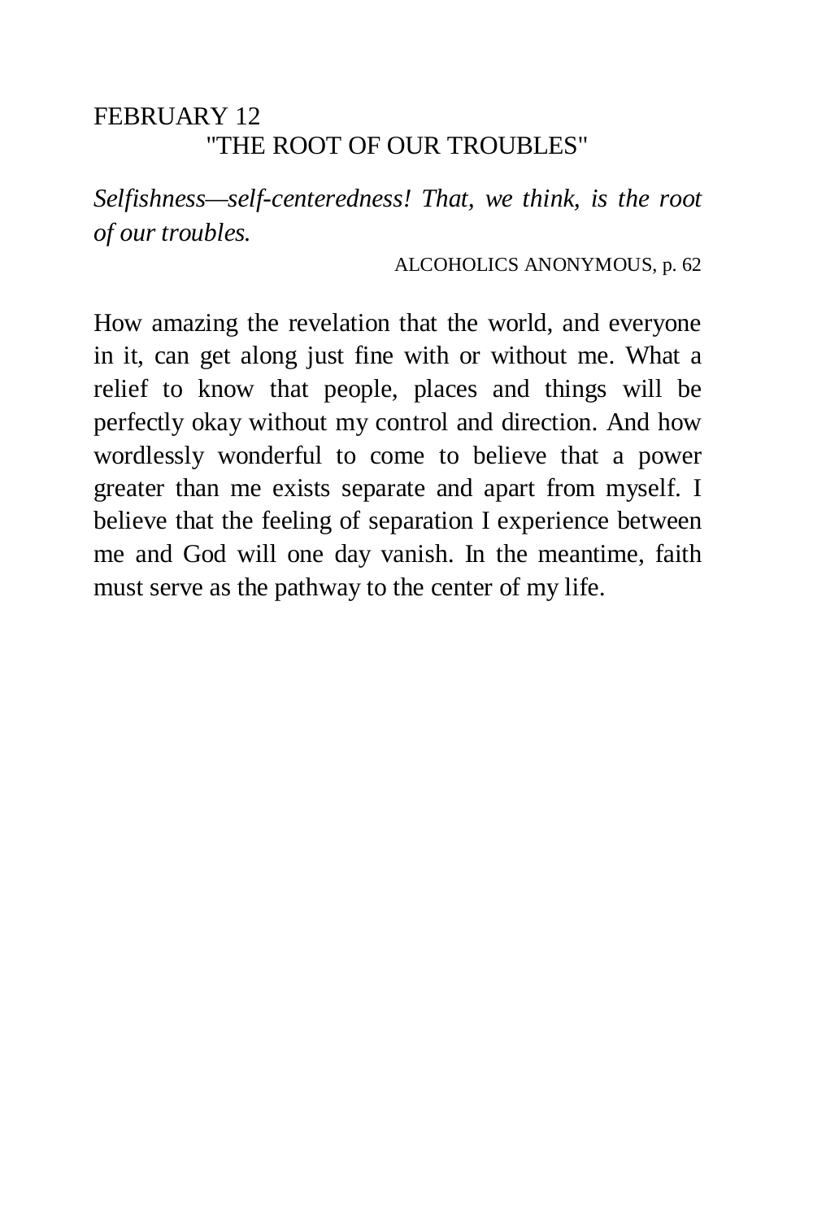## FEBRUARY 12
### "THE ROOT OF OUR TROUBLES"

*Selfishness—self-centeredness! That, we think, is the root of our troubles.*

ALCOHOLICS ANONYMOUS, p. 62

How amazing the revelation that the world, and everyone in it, can get along just fine with or without me. What a relief to know that people, places and things will be perfectly okay without my control and direction. And how wordlessly wonderful to come to believe that a power greater than me exists separate and apart from myself. I believe that the feeling of separation I experience between me and God will one day vanish. In the meantime, faith must serve as the pathway to the center of my life.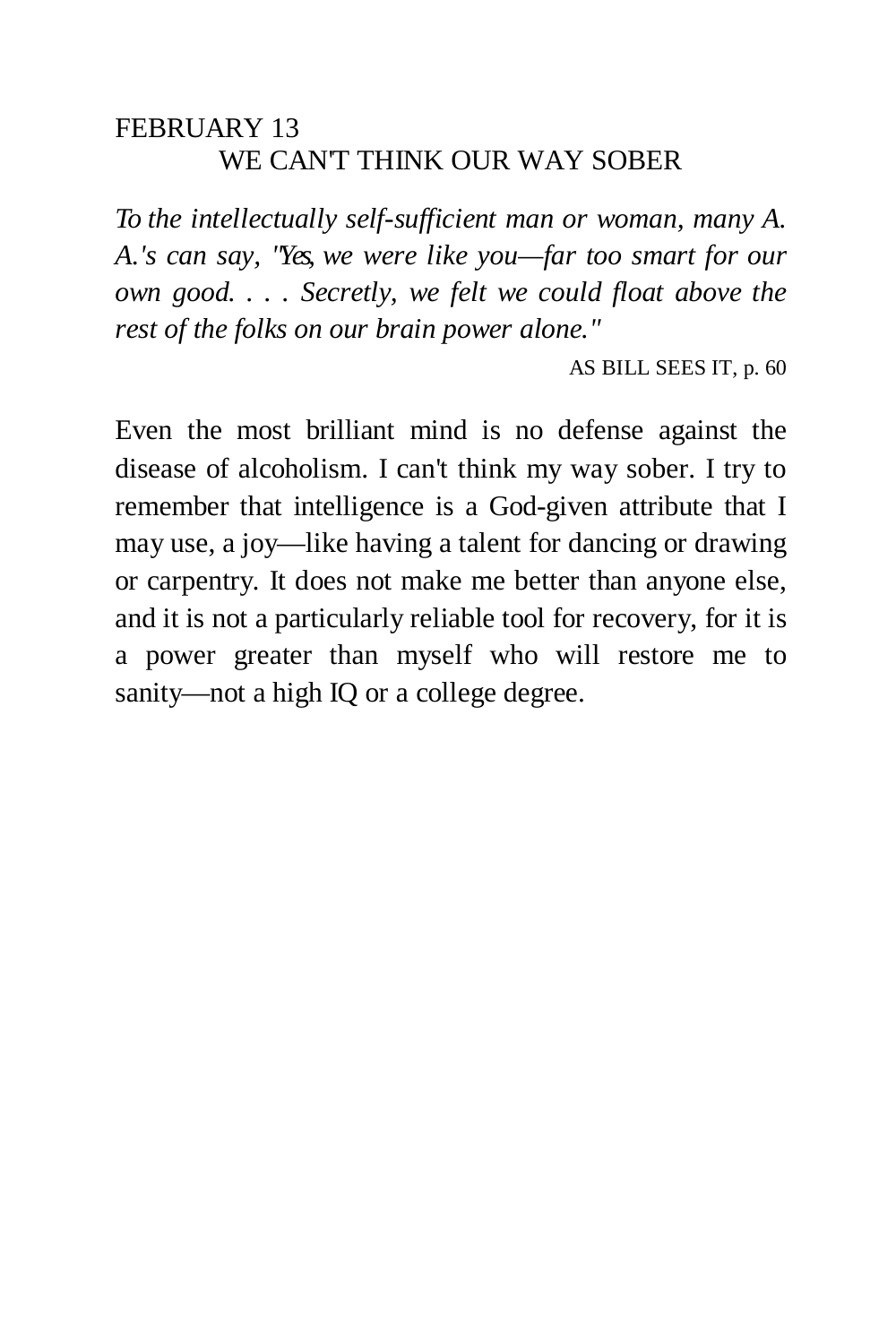## FEBRUARY 13

### WE CAN'T THINK OUR WAY SOBER

*To the intellectually self-sufficient man or woman, many A. A.'s can say, "Yes, we were like you—far too smart for our own good. . . . Secretly, we felt we could float above the rest of the folks on our brain power alone."*

AS BILL SEES IT, p. 60

Even the most brilliant mind is no defense against the disease of alcoholism. I can't think my way sober. I try to remember that intelligence is a God-given attribute that I may use, a joy—like having a talent for dancing or drawing or carpentry. It does not make me better than anyone else, and it is not a particularly reliable tool for recovery, for it is a power greater than myself who will restore me to sanity—not a high IQ or a college degree.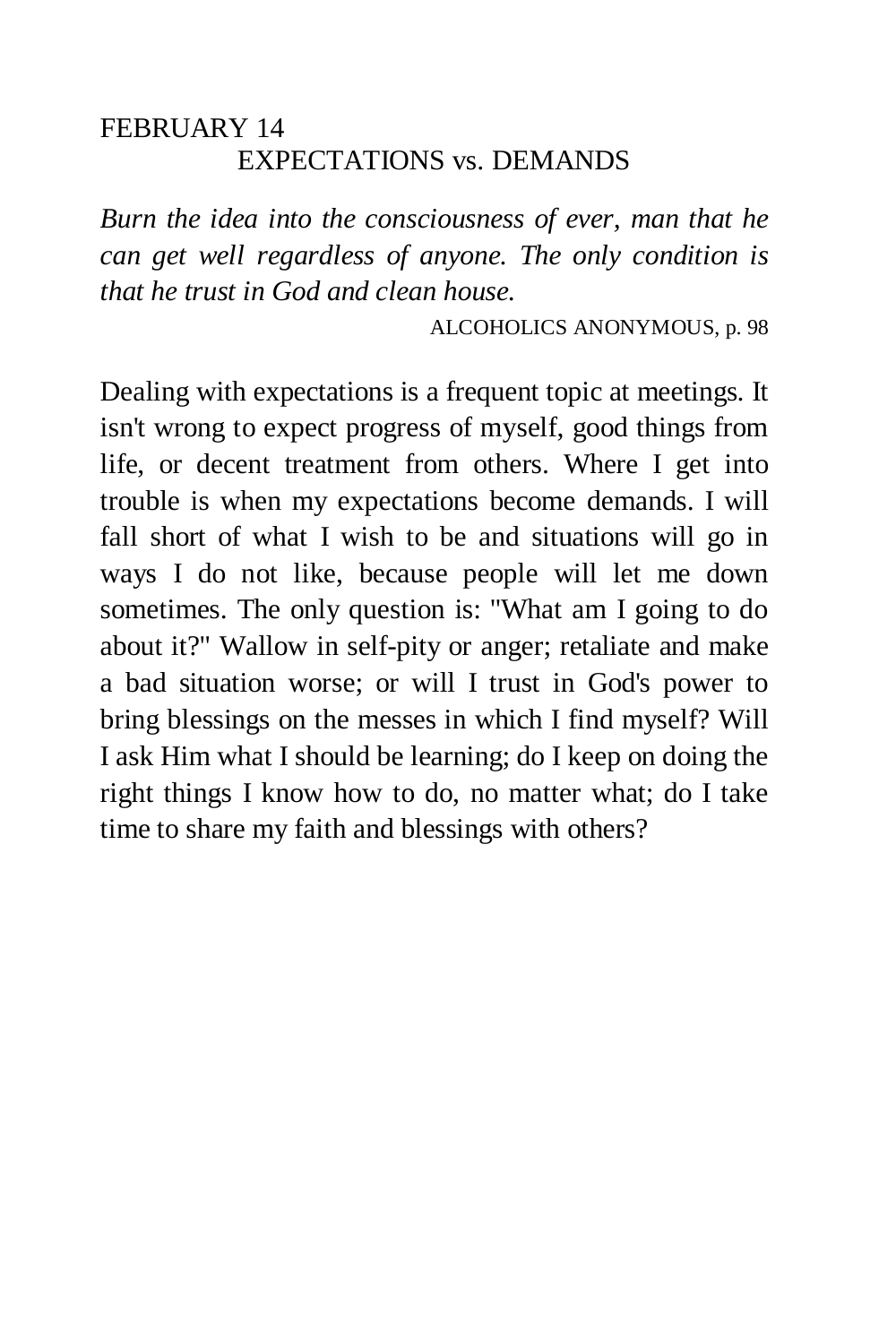FEBRUARY 14

## EXPECTATIONS vs. DEMANDS

*Burn the idea into the consciousness of ever, man that he can get well regardless of anyone. The only condition is that he trust in God and clean house.*

ALCOHOLICS ANONYMOUS, p. 98

Dealing with expectations is a frequent topic at meetings. It isn't wrong to expect progress of myself, good things from life, or decent treatment from others. Where I get into trouble is when my expectations become demands. I will fall short of what I wish to be and situations will go in ways I do not like, because people will let me down sometimes. The only question is: "What am I going to do about it?" Wallow in self-pity or anger; retaliate and make a bad situation worse; or will I trust in God's power to bring blessings on the messes in which I find myself? Will I ask Him what I should be learning; do I keep on doing the right things I know how to do, no matter what; do I take time to share my faith and blessings with others?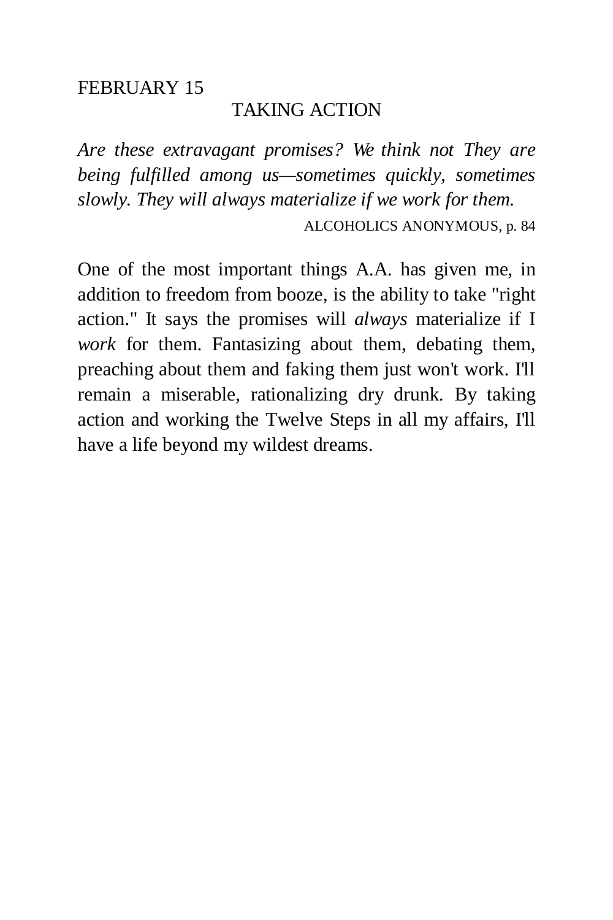FEBRUARY 15

## TAKING ACTION

*Are these extravagant promises? We think not They are being fulfilled among us—sometimes quickly, sometimes slowly. They will always materialize if we work for them.*

ALCOHOLICS ANONYMOUS, p. 84

One of the most important things A.A. has given me, in addition to freedom from booze, is the ability to take "right action." It says the promises will *always* materialize if I *work* for them. Fantasizing about them, debating them, preaching about them and faking them just won't work. I'll remain a miserable, rationalizing dry drunk. By taking action and working the Twelve Steps in all my affairs, I'll have a life beyond my wildest dreams.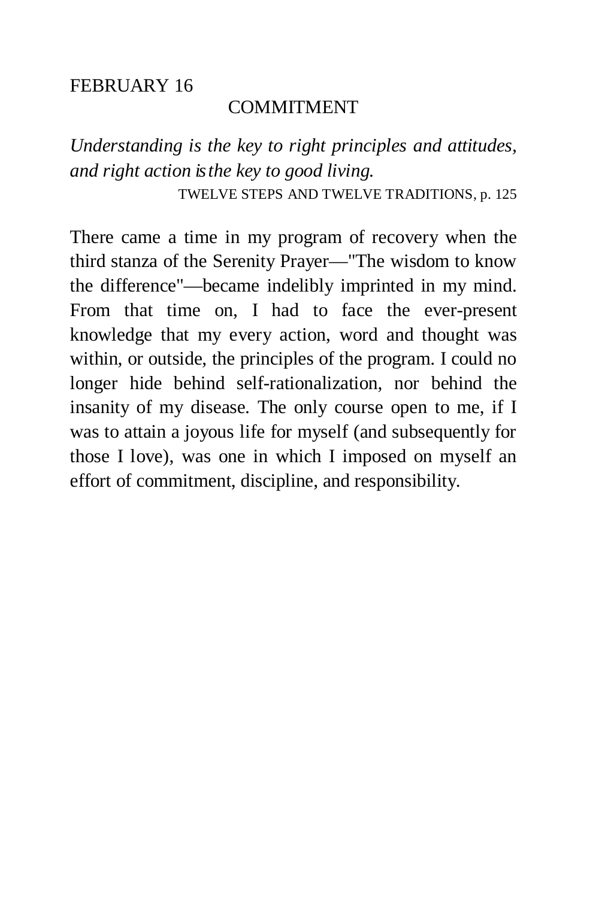FEBRUARY 16

## COMMITMENT

*Understanding is the key to right principles and attitudes, and right action is the key to good living.*

TWELVE STEPS AND TWELVE TRADITIONS, p. 125

There came a time in my program of recovery when the third stanza of the Serenity Prayer—"The wisdom to know the difference"—became indelibly imprinted in my mind. From that time on, I had to face the ever-present knowledge that my every action, word and thought was within, or outside, the principles of the program. I could no longer hide behind self-rationalization, nor behind the insanity of my disease. The only course open to me, if I was to attain a joyous life for myself (and subsequently for those I love), was one in which I imposed on myself an effort of commitment, discipline, and responsibility.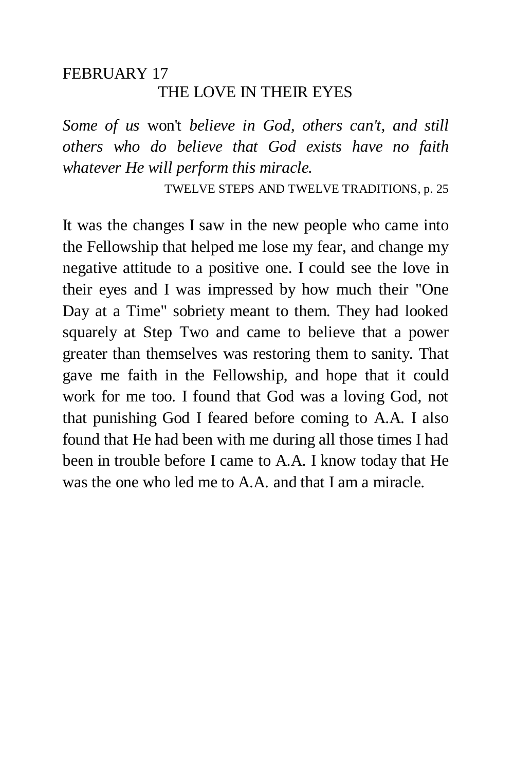FEBRUARY 17

# THE LOVE IN THEIR EYES

*Some of us* won't *believe in God, others can't, and still others who do believe that God exists have no faith whatever He will perform this miracle.*

TWELVE STEPS AND TWELVE TRADITIONS, p. 25

It was the changes I saw in the new people who came into the Fellowship that helped me lose my fear, and change my negative attitude to a positive one. I could see the love in their eyes and I was impressed by how much their "One Day at a Time" sobriety meant to them. They had looked squarely at Step Two and came to believe that a power greater than themselves was restoring them to sanity. That gave me faith in the Fellowship, and hope that it could work for me too. I found that God was a loving God, not that punishing God I feared before coming to A.A. I also found that He had been with me during all those times I had been in trouble before I came to A.A. I know today that He was the one who led me to A.A. and that I am a miracle.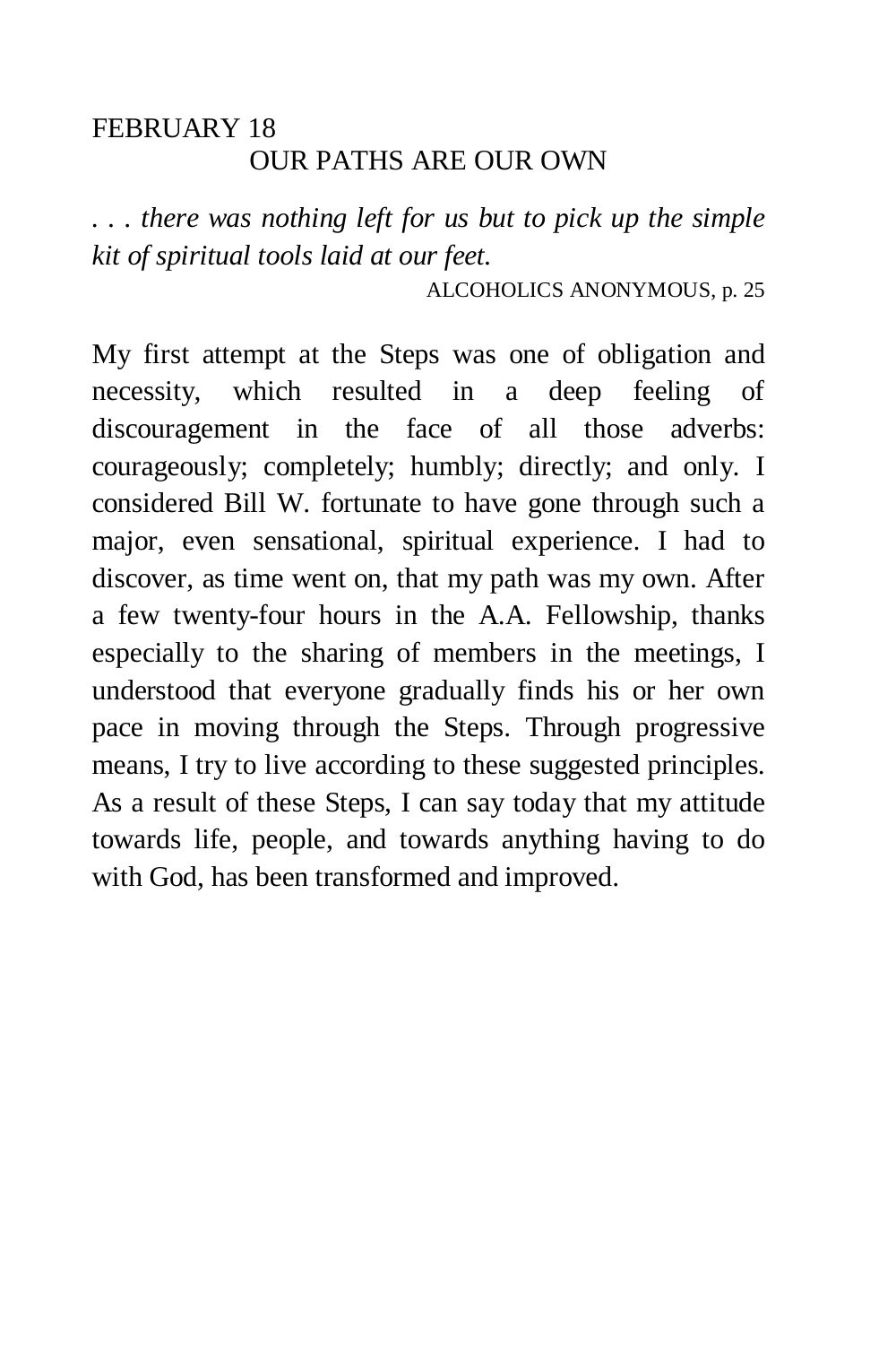FEBRUARY 18

## OUR PATHS ARE OUR OWN

*. . . there was nothing left for us but to pick up the simple kit of spiritual tools laid at our feet.*

ALCOHOLICS ANONYMOUS, p. 25

My first attempt at the Steps was one of obligation and necessity, which resulted in a deep feeling of discouragement in the face of all those adverbs: courageously; completely; humbly; directly; and only. I considered Bill W. fortunate to have gone through such a major, even sensational, spiritual experience. I had to discover, as time went on, that my path was my own. After a few twenty-four hours in the A.A. Fellowship, thanks especially to the sharing of members in the meetings, I understood that everyone gradually finds his or her own pace in moving through the Steps. Through progressive means, I try to live according to these suggested principles. As a result of these Steps, I can say today that my attitude towards life, people, and towards anything having to do with God, has been transformed and improved.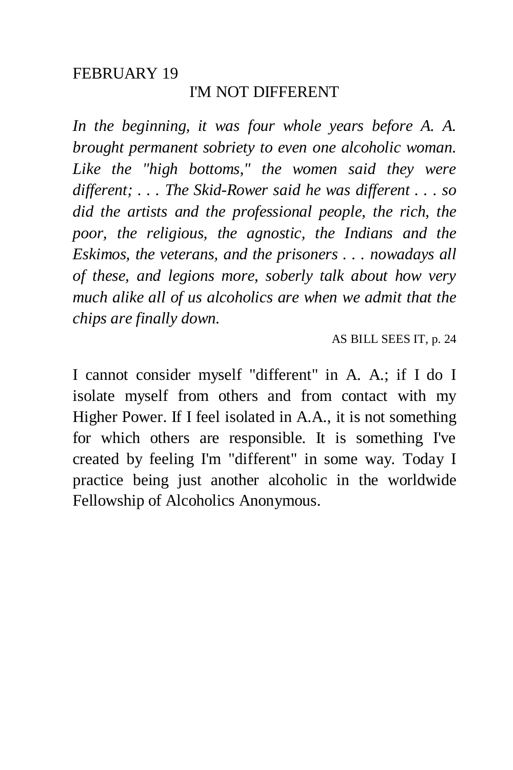FEBRUARY 19

## I'M NOT DIFFERENT

*In the beginning, it was four whole years before A. A. brought permanent sobriety to even one alcoholic woman. Like the "high bottoms," the women said they were different; . . . The Skid-Rower said he was different . . . so did the artists and the professional people, the rich, the poor, the religious, the agnostic, the Indians and the Eskimos, the veterans, and the prisoners . . . nowadays all of these, and legions more, soberly talk about how very much alike all of us alcoholics are when we admit that the chips are finally down.*

AS BILL SEES IT, p. 24

I cannot consider myself "different" in A. A.; if I do I isolate myself from others and from contact with my Higher Power. If I feel isolated in A.A., it is not something for which others are responsible. It is something I've created by feeling I'm "different" in some way. Today I practice being just another alcoholic in the worldwide Fellowship of Alcoholics Anonymous.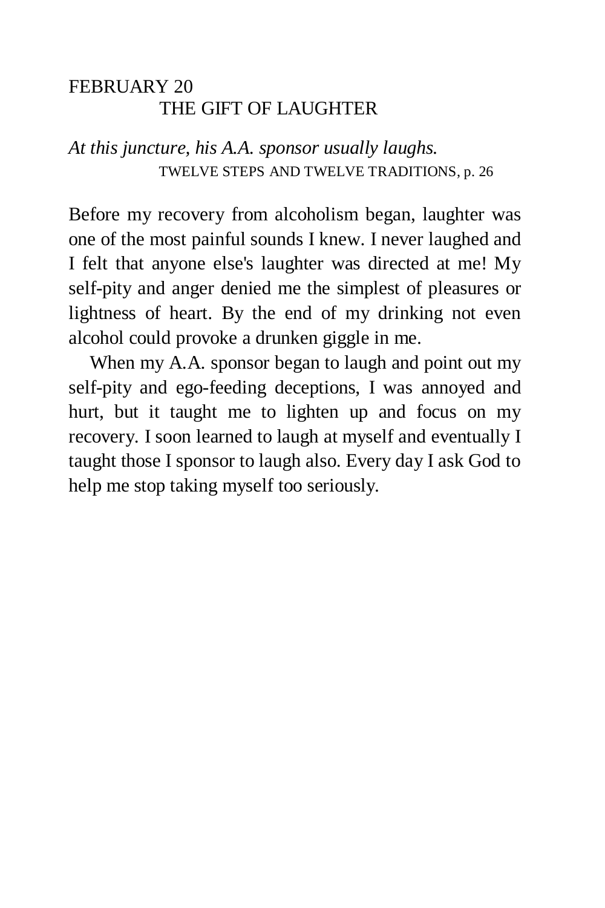# FEBRUARY 20

## THE GIFT OF LAUGHTER

*At this juncture, his A.A. sponsor usually laughs.*

TWELVE STEPS AND TWELVE TRADITIONS, p. 26

Before my recovery from alcoholism began, laughter was one of the most painful sounds I knew. I never laughed and I felt that anyone else's laughter was directed at me! My self-pity and anger denied me the simplest of pleasures or lightness of heart. By the end of my drinking not even alcohol could provoke a drunken giggle in me.

When my A.A. sponsor began to laugh and point out my self-pity and ego-feeding deceptions, I was annoyed and hurt, but it taught me to lighten up and focus on my recovery. I soon learned to laugh at myself and eventually I taught those I sponsor to laugh also. Every day I ask God to help me stop taking myself too seriously.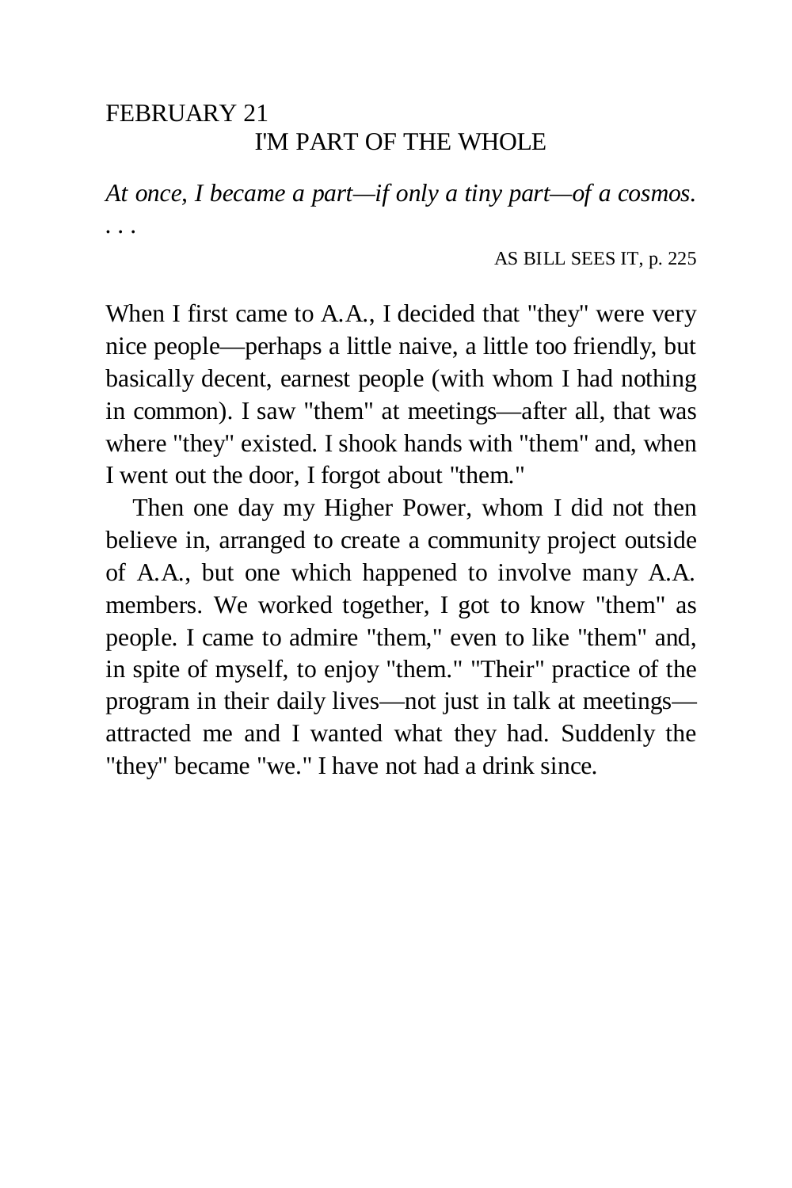FEBRUARY 21

## I'M PART OF THE WHOLE

*At once, I became a part—if only a tiny part—of a cosmos. . . .*

AS BILL SEES IT, p. 225

When I first came to A.A., I decided that "they" were very nice people—perhaps a little naive, a little too friendly, but basically decent, earnest people (with whom I had nothing in common). I saw "them" at meetings—after all, that was where "they" existed. I shook hands with "them" and, when I went out the door, I forgot about "them."

Then one day my Higher Power, whom I did not then believe in, arranged to create a community project outside of A.A., but one which happened to involve many A.A. members. We worked together, I got to know "them" as people. I came to admire "them," even to like "them" and, in spite of myself, to enjoy "them." "Their" practice of the program in their daily lives—not just in talk at meetings—attracted me and I wanted what they had. Suddenly the "they" became "we." I have not had a drink since.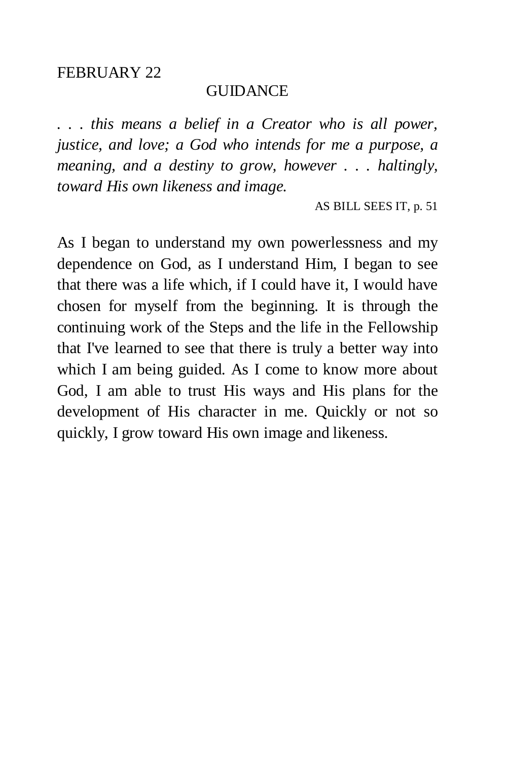FEBRUARY 22

## GUIDANCE

*. . . this means a belief in a Creator who is all power, justice, and love; a God who intends for me a purpose, a meaning, and a destiny to grow, however . . . haltingly, toward His own likeness and image.*

AS BILL SEES IT, p. 51

As I began to understand my own powerlessness and my dependence on God, as I understand Him, I began to see that there was a life which, if I could have it, I would have chosen for myself from the beginning. It is through the continuing work of the Steps and the life in the Fellowship that I've learned to see that there is truly a better way into which I am being guided. As I come to know more about God, I am able to trust His ways and His plans for the development of His character in me. Quickly or not so quickly, I grow toward His own image and likeness.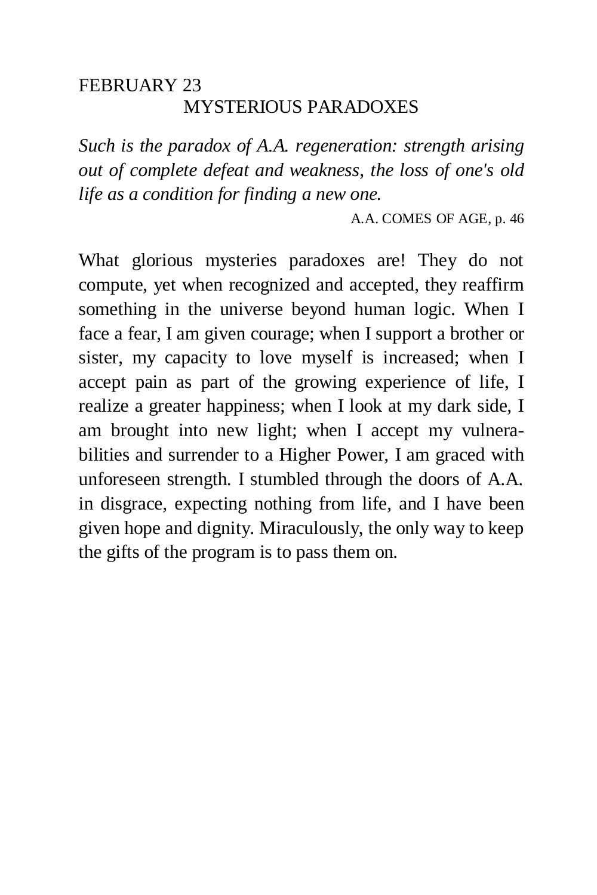FEBRUARY 23

## MYSTERIOUS PARADOXES

*Such is the paradox of A.A. regeneration: strength arising out of complete defeat and weakness, the loss of one's old life as a condition for finding a new one.*

A.A. COMES OF AGE, p. 46

What glorious mysteries paradoxes are! They do not compute, yet when recognized and accepted, they reaffirm something in the universe beyond human logic. When I face a fear, I am given courage; when I support a brother or sister, my capacity to love myself is increased; when I accept pain as part of the growing experience of life, I realize a greater happiness; when I look at my dark side, I am brought into new light; when I accept my vulnerabilities and surrender to a Higher Power, I am graced with unforeseen strength. I stumbled through the doors of A.A. in disgrace, expecting nothing from life, and I have been given hope and dignity. Miraculously, the only way to keep the gifts of the program is to pass them on.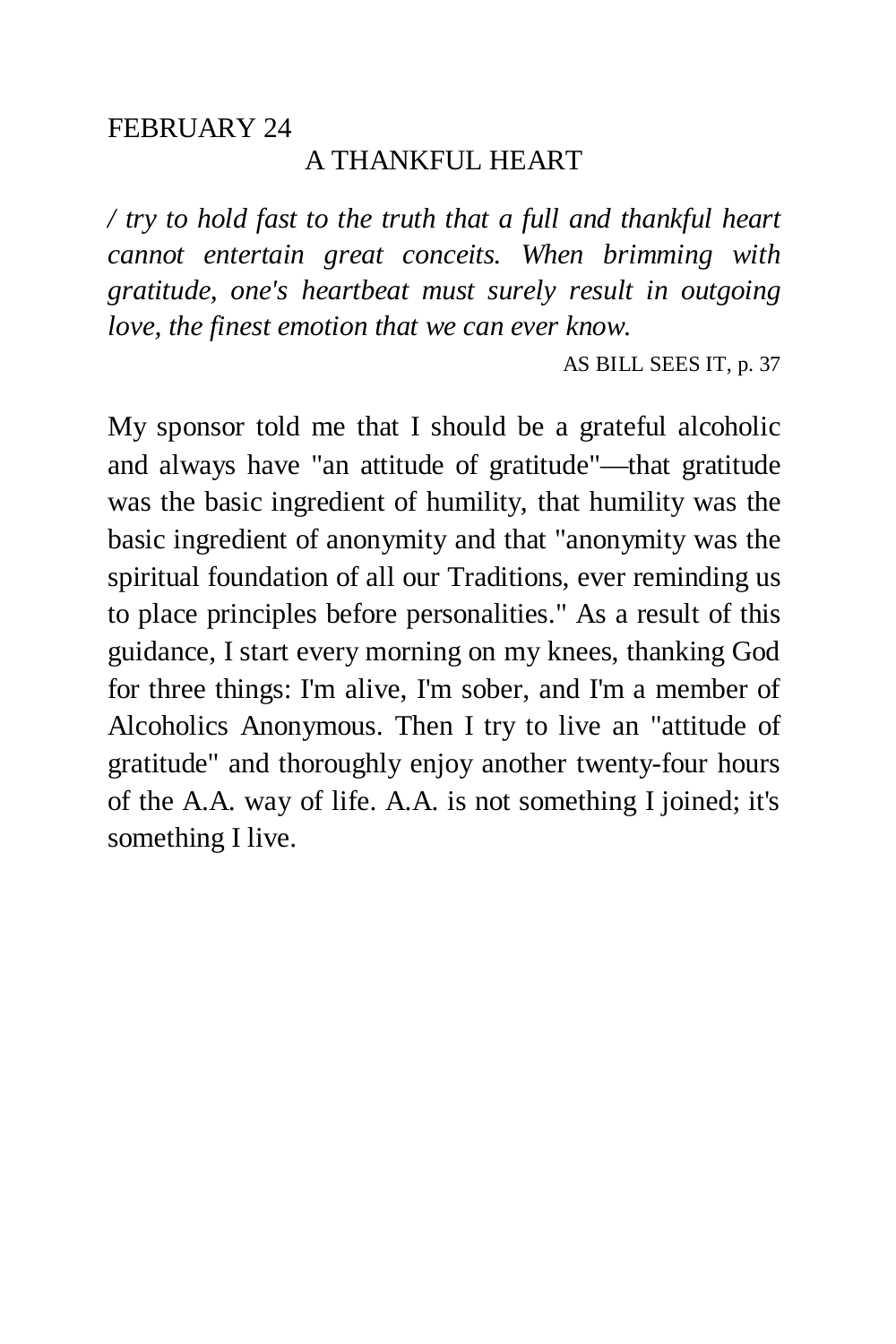FEBRUARY 24

# A THANKFUL HEART

*/ try to hold fast to the truth that a full and thankful heart cannot entertain great conceits. When brimming with gratitude, one's heartbeat must surely result in outgoing love, the finest emotion that we can ever know.*

AS BILL SEES IT, p. 37

My sponsor told me that I should be a grateful alcoholic and always have "an attitude of gratitude"—that gratitude was the basic ingredient of humility, that humility was the basic ingredient of anonymity and that "anonymity was the spiritual foundation of all our Traditions, ever reminding us to place principles before personalities." As a result of this guidance, I start every morning on my knees, thanking God for three things: I'm alive, I'm sober, and I'm a member of Alcoholics Anonymous. Then I try to live an "attitude of gratitude" and thoroughly enjoy another twenty-four hours of the A.A. way of life. A.A. is not something I joined; it's something I live.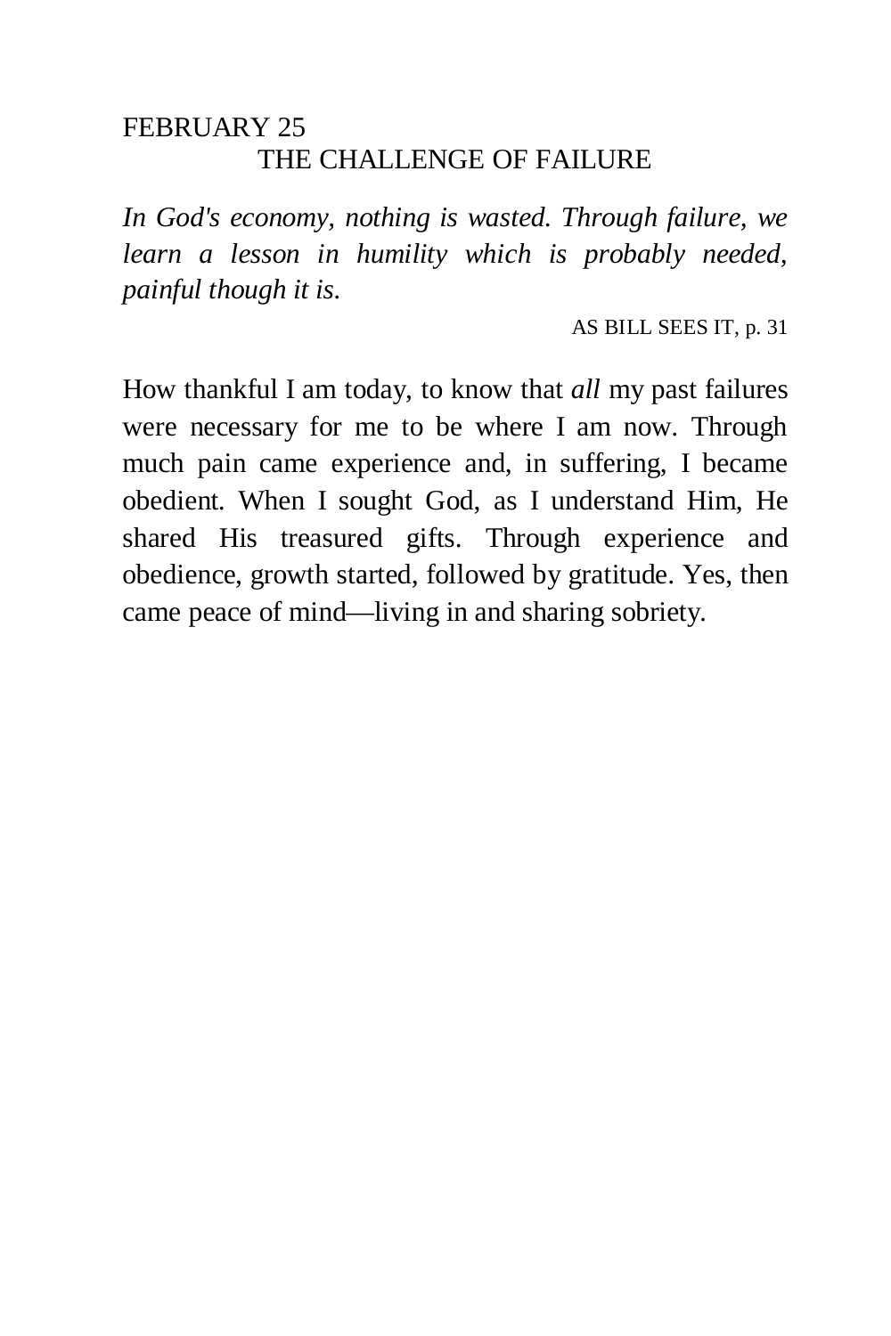FEBRUARY 25

## THE CHALLENGE OF FAILURE

*In God's economy, nothing is wasted. Through failure, we learn a lesson in humility which is probably needed, painful though it is.*

AS BILL SEES IT, p. 31

How thankful I am today, to know that *all* my past failures were necessary for me to be where I am now. Through much pain came experience and, in suffering, I became obedient. When I sought God, as I understand Him, He shared His treasured gifts. Through experience and obedience, growth started, followed by gratitude. Yes, then came peace of mind—living in and sharing sobriety.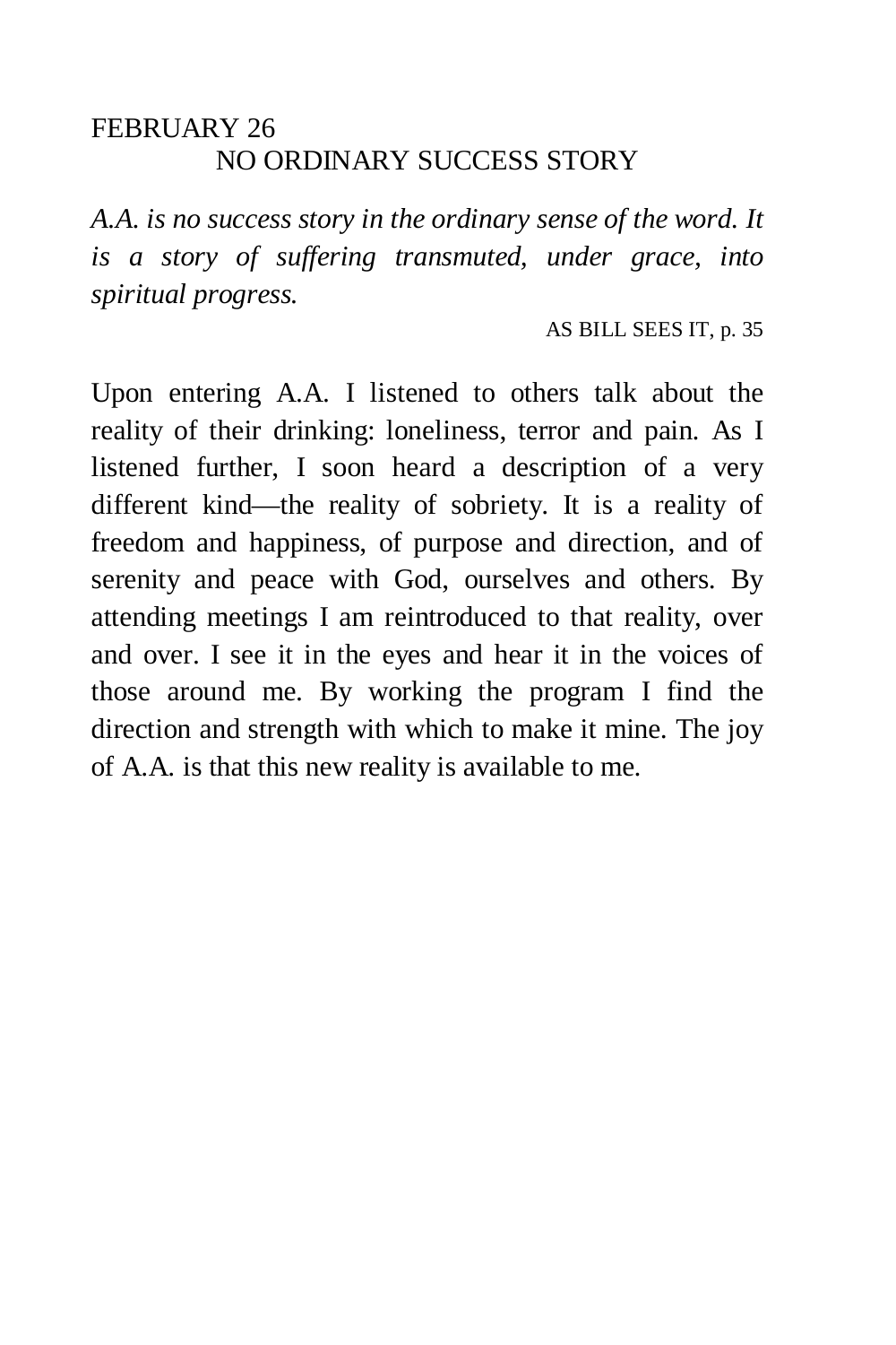FEBRUARY 26

## NO ORDINARY SUCCESS STORY

*A.A. is no success story in the ordinary sense of the word. It is a story of suffering transmuted, under grace, into spiritual progress.*

AS BILL SEES IT, p. 35

Upon entering A.A. I listened to others talk about the reality of their drinking: loneliness, terror and pain. As I listened further, I soon heard a description of a very different kind—the reality of sobriety. It is a reality of freedom and happiness, of purpose and direction, and of serenity and peace with God, ourselves and others. By attending meetings I am reintroduced to that reality, over and over. I see it in the eyes and hear it in the voices of those around me. By working the program I find the direction and strength with which to make it mine. The joy of A.A. is that this new reality is available to me.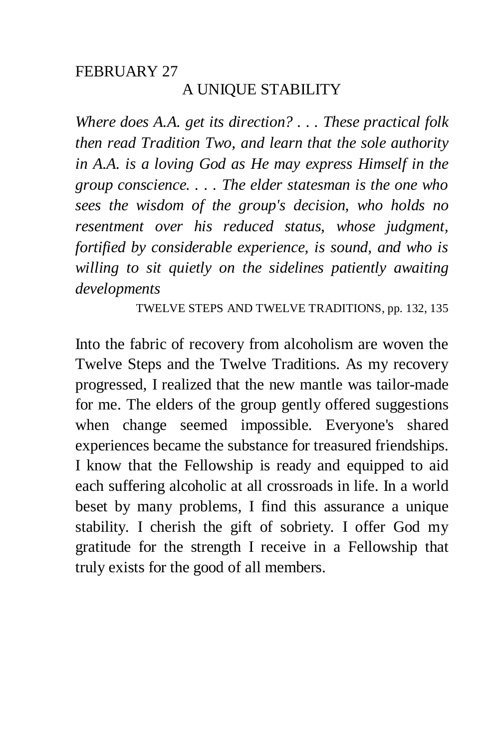FEBRUARY 27

## A UNIQUE STABILITY

*Where does A.A. get its direction? . . . These practical folk then read Tradition Two, and learn that the sole authority in A.A. is a loving God as He may express Himself in the group conscience. . . . The elder statesman is the one who sees the wisdom of the group's decision, who holds no resentment over his reduced status, whose judgment, fortified by considerable experience, is sound, and who is willing to sit quietly on the sidelines patiently awaiting developments*

TWELVE STEPS AND TWELVE TRADITIONS, pp. 132, 135

Into the fabric of recovery from alcoholism are woven the Twelve Steps and the Twelve Traditions. As my recovery progressed, I realized that the new mantle was tailor-made for me. The elders of the group gently offered suggestions when change seemed impossible. Everyone's shared experiences became the substance for treasured friendships. I know that the Fellowship is ready and equipped to aid each suffering alcoholic at all crossroads in life. In a world beset by many problems, I find this assurance a unique stability. I cherish the gift of sobriety. I offer God my gratitude for the strength I receive in a Fellowship that truly exists for the good of all members.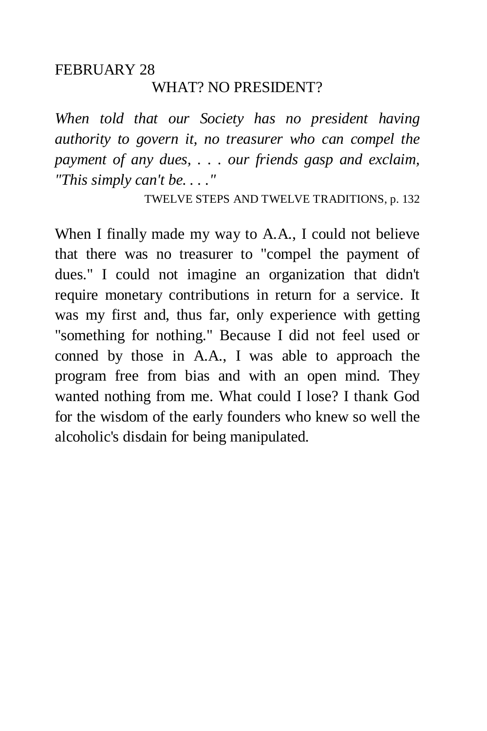FEBRUARY 28

## WHAT? NO PRESIDENT?

*When told that our Society has no president having authority to govern it, no treasurer who can compel the payment of any dues, . . . our friends gasp and exclaim, "This simply can't be. . . ."*

TWELVE STEPS AND TWELVE TRADITIONS, p. 132

When I finally made my way to A.A., I could not believe that there was no treasurer to "compel the payment of dues." I could not imagine an organization that didn't require monetary contributions in return for a service. It was my first and, thus far, only experience with getting "something for nothing." Because I did not feel used or conned by those in A.A., I was able to approach the program free from bias and with an open mind. They wanted nothing from me. What could I lose? I thank God for the wisdom of the early founders who knew so well the alcoholic's disdain for being manipulated.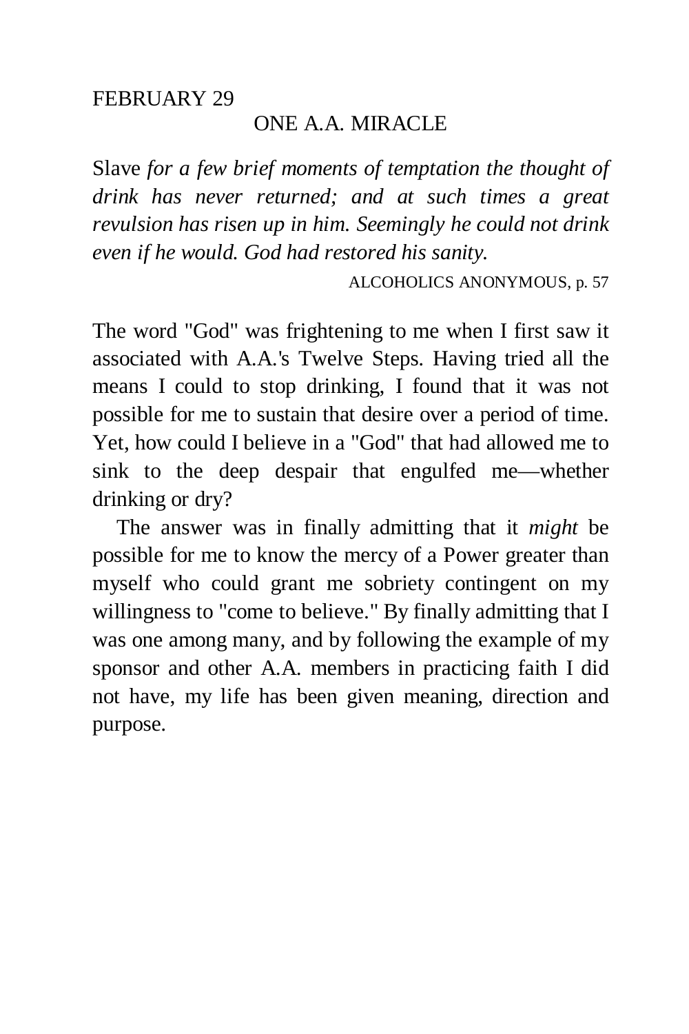FEBRUARY 29

## ONE A.A. MIRACLE

Slave *for a few brief moments of temptation the thought of drink has never returned; and at such times a great revulsion has risen up in him. Seemingly he could not drink even if he would. God had restored his sanity.*

ALCOHOLICS ANONYMOUS, p. 57

The word "God" was frightening to me when I first saw it associated with A.A.'s Twelve Steps. Having tried all the means I could to stop drinking, I found that it was not possible for me to sustain that desire over a period of time. Yet, how could I believe in a "God" that had allowed me to sink to the deep despair that engulfed me—whether drinking or dry?

The answer was in finally admitting that it *might* be possible for me to know the mercy of a Power greater than myself who could grant me sobriety contingent on my willingness to "come to believe." By finally admitting that I was one among many, and by following the example of my sponsor and other A.A. members in practicing faith I did not have, my life has been given meaning, direction and purpose.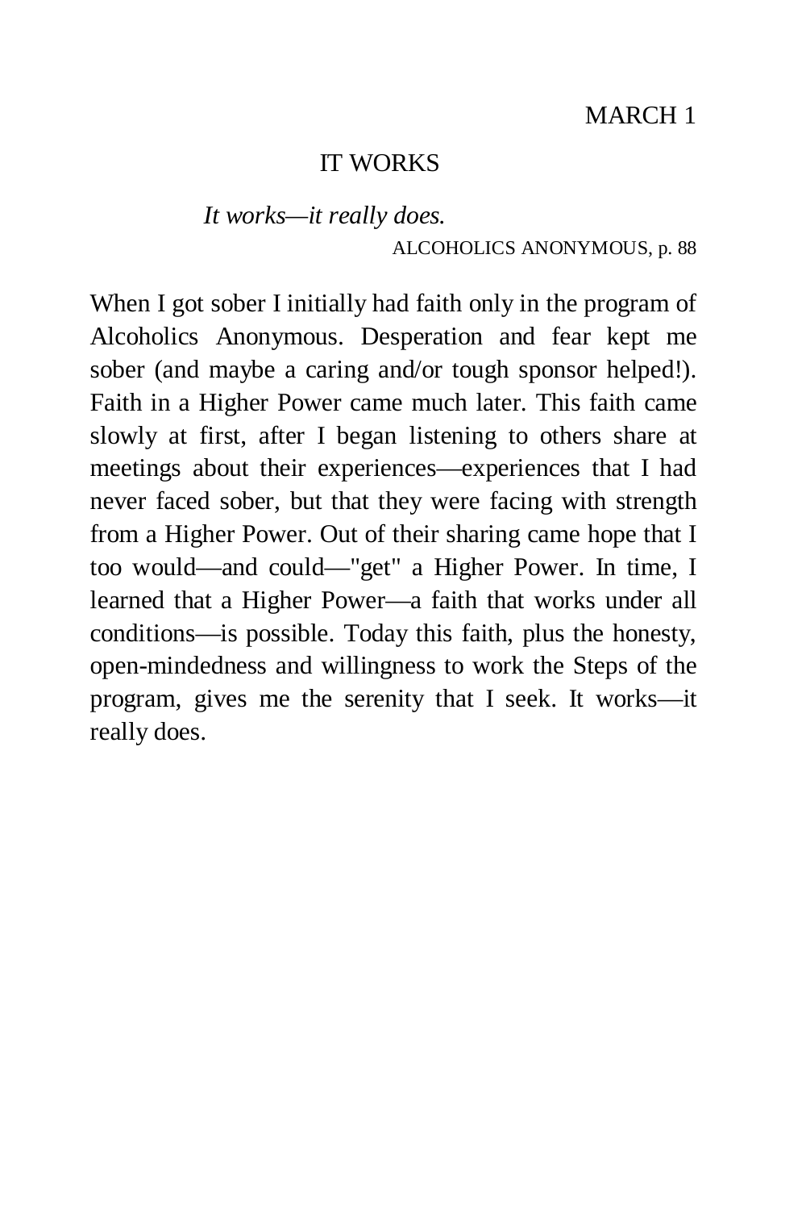MARCH 1

## IT WORKS

*It works—it really does.*

ALCOHOLICS ANONYMOUS, p. 88

When I got sober I initially had faith only in the program of Alcoholics Anonymous. Desperation and fear kept me sober (and maybe a caring and/or tough sponsor helped!). Faith in a Higher Power came much later. This faith came slowly at first, after I began listening to others share at meetings about their experiences—experiences that I had never faced sober, but that they were facing with strength from a Higher Power. Out of their sharing came hope that I too would—and could—"get" a Higher Power. In time, I learned that a Higher Power—a faith that works under all conditions—is possible. Today this faith, plus the honesty, open-mindedness and willingness to work the Steps of the program, gives me the serenity that I seek. It works—it really does.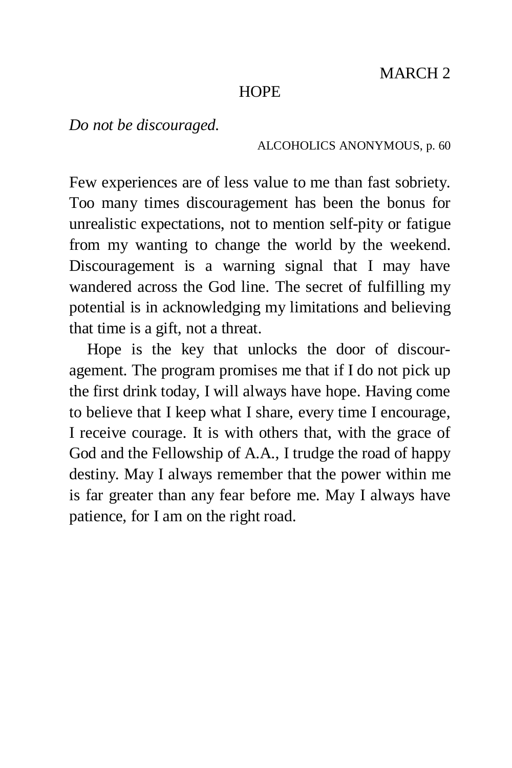MARCH 2

# HOPE

*Do not be discouraged.*

ALCOHOLICS ANONYMOUS, p. 60

Few experiences are of less value to me than fast sobriety. Too many times discouragement has been the bonus for unrealistic expectations, not to mention self-pity or fatigue from my wanting to change the world by the weekend. Discouragement is a warning signal that I may have wandered across the God line. The secret of fulfilling my potential is in acknowledging my limitations and believing that time is a gift, not a threat.

Hope is the key that unlocks the door of discouragement. The program promises me that if I do not pick up the first drink today, I will always have hope. Having come to believe that I keep what I share, every time I encourage, I receive courage. It is with others that, with the grace of God and the Fellowship of A.A., I trudge the road of happy destiny. May I always remember that the power within me is far greater than any fear before me. May I always have patience, for I am on the right road.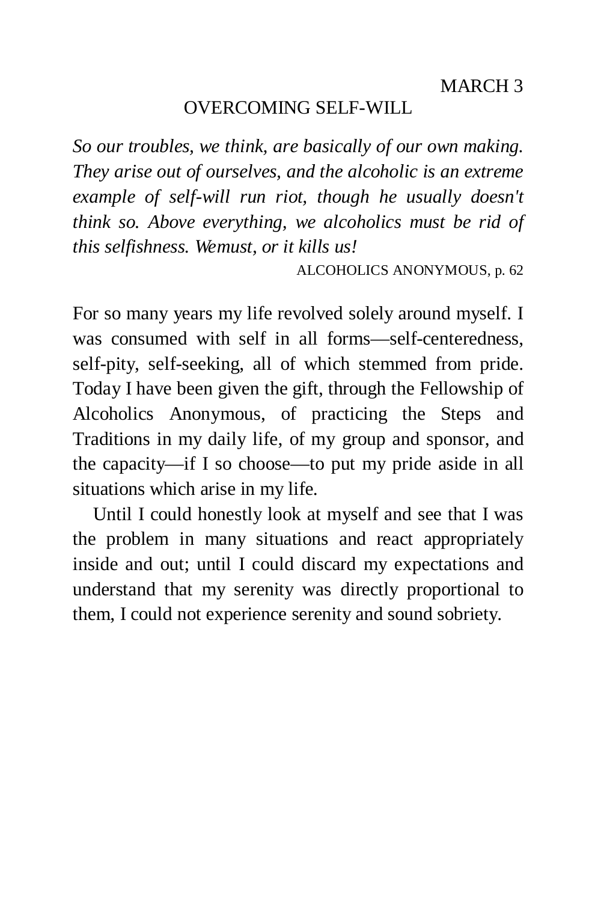MARCH 3

## OVERCOMING SELF-WILL

*So our troubles, we think, are basically of our own making. They arise out of ourselves, and the alcoholic is an extreme example of self-will run riot, though he usually doesn't think so. Above everything, we alcoholics must be rid of this selfishness. Wemust, or it kills us!*

ALCOHOLICS ANONYMOUS, p. 62

For so many years my life revolved solely around myself. I was consumed with self in all forms—self-centeredness, self-pity, self-seeking, all of which stemmed from pride. Today I have been given the gift, through the Fellowship of Alcoholics Anonymous, of practicing the Steps and Traditions in my daily life, of my group and sponsor, and the capacity—if I so choose—to put my pride aside in all situations which arise in my life.

Until I could honestly look at myself and see that I was the problem in many situations and react appropriately inside and out; until I could discard my expectations and understand that my serenity was directly proportional to them, I could not experience serenity and sound sobriety.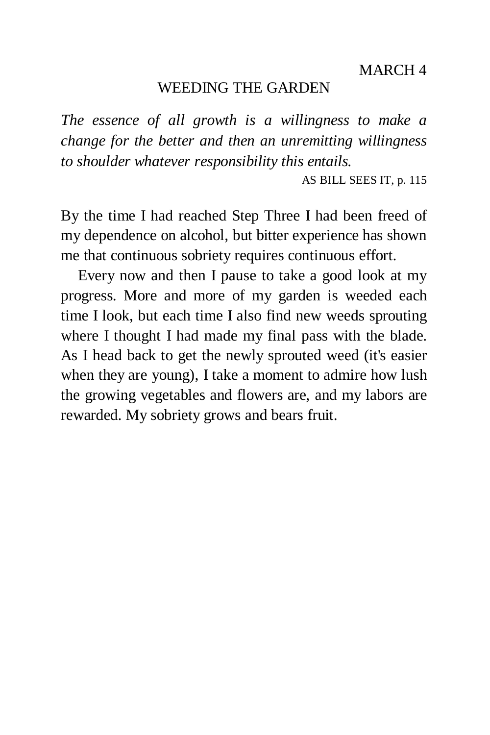MARCH 4

## WEEDING THE GARDEN

*The essence of all growth is a willingness to make a change for the better and then an unremitting willingness to shoulder whatever responsibility this entails.*

AS BILL SEES IT, p. 115

By the time I had reached Step Three I had been freed of my dependence on alcohol, but bitter experience has shown me that continuous sobriety requires continuous effort.

Every now and then I pause to take a good look at my progress. More and more of my garden is weeded each time I look, but each time I also find new weeds sprouting where I thought I had made my final pass with the blade. As I head back to get the newly sprouted weed (it's easier when they are young), I take a moment to admire how lush the growing vegetables and flowers are, and my labors are rewarded. My sobriety grows and bears fruit.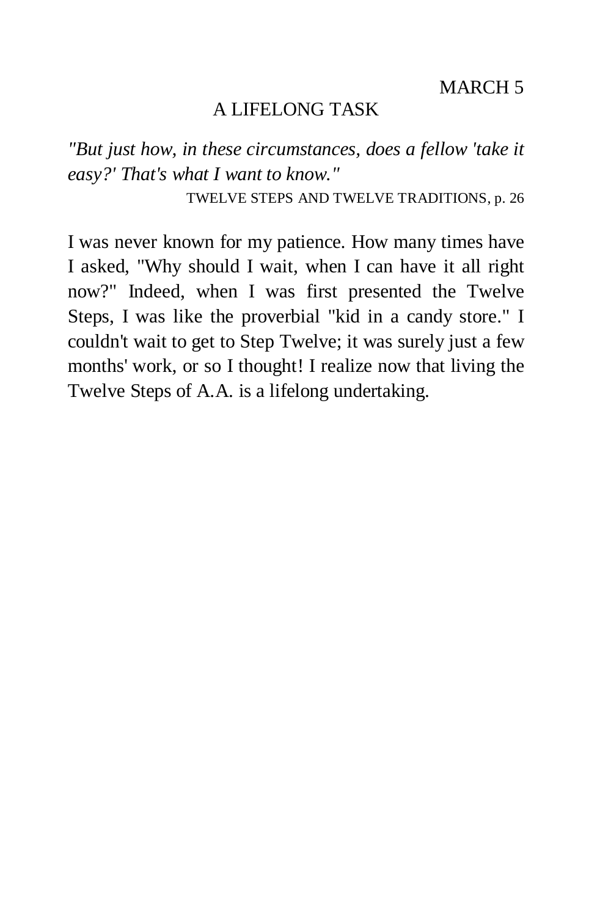MARCH 5

## A LIFELONG TASK

*"But just how, in these circumstances, does a fellow 'take it easy?' That's what I want to know."*

TWELVE STEPS AND TWELVE TRADITIONS, p. 26

I was never known for my patience. How many times have I asked, "Why should I wait, when I can have it all right now?" Indeed, when I was first presented the Twelve Steps, I was like the proverbial "kid in a candy store." I couldn't wait to get to Step Twelve; it was surely just a few months' work, or so I thought! I realize now that living the Twelve Steps of A.A. is a lifelong undertaking.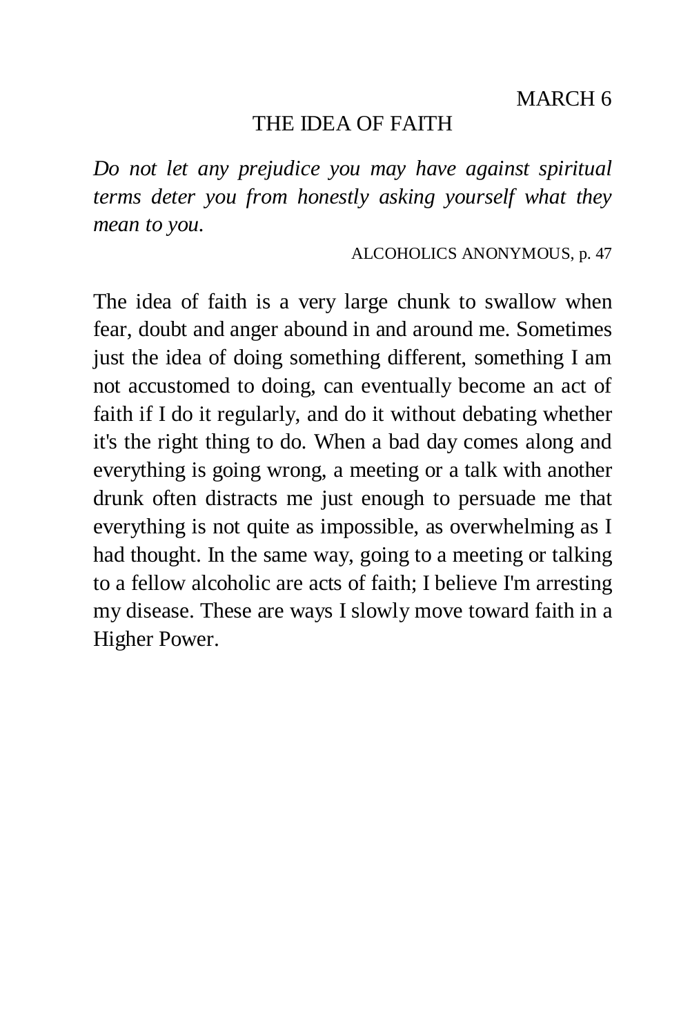MARCH 6

## THE IDEA OF FAITH

*Do not let any prejudice you may have against spiritual terms deter you from honestly asking yourself what they mean to you.*

ALCOHOLICS ANONYMOUS, p. 47

The idea of faith is a very large chunk to swallow when fear, doubt and anger abound in and around me. Sometimes just the idea of doing something different, something I am not accustomed to doing, can eventually become an act of faith if I do it regularly, and do it without debating whether it's the right thing to do. When a bad day comes along and everything is going wrong, a meeting or a talk with another drunk often distracts me just enough to persuade me that everything is not quite as impossible, as overwhelming as I had thought. In the same way, going to a meeting or talking to a fellow alcoholic are acts of faith; I believe I'm arresting my disease. These are ways I slowly move toward faith in a Higher Power.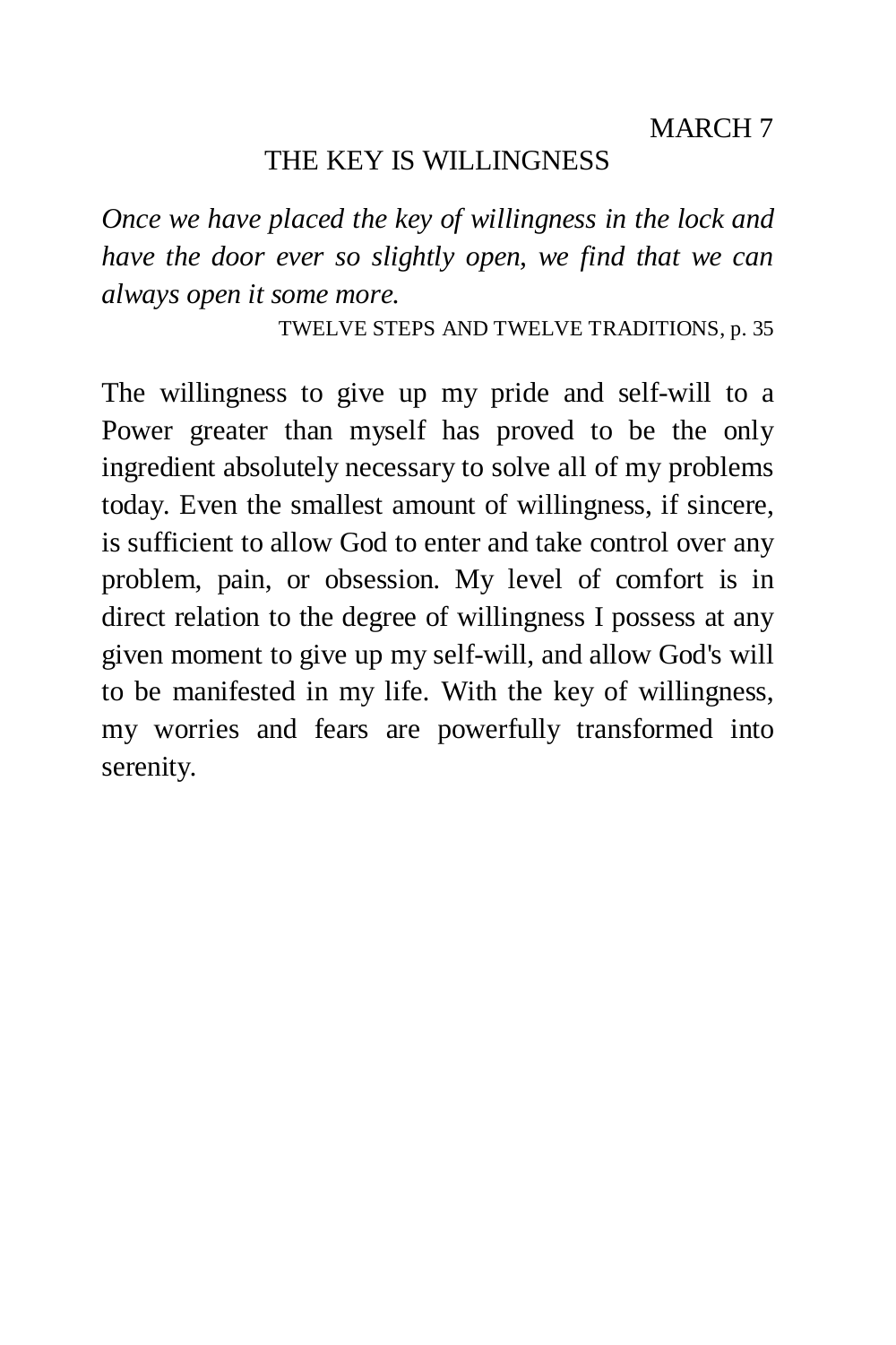MARCH 7

# THE KEY IS WILLINGNESS

*Once we have placed the key of willingness in the lock and have the door ever so slightly open, we find that we can always open it some more.*

TWELVE STEPS AND TWELVE TRADITIONS, p. 35

The willingness to give up my pride and self-will to a Power greater than myself has proved to be the only ingredient absolutely necessary to solve all of my problems today. Even the smallest amount of willingness, if sincere, is sufficient to allow God to enter and take control over any problem, pain, or obsession. My level of comfort is in direct relation to the degree of willingness I possess at any given moment to give up my self-will, and allow God's will to be manifested in my life. With the key of willingness, my worries and fears are powerfully transformed into serenity.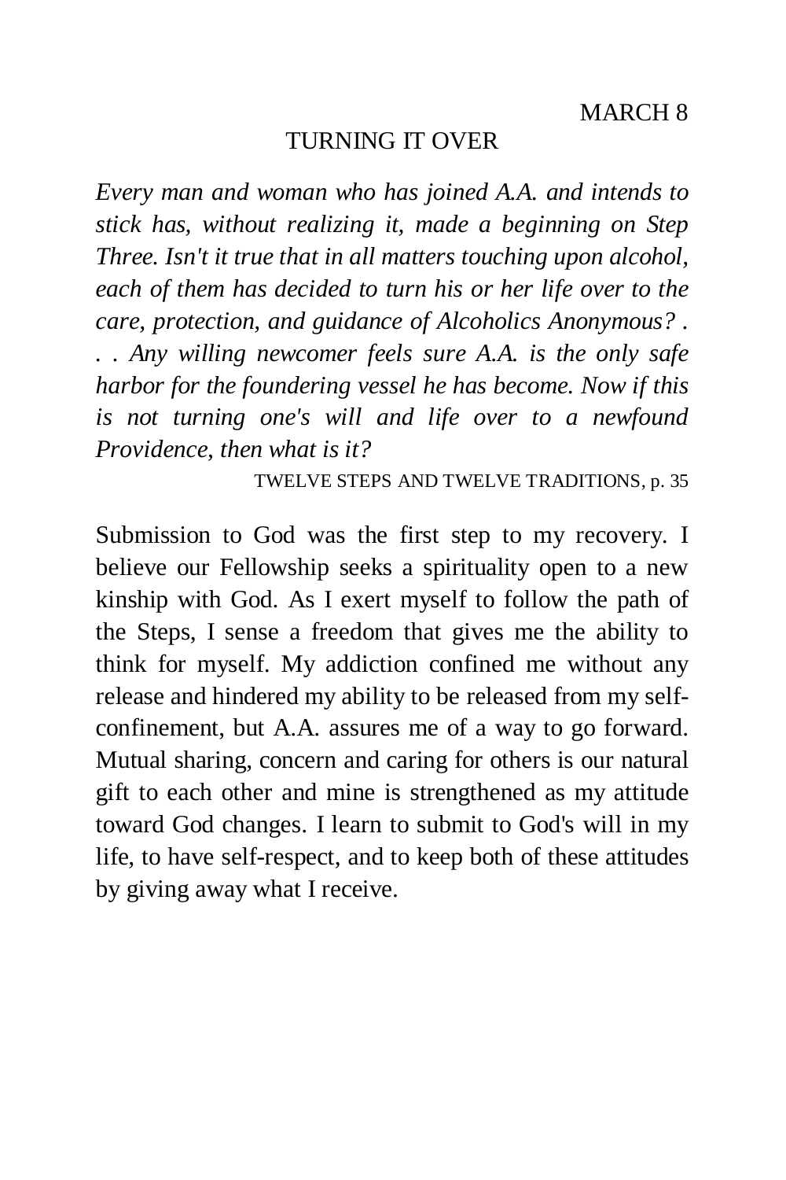MARCH 8

## TURNING IT OVER

*Every man and woman who has joined A.A. and intends to stick has, without realizing it, made a beginning on Step Three. Isn't it true that in all matters touching upon alcohol, each of them has decided to turn his or her life over to the care, protection, and guidance of Alcoholics Anonymous? . . . Any willing newcomer feels sure A.A. is the only safe harbor for the foundering vessel he has become. Now if this is not turning one's will and life over to a newfound Providence, then what is it?*

TWELVE STEPS AND TWELVE TRADITIONS, p. 35

Submission to God was the first step to my recovery. I believe our Fellowship seeks a spirituality open to a new kinship with God. As I exert myself to follow the path of the Steps, I sense a freedom that gives me the ability to think for myself. My addiction confined me without any release and hindered my ability to be released from my self-confinement, but A.A. assures me of a way to go forward. Mutual sharing, concern and caring for others is our natural gift to each other and mine is strengthened as my attitude toward God changes. I learn to submit to God's will in my life, to have self-respect, and to keep both of these attitudes by giving away what I receive.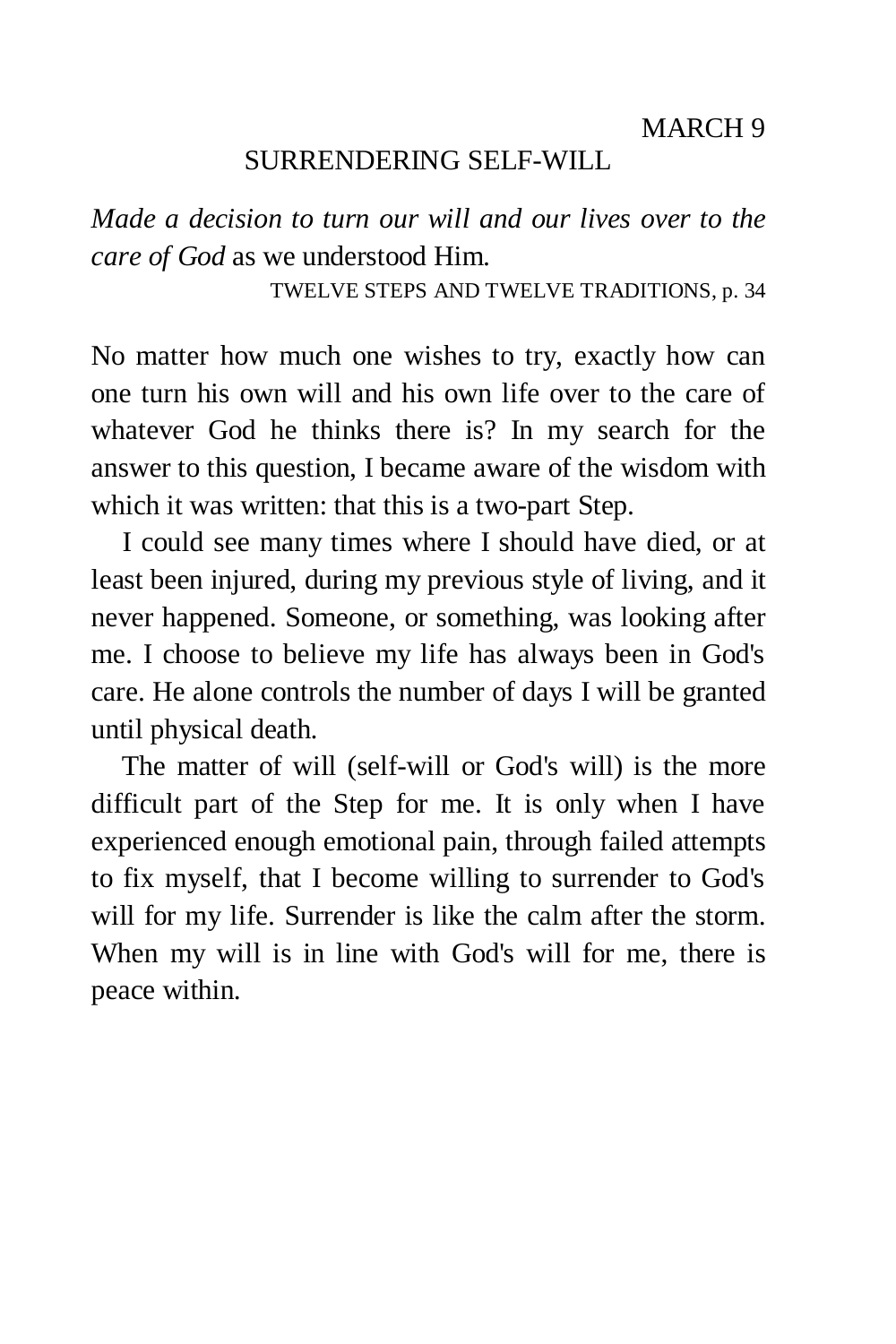MARCH 9

## SURRENDERING SELF-WILL

*Made a decision to turn our will and our lives over to the care of God* as we understood Him.

TWELVE STEPS AND TWELVE TRADITIONS, p. 34

No matter how much one wishes to try, exactly how can one turn his own will and his own life over to the care of whatever God he thinks there is? In my search for the answer to this question, I became aware of the wisdom with which it was written: that this is a two-part Step.

I could see many times where I should have died, or at least been injured, during my previous style of living, and it never happened. Someone, or something, was looking after me. I choose to believe my life has always been in God's care. He alone controls the number of days I will be granted until physical death.

The matter of will (self-will or God's will) is the more difficult part of the Step for me. It is only when I have experienced enough emotional pain, through failed attempts to fix myself, that I become willing to surrender to God's will for my life. Surrender is like the calm after the storm. When my will is in line with God's will for me, there is peace within.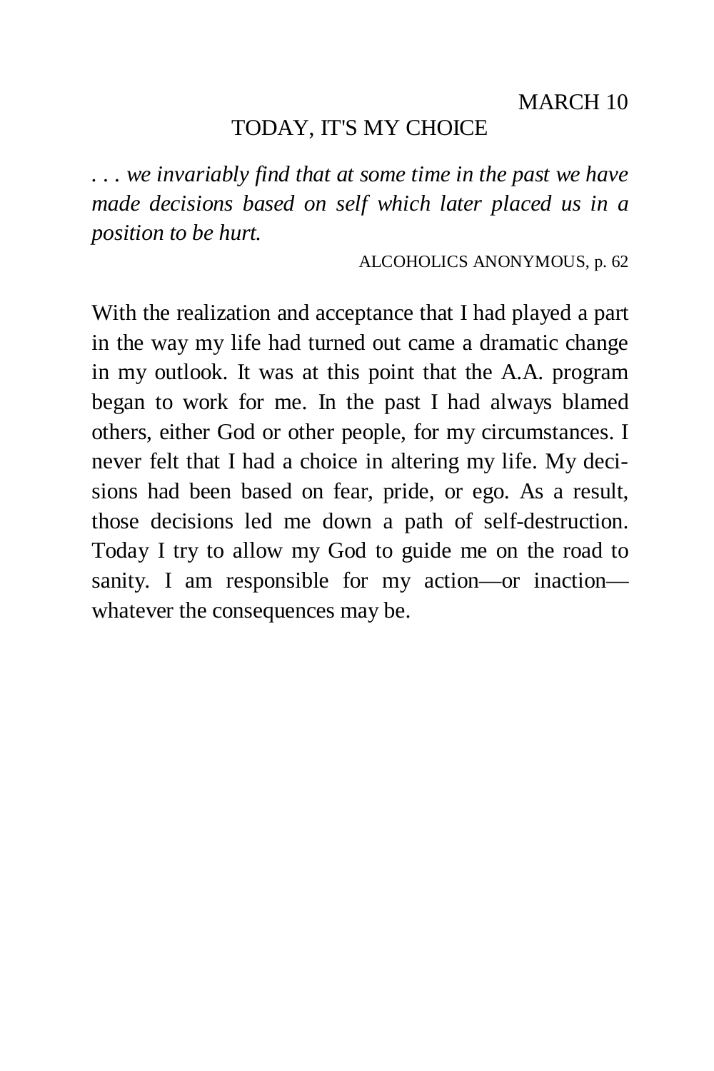MARCH 10

## TODAY, IT'S MY CHOICE

*. . . we invariably find that at some time in the past we have made decisions based on self which later placed us in a position to be hurt.*

ALCOHOLICS ANONYMOUS, p. 62

With the realization and acceptance that I had played a part in the way my life had turned out came a dramatic change in my outlook. It was at this point that the A.A. program began to work for me. In the past I had always blamed others, either God or other people, for my circumstances. I never felt that I had a choice in altering my life. My decisions had been based on fear, pride, or ego. As a result, those decisions led me down a path of self-destruction. Today I try to allow my God to guide me on the road to sanity. I am responsible for my action—or inaction—whatever the consequences may be.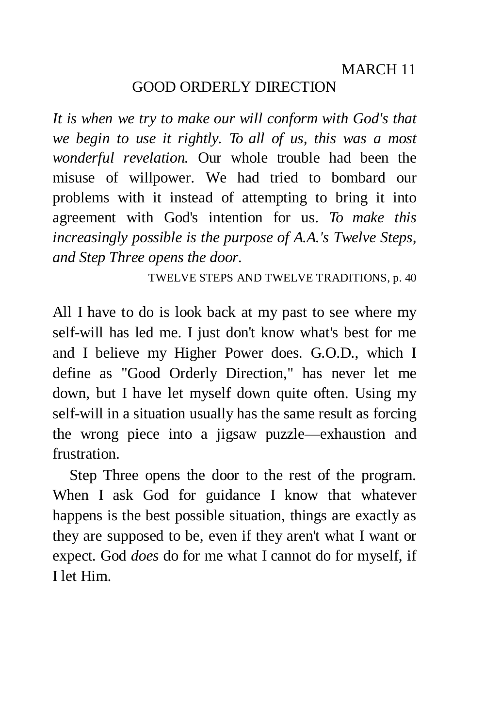MARCH 11

## GOOD ORDERLY DIRECTION

*It is when we try to make our will conform with God's that we begin to use it rightly. To all of us, this was a most wonderful revelation.* Our whole trouble had been the misuse of willpower. We had tried to bombard our problems with it instead of attempting to bring it into agreement with God's intention for us. *To make this increasingly possible is the purpose of A.A.'s Twelve Steps, and Step Three opens the door.*

TWELVE STEPS AND TWELVE TRADITIONS, p. 40

All I have to do is look back at my past to see where my self-will has led me. I just don't know what's best for me and I believe my Higher Power does. G.O.D., which I define as "Good Orderly Direction," has never let me down, but I have let myself down quite often. Using my self-will in a situation usually has the same result as forcing the wrong piece into a jigsaw puzzle—exhaustion and frustration.

Step Three opens the door to the rest of the program. When I ask God for guidance I know that whatever happens is the best possible situation, things are exactly as they are supposed to be, even if they aren't what I want or expect. God *does* do for me what I cannot do for myself, if I let Him.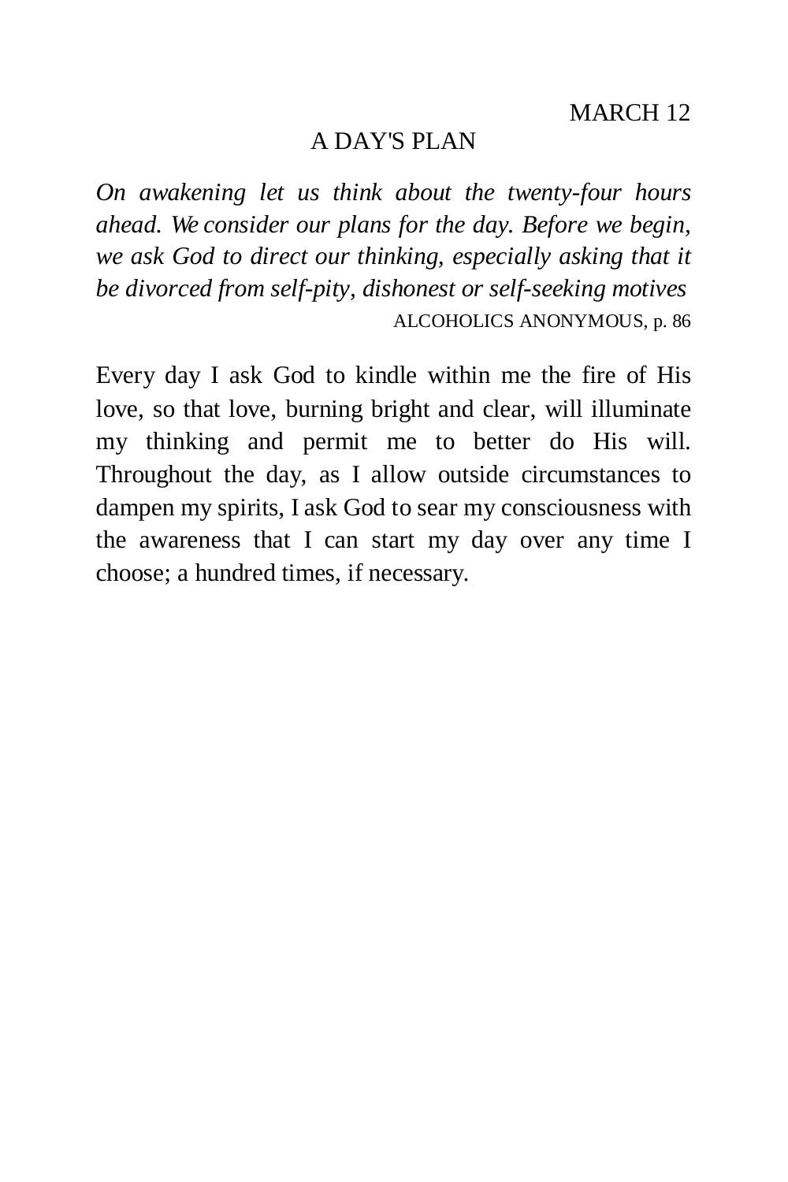MARCH 12

## A DAY'S PLAN

*On awakening let us think about the twenty-four hours ahead. We consider our plans for the day. Before we begin, we ask God to direct our thinking, especially asking that it be divorced from self-pity, dishonest or self-seeking motives*

ALCOHOLICS ANONYMOUS, p. 86

Every day I ask God to kindle within me the fire of His love, so that love, burning bright and clear, will illuminate my thinking and permit me to better do His will. Throughout the day, as I allow outside circumstances to dampen my spirits, I ask God to sear my consciousness with the awareness that I can start my day over any time I choose; a hundred times, if necessary.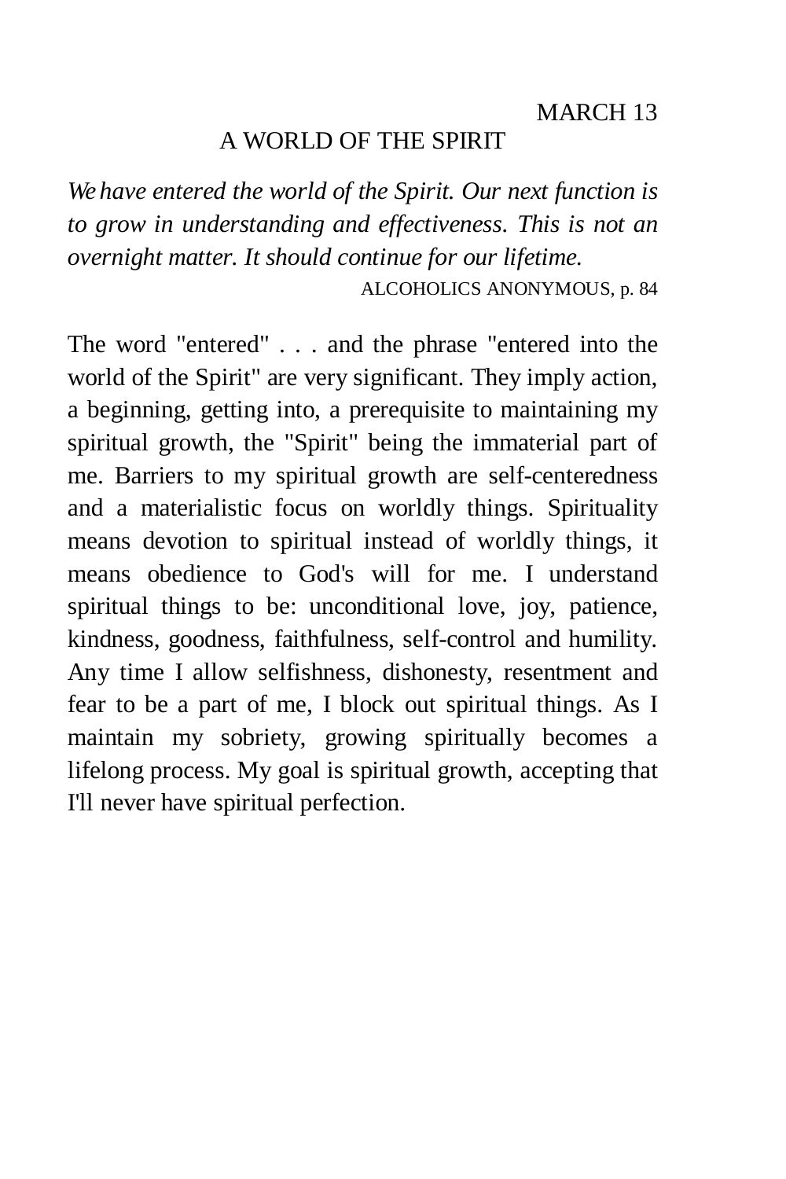MARCH 13

## A WORLD OF THE SPIRIT

*We have entered the world of the Spirit. Our next function is to grow in understanding and effectiveness. This is not an overnight matter. It should continue for our lifetime.*

ALCOHOLICS ANONYMOUS, p. 84

The word "entered" . . . and the phrase "entered into the world of the Spirit" are very significant. They imply action, a beginning, getting into, a prerequisite to maintaining my spiritual growth, the "Spirit" being the immaterial part of me. Barriers to my spiritual growth are self-centeredness and a materialistic focus on worldly things. Spirituality means devotion to spiritual instead of worldly things, it means obedience to God's will for me. I understand spiritual things to be: unconditional love, joy, patience, kindness, goodness, faithfulness, self-control and humility. Any time I allow selfishness, dishonesty, resentment and fear to be a part of me, I block out spiritual things. As I maintain my sobriety, growing spiritually becomes a lifelong process. My goal is spiritual growth, accepting that I'll never have spiritual perfection.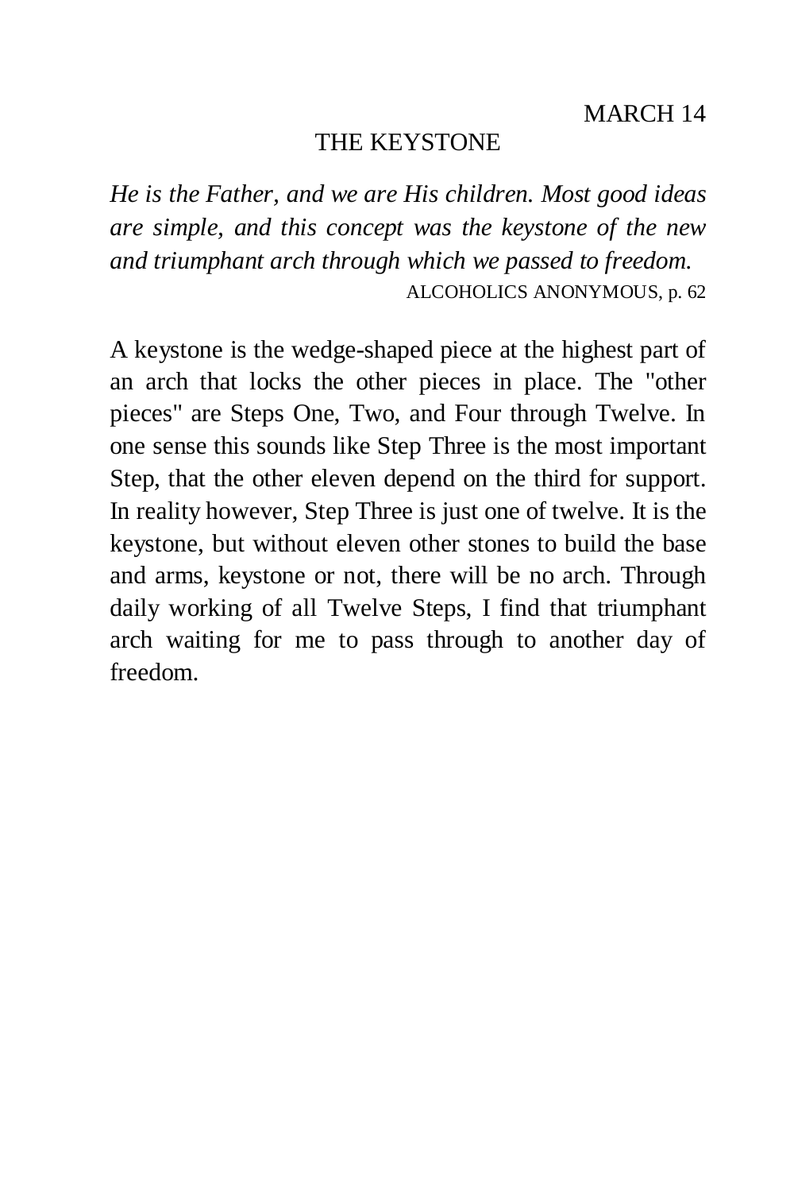MARCH 14

## THE KEYSTONE

*He is the Father, and we are His children. Most good ideas are simple, and this concept was the keystone of the new and triumphant arch through which we passed to freedom.*

ALCOHOLICS ANONYMOUS, p. 62

A keystone is the wedge-shaped piece at the highest part of an arch that locks the other pieces in place. The "other pieces" are Steps One, Two, and Four through Twelve. In one sense this sounds like Step Three is the most important Step, that the other eleven depend on the third for support. In reality however, Step Three is just one of twelve. It is the keystone, but without eleven other stones to build the base and arms, keystone or not, there will be no arch. Through daily working of all Twelve Steps, I find that triumphant arch waiting for me to pass through to another day of freedom.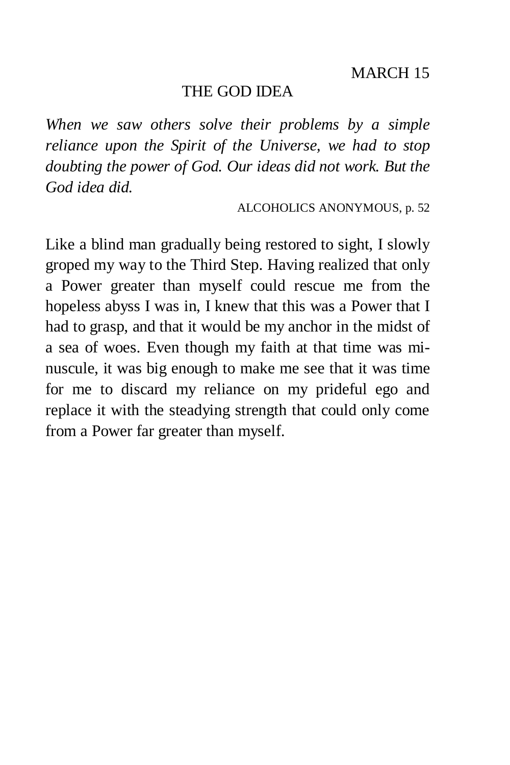MARCH 15

## THE GOD IDEA

*When we saw others solve their problems by a simple reliance upon the Spirit of the Universe, we had to stop doubting the power of God. Our ideas did not work. But the God idea did.*

ALCOHOLICS ANONYMOUS, p. 52

Like a blind man gradually being restored to sight, I slowly groped my way to the Third Step. Having realized that only a Power greater than myself could rescue me from the hopeless abyss I was in, I knew that this was a Power that I had to grasp, and that it would be my anchor in the midst of a sea of woes. Even though my faith at that time was minuscule, it was big enough to make me see that it was time for me to discard my reliance on my prideful ego and replace it with the steadying strength that could only come from a Power far greater than myself.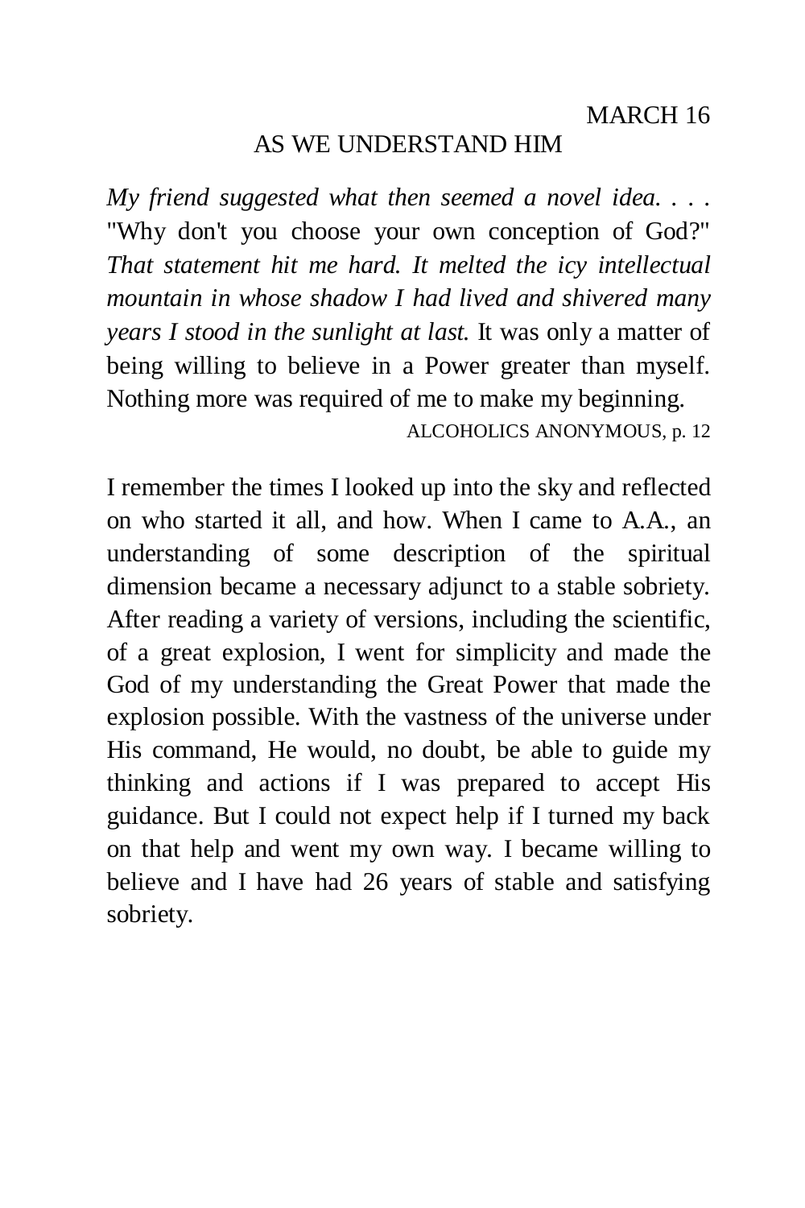MARCH 16

## AS WE UNDERSTAND HIM

*My friend suggested what then seemed a novel idea. . . .* "Why don't you choose your own conception of God?" *That statement hit me hard. It melted the icy intellectual mountain in whose shadow I had lived and shivered many years I stood in the sunlight at last.* It was only a matter of being willing to believe in a Power greater than myself. Nothing more was required of me to make my beginning.

ALCOHOLICS ANONYMOUS, p. 12

I remember the times I looked up into the sky and reflected on who started it all, and how. When I came to A.A., an understanding of some description of the spiritual dimension became a necessary adjunct to a stable sobriety. After reading a variety of versions, including the scientific, of a great explosion, I went for simplicity and made the God of my understanding the Great Power that made the explosion possible. With the vastness of the universe under His command, He would, no doubt, be able to guide my thinking and actions if I was prepared to accept His guidance. But I could not expect help if I turned my back on that help and went my own way. I became willing to believe and I have had 26 years of stable and satisfying sobriety.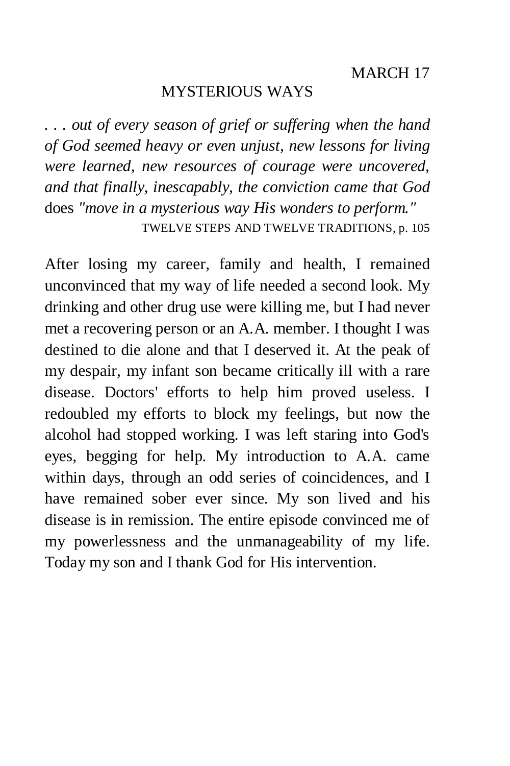MARCH 17

## MYSTERIOUS WAYS

*. . . out of every season of grief or suffering when the hand of God seemed heavy or even unjust, new lessons for living were learned, new resources of courage were uncovered, and that finally, inescapably, the conviction came that God* does *"move in a mysterious way His wonders to perform."*

TWELVE STEPS AND TWELVE TRADITIONS, p. 105

After losing my career, family and health, I remained unconvinced that my way of life needed a second look. My drinking and other drug use were killing me, but I had never met a recovering person or an A.A. member. I thought I was destined to die alone and that I deserved it. At the peak of my despair, my infant son became critically ill with a rare disease. Doctors' efforts to help him proved useless. I redoubled my efforts to block my feelings, but now the alcohol had stopped working. I was left staring into God's eyes, begging for help. My introduction to A.A. came within days, through an odd series of coincidences, and I have remained sober ever since. My son lived and his disease is in remission. The entire episode convinced me of my powerlessness and the unmanageability of my life. Today my son and I thank God for His intervention.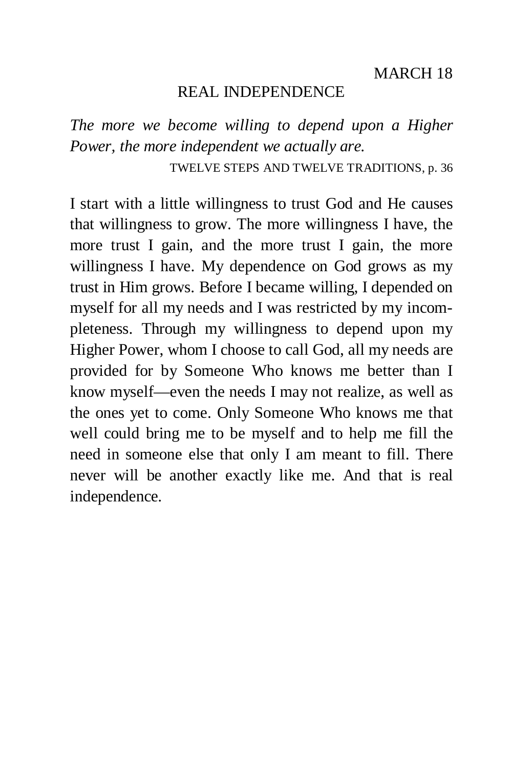MARCH 18

## REAL INDEPENDENCE

*The more we become willing to depend upon a Higher Power, the more independent we actually are.*

TWELVE STEPS AND TWELVE TRADITIONS, p. 36

I start with a little willingness to trust God and He causes that willingness to grow. The more willingness I have, the more trust I gain, and the more trust I gain, the more willingness I have. My dependence on God grows as my trust in Him grows. Before I became willing, I depended on myself for all my needs and I was restricted by my incompleteness. Through my willingness to depend upon my Higher Power, whom I choose to call God, all my needs are provided for by Someone Who knows me better than I know myself—even the needs I may not realize, as well as the ones yet to come. Only Someone Who knows me that well could bring me to be myself and to help me fill the need in someone else that only I am meant to fill. There never will be another exactly like me. And that is real independence.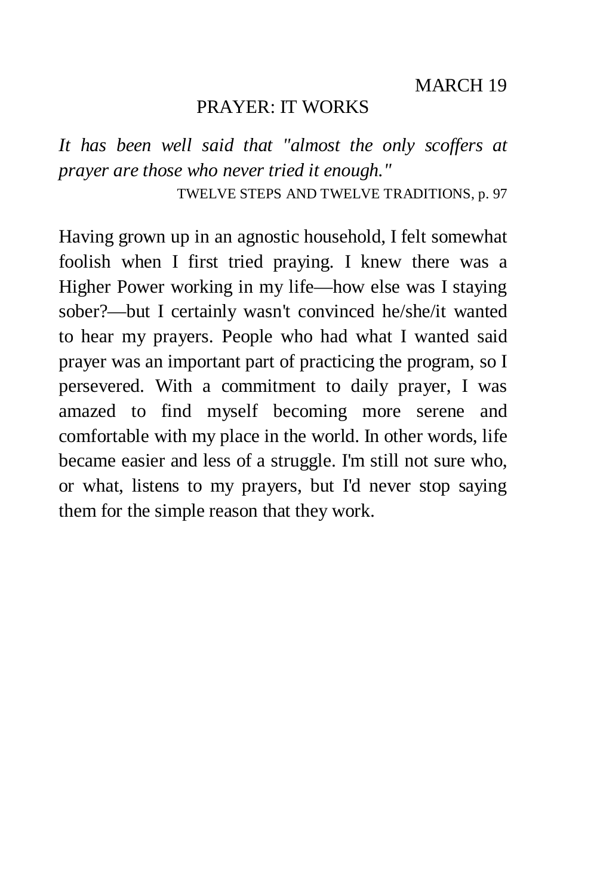MARCH 19

## PRAYER: IT WORKS

*It has been well said that "almost the only scoffers at prayer are those who never tried it enough."*

TWELVE STEPS AND TWELVE TRADITIONS, p. 97

Having grown up in an agnostic household, I felt somewhat foolish when I first tried praying. I knew there was a Higher Power working in my life—how else was I staying sober?—but I certainly wasn't convinced he/she/it wanted to hear my prayers. People who had what I wanted said prayer was an important part of practicing the program, so I persevered. With a commitment to daily prayer, I was amazed to find myself becoming more serene and comfortable with my place in the world. In other words, life became easier and less of a struggle. I'm still not sure who, or what, listens to my prayers, but I'd never stop saying them for the simple reason that they work.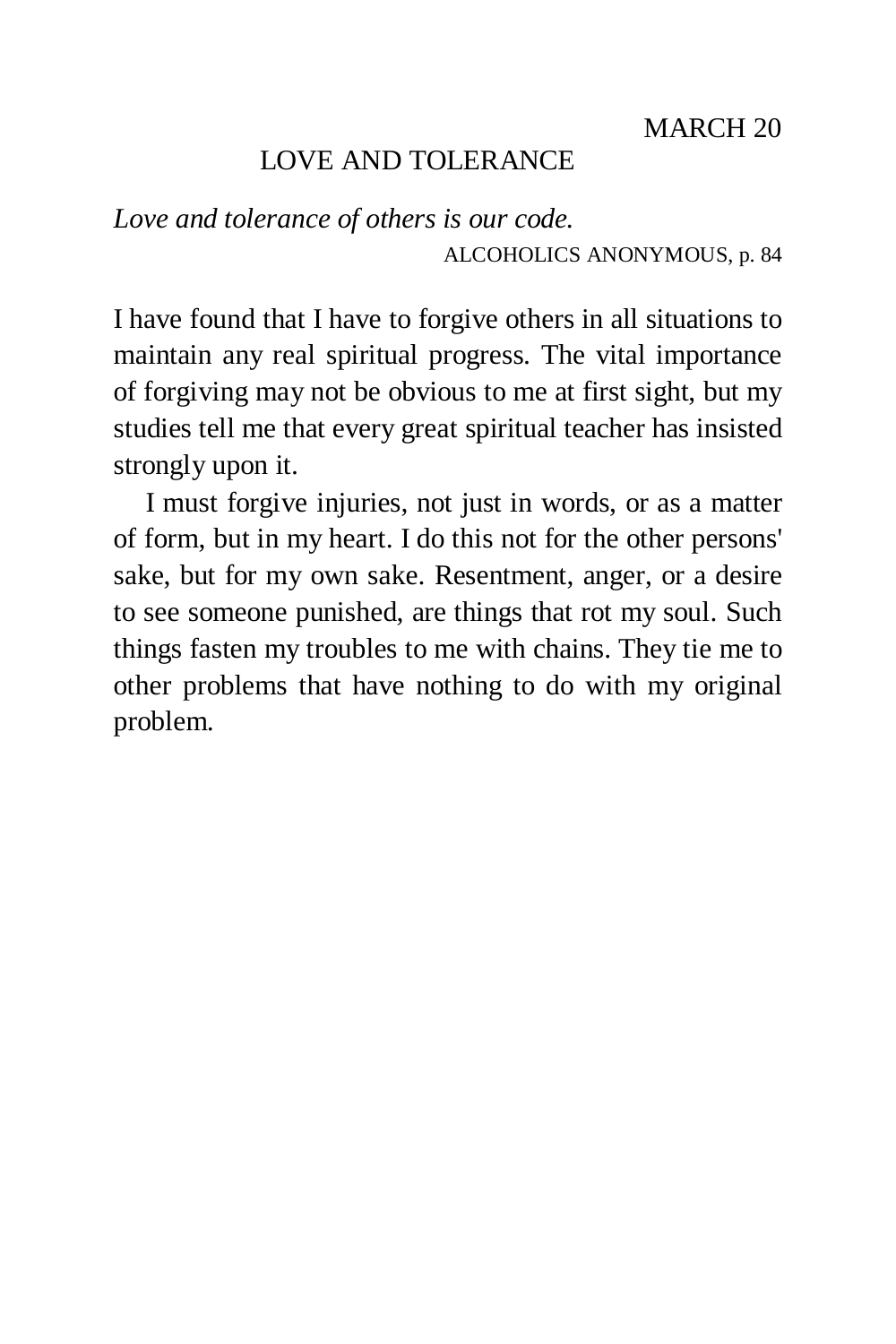MARCH 20

## LOVE AND TOLERANCE

*Love and tolerance of others is our code.*

ALCOHOLICS ANONYMOUS, p. 84

I have found that I have to forgive others in all situations to maintain any real spiritual progress. The vital importance of forgiving may not be obvious to me at first sight, but my studies tell me that every great spiritual teacher has insisted strongly upon it.

I must forgive injuries, not just in words, or as a matter of form, but in my heart. I do this not for the other persons' sake, but for my own sake. Resentment, anger, or a desire to see someone punished, are things that rot my soul. Such things fasten my troubles to me with chains. They tie me to other problems that have nothing to do with my original problem.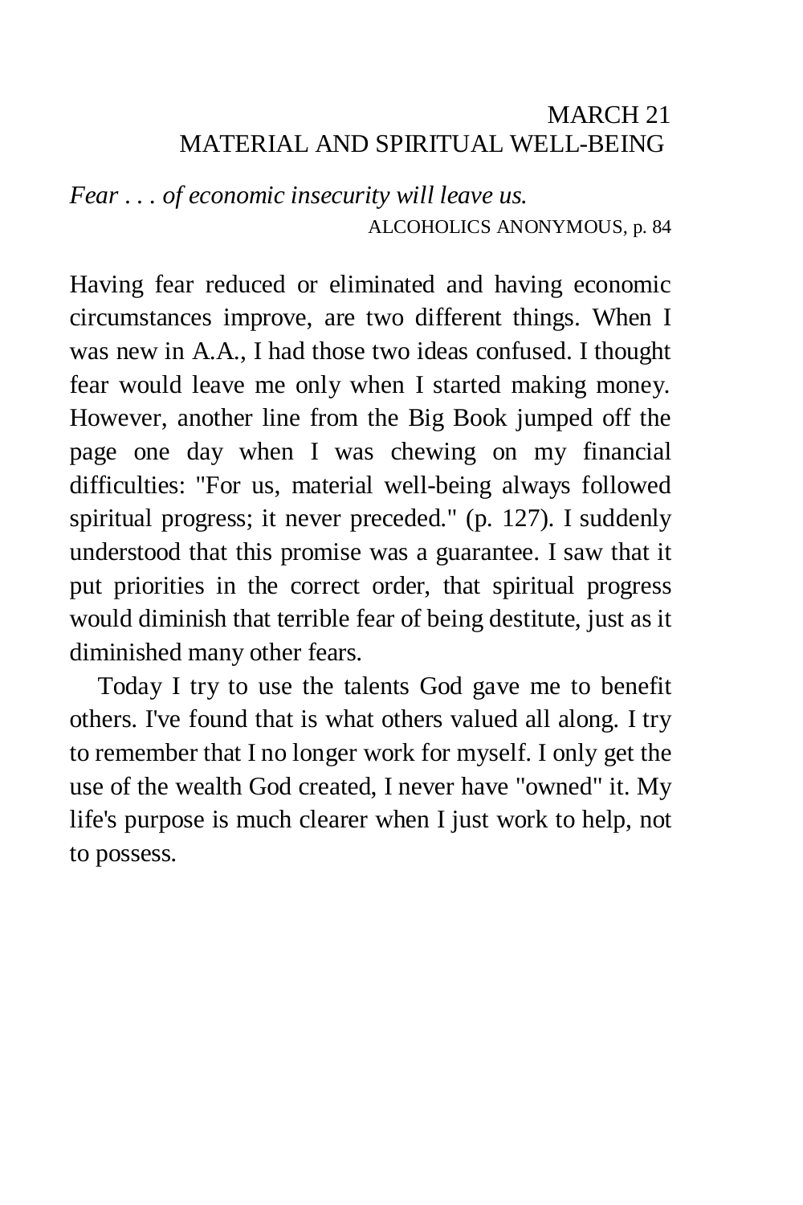## MARCH 21
## MATERIAL AND SPIRITUAL WELL-BEING

*Fear . . . of economic insecurity will leave us.*

ALCOHOLICS ANONYMOUS, p. 84

Having fear reduced or eliminated and having economic circumstances improve, are two different things. When I was new in A.A., I had those two ideas confused. I thought fear would leave me only when I started making money. However, another line from the Big Book jumped off the page one day when I was chewing on my financial difficulties: "For us, material well-being always followed spiritual progress; it never preceded." (p. 127). I suddenly understood that this promise was a guarantee. I saw that it put priorities in the correct order, that spiritual progress would diminish that terrible fear of being destitute, just as it diminished many other fears.

Today I try to use the talents God gave me to benefit others. I've found that is what others valued all along. I try to remember that I no longer work for myself. I only get the use of the wealth God created, I never have "owned" it. My life's purpose is much clearer when I just work to help, not to possess.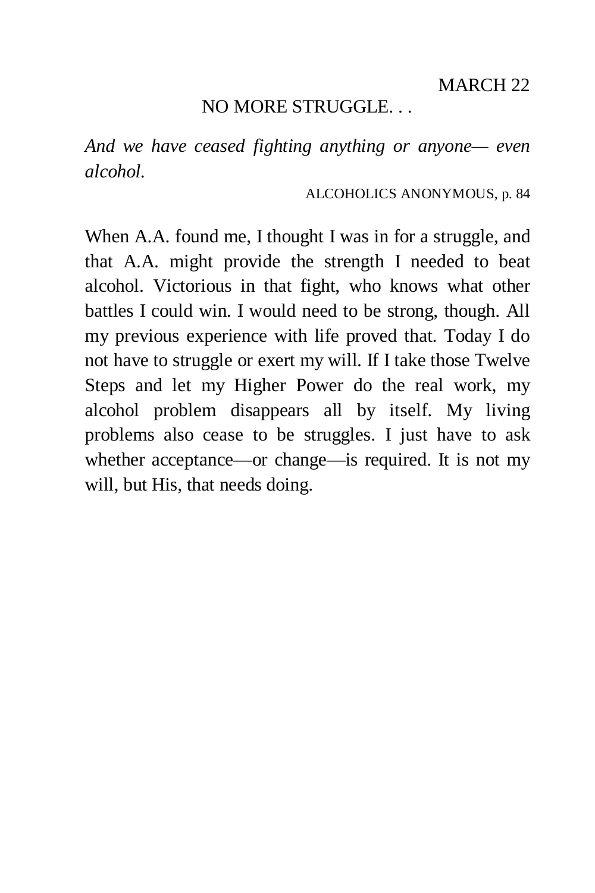MARCH 22

## NO MORE STRUGGLE. . .

*And we have ceased fighting anything or anyone— even alcohol.*

ALCOHOLICS ANONYMOUS, p. 84

When A.A. found me, I thought I was in for a struggle, and that A.A. might provide the strength I needed to beat alcohol. Victorious in that fight, who knows what other battles I could win. I would need to be strong, though. All my previous experience with life proved that. Today I do not have to struggle or exert my will. If I take those Twelve Steps and let my Higher Power do the real work, my alcohol problem disappears all by itself. My living problems also cease to be struggles. I just have to ask whether acceptance—or change—is required. It is not my will, but His, that needs doing.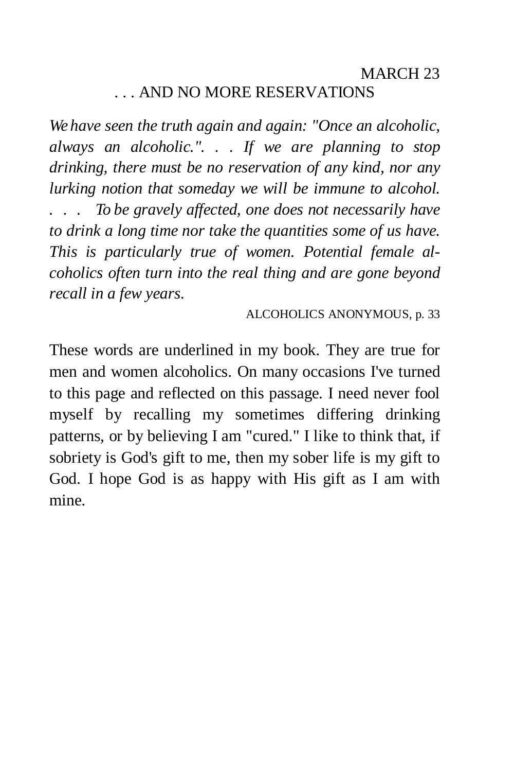MARCH 23

## . . . AND NO MORE RESERVATIONS

*We have seen the truth again and again: "Once an alcoholic, always an alcoholic.". . . If we are planning to stop drinking, there must be no reservation of any kind, nor any lurking notion that someday we will be immune to alcohol. . . . To be gravely affected, one does not necessarily have to drink a long time nor take the quantities some of us have. This is particularly true of women. Potential female alcoholics often turn into the real thing and are gone beyond recall in a few years.*

ALCOHOLICS ANONYMOUS, p. 33

These words are underlined in my book. They are true for men and women alcoholics. On many occasions I've turned to this page and reflected on this passage. I need never fool myself by recalling my sometimes differing drinking patterns, or by believing I am "cured." I like to think that, if sobriety is God's gift to me, then my sober life is my gift to God. I hope God is as happy with His gift as I am with mine.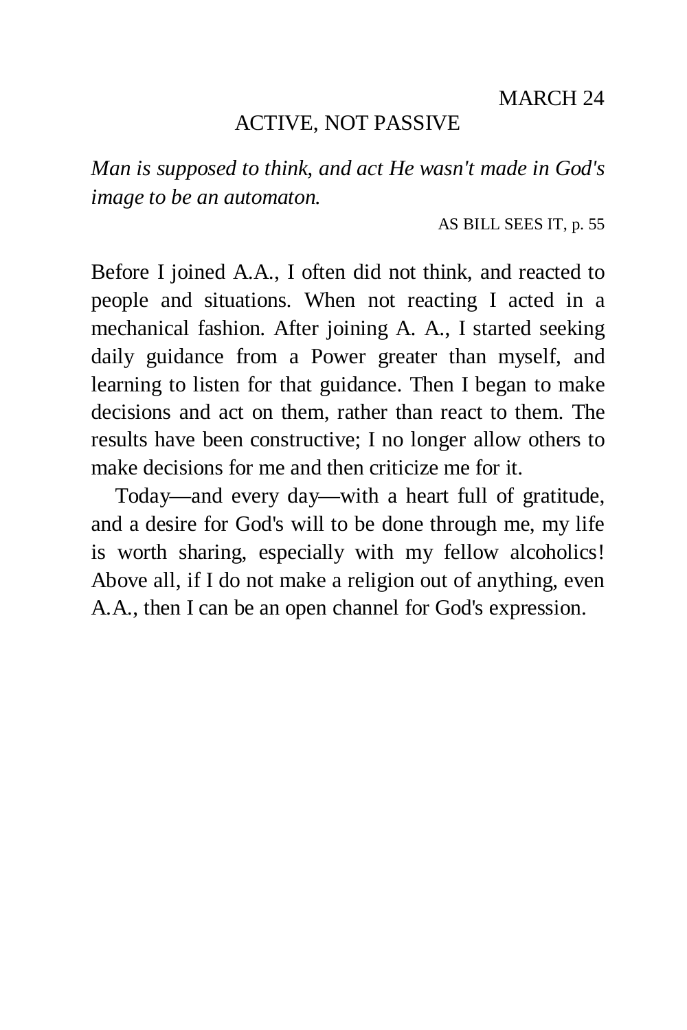MARCH 24

## ACTIVE, NOT PASSIVE

*Man is supposed to think, and act He wasn't made in God's image to be an automaton.*

AS BILL SEES IT, p. 55

Before I joined A.A., I often did not think, and reacted to people and situations. When not reacting I acted in a mechanical fashion. After joining A. A., I started seeking daily guidance from a Power greater than myself, and learning to listen for that guidance. Then I began to make decisions and act on them, rather than react to them. The results have been constructive; I no longer allow others to make decisions for me and then criticize me for it.

Today—and every day—with a heart full of gratitude, and a desire for God's will to be done through me, my life is worth sharing, especially with my fellow alcoholics! Above all, if I do not make a religion out of anything, even A.A., then I can be an open channel for God's expression.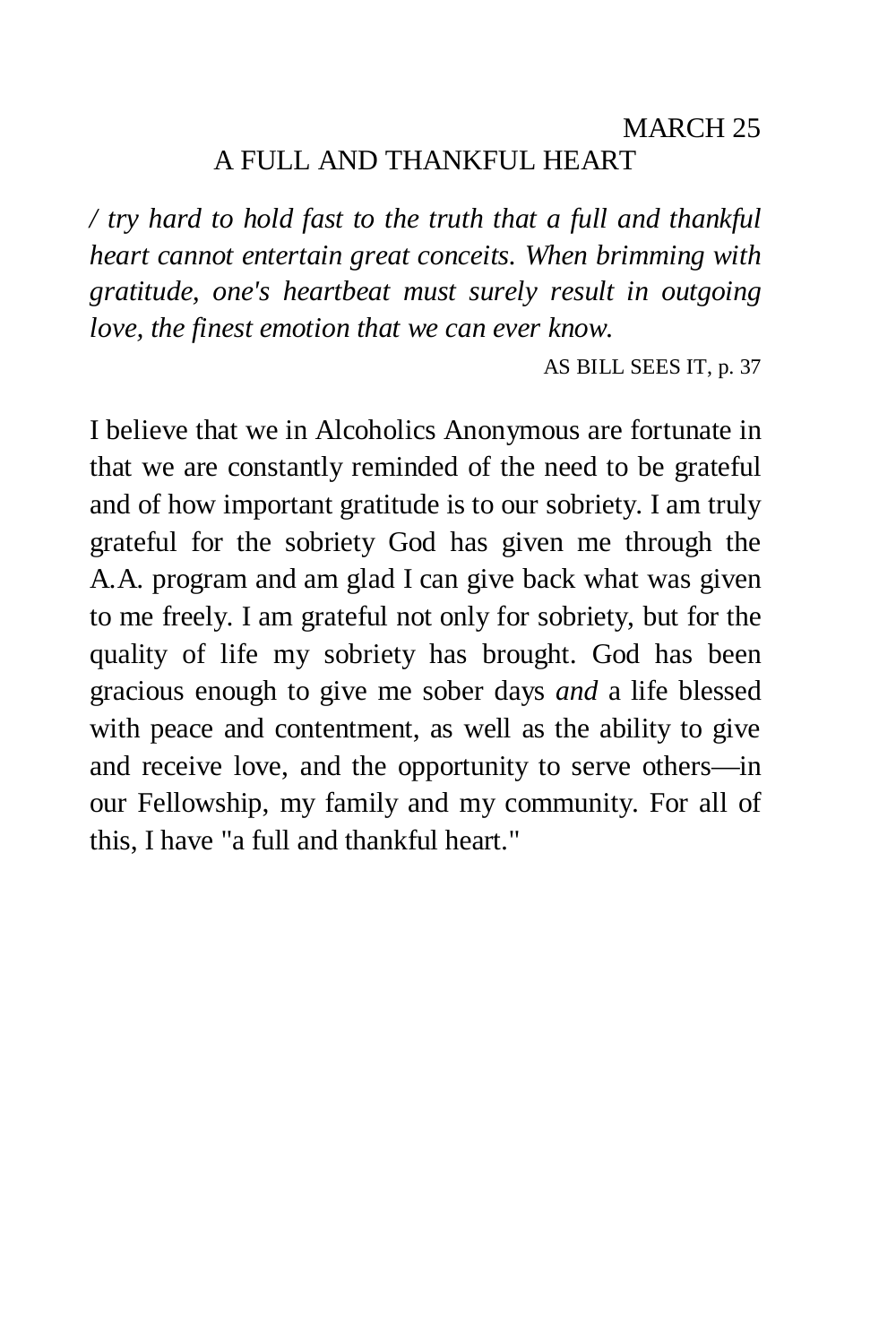MARCH 25

# A FULL AND THANKFUL HEART

*/ try hard to hold fast to the truth that a full and thankful heart cannot entertain great conceits. When brimming with gratitude, one's heartbeat must surely result in outgoing love, the finest emotion that we can ever know.*

AS BILL SEES IT, p. 37

I believe that we in Alcoholics Anonymous are fortunate in that we are constantly reminded of the need to be grateful and of how important gratitude is to our sobriety. I am truly grateful for the sobriety God has given me through the A.A. program and am glad I can give back what was given to me freely. I am grateful not only for sobriety, but for the quality of life my sobriety has brought. God has been gracious enough to give me sober days *and* a life blessed with peace and contentment, as well as the ability to give and receive love, and the opportunity to serve others—in our Fellowship, my family and my community. For all of this, I have "a full and thankful heart."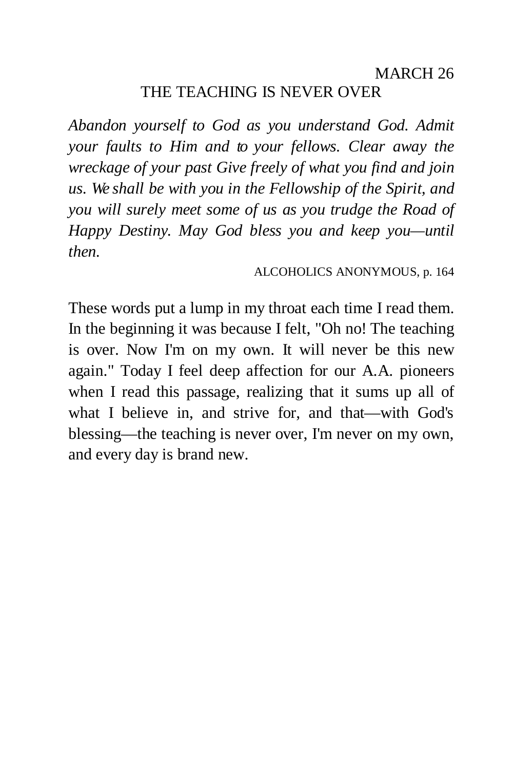MARCH 26

## THE TEACHING IS NEVER OVER

*Abandon yourself to God as you understand God. Admit your faults to Him and to your fellows. Clear away the wreckage of your past Give freely of what you find and join us. We shall be with you in the Fellowship of the Spirit, and you will surely meet some of us as you trudge the Road of Happy Destiny. May God bless you and keep you—until then.*

ALCOHOLICS ANONYMOUS, p. 164

These words put a lump in my throat each time I read them. In the beginning it was because I felt, "Oh no! The teaching is over. Now I'm on my own. It will never be this new again." Today I feel deep affection for our A.A. pioneers when I read this passage, realizing that it sums up all of what I believe in, and strive for, and that—with God's blessing—the teaching is never over, I'm never on my own, and every day is brand new.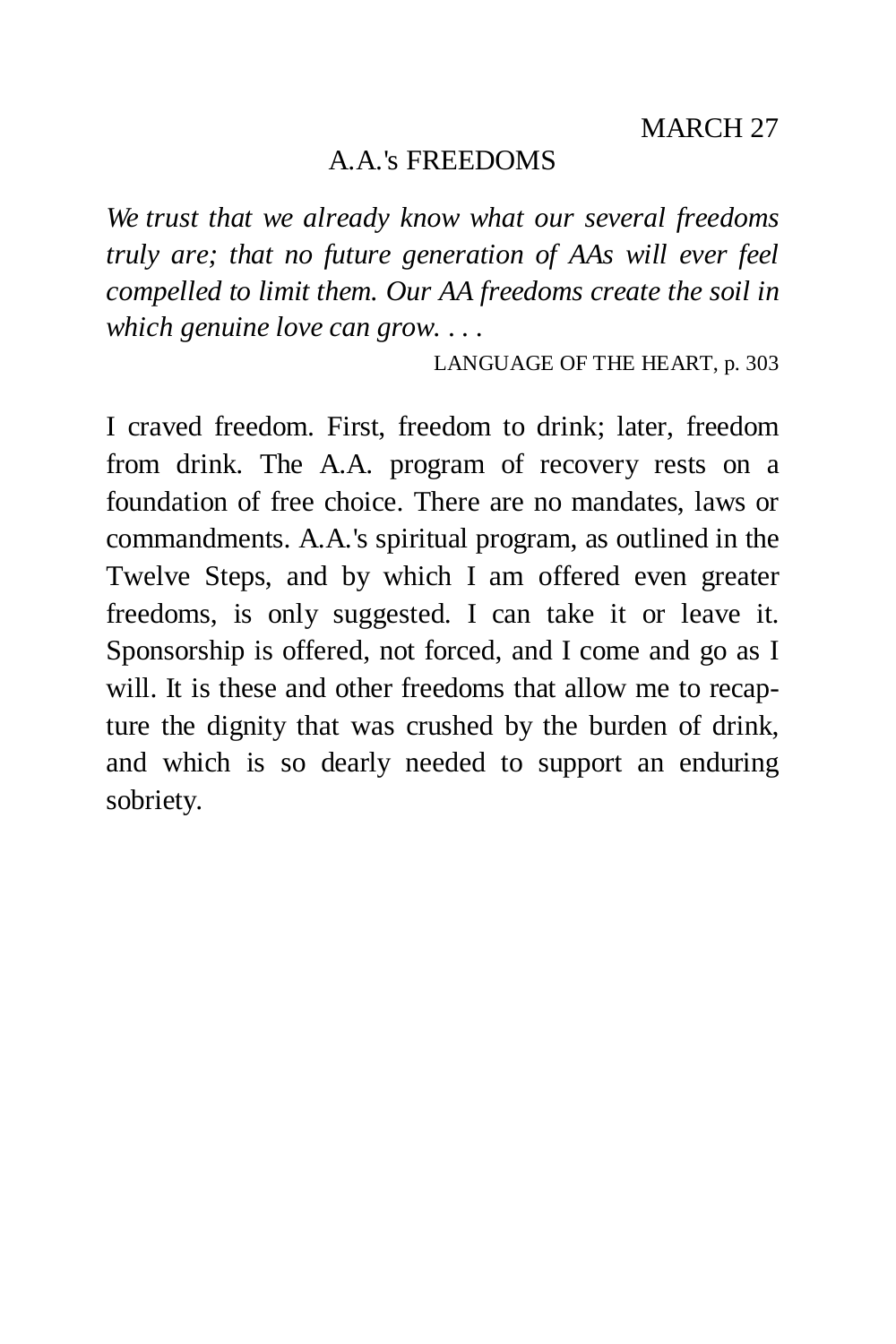MARCH 27

## A.A.'s FREEDOMS

*We trust that we already know what our several freedoms truly are; that no future generation of AAs will ever feel compelled to limit them. Our AA freedoms create the soil in which genuine love can grow. . . .*

LANGUAGE OF THE HEART, p. 303

I craved freedom. First, freedom to drink; later, freedom from drink. The A.A. program of recovery rests on a foundation of free choice. There are no mandates, laws or commandments. A.A.'s spiritual program, as outlined in the Twelve Steps, and by which I am offered even greater freedoms, is only suggested. I can take it or leave it. Sponsorship is offered, not forced, and I come and go as I will. It is these and other freedoms that allow me to recapture the dignity that was crushed by the burden of drink, and which is so dearly needed to support an enduring sobriety.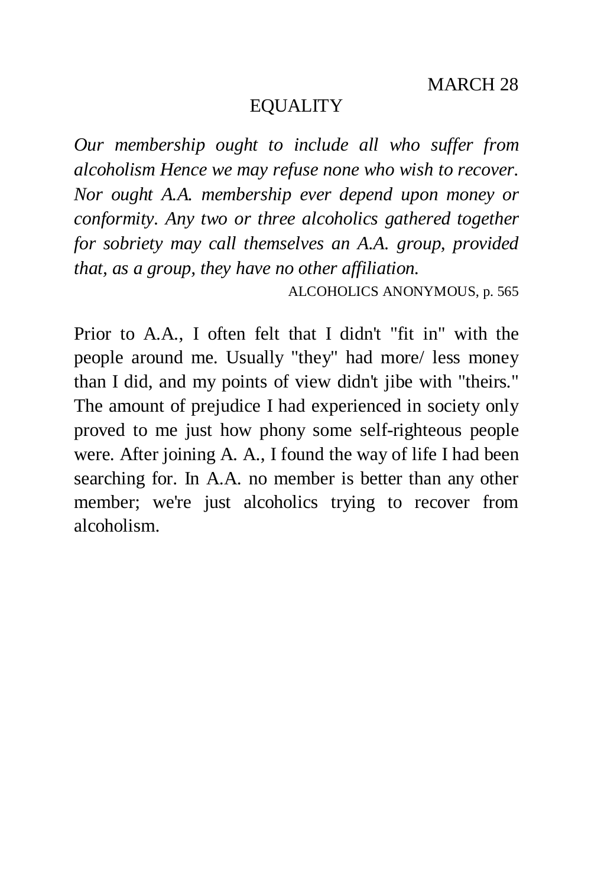MARCH 28

# EQUALITY

*Our membership ought to include all who suffer from alcoholism Hence we may refuse none who wish to recover. Nor ought A.A. membership ever depend upon money or conformity. Any two or three alcoholics gathered together for sobriety may call themselves an A.A. group, provided that, as a group, they have no other affiliation.*

ALCOHOLICS ANONYMOUS, p. 565

Prior to A.A., I often felt that I didn't "fit in" with the people around me. Usually "they" had more/ less money than I did, and my points of view didn't jibe with "theirs." The amount of prejudice I had experienced in society only proved to me just how phony some self-righteous people were. After joining A. A., I found the way of life I had been searching for. In A.A. no member is better than any other member; we're just alcoholics trying to recover from alcoholism.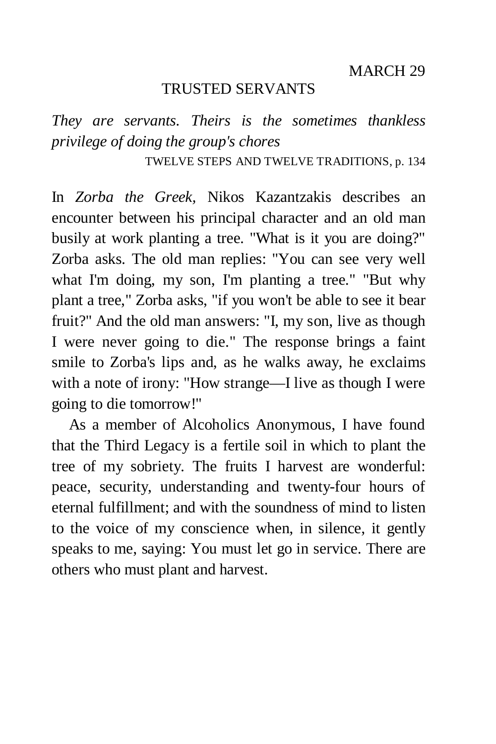MARCH 29

## TRUSTED SERVANTS

*They are servants. Theirs is the sometimes thankless privilege of doing the group's chores*

TWELVE STEPS AND TWELVE TRADITIONS, p. 134

In *Zorba the Greek,* Nikos Kazantzakis describes an encounter between his principal character and an old man busily at work planting a tree. "What is it you are doing?" Zorba asks. The old man replies: "You can see very well what I'm doing, my son, I'm planting a tree." "But why plant a tree," Zorba asks, "if you won't be able to see it bear fruit?" And the old man answers: "I, my son, live as though I were never going to die." The response brings a faint smile to Zorba's lips and, as he walks away, he exclaims with a note of irony: "How strange—I live as though I were going to die tomorrow!"

As a member of Alcoholics Anonymous, I have found that the Third Legacy is a fertile soil in which to plant the tree of my sobriety. The fruits I harvest are wonderful: peace, security, understanding and twenty-four hours of eternal fulfillment; and with the soundness of mind to listen to the voice of my conscience when, in silence, it gently speaks to me, saying: You must let go in service. There are others who must plant and harvest.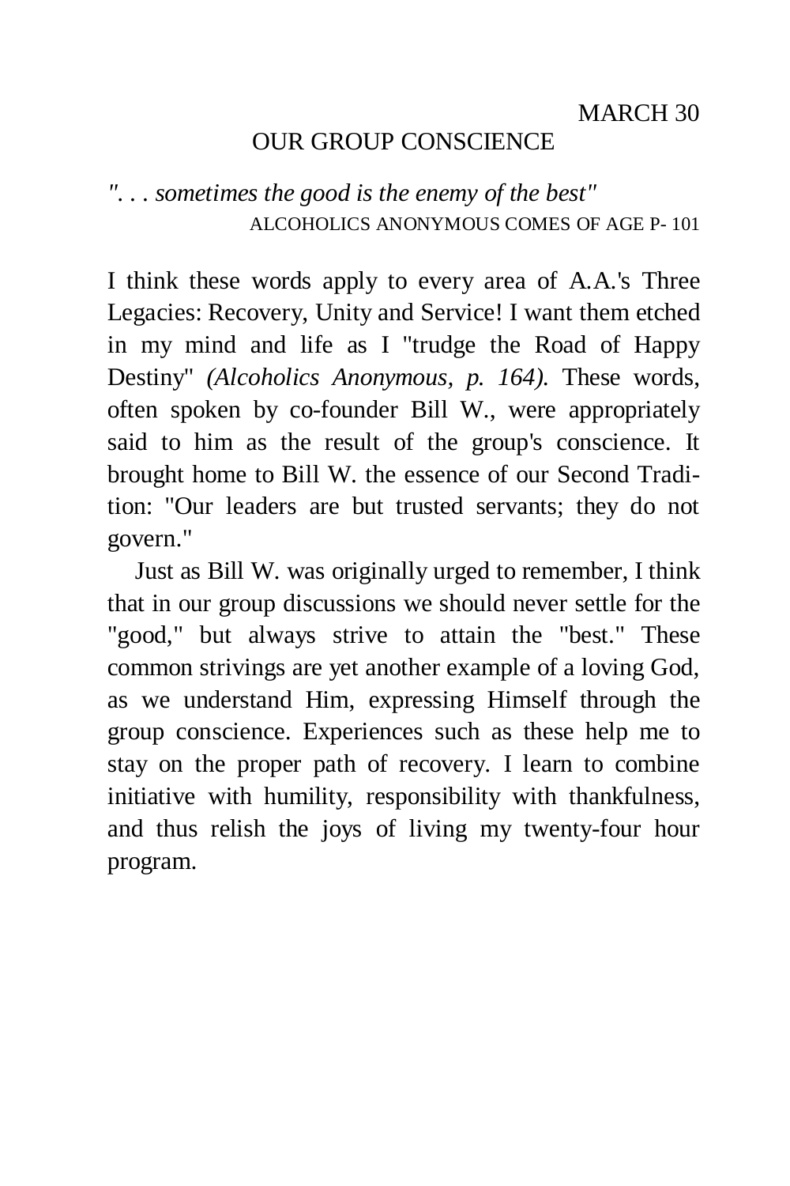MARCH 30

## OUR GROUP CONSCIENCE

*". . . sometimes the good is the enemy of the best"*
ALCOHOLICS ANONYMOUS COMES OF AGE P- 101

I think these words apply to every area of A.A.'s Three Legacies: Recovery, Unity and Service! I want them etched in my mind and life as I "trudge the Road of Happy Destiny" *(Alcoholics Anonymous, p. 164).* These words, often spoken by co-founder Bill W., were appropriately said to him as the result of the group's conscience. It brought home to Bill W. the essence of our Second Tradition: "Our leaders are but trusted servants; they do not govern."

Just as Bill W. was originally urged to remember, I think that in our group discussions we should never settle for the "good," but always strive to attain the "best." These common strivings are yet another example of a loving God, as we understand Him, expressing Himself through the group conscience. Experiences such as these help me to stay on the proper path of recovery. I learn to combine initiative with humility, responsibility with thankfulness, and thus relish the joys of living my twenty-four hour program.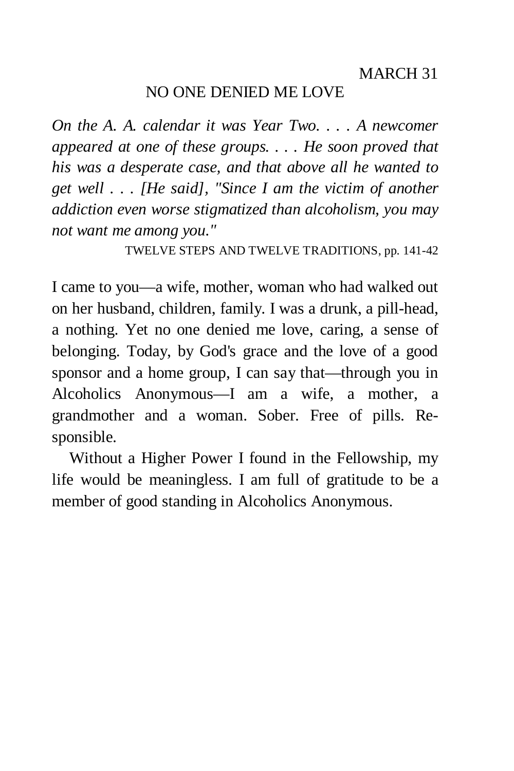MARCH 31

## NO ONE DENIED ME LOVE

*On the A. A. calendar it was Year Two. . . . A newcomer appeared at one of these groups. . . . He soon proved that his was a desperate case, and that above all he wanted to get well . . . [He said], "Since I am the victim of another addiction even worse stigmatized than alcoholism, you may not want me among you."*

TWELVE STEPS AND TWELVE TRADITIONS, pp. 141-42

I came to you—a wife, mother, woman who had walked out on her husband, children, family. I was a drunk, a pill-head, a nothing. Yet no one denied me love, caring, a sense of belonging. Today, by God's grace and the love of a good sponsor and a home group, I can say that—through you in Alcoholics Anonymous—I am a wife, a mother, a grandmother and a woman. Sober. Free of pills. Responsible.

Without a Higher Power I found in the Fellowship, my life would be meaningless. I am full of gratitude to be a member of good standing in Alcoholics Anonymous.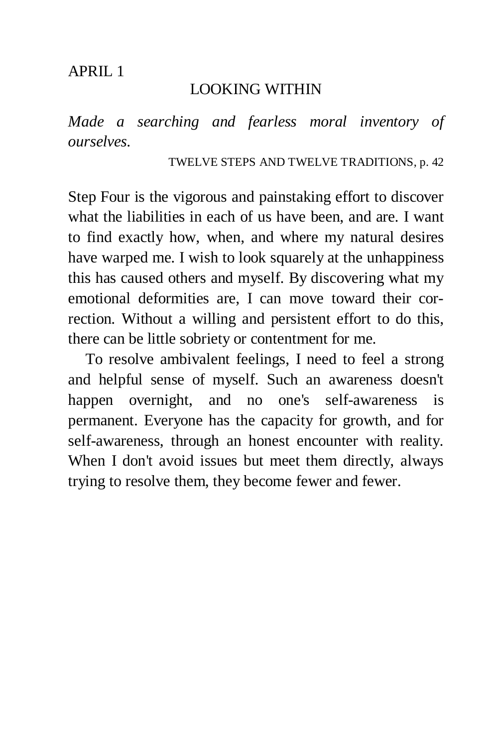APRIL 1

## LOOKING WITHIN

*Made a searching and fearless moral inventory of ourselves.*

TWELVE STEPS AND TWELVE TRADITIONS, p. 42

Step Four is the vigorous and painstaking effort to discover what the liabilities in each of us have been, and are. I want to find exactly how, when, and where my natural desires have warped me. I wish to look squarely at the unhappiness this has caused others and myself. By discovering what my emotional deformities are, I can move toward their correction. Without a willing and persistent effort to do this, there can be little sobriety or contentment for me.

To resolve ambivalent feelings, I need to feel a strong and helpful sense of myself. Such an awareness doesn't happen overnight, and no one's self-awareness is permanent. Everyone has the capacity for growth, and for self-awareness, through an honest encounter with reality. When I don't avoid issues but meet them directly, always trying to resolve them, they become fewer and fewer.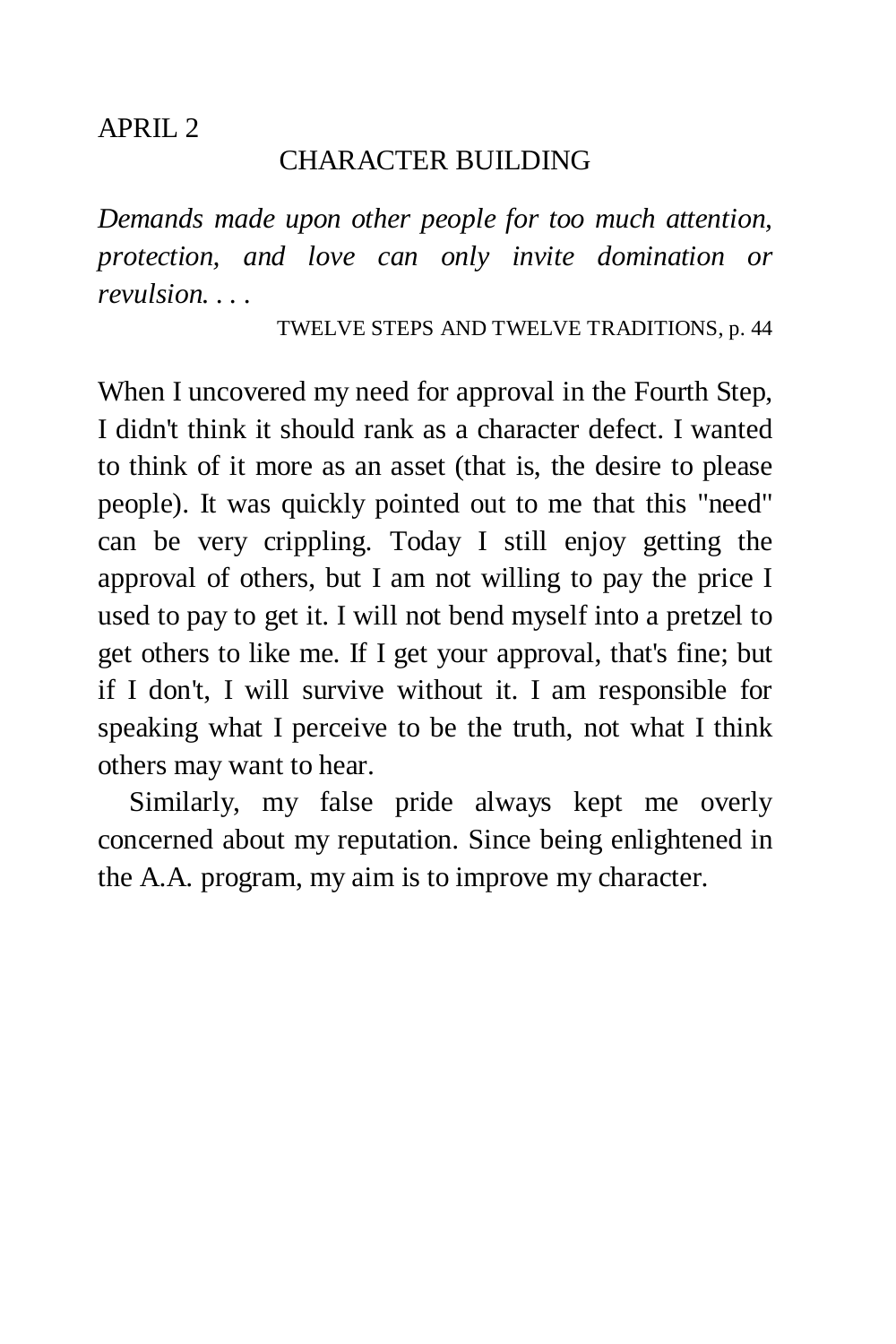APRIL 2

## CHARACTER BUILDING

*Demands made upon other people for too much attention, protection, and love can only invite domination or revulsion. . . .*

TWELVE STEPS AND TWELVE TRADITIONS, p. 44

When I uncovered my need for approval in the Fourth Step, I didn't think it should rank as a character defect. I wanted to think of it more as an asset (that is, the desire to please people). It was quickly pointed out to me that this "need" can be very crippling. Today I still enjoy getting the approval of others, but I am not willing to pay the price I used to pay to get it. I will not bend myself into a pretzel to get others to like me. If I get your approval, that's fine; but if I don't, I will survive without it. I am responsible for speaking what I perceive to be the truth, not what I think others may want to hear.

Similarly, my false pride always kept me overly concerned about my reputation. Since being enlightened in the A.A. program, my aim is to improve my character.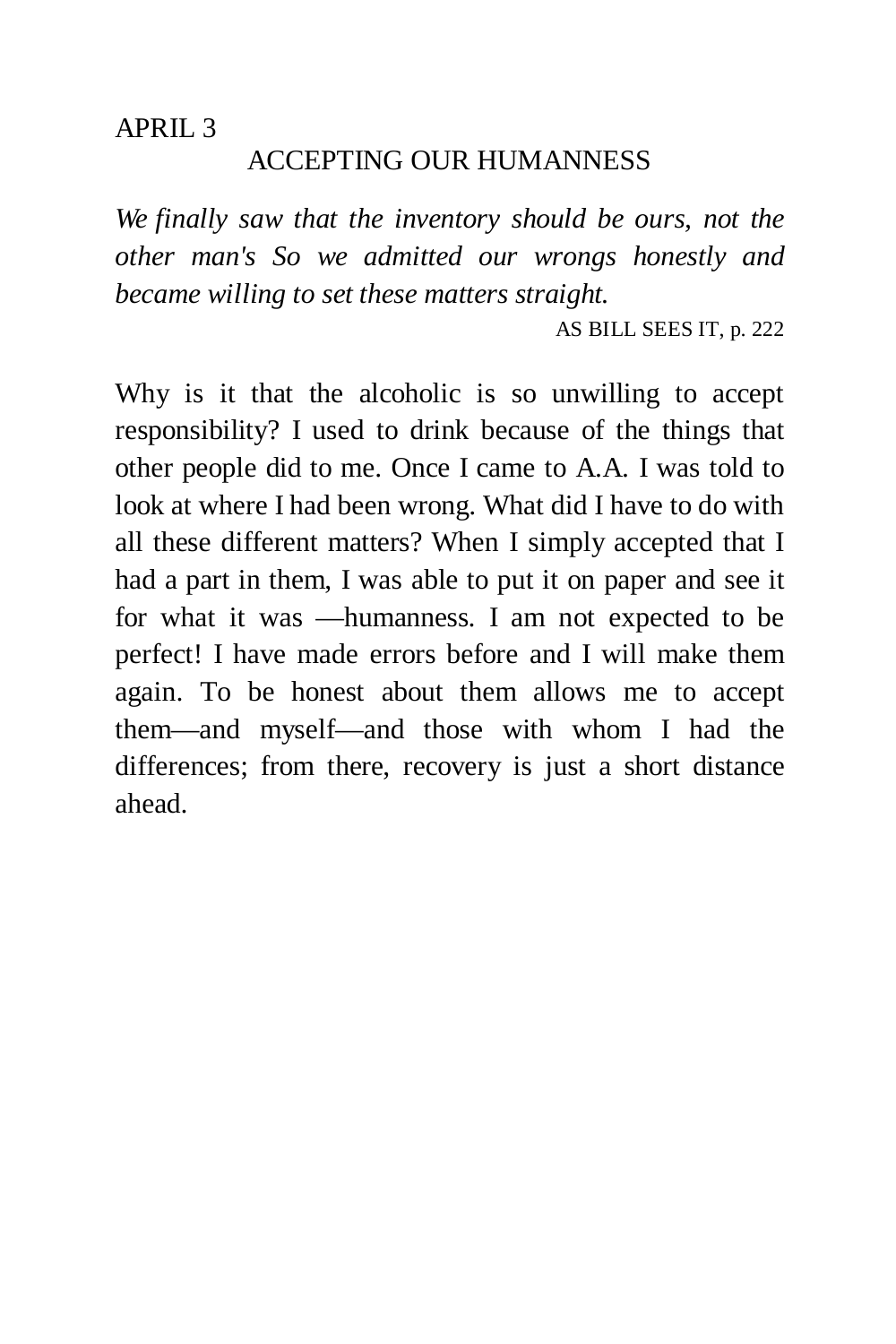APRIL 3

## ACCEPTING OUR HUMANNESS

*We finally saw that the inventory should be ours, not the other man's So we admitted our wrongs honestly and became willing to set these matters straight.*

AS BILL SEES IT, p. 222

Why is it that the alcoholic is so unwilling to accept responsibility? I used to drink because of the things that other people did to me. Once I came to A.A. I was told to look at where I had been wrong. What did I have to do with all these different matters? When I simply accepted that I had a part in them, I was able to put it on paper and see it for what it was —humanness. I am not expected to be perfect! I have made errors before and I will make them again. To be honest about them allows me to accept them—and myself—and those with whom I had the differences; from there, recovery is just a short distance ahead.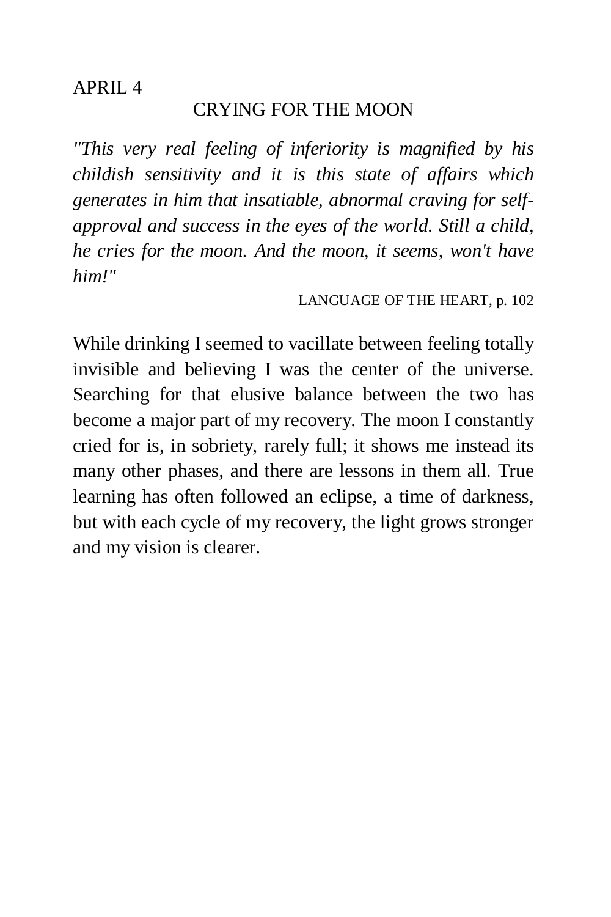APRIL 4

## CRYING FOR THE MOON

*"This very real feeling of inferiority is magnified by his childish sensitivity and it is this state of affairs which generates in him that insatiable, abnormal craving for self-approval and success in the eyes of the world. Still a child, he cries for the moon. And the moon, it seems, won't have him!"*

LANGUAGE OF THE HEART, p. 102

While drinking I seemed to vacillate between feeling totally invisible and believing I was the center of the universe. Searching for that elusive balance between the two has become a major part of my recovery. The moon I constantly cried for is, in sobriety, rarely full; it shows me instead its many other phases, and there are lessons in them all. True learning has often followed an eclipse, a time of darkness, but with each cycle of my recovery, the light grows stronger and my vision is clearer.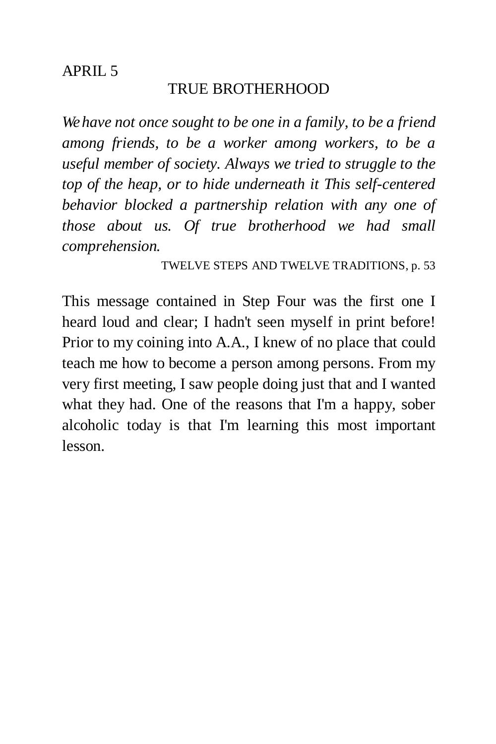APRIL 5

## TRUE BROTHERHOOD

*We have not once sought to be one in a family, to be a friend among friends, to be a worker among workers, to be a useful member of society. Always we tried to struggle to the top of the heap, or to hide underneath it This self-centered behavior blocked a partnership relation with any one of those about us. Of true brotherhood we had small comprehension.*

TWELVE STEPS AND TWELVE TRADITIONS, p. 53

This message contained in Step Four was the first one I heard loud and clear; I hadn't seen myself in print before! Prior to my coining into A.A., I knew of no place that could teach me how to become a person among persons. From my very first meeting, I saw people doing just that and I wanted what they had. One of the reasons that I'm a happy, sober alcoholic today is that I'm learning this most important lesson.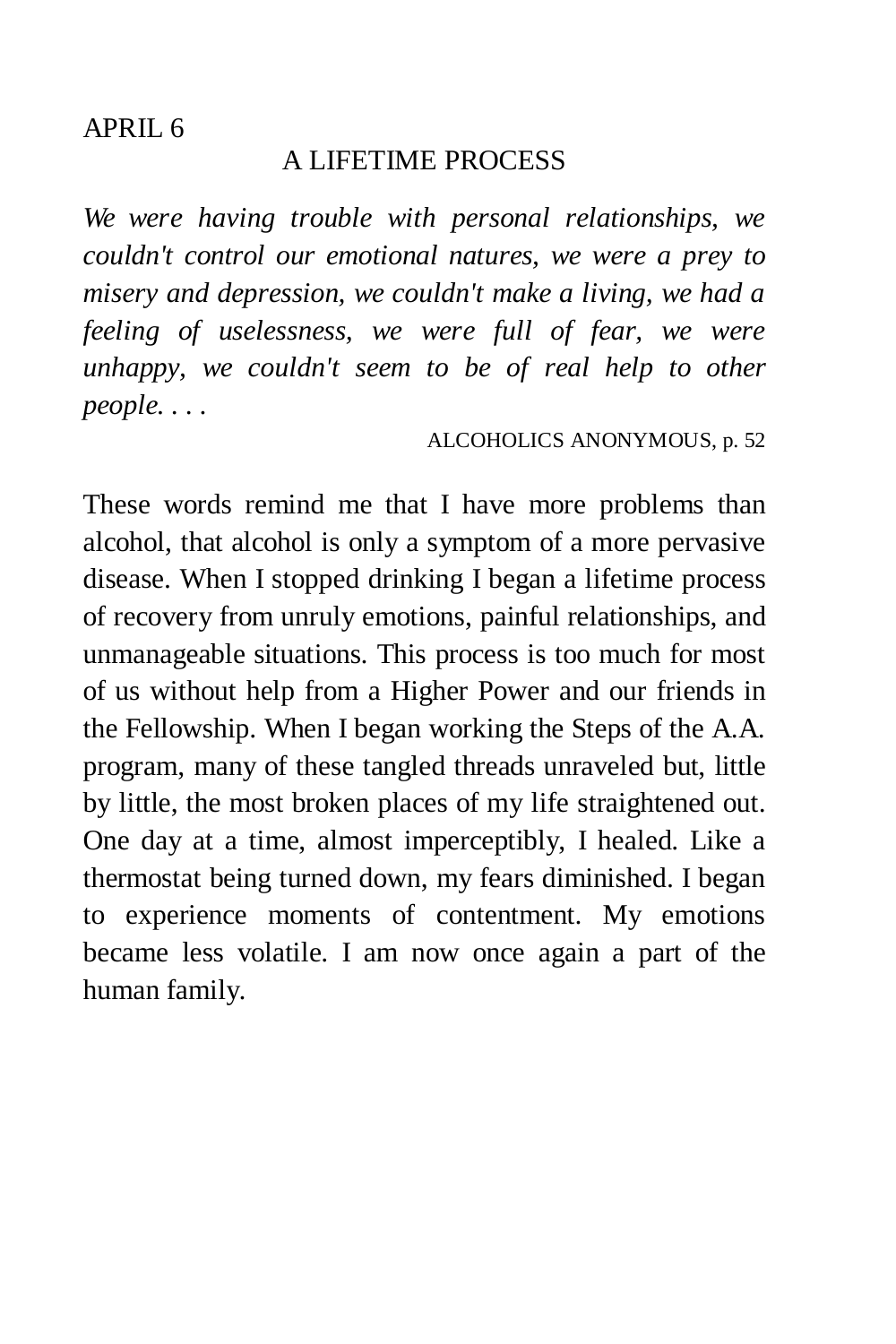APRIL 6

## A LIFETIME PROCESS

*We were having trouble with personal relationships, we couldn't control our emotional natures, we were a prey to misery and depression, we couldn't make a living, we had a feeling of uselessness, we were full of fear, we were unhappy, we couldn't seem to be of real help to other people. . . .*

ALCOHOLICS ANONYMOUS, p. 52

These words remind me that I have more problems than alcohol, that alcohol is only a symptom of a more pervasive disease. When I stopped drinking I began a lifetime process of recovery from unruly emotions, painful relationships, and unmanageable situations. This process is too much for most of us without help from a Higher Power and our friends in the Fellowship. When I began working the Steps of the A.A. program, many of these tangled threads unraveled but, little by little, the most broken places of my life straightened out. One day at a time, almost imperceptibly, I healed. Like a thermostat being turned down, my fears diminished. I began to experience moments of contentment. My emotions became less volatile. I am now once again a part of the human family.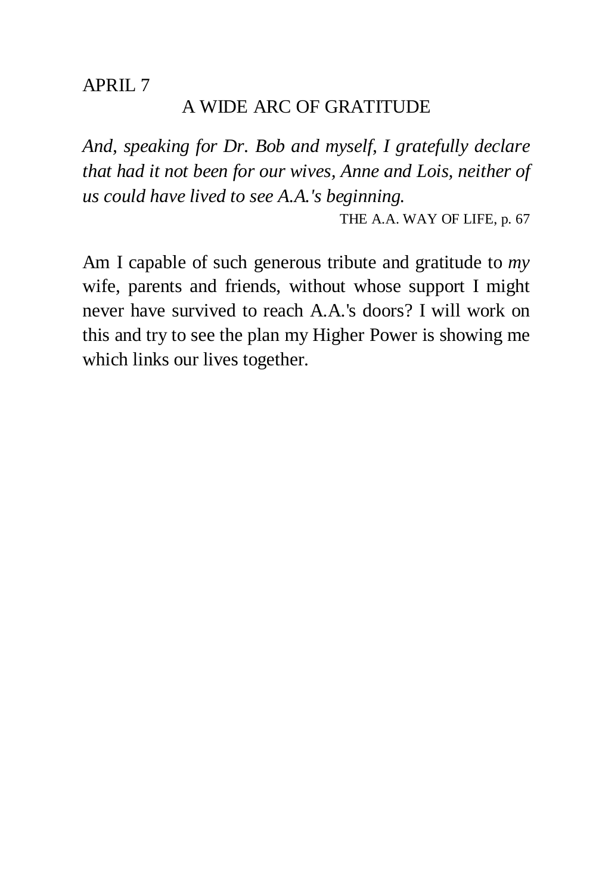APRIL 7

## A WIDE ARC OF GRATITUDE

*And, speaking for Dr. Bob and myself, I gratefully declare that had it not been for our wives, Anne and Lois, neither of us could have lived to see A.A.'s beginning.*

THE A.A. WAY OF LIFE, p. 67

Am I capable of such generous tribute and gratitude to *my* wife, parents and friends, without whose support I might never have survived to reach A.A.'s doors? I will work on this and try to see the plan my Higher Power is showing me which links our lives together.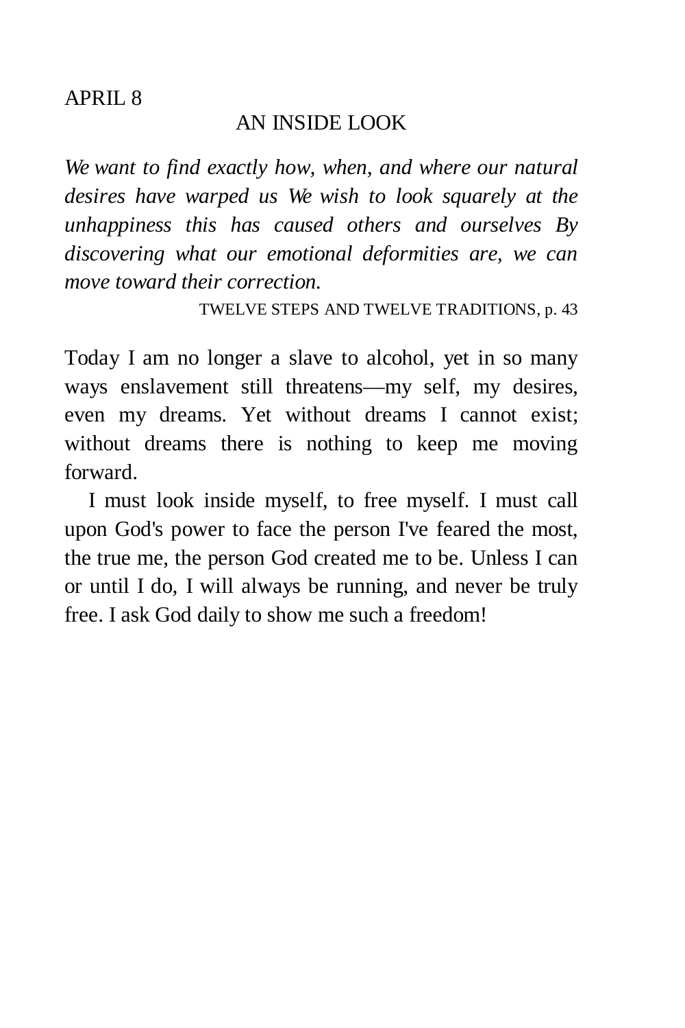APRIL 8

## AN INSIDE LOOK

*We want to find exactly how, when, and where our natural desires have warped us We wish to look squarely at the unhappiness this has caused others and ourselves By discovering what our emotional deformities are, we can move toward their correction.*

TWELVE STEPS AND TWELVE TRADITIONS, p. 43

Today I am no longer a slave to alcohol, yet in so many ways enslavement still threatens—my self, my desires, even my dreams. Yet without dreams I cannot exist; without dreams there is nothing to keep me moving forward.

I must look inside myself, to free myself. I must call upon God's power to face the person I've feared the most, the true me, the person God created me to be. Unless I can or until I do, I will always be running, and never be truly free. I ask God daily to show me such a freedom!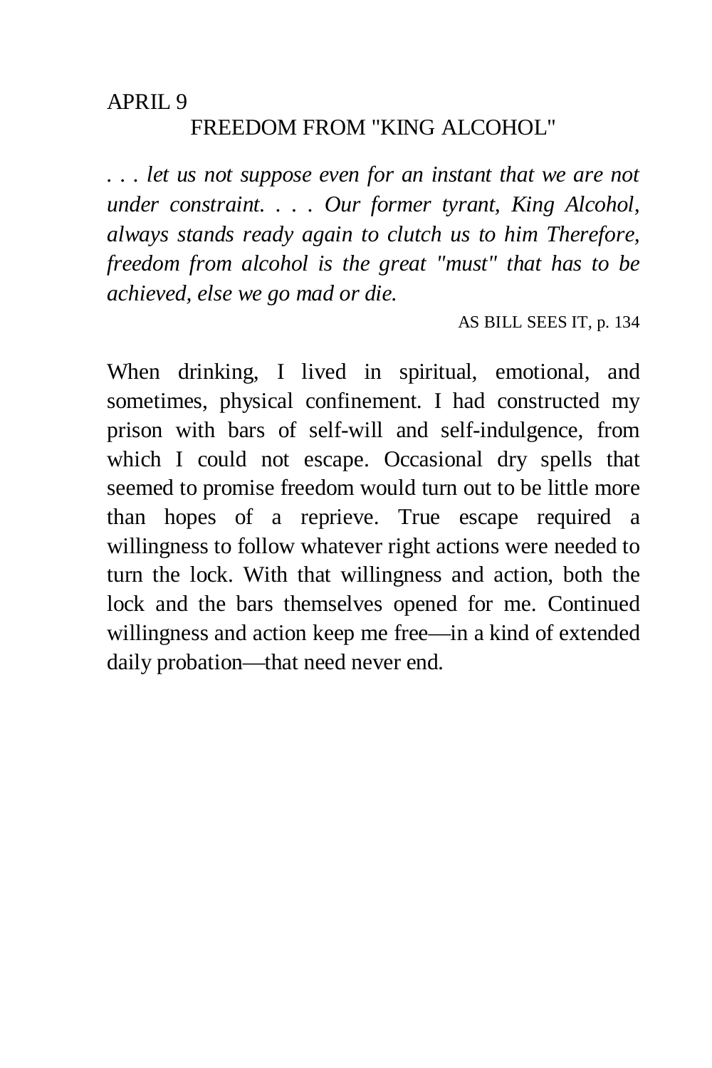APRIL 9

## FREEDOM FROM "KING ALCOHOL"

*. . . let us not suppose even for an instant that we are not under constraint. . . . Our former tyrant, King Alcohol, always stands ready again to clutch us to him Therefore, freedom from alcohol is the great "must" that has to be achieved, else we go mad or die.*

AS BILL SEES IT, p. 134

When drinking, I lived in spiritual, emotional, and sometimes, physical confinement. I had constructed my prison with bars of self-will and self-indulgence, from which I could not escape. Occasional dry spells that seemed to promise freedom would turn out to be little more than hopes of a reprieve. True escape required a willingness to follow whatever right actions were needed to turn the lock. With that willingness and action, both the lock and the bars themselves opened for me. Continued willingness and action keep me free—in a kind of extended daily probation—that need never end.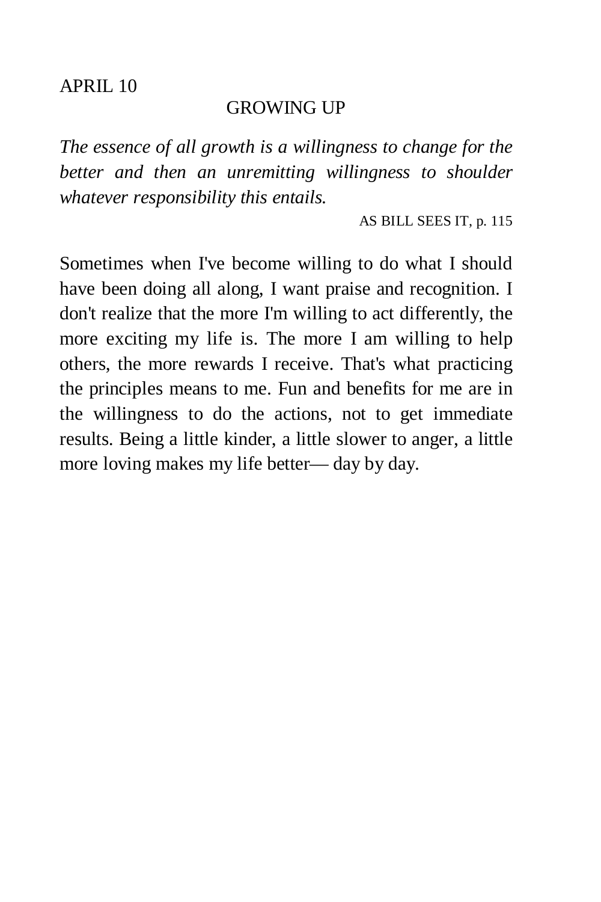APRIL 10

## GROWING UP

*The essence of all growth is a willingness to change for the better and then an unremitting willingness to shoulder whatever responsibility this entails.*

AS BILL SEES IT, p. 115

Sometimes when I've become willing to do what I should have been doing all along, I want praise and recognition. I don't realize that the more I'm willing to act differently, the more exciting my life is. The more I am willing to help others, the more rewards I receive. That's what practicing the principles means to me. Fun and benefits for me are in the willingness to do the actions, not to get immediate results. Being a little kinder, a little slower to anger, a little more loving makes my life better— day by day.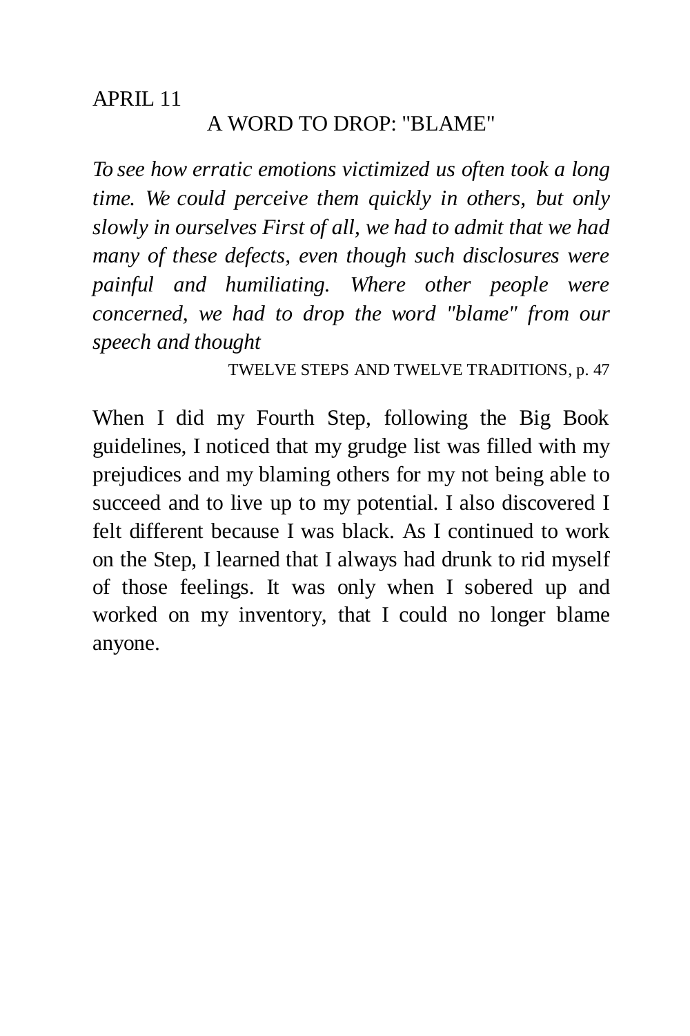APRIL 11

## A WORD TO DROP: "BLAME"

*To see how erratic emotions victimized us often took a long time. We could perceive them quickly in others, but only slowly in ourselves First of all, we had to admit that we had many of these defects, even though such disclosures were painful and humiliating. Where other people were concerned, we had to drop the word "blame" from our speech and thought*

TWELVE STEPS AND TWELVE TRADITIONS, p. 47

When I did my Fourth Step, following the Big Book guidelines, I noticed that my grudge list was filled with my prejudices and my blaming others for my not being able to succeed and to live up to my potential. I also discovered I felt different because I was black. As I continued to work on the Step, I learned that I always had drunk to rid myself of those feelings. It was only when I sobered up and worked on my inventory, that I could no longer blame anyone.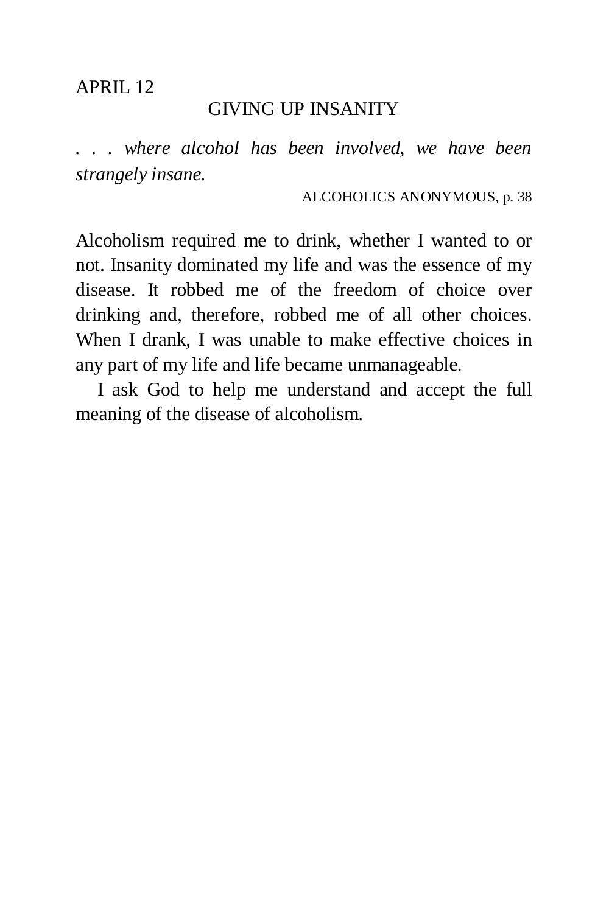APRIL 12

## GIVING UP INSANITY

*. . . where alcohol has been involved, we have been strangely insane.*

ALCOHOLICS ANONYMOUS, p. 38

Alcoholism required me to drink, whether I wanted to or not. Insanity dominated my life and was the essence of my disease. It robbed me of the freedom of choice over drinking and, therefore, robbed me of all other choices. When I drank, I was unable to make effective choices in any part of my life and life became unmanageable.

I ask God to help me understand and accept the full meaning of the disease of alcoholism.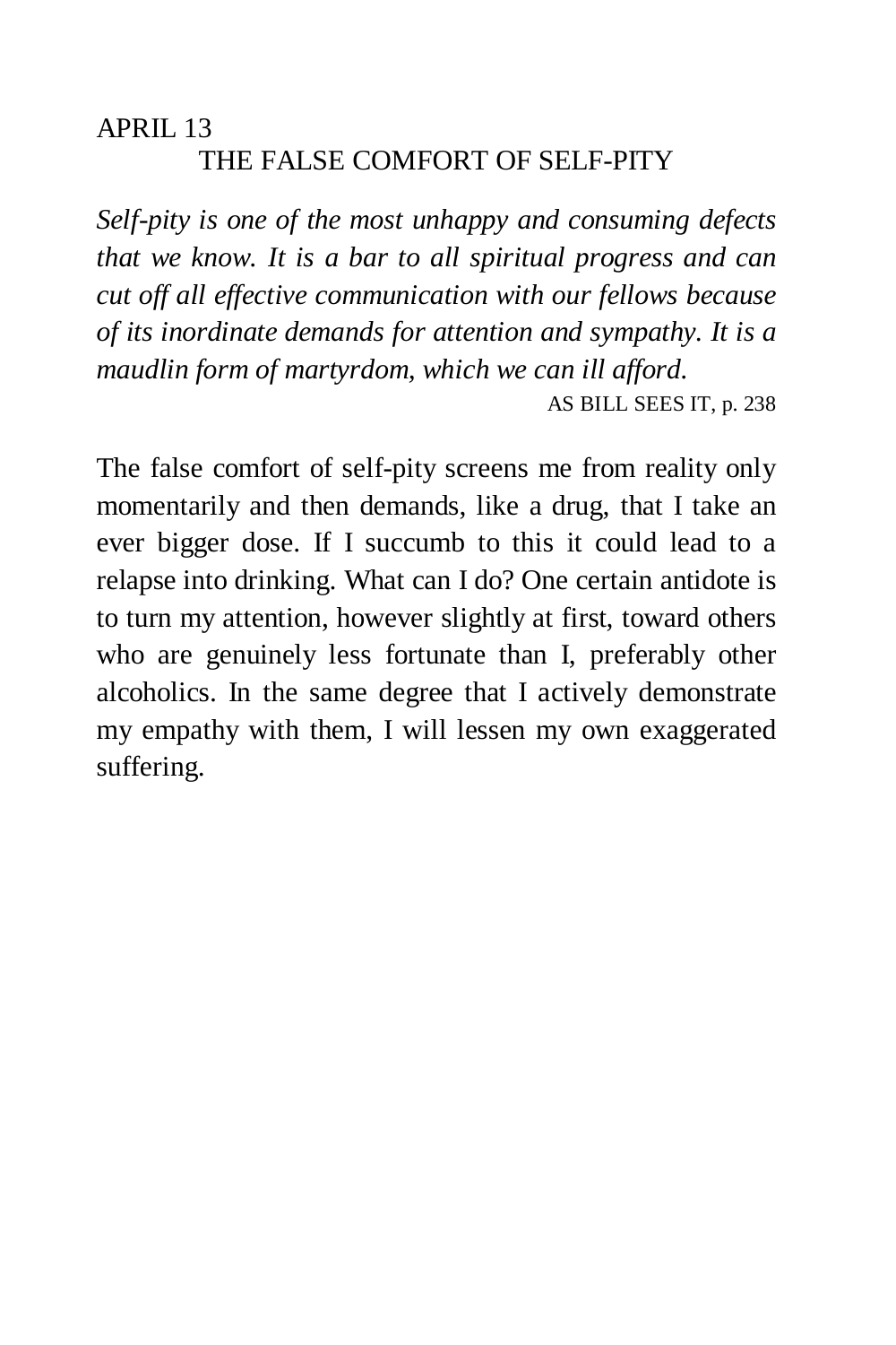APRIL 13

## THE FALSE COMFORT OF SELF-PITY

*Self-pity is one of the most unhappy and consuming defects that we know. It is a bar to all spiritual progress and can cut off all effective communication with our fellows because of its inordinate demands for attention and sympathy. It is a maudlin form of martyrdom, which we can ill afford.*

AS BILL SEES IT, p. 238

The false comfort of self-pity screens me from reality only momentarily and then demands, like a drug, that I take an ever bigger dose. If I succumb to this it could lead to a relapse into drinking. What can I do? One certain antidote is to turn my attention, however slightly at first, toward others who are genuinely less fortunate than I, preferably other alcoholics. In the same degree that I actively demonstrate my empathy with them, I will lessen my own exaggerated suffering.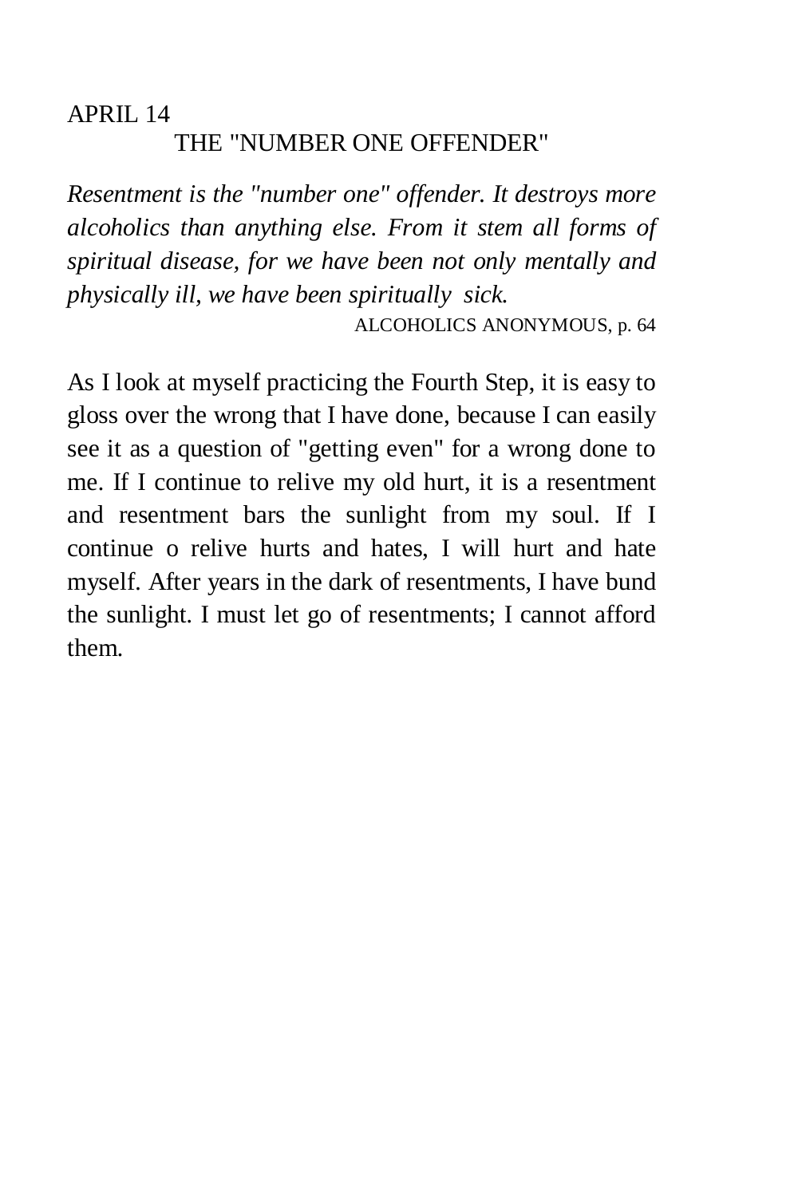APRIL 14

## THE "NUMBER ONE OFFENDER"

*Resentment is the "number one" offender. It destroys more alcoholics than anything else. From it stem all forms of spiritual disease, for we have been not only mentally and physically ill, we have been spiritually sick.*

ALCOHOLICS ANONYMOUS, p. 64

As I look at myself practicing the Fourth Step, it is easy to gloss over the wrong that I have done, because I can easily see it as a question of "getting even" for a wrong done to me. If I continue to relive my old hurt, it is a resentment and resentment bars the sunlight from my soul. If I continue o relive hurts and hates, I will hurt and hate myself. After years in the dark of resentments, I have bund the sunlight. I must let go of resentments; I cannot afford them.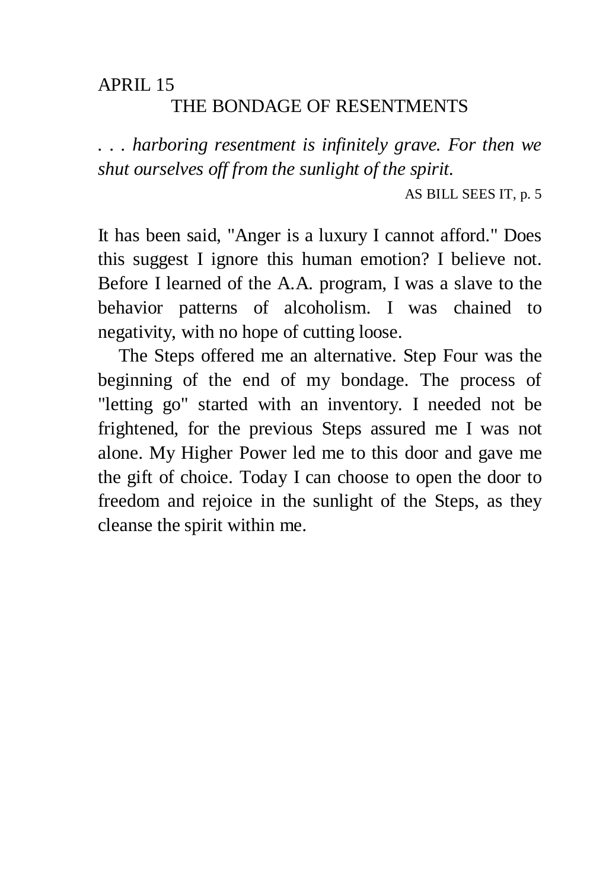APRIL 15

## THE BONDAGE OF RESENTMENTS

*. . . harboring resentment is infinitely grave. For then we shut ourselves off from the sunlight of the spirit.*

AS BILL SEES IT, p. 5

It has been said, "Anger is a luxury I cannot afford." Does this suggest I ignore this human emotion? I believe not. Before I learned of the A.A. program, I was a slave to the behavior patterns of alcoholism. I was chained to negativity, with no hope of cutting loose.

The Steps offered me an alternative. Step Four was the beginning of the end of my bondage. The process of "letting go" started with an inventory. I needed not be frightened, for the previous Steps assured me I was not alone. My Higher Power led me to this door and gave me the gift of choice. Today I can choose to open the door to freedom and rejoice in the sunlight of the Steps, as they cleanse the spirit within me.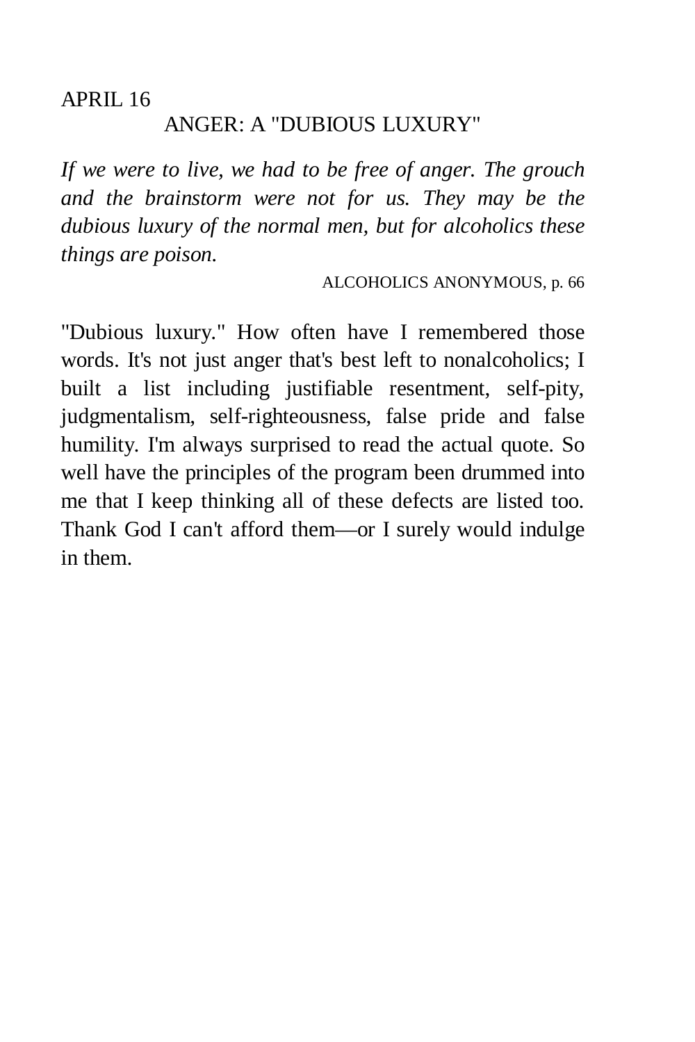APRIL 16

## ANGER: A "DUBIOUS LUXURY"

*If we were to live, we had to be free of anger. The grouch and the brainstorm were not for us. They may be the dubious luxury of the normal men, but for alcoholics these things are poison.*

ALCOHOLICS ANONYMOUS, p. 66

"Dubious luxury." How often have I remembered those words. It's not just anger that's best left to nonalcoholics; I built a list including justifiable resentment, self-pity, judgmentalism, self-righteousness, false pride and false humility. I'm always surprised to read the actual quote. So well have the principles of the program been drummed into me that I keep thinking all of these defects are listed too. Thank God I can't afford them—or I surely would indulge in them.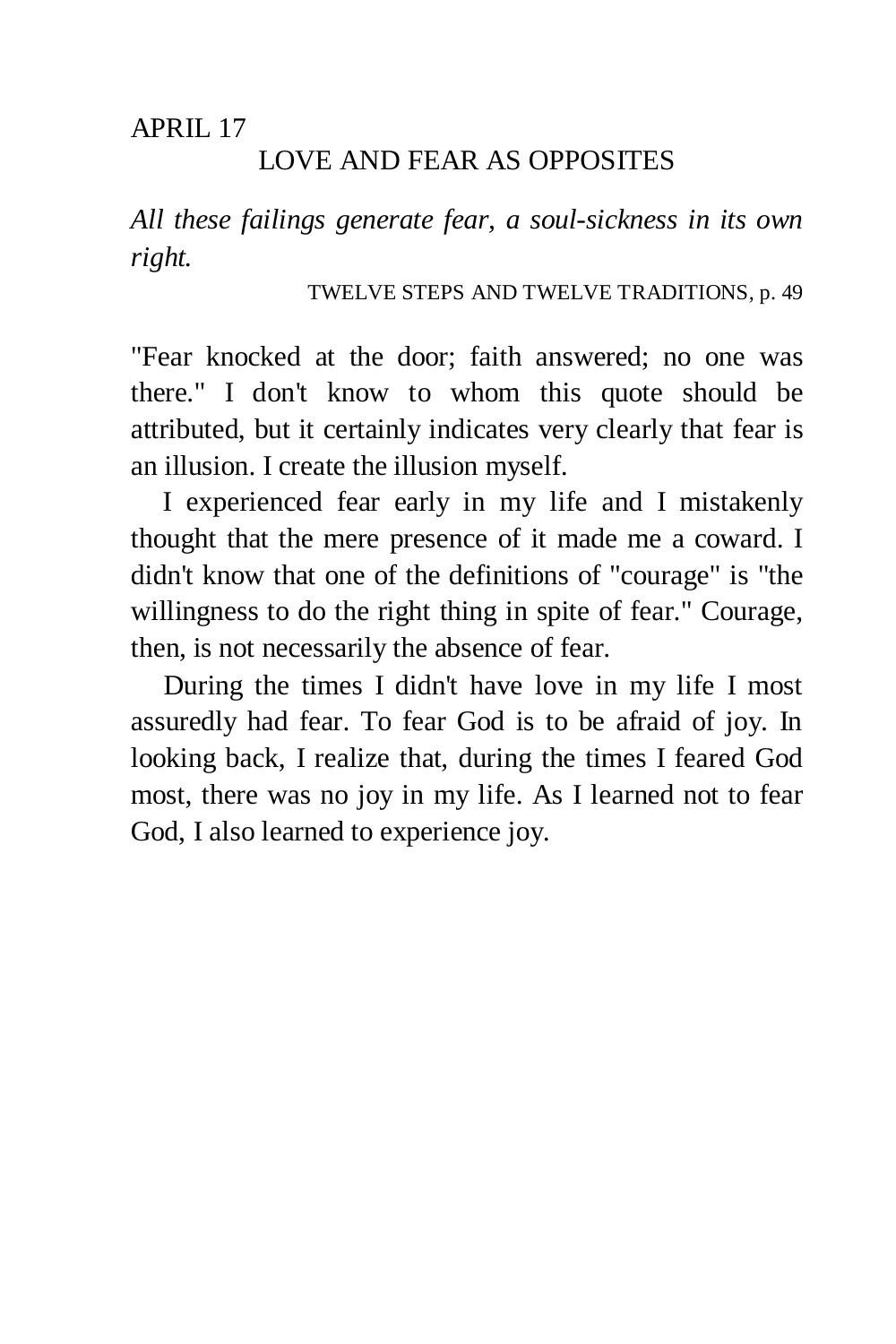APRIL 17

## LOVE AND FEAR AS OPPOSITES

*All these failings generate fear, a soul-sickness in its own right.*

TWELVE STEPS AND TWELVE TRADITIONS, p. 49

"Fear knocked at the door; faith answered; no one was there." I don't know to whom this quote should be attributed, but it certainly indicates very clearly that fear is an illusion. I create the illusion myself.

I experienced fear early in my life and I mistakenly thought that the mere presence of it made me a coward. I didn't know that one of the definitions of "courage" is "the willingness to do the right thing in spite of fear." Courage, then, is not necessarily the absence of fear.

During the times I didn't have love in my life I most assuredly had fear. To fear God is to be afraid of joy. In looking back, I realize that, during the times I feared God most, there was no joy in my life. As I learned not to fear God, I also learned to experience joy.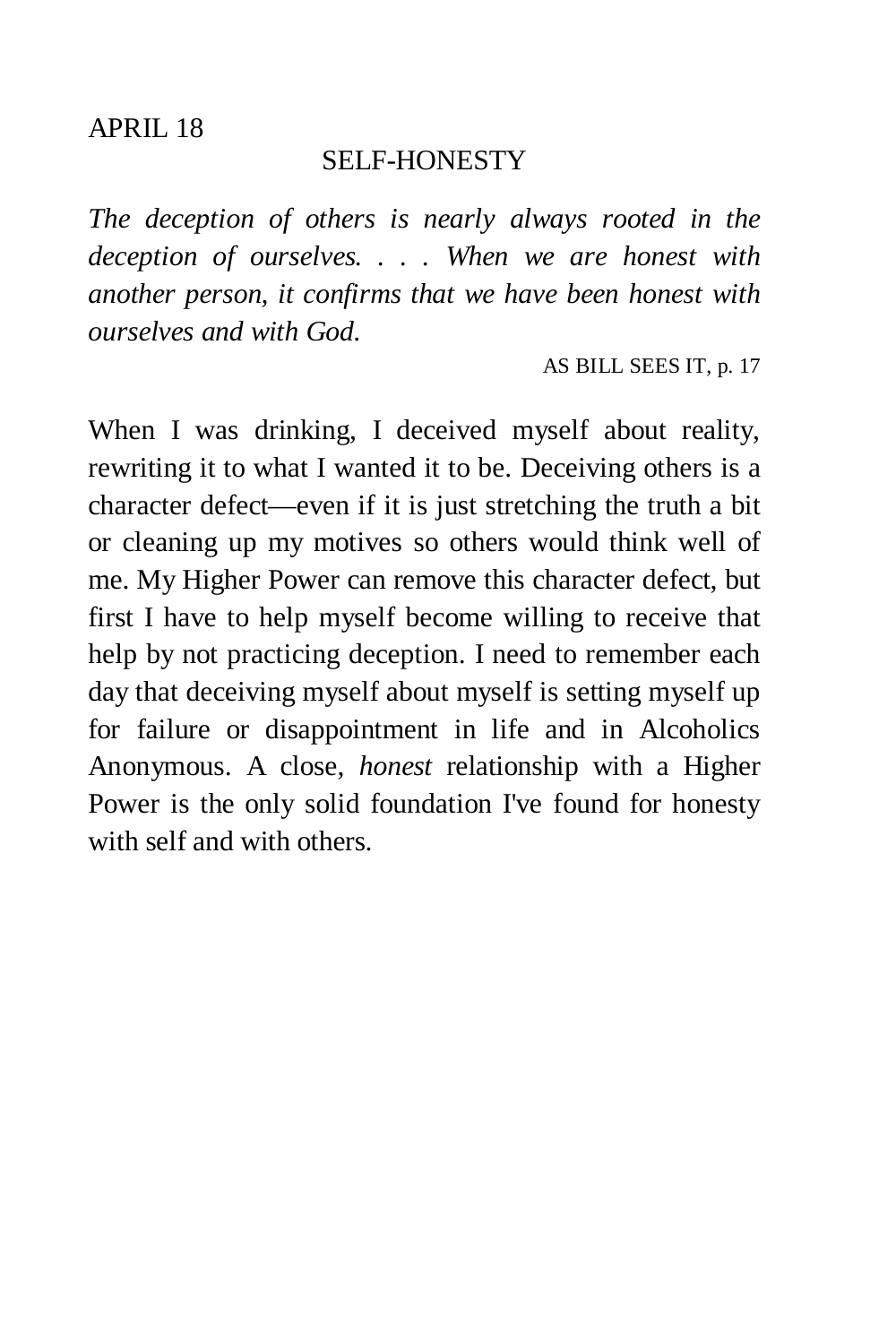APRIL 18

## SELF-HONESTY

*The deception of others is nearly always rooted in the deception of ourselves. . . . When we are honest with another person, it confirms that we have been honest with ourselves and with God.*

AS BILL SEES IT, p. 17

When I was drinking, I deceived myself about reality, rewriting it to what I wanted it to be. Deceiving others is a character defect—even if it is just stretching the truth a bit or cleaning up my motives so others would think well of me. My Higher Power can remove this character defect, but first I have to help myself become willing to receive that help by not practicing deception. I need to remember each day that deceiving myself about myself is setting myself up for failure or disappointment in life and in Alcoholics Anonymous. A close, *honest* relationship with a Higher Power is the only solid foundation I've found for honesty with self and with others.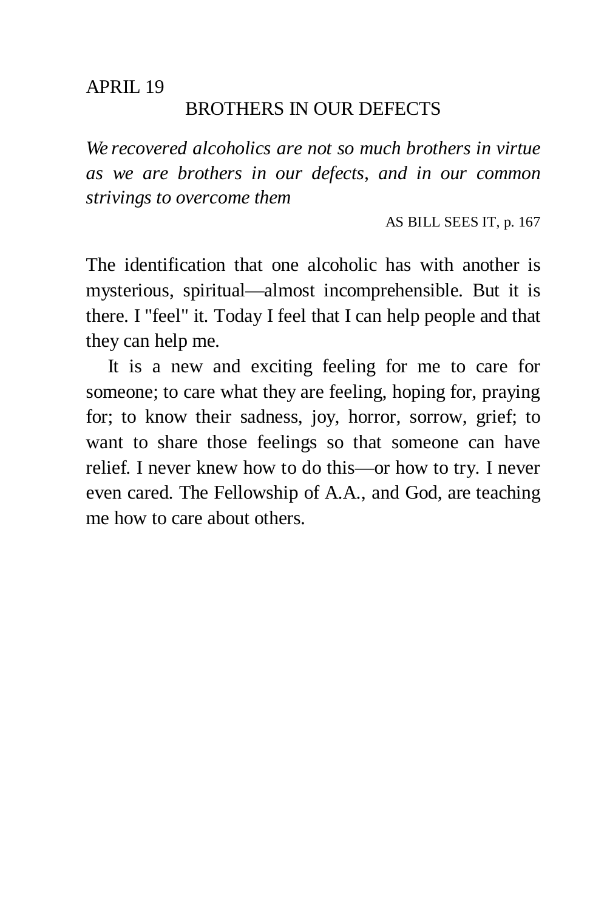APRIL 19

## BROTHERS IN OUR DEFECTS

*We recovered alcoholics are not so much brothers in virtue as we are brothers in our defects, and in our common strivings to overcome them*

AS BILL SEES IT, p. 167

The identification that one alcoholic has with another is mysterious, spiritual—almost incomprehensible. But it is there. I "feel" it. Today I feel that I can help people and that they can help me.

It is a new and exciting feeling for me to care for someone; to care what they are feeling, hoping for, praying for; to know their sadness, joy, horror, sorrow, grief; to want to share those feelings so that someone can have relief. I never knew how to do this—or how to try. I never even cared. The Fellowship of A.A., and God, are teaching me how to care about others.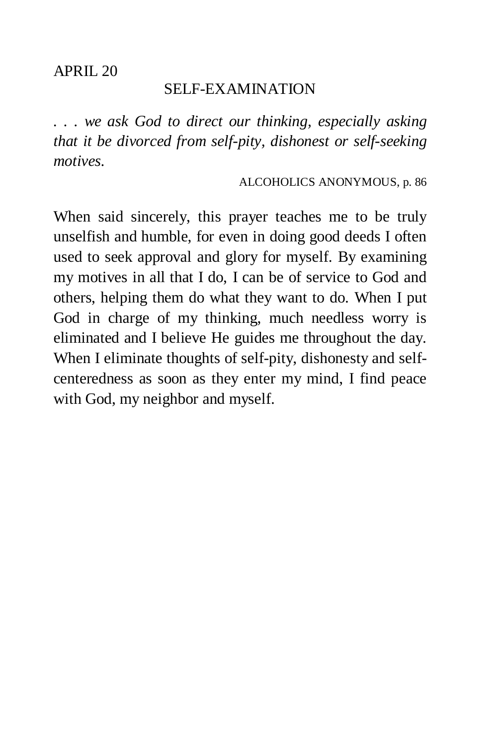APRIL 20

## SELF-EXAMINATION

*. . . we ask God to direct our thinking, especially asking that it be divorced from self-pity, dishonest or self-seeking motives.*

ALCOHOLICS ANONYMOUS, p. 86

When said sincerely, this prayer teaches me to be truly unselfish and humble, for even in doing good deeds I often used to seek approval and glory for myself. By examining my motives in all that I do, I can be of service to God and others, helping them do what they want to do. When I put God in charge of my thinking, much needless worry is eliminated and I believe He guides me throughout the day. When I eliminate thoughts of self-pity, dishonesty and self-centeredness as soon as they enter my mind, I find peace with God, my neighbor and myself.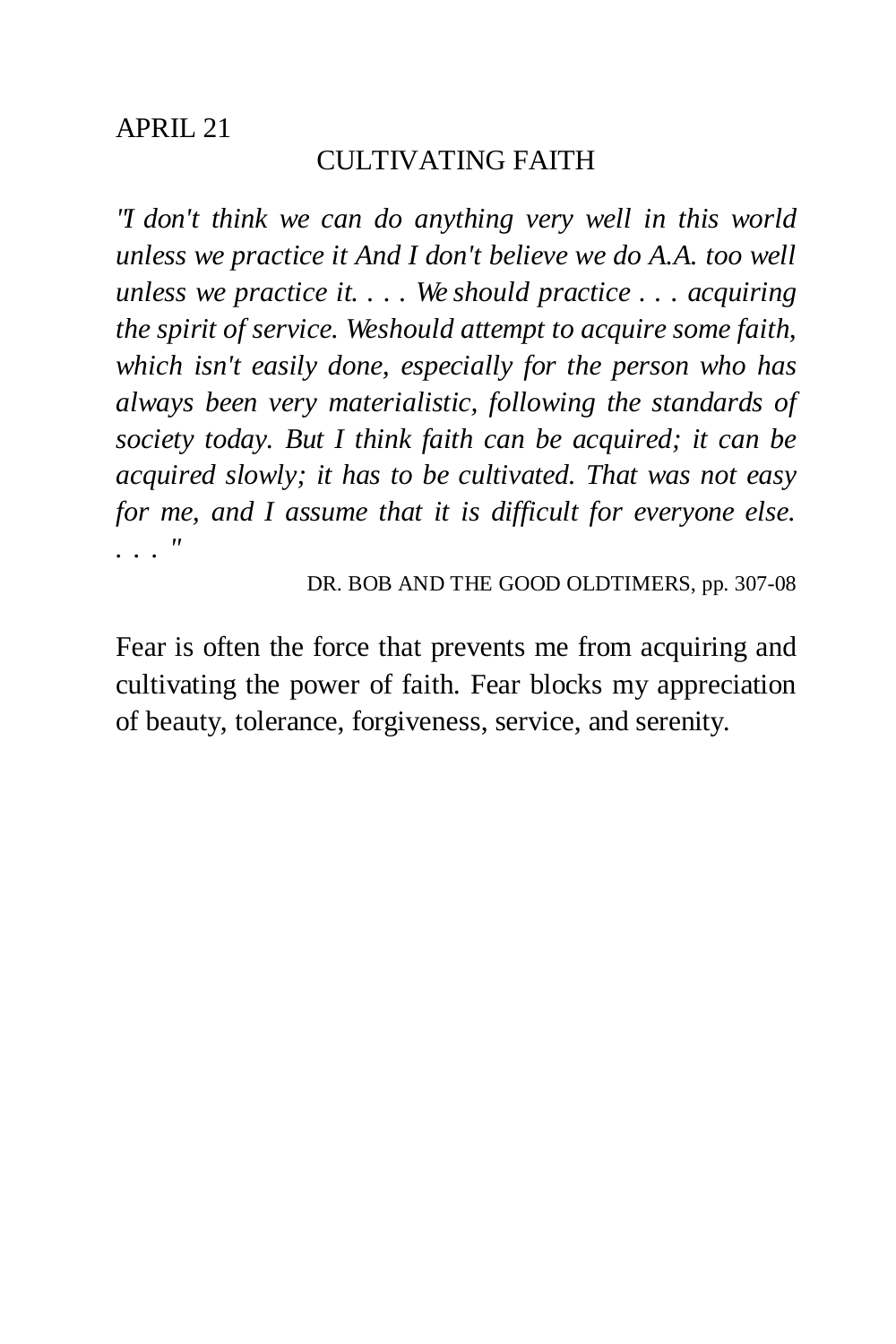APRIL 21

## CULTIVATING FAITH

*"I don't think we can do anything very well in this world unless we practice it And I don't believe we do A.A. too well unless we practice it. . . . We should practice . . . acquiring the spirit of service. Weshould attempt to acquire some faith, which isn't easily done, especially for the person who has always been very materialistic, following the standards of society today. But I think faith can be acquired; it can be acquired slowly; it has to be cultivated. That was not easy for me, and I assume that it is difficult for everyone else. . . . "*

DR. BOB AND THE GOOD OLDTIMERS, pp. 307-08

Fear is often the force that prevents me from acquiring and cultivating the power of faith. Fear blocks my appreciation of beauty, tolerance, forgiveness, service, and serenity.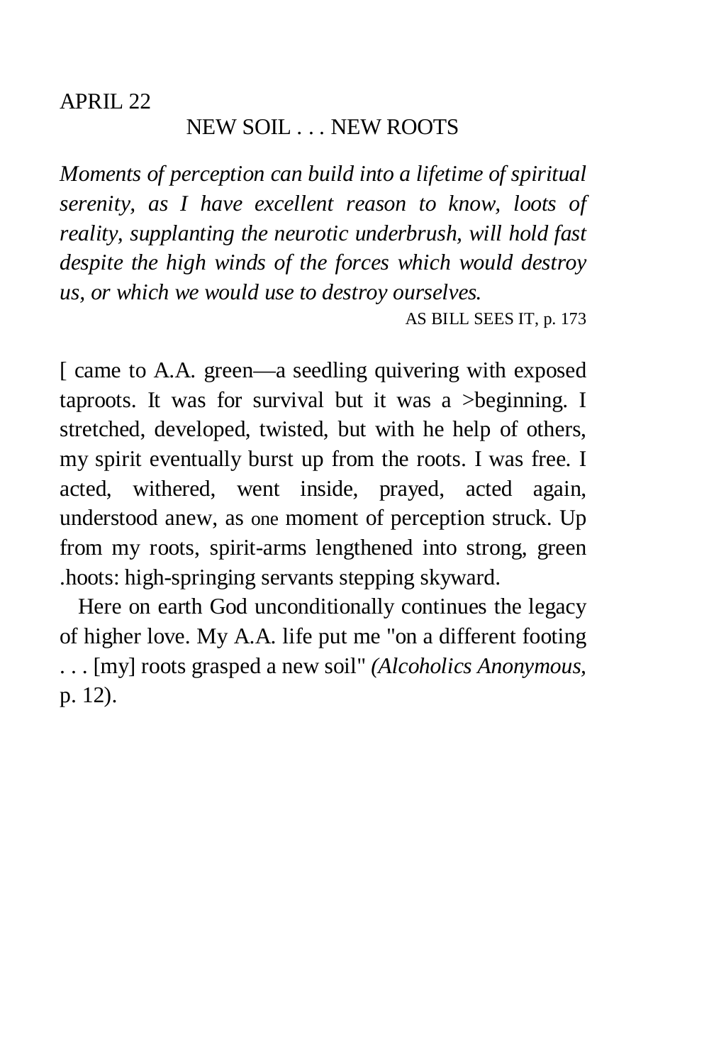APRIL 22

## NEW SOIL . . . NEW ROOTS

*Moments of perception can build into a lifetime of spiritual serenity, as I have excellent reason to know, loots of reality, supplanting the neurotic underbrush, will hold fast despite the high winds of the forces which would destroy us, or which we would use to destroy ourselves.*

AS BILL SEES IT, p. 173

[ came to A.A. green—a seedling quivering with exposed taproots. It was for survival but it was a >beginning. I stretched, developed, twisted, but with he help of others, my spirit eventually burst up from the roots. I was free. I acted, withered, went inside, prayed, acted again, understood anew, as one moment of perception struck. Up from my roots, spirit-arms lengthened into strong, green .hoots: high-springing servants stepping skyward.

Here on earth God unconditionally continues the legacy of higher love. My A.A. life put me "on a different footing . . . [my] roots grasped a new soil" *(Alcoholics Anonymous*, p. 12).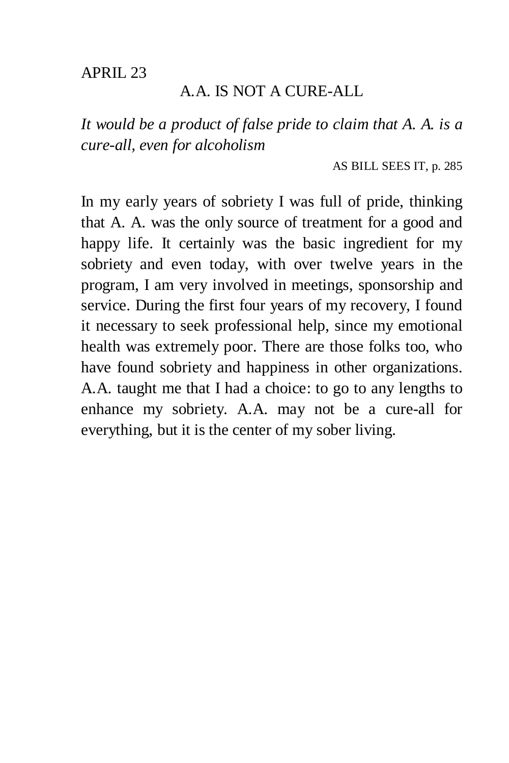APRIL 23

## A.A. IS NOT A CURE-ALL

*It would be a product of false pride to claim that A. A. is a cure-all, even for alcoholism*

AS BILL SEES IT, p. 285

In my early years of sobriety I was full of pride, thinking that A. A. was the only source of treatment for a good and happy life. It certainly was the basic ingredient for my sobriety and even today, with over twelve years in the program, I am very involved in meetings, sponsorship and service. During the first four years of my recovery, I found it necessary to seek professional help, since my emotional health was extremely poor. There are those folks too, who have found sobriety and happiness in other organizations. A.A. taught me that I had a choice: to go to any lengths to enhance my sobriety. A.A. may not be a cure-all for everything, but it is the center of my sober living.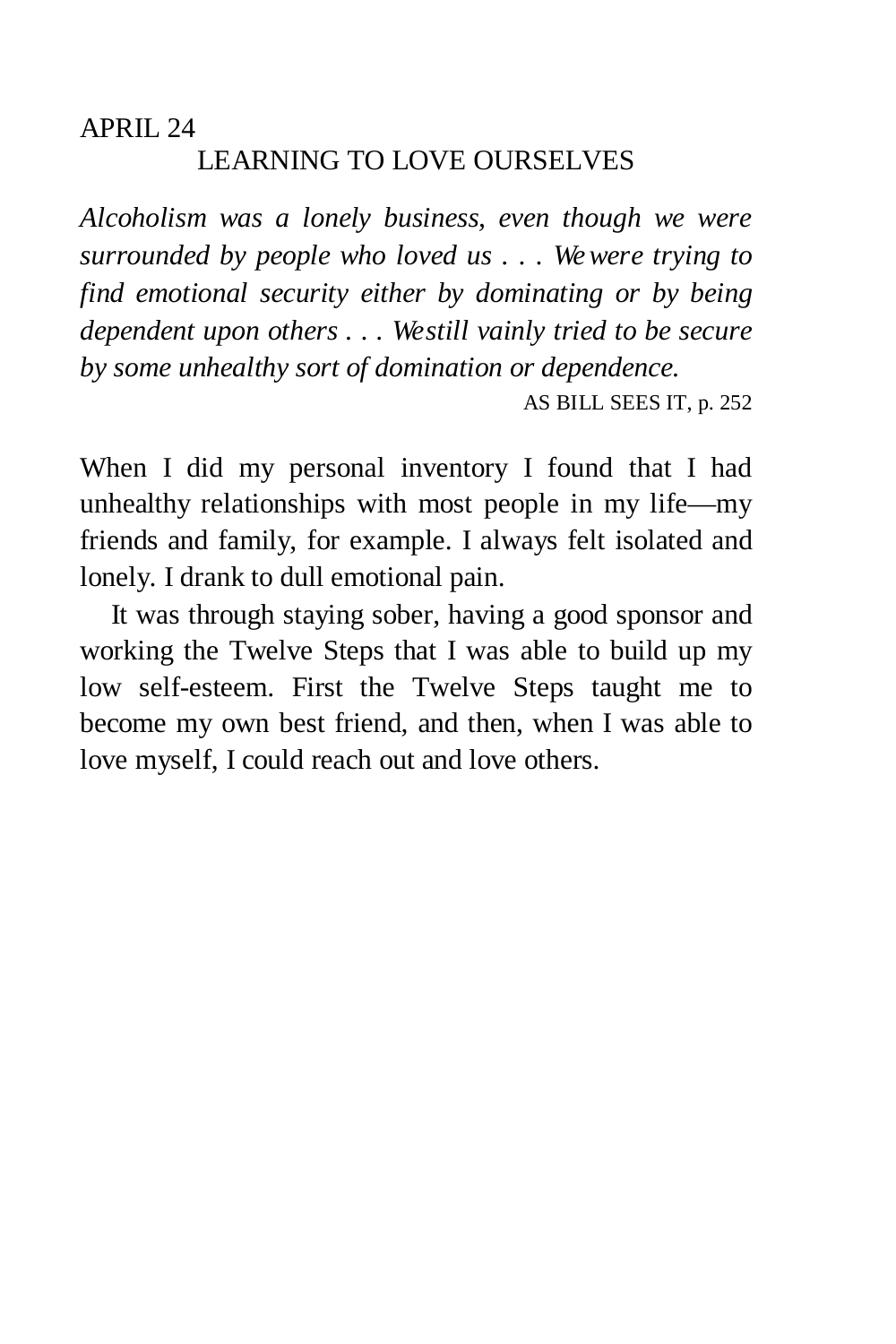APRIL 24

## LEARNING TO LOVE OURSELVES

*Alcoholism was a lonely business, even though we were surrounded by people who loved us . . . We were trying to find emotional security either by dominating or by being dependent upon others . . . We still vainly tried to be secure by some unhealthy sort of domination or dependence.*

AS BILL SEES IT, p. 252

When I did my personal inventory I found that I had unhealthy relationships with most people in my life—my friends and family, for example. I always felt isolated and lonely. I drank to dull emotional pain.

It was through staying sober, having a good sponsor and working the Twelve Steps that I was able to build up my low self-esteem. First the Twelve Steps taught me to become my own best friend, and then, when I was able to love myself, I could reach out and love others.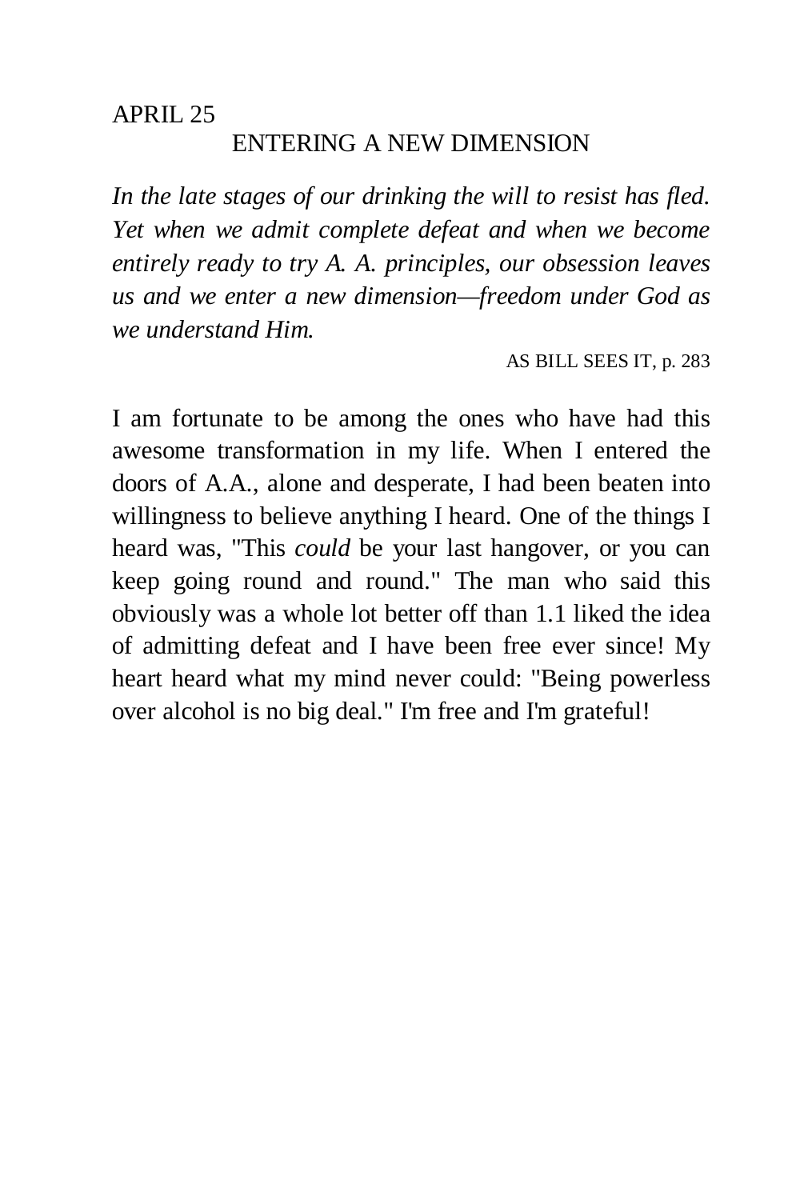APRIL 25

## ENTERING A NEW DIMENSION

*In the late stages of our drinking the will to resist has fled. Yet when we admit complete defeat and when we become entirely ready to try A. A. principles, our obsession leaves us and we enter a new dimension—freedom under God as we understand Him.*

AS BILL SEES IT, p. 283

I am fortunate to be among the ones who have had this awesome transformation in my life. When I entered the doors of A.A., alone and desperate, I had been beaten into willingness to believe anything I heard. One of the things I heard was, "This *could* be your last hangover, or you can keep going round and round." The man who said this obviously was a whole lot better off than 1.1 liked the idea of admitting defeat and I have been free ever since! My heart heard what my mind never could: "Being powerless over alcohol is no big deal." I'm free and I'm grateful!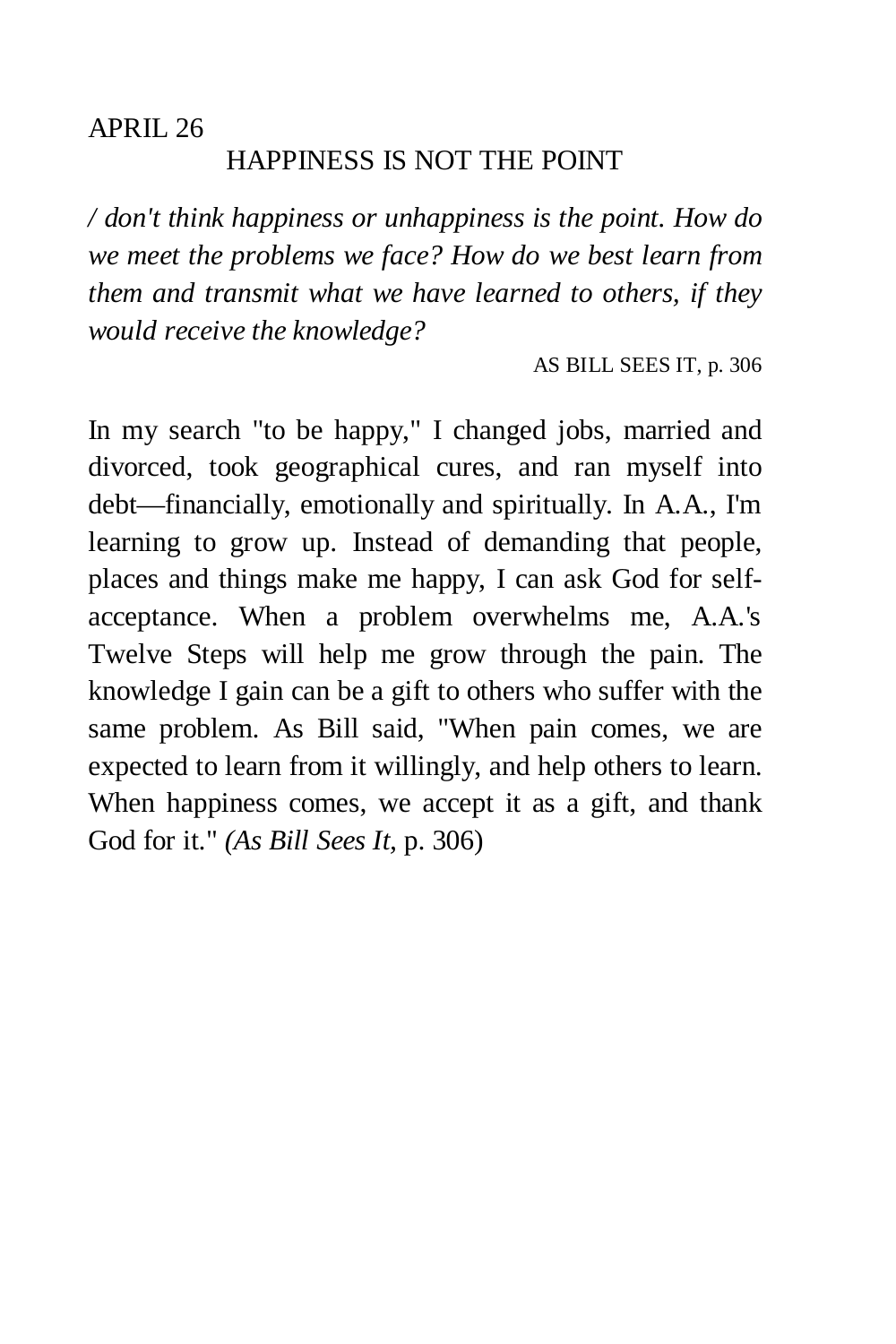APRIL 26

## HAPPINESS IS NOT THE POINT

*/ don't think happiness or unhappiness is the point. How do we meet the problems we face? How do we best learn from them and transmit what we have learned to others, if they would receive the knowledge?*

AS BILL SEES IT, p. 306

In my search "to be happy," I changed jobs, married and divorced, took geographical cures, and ran myself into debt—financially, emotionally and spiritually. In A.A., I'm learning to grow up. Instead of demanding that people, places and things make me happy, I can ask God for self-acceptance. When a problem overwhelms me, A.A.'s Twelve Steps will help me grow through the pain. The knowledge I gain can be a gift to others who suffer with the same problem. As Bill said, "When pain comes, we are expected to learn from it willingly, and help others to learn. When happiness comes, we accept it as a gift, and thank God for it." *(As Bill Sees It*, p. 306)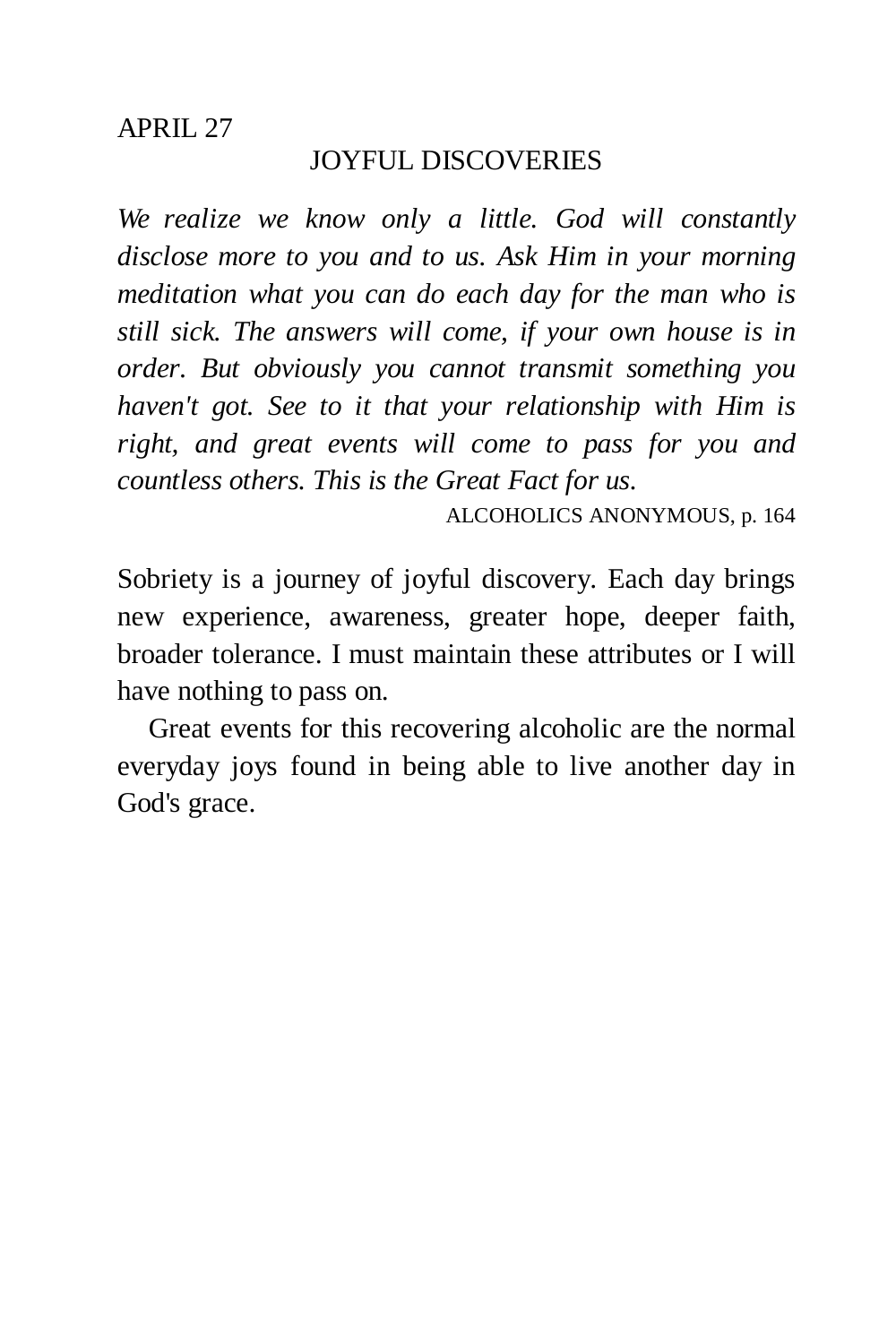APRIL 27

## JOYFUL DISCOVERIES

*We realize we know only a little. God will constantly disclose more to you and to us. Ask Him in your morning meditation what you can do each day for the man who is still sick. The answers will come, if your own house is in order. But obviously you cannot transmit something you haven't got. See to it that your relationship with Him is right, and great events will come to pass for you and countless others. This is the Great Fact for us.*

ALCOHOLICS ANONYMOUS, p. 164

Sobriety is a journey of joyful discovery. Each day brings new experience, awareness, greater hope, deeper faith, broader tolerance. I must maintain these attributes or I will have nothing to pass on.

Great events for this recovering alcoholic are the normal everyday joys found in being able to live another day in God's grace.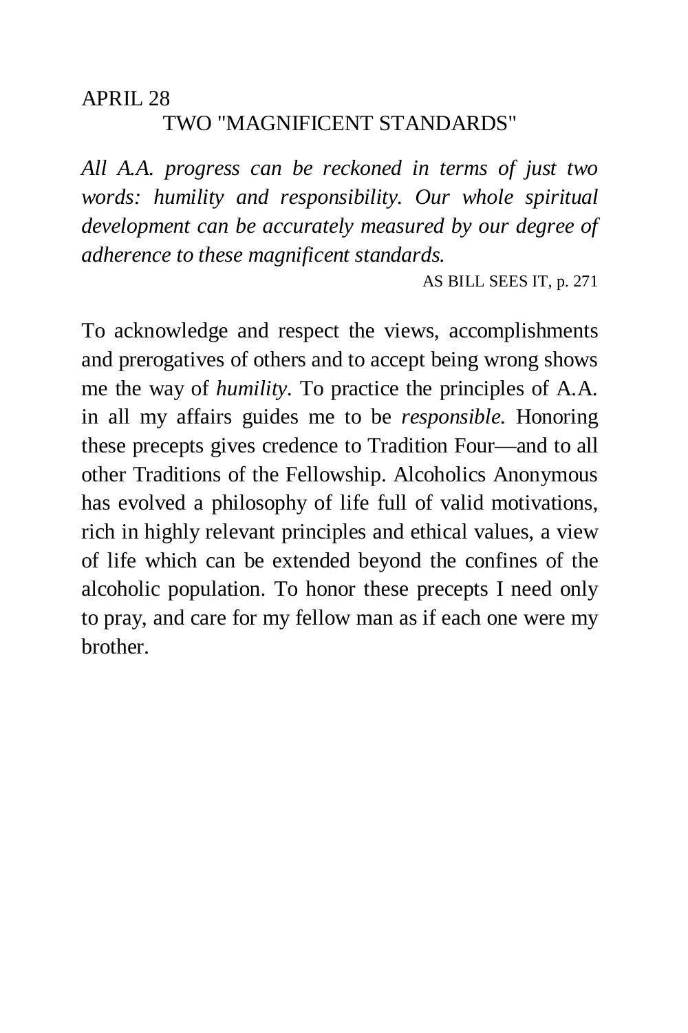APRIL 28

## TWO "MAGNIFICENT STANDARDS"

*All A.A. progress can be reckoned in terms of just two words: humility and responsibility. Our whole spiritual development can be accurately measured by our degree of adherence to these magnificent standards.*

AS BILL SEES IT, p. 271

To acknowledge and respect the views, accomplishments and prerogatives of others and to accept being wrong shows me the way of *humility*. To practice the principles of A.A. in all my affairs guides me to be *responsible.* Honoring these precepts gives credence to Tradition Four—and to all other Traditions of the Fellowship. Alcoholics Anonymous has evolved a philosophy of life full of valid motivations, rich in highly relevant principles and ethical values, a view of life which can be extended beyond the confines of the alcoholic population. To honor these precepts I need only to pray, and care for my fellow man as if each one were my brother.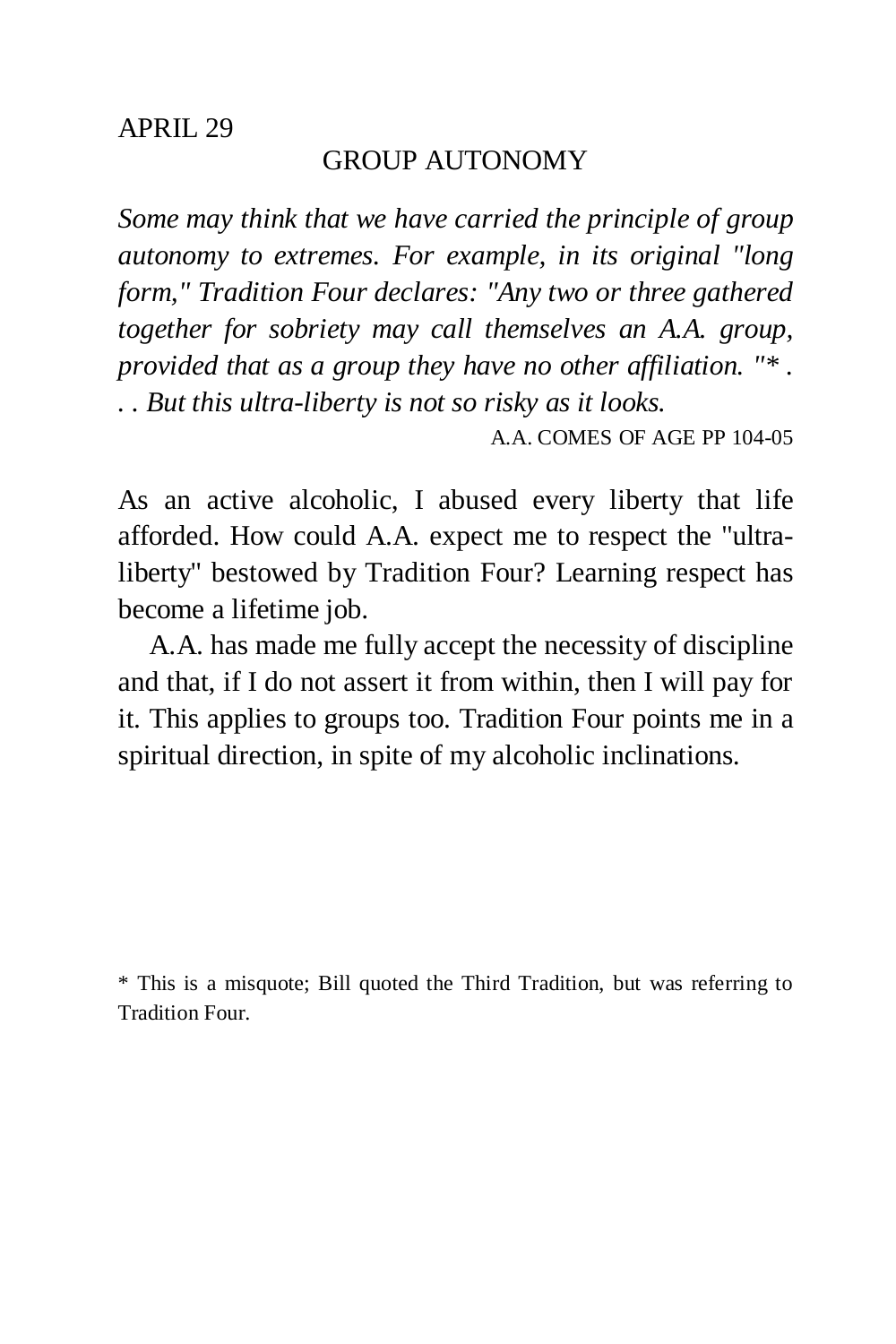APRIL 29

## GROUP AUTONOMY

*Some may think that we have carried the principle of group autonomy to extremes. For example, in its original "long form," Tradition Four declares: "Any two or three gathered together for sobriety may call themselves an A.A. group, provided that as a group they have no other affiliation. "* . . . But this ultra-liberty is not so risky as it looks.*

A.A. COMES OF AGE PP 104-05

As an active alcoholic, I abused every liberty that life afforded. How could A.A. expect me to respect the "ultra-liberty" bestowed by Tradition Four? Learning respect has become a lifetime job.

A.A. has made me fully accept the necessity of discipline and that, if I do not assert it from within, then I will pay for it. This applies to groups too. Tradition Four points me in a spiritual direction, in spite of my alcoholic inclinations.

* This is a misquote; Bill quoted the Third Tradition, but was referring to Tradition Four.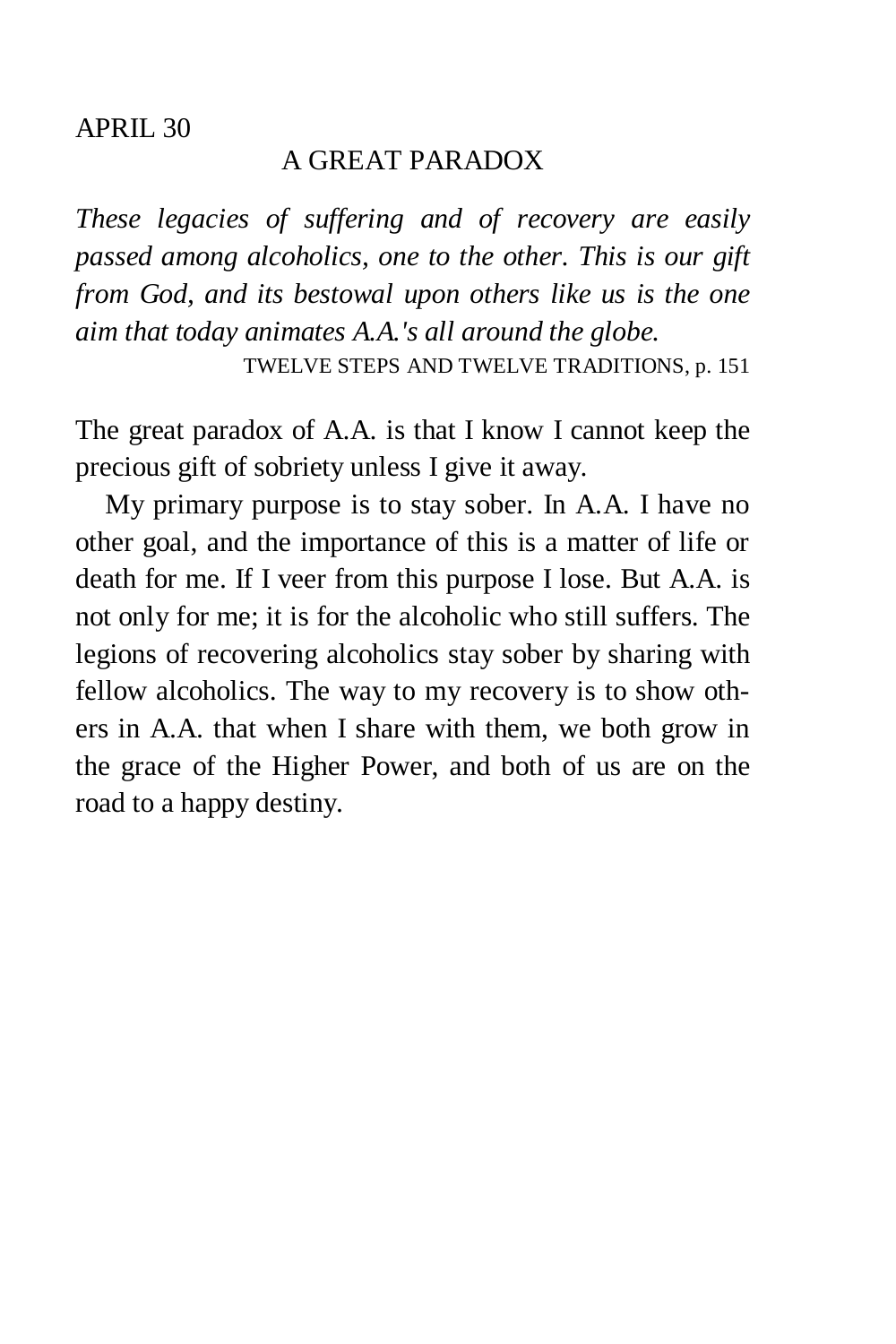APRIL 30

## A GREAT PARADOX

*These legacies of suffering and of recovery are easily passed among alcoholics, one to the other. This is our gift from God, and its bestowal upon others like us is the one aim that today animates A.A.'s all around the globe.*

TWELVE STEPS AND TWELVE TRADITIONS, p. 151

The great paradox of A.A. is that I know I cannot keep the precious gift of sobriety unless I give it away.

My primary purpose is to stay sober. In A.A. I have no other goal, and the importance of this is a matter of life or death for me. If I veer from this purpose I lose. But A.A. is not only for me; it is for the alcoholic who still suffers. The legions of recovering alcoholics stay sober by sharing with fellow alcoholics. The way to my recovery is to show others in A.A. that when I share with them, we both grow in the grace of the Higher Power, and both of us are on the road to a happy destiny.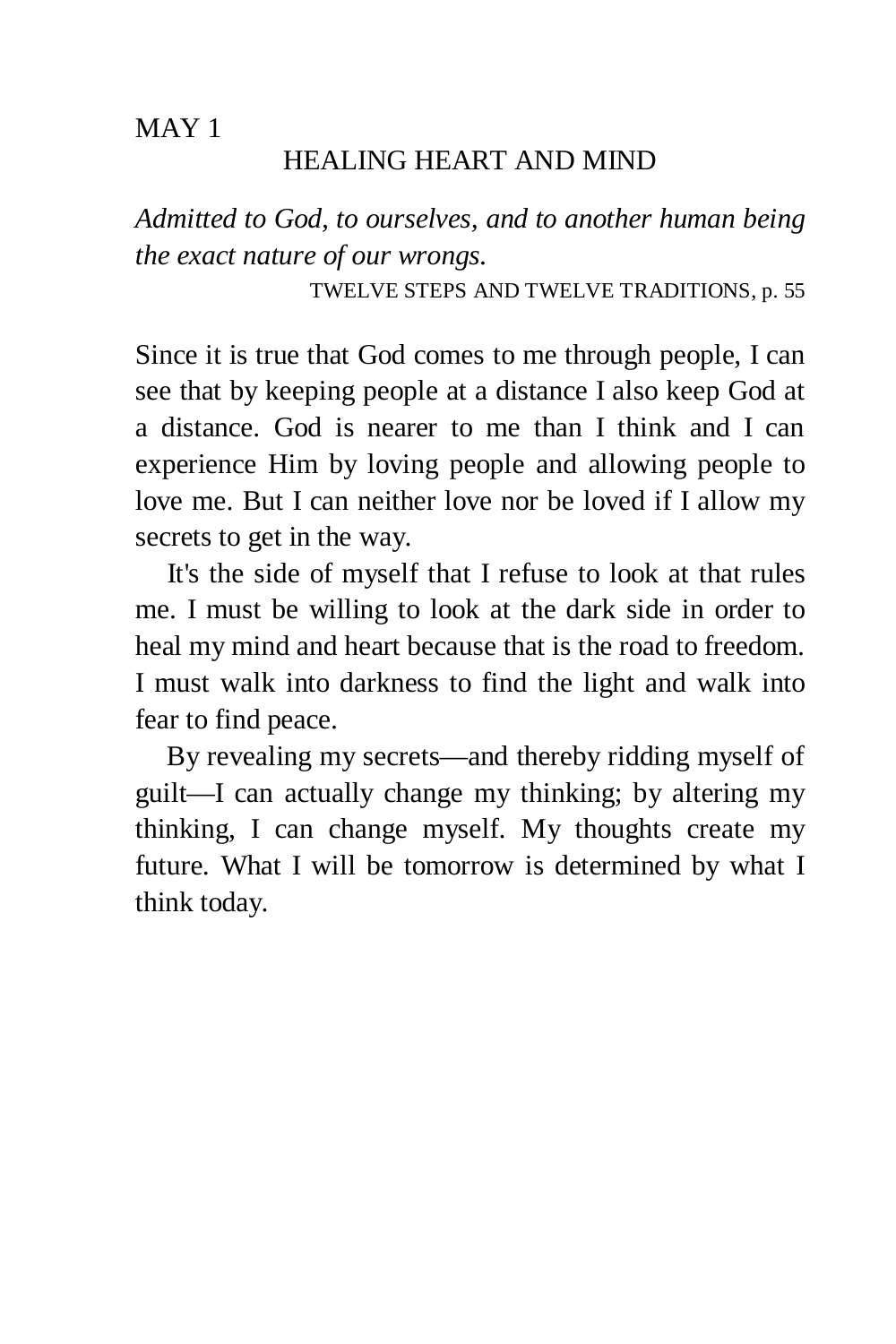MAY 1

## HEALING HEART AND MIND

*Admitted to God, to ourselves, and to another human being the exact nature of our wrongs.*

TWELVE STEPS AND TWELVE TRADITIONS, p. 55

Since it is true that God comes to me through people, I can see that by keeping people at a distance I also keep God at a distance. God is nearer to me than I think and I can experience Him by loving people and allowing people to love me. But I can neither love nor be loved if I allow my secrets to get in the way.

It's the side of myself that I refuse to look at that rules me. I must be willing to look at the dark side in order to heal my mind and heart because that is the road to freedom. I must walk into darkness to find the light and walk into fear to find peace.

By revealing my secrets—and thereby ridding myself of guilt—I can actually change my thinking; by altering my thinking, I can change myself. My thoughts create my future. What I will be tomorrow is determined by what I think today.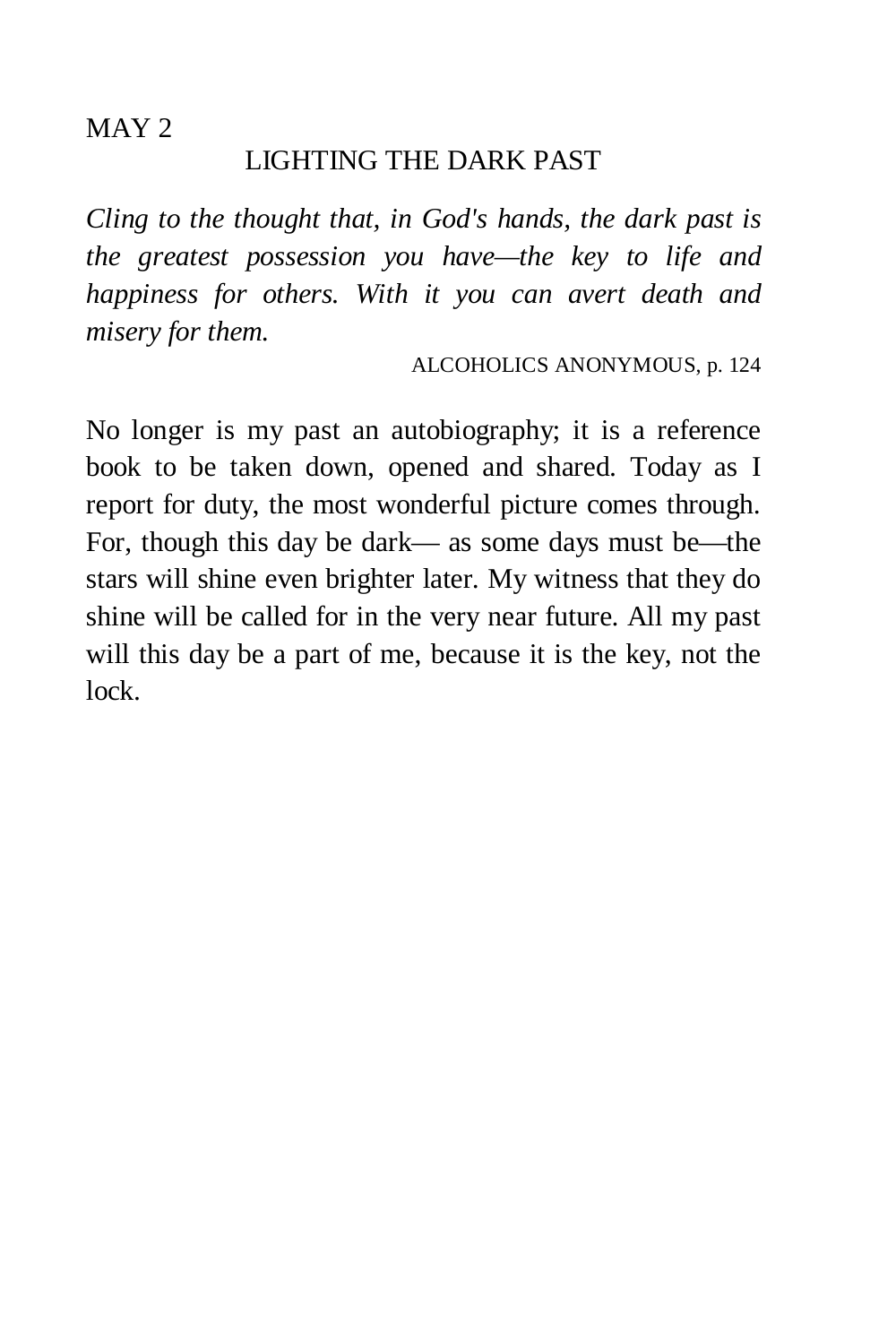MAY 2

## LIGHTING THE DARK PAST

*Cling to the thought that, in God's hands, the dark past is the greatest possession you have—the key to life and happiness for others. With it you can avert death and misery for them.*

ALCOHOLICS ANONYMOUS, p. 124

No longer is my past an autobiography; it is a reference book to be taken down, opened and shared. Today as I report for duty, the most wonderful picture comes through. For, though this day be dark— as some days must be—the stars will shine even brighter later. My witness that they do shine will be called for in the very near future. All my past will this day be a part of me, because it is the key, not the lock.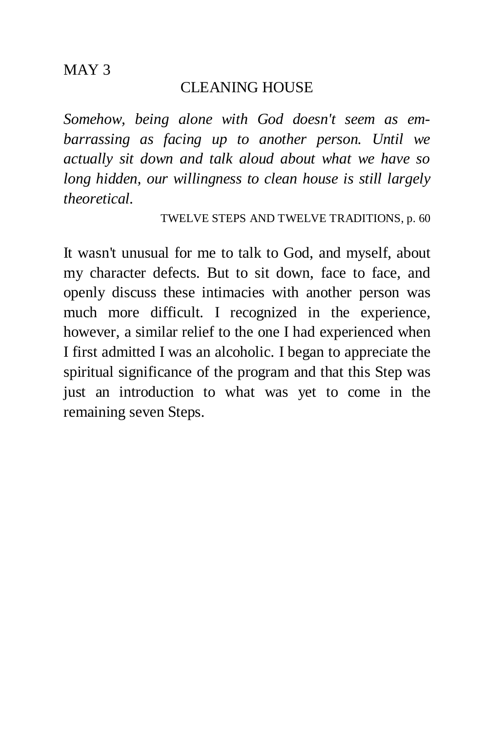MAY 3

## CLEANING HOUSE

*Somehow, being alone with God doesn't seem as embarrassing as facing up to another person. Until we actually sit down and talk aloud about what we have so long hidden, our willingness to clean house is still largely theoretical.*

TWELVE STEPS AND TWELVE TRADITIONS, p. 60

It wasn't unusual for me to talk to God, and myself, about my character defects. But to sit down, face to face, and openly discuss these intimacies with another person was much more difficult. I recognized in the experience, however, a similar relief to the one I had experienced when I first admitted I was an alcoholic. I began to appreciate the spiritual significance of the program and that this Step was just an introduction to what was yet to come in the remaining seven Steps.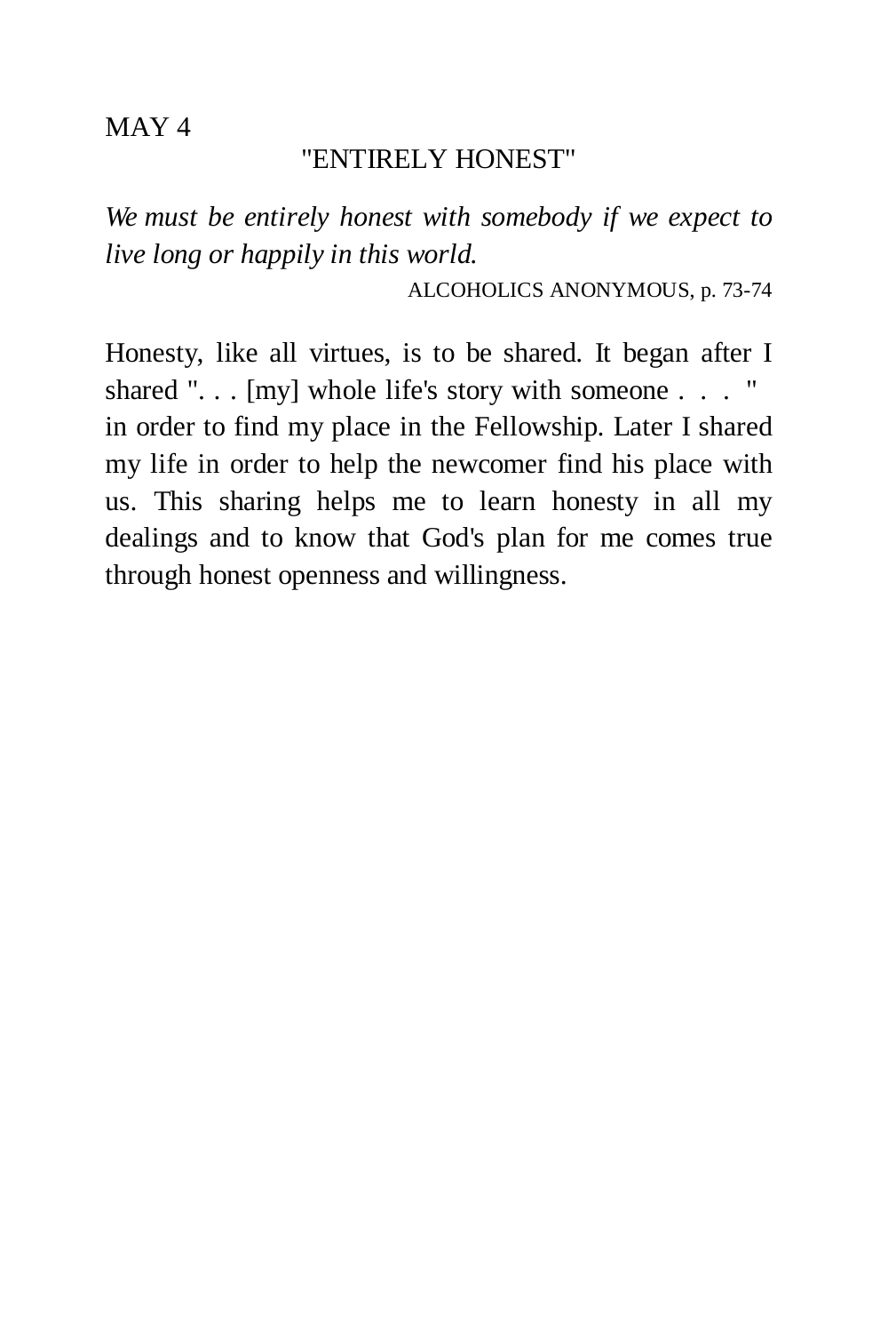MAY 4

## "ENTIRELY HONEST"

*We must be entirely honest with somebody if we expect to live long or happily in this world.*

ALCOHOLICS ANONYMOUS, p. 73-74

Honesty, like all virtues, is to be shared. It began after I shared ". . . [my] whole life's story with someone . . . " in order to find my place in the Fellowship. Later I shared my life in order to help the newcomer find his place with us. This sharing helps me to learn honesty in all my dealings and to know that God's plan for me comes true through honest openness and willingness.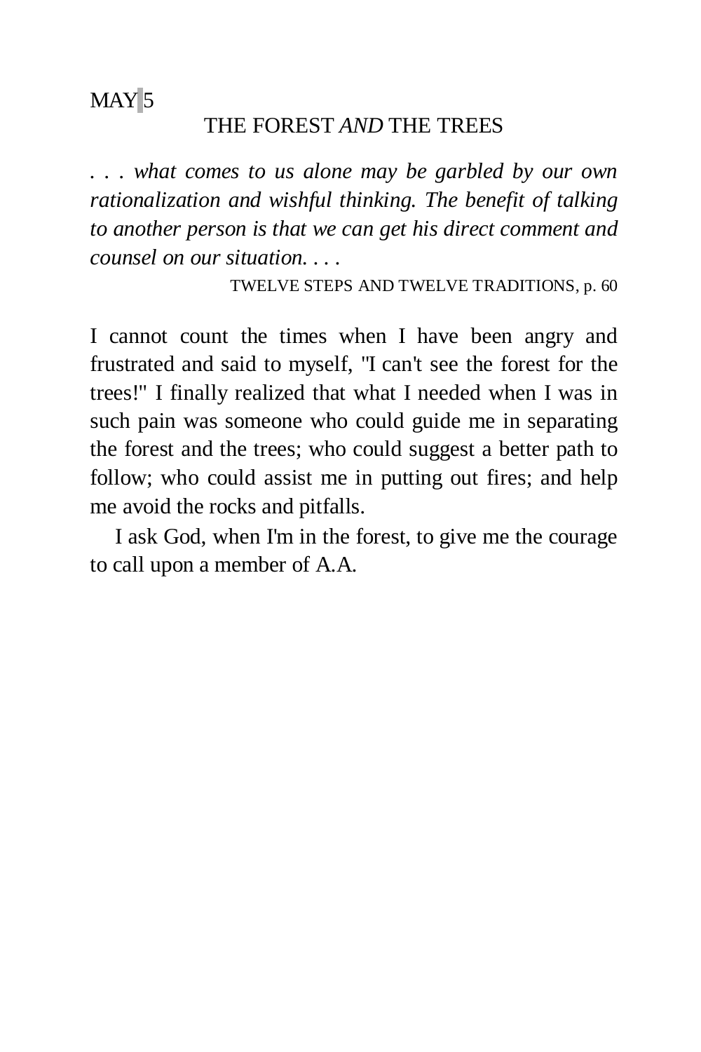MAY 5

## THE FOREST *AND* THE TREES

*. . . what comes to us alone may be garbled by our own rationalization and wishful thinking. The benefit of talking to another person is that we can get his direct comment and counsel on our situation. . . .*

TWELVE STEPS AND TWELVE TRADITIONS, p. 60

I cannot count the times when I have been angry and frustrated and said to myself, "I can't see the forest for the trees!" I finally realized that what I needed when I was in such pain was someone who could guide me in separating the forest and the trees; who could suggest a better path to follow; who could assist me in putting out fires; and help me avoid the rocks and pitfalls.

I ask God, when I'm in the forest, to give me the courage to call upon a member of A.A.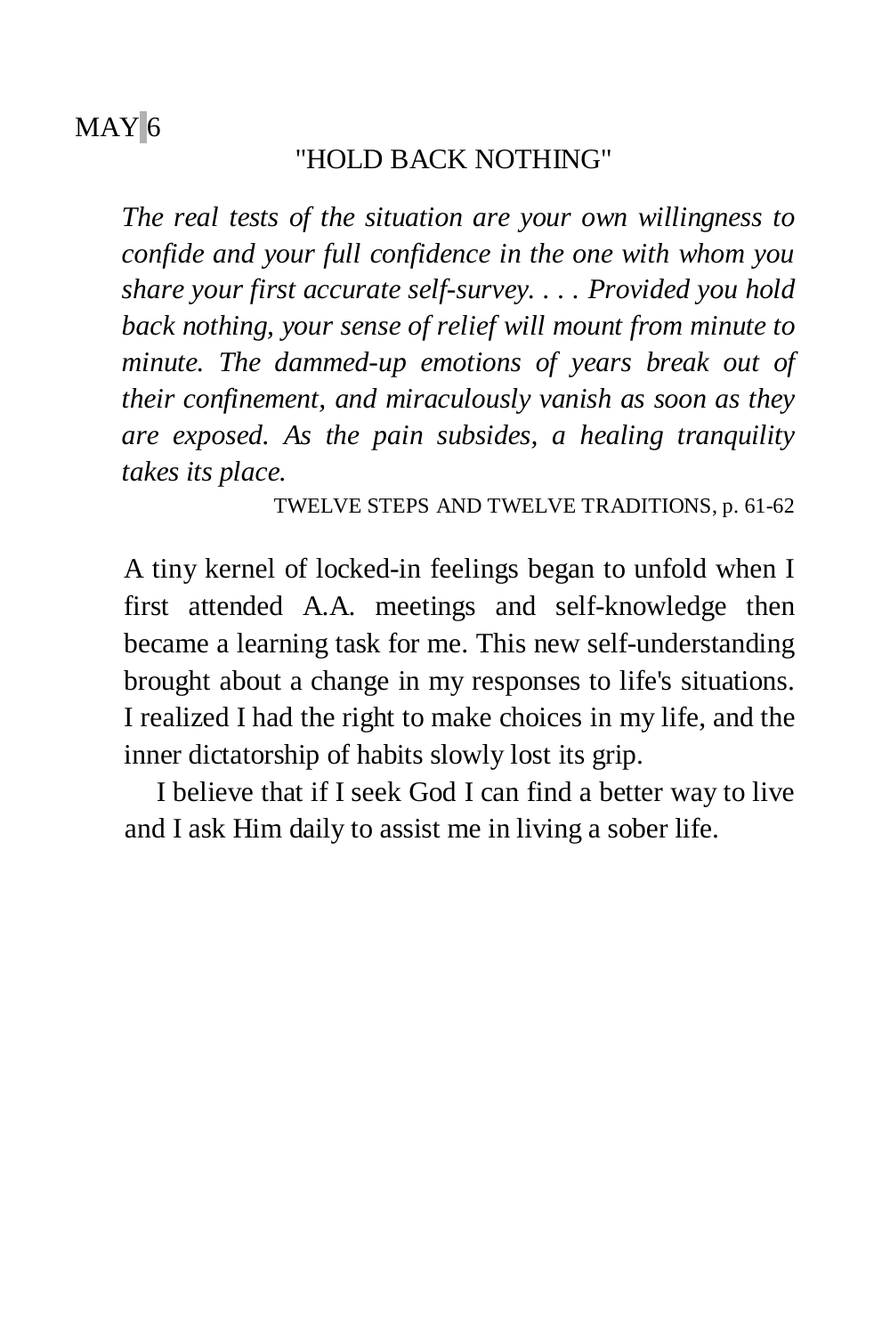MAY 6

## "HOLD BACK NOTHING"

*The real tests of the situation are your own willingness to confide and your full confidence in the one with whom you share your first accurate self-survey. . . . Provided you hold back nothing, your sense of relief will mount from minute to minute. The dammed-up emotions of years break out of their confinement, and miraculously vanish as soon as they are exposed. As the pain subsides, a healing tranquility takes its place.*

TWELVE STEPS AND TWELVE TRADITIONS, p. 61-62

A tiny kernel of locked-in feelings began to unfold when I first attended A.A. meetings and self-knowledge then became a learning task for me. This new self-understanding brought about a change in my responses to life's situations. I realized I had the right to make choices in my life, and the inner dictatorship of habits slowly lost its grip.

I believe that if I seek God I can find a better way to live and I ask Him daily to assist me in living a sober life.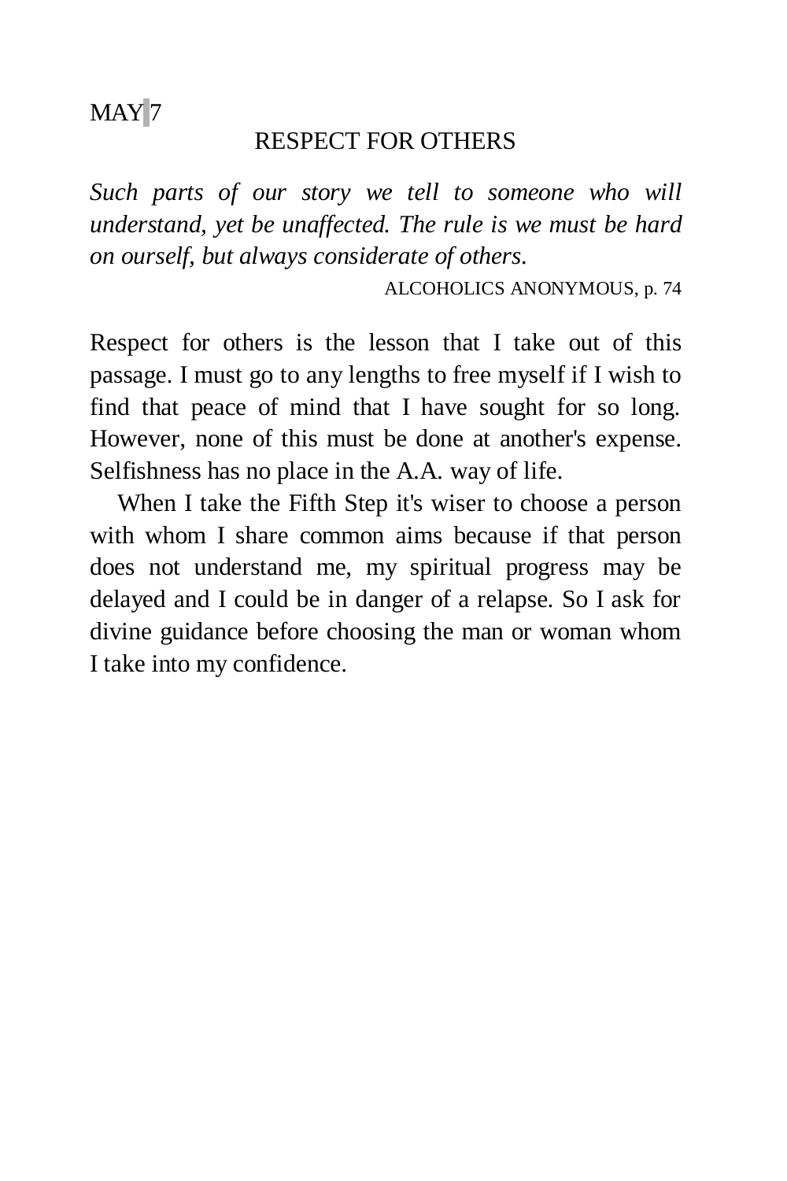MAY 7

## RESPECT FOR OTHERS

*Such parts of our story we tell to someone who will understand, yet be unaffected. The rule is we must be hard on ourself, but always considerate of others.*

ALCOHOLICS ANONYMOUS, p. 74

Respect for others is the lesson that I take out of this passage. I must go to any lengths to free myself if I wish to find that peace of mind that I have sought for so long. However, none of this must be done at another's expense. Selfishness has no place in the A.A. way of life.

When I take the Fifth Step it's wiser to choose a person with whom I share common aims because if that person does not understand me, my spiritual progress may be delayed and I could be in danger of a relapse. So I ask for divine guidance before choosing the man or woman whom I take into my confidence.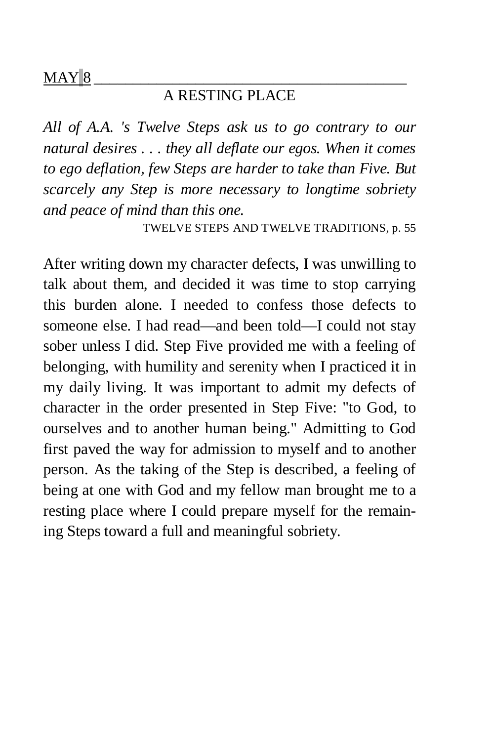MAY 8

## A RESTING PLACE

*All of A.A. 's Twelve Steps ask us to go contrary to our natural desires . . . they all deflate our egos. When it comes to ego deflation, few Steps are harder to take than Five. But scarcely any Step is more necessary to longtime sobriety and peace of mind than this one.*

TWELVE STEPS AND TWELVE TRADITIONS, p. 55

After writing down my character defects, I was unwilling to talk about them, and decided it was time to stop carrying this burden alone. I needed to confess those defects to someone else. I had read—and been told—I could not stay sober unless I did. Step Five provided me with a feeling of belonging, with humility and serenity when I practiced it in my daily living. It was important to admit my defects of character in the order presented in Step Five: "to God, to ourselves and to another human being." Admitting to God first paved the way for admission to myself and to another person. As the taking of the Step is described, a feeling of being at one with God and my fellow man brought me to a resting place where I could prepare myself for the remaining Steps toward a full and meaningful sobriety.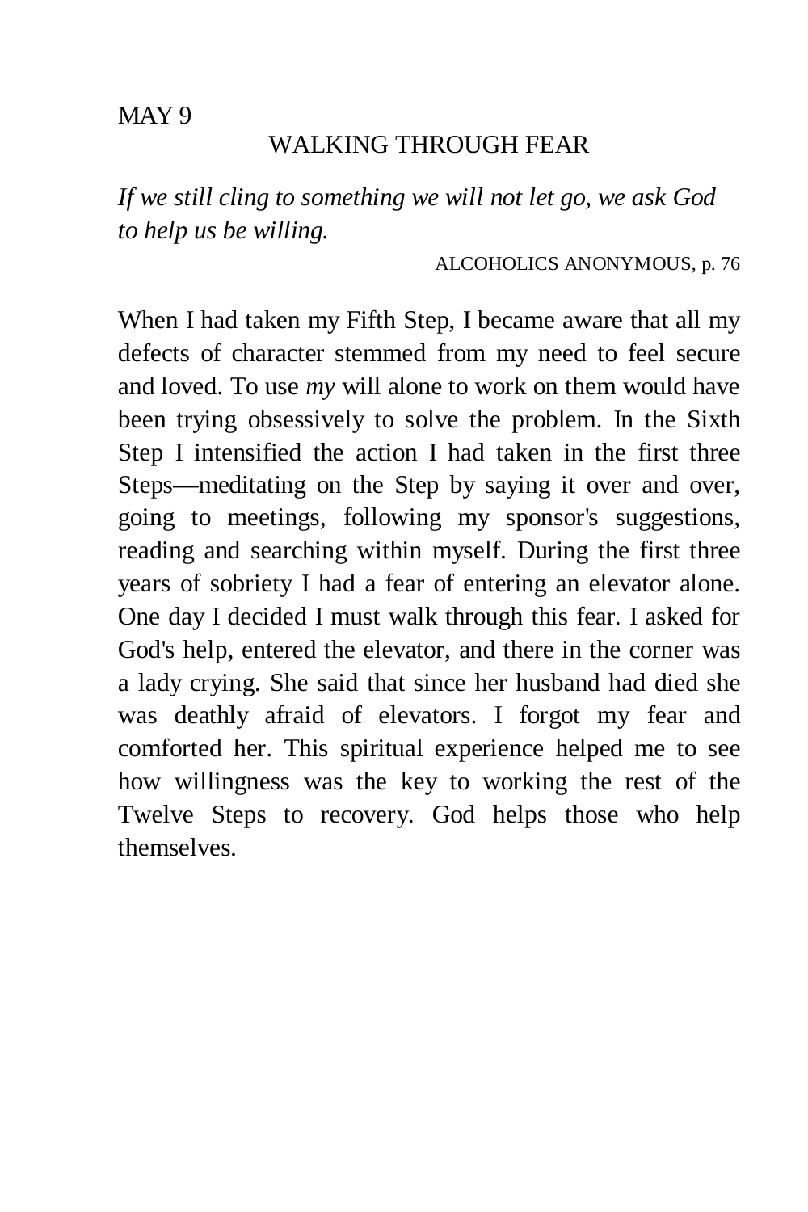MAY 9

## WALKING THROUGH FEAR

*If we still cling to something we will not let go, we ask God to help us be willing.*

ALCOHOLICS ANONYMOUS, p. 76

When I had taken my Fifth Step, I became aware that all my defects of character stemmed from my need to feel secure and loved. To use *my* will alone to work on them would have been trying obsessively to solve the problem. In the Sixth Step I intensified the action I had taken in the first three Steps—meditating on the Step by saying it over and over, going to meetings, following my sponsor's suggestions, reading and searching within myself. During the first three years of sobriety I had a fear of entering an elevator alone. One day I decided I must walk through this fear. I asked for God's help, entered the elevator, and there in the corner was a lady crying. She said that since her husband had died she was deathly afraid of elevators. I forgot my fear and comforted her. This spiritual experience helped me to see how willingness was the key to working the rest of the Twelve Steps to recovery. God helps those who help themselves.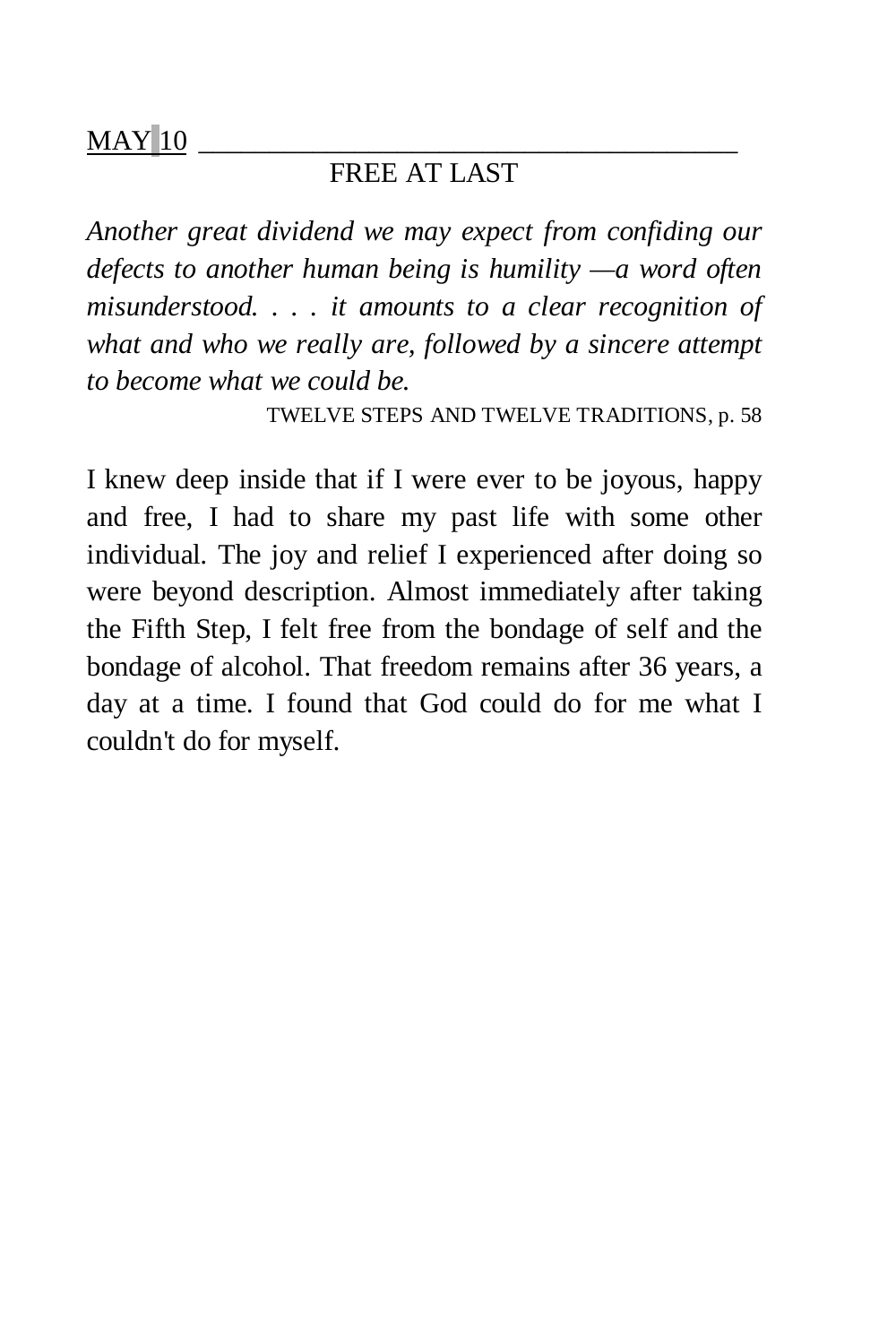MAY 10

## FREE AT LAST

*Another great dividend we may expect from confiding our defects to another human being is humility —a word often misunderstood. . . . it amounts to a clear recognition of what and who we really are, followed by a sincere attempt to become what we could be.*

TWELVE STEPS AND TWELVE TRADITIONS, p. 58

I knew deep inside that if I were ever to be joyous, happy and free, I had to share my past life with some other individual. The joy and relief I experienced after doing so were beyond description. Almost immediately after taking the Fifth Step, I felt free from the bondage of self and the bondage of alcohol. That freedom remains after 36 years, a day at a time. I found that God could do for me what I couldn't do for myself.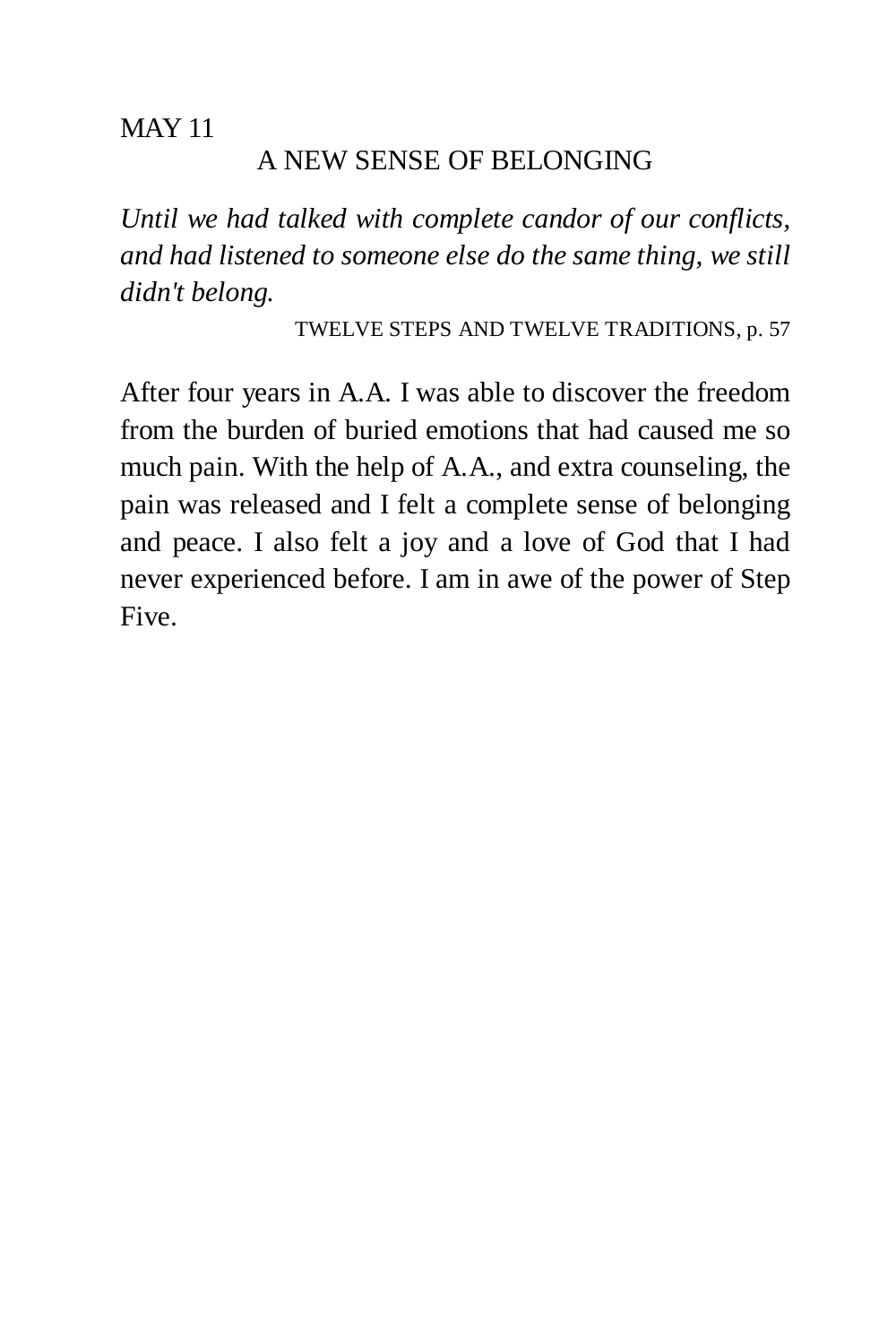MAY 11

## A NEW SENSE OF BELONGING

*Until we had talked with complete candor of our conflicts, and had listened to someone else do the same thing, we still didn't belong.*

TWELVE STEPS AND TWELVE TRADITIONS, p. 57

After four years in A.A. I was able to discover the freedom from the burden of buried emotions that had caused me so much pain. With the help of A.A., and extra counseling, the pain was released and I felt a complete sense of belonging and peace. I also felt a joy and a love of God that I had never experienced before. I am in awe of the power of Step Five.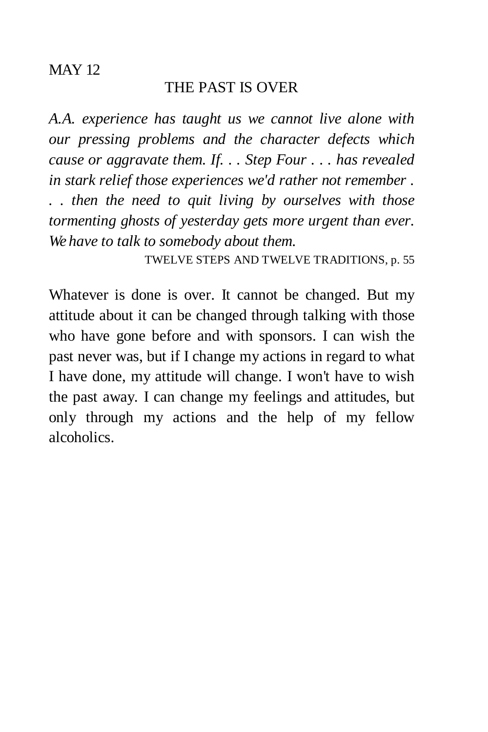MAY 12

## THE PAST IS OVER

*A.A. experience has taught us we cannot live alone with our pressing problems and the character defects which cause or aggravate them. If. . . Step Four . . . has revealed in stark relief those experiences we'd rather not remember . . . then the need to quit living by ourselves with those tormenting ghosts of yesterday gets more urgent than ever. We have to talk to somebody about them.*

TWELVE STEPS AND TWELVE TRADITIONS, p. 55

Whatever is done is over. It cannot be changed. But my attitude about it can be changed through talking with those who have gone before and with sponsors. I can wish the past never was, but if I change my actions in regard to what I have done, my attitude will change. I won't have to wish the past away. I can change my feelings and attitudes, but only through my actions and the help of my fellow alcoholics.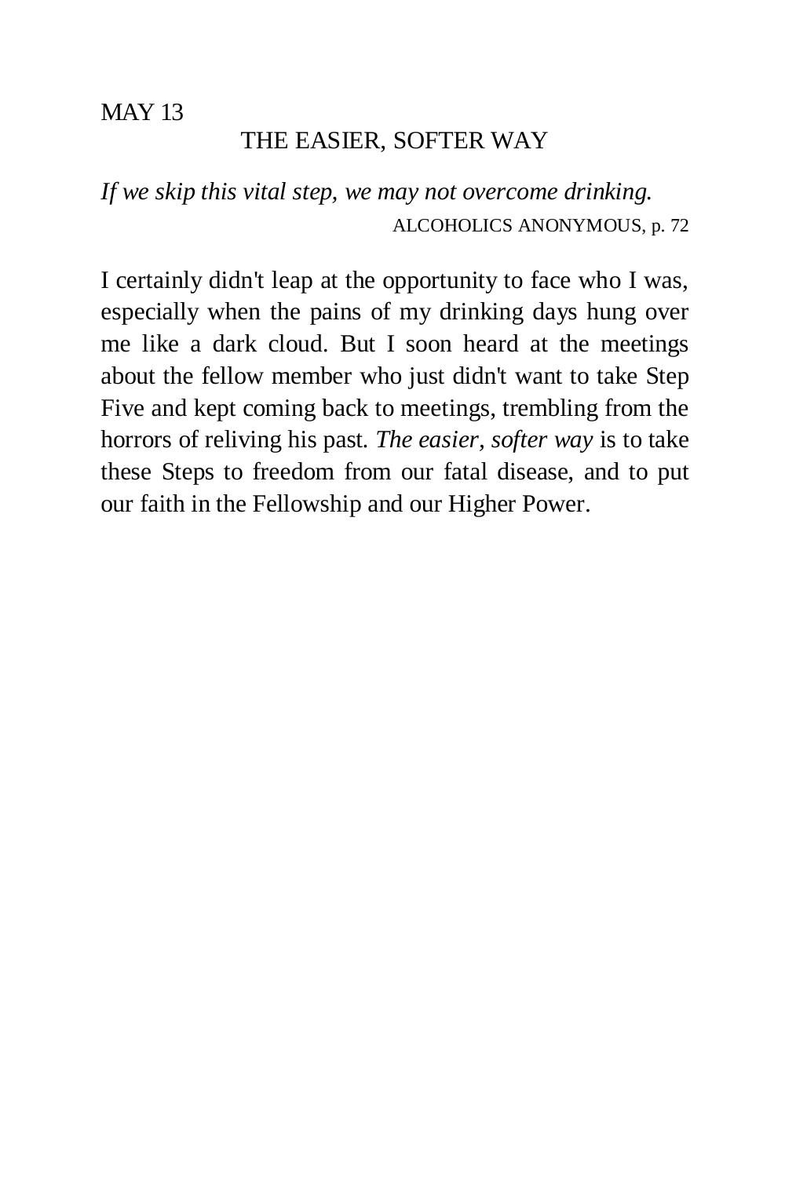MAY 13

## THE EASIER, SOFTER WAY

*If we skip this vital step, we may not overcome drinking.*

ALCOHOLICS ANONYMOUS, p. 72

I certainly didn't leap at the opportunity to face who I was, especially when the pains of my drinking days hung over me like a dark cloud. But I soon heard at the meetings about the fellow member who just didn't want to take Step Five and kept coming back to meetings, trembling from the horrors of reliving his past. *The easier, softer way* is to take these Steps to freedom from our fatal disease, and to put our faith in the Fellowship and our Higher Power.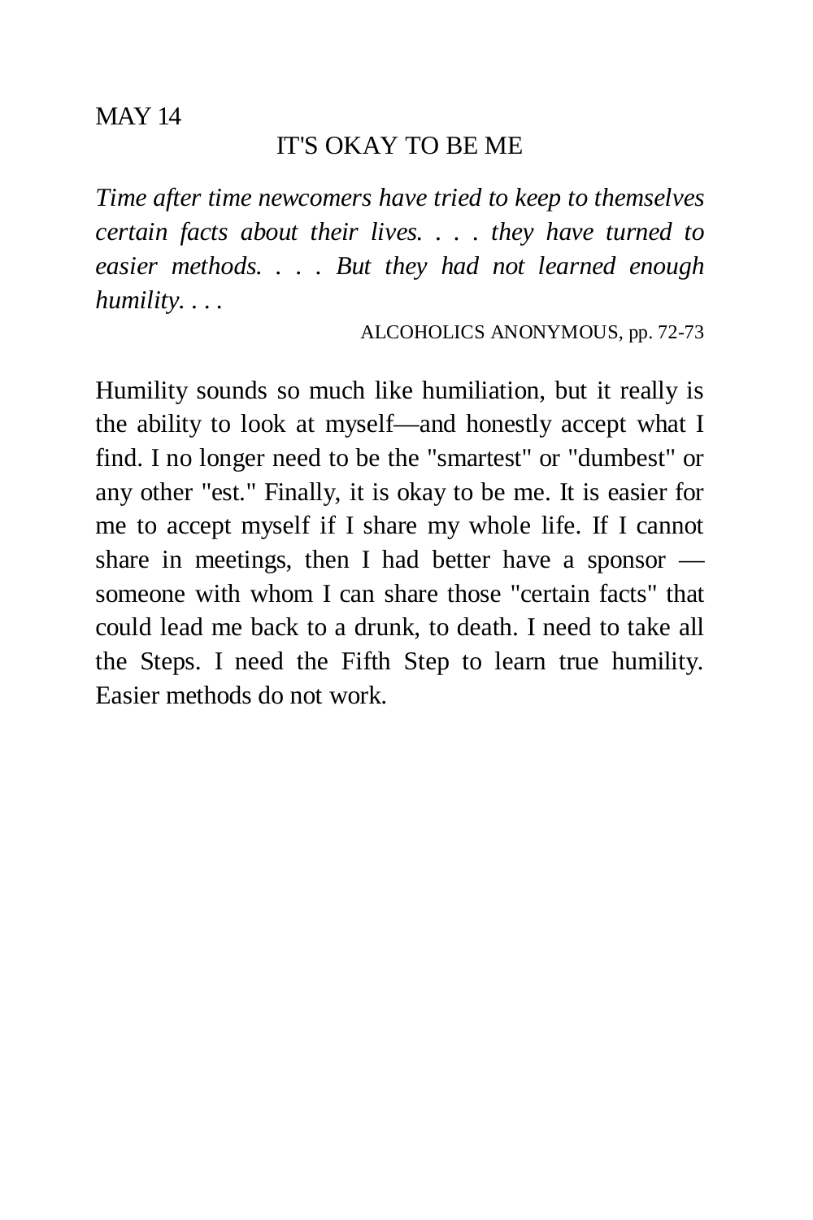MAY 14

## IT'S OKAY TO BE ME

*Time after time newcomers have tried to keep to themselves certain facts about their lives. . . . they have turned to easier methods. . . . But they had not learned enough humility. . . .*

ALCOHOLICS ANONYMOUS, pp. 72-73

Humility sounds so much like humiliation, but it really is the ability to look at myself—and honestly accept what I find. I no longer need to be the "smartest" or "dumbest" or any other "est." Finally, it is okay to be me. It is easier for me to accept myself if I share my whole life. If I cannot share in meetings, then I had better have a sponsor — someone with whom I can share those "certain facts" that could lead me back to a drunk, to death. I need to take all the Steps. I need the Fifth Step to learn true humility. Easier methods do not work.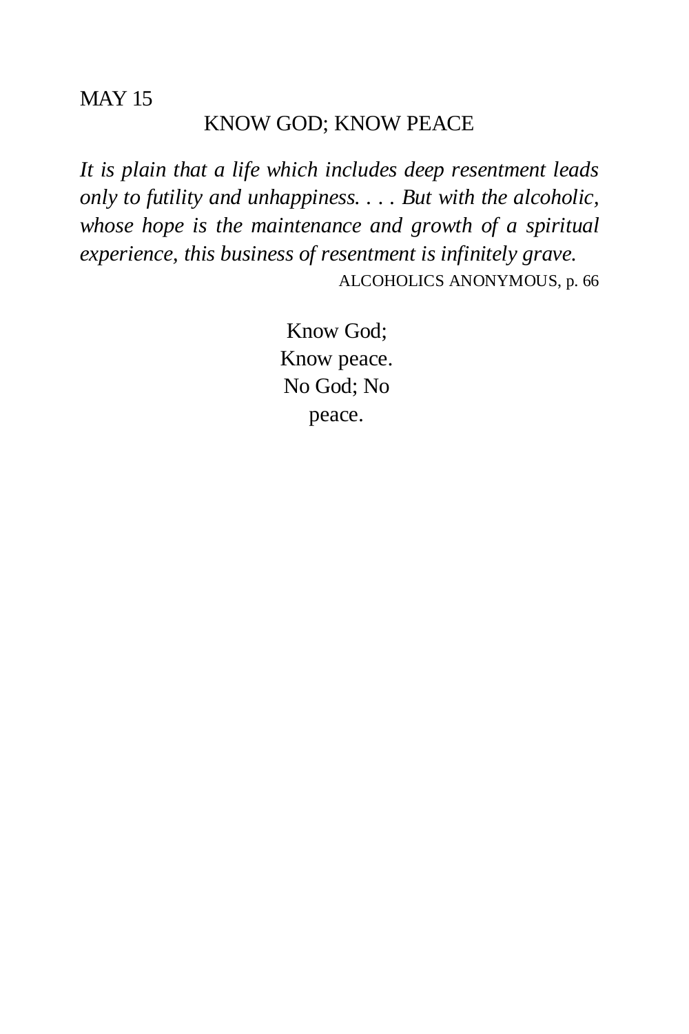MAY 15

## KNOW GOD; KNOW PEACE

*It is plain that a life which includes deep resentment leads only to futility and unhappiness. . . . But with the alcoholic, whose hope is the maintenance and growth of a spiritual experience, this business of resentment is infinitely grave.*

ALCOHOLICS ANONYMOUS, p. 66

Know God;
Know peace.
No God; No
peace.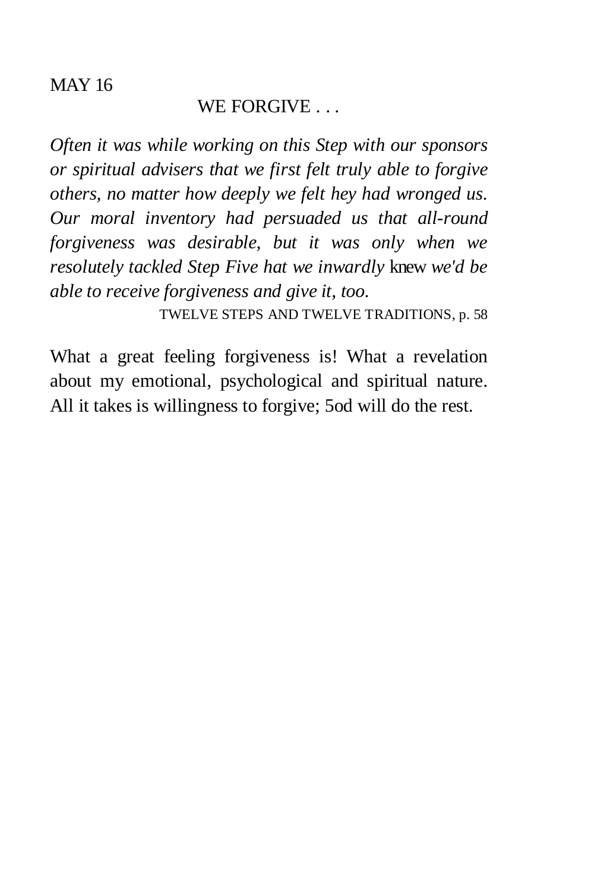MAY 16

## WE FORGIVE . . .

*Often it was while working on this Step with our sponsors or spiritual advisers that we first felt truly able to forgive others, no matter how deeply we felt hey had wronged us. Our moral inventory had persuaded us that all-round forgiveness was desirable, but it was only when we resolutely tackled Step Five hat we inwardly* knew *we'd be able to receive forgiveness and give it, too.*

TWELVE STEPS AND TWELVE TRADITIONS, p. 58

What a great feeling forgiveness is! What a revelation about my emotional, psychological and spiritual nature. All it takes is willingness to forgive; 5od will do the rest.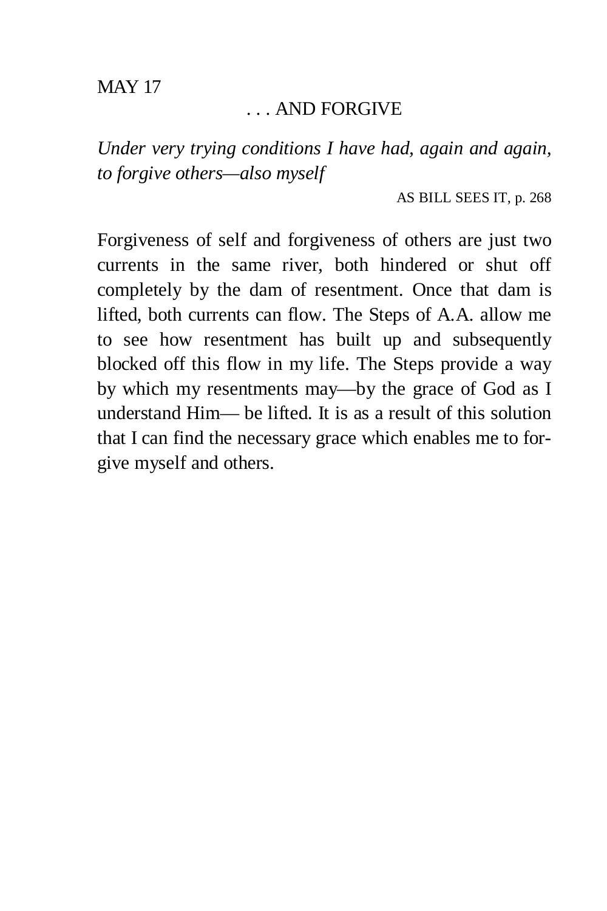MAY 17

## . . . AND FORGIVE

*Under very trying conditions I have had, again and again, to forgive others—also myself*

AS BILL SEES IT, p. 268

Forgiveness of self and forgiveness of others are just two currents in the same river, both hindered or shut off completely by the dam of resentment. Once that dam is lifted, both currents can flow. The Steps of A.A. allow me to see how resentment has built up and subsequently blocked off this flow in my life. The Steps provide a way by which my resentments may—by the grace of God as I understand Him— be lifted. It is as a result of this solution that I can find the necessary grace which enables me to forgive myself and others.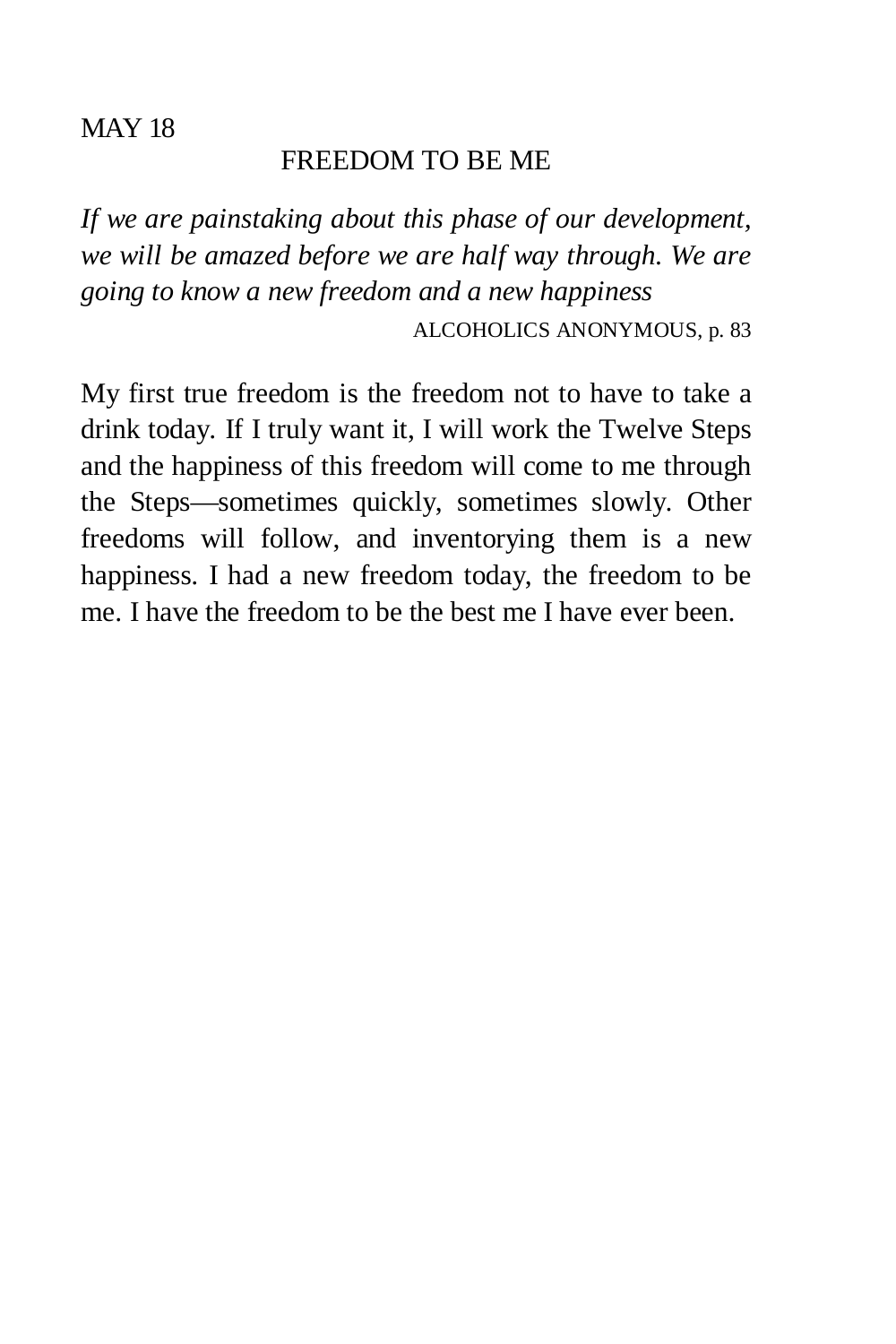MAY 18

## FREEDOM TO BE ME

*If we are painstaking about this phase of our development, we will be amazed before we are half way through. We are going to know a new freedom and a new happiness*

ALCOHOLICS ANONYMOUS, p. 83

My first true freedom is the freedom not to have to take a drink today. If I truly want it, I will work the Twelve Steps and the happiness of this freedom will come to me through the Steps—sometimes quickly, sometimes slowly. Other freedoms will follow, and inventorying them is a new happiness. I had a new freedom today, the freedom to be me. I have the freedom to be the best me I have ever been.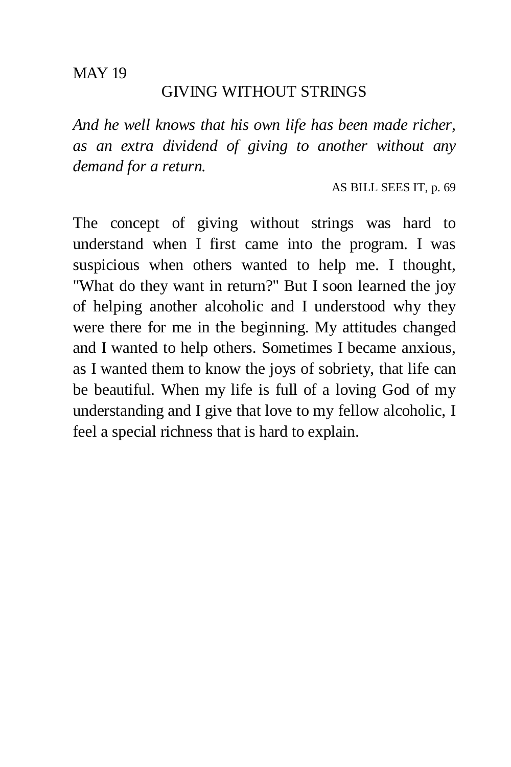MAY 19

## GIVING WITHOUT STRINGS

*And he well knows that his own life has been made richer, as an extra dividend of giving to another without any demand for a return.*

AS BILL SEES IT, p. 69

The concept of giving without strings was hard to understand when I first came into the program. I was suspicious when others wanted to help me. I thought, "What do they want in return?" But I soon learned the joy of helping another alcoholic and I understood why they were there for me in the beginning. My attitudes changed and I wanted to help others. Sometimes I became anxious, as I wanted them to know the joys of sobriety, that life can be beautiful. When my life is full of a loving God of my understanding and I give that love to my fellow alcoholic, I feel a special richness that is hard to explain.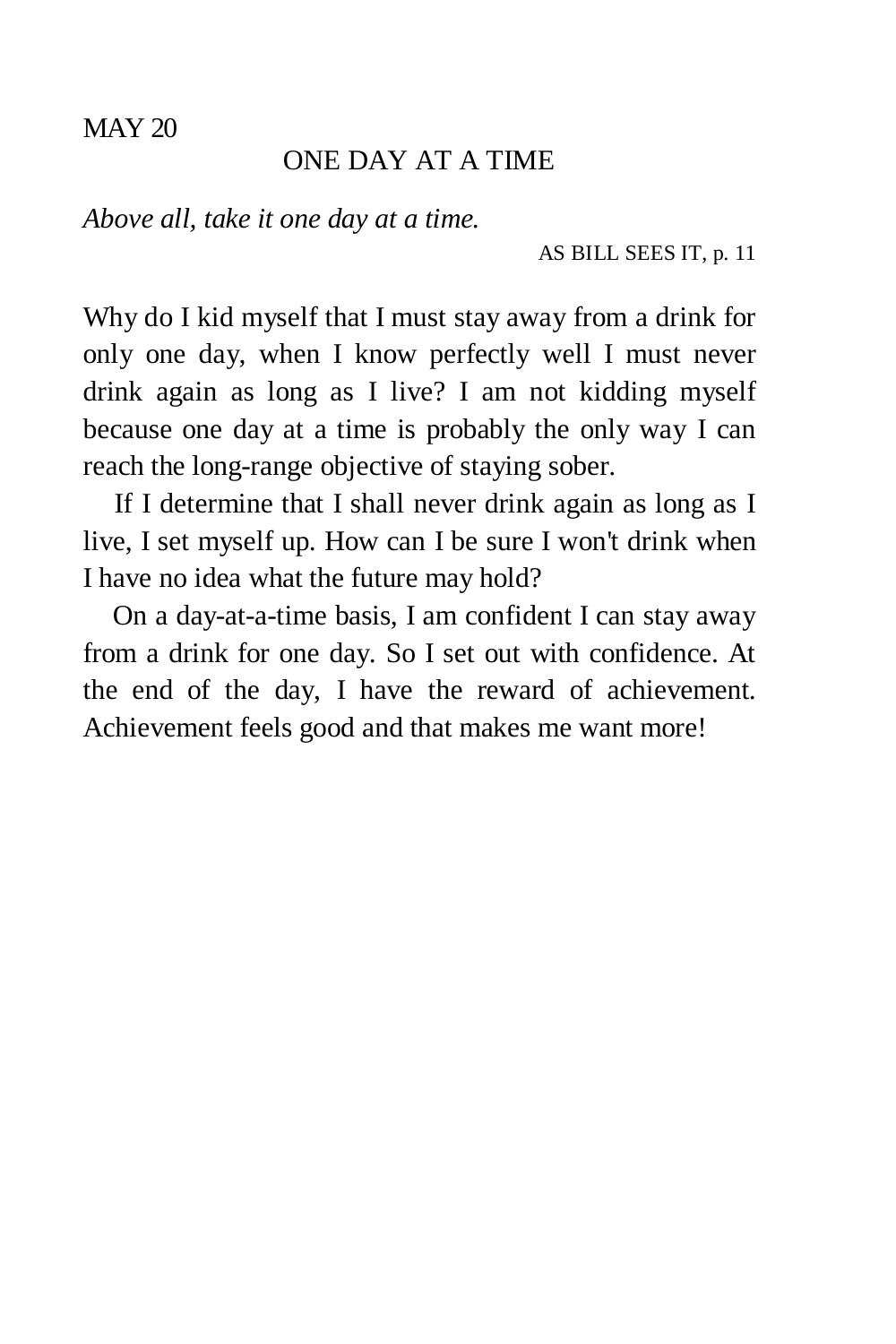MAY 20

## ONE DAY AT A TIME

*Above all, take it one day at a time.*

AS BILL SEES IT, p. 11

Why do I kid myself that I must stay away from a drink for only one day, when I know perfectly well I must never drink again as long as I live? I am not kidding myself because one day at a time is probably the only way I can reach the long-range objective of staying sober.

If I determine that I shall never drink again as long as I live, I set myself up. How can I be sure I won't drink when I have no idea what the future may hold?

On a day-at-a-time basis, I am confident I can stay away from a drink for one day. So I set out with confidence. At the end of the day, I have the reward of achievement. Achievement feels good and that makes me want more!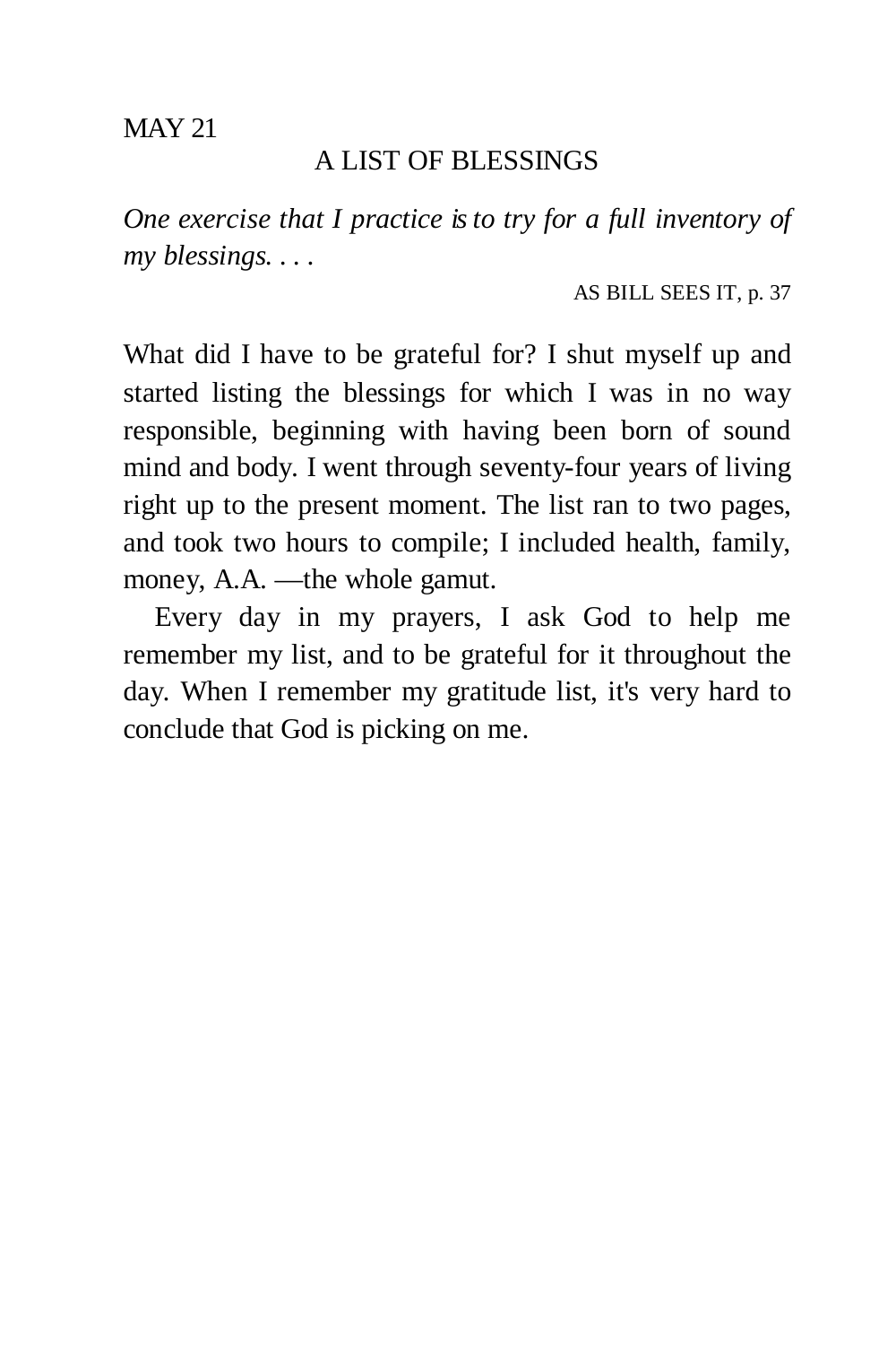MAY 21

## A LIST OF BLESSINGS

*One exercise that I practice is to try for a full inventory of my blessings. . . .*

AS BILL SEES IT, p. 37

What did I have to be grateful for? I shut myself up and started listing the blessings for which I was in no way responsible, beginning with having been born of sound mind and body. I went through seventy-four years of living right up to the present moment. The list ran to two pages, and took two hours to compile; I included health, family, money, A.A. —the whole gamut.

Every day in my prayers, I ask God to help me remember my list, and to be grateful for it throughout the day. When I remember my gratitude list, it's very hard to conclude that God is picking on me.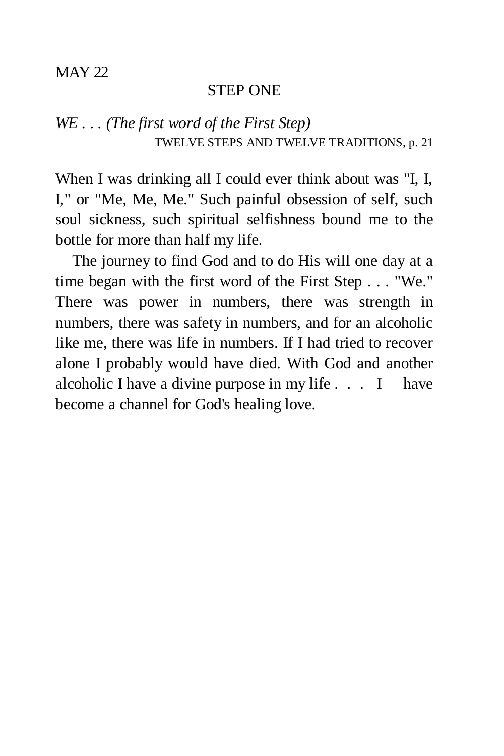MAY 22

## STEP ONE

*WE . . . (The first word of the First Step)*

TWELVE STEPS AND TWELVE TRADITIONS, p. 21

When I was drinking all I could ever think about was "I, I, I," or "Me, Me, Me." Such painful obsession of self, such soul sickness, such spiritual selfishness bound me to the bottle for more than half my life.

The journey to find God and to do His will one day at a time began with the first word of the First Step . . . "We." There was power in numbers, there was strength in numbers, there was safety in numbers, and for an alcoholic like me, there was life in numbers. If I had tried to recover alone I probably would have died. With God and another alcoholic I have a divine purpose in my life . . . I have become a channel for God's healing love.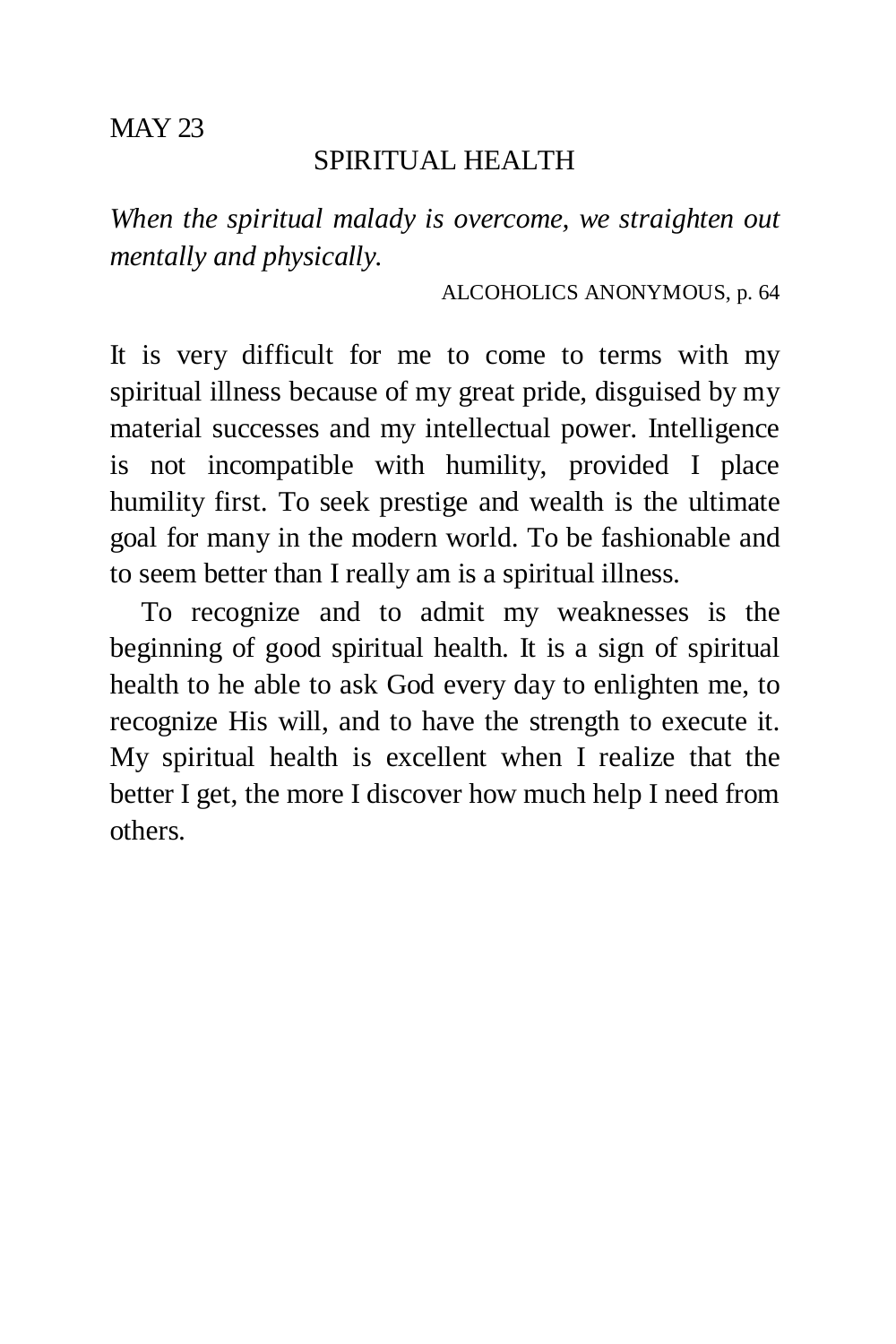MAY 23

## SPIRITUAL HEALTH

*When the spiritual malady is overcome, we straighten out mentally and physically.*

ALCOHOLICS ANONYMOUS, p. 64

It is very difficult for me to come to terms with my spiritual illness because of my great pride, disguised by my material successes and my intellectual power. Intelligence is not incompatible with humility, provided I place humility first. To seek prestige and wealth is the ultimate goal for many in the modern world. To be fashionable and to seem better than I really am is a spiritual illness.

To recognize and to admit my weaknesses is the beginning of good spiritual health. It is a sign of spiritual health to he able to ask God every day to enlighten me, to recognize His will, and to have the strength to execute it. My spiritual health is excellent when I realize that the better I get, the more I discover how much help I need from others.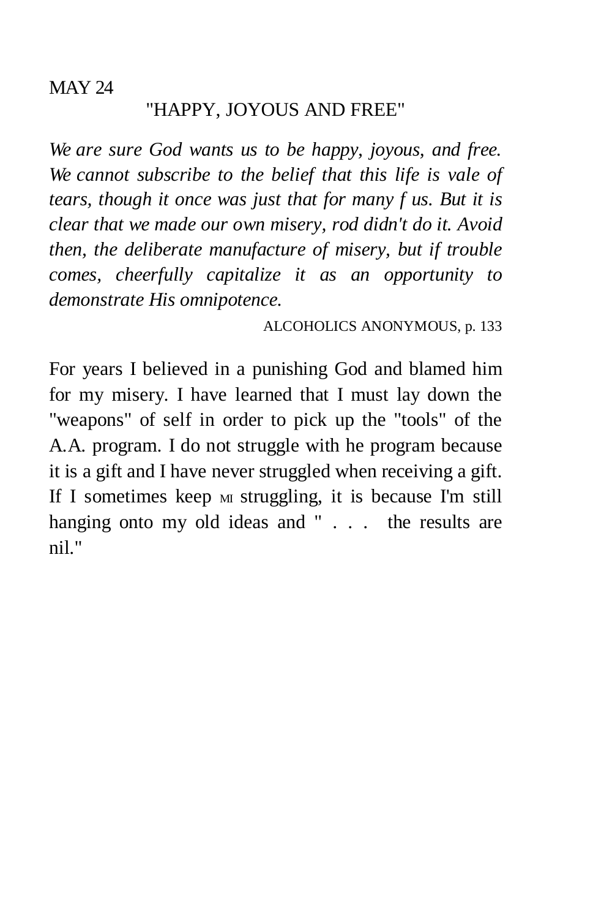MAY 24

## "HAPPY, JOYOUS AND FREE"

*We are sure God wants us to be happy, joyous, and free. We cannot subscribe to the belief that this life is vale of tears, though it once was just that for many f us. But it is clear that we made our own misery, rod didn't do it. Avoid then, the deliberate manufacture of misery, but if trouble comes, cheerfully capitalize it as an opportunity to demonstrate His omnipotence.*

ALCOHOLICS ANONYMOUS, p. 133

For years I believed in a punishing God and blamed him for my misery. I have learned that I must lay down the "weapons" of self in order to pick up the "tools" of the A.A. program. I do not struggle with he program because it is a gift and I have never struggled when receiving a gift. If I sometimes keep MI struggling, it is because I'm still hanging onto my old ideas and " . . . the results are nil."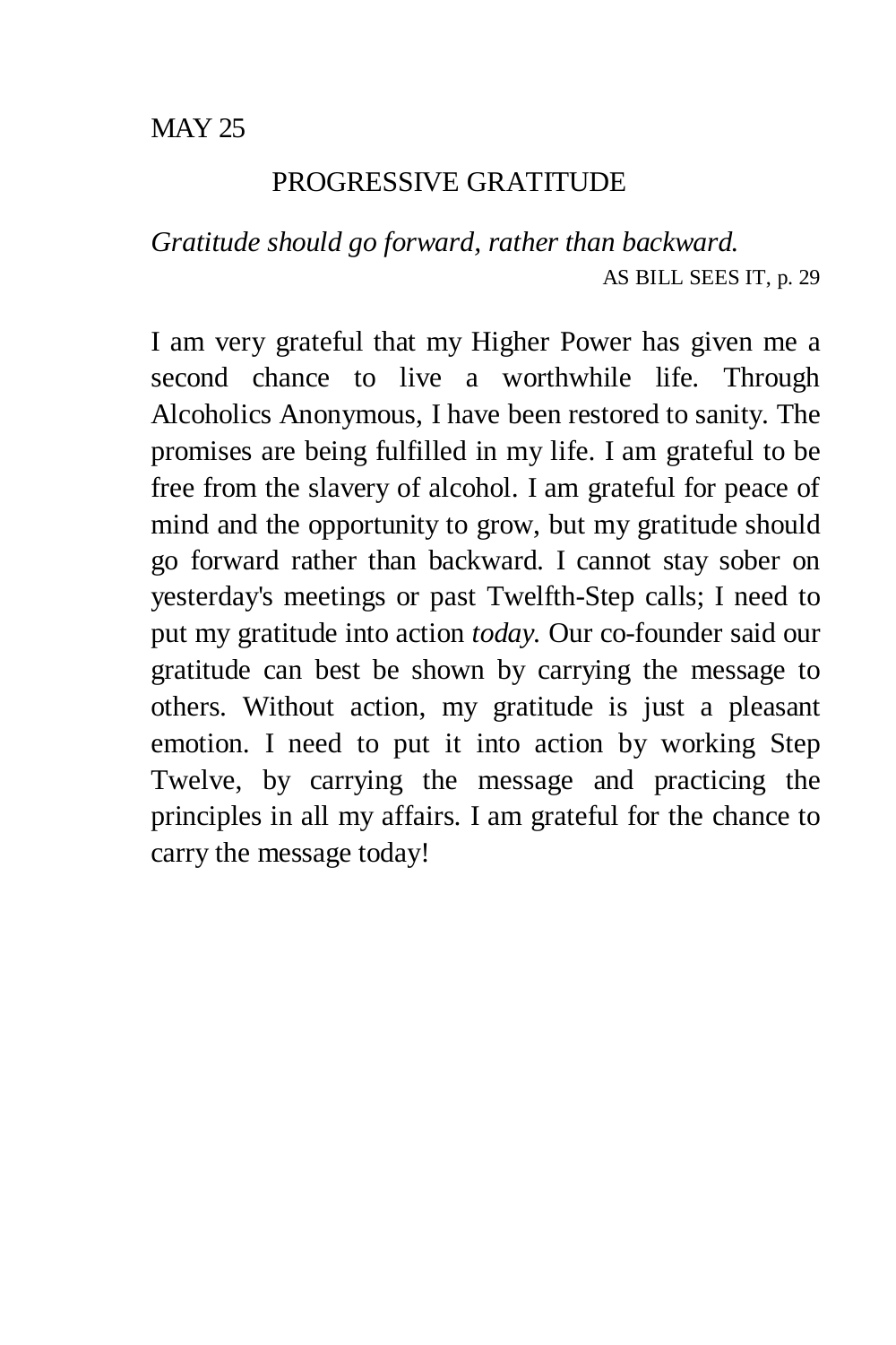MAY 25

## PROGRESSIVE GRATITUDE

*Gratitude should go forward, rather than backward.*

AS BILL SEES IT, p. 29

I am very grateful that my Higher Power has given me a second chance to live a worthwhile life. Through Alcoholics Anonymous, I have been restored to sanity. The promises are being fulfilled in my life. I am grateful to be free from the slavery of alcohol. I am grateful for peace of mind and the opportunity to grow, but my gratitude should go forward rather than backward. I cannot stay sober on yesterday's meetings or past Twelfth-Step calls; I need to put my gratitude into action *today.* Our co-founder said our gratitude can best be shown by carrying the message to others. Without action, my gratitude is just a pleasant emotion. I need to put it into action by working Step Twelve, by carrying the message and practicing the principles in all my affairs. I am grateful for the chance to carry the message today!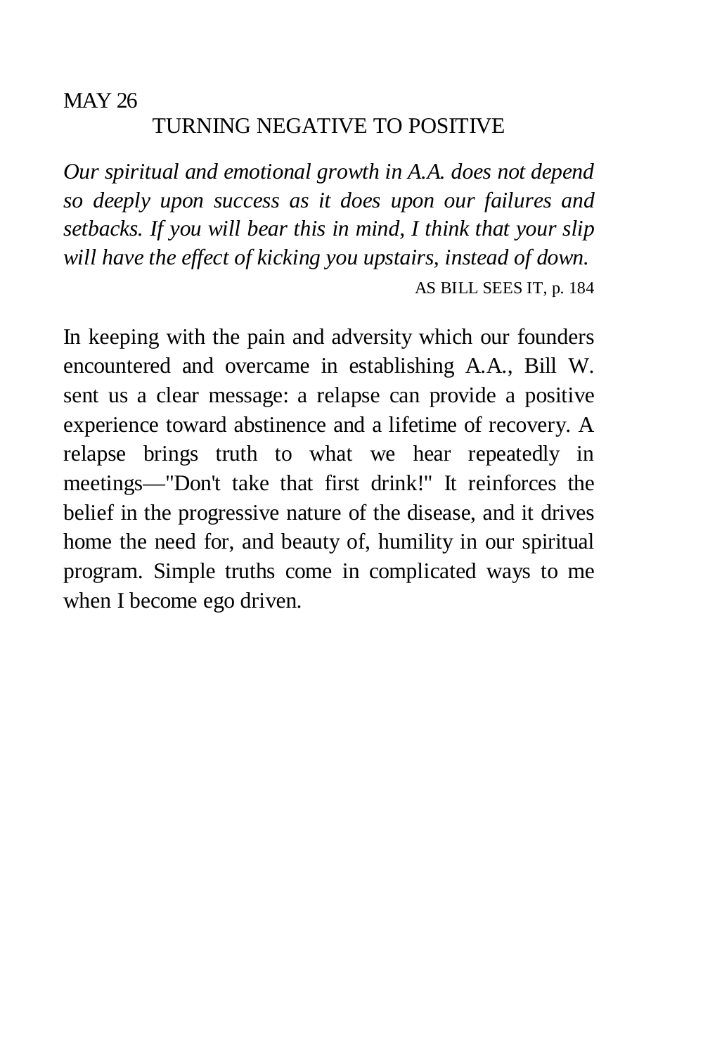MAY 26

## TURNING NEGATIVE TO POSITIVE

*Our spiritual and emotional growth in A.A. does not depend so deeply upon success as it does upon our failures and setbacks. If you will bear this in mind, I think that your slip will have the effect of kicking you upstairs, instead of down.*

AS BILL SEES IT, p. 184

In keeping with the pain and adversity which our founders encountered and overcame in establishing A.A., Bill W. sent us a clear message: a relapse can provide a positive experience toward abstinence and a lifetime of recovery. A relapse brings truth to what we hear repeatedly in meetings—"Don't take that first drink!" It reinforces the belief in the progressive nature of the disease, and it drives home the need for, and beauty of, humility in our spiritual program. Simple truths come in complicated ways to me when I become ego driven.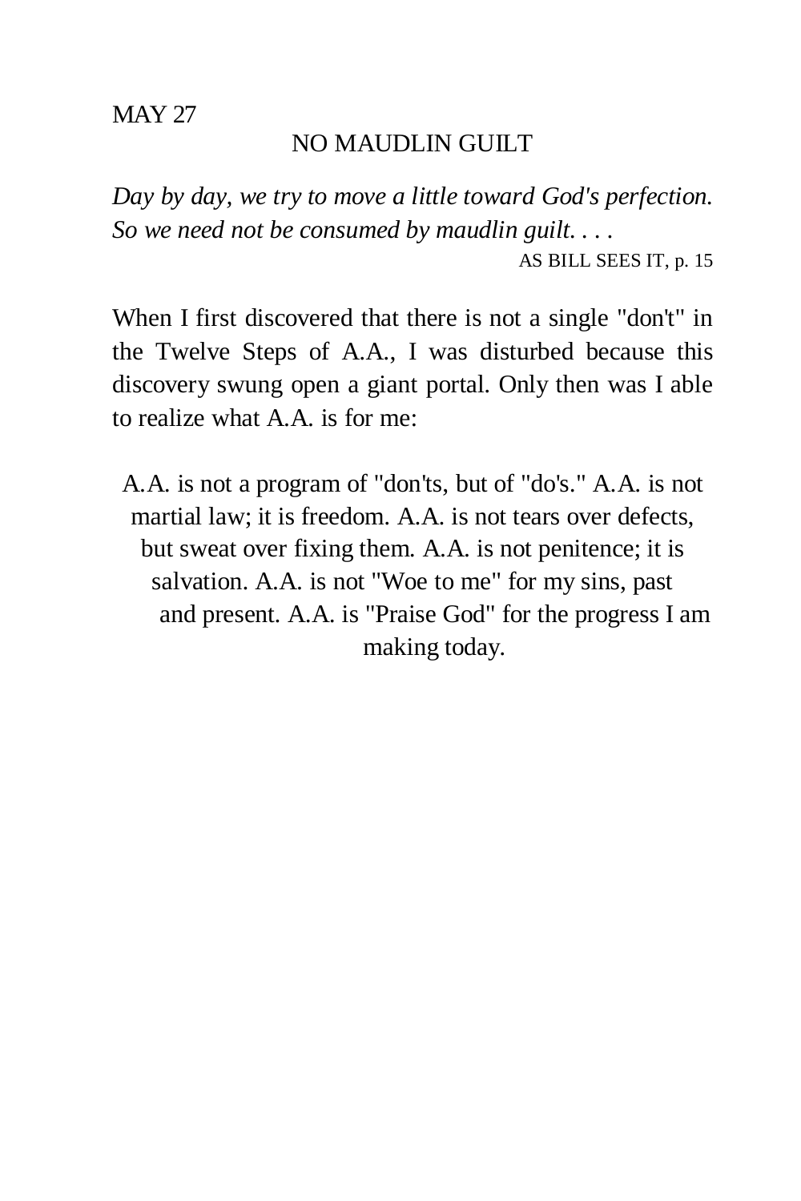MAY 27

## NO MAUDLIN GUILT

*Day by day, we try to move a little toward God's perfection. So we need not be consumed by maudlin guilt. . . .*

AS BILL SEES IT, p. 15

When I first discovered that there is not a single "don't" in the Twelve Steps of A.A., I was disturbed because this discovery swung open a giant portal. Only then was I able to realize what A.A. is for me:

A.A. is not a program of "don'ts, but of "do's." A.A. is not martial law; it is freedom. A.A. is not tears over defects, but sweat over fixing them. A.A. is not penitence; it is salvation. A.A. is not "Woe to me" for my sins, past and present. A.A. is "Praise God" for the progress I am making today.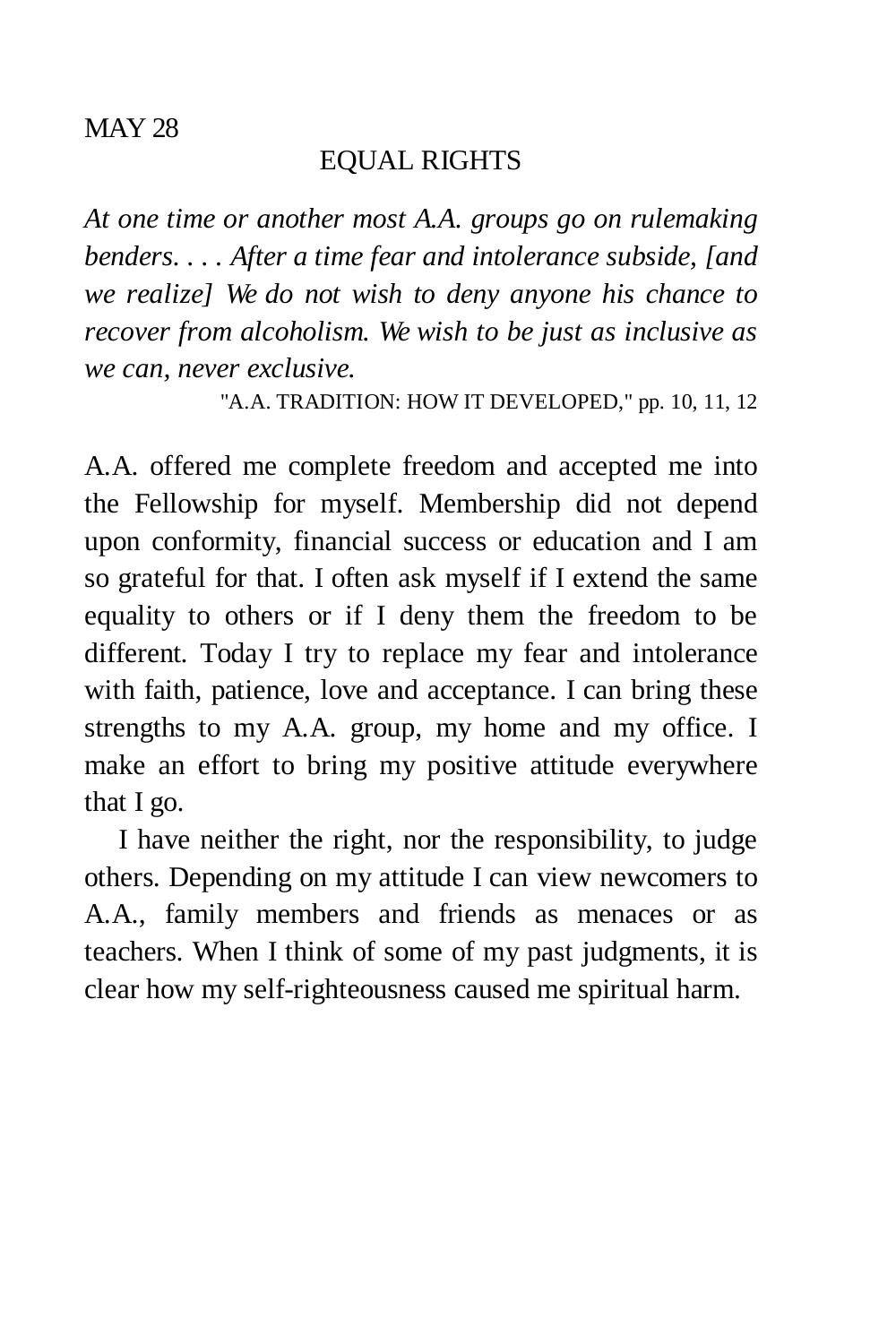MAY 28

## EQUAL RIGHTS

*At one time or another most A.A. groups go on rulemaking benders. . . . After a time fear and intolerance subside, [and we realize] We do not wish to deny anyone his chance to recover from alcoholism. We wish to be just as inclusive as we can, never exclusive.*

"A.A. TRADITION: HOW IT DEVELOPED," pp. 10, 11, 12

A.A. offered me complete freedom and accepted me into the Fellowship for myself. Membership did not depend upon conformity, financial success or education and I am so grateful for that. I often ask myself if I extend the same equality to others or if I deny them the freedom to be different. Today I try to replace my fear and intolerance with faith, patience, love and acceptance. I can bring these strengths to my A.A. group, my home and my office. I make an effort to bring my positive attitude everywhere that I go.

I have neither the right, nor the responsibility, to judge others. Depending on my attitude I can view newcomers to A.A., family members and friends as menaces or as teachers. When I think of some of my past judgments, it is clear how my self-righteousness caused me spiritual harm.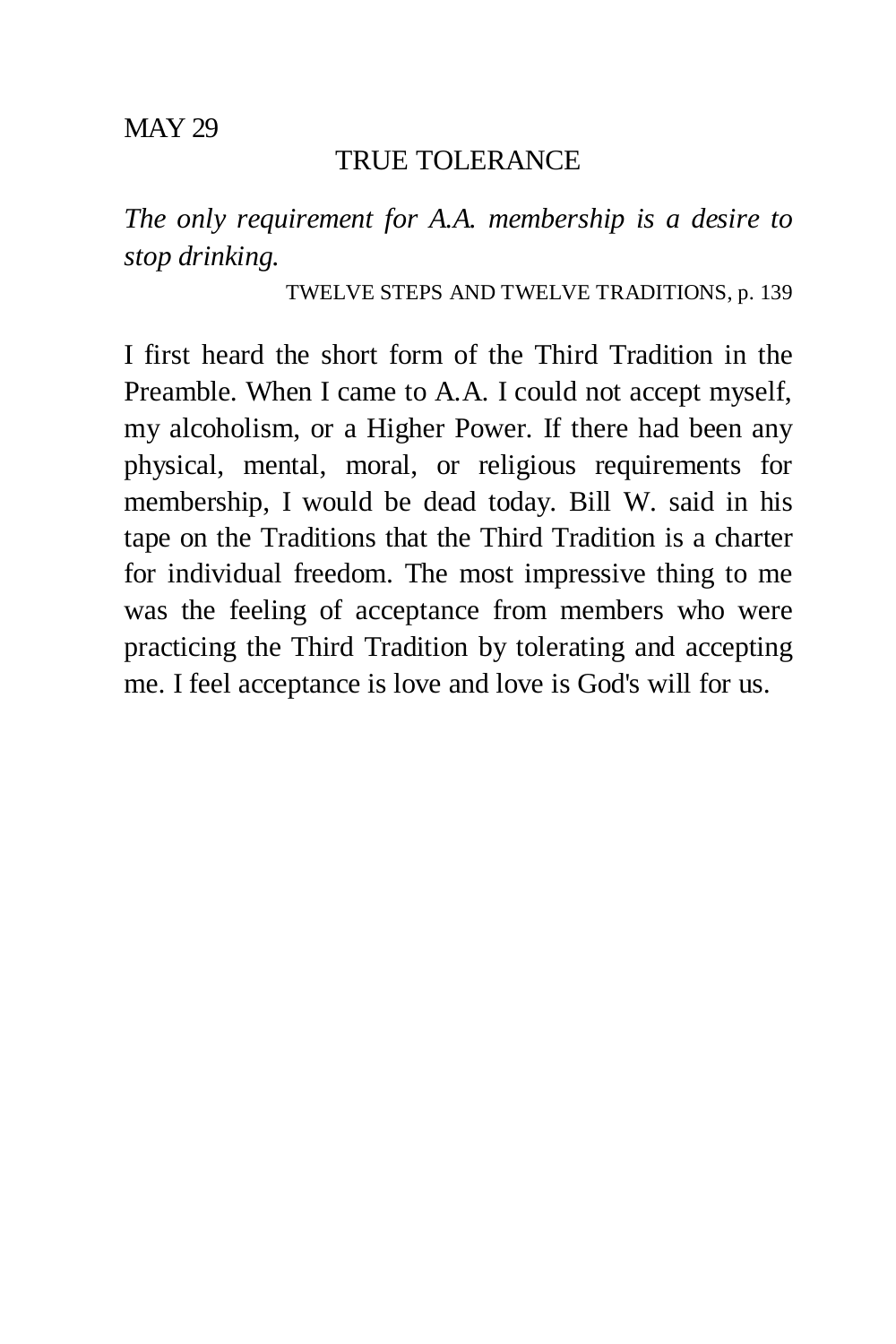MAY 29

## TRUE TOLERANCE

*The only requirement for A.A. membership is a desire to stop drinking.*

TWELVE STEPS AND TWELVE TRADITIONS, p. 139

I first heard the short form of the Third Tradition in the Preamble. When I came to A.A. I could not accept myself, my alcoholism, or a Higher Power. If there had been any physical, mental, moral, or religious requirements for membership, I would be dead today. Bill W. said in his tape on the Traditions that the Third Tradition is a charter for individual freedom. The most impressive thing to me was the feeling of acceptance from members who were practicing the Third Tradition by tolerating and accepting me. I feel acceptance is love and love is God's will for us.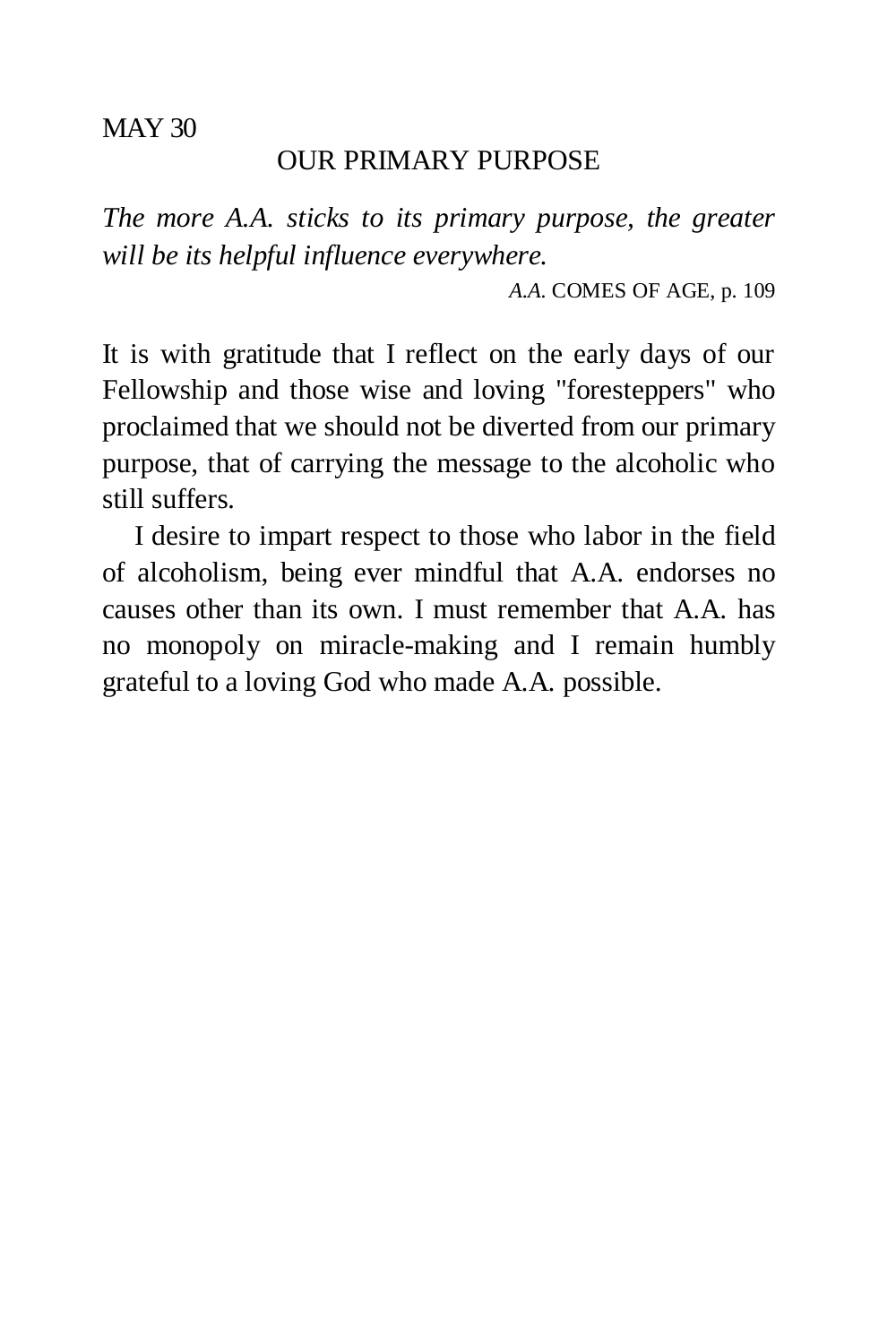MAY 30

## OUR PRIMARY PURPOSE

*The more A.A. sticks to its primary purpose, the greater will be its helpful influence everywhere.*

*A.A.* COMES OF AGE, p. 109

It is with gratitude that I reflect on the early days of our Fellowship and those wise and loving "foresteppers" who proclaimed that we should not be diverted from our primary purpose, that of carrying the message to the alcoholic who still suffers.

I desire to impart respect to those who labor in the field of alcoholism, being ever mindful that A.A. endorses no causes other than its own. I must remember that A.A. has no monopoly on miracle-making and I remain humbly grateful to a loving God who made A.A. possible.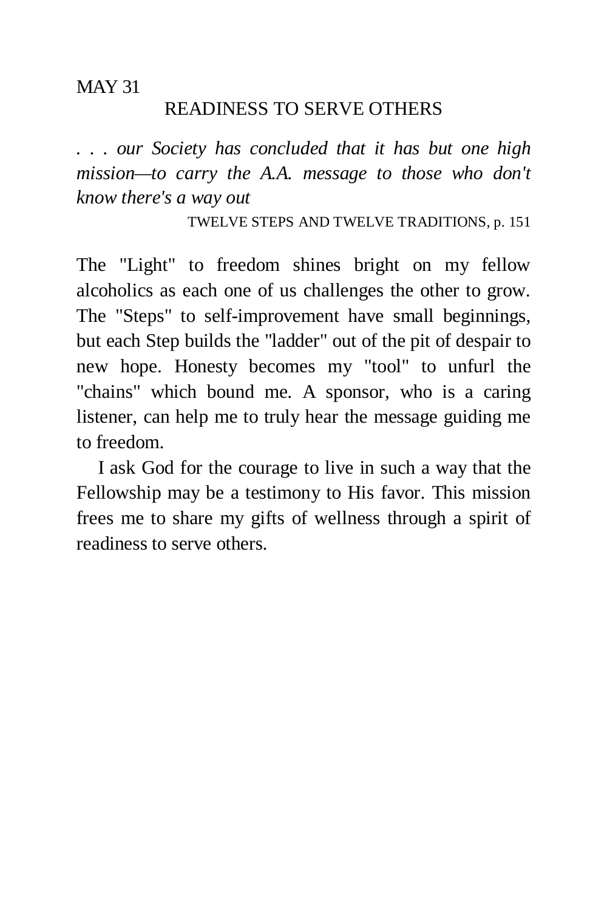MAY 31

## READINESS TO SERVE OTHERS

*. . . our Society has concluded that it has but one high mission—to carry the A.A. message to those who don't know there's a way out*

TWELVE STEPS AND TWELVE TRADITIONS, p. 151

The "Light" to freedom shines bright on my fellow alcoholics as each one of us challenges the other to grow. The "Steps" to self-improvement have small beginnings, but each Step builds the "ladder" out of the pit of despair to new hope. Honesty becomes my "tool" to unfurl the "chains" which bound me. A sponsor, who is a caring listener, can help me to truly hear the message guiding me to freedom.

I ask God for the courage to live in such a way that the Fellowship may be a testimony to His favor. This mission frees me to share my gifts of wellness through a spirit of readiness to serve others.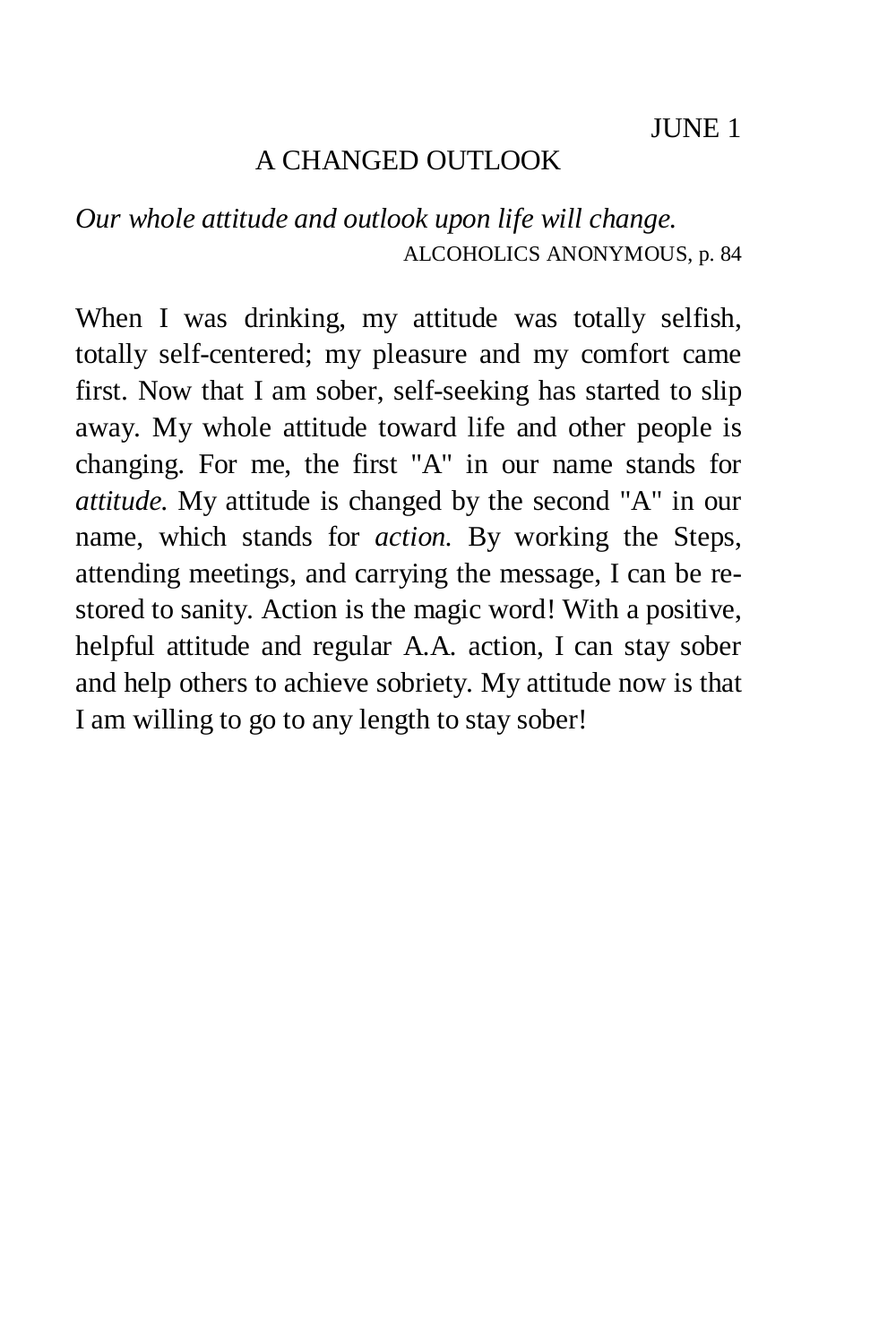JUNE 1

## A CHANGED OUTLOOK

*Our whole attitude and outlook upon life will change.*

ALCOHOLICS ANONYMOUS, p. 84

When I was drinking, my attitude was totally selfish, totally self-centered; my pleasure and my comfort came first. Now that I am sober, self-seeking has started to slip away. My whole attitude toward life and other people is changing. For me, the first "A" in our name stands for *attitude.* My attitude is changed by the second "A" in our name, which stands for *action.* By working the Steps, attending meetings, and carrying the message, I can be restored to sanity. Action is the magic word! With a positive, helpful attitude and regular A.A. action, I can stay sober and help others to achieve sobriety. My attitude now is that I am willing to go to any length to stay sober!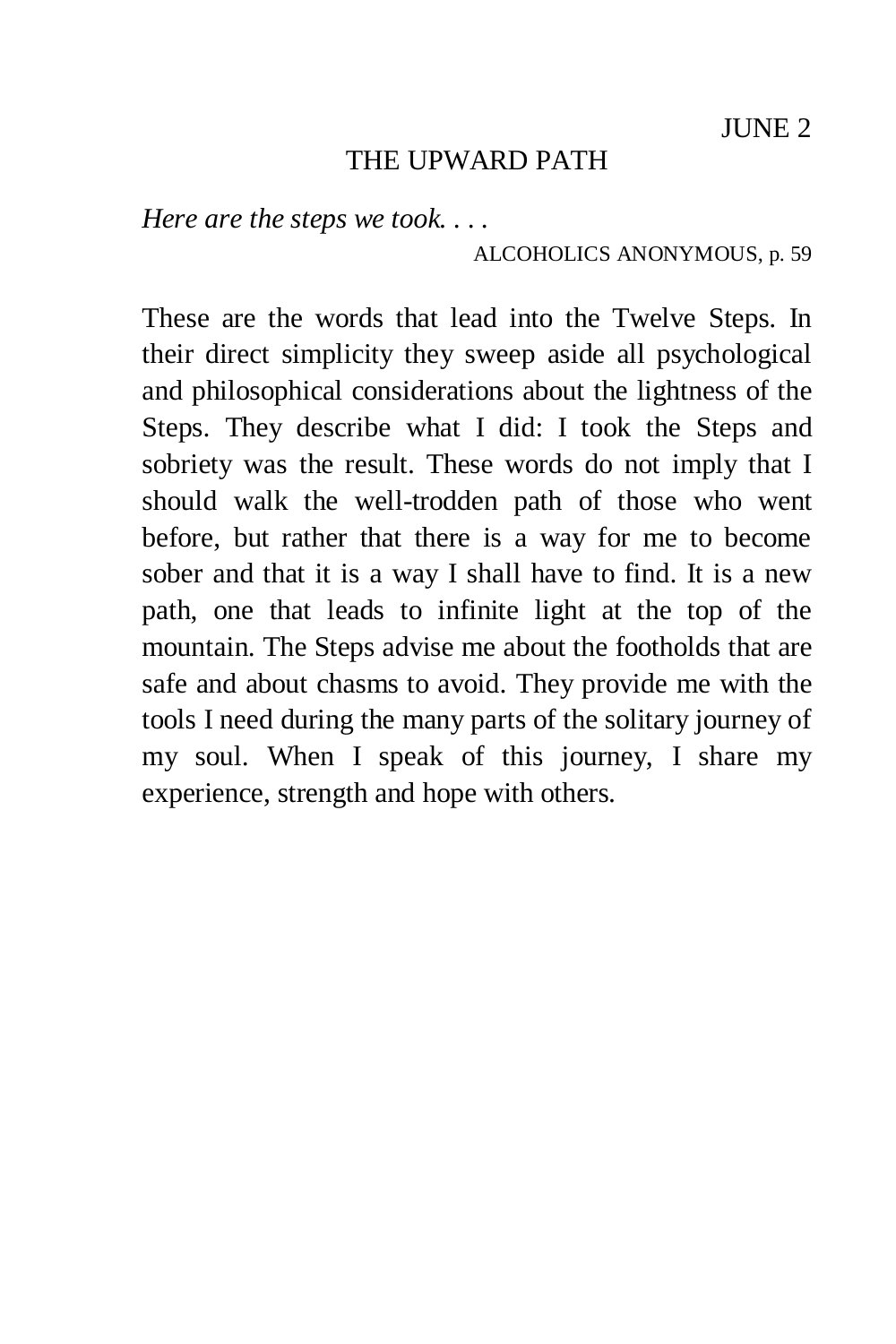JUNE 2

## THE UPWARD PATH

*Here are the steps we took. . . .*

ALCOHOLICS ANONYMOUS, p. 59

These are the words that lead into the Twelve Steps. In their direct simplicity they sweep aside all psychological and philosophical considerations about the lightness of the Steps. They describe what I did: I took the Steps and sobriety was the result. These words do not imply that I should walk the well-trodden path of those who went before, but rather that there is a way for me to become sober and that it is a way I shall have to find. It is a new path, one that leads to infinite light at the top of the mountain. The Steps advise me about the footholds that are safe and about chasms to avoid. They provide me with the tools I need during the many parts of the solitary journey of my soul. When I speak of this journey, I share my experience, strength and hope with others.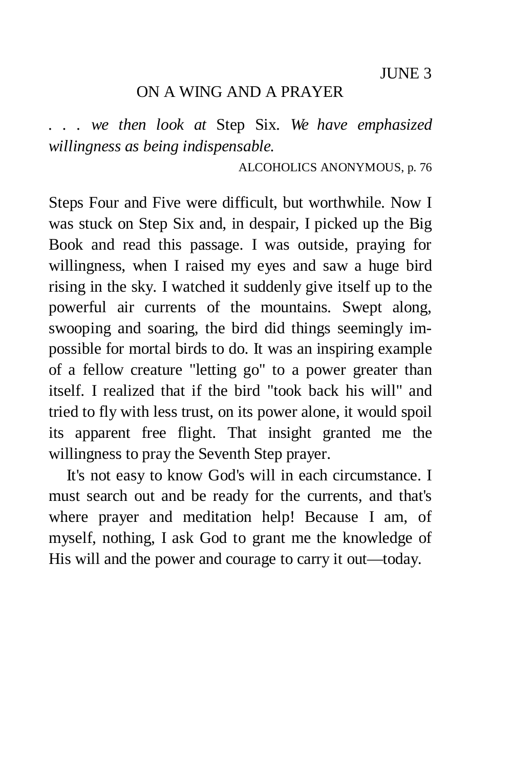JUNE 3

## ON A WING AND A PRAYER

*. . . we then look at* Step Six. *We have emphasized willingness as being indispensable.*

ALCOHOLICS ANONYMOUS, p. 76

Steps Four and Five were difficult, but worthwhile. Now I was stuck on Step Six and, in despair, I picked up the Big Book and read this passage. I was outside, praying for willingness, when I raised my eyes and saw a huge bird rising in the sky. I watched it suddenly give itself up to the powerful air currents of the mountains. Swept along, swooping and soaring, the bird did things seemingly impossible for mortal birds to do. It was an inspiring example of a fellow creature "letting go" to a power greater than itself. I realized that if the bird "took back his will" and tried to fly with less trust, on its power alone, it would spoil its apparent free flight. That insight granted me the willingness to pray the Seventh Step prayer.

It's not easy to know God's will in each circumstance. I must search out and be ready for the currents, and that's where prayer and meditation help! Because I am, of myself, nothing, I ask God to grant me the knowledge of His will and the power and courage to carry it out—today.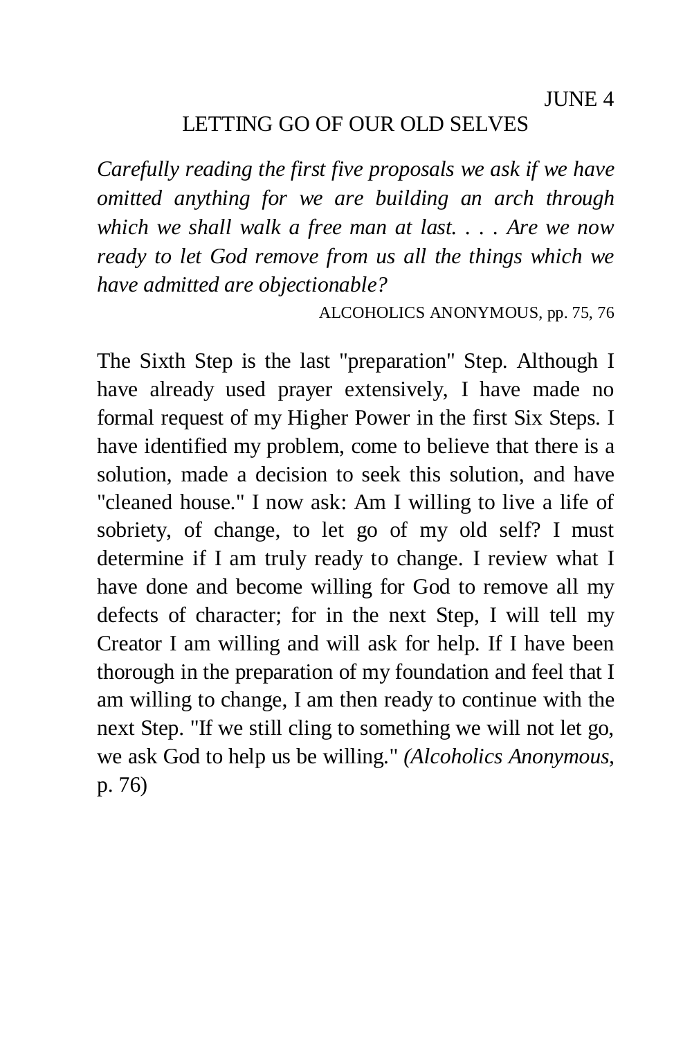JUNE 4

## LETTING GO OF OUR OLD SELVES

*Carefully reading the first five proposals we ask if we have omitted anything for we are building an arch through which we shall walk a free man at last. . . . Are we now ready to let God remove from us all the things which we have admitted are objectionable?*

ALCOHOLICS ANONYMOUS, pp. 75, 76

The Sixth Step is the last "preparation" Step. Although I have already used prayer extensively, I have made no formal request of my Higher Power in the first Six Steps. I have identified my problem, come to believe that there is a solution, made a decision to seek this solution, and have "cleaned house." I now ask: Am I willing to live a life of sobriety, of change, to let go of my old self? I must determine if I am truly ready to change. I review what I have done and become willing for God to remove all my defects of character; for in the next Step, I will tell my Creator I am willing and will ask for help. If I have been thorough in the preparation of my foundation and feel that I am willing to change, I am then ready to continue with the next Step. "If we still cling to something we will not let go, we ask God to help us be willing." (*Alcoholics Anonymous*, p. 76)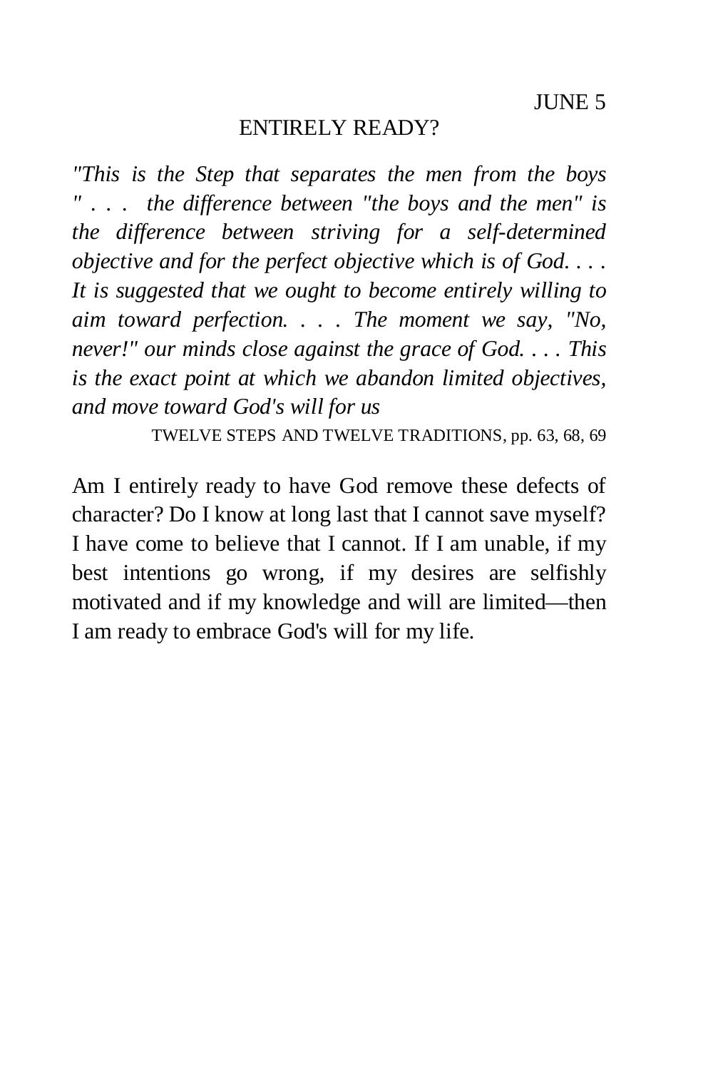JUNE 5

## ENTIRELY READY?

*"This is the Step that separates the men from the boys " . . . the difference between "the boys and the men" is the difference between striving for a self-determined objective and for the perfect objective which is of God. . . . It is suggested that we ought to become entirely willing to aim toward perfection. . . . The moment we say, "No, never!" our minds close against the grace of God. . . . This is the exact point at which we abandon limited objectives, and move toward God's will for us*

TWELVE STEPS AND TWELVE TRADITIONS, pp. 63, 68, 69

Am I entirely ready to have God remove these defects of character? Do I know at long last that I cannot save myself? I have come to believe that I cannot. If I am unable, if my best intentions go wrong, if my desires are selfishly motivated and if my knowledge and will are limited—then I am ready to embrace God's will for my life.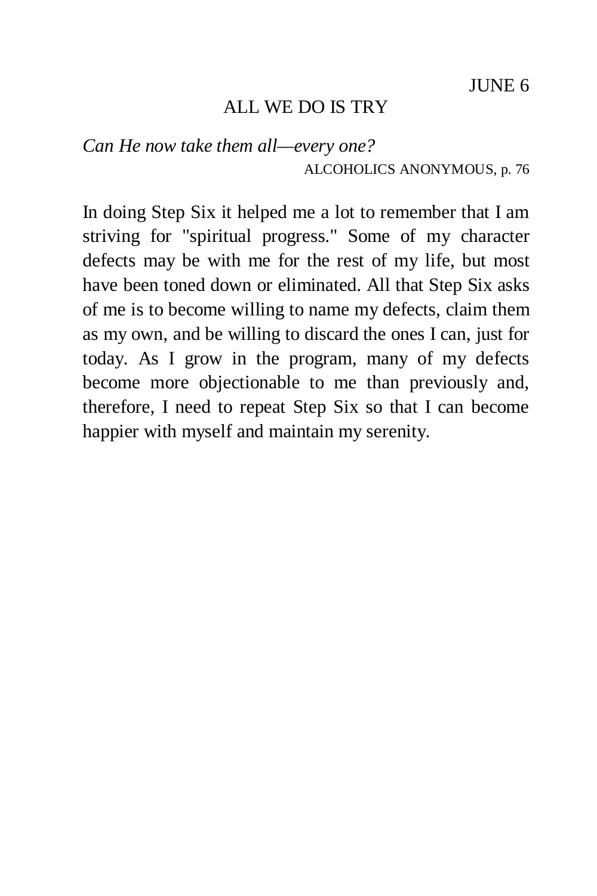JUNE 6

# ALL WE DO IS TRY

*Can He now take them all—every one?*

ALCOHOLICS ANONYMOUS, p. 76

In doing Step Six it helped me a lot to remember that I am striving for "spiritual progress." Some of my character defects may be with me for the rest of my life, but most have been toned down or eliminated. All that Step Six asks of me is to become willing to name my defects, claim them as my own, and be willing to discard the ones I can, just for today. As I grow in the program, many of my defects become more objectionable to me than previously and, therefore, I need to repeat Step Six so that I can become happier with myself and maintain my serenity.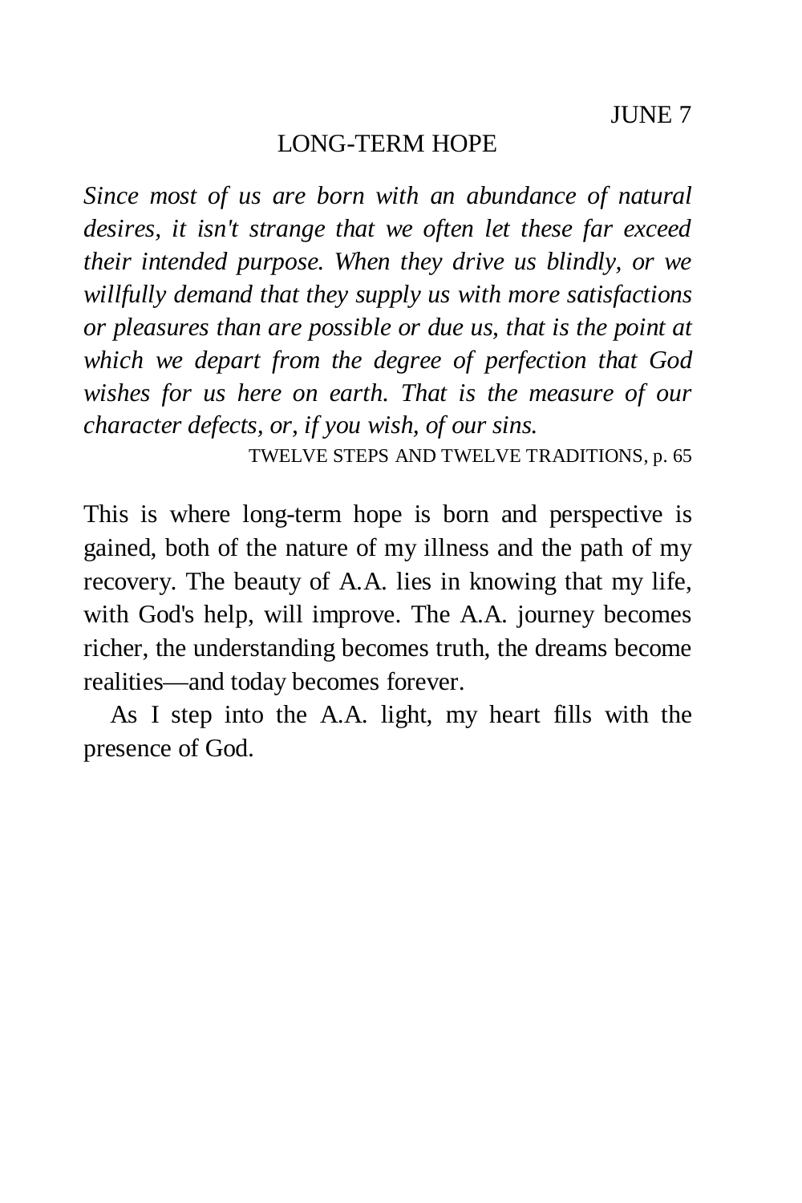JUNE 7

## LONG-TERM HOPE

*Since most of us are born with an abundance of natural desires, it isn't strange that we often let these far exceed their intended purpose. When they drive us blindly, or we willfully demand that they supply us with more satisfactions or pleasures than are possible or due us, that is the point at which we depart from the degree of perfection that God wishes for us here on earth. That is the measure of our character defects, or, if you wish, of our sins.*

TWELVE STEPS AND TWELVE TRADITIONS, p. 65

This is where long-term hope is born and perspective is gained, both of the nature of my illness and the path of my recovery. The beauty of A.A. lies in knowing that my life, with God's help, will improve. The A.A. journey becomes richer, the understanding becomes truth, the dreams become realities—and today becomes forever.

As I step into the A.A. light, my heart fills with the presence of God.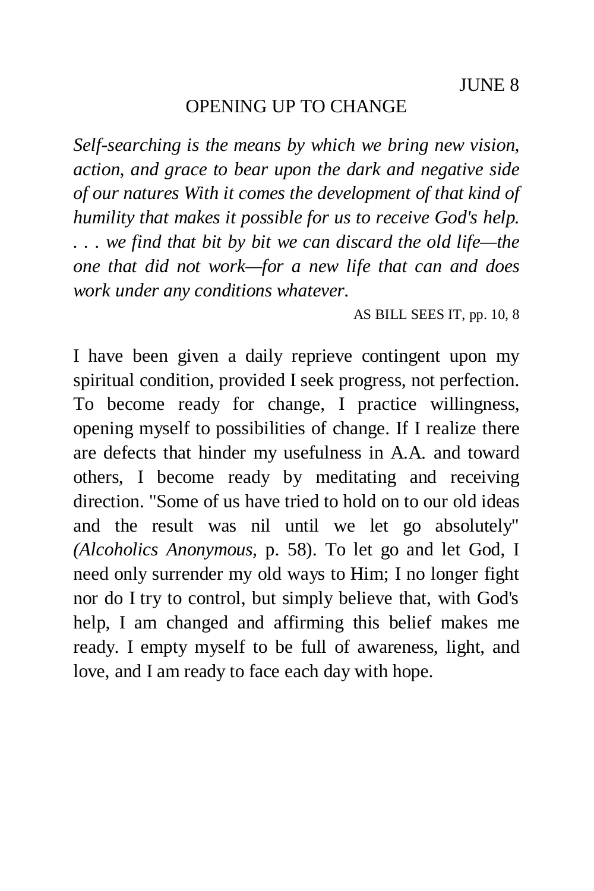JUNE 8

## OPENING UP TO CHANGE

*Self-searching is the means by which we bring new vision, action, and grace to bear upon the dark and negative side of our natures With it comes the development of that kind of humility that makes it possible for us to receive God's help. . . . we find that bit by bit we can discard the old life—the one that did not work—for a new life that can and does work under any conditions whatever.*

AS BILL SEES IT, pp. 10, 8

I have been given a daily reprieve contingent upon my spiritual condition, provided I seek progress, not perfection. To become ready for change, I practice willingness, opening myself to possibilities of change. If I realize there are defects that hinder my usefulness in A.A. and toward others, I become ready by meditating and receiving direction. "Some of us have tried to hold on to our old ideas and the result was nil until we let go absolutely" *(Alcoholics Anonymous*, p. 58). To let go and let God, I need only surrender my old ways to Him; I no longer fight nor do I try to control, but simply believe that, with God's help, I am changed and affirming this belief makes me ready. I empty myself to be full of awareness, light, and love, and I am ready to face each day with hope.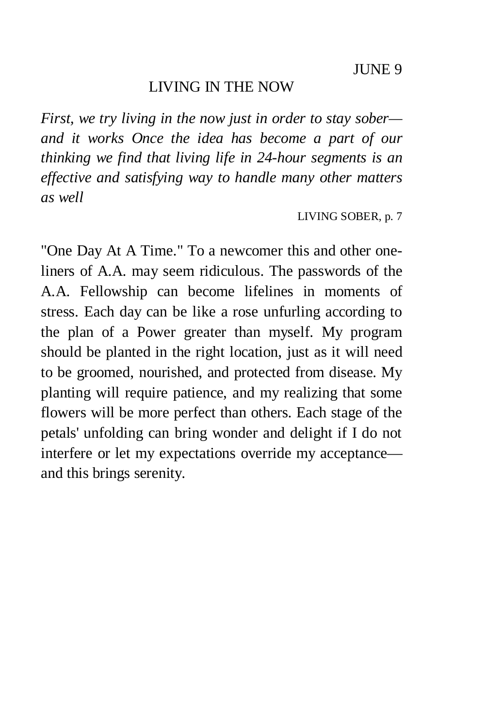JUNE 9

## LIVING IN THE NOW

*First, we try living in the now just in order to stay sober—and it works Once the idea has become a part of our thinking we find that living life in 24-hour segments is an effective and satisfying way to handle many other matters as well*

LIVING SOBER, p. 7

"One Day At A Time." To a newcomer this and other one-liners of A.A. may seem ridiculous. The passwords of the A.A. Fellowship can become lifelines in moments of stress. Each day can be like a rose unfurling according to the plan of a Power greater than myself. My program should be planted in the right location, just as it will need to be groomed, nourished, and protected from disease. My planting will require patience, and my realizing that some flowers will be more perfect than others. Each stage of the petals' unfolding can bring wonder and delight if I do not interfere or let my expectations override my acceptance—and this brings serenity.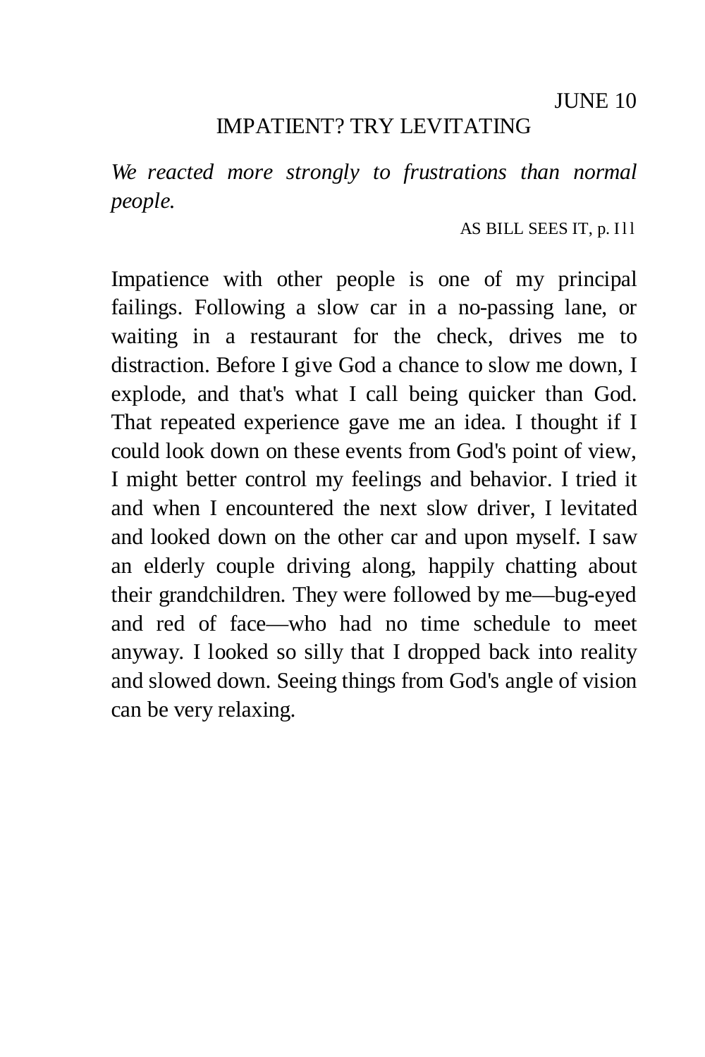JUNE 10

## IMPATIENT? TRY LEVITATING

*We reacted more strongly to frustrations than normal people.*

AS BILL SEES IT, p. 111

Impatience with other people is one of my principal failings. Following a slow car in a no-passing lane, or waiting in a restaurant for the check, drives me to distraction. Before I give God a chance to slow me down, I explode, and that's what I call being quicker than God. That repeated experience gave me an idea. I thought if I could look down on these events from God's point of view, I might better control my feelings and behavior. I tried it and when I encountered the next slow driver, I levitated and looked down on the other car and upon myself. I saw an elderly couple driving along, happily chatting about their grandchildren. They were followed by me—bug-eyed and red of face—who had no time schedule to meet anyway. I looked so silly that I dropped back into reality and slowed down. Seeing things from God's angle of vision can be very relaxing.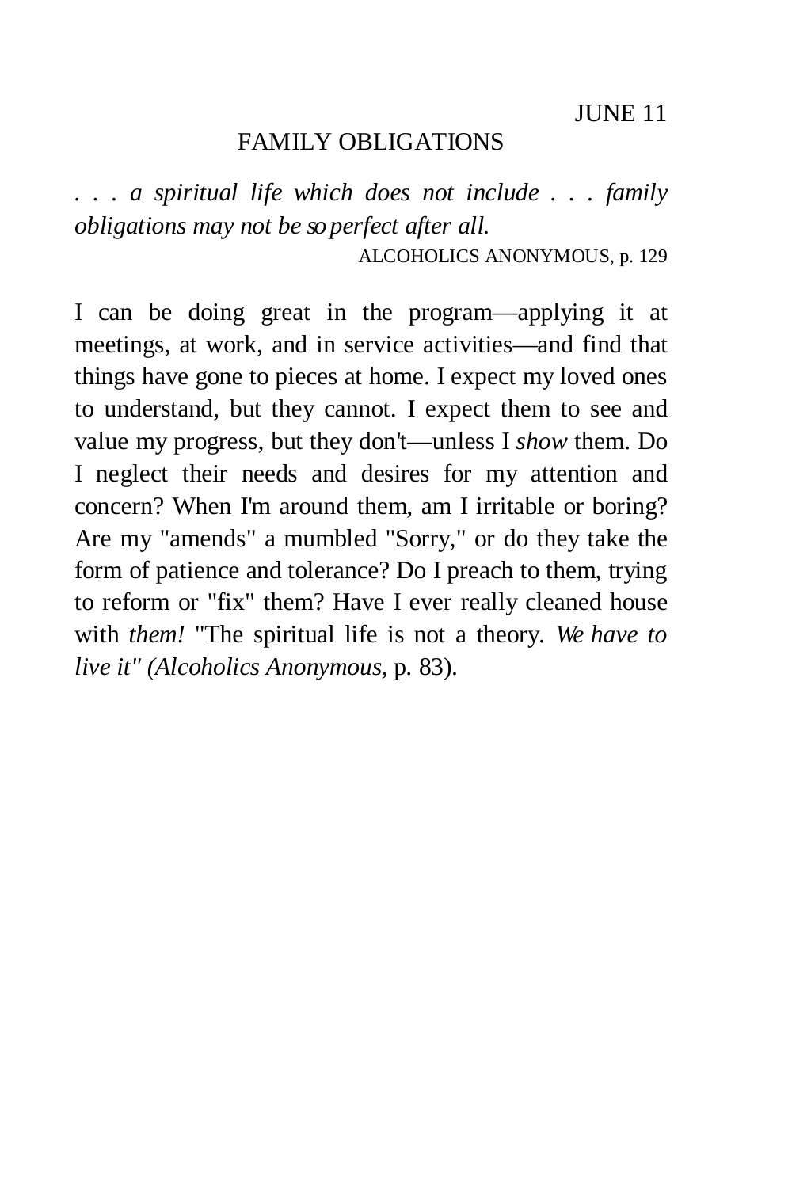JUNE 11

## FAMILY OBLIGATIONS

*. . . a spiritual life which does not include . . . family obligations may not be so perfect after all.*

ALCOHOLICS ANONYMOUS, p. 129

I can be doing great in the program—applying it at meetings, at work, and in service activities—and find that things have gone to pieces at home. I expect my loved ones to understand, but they cannot. I expect them to see and value my progress, but they don't—unless I *show* them. Do I neglect their needs and desires for my attention and concern? When I'm around them, am I irritable or boring? Are my "amends" a mumbled "Sorry," or do they take the form of patience and tolerance? Do I preach to them, trying to reform or "fix" them? Have I ever really cleaned house with *them!* "The spiritual life is not a theory. *We have to live it" (Alcoholics Anonymous,* p. 83).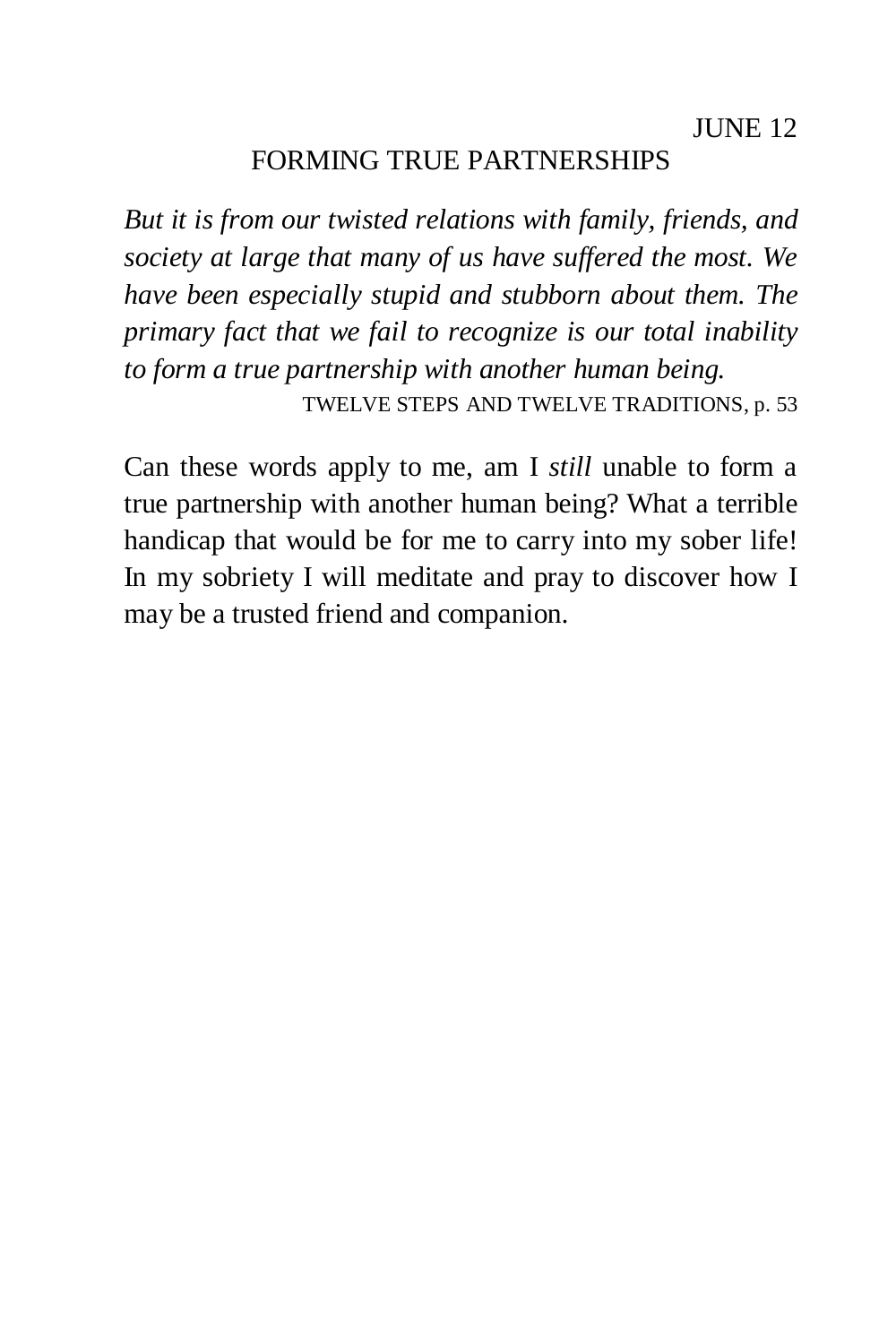JUNE 12

## FORMING TRUE PARTNERSHIPS

*But it is from our twisted relations with family, friends, and society at large that many of us have suffered the most. We have been especially stupid and stubborn about them. The primary fact that we fail to recognize is our total inability to form a true partnership with another human being.*

TWELVE STEPS AND TWELVE TRADITIONS, p. 53

Can these words apply to me, am I *still* unable to form a true partnership with another human being? What a terrible handicap that would be for me to carry into my sober life! In my sobriety I will meditate and pray to discover how I may be a trusted friend and companion.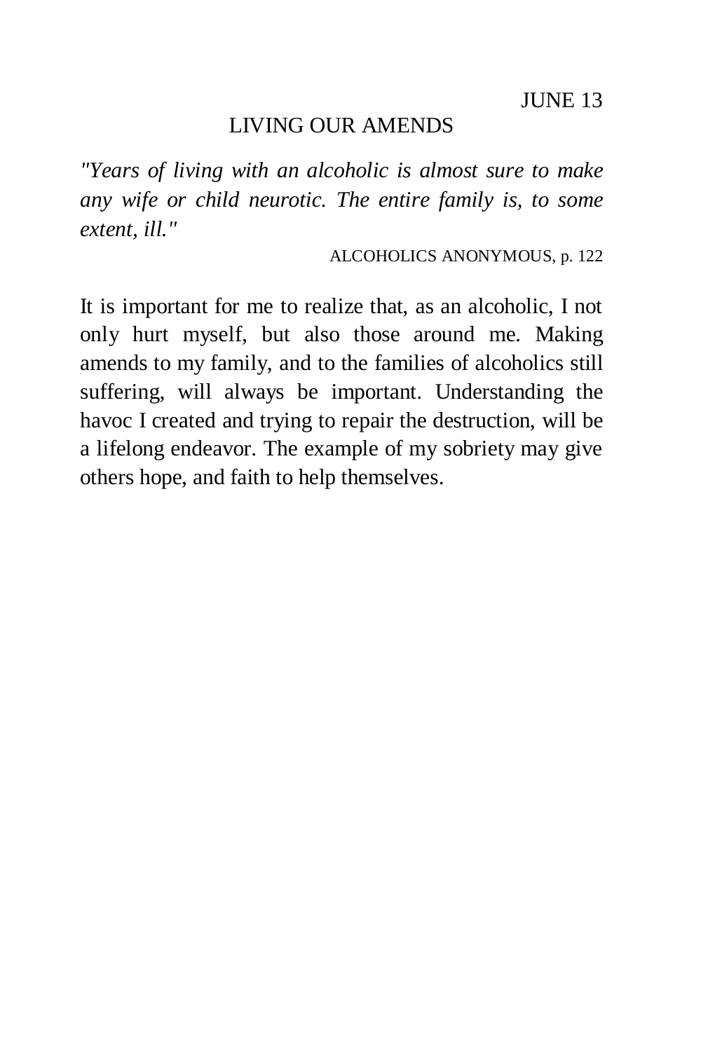JUNE 13

## LIVING OUR AMENDS

*"Years of living with an alcoholic is almost sure to make any wife or child neurotic. The entire family is, to some extent, ill."*

ALCOHOLICS ANONYMOUS, p. 122

It is important for me to realize that, as an alcoholic, I not only hurt myself, but also those around me. Making amends to my family, and to the families of alcoholics still suffering, will always be important. Understanding the havoc I created and trying to repair the destruction, will be a lifelong endeavor. The example of my sobriety may give others hope, and faith to help themselves.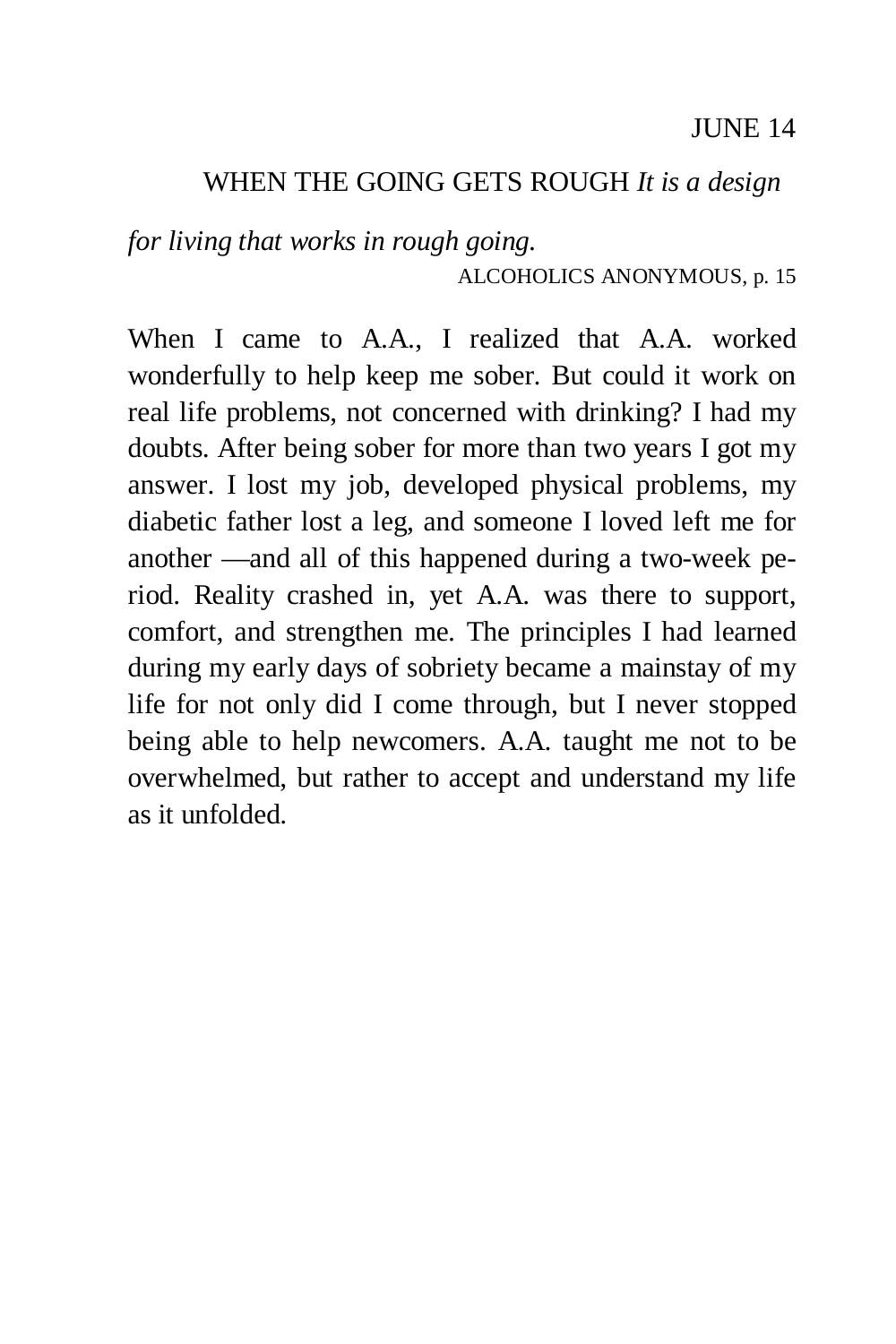JUNE 14

## WHEN THE GOING GETS ROUGH

*It is a design for living that works in rough going.*

ALCOHOLICS ANONYMOUS, p. 15

When I came to A.A., I realized that A.A. worked wonderfully to help keep me sober. But could it work on real life problems, not concerned with drinking? I had my doubts. After being sober for more than two years I got my answer. I lost my job, developed physical problems, my diabetic father lost a leg, and someone I loved left me for another —and all of this happened during a two-week period. Reality crashed in, yet A.A. was there to support, comfort, and strengthen me. The principles I had learned during my early days of sobriety became a mainstay of my life for not only did I come through, but I never stopped being able to help newcomers. A.A. taught me not to be overwhelmed, but rather to accept and understand my life as it unfolded.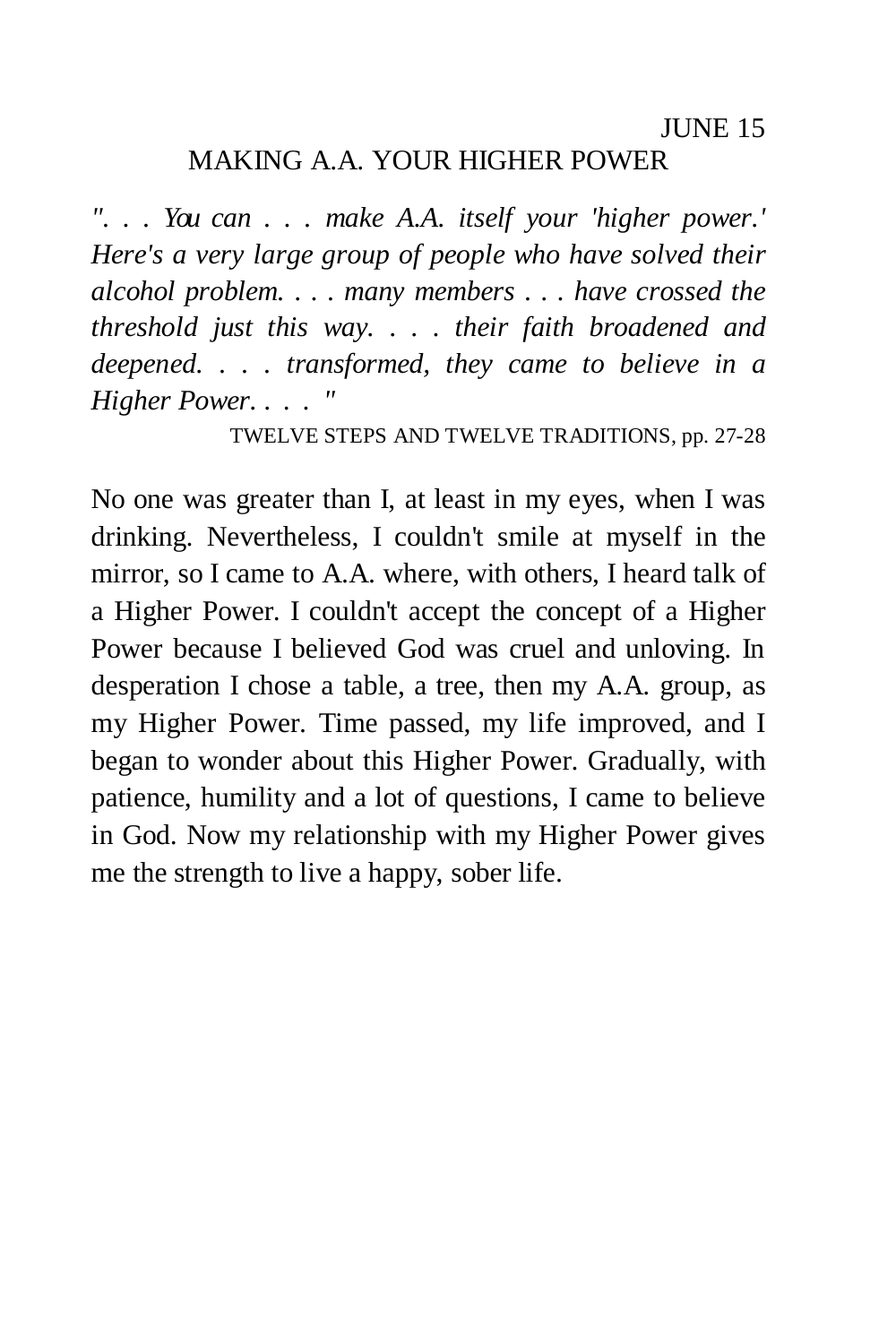JUNE 15

## MAKING A.A. YOUR HIGHER POWER

*". . . You can . . . make A.A. itself your 'higher power.' Here's a very large group of people who have solved their alcohol problem. . . . many members . . . have crossed the threshold just this way. . . . their faith broadened and deepened. . . . transformed, they came to believe in a Higher Power. . . . "*

TWELVE STEPS AND TWELVE TRADITIONS, pp. 27-28

No one was greater than I, at least in my eyes, when I was drinking. Nevertheless, I couldn't smile at myself in the mirror, so I came to A.A. where, with others, I heard talk of a Higher Power. I couldn't accept the concept of a Higher Power because I believed God was cruel and unloving. In desperation I chose a table, a tree, then my A.A. group, as my Higher Power. Time passed, my life improved, and I began to wonder about this Higher Power. Gradually, with patience, humility and a lot of questions, I came to believe in God. Now my relationship with my Higher Power gives me the strength to live a happy, sober life.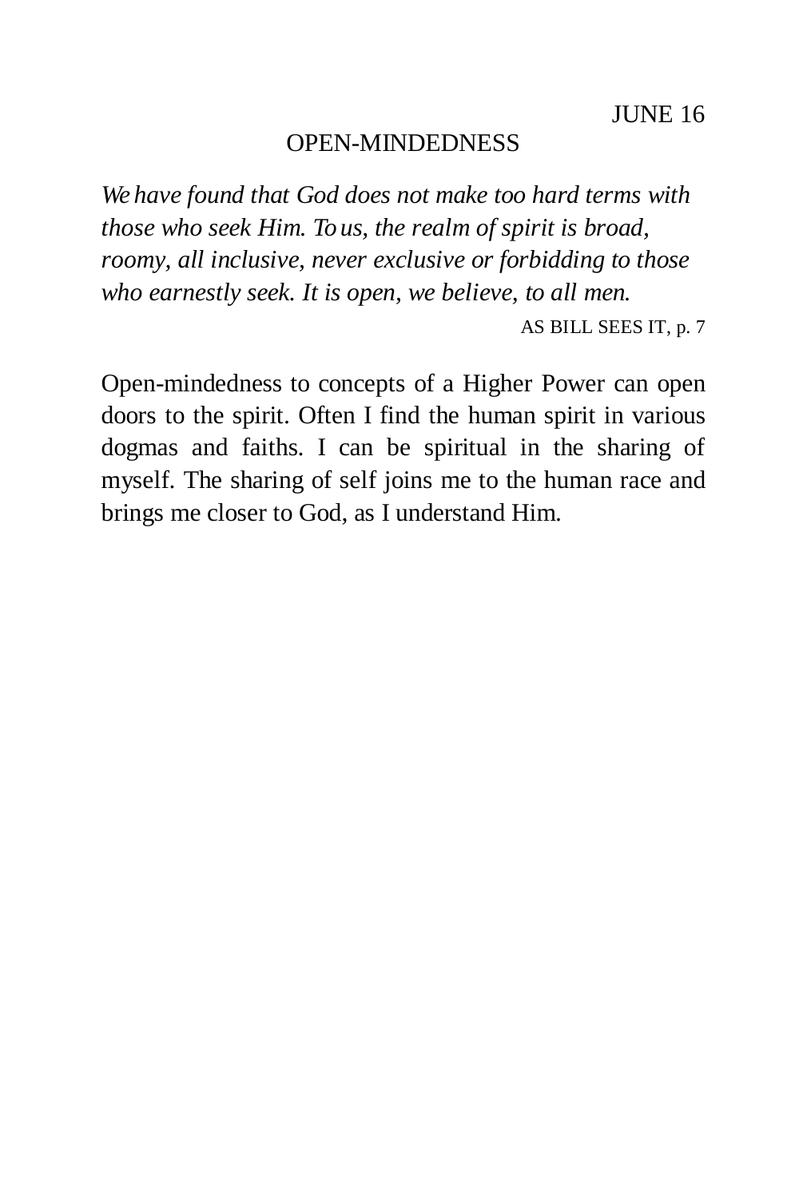JUNE 16

## OPEN-MINDEDNESS

*We have found that God does not make too hard terms with those who seek Him. To us, the realm of spirit is broad, roomy, all inclusive, never exclusive or forbidding to those who earnestly seek. It is open, we believe, to all men.*

AS BILL SEES IT, p. 7

Open-mindedness to concepts of a Higher Power can open doors to the spirit. Often I find the human spirit in various dogmas and faiths. I can be spiritual in the sharing of myself. The sharing of self joins me to the human race and brings me closer to God, as I understand Him.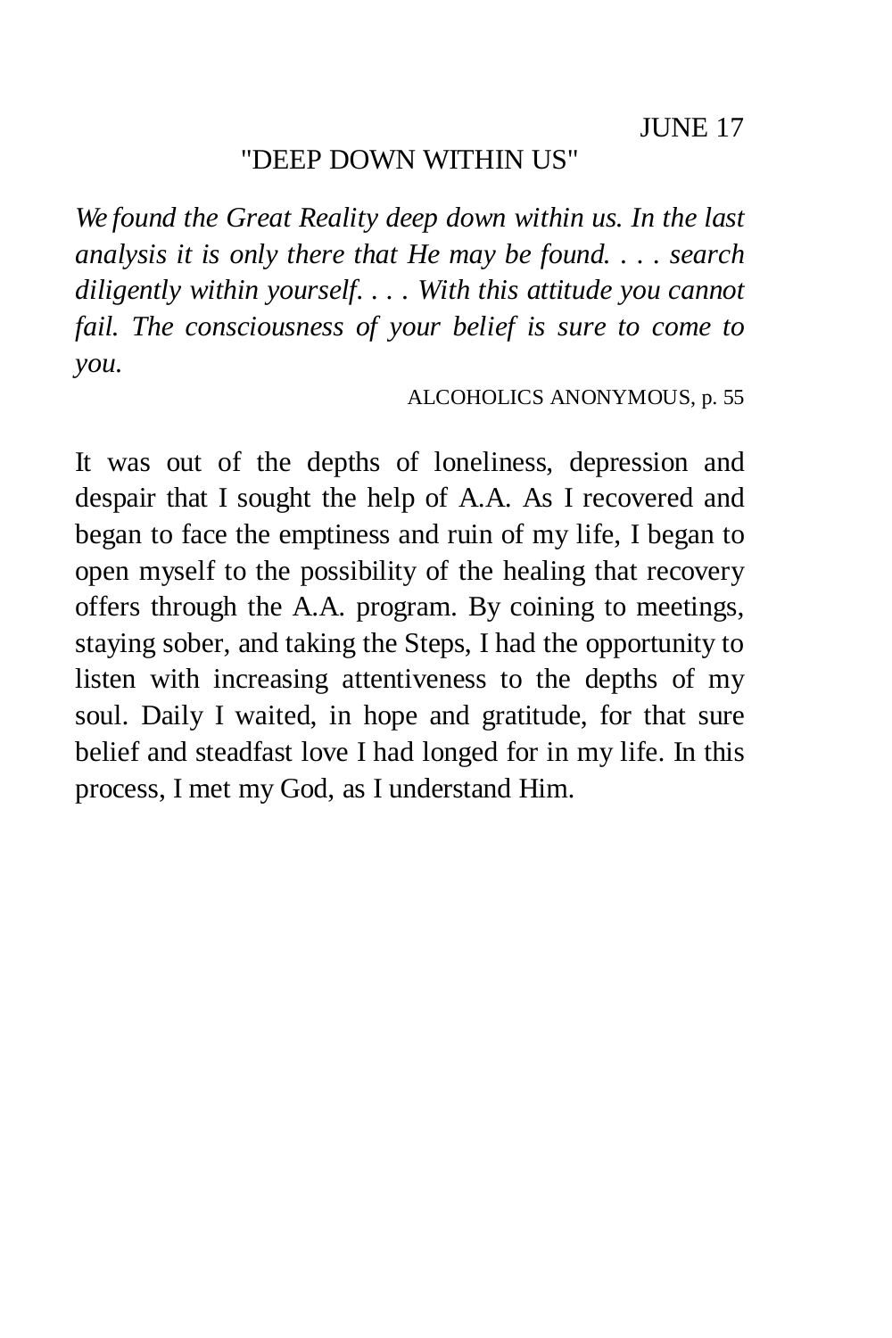JUNE 17

## "DEEP DOWN WITHIN US"

*We found the Great Reality deep down within us. In the last analysis it is only there that He may be found. . . . search diligently within yourself. . . . With this attitude you cannot fail. The consciousness of your belief is sure to come to you.*

ALCOHOLICS ANONYMOUS, p. 55

It was out of the depths of loneliness, depression and despair that I sought the help of A.A. As I recovered and began to face the emptiness and ruin of my life, I began to open myself to the possibility of the healing that recovery offers through the A.A. program. By coining to meetings, staying sober, and taking the Steps, I had the opportunity to listen with increasing attentiveness to the depths of my soul. Daily I waited, in hope and gratitude, for that sure belief and steadfast love I had longed for in my life. In this process, I met my God, as I understand Him.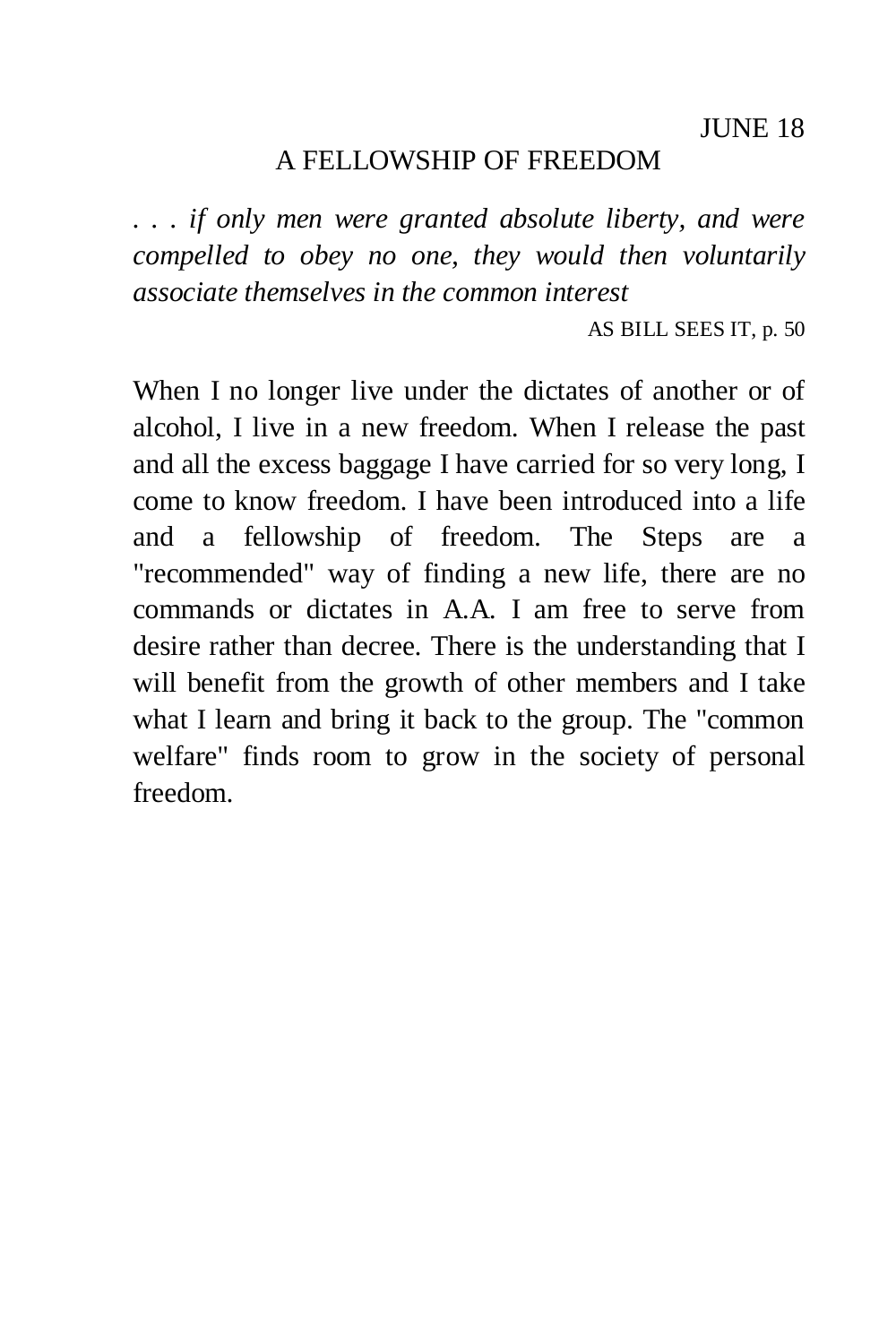JUNE 18

## A FELLOWSHIP OF FREEDOM

*. . . if only men were granted absolute liberty, and were compelled to obey no one, they would then voluntarily associate themselves in the common interest*

AS BILL SEES IT, p. 50

When I no longer live under the dictates of another or of alcohol, I live in a new freedom. When I release the past and all the excess baggage I have carried for so very long, I come to know freedom. I have been introduced into a life and a fellowship of freedom. The Steps are a "recommended" way of finding a new life, there are no commands or dictates in A.A. I am free to serve from desire rather than decree. There is the understanding that I will benefit from the growth of other members and I take what I learn and bring it back to the group. The "common welfare" finds room to grow in the society of personal freedom.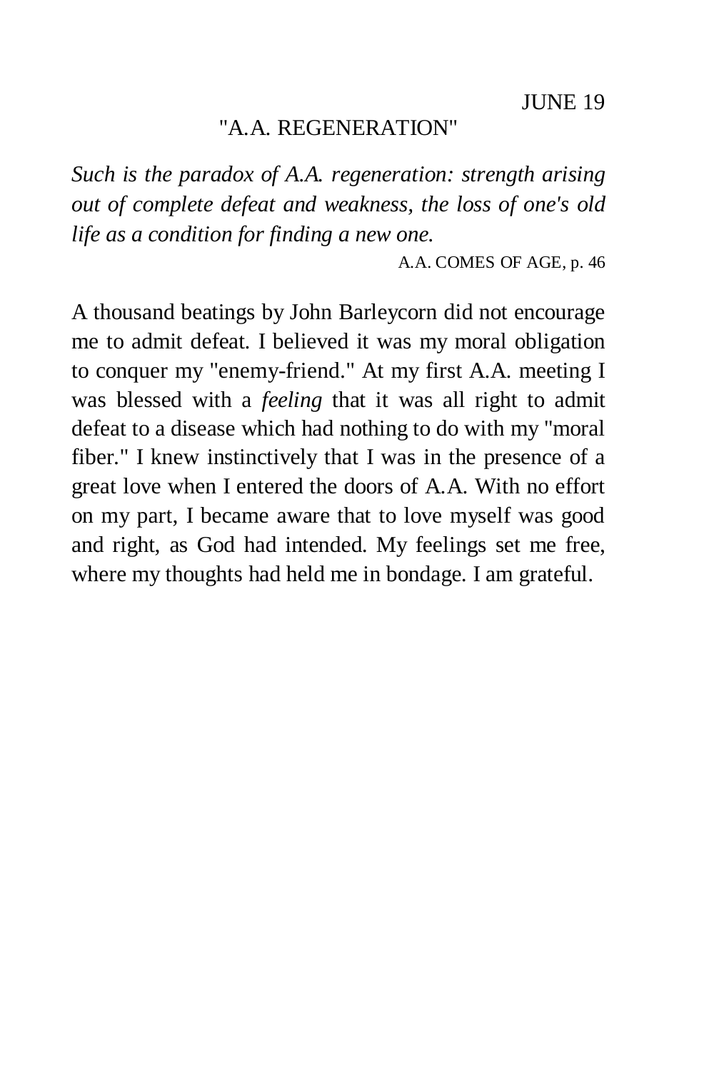JUNE 19

## "A.A. REGENERATION"

*Such is the paradox of A.A. regeneration: strength arising out of complete defeat and weakness, the loss of one's old life as a condition for finding a new one.*

A.A. COMES OF AGE, p. 46

A thousand beatings by John Barleycorn did not encourage me to admit defeat. I believed it was my moral obligation to conquer my "enemy-friend." At my first A.A. meeting I was blessed with a *feeling* that it was all right to admit defeat to a disease which had nothing to do with my "moral fiber." I knew instinctively that I was in the presence of a great love when I entered the doors of A.A. With no effort on my part, I became aware that to love myself was good and right, as God had intended. My feelings set me free, where my thoughts had held me in bondage. I am grateful.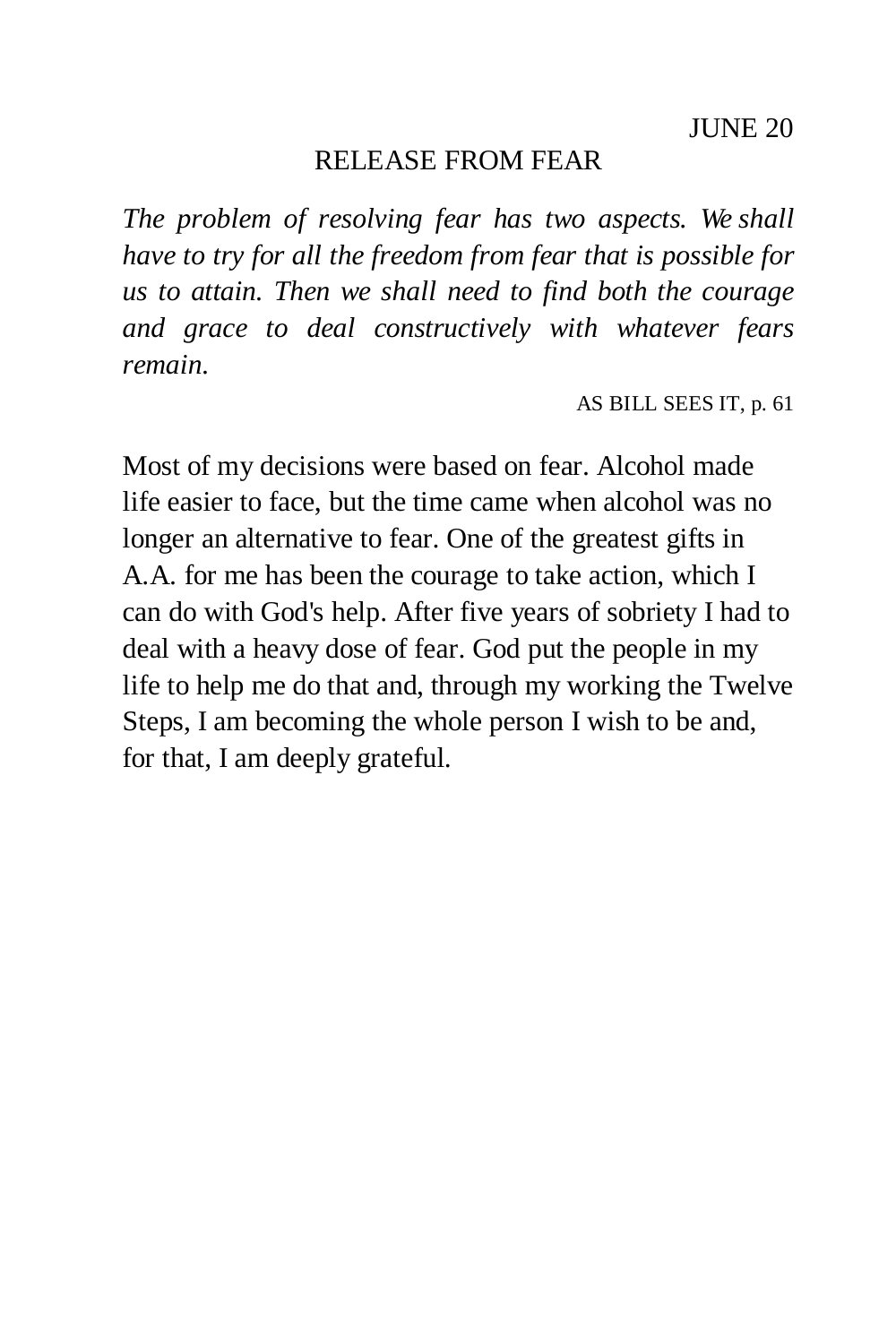JUNE 20

## RELEASE FROM FEAR

*The problem of resolving fear has two aspects. We shall have to try for all the freedom from fear that is possible for us to attain. Then we shall need to find both the courage and grace to deal constructively with whatever fears remain.*

AS BILL SEES IT, p. 61

Most of my decisions were based on fear. Alcohol made life easier to face, but the time came when alcohol was no longer an alternative to fear. One of the greatest gifts in A.A. for me has been the courage to take action, which I can do with God's help. After five years of sobriety I had to deal with a heavy dose of fear. God put the people in my life to help me do that and, through my working the Twelve Steps, I am becoming the whole person I wish to be and, for that, I am deeply grateful.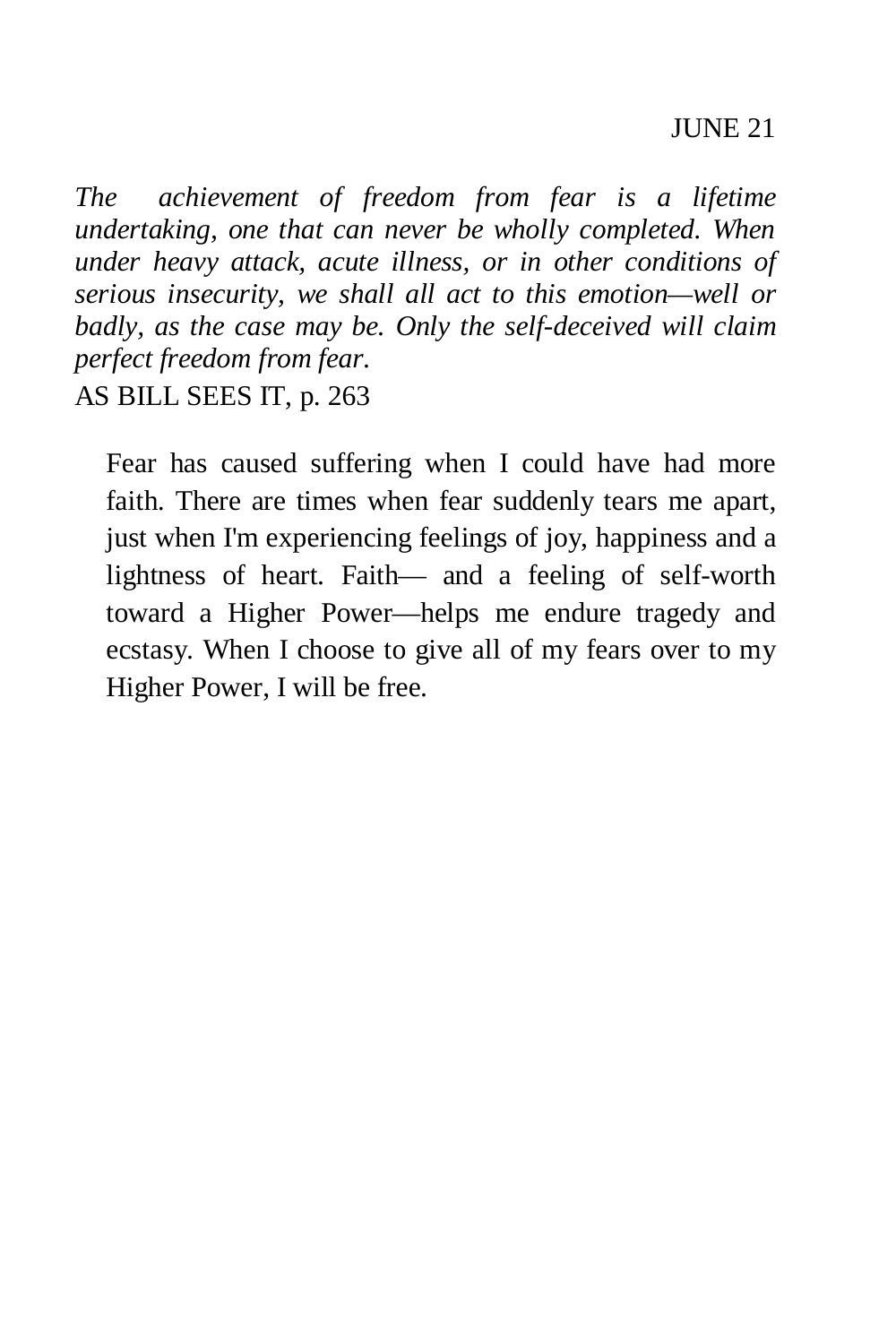JUNE 21

*The achievement of freedom from fear is a lifetime undertaking, one that can never be wholly completed. When under heavy attack, acute illness, or in other conditions of serious insecurity, we shall all act to this emotion—well or badly, as the case may be. Only the self-deceived will claim perfect freedom from fear.*

AS BILL SEES IT, p. 263

Fear has caused suffering when I could have had more faith. There are times when fear suddenly tears me apart, just when I'm experiencing feelings of joy, happiness and a lightness of heart. Faith— and a feeling of self-worth toward a Higher Power—helps me endure tragedy and ecstasy. When I choose to give all of my fears over to my Higher Power, I will be free.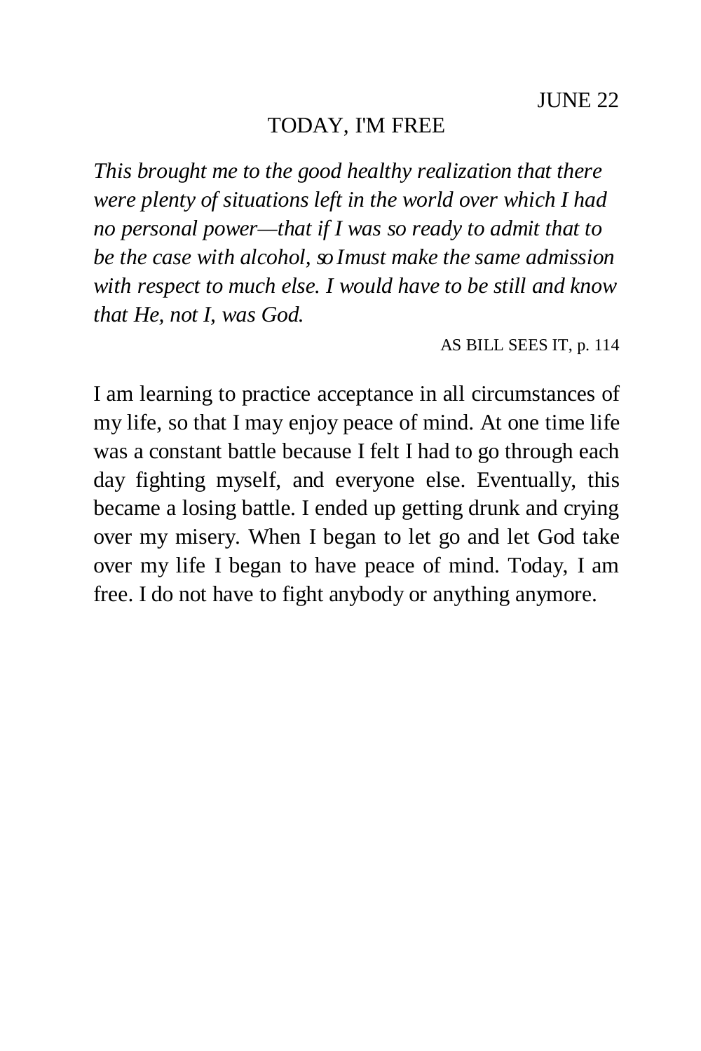JUNE 22

## TODAY, I'M FREE

*This brought me to the good healthy realization that there were plenty of situations left in the world over which I had no personal power—that if I was so ready to admit that to be the case with alcohol, so I must make the same admission with respect to much else. I would have to be still and know that He, not I, was God.*

AS BILL SEES IT, p. 114

I am learning to practice acceptance in all circumstances of my life, so that I may enjoy peace of mind. At one time life was a constant battle because I felt I had to go through each day fighting myself, and everyone else. Eventually, this became a losing battle. I ended up getting drunk and crying over my misery. When I began to let go and let God take over my life I began to have peace of mind. Today, I am free. I do not have to fight anybody or anything anymore.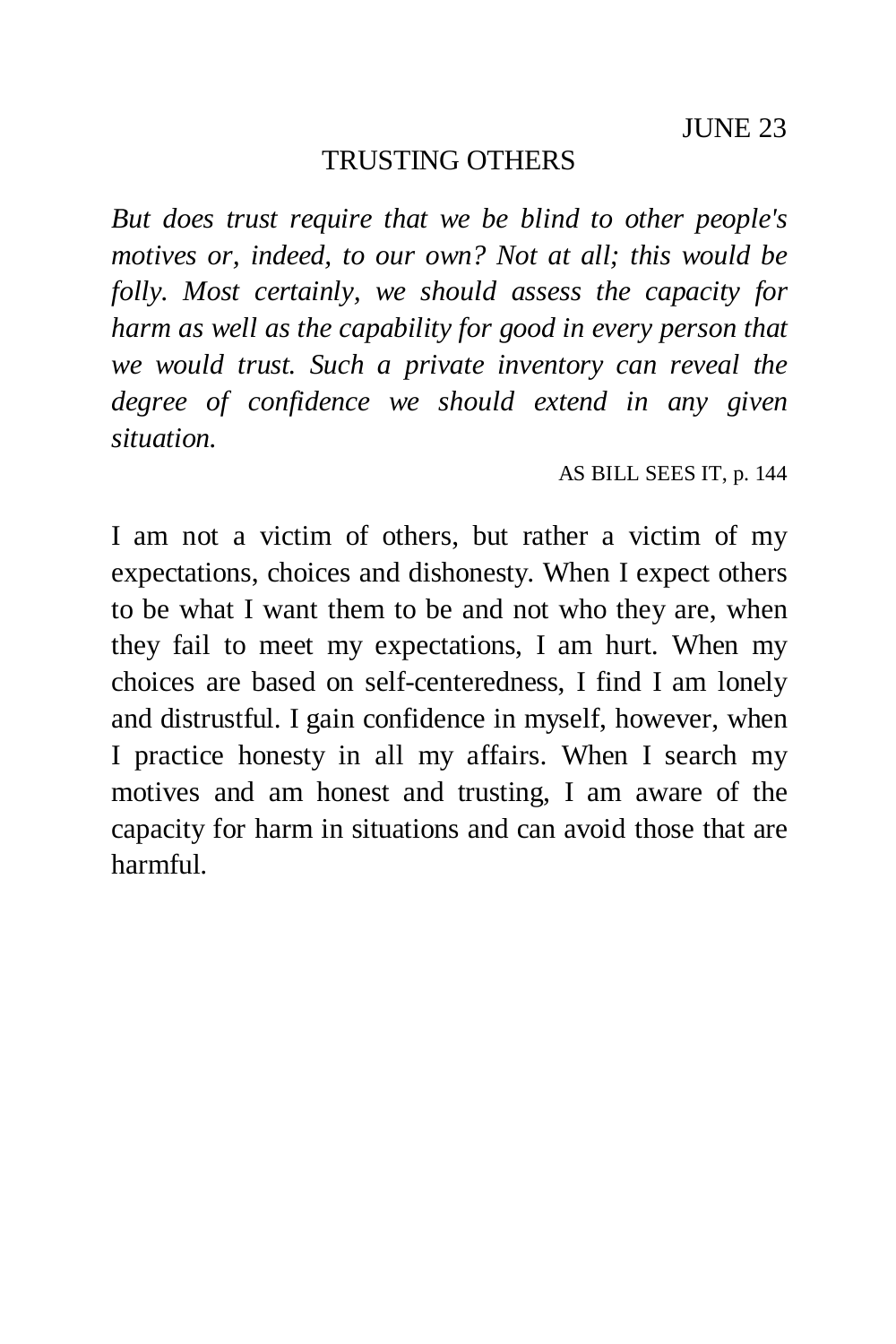JUNE 23

## TRUSTING OTHERS

*But does trust require that we be blind to other people's motives or, indeed, to our own? Not at all; this would be folly. Most certainly, we should assess the capacity for harm as well as the capability for good in every person that we would trust. Such a private inventory can reveal the degree of confidence we should extend in any given situation.*

AS BILL SEES IT, p. 144

I am not a victim of others, but rather a victim of my expectations, choices and dishonesty. When I expect others to be what I want them to be and not who they are, when they fail to meet my expectations, I am hurt. When my choices are based on self-centeredness, I find I am lonely and distrustful. I gain confidence in myself, however, when I practice honesty in all my affairs. When I search my motives and am honest and trusting, I am aware of the capacity for harm in situations and can avoid those that are harmful.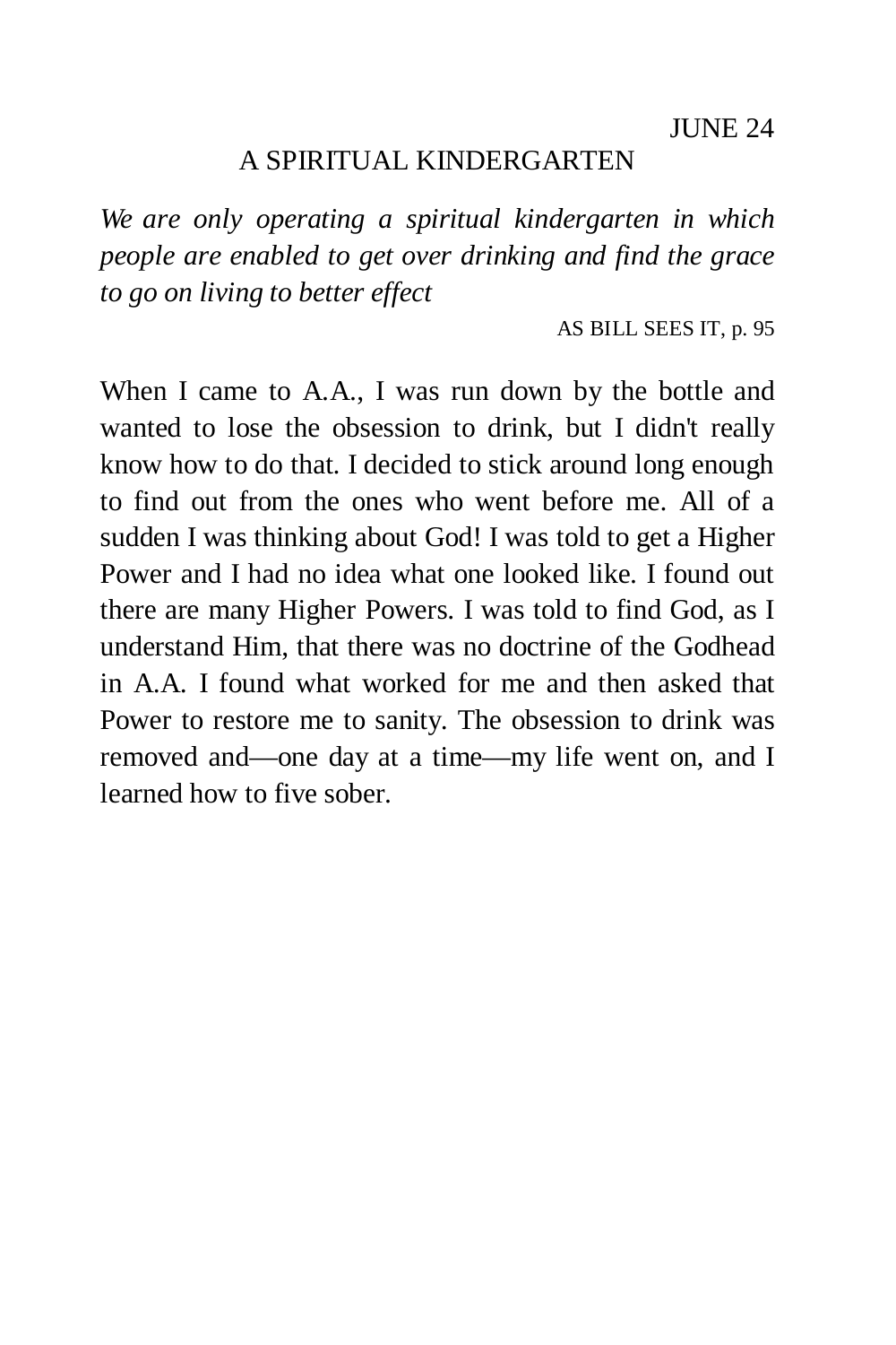JUNE 24

## A SPIRITUAL KINDERGARTEN

*We are only operating a spiritual kindergarten in which people are enabled to get over drinking and find the grace to go on living to better effect*

AS BILL SEES IT, p. 95

When I came to A.A., I was run down by the bottle and wanted to lose the obsession to drink, but I didn't really know how to do that. I decided to stick around long enough to find out from the ones who went before me. All of a sudden I was thinking about God! I was told to get a Higher Power and I had no idea what one looked like. I found out there are many Higher Powers. I was told to find God, as I understand Him, that there was no doctrine of the Godhead in A.A. I found what worked for me and then asked that Power to restore me to sanity. The obsession to drink was removed and—one day at a time—my life went on, and I learned how to five sober.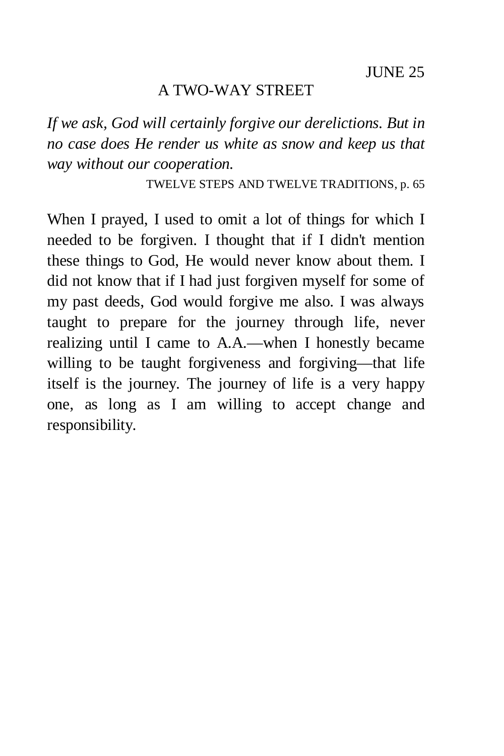JUNE 25

## A TWO-WAY STREET

*If we ask, God will certainly forgive our derelictions. But in no case does He render us white as snow and keep us that way without our cooperation.*

TWELVE STEPS AND TWELVE TRADITIONS, p. 65

When I prayed, I used to omit a lot of things for which I needed to be forgiven. I thought that if I didn't mention these things to God, He would never know about them. I did not know that if I had just forgiven myself for some of my past deeds, God would forgive me also. I was always taught to prepare for the journey through life, never realizing until I came to A.A.—when I honestly became willing to be taught forgiveness and forgiving—that life itself is the journey. The journey of life is a very happy one, as long as I am willing to accept change and responsibility.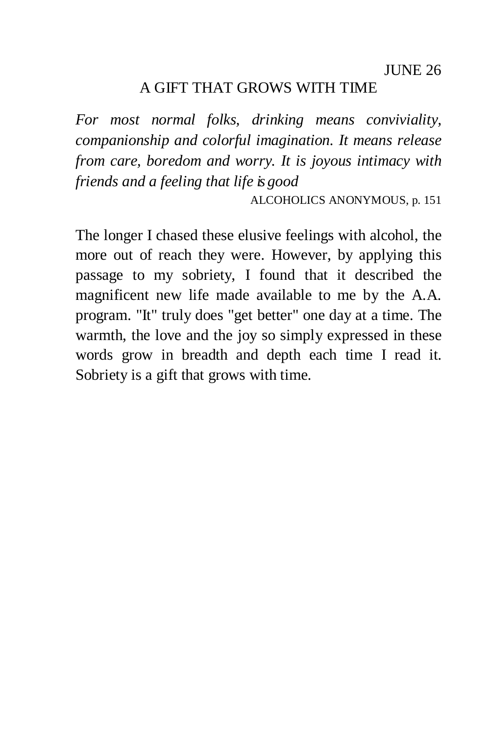JUNE 26

## A GIFT THAT GROWS WITH TIME

*For most normal folks, drinking means conviviality, companionship and colorful imagination. It means release from care, boredom and worry. It is joyous intimacy with friends and a feeling that life is good*

ALCOHOLICS ANONYMOUS, p. 151

The longer I chased these elusive feelings with alcohol, the more out of reach they were. However, by applying this passage to my sobriety, I found that it described the magnificent new life made available to me by the A.A. program. "It" truly does "get better" one day at a time. The warmth, the love and the joy so simply expressed in these words grow in breadth and depth each time I read it. Sobriety is a gift that grows with time.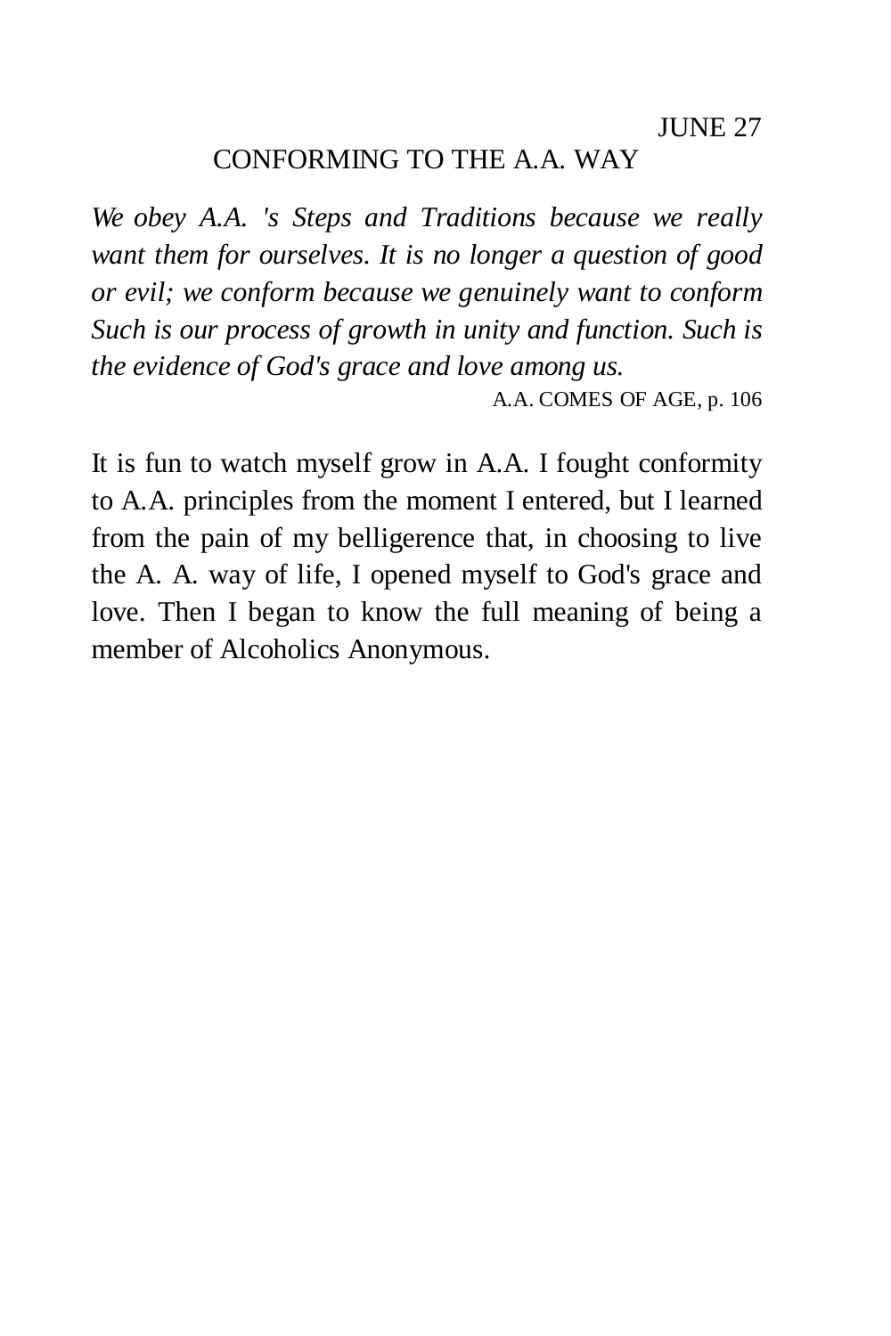JUNE 27

## CONFORMING TO THE A.A. WAY

*We obey A.A. 's Steps and Traditions because we really want them for ourselves. It is no longer a question of good or evil; we conform because we genuinely want to conform Such is our process of growth in unity and function. Such is the evidence of God's grace and love among us.*

A.A. COMES OF AGE, p. 106

It is fun to watch myself grow in A.A. I fought conformity to A.A. principles from the moment I entered, but I learned from the pain of my belligerence that, in choosing to live the A. A. way of life, I opened myself to God's grace and love. Then I began to know the full meaning of being a member of Alcoholics Anonymous.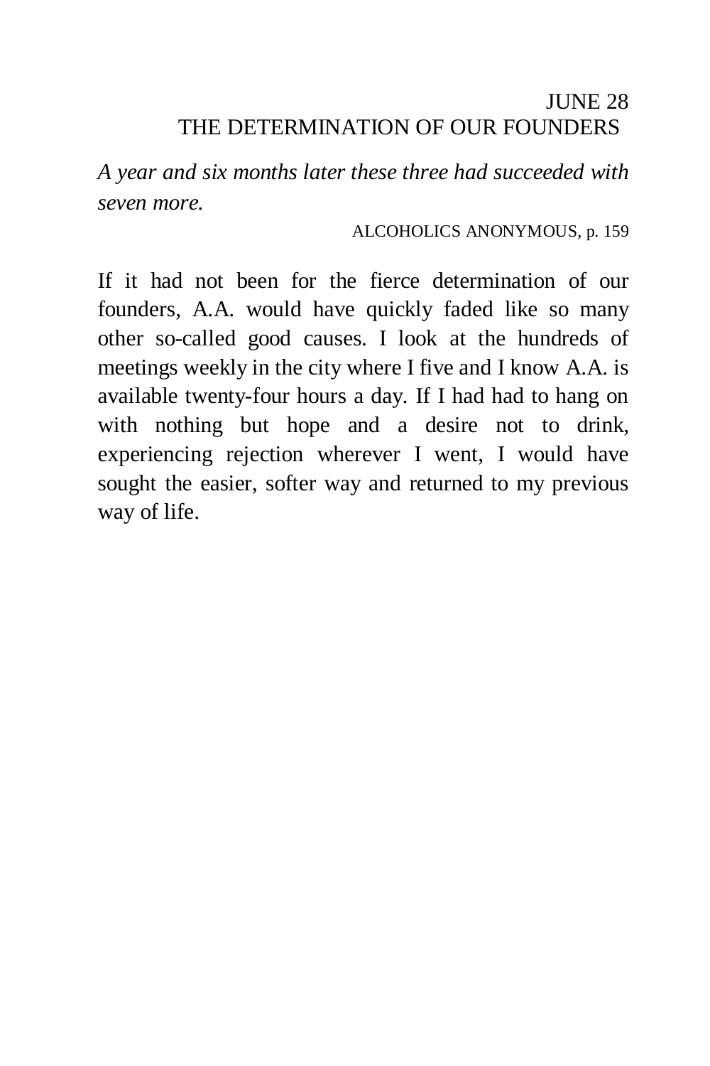JUNE 28

# THE DETERMINATION OF OUR FOUNDERS

*A year and six months later these three had succeeded with seven more.*

ALCOHOLICS ANONYMOUS, p. 159

If it had not been for the fierce determination of our founders, A.A. would have quickly faded like so many other so-called good causes. I look at the hundreds of meetings weekly in the city where I five and I know A.A. is available twenty-four hours a day. If I had had to hang on with nothing but hope and a desire not to drink, experiencing rejection wherever I went, I would have sought the easier, softer way and returned to my previous way of life.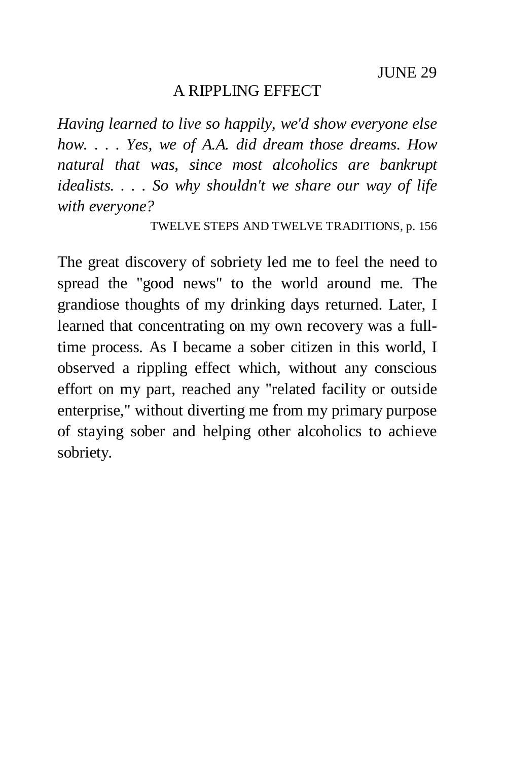JUNE 29

## A RIPPLING EFFECT

*Having learned to live so happily, we'd show everyone else how. . . . Yes, we of A.A. did dream those dreams. How natural that was, since most alcoholics are bankrupt idealists. . . . So why shouldn't we share our way of life with everyone?*

TWELVE STEPS AND TWELVE TRADITIONS, p. 156

The great discovery of sobriety led me to feel the need to spread the "good news" to the world around me. The grandiose thoughts of my drinking days returned. Later, I learned that concentrating on my own recovery was a full-time process. As I became a sober citizen in this world, I observed a rippling effect which, without any conscious effort on my part, reached any "related facility or outside enterprise," without diverting me from my primary purpose of staying sober and helping other alcoholics to achieve sobriety.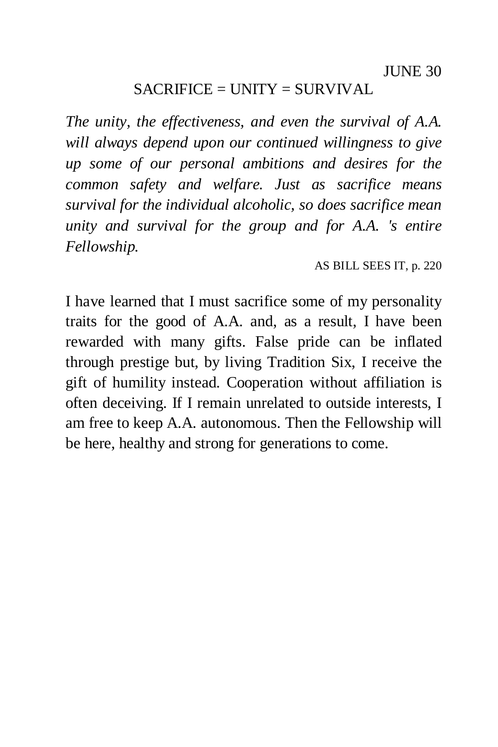JUNE 30

## SACRIFICE = UNITY = SURVIVAL

*The unity, the effectiveness, and even the survival of A.A. will always depend upon our continued willingness to give up some of our personal ambitions and desires for the common safety and welfare. Just as sacrifice means survival for the individual alcoholic, so does sacrifice mean unity and survival for the group and for A.A. 's entire Fellowship.*

AS BILL SEES IT, p. 220

I have learned that I must sacrifice some of my personality traits for the good of A.A. and, as a result, I have been rewarded with many gifts. False pride can be inflated through prestige but, by living Tradition Six, I receive the gift of humility instead. Cooperation without affiliation is often deceiving. If I remain unrelated to outside interests, I am free to keep A.A. autonomous. Then the Fellowship will be here, healthy and strong for generations to come.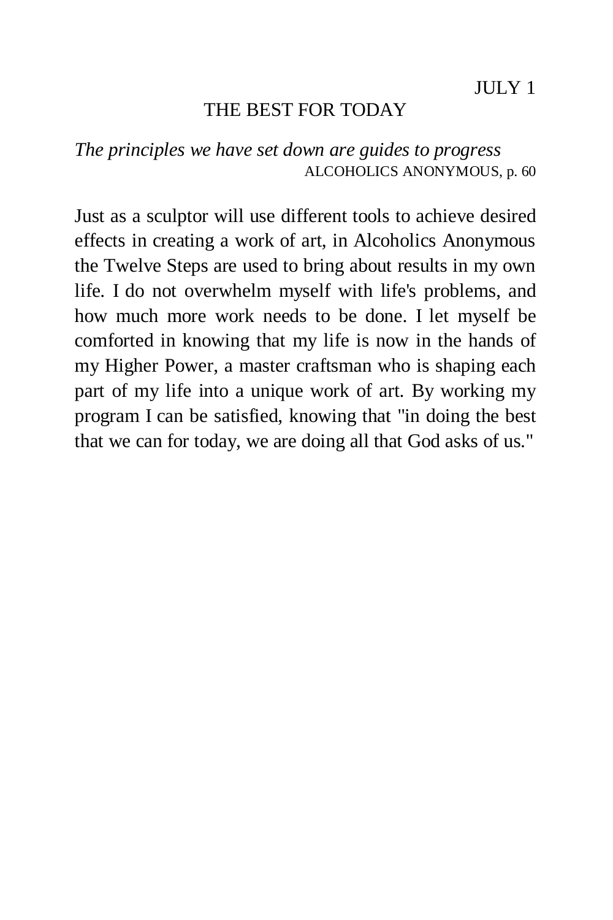JULY 1

## THE BEST FOR TODAY

*The principles we have set down are guides to progress*
ALCOHOLICS ANONYMOUS, p. 60

Just as a sculptor will use different tools to achieve desired effects in creating a work of art, in Alcoholics Anonymous the Twelve Steps are used to bring about results in my own life. I do not overwhelm myself with life's problems, and how much more work needs to be done. I let myself be comforted in knowing that my life is now in the hands of my Higher Power, a master craftsman who is shaping each part of my life into a unique work of art. By working my program I can be satisfied, knowing that "in doing the best that we can for today, we are doing all that God asks of us."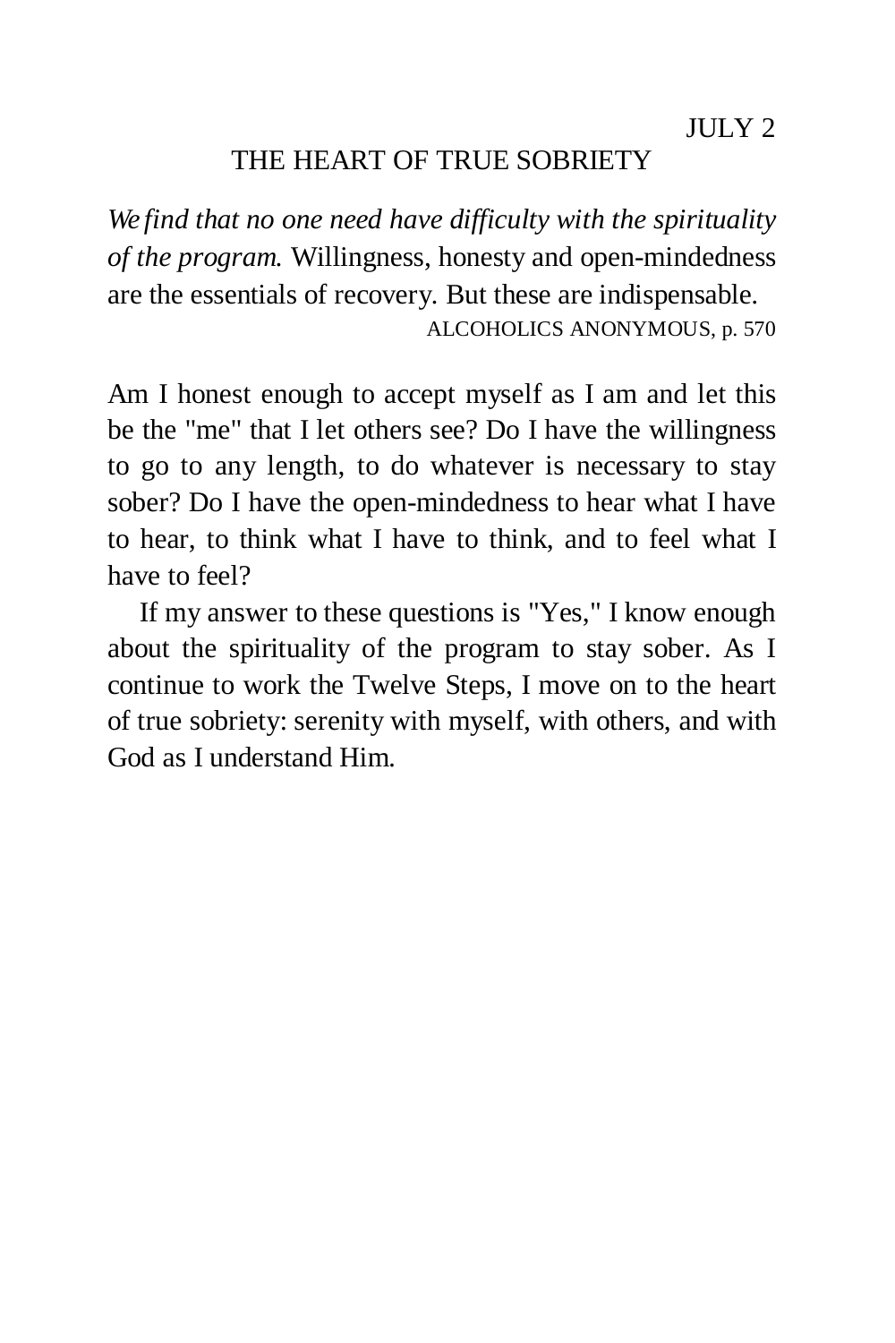JULY 2

## THE HEART OF TRUE SOBRIETY

*We find that no one need have difficulty with the spirituality of the program.* Willingness, honesty and open-mindedness are the essentials of recovery. But these are indispensable.

ALCOHOLICS ANONYMOUS, p. 570

Am I honest enough to accept myself as I am and let this be the "me" that I let others see? Do I have the willingness to go to any length, to do whatever is necessary to stay sober? Do I have the open-mindedness to hear what I have to hear, to think what I have to think, and to feel what I have to feel?

If my answer to these questions is "Yes," I know enough about the spirituality of the program to stay sober. As I continue to work the Twelve Steps, I move on to the heart of true sobriety: serenity with myself, with others, and with God as I understand Him.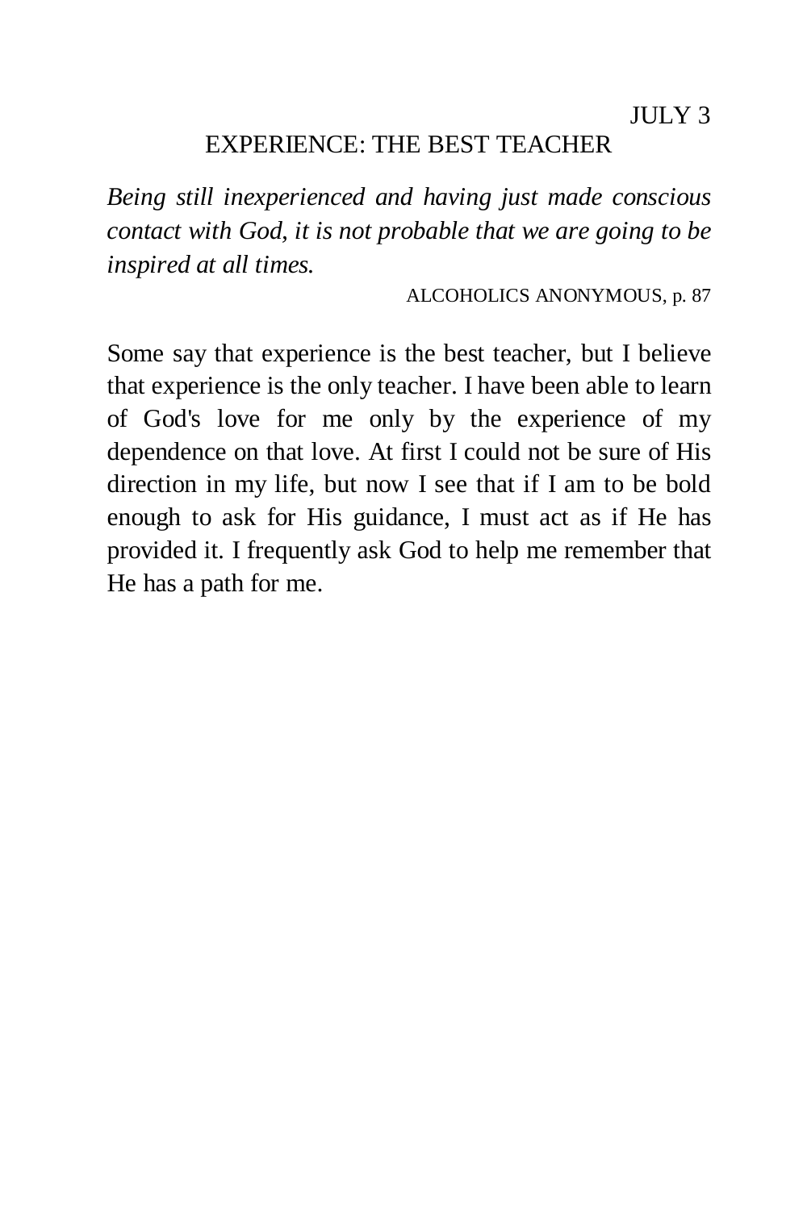JULY 3

## EXPERIENCE: THE BEST TEACHER

*Being still inexperienced and having just made conscious contact with God, it is not probable that we are going to be inspired at all times.*

ALCOHOLICS ANONYMOUS, p. 87

Some say that experience is the best teacher, but I believe that experience is the only teacher. I have been able to learn of God's love for me only by the experience of my dependence on that love. At first I could not be sure of His direction in my life, but now I see that if I am to be bold enough to ask for His guidance, I must act as if He has provided it. I frequently ask God to help me remember that He has a path for me.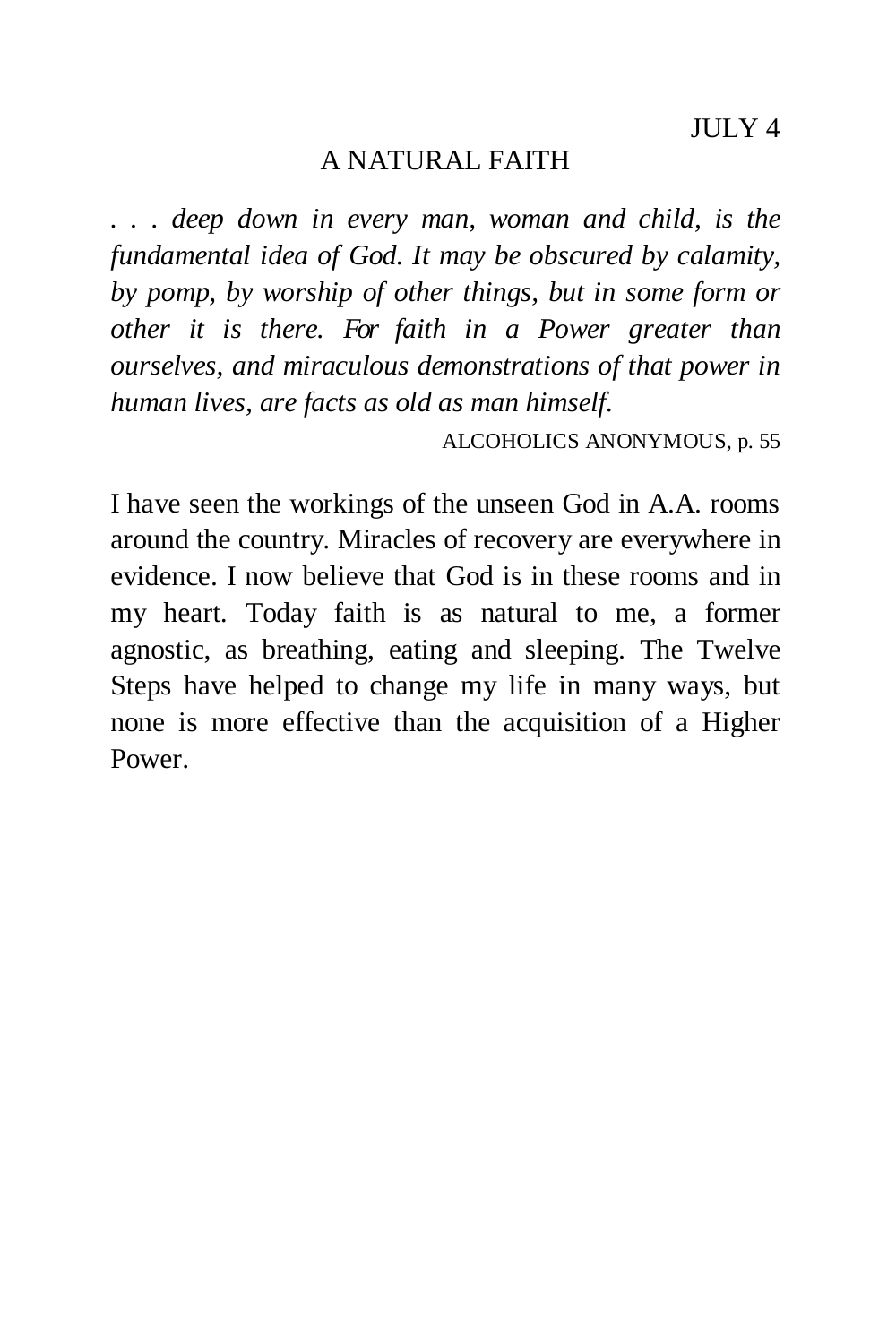JULY 4

## A NATURAL FAITH

*. . . deep down in every man, woman and child, is the fundamental idea of God. It may be obscured by calamity, by pomp, by worship of other things, but in some form or other it is there. For faith in a Power greater than ourselves, and miraculous demonstrations of that power in human lives, are facts as old as man himself.*

ALCOHOLICS ANONYMOUS, p. 55

I have seen the workings of the unseen God in A.A. rooms around the country. Miracles of recovery are everywhere in evidence. I now believe that God is in these rooms and in my heart. Today faith is as natural to me, a former agnostic, as breathing, eating and sleeping. The Twelve Steps have helped to change my life in many ways, but none is more effective than the acquisition of a Higher Power.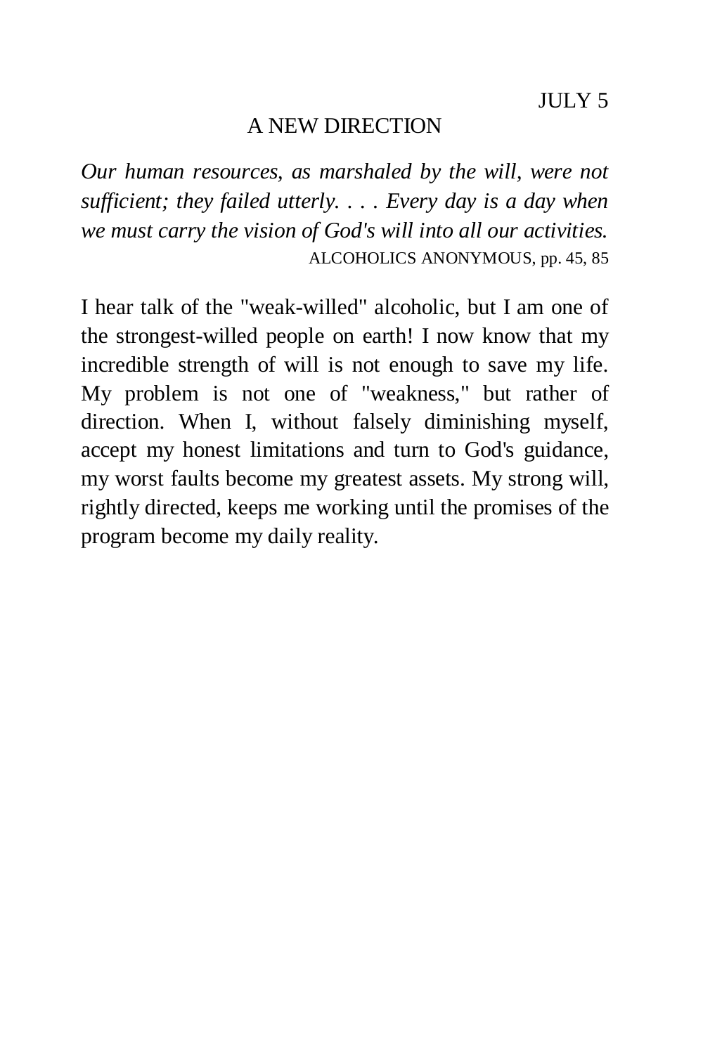JULY 5

## A NEW DIRECTION

*Our human resources, as marshaled by the will, were not sufficient; they failed utterly. . . . Every day is a day when we must carry the vision of God's will into all our activities.*

ALCOHOLICS ANONYMOUS, pp. 45, 85

I hear talk of the "weak-willed" alcoholic, but I am one of the strongest-willed people on earth! I now know that my incredible strength of will is not enough to save my life. My problem is not one of "weakness," but rather of direction. When I, without falsely diminishing myself, accept my honest limitations and turn to God's guidance, my worst faults become my greatest assets. My strong will, rightly directed, keeps me working until the promises of the program become my daily reality.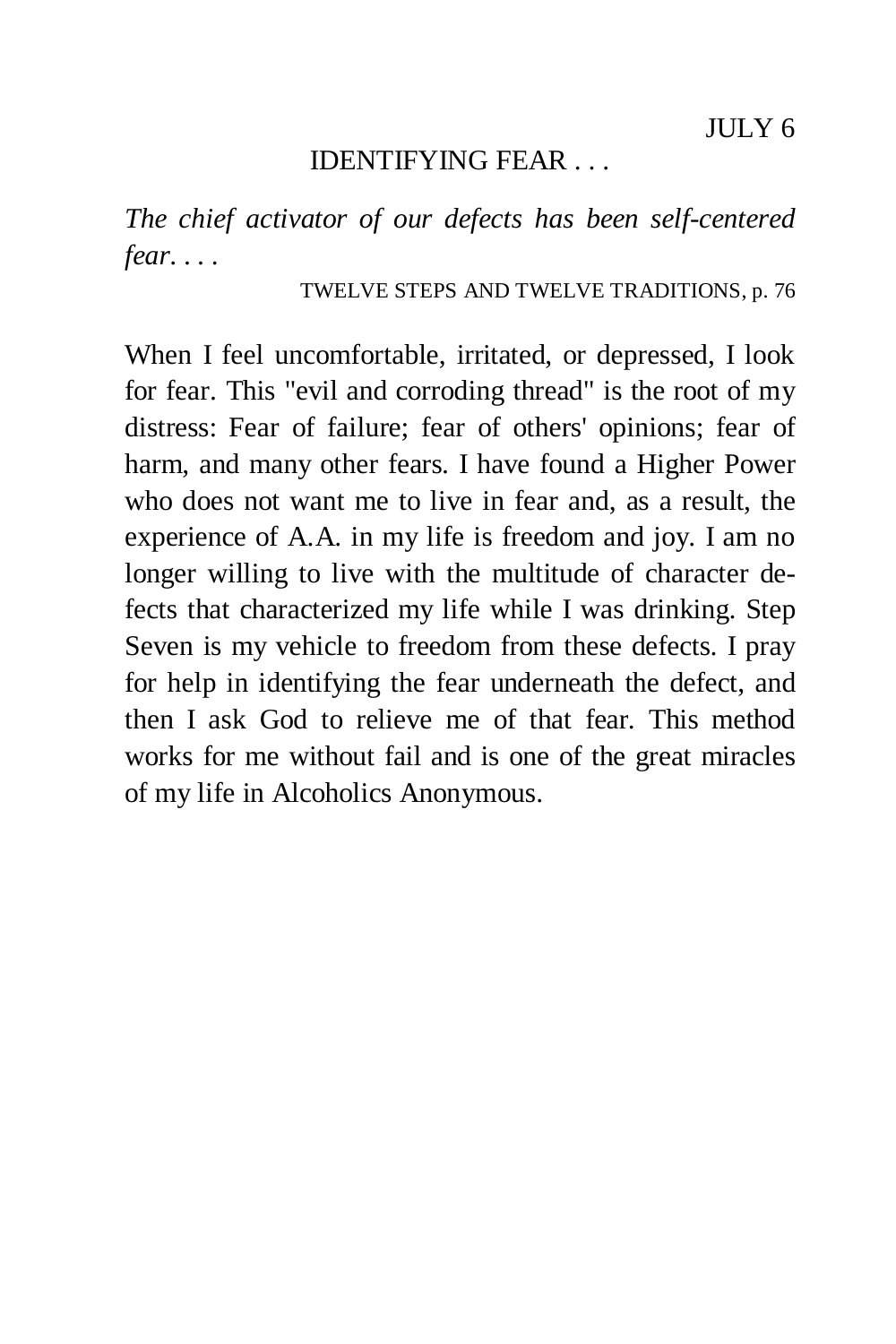JULY 6

## IDENTIFYING FEAR . . .

*The chief activator of our defects has been self-centered fear. . . .*

TWELVE STEPS AND TWELVE TRADITIONS, p. 76

When I feel uncomfortable, irritated, or depressed, I look for fear. This "evil and corroding thread" is the root of my distress: Fear of failure; fear of others' opinions; fear of harm, and many other fears. I have found a Higher Power who does not want me to live in fear and, as a result, the experience of A.A. in my life is freedom and joy. I am no longer willing to live with the multitude of character defects that characterized my life while I was drinking. Step Seven is my vehicle to freedom from these defects. I pray for help in identifying the fear underneath the defect, and then I ask God to relieve me of that fear. This method works for me without fail and is one of the great miracles of my life in Alcoholics Anonymous.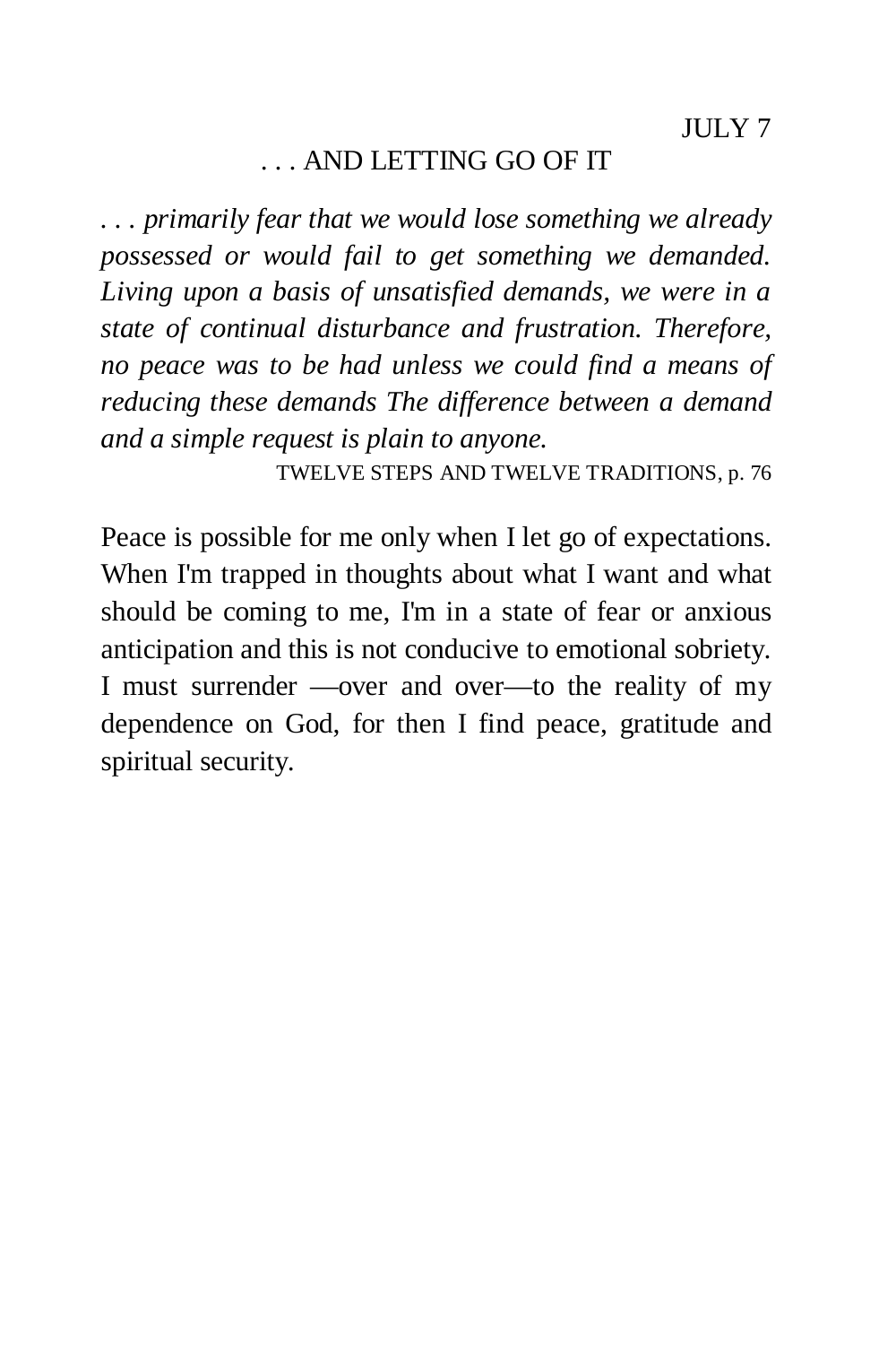JULY 7

## . . . AND LETTING GO OF IT

*. . . primarily fear that we would lose something we already possessed or would fail to get something we demanded. Living upon a basis of unsatisfied demands, we were in a state of continual disturbance and frustration. Therefore, no peace was to be had unless we could find a means of reducing these demands The difference between a demand and a simple request is plain to anyone.*

TWELVE STEPS AND TWELVE TRADITIONS, p. 76

Peace is possible for me only when I let go of expectations. When I'm trapped in thoughts about what I want and what should be coming to me, I'm in a state of fear or anxious anticipation and this is not conducive to emotional sobriety. I must surrender —over and over—to the reality of my dependence on God, for then I find peace, gratitude and spiritual security.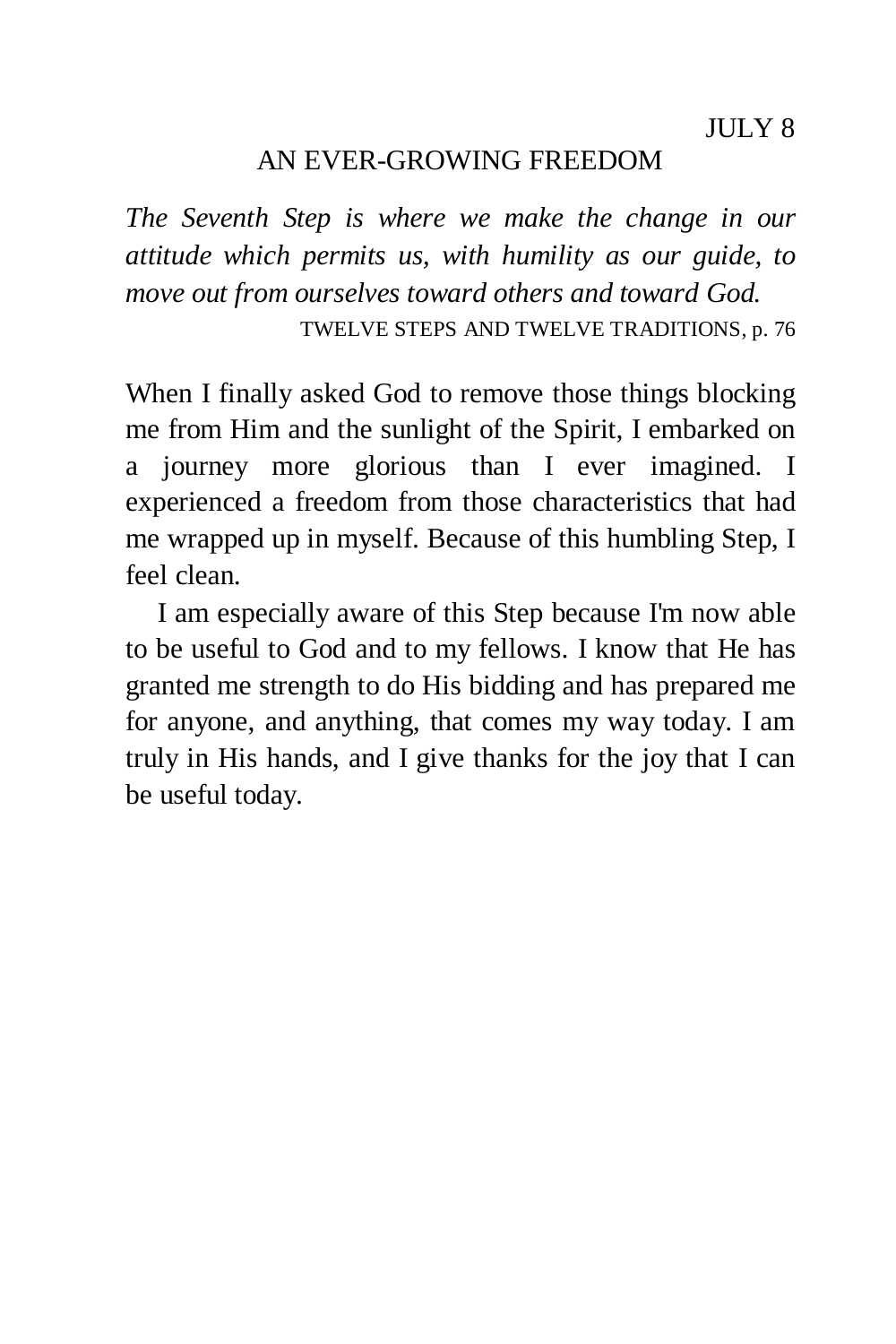JULY 8

## AN EVER-GROWING FREEDOM

*The Seventh Step is where we make the change in our attitude which permits us, with humility as our guide, to move out from ourselves toward others and toward God.*

TWELVE STEPS AND TWELVE TRADITIONS, p. 76

When I finally asked God to remove those things blocking me from Him and the sunlight of the Spirit, I embarked on a journey more glorious than I ever imagined. I experienced a freedom from those characteristics that had me wrapped up in myself. Because of this humbling Step, I feel clean.

I am especially aware of this Step because I'm now able to be useful to God and to my fellows. I know that He has granted me strength to do His bidding and has prepared me for anyone, and anything, that comes my way today. I am truly in His hands, and I give thanks for the joy that I can be useful today.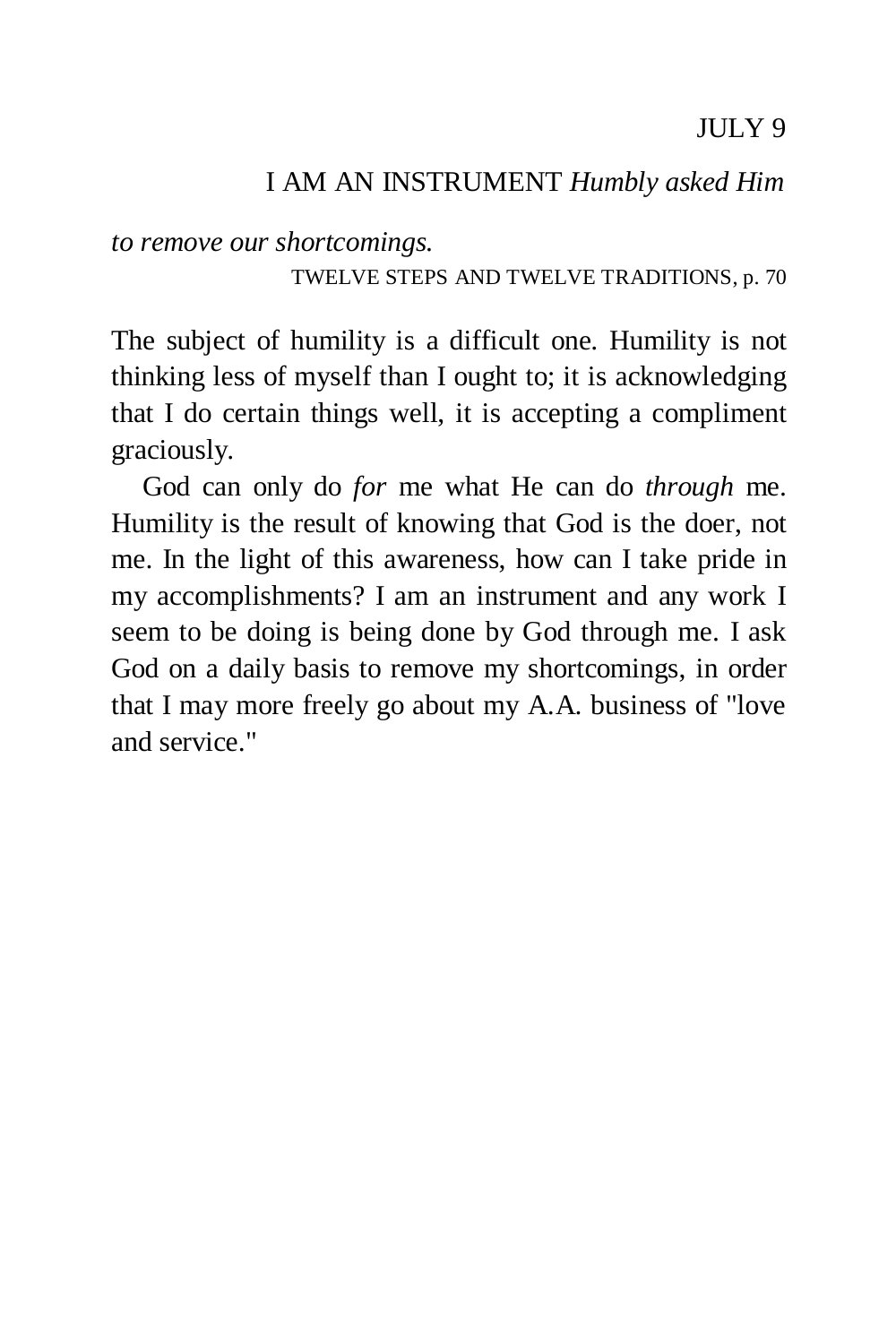JULY 9

## I AM AN INSTRUMENT

*Humbly asked Him to remove our shortcomings.*

TWELVE STEPS AND TWELVE TRADITIONS, p. 70

The subject of humility is a difficult one. Humility is not thinking less of myself than I ought to; it is acknowledging that I do certain things well, it is accepting a compliment graciously.

God can only do *for* me what He can do *through* me. Humility is the result of knowing that God is the doer, not me. In the light of this awareness, how can I take pride in my accomplishments? I am an instrument and any work I seem to be doing is being done by God through me. I ask God on a daily basis to remove my shortcomings, in order that I may more freely go about my A.A. business of "love and service."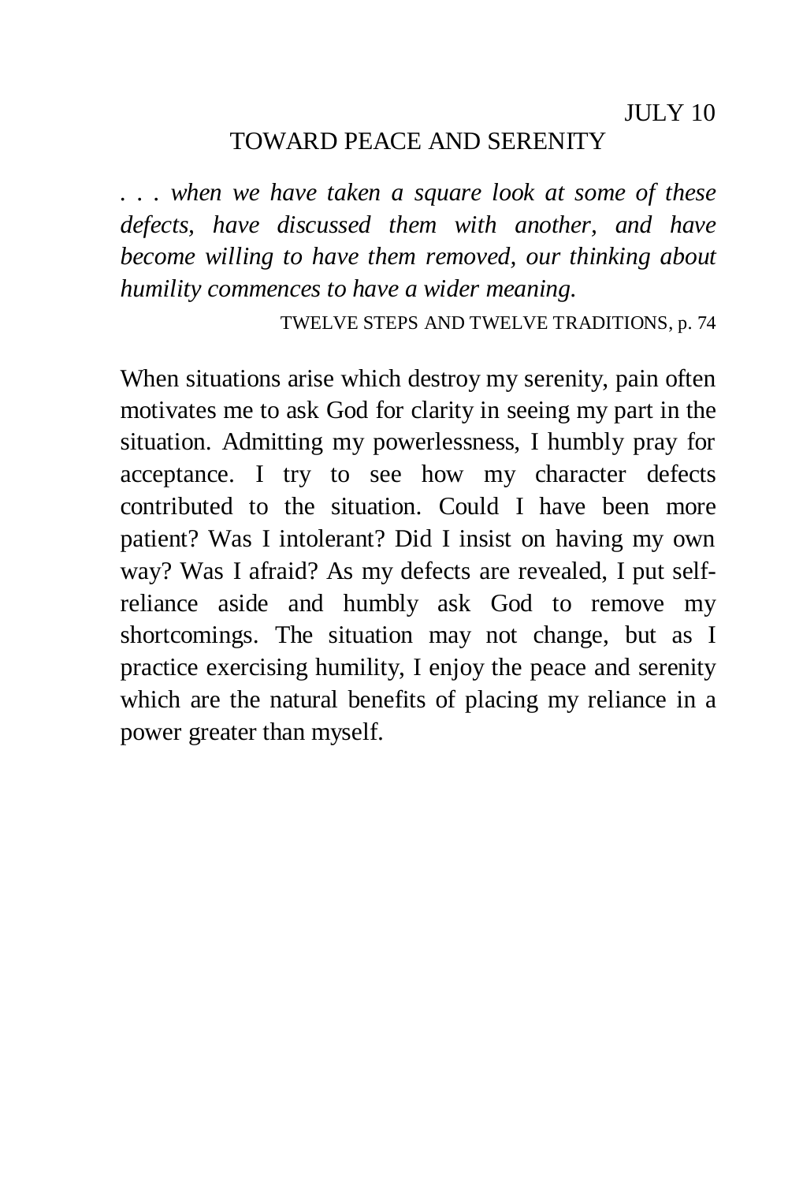JULY 10

## TOWARD PEACE AND SERENITY

*. . . when we have taken a square look at some of these defects, have discussed them with another, and have become willing to have them removed, our thinking about humility commences to have a wider meaning.*

TWELVE STEPS AND TWELVE TRADITIONS, p. 74

When situations arise which destroy my serenity, pain often motivates me to ask God for clarity in seeing my part in the situation. Admitting my powerlessness, I humbly pray for acceptance. I try to see how my character defects contributed to the situation. Could I have been more patient? Was I intolerant? Did I insist on having my own way? Was I afraid? As my defects are revealed, I put self-reliance aside and humbly ask God to remove my shortcomings. The situation may not change, but as I practice exercising humility, I enjoy the peace and serenity which are the natural benefits of placing my reliance in a power greater than myself.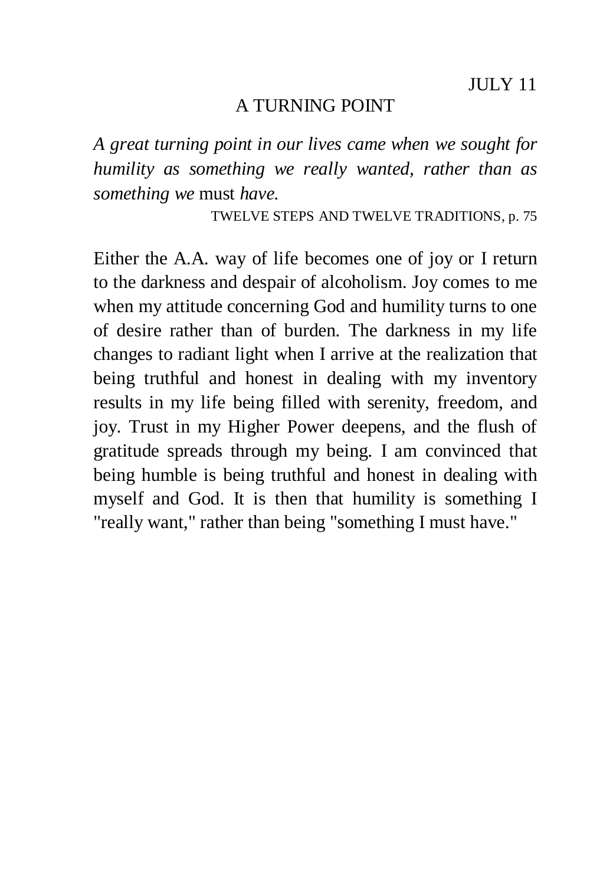JULY 11

## A TURNING POINT

*A great turning point in our lives came when we sought for humility as something we really wanted, rather than as something we* must *have.*

TWELVE STEPS AND TWELVE TRADITIONS, p. 75

Either the A.A. way of life becomes one of joy or I return to the darkness and despair of alcoholism. Joy comes to me when my attitude concerning God and humility turns to one of desire rather than of burden. The darkness in my life changes to radiant light when I arrive at the realization that being truthful and honest in dealing with my inventory results in my life being filled with serenity, freedom, and joy. Trust in my Higher Power deepens, and the flush of gratitude spreads through my being. I am convinced that being humble is being truthful and honest in dealing with myself and God. It is then that humility is something I "really want," rather than being "something I must have."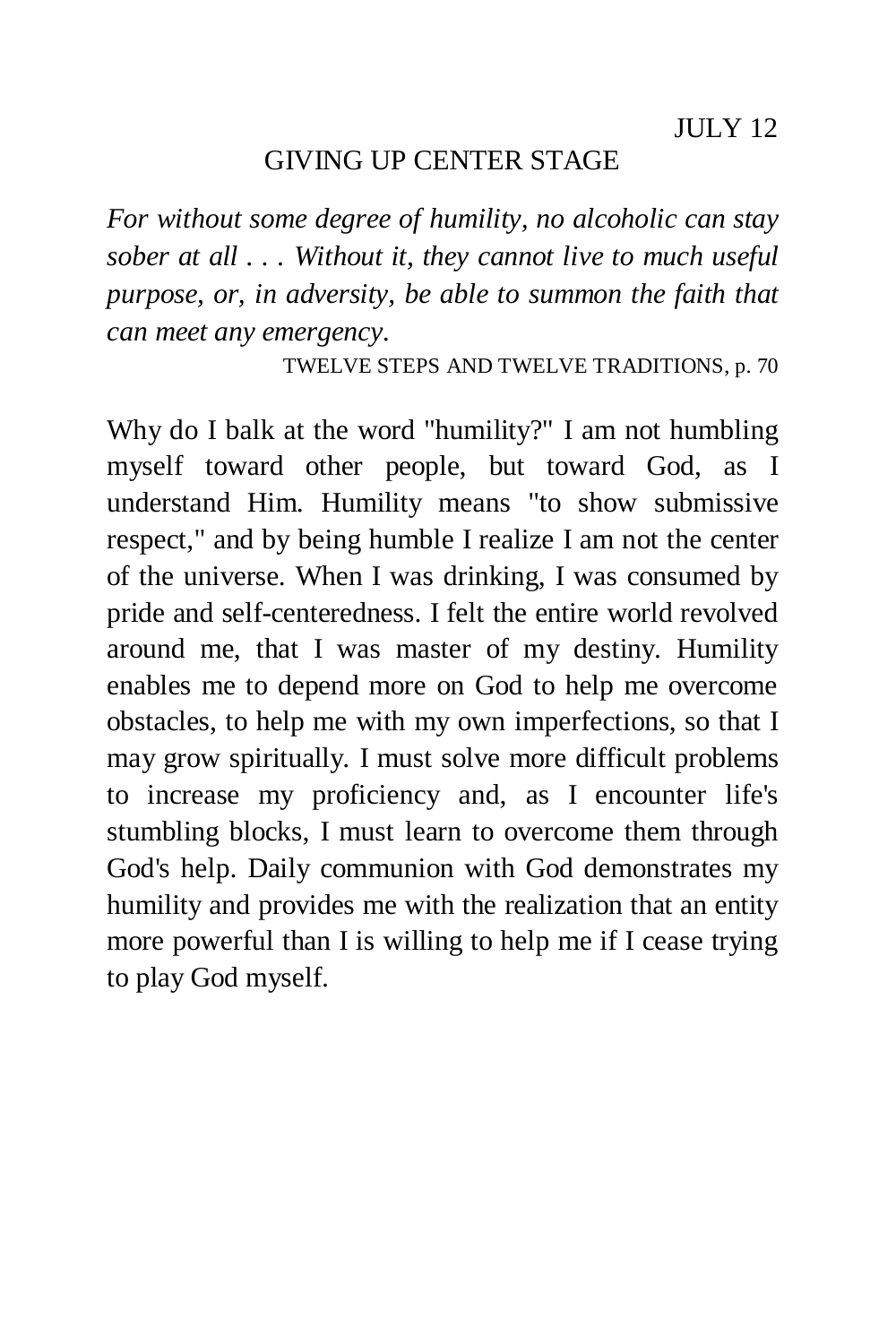JULY 12

## GIVING UP CENTER STAGE

*For without some degree of humility, no alcoholic can stay sober at all . . . Without it, they cannot live to much useful purpose, or, in adversity, be able to summon the faith that can meet any emergency.*

TWELVE STEPS AND TWELVE TRADITIONS, p. 70

Why do I balk at the word "humility?" I am not humbling myself toward other people, but toward God, as I understand Him. Humility means "to show submissive respect," and by being humble I realize I am not the center of the universe. When I was drinking, I was consumed by pride and self-centeredness. I felt the entire world revolved around me, that I was master of my destiny. Humility enables me to depend more on God to help me overcome obstacles, to help me with my own imperfections, so that I may grow spiritually. I must solve more difficult problems to increase my proficiency and, as I encounter life's stumbling blocks, I must learn to overcome them through God's help. Daily communion with God demonstrates my humility and provides me with the realization that an entity more powerful than I is willing to help me if I cease trying to play God myself.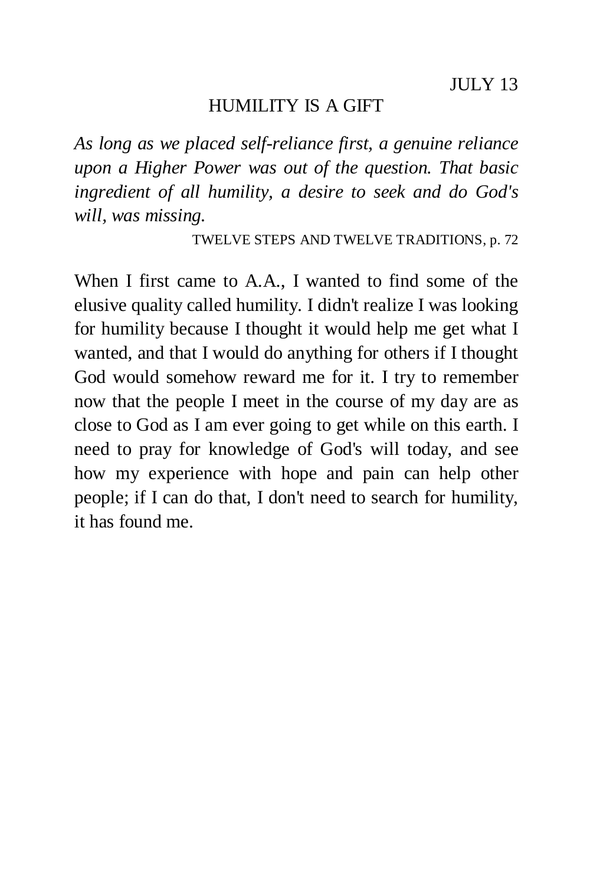JULY 13

## HUMILITY IS A GIFT

*As long as we placed self-reliance first, a genuine reliance upon a Higher Power was out of the question. That basic ingredient of all humility, a desire to seek and do God's will, was missing.*

TWELVE STEPS AND TWELVE TRADITIONS, p. 72

When I first came to A.A., I wanted to find some of the elusive quality called humility. I didn't realize I was looking for humility because I thought it would help me get what I wanted, and that I would do anything for others if I thought God would somehow reward me for it. I try to remember now that the people I meet in the course of my day are as close to God as I am ever going to get while on this earth. I need to pray for knowledge of God's will today, and see how my experience with hope and pain can help other people; if I can do that, I don't need to search for humility, it has found me.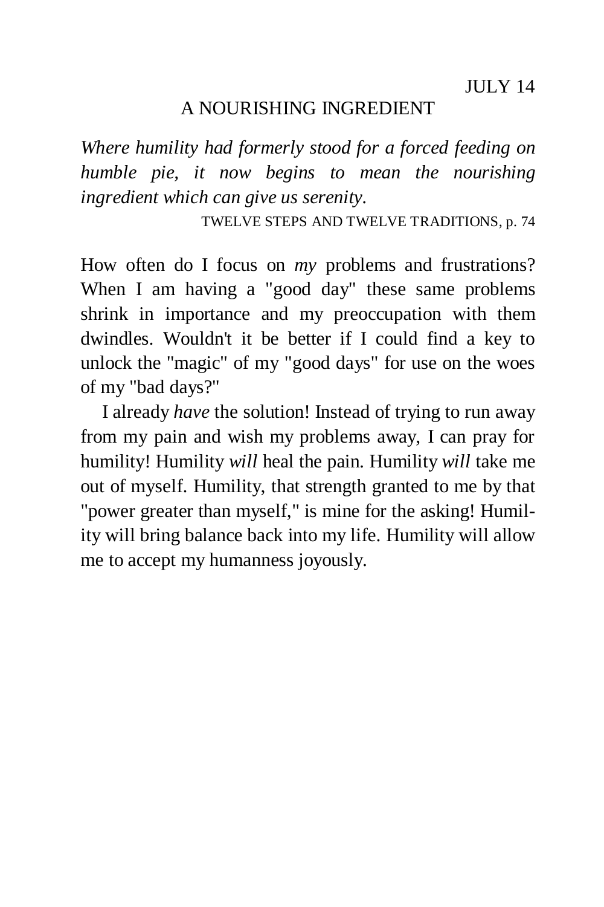JULY 14

## A NOURISHING INGREDIENT

*Where humility had formerly stood for a forced feeding on humble pie, it now begins to mean the nourishing ingredient which can give us serenity.*

TWELVE STEPS AND TWELVE TRADITIONS, p. 74

How often do I focus on *my* problems and frustrations? When I am having a "good day" these same problems shrink in importance and my preoccupation with them dwindles. Wouldn't it be better if I could find a key to unlock the "magic" of my "good days" for use on the woes of my "bad days?"

I already *have* the solution! Instead of trying to run away from my pain and wish my problems away, I can pray for humility! Humility *will* heal the pain. Humility *will* take me out of myself. Humility, that strength granted to me by that "power greater than myself," is mine for the asking! Humility will bring balance back into my life. Humility will allow me to accept my humanness joyously.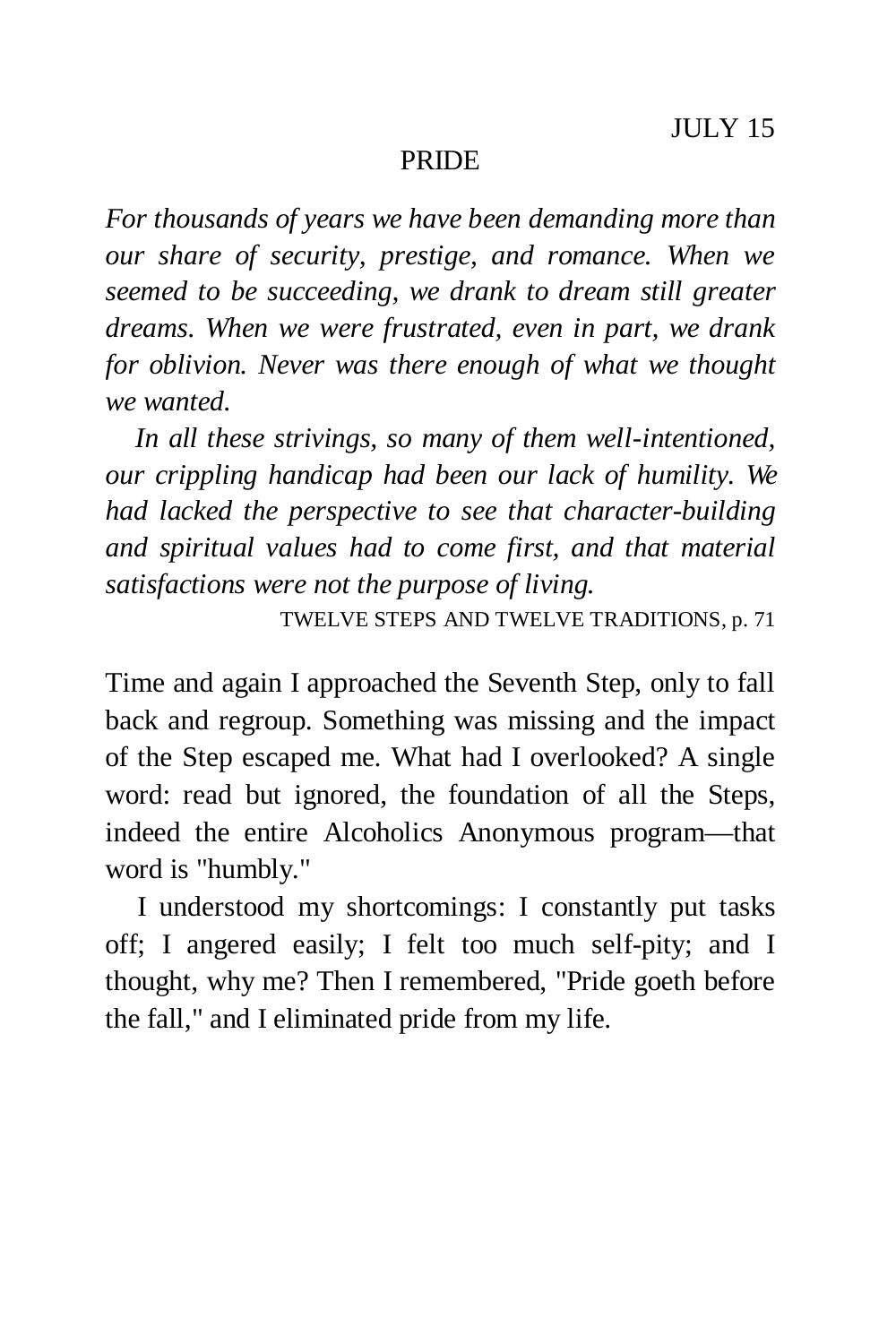JULY 15

## PRIDE

*For thousands of years we have been demanding more than our share of security, prestige, and romance. When we seemed to be succeeding, we drank to dream still greater dreams. When we were frustrated, even in part, we drank for oblivion. Never was there enough of what we thought we wanted.*

*In all these strivings, so many of them well-intentioned, our crippling handicap had been our lack of humility. We had lacked the perspective to see that character-building and spiritual values had to come first, and that material satisfactions were not the purpose of living.*

TWELVE STEPS AND TWELVE TRADITIONS, p. 71

Time and again I approached the Seventh Step, only to fall back and regroup. Something was missing and the impact of the Step escaped me. What had I overlooked? A single word: read but ignored, the foundation of all the Steps, indeed the entire Alcoholics Anonymous program—that word is "humbly."

I understood my shortcomings: I constantly put tasks off; I angered easily; I felt too much self-pity; and I thought, why me? Then I remembered, "Pride goeth before the fall," and I eliminated pride from my life.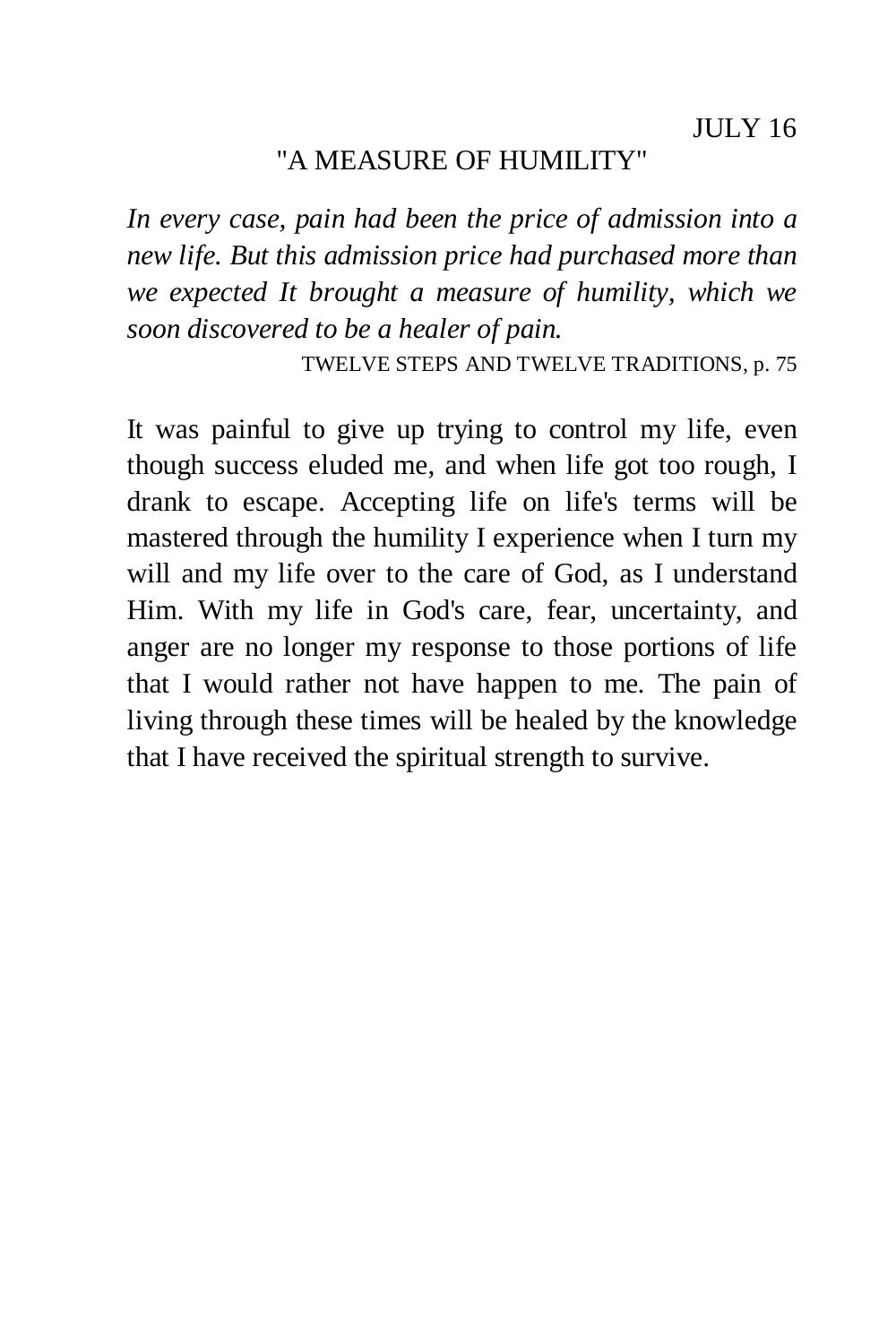JULY 16

## "A MEASURE OF HUMILITY"

*In every case, pain had been the price of admission into a new life. But this admission price had purchased more than we expected It brought a measure of humility, which we soon discovered to be a healer of pain.*

TWELVE STEPS AND TWELVE TRADITIONS, p. 75

It was painful to give up trying to control my life, even though success eluded me, and when life got too rough, I drank to escape. Accepting life on life's terms will be mastered through the humility I experience when I turn my will and my life over to the care of God, as I understand Him. With my life in God's care, fear, uncertainty, and anger are no longer my response to those portions of life that I would rather not have happen to me. The pain of living through these times will be healed by the knowledge that I have received the spiritual strength to survive.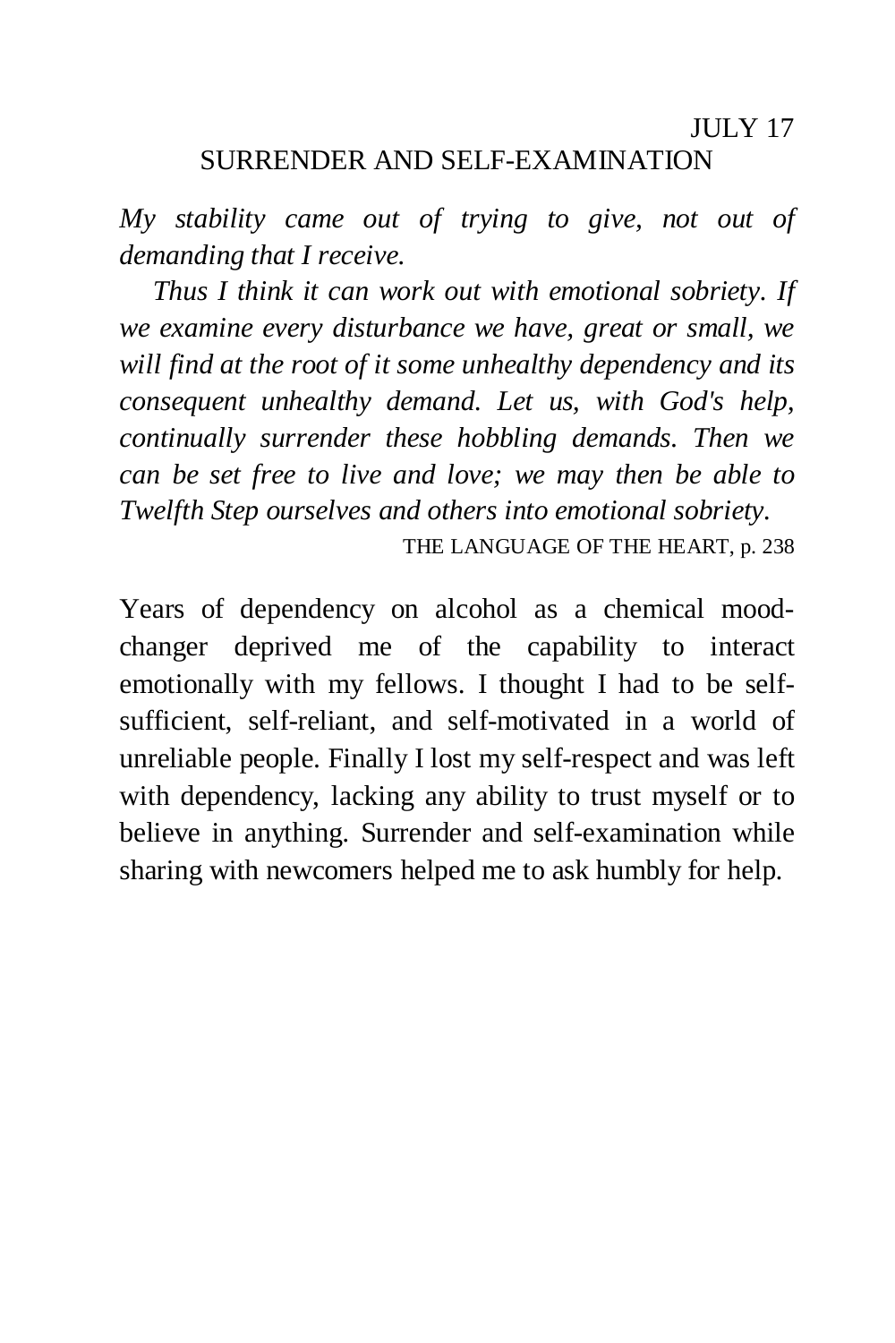JULY 17

## SURRENDER AND SELF-EXAMINATION

*My stability came out of trying to give, not out of demanding that I receive.*

*Thus I think it can work out with emotional sobriety. If we examine every disturbance we have, great or small, we will find at the root of it some unhealthy dependency and its consequent unhealthy demand. Let us, with God's help, continually surrender these hobbling demands. Then we can be set free to live and love; we may then be able to Twelfth Step ourselves and others into emotional sobriety.*

THE LANGUAGE OF THE HEART, p. 238

Years of dependency on alcohol as a chemical mood-changer deprived me of the capability to interact emotionally with my fellows. I thought I had to be self-sufficient, self-reliant, and self-motivated in a world of unreliable people. Finally I lost my self-respect and was left with dependency, lacking any ability to trust myself or to believe in anything. Surrender and self-examination while sharing with newcomers helped me to ask humbly for help.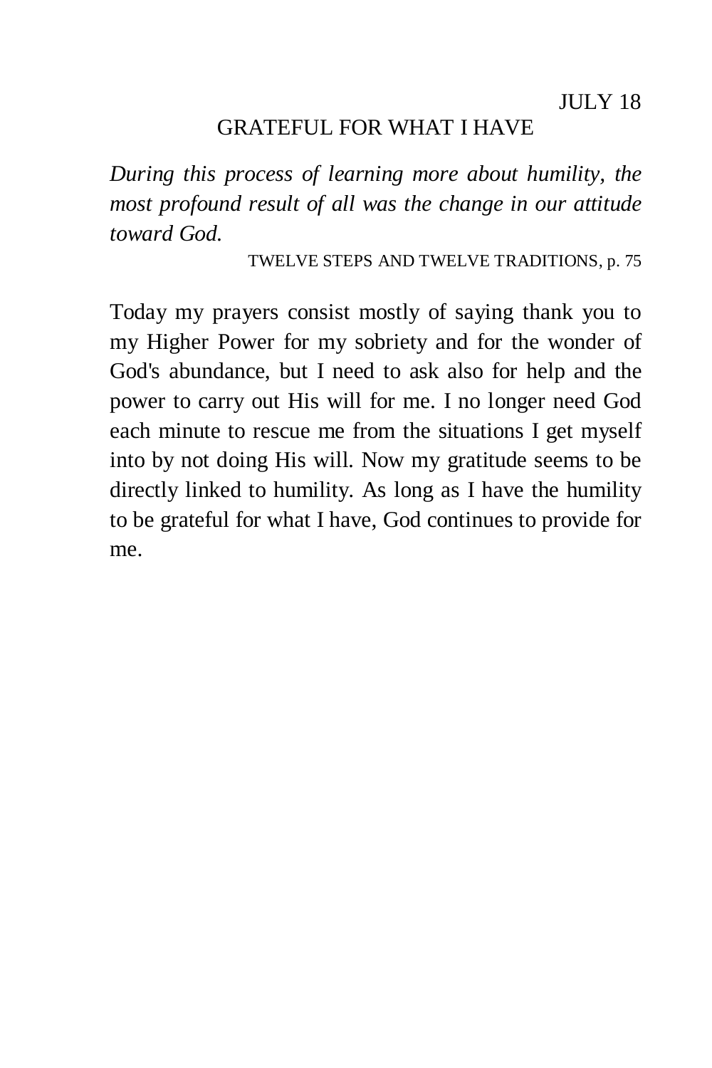JULY 18

## GRATEFUL FOR WHAT I HAVE

*During this process of learning more about humility, the most profound result of all was the change in our attitude toward God.*

TWELVE STEPS AND TWELVE TRADITIONS, p. 75

Today my prayers consist mostly of saying thank you to my Higher Power for my sobriety and for the wonder of God's abundance, but I need to ask also for help and the power to carry out His will for me. I no longer need God each minute to rescue me from the situations I get myself into by not doing His will. Now my gratitude seems to be directly linked to humility. As long as I have the humility to be grateful for what I have, God continues to provide for me.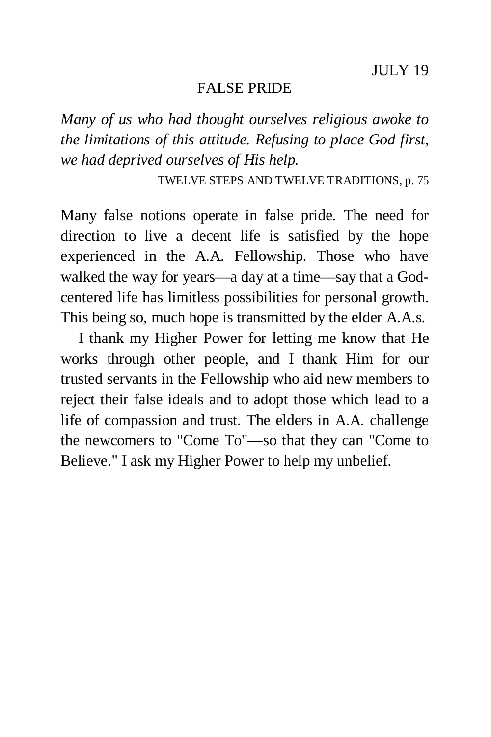JULY 19

# FALSE PRIDE

*Many of us who had thought ourselves religious awoke to the limitations of this attitude. Refusing to place God first, we had deprived ourselves of His help.*

TWELVE STEPS AND TWELVE TRADITIONS, p. 75

Many false notions operate in false pride. The need for direction to live a decent life is satisfied by the hope experienced in the A.A. Fellowship. Those who have walked the way for years—a day at a time—say that a God-centered life has limitless possibilities for personal growth. This being so, much hope is transmitted by the elder A.A.s.

I thank my Higher Power for letting me know that He works through other people, and I thank Him for our trusted servants in the Fellowship who aid new members to reject their false ideals and to adopt those which lead to a life of compassion and trust. The elders in A.A. challenge the newcomers to "Come To"—so that they can "Come to Believe." I ask my Higher Power to help my unbelief.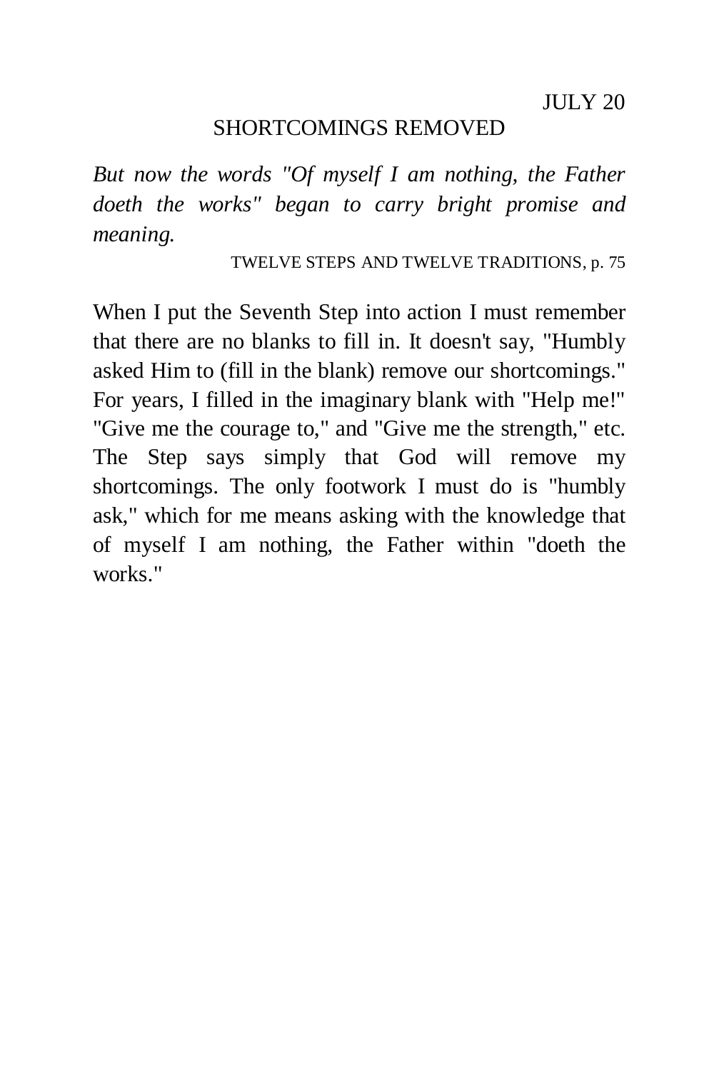JULY 20

## SHORTCOMINGS REMOVED

*But now the words "Of myself I am nothing, the Father doeth the works" began to carry bright promise and meaning.*

TWELVE STEPS AND TWELVE TRADITIONS, p. 75

When I put the Seventh Step into action I must remember that there are no blanks to fill in. It doesn't say, "Humbly asked Him to (fill in the blank) remove our shortcomings." For years, I filled in the imaginary blank with "Help me!" "Give me the courage to," and "Give me the strength," etc. The Step says simply that God will remove my shortcomings. The only footwork I must do is "humbly ask," which for me means asking with the knowledge that of myself I am nothing, the Father within "doeth the works."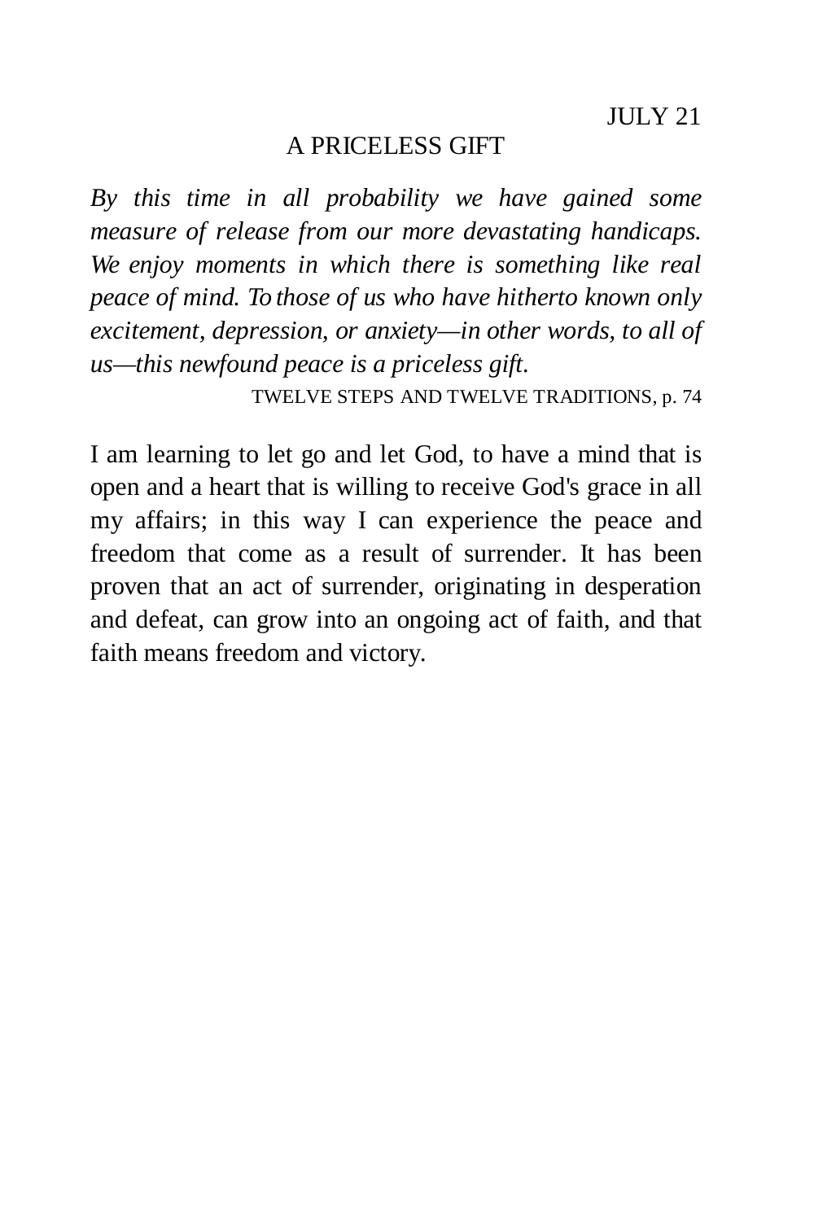JULY 21

## A PRICELESS GIFT

*By this time in all probability we have gained some measure of release from our more devastating handicaps. We enjoy moments in which there is something like real peace of mind. To those of us who have hitherto known only excitement, depression, or anxiety—in other words, to all of us—this newfound peace is a priceless gift.*

TWELVE STEPS AND TWELVE TRADITIONS, p. 74

I am learning to let go and let God, to have a mind that is open and a heart that is willing to receive God's grace in all my affairs; in this way I can experience the peace and freedom that come as a result of surrender. It has been proven that an act of surrender, originating in desperation and defeat, can grow into an ongoing act of faith, and that faith means freedom and victory.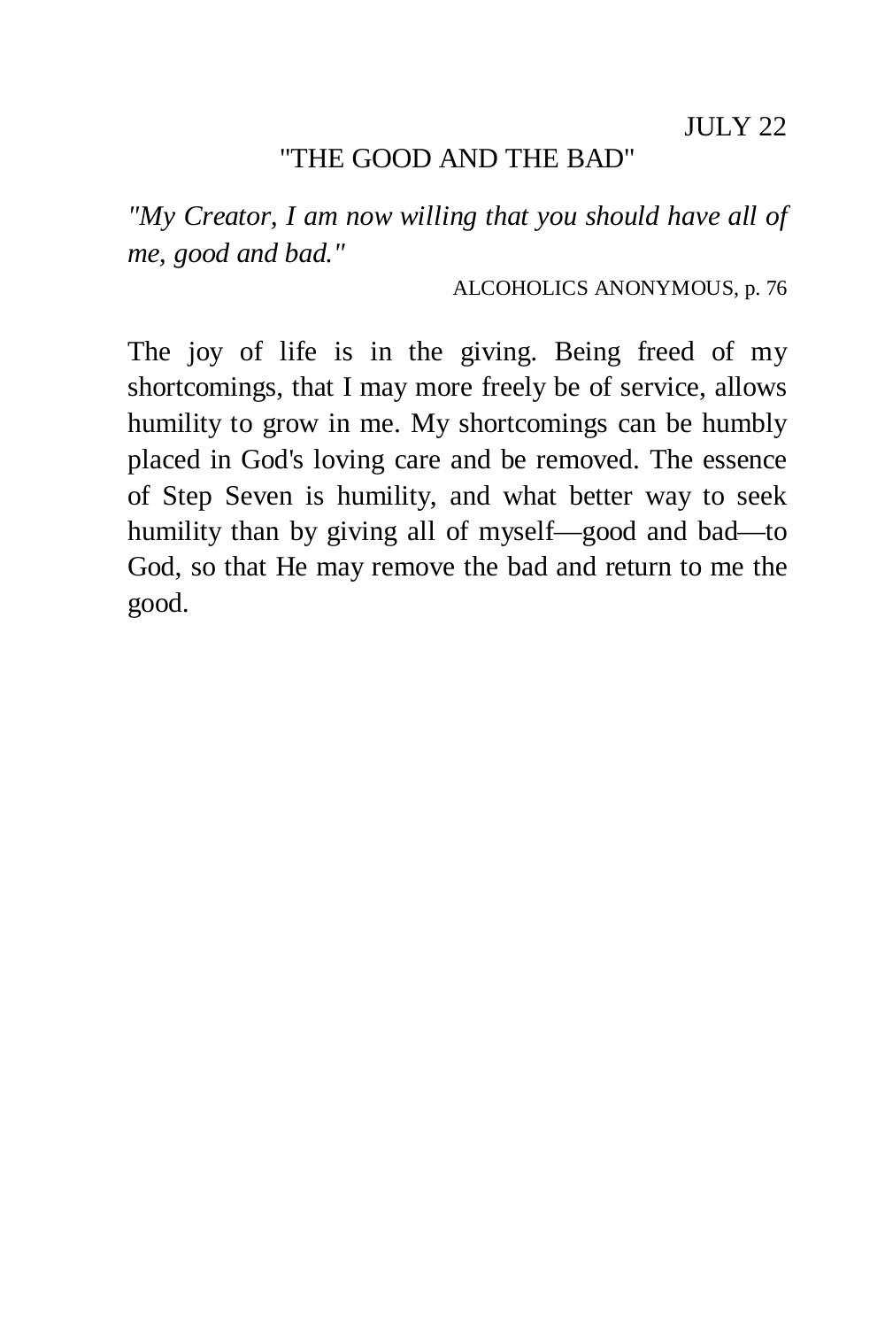JULY 22

## "THE GOOD AND THE BAD"

*"My Creator, I am now willing that you should have all of me, good and bad."*

ALCOHOLICS ANONYMOUS, p. 76

The joy of life is in the giving. Being freed of my shortcomings, that I may more freely be of service, allows humility to grow in me. My shortcomings can be humbly placed in God's loving care and be removed. The essence of Step Seven is humility, and what better way to seek humility than by giving all of myself—good and bad—to God, so that He may remove the bad and return to me the good.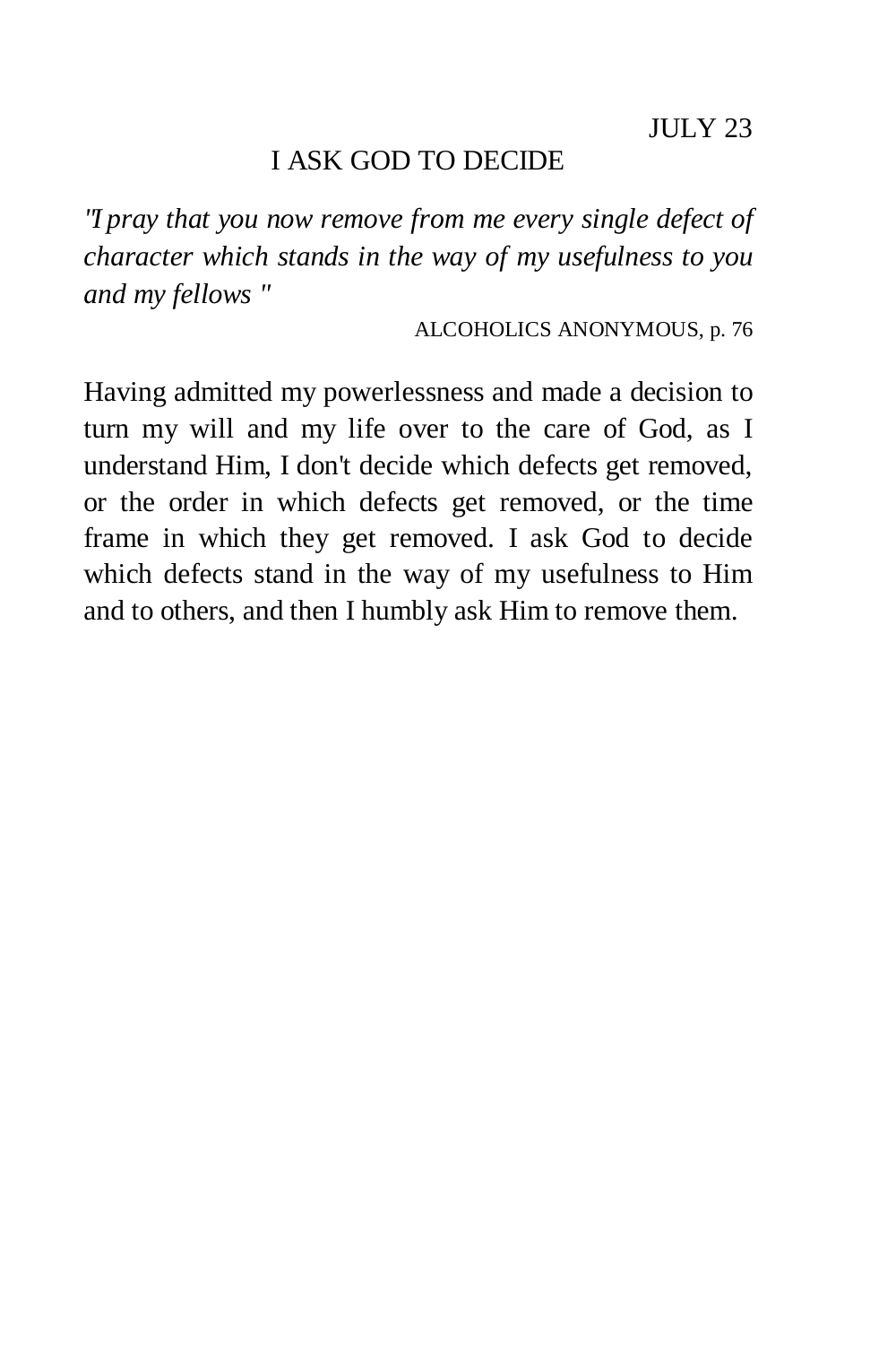JULY 23

## I ASK GOD TO DECIDE

*"I pray that you now remove from me every single defect of character which stands in the way of my usefulness to you and my fellows "*

ALCOHOLICS ANONYMOUS, p. 76

Having admitted my powerlessness and made a decision to turn my will and my life over to the care of God, as I understand Him, I don't decide which defects get removed, or the order in which defects get removed, or the time frame in which they get removed. I ask God to decide which defects stand in the way of my usefulness to Him and to others, and then I humbly ask Him to remove them.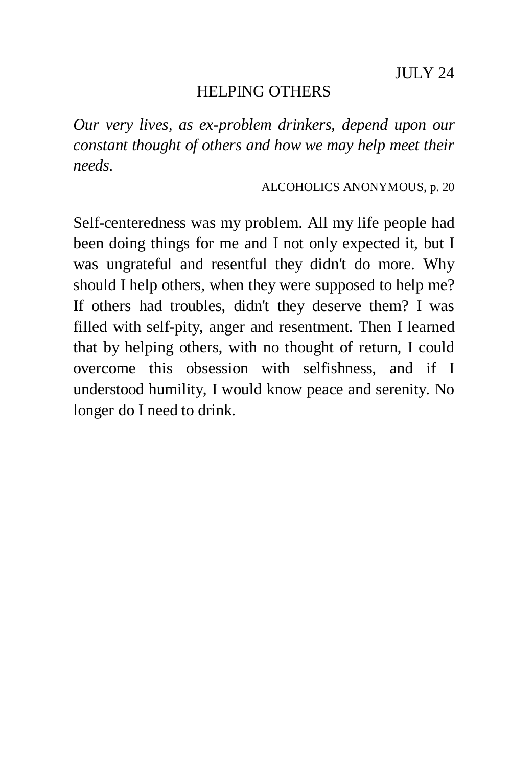JULY 24

## HELPING OTHERS

*Our very lives, as ex-problem drinkers, depend upon our constant thought of others and how we may help meet their needs.*

ALCOHOLICS ANONYMOUS, p. 20

Self-centeredness was my problem. All my life people had been doing things for me and I not only expected it, but I was ungrateful and resentful they didn't do more. Why should I help others, when they were supposed to help me? If others had troubles, didn't they deserve them? I was filled with self-pity, anger and resentment. Then I learned that by helping others, with no thought of return, I could overcome this obsession with selfishness, and if I understood humility, I would know peace and serenity. No longer do I need to drink.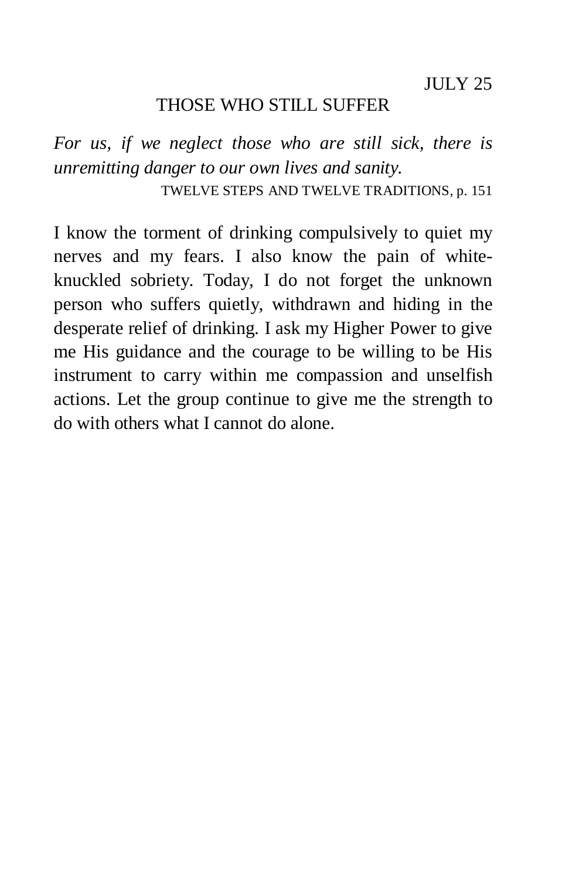JULY 25

## THOSE WHO STILL SUFFER

*For us, if we neglect those who are still sick, there is unremitting danger to our own lives and sanity.*

TWELVE STEPS AND TWELVE TRADITIONS, p. 151

I know the torment of drinking compulsively to quiet my nerves and my fears. I also know the pain of white-knuckled sobriety. Today, I do not forget the unknown person who suffers quietly, withdrawn and hiding in the desperate relief of drinking. I ask my Higher Power to give me His guidance and the courage to be willing to be His instrument to carry within me compassion and unselfish actions. Let the group continue to give me the strength to do with others what I cannot do alone.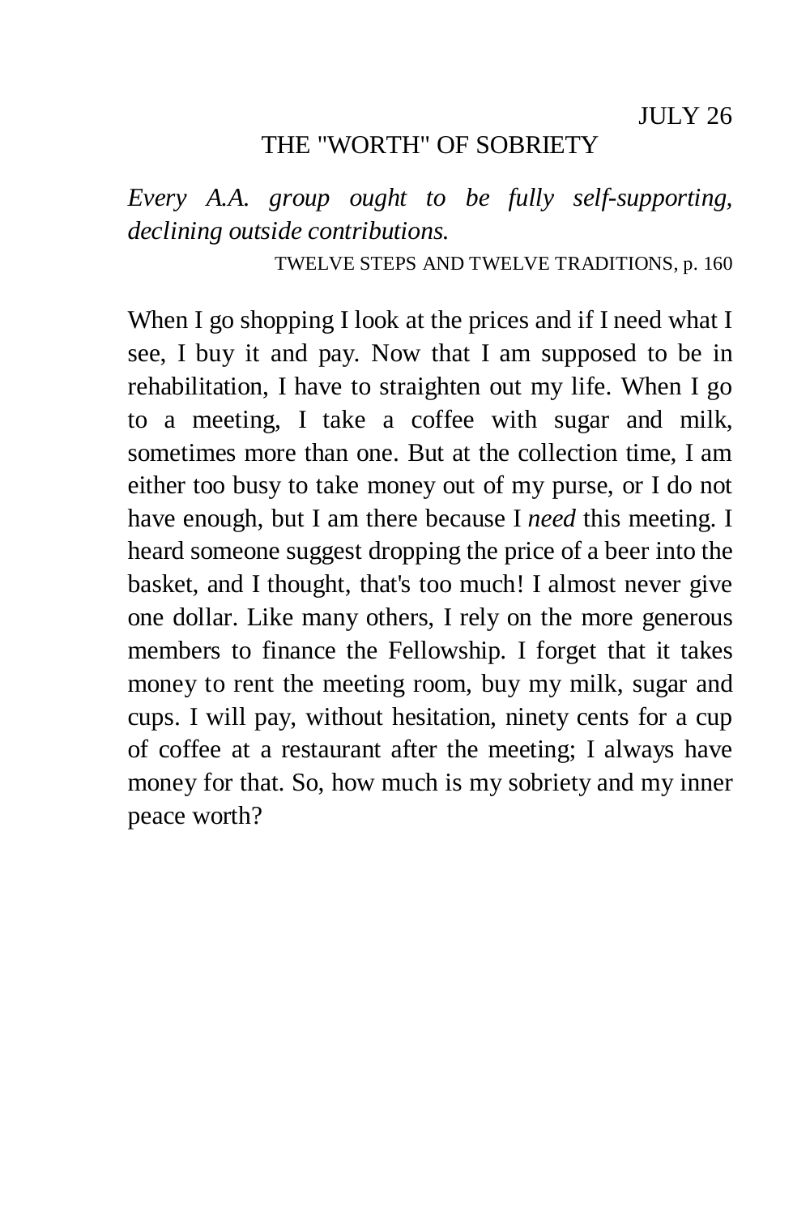JULY 26

## THE "WORTH" OF SOBRIETY

*Every A.A. group ought to be fully self-supporting, declining outside contributions.*

TWELVE STEPS AND TWELVE TRADITIONS, p. 160

When I go shopping I look at the prices and if I need what I see, I buy it and pay. Now that I am supposed to be in rehabilitation, I have to straighten out my life. When I go to a meeting, I take a coffee with sugar and milk, sometimes more than one. But at the collection time, I am either too busy to take money out of my purse, or I do not have enough, but I am there because I *need* this meeting. I heard someone suggest dropping the price of a beer into the basket, and I thought, that's too much! I almost never give one dollar. Like many others, I rely on the more generous members to finance the Fellowship. I forget that it takes money to rent the meeting room, buy my milk, sugar and cups. I will pay, without hesitation, ninety cents for a cup of coffee at a restaurant after the meeting; I always have money for that. So, how much is my sobriety and my inner peace worth?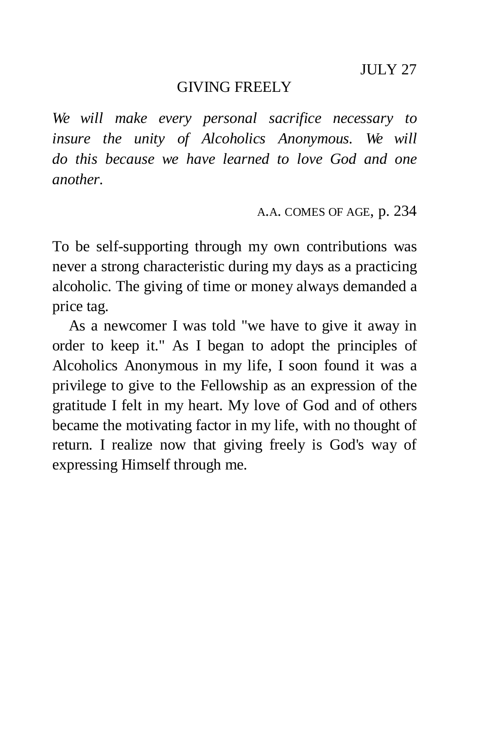JULY 27

## GIVING FREELY

*We will make every personal sacrifice necessary to insure the unity of Alcoholics Anonymous. We will do this because we have learned to love God and one another.*

A.A. COMES OF AGE, p. 234

To be self-supporting through my own contributions was never a strong characteristic during my days as a practicing alcoholic. The giving of time or money always demanded a price tag.

As a newcomer I was told "we have to give it away in order to keep it." As I began to adopt the principles of Alcoholics Anonymous in my life, I soon found it was a privilege to give to the Fellowship as an expression of the gratitude I felt in my heart. My love of God and of others became the motivating factor in my life, with no thought of return. I realize now that giving freely is God's way of expressing Himself through me.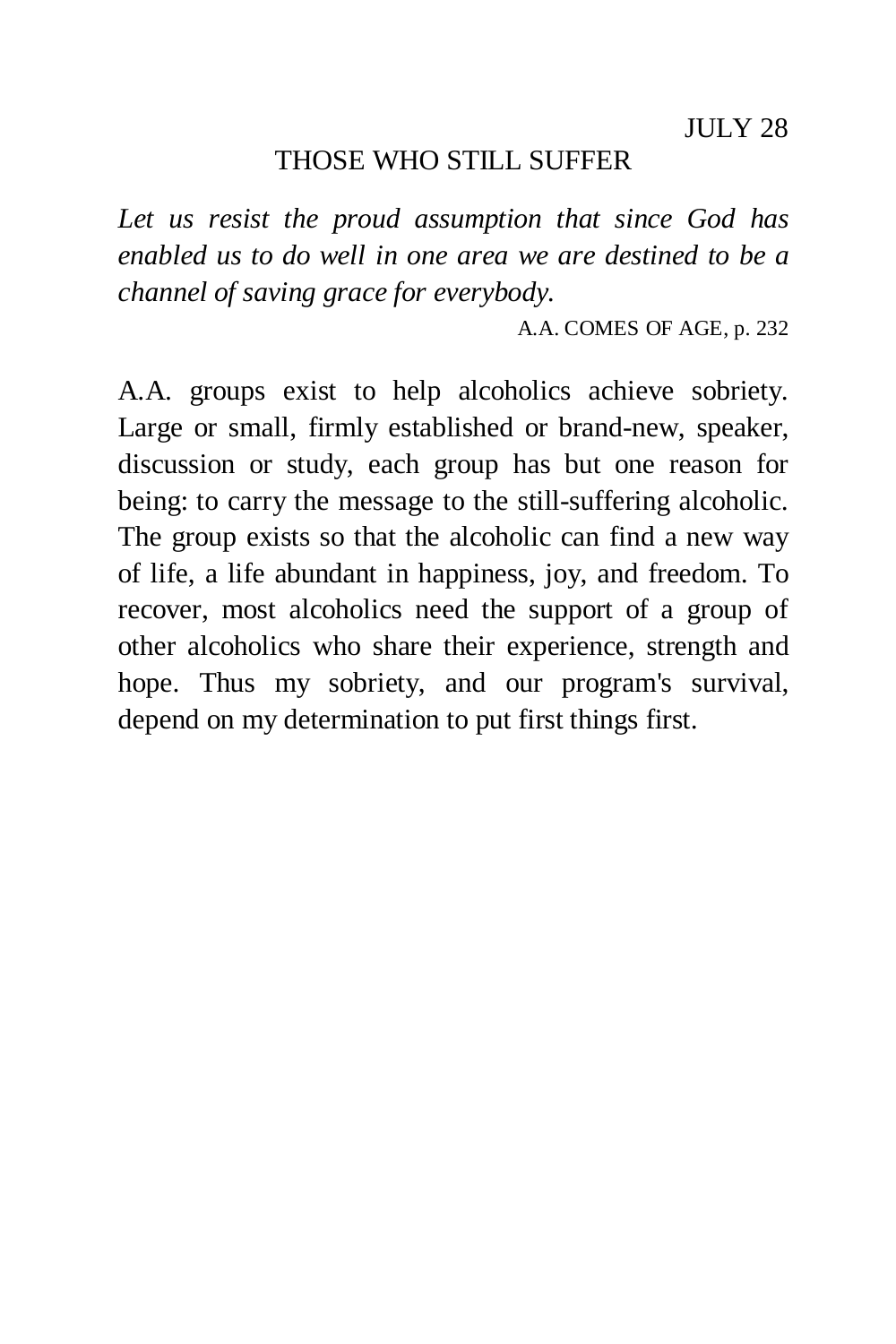JULY 28

## THOSE WHO STILL SUFFER

*Let us resist the proud assumption that since God has enabled us to do well in one area we are destined to be a channel of saving grace for everybody.*

A.A. COMES OF AGE, p. 232

A.A. groups exist to help alcoholics achieve sobriety. Large or small, firmly established or brand-new, speaker, discussion or study, each group has but one reason for being: to carry the message to the still-suffering alcoholic. The group exists so that the alcoholic can find a new way of life, a life abundant in happiness, joy, and freedom. To recover, most alcoholics need the support of a group of other alcoholics who share their experience, strength and hope. Thus my sobriety, and our program's survival, depend on my determination to put first things first.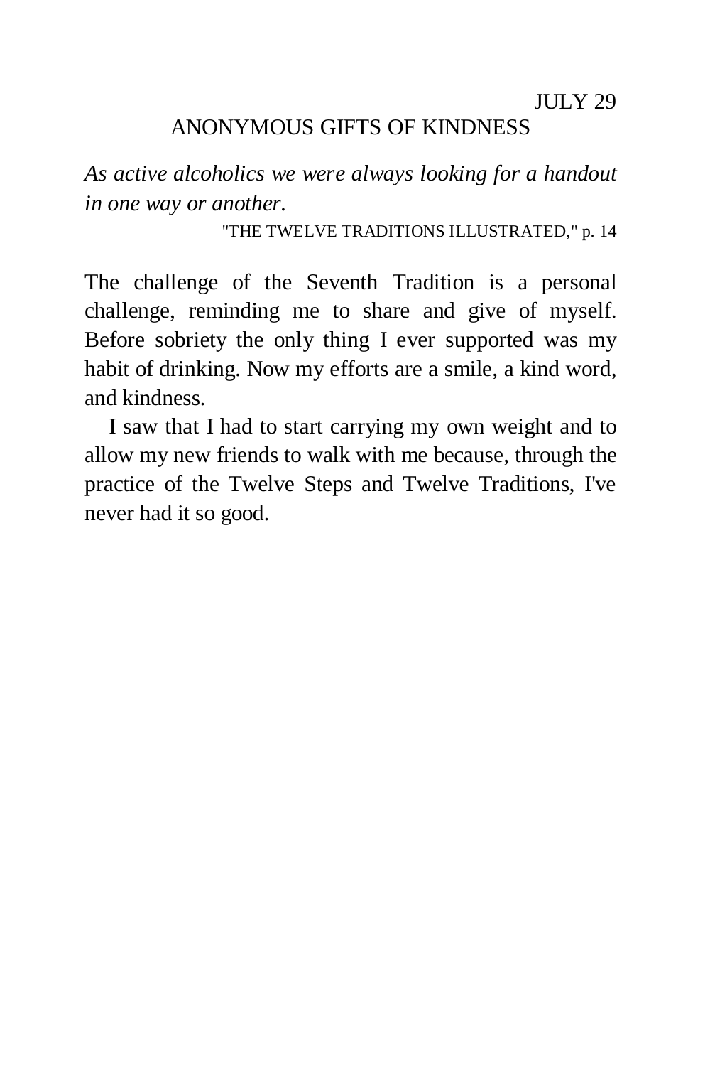JULY 29

## ANONYMOUS GIFTS OF KINDNESS

*As active alcoholics we were always looking for a handout in one way or another.*

"THE TWELVE TRADITIONS ILLUSTRATED," p. 14

The challenge of the Seventh Tradition is a personal challenge, reminding me to share and give of myself. Before sobriety the only thing I ever supported was my habit of drinking. Now my efforts are a smile, a kind word, and kindness.

I saw that I had to start carrying my own weight and to allow my new friends to walk with me because, through the practice of the Twelve Steps and Twelve Traditions, I've never had it so good.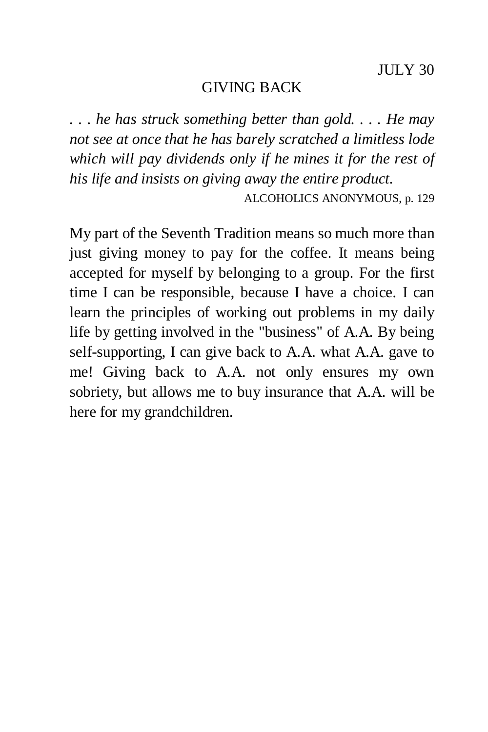JULY 30

## GIVING BACK

*. . . he has struck something better than gold. . . . He may not see at once that he has barely scratched a limitless lode which will pay dividends only if he mines it for the rest of his life and insists on giving away the entire product.*

ALCOHOLICS ANONYMOUS, p. 129

My part of the Seventh Tradition means so much more than just giving money to pay for the coffee. It means being accepted for myself by belonging to a group. For the first time I can be responsible, because I have a choice. I can learn the principles of working out problems in my daily life by getting involved in the "business" of A.A. By being self-supporting, I can give back to A.A. what A.A. gave to me! Giving back to A.A. not only ensures my own sobriety, but allows me to buy insurance that A.A. will be here for my grandchildren.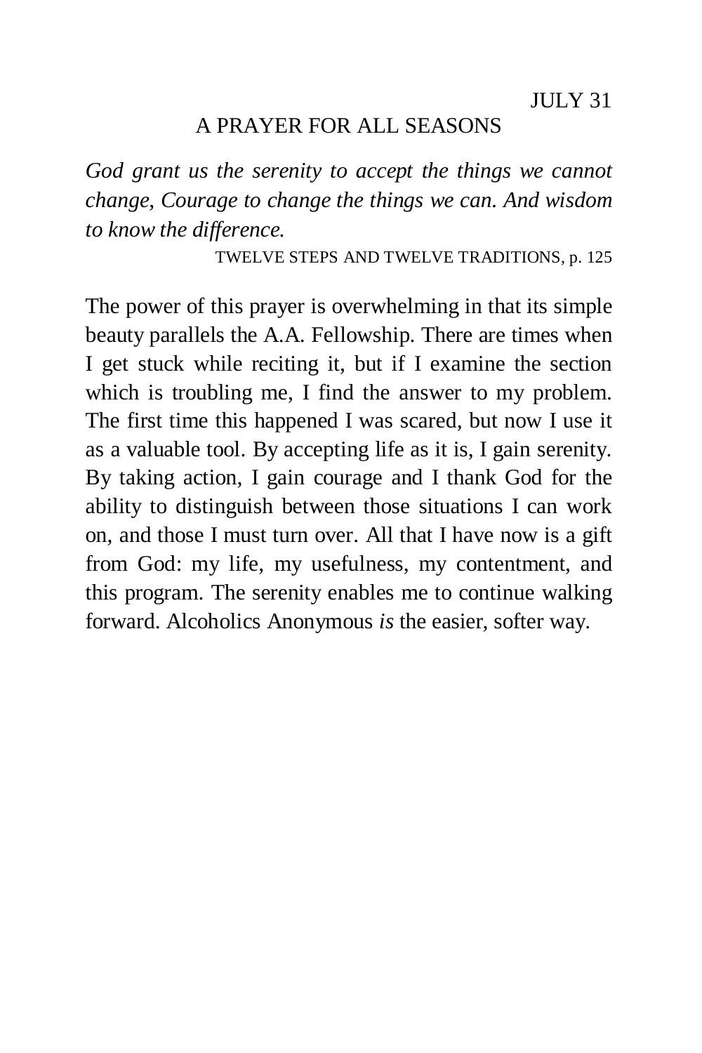JULY 31

## A PRAYER FOR ALL SEASONS

*God grant us the serenity to accept the things we cannot change, Courage to change the things we can. And wisdom to know the difference.*

TWELVE STEPS AND TWELVE TRADITIONS, p. 125

The power of this prayer is overwhelming in that its simple beauty parallels the A.A. Fellowship. There are times when I get stuck while reciting it, but if I examine the section which is troubling me, I find the answer to my problem. The first time this happened I was scared, but now I use it as a valuable tool. By accepting life as it is, I gain serenity. By taking action, I gain courage and I thank God for the ability to distinguish between those situations I can work on, and those I must turn over. All that I have now is a gift from God: my life, my usefulness, my contentment, and this program. The serenity enables me to continue walking forward. Alcoholics Anonymous *is* the easier, softer way.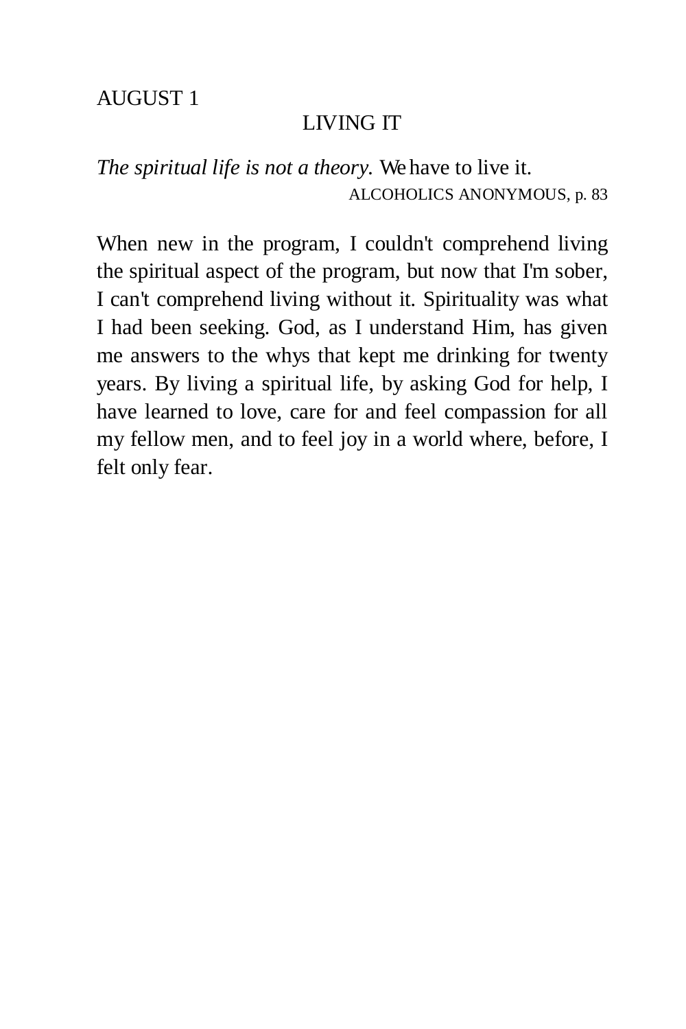AUGUST 1

## LIVING IT

*The spiritual life is not a theory.* We have to live it.

ALCOHOLICS ANONYMOUS, p. 83

When new in the program, I couldn't comprehend living the spiritual aspect of the program, but now that I'm sober, I can't comprehend living without it. Spirituality was what I had been seeking. God, as I understand Him, has given me answers to the whys that kept me drinking for twenty years. By living a spiritual life, by asking God for help, I have learned to love, care for and feel compassion for all my fellow men, and to feel joy in a world where, before, I felt only fear.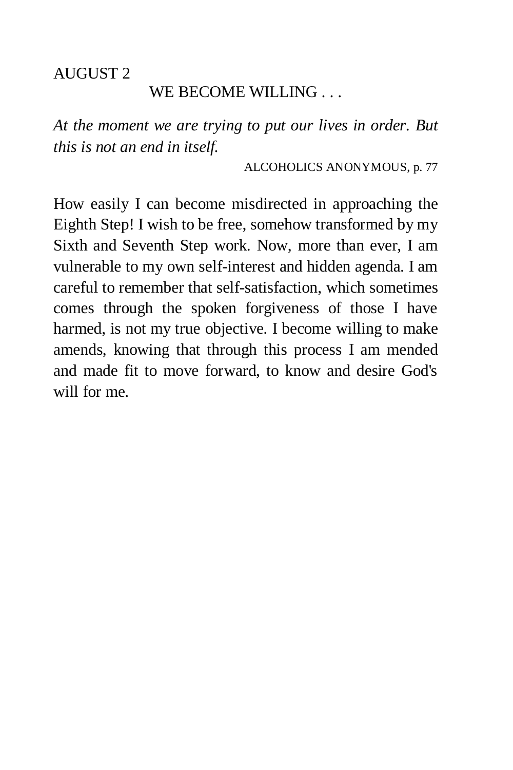AUGUST 2

## WE BECOME WILLING . . .

*At the moment we are trying to put our lives in order. But this is not an end in itself.*

ALCOHOLICS ANONYMOUS, p. 77

How easily I can become misdirected in approaching the Eighth Step! I wish to be free, somehow transformed by my Sixth and Seventh Step work. Now, more than ever, I am vulnerable to my own self-interest and hidden agenda. I am careful to remember that self-satisfaction, which sometimes comes through the spoken forgiveness of those I have harmed, is not my true objective. I become willing to make amends, knowing that through this process I am mended and made fit to move forward, to know and desire God's will for me.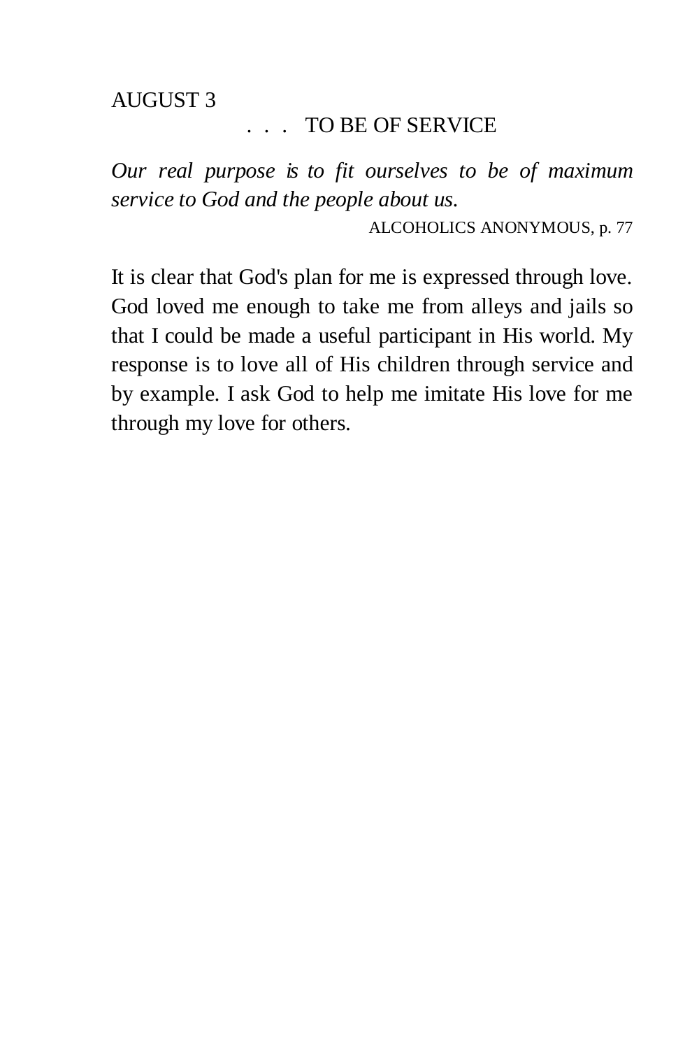AUGUST 3

## . . . TO BE OF SERVICE

*Our real purpose is to fit ourselves to be of maximum service to God and the people about us.*

ALCOHOLICS ANONYMOUS, p. 77

It is clear that God's plan for me is expressed through love. God loved me enough to take me from alleys and jails so that I could be made a useful participant in His world. My response is to love all of His children through service and by example. I ask God to help me imitate His love for me through my love for others.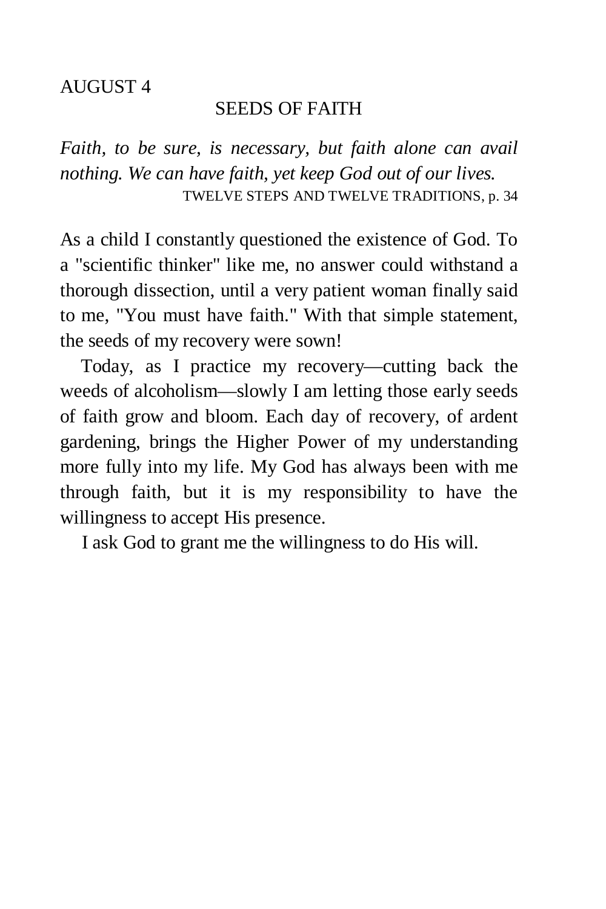AUGUST 4

## SEEDS OF FAITH

*Faith, to be sure, is necessary, but faith alone can avail nothing. We can have faith, yet keep God out of our lives.*

TWELVE STEPS AND TWELVE TRADITIONS, p. 34

As a child I constantly questioned the existence of God. To a "scientific thinker" like me, no answer could withstand a thorough dissection, until a very patient woman finally said to me, "You must have faith." With that simple statement, the seeds of my recovery were sown!

Today, as I practice my recovery—cutting back the weeds of alcoholism—slowly I am letting those early seeds of faith grow and bloom. Each day of recovery, of ardent gardening, brings the Higher Power of my understanding more fully into my life. My God has always been with me through faith, but it is my responsibility to have the willingness to accept His presence.

I ask God to grant me the willingness to do His will.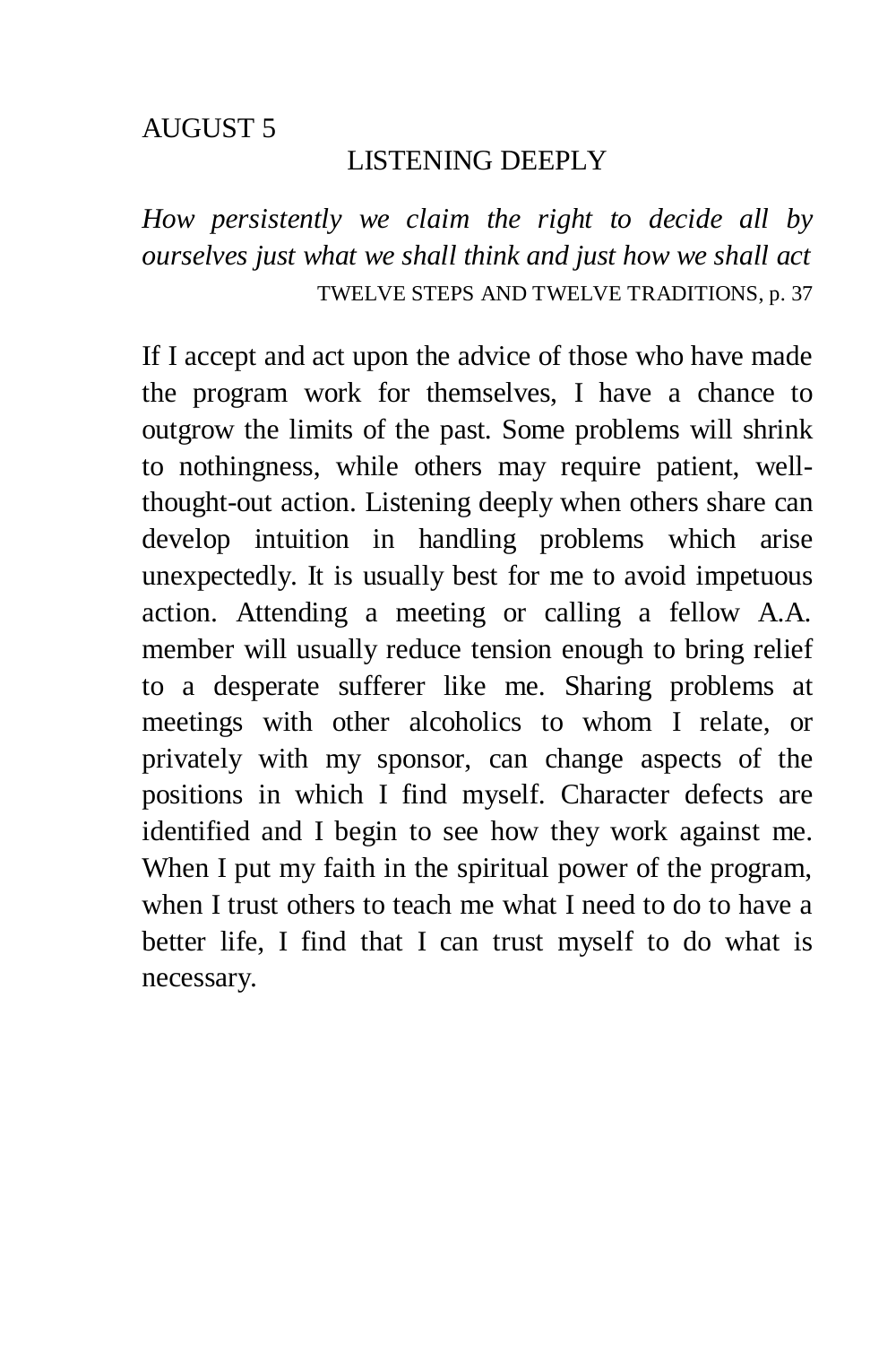AUGUST 5

## LISTENING DEEPLY

*How persistently we claim the right to decide all by ourselves just what we shall think and just how we shall act*

TWELVE STEPS AND TWELVE TRADITIONS, p. 37

If I accept and act upon the advice of those who have made the program work for themselves, I have a chance to outgrow the limits of the past. Some problems will shrink to nothingness, while others may require patient, well-thought-out action. Listening deeply when others share can develop intuition in handling problems which arise unexpectedly. It is usually best for me to avoid impetuous action. Attending a meeting or calling a fellow A.A. member will usually reduce tension enough to bring relief to a desperate sufferer like me. Sharing problems at meetings with other alcoholics to whom I relate, or privately with my sponsor, can change aspects of the positions in which I find myself. Character defects are identified and I begin to see how they work against me. When I put my faith in the spiritual power of the program, when I trust others to teach me what I need to do to have a better life, I find that I can trust myself to do what is necessary.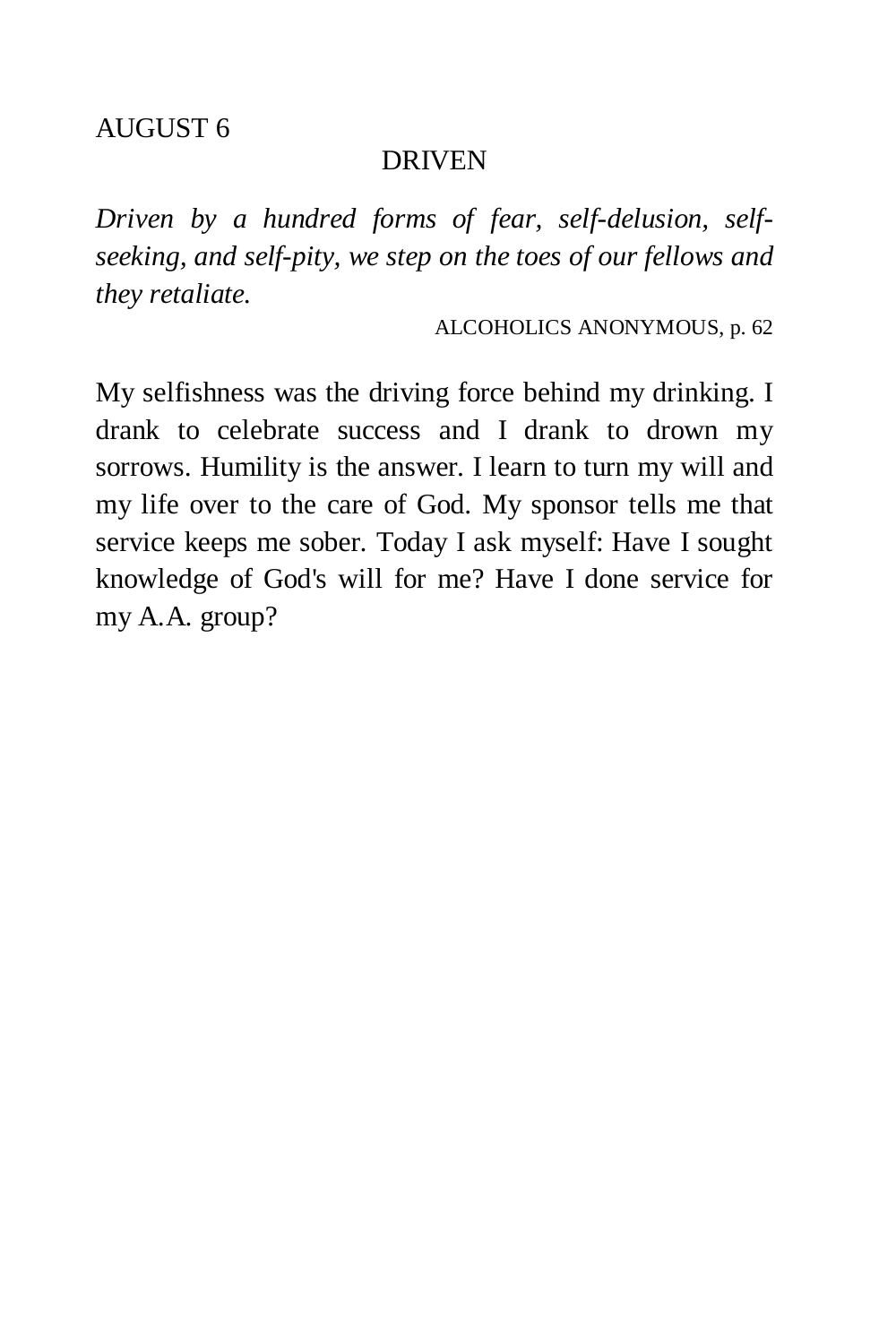AUGUST 6

## DRIVEN

*Driven by a hundred forms of fear, self-delusion, self-seeking, and self-pity, we step on the toes of our fellows and they retaliate.*

ALCOHOLICS ANONYMOUS, p. 62

My selfishness was the driving force behind my drinking. I drank to celebrate success and I drank to drown my sorrows. Humility is the answer. I learn to turn my will and my life over to the care of God. My sponsor tells me that service keeps me sober. Today I ask myself: Have I sought knowledge of God's will for me? Have I done service for my A.A. group?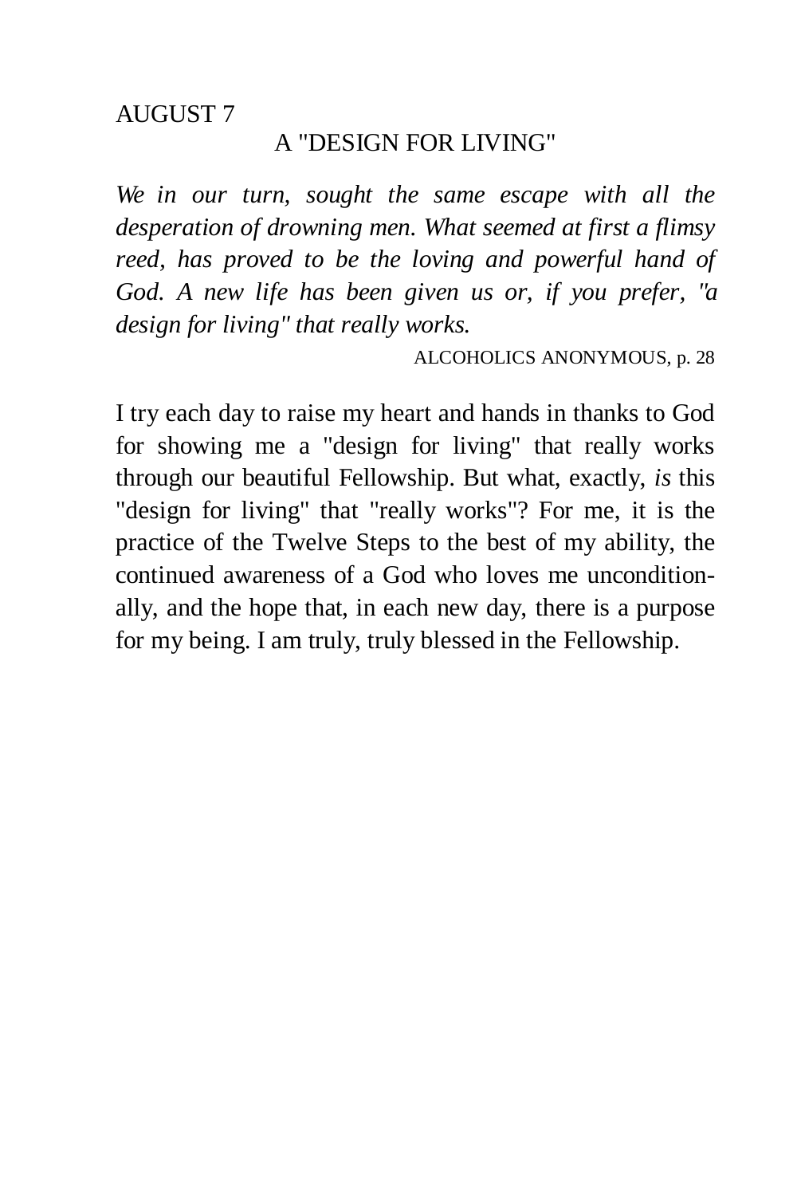AUGUST 7

## A "DESIGN FOR LIVING"

*We in our turn, sought the same escape with all the desperation of drowning men. What seemed at first a flimsy reed, has proved to be the loving and powerful hand of God. A new life has been given us or, if you prefer, "a design for living" that really works.*

ALCOHOLICS ANONYMOUS, p. 28

I try each day to raise my heart and hands in thanks to God for showing me a "design for living" that really works through our beautiful Fellowship. But what, exactly, *is* this "design for living" that "really works"? For me, it is the practice of the Twelve Steps to the best of my ability, the continued awareness of a God who loves me unconditionally, and the hope that, in each new day, there is a purpose for my being. I am truly, truly blessed in the Fellowship.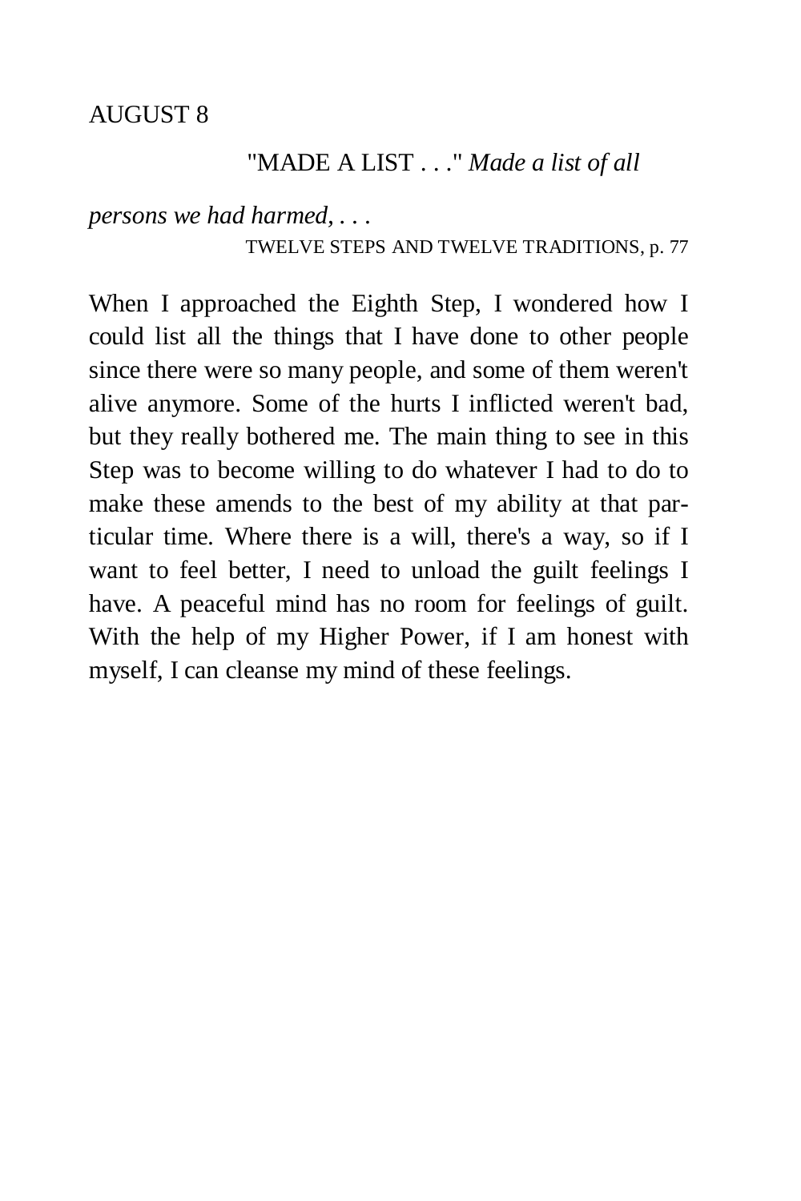AUGUST 8

"MADE A LIST . . ." *Made a list of all persons we had harmed, . . .*

TWELVE STEPS AND TWELVE TRADITIONS, p. 77

When I approached the Eighth Step, I wondered how I could list all the things that I have done to other people since there were so many people, and some of them weren't alive anymore. Some of the hurts I inflicted weren't bad, but they really bothered me. The main thing to see in this Step was to become willing to do whatever I had to do to make these amends to the best of my ability at that particular time. Where there is a will, there's a way, so if I want to feel better, I need to unload the guilt feelings I have. A peaceful mind has no room for feelings of guilt. With the help of my Higher Power, if I am honest with myself, I can cleanse my mind of these feelings.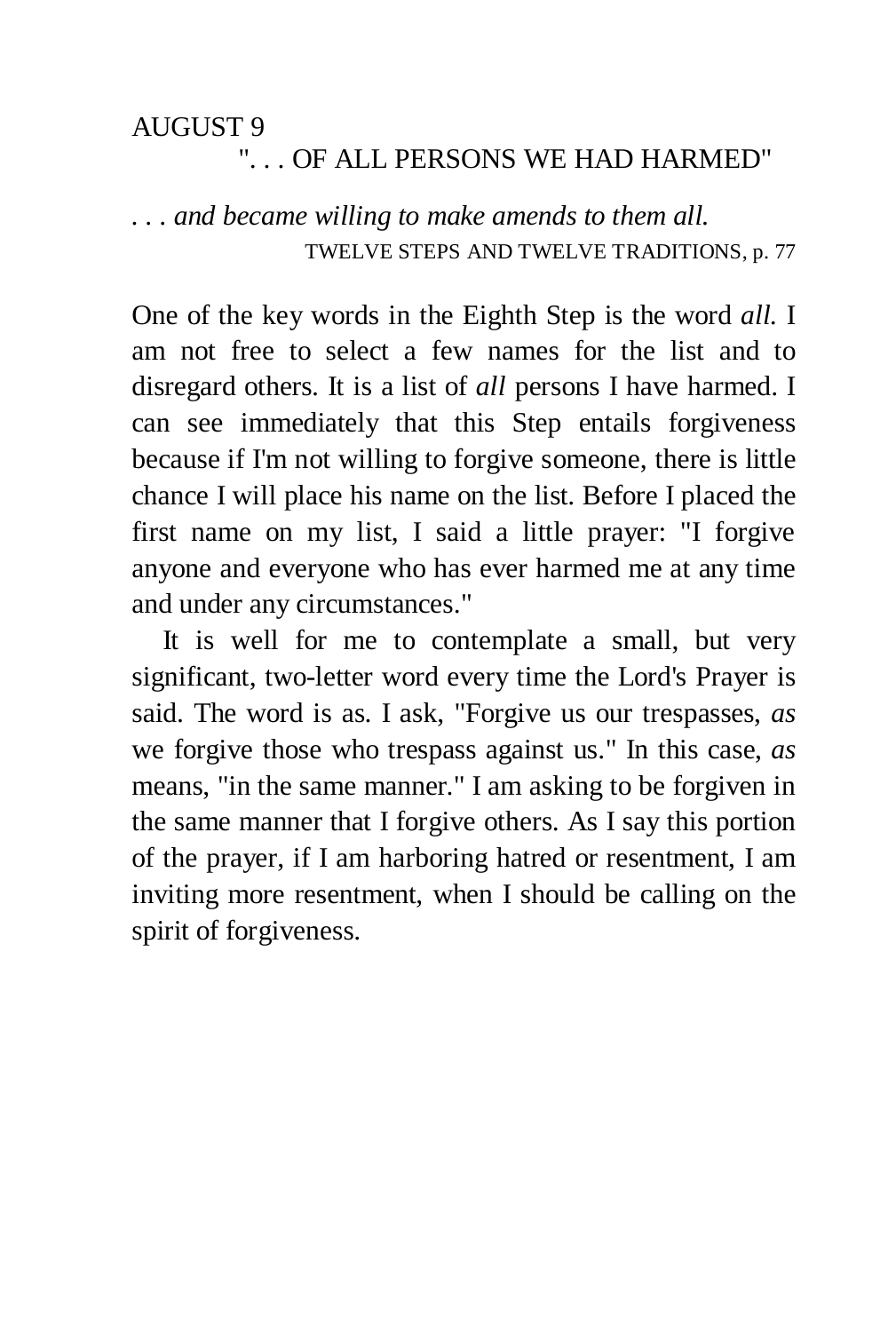AUGUST 9

## ". . . OF ALL PERSONS WE HAD HARMED"

*. . . and became willing to make amends to them all.*

TWELVE STEPS AND TWELVE TRADITIONS, p. 77

One of the key words in the Eighth Step is the word *all.* I am not free to select a few names for the list and to disregard others. It is a list of *all* persons I have harmed. I can see immediately that this Step entails forgiveness because if I'm not willing to forgive someone, there is little chance I will place his name on the list. Before I placed the first name on my list, I said a little prayer: "I forgive anyone and everyone who has ever harmed me at any time and under any circumstances."

It is well for me to contemplate a small, but very significant, two-letter word every time the Lord's Prayer is said. The word is as. I ask, "Forgive us our trespasses, *as* we forgive those who trespass against us." In this case, *as* means, "in the same manner." I am asking to be forgiven in the same manner that I forgive others. As I say this portion of the prayer, if I am harboring hatred or resentment, I am inviting more resentment, when I should be calling on the spirit of forgiveness.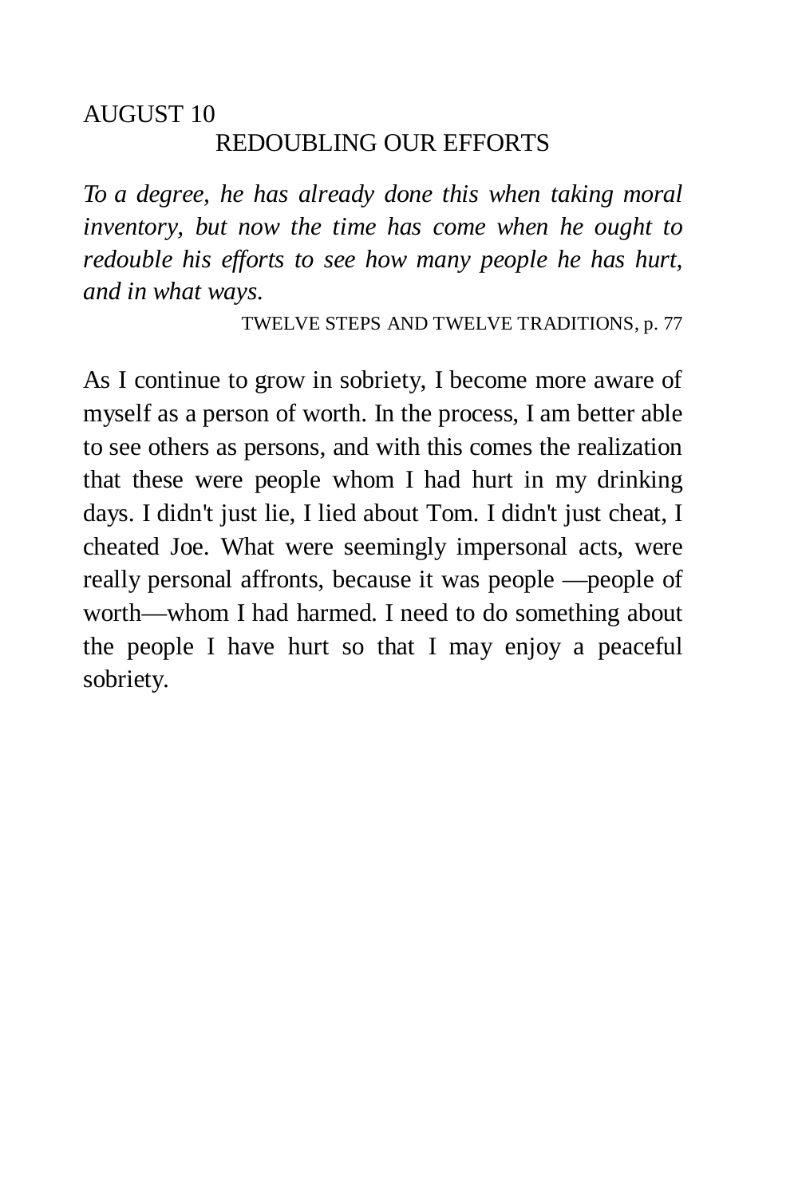AUGUST 10

## REDOUBLING OUR EFFORTS

*To a degree, he has already done this when taking moral inventory, but now the time has come when he ought to redouble his efforts to see how many people he has hurt, and in what ways.*

TWELVE STEPS AND TWELVE TRADITIONS, p. 77

As I continue to grow in sobriety, I become more aware of myself as a person of worth. In the process, I am better able to see others as persons, and with this comes the realization that these were people whom I had hurt in my drinking days. I didn't just lie, I lied about Tom. I didn't just cheat, I cheated Joe. What were seemingly impersonal acts, were really personal affronts, because it was people —people of worth—whom I had harmed. I need to do something about the people I have hurt so that I may enjoy a peaceful sobriety.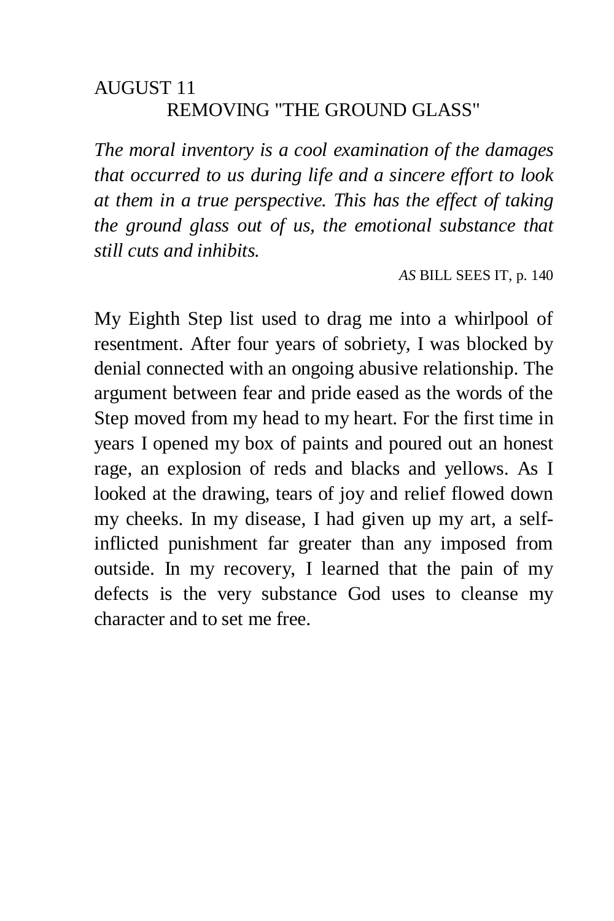AUGUST 11

## REMOVING "THE GROUND GLASS"

*The moral inventory is a cool examination of the damages that occurred to us during life and a sincere effort to look at them in a true perspective. This has the effect of taking the ground glass out of us, the emotional substance that still cuts and inhibits.*

*AS* BILL SEES IT, p. 140

My Eighth Step list used to drag me into a whirlpool of resentment. After four years of sobriety, I was blocked by denial connected with an ongoing abusive relationship. The argument between fear and pride eased as the words of the Step moved from my head to my heart. For the first time in years I opened my box of paints and poured out an honest rage, an explosion of reds and blacks and yellows. As I looked at the drawing, tears of joy and relief flowed down my cheeks. In my disease, I had given up my art, a self-inflicted punishment far greater than any imposed from outside. In my recovery, I learned that the pain of my defects is the very substance God uses to cleanse my character and to set me free.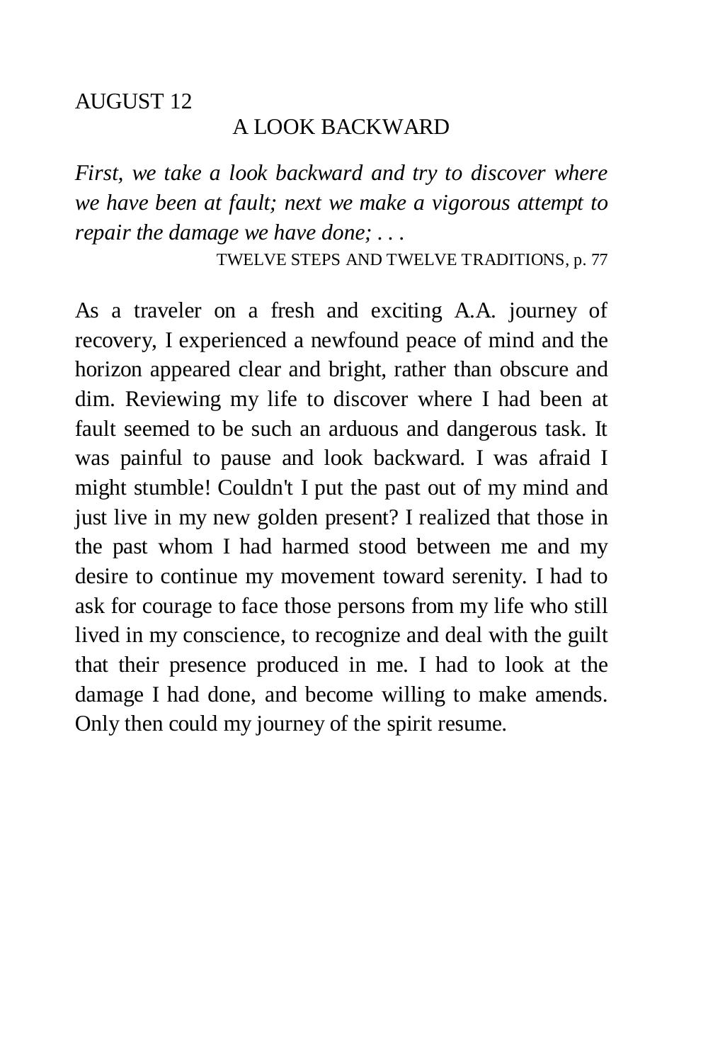AUGUST 12

## A LOOK BACKWARD

*First, we take a look backward and try to discover where we have been at fault; next we make a vigorous attempt to repair the damage we have done; . . .*

TWELVE STEPS AND TWELVE TRADITIONS, p. 77

As a traveler on a fresh and exciting A.A. journey of recovery, I experienced a newfound peace of mind and the horizon appeared clear and bright, rather than obscure and dim. Reviewing my life to discover where I had been at fault seemed to be such an arduous and dangerous task. It was painful to pause and look backward. I was afraid I might stumble! Couldn't I put the past out of my mind and just live in my new golden present? I realized that those in the past whom I had harmed stood between me and my desire to continue my movement toward serenity. I had to ask for courage to face those persons from my life who still lived in my conscience, to recognize and deal with the guilt that their presence produced in me. I had to look at the damage I had done, and become willing to make amends. Only then could my journey of the spirit resume.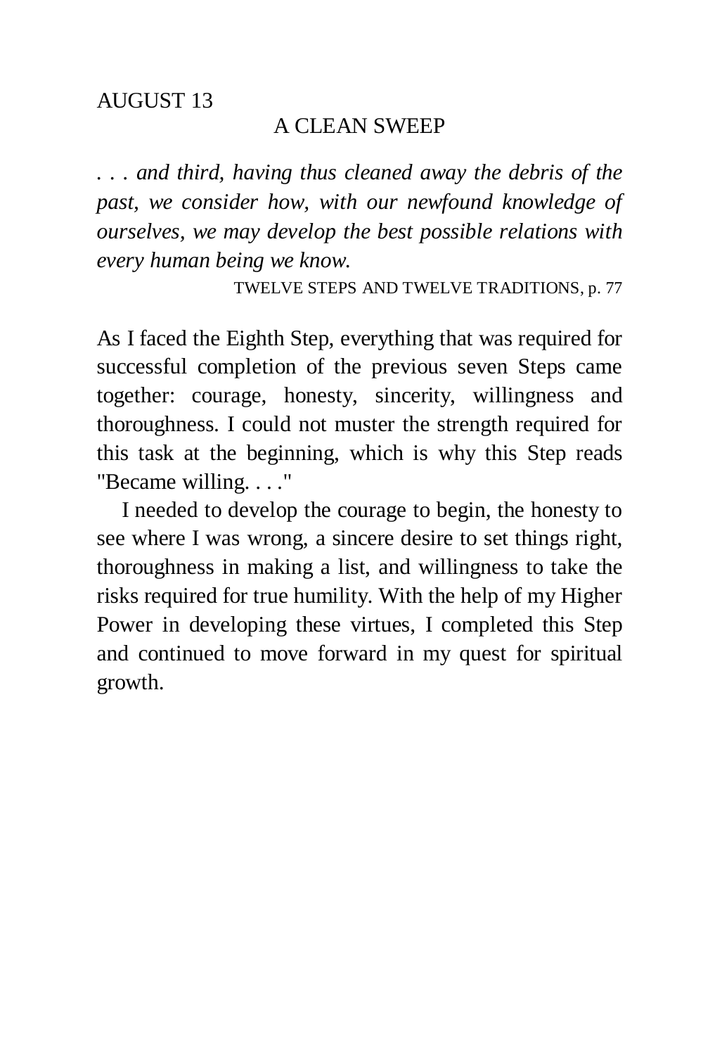AUGUST 13

## A CLEAN SWEEP

*. . . and third, having thus cleaned away the debris of the past, we consider how, with our newfound knowledge of ourselves, we may develop the best possible relations with every human being we know.*

TWELVE STEPS AND TWELVE TRADITIONS, p. 77

As I faced the Eighth Step, everything that was required for successful completion of the previous seven Steps came together: courage, honesty, sincerity, willingness and thoroughness. I could not muster the strength required for this task at the beginning, which is why this Step reads "Became willing. . . ."

I needed to develop the courage to begin, the honesty to see where I was wrong, a sincere desire to set things right, thoroughness in making a list, and willingness to take the risks required for true humility. With the help of my Higher Power in developing these virtues, I completed this Step and continued to move forward in my quest for spiritual growth.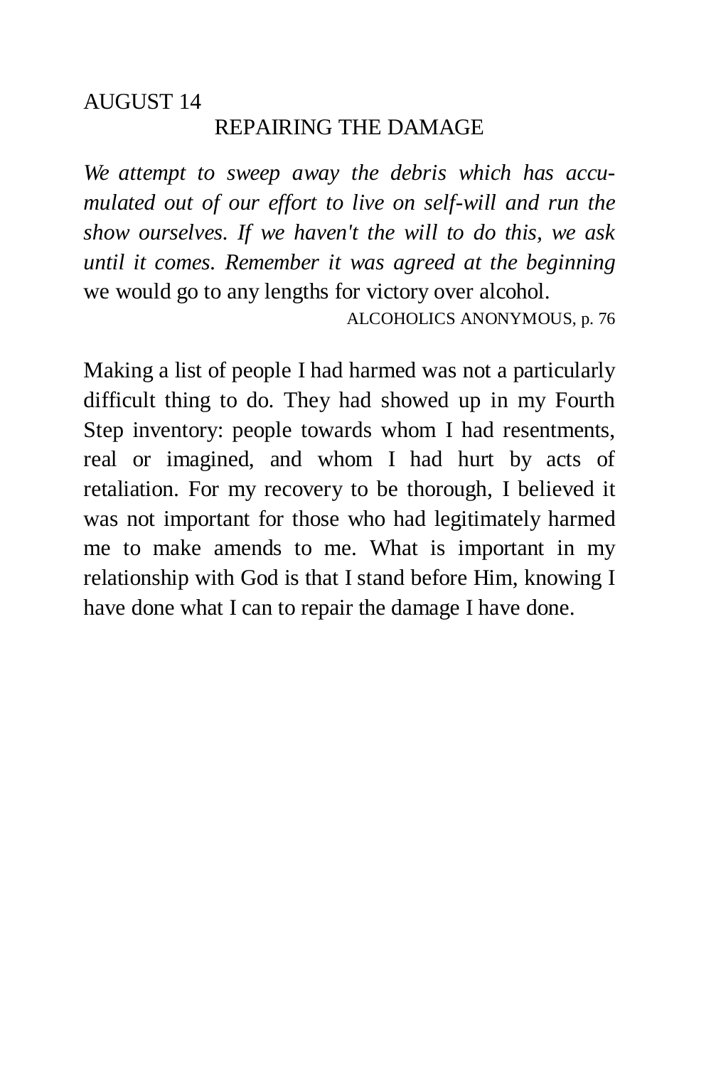AUGUST 14

## REPAIRING THE DAMAGE

*We attempt to sweep away the debris which has accumulated out of our effort to live on self-will and run the show ourselves. If we haven't the will to do this, we ask until it comes. Remember it was agreed at the beginning* we would go to any lengths for victory over alcohol.

ALCOHOLICS ANONYMOUS, p. 76

Making a list of people I had harmed was not a particularly difficult thing to do. They had showed up in my Fourth Step inventory: people towards whom I had resentments, real or imagined, and whom I had hurt by acts of retaliation. For my recovery to be thorough, I believed it was not important for those who had legitimately harmed me to make amends to me. What is important in my relationship with God is that I stand before Him, knowing I have done what I can to repair the damage I have done.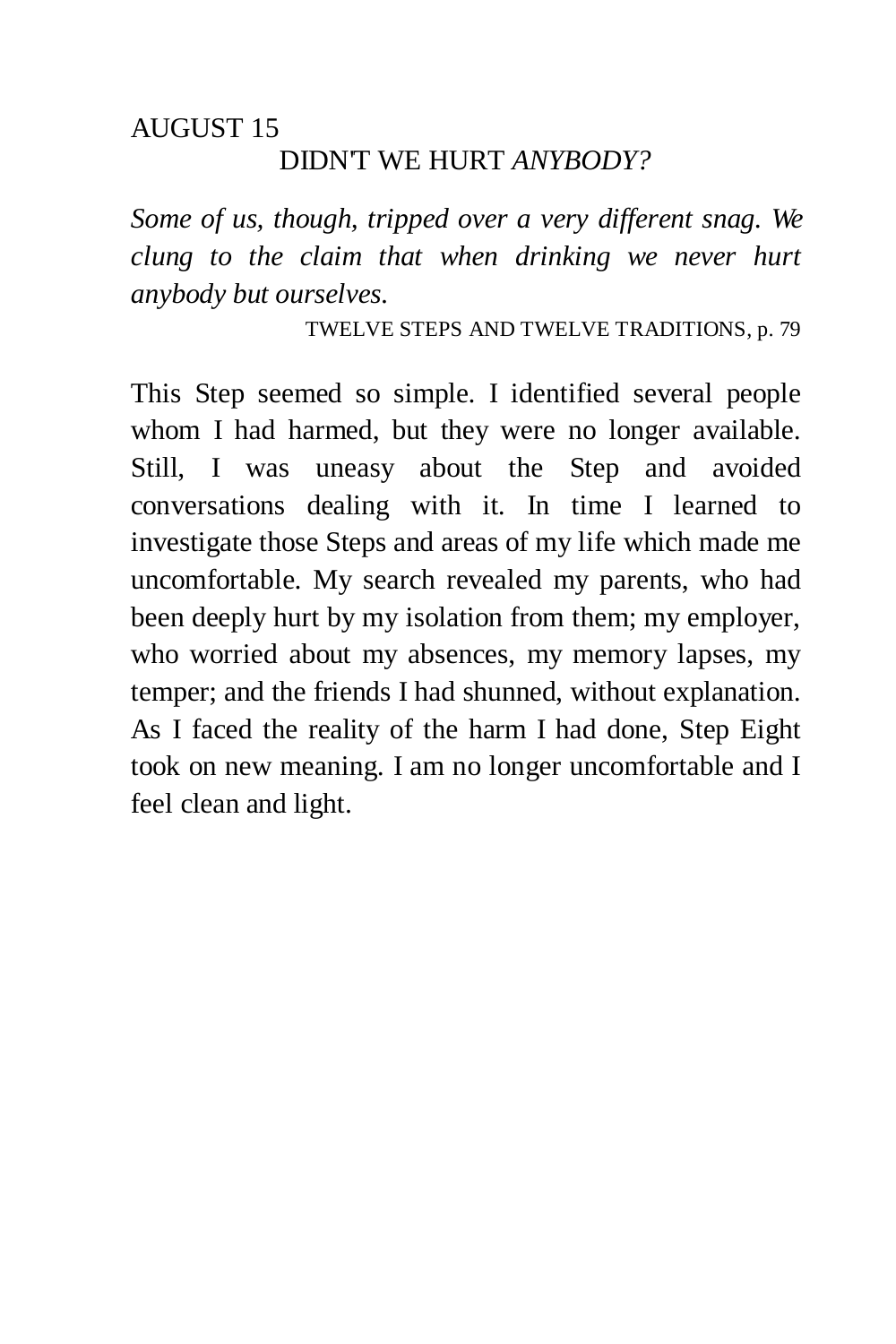AUGUST 15

## DIDN'T WE HURT *ANYBODY?*

*Some of us, though, tripped over a very different snag. We clung to the claim that when drinking we never hurt anybody but ourselves.*

TWELVE STEPS AND TWELVE TRADITIONS, p. 79

This Step seemed so simple. I identified several people whom I had harmed, but they were no longer available. Still, I was uneasy about the Step and avoided conversations dealing with it. In time I learned to investigate those Steps and areas of my life which made me uncomfortable. My search revealed my parents, who had been deeply hurt by my isolation from them; my employer, who worried about my absences, my memory lapses, my temper; and the friends I had shunned, without explanation. As I faced the reality of the harm I had done, Step Eight took on new meaning. I am no longer uncomfortable and I feel clean and light.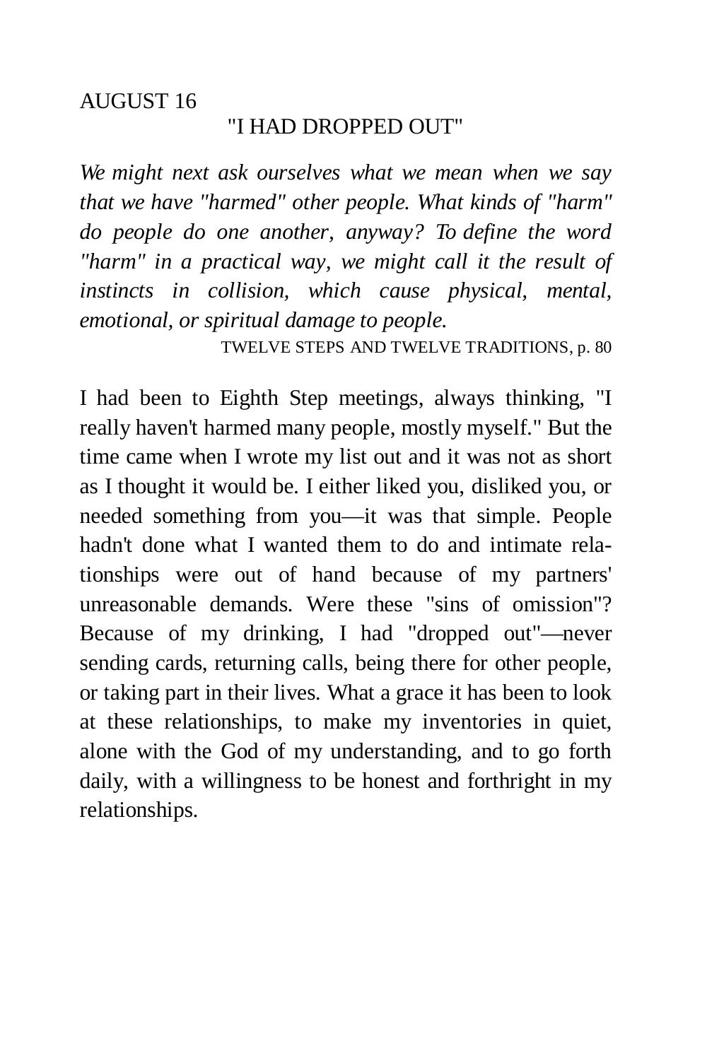AUGUST 16

## "I HAD DROPPED OUT"

*We might next ask ourselves what we mean when we say that we have "harmed" other people. What kinds of "harm" do people do one another, anyway? To define the word "harm" in a practical way, we might call it the result of instincts in collision, which cause physical, mental, emotional, or spiritual damage to people.*

TWELVE STEPS AND TWELVE TRADITIONS, p. 80

I had been to Eighth Step meetings, always thinking, "I really haven't harmed many people, mostly myself." But the time came when I wrote my list out and it was not as short as I thought it would be. I either liked you, disliked you, or needed something from you—it was that simple. People hadn't done what I wanted them to do and intimate relationships were out of hand because of my partners' unreasonable demands. Were these "sins of omission"? Because of my drinking, I had "dropped out"—never sending cards, returning calls, being there for other people, or taking part in their lives. What a grace it has been to look at these relationships, to make my inventories in quiet, alone with the God of my understanding, and to go forth daily, with a willingness to be honest and forthright in my relationships.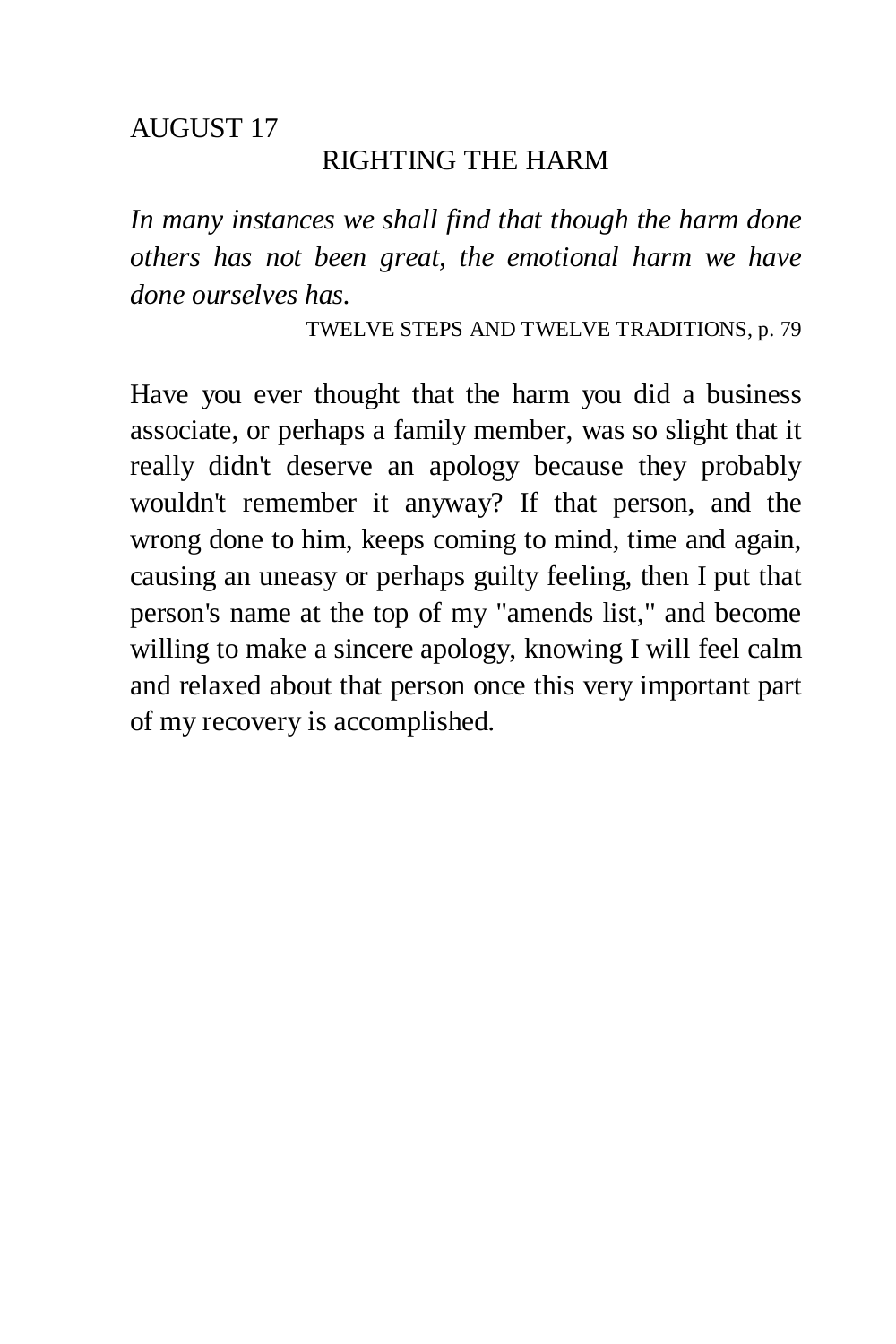AUGUST 17

## RIGHTING THE HARM

*In many instances we shall find that though the harm done others has not been great, the emotional harm we have done ourselves has.*

TWELVE STEPS AND TWELVE TRADITIONS, p. 79

Have you ever thought that the harm you did a business associate, or perhaps a family member, was so slight that it really didn't deserve an apology because they probably wouldn't remember it anyway? If that person, and the wrong done to him, keeps coming to mind, time and again, causing an uneasy or perhaps guilty feeling, then I put that person's name at the top of my "amends list," and become willing to make a sincere apology, knowing I will feel calm and relaxed about that person once this very important part of my recovery is accomplished.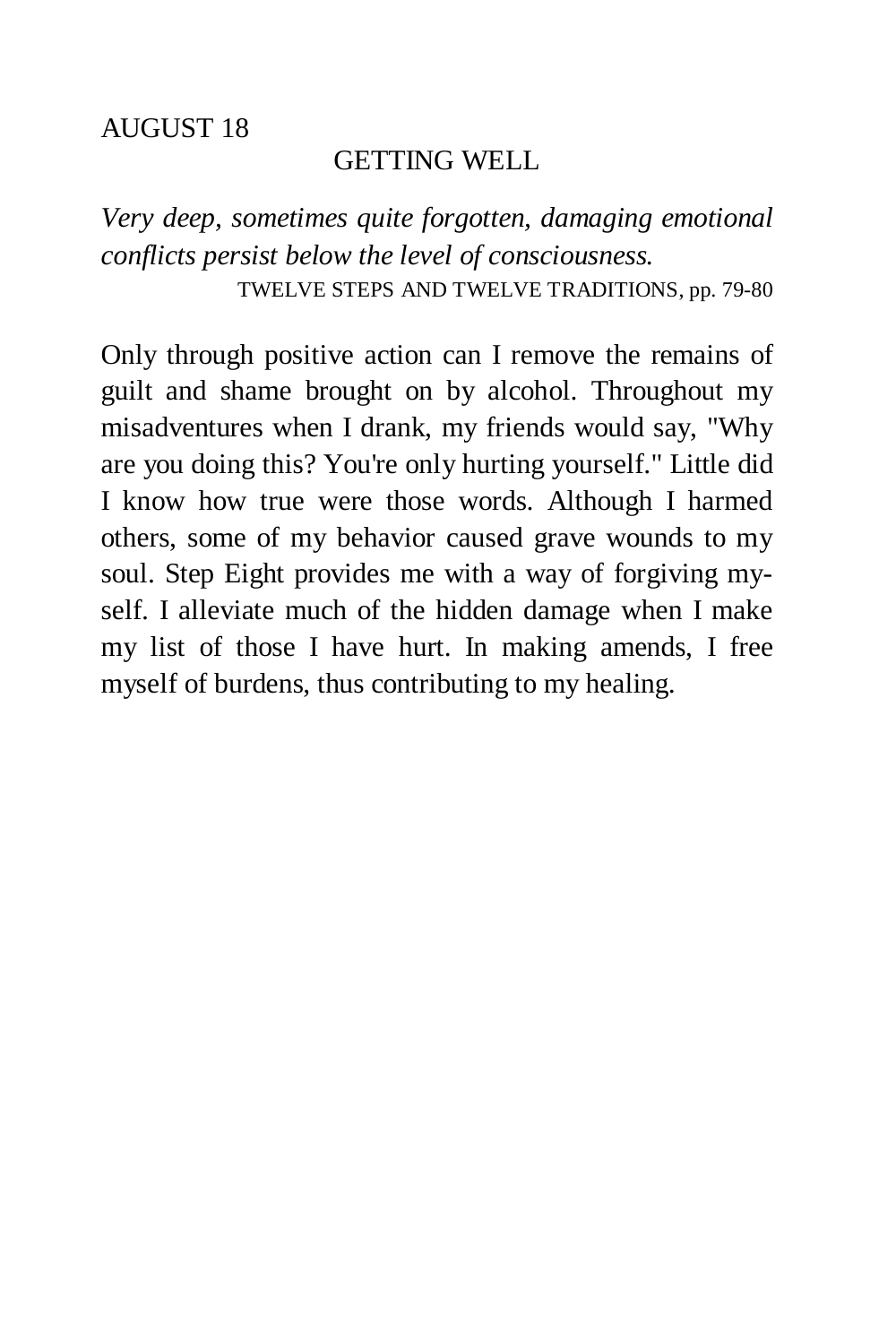AUGUST 18

## GETTING WELL

*Very deep, sometimes quite forgotten, damaging emotional conflicts persist below the level of consciousness.*

TWELVE STEPS AND TWELVE TRADITIONS, pp. 79-80

Only through positive action can I remove the remains of guilt and shame brought on by alcohol. Throughout my misadventures when I drank, my friends would say, "Why are you doing this? You're only hurting yourself." Little did I know how true were those words. Although I harmed others, some of my behavior caused grave wounds to my soul. Step Eight provides me with a way of forgiving myself. I alleviate much of the hidden damage when I make my list of those I have hurt. In making amends, I free myself of burdens, thus contributing to my healing.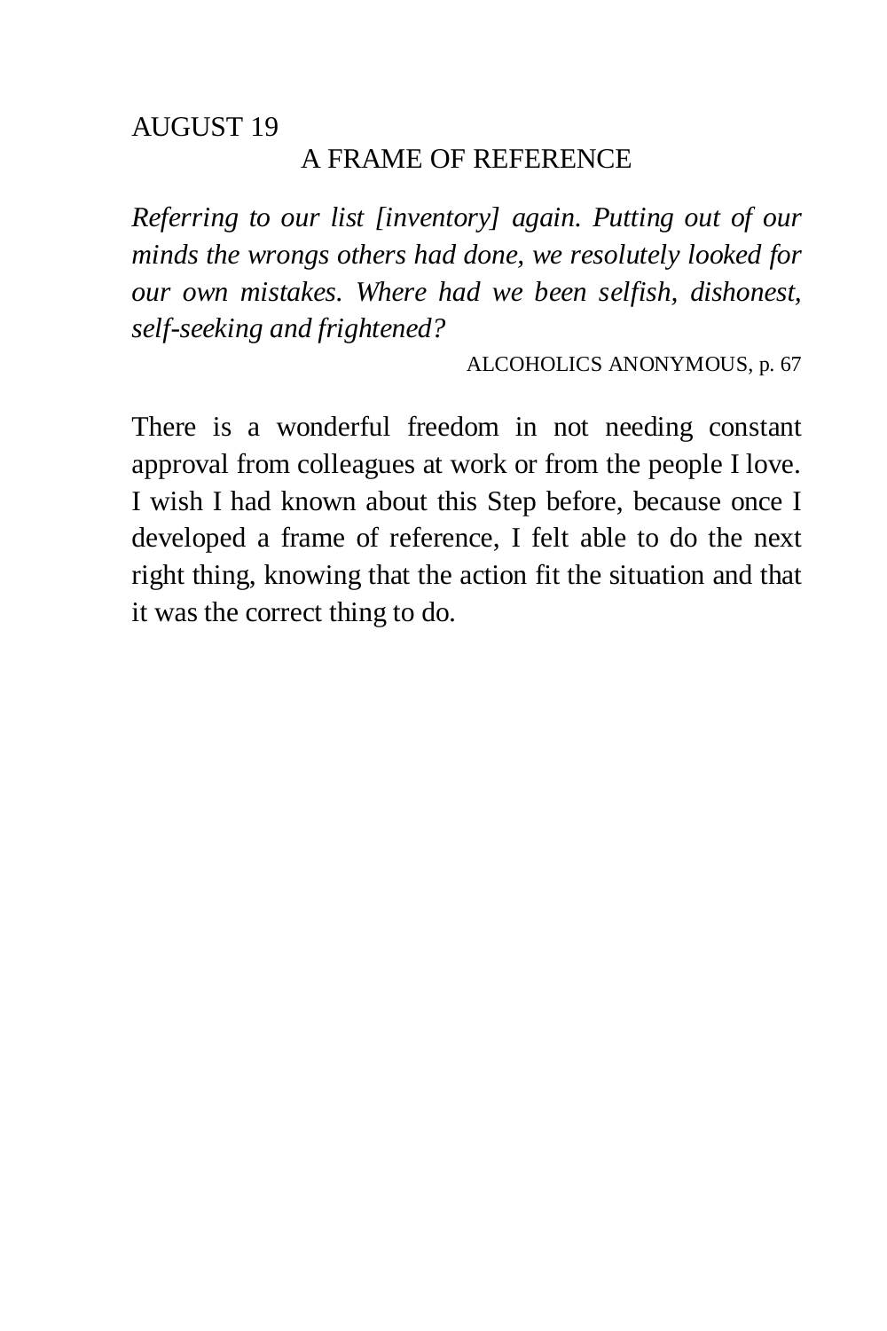AUGUST 19

## A FRAME OF REFERENCE

*Referring to our list [inventory] again. Putting out of our minds the wrongs others had done, we resolutely looked for our own mistakes. Where had we been selfish, dishonest, self-seeking and frightened?*

ALCOHOLICS ANONYMOUS, p. 67

There is a wonderful freedom in not needing constant approval from colleagues at work or from the people I love. I wish I had known about this Step before, because once I developed a frame of reference, I felt able to do the next right thing, knowing that the action fit the situation and that it was the correct thing to do.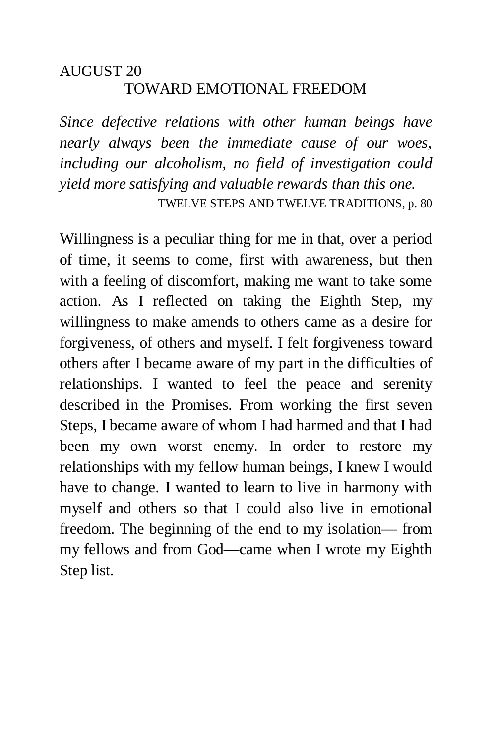AUGUST 20

## TOWARD EMOTIONAL FREEDOM

*Since defective relations with other human beings have nearly always been the immediate cause of our woes, including our alcoholism, no field of investigation could yield more satisfying and valuable rewards than this one.*

TWELVE STEPS AND TWELVE TRADITIONS, p. 80

Willingness is a peculiar thing for me in that, over a period of time, it seems to come, first with awareness, but then with a feeling of discomfort, making me want to take some action. As I reflected on taking the Eighth Step, my willingness to make amends to others came as a desire for forgiveness, of others and myself. I felt forgiveness toward others after I became aware of my part in the difficulties of relationships. I wanted to feel the peace and serenity described in the Promises. From working the first seven Steps, I became aware of whom I had harmed and that I had been my own worst enemy. In order to restore my relationships with my fellow human beings, I knew I would have to change. I wanted to learn to live in harmony with myself and others so that I could also live in emotional freedom. The beginning of the end to my isolation— from my fellows and from God—came when I wrote my Eighth Step list.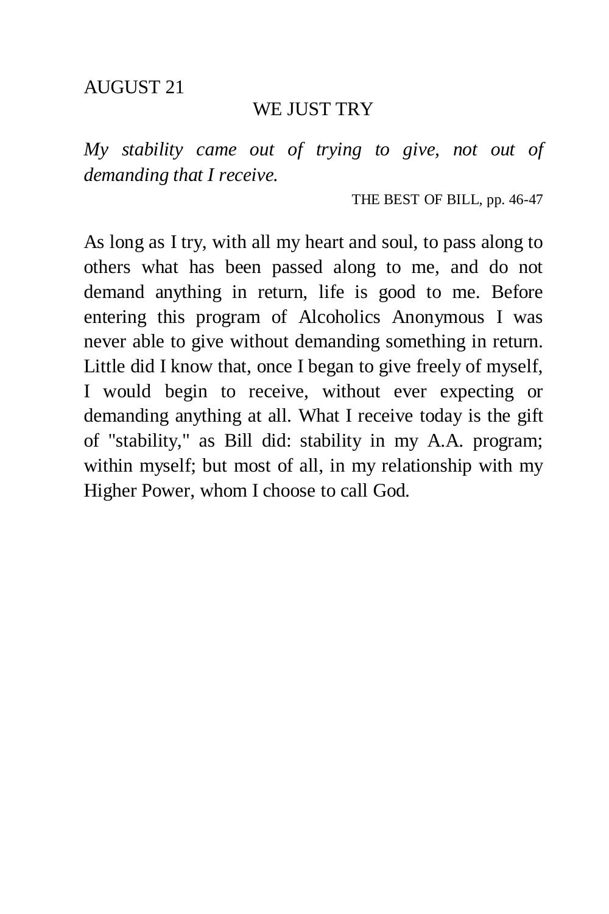AUGUST 21

## WE JUST TRY

*My stability came out of trying to give, not out of demanding that I receive.*

THE BEST OF BILL, pp. 46-47

As long as I try, with all my heart and soul, to pass along to others what has been passed along to me, and do not demand anything in return, life is good to me. Before entering this program of Alcoholics Anonymous I was never able to give without demanding something in return. Little did I know that, once I began to give freely of myself, I would begin to receive, without ever expecting or demanding anything at all. What I receive today is the gift of "stability," as Bill did: stability in my A.A. program; within myself; but most of all, in my relationship with my Higher Power, whom I choose to call God.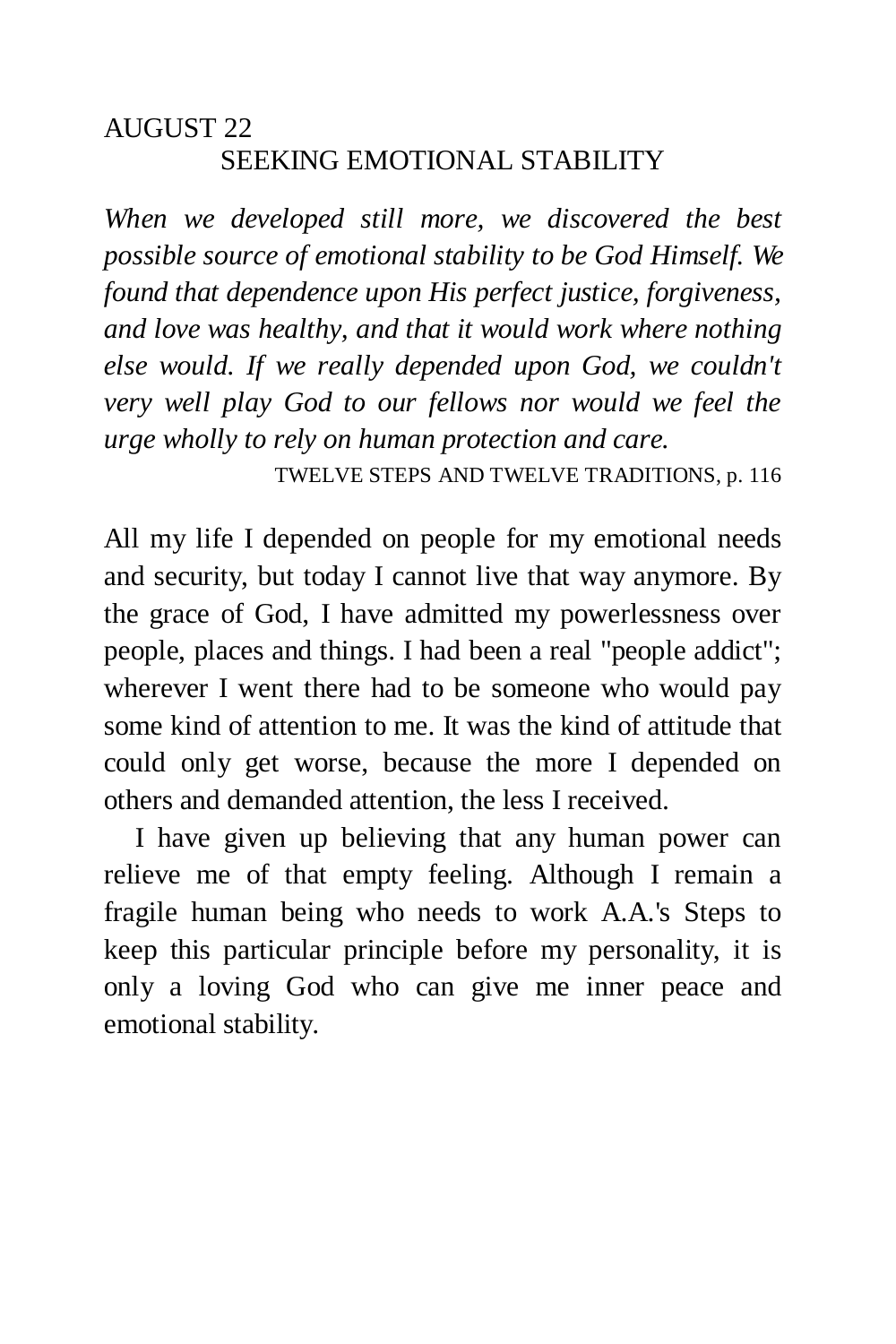AUGUST 22

## SEEKING EMOTIONAL STABILITY

*When we developed still more, we discovered the best possible source of emotional stability to be God Himself. We found that dependence upon His perfect justice, forgiveness, and love was healthy, and that it would work where nothing else would. If we really depended upon God, we couldn't very well play God to our fellows nor would we feel the urge wholly to rely on human protection and care.*

TWELVE STEPS AND TWELVE TRADITIONS, p. 116

All my life I depended on people for my emotional needs and security, but today I cannot live that way anymore. By the grace of God, I have admitted my powerlessness over people, places and things. I had been a real "people addict"; wherever I went there had to be someone who would pay some kind of attention to me. It was the kind of attitude that could only get worse, because the more I depended on others and demanded attention, the less I received.

I have given up believing that any human power can relieve me of that empty feeling. Although I remain a fragile human being who needs to work A.A.'s Steps to keep this particular principle before my personality, it is only a loving God who can give me inner peace and emotional stability.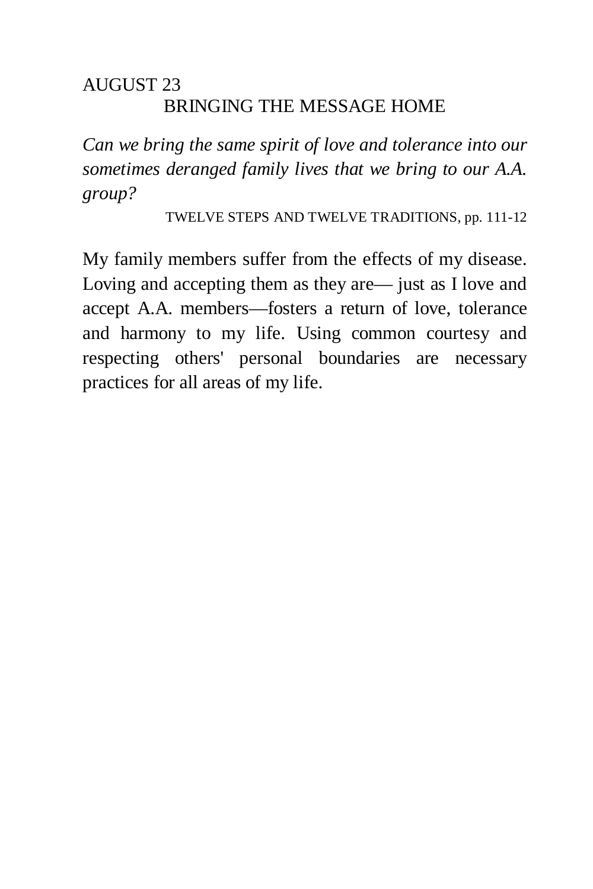AUGUST 23

## BRINGING THE MESSAGE HOME

*Can we bring the same spirit of love and tolerance into our sometimes deranged family lives that we bring to our A.A. group?*

TWELVE STEPS AND TWELVE TRADITIONS, pp. 111-12

My family members suffer from the effects of my disease. Loving and accepting them as they are— just as I love and accept A.A. members—fosters a return of love, tolerance and harmony to my life. Using common courtesy and respecting others' personal boundaries are necessary practices for all areas of my life.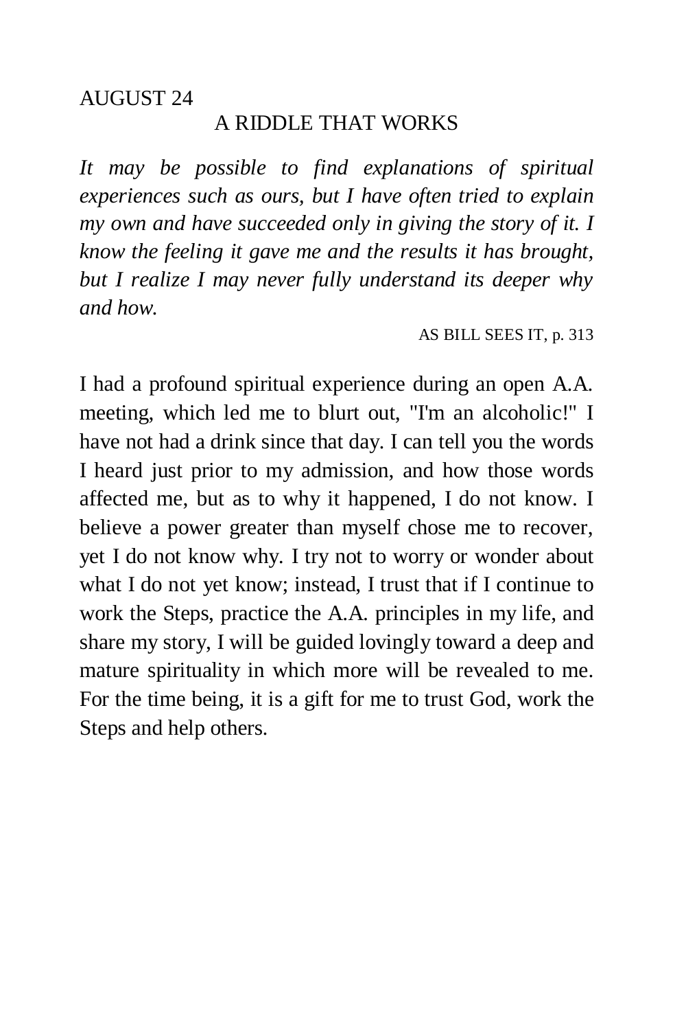AUGUST 24

## A RIDDLE THAT WORKS

*It may be possible to find explanations of spiritual experiences such as ours, but I have often tried to explain my own and have succeeded only in giving the story of it. I know the feeling it gave me and the results it has brought, but I realize I may never fully understand its deeper why and how.*

AS BILL SEES IT, p. 313

I had a profound spiritual experience during an open A.A. meeting, which led me to blurt out, "I'm an alcoholic!" I have not had a drink since that day. I can tell you the words I heard just prior to my admission, and how those words affected me, but as to why it happened, I do not know. I believe a power greater than myself chose me to recover, yet I do not know why. I try not to worry or wonder about what I do not yet know; instead, I trust that if I continue to work the Steps, practice the A.A. principles in my life, and share my story, I will be guided lovingly toward a deep and mature spirituality in which more will be revealed to me. For the time being, it is a gift for me to trust God, work the Steps and help others.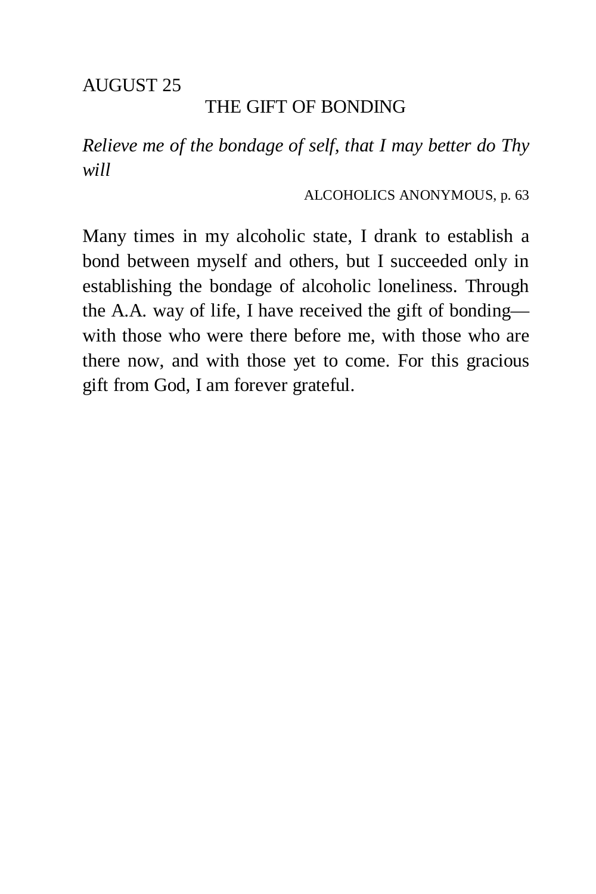AUGUST 25

## THE GIFT OF BONDING

*Relieve me of the bondage of self, that I may better do Thy will*

ALCOHOLICS ANONYMOUS, p. 63

Many times in my alcoholic state, I drank to establish a bond between myself and others, but I succeeded only in establishing the bondage of alcoholic loneliness. Through the A.A. way of life, I have received the gift of bonding—with those who were there before me, with those who are there now, and with those yet to come. For this gracious gift from God, I am forever grateful.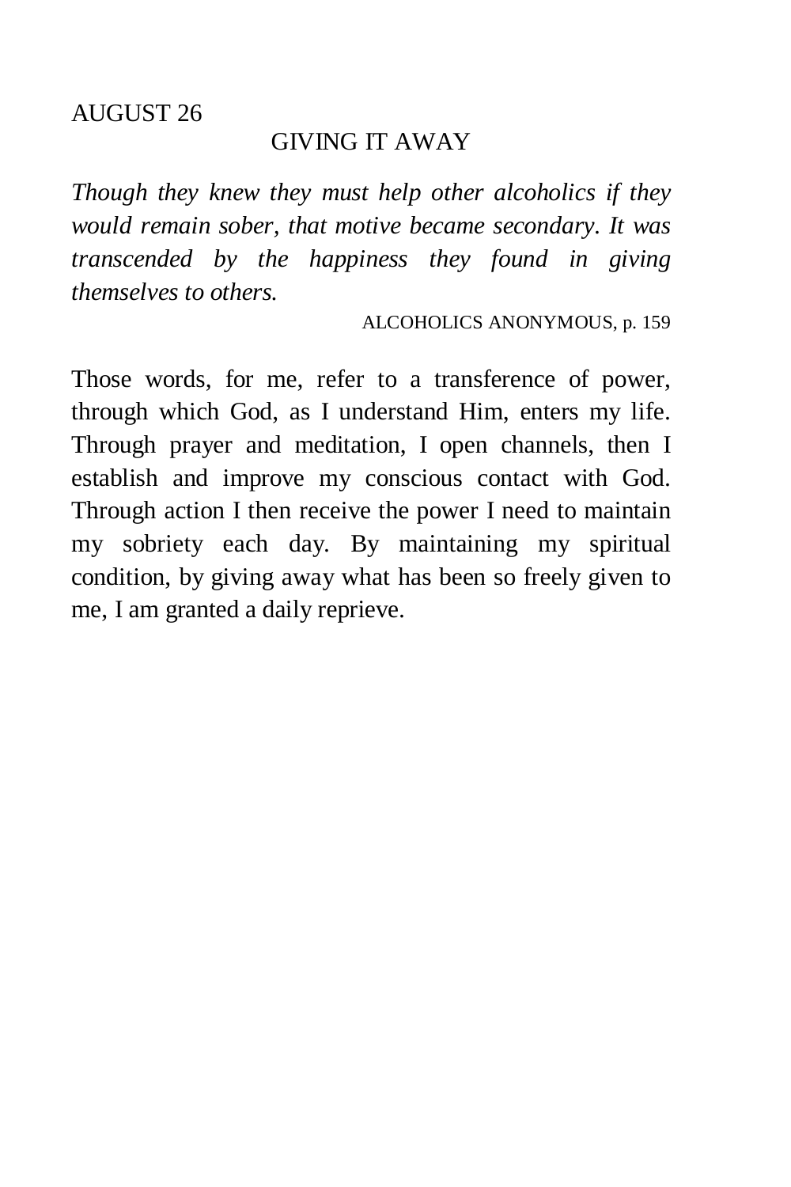AUGUST 26

## GIVING IT AWAY

*Though they knew they must help other alcoholics if they would remain sober, that motive became secondary. It was transcended by the happiness they found in giving themselves to others.*

ALCOHOLICS ANONYMOUS, p. 159

Those words, for me, refer to a transference of power, through which God, as I understand Him, enters my life. Through prayer and meditation, I open channels, then I establish and improve my conscious contact with God. Through action I then receive the power I need to maintain my sobriety each day. By maintaining my spiritual condition, by giving away what has been so freely given to me, I am granted a daily reprieve.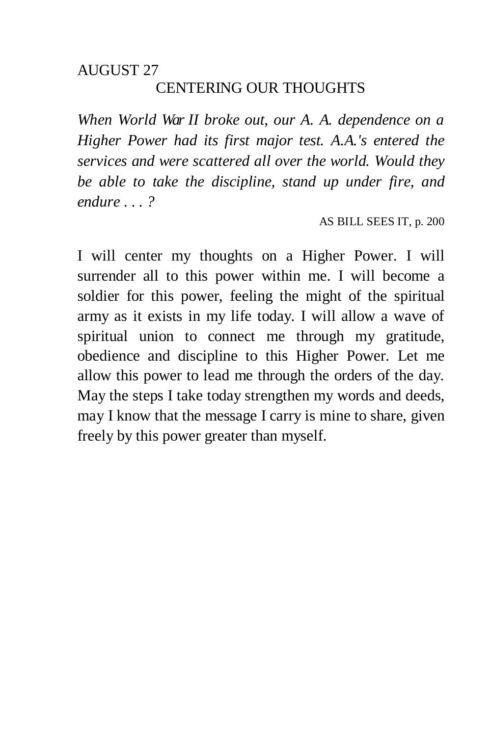AUGUST 27

## CENTERING OUR THOUGHTS

*When World War II broke out, our A. A. dependence on a Higher Power had its first major test. A.A.'s entered the services and were scattered all over the world. Would they be able to take the discipline, stand up under fire, and endure . . . ?*

AS BILL SEES IT, p. 200

I will center my thoughts on a Higher Power. I will surrender all to this power within me. I will become a soldier for this power, feeling the might of the spiritual army as it exists in my life today. I will allow a wave of spiritual union to connect me through my gratitude, obedience and discipline to this Higher Power. Let me allow this power to lead me through the orders of the day. May the steps I take today strengthen my words and deeds, may I know that the message I carry is mine to share, given freely by this power greater than myself.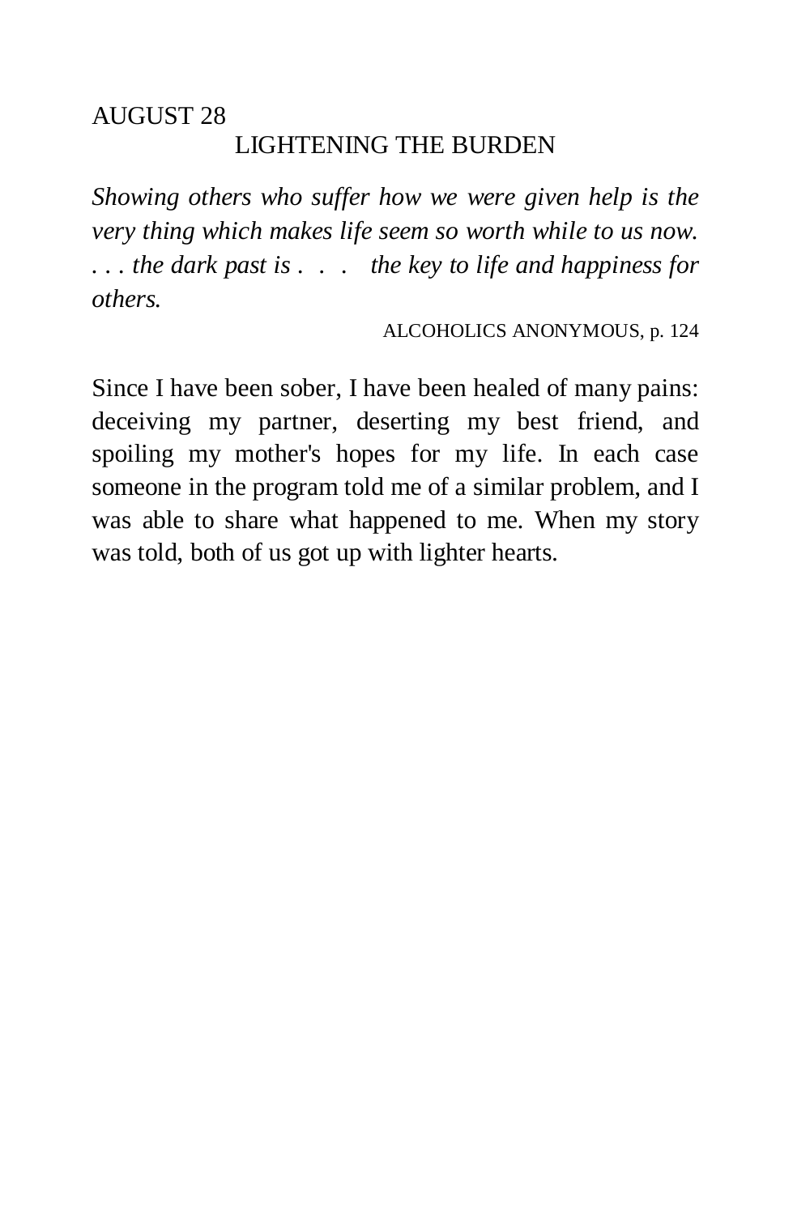AUGUST 28

## LIGHTENING THE BURDEN

*Showing others who suffer how we were given help is the very thing which makes life seem so worth while to us now. . . . the dark past is . . . the key to life and happiness for others.*

ALCOHOLICS ANONYMOUS, p. 124

Since I have been sober, I have been healed of many pains: deceiving my partner, deserting my best friend, and spoiling my mother's hopes for my life. In each case someone in the program told me of a similar problem, and I was able to share what happened to me. When my story was told, both of us got up with lighter hearts.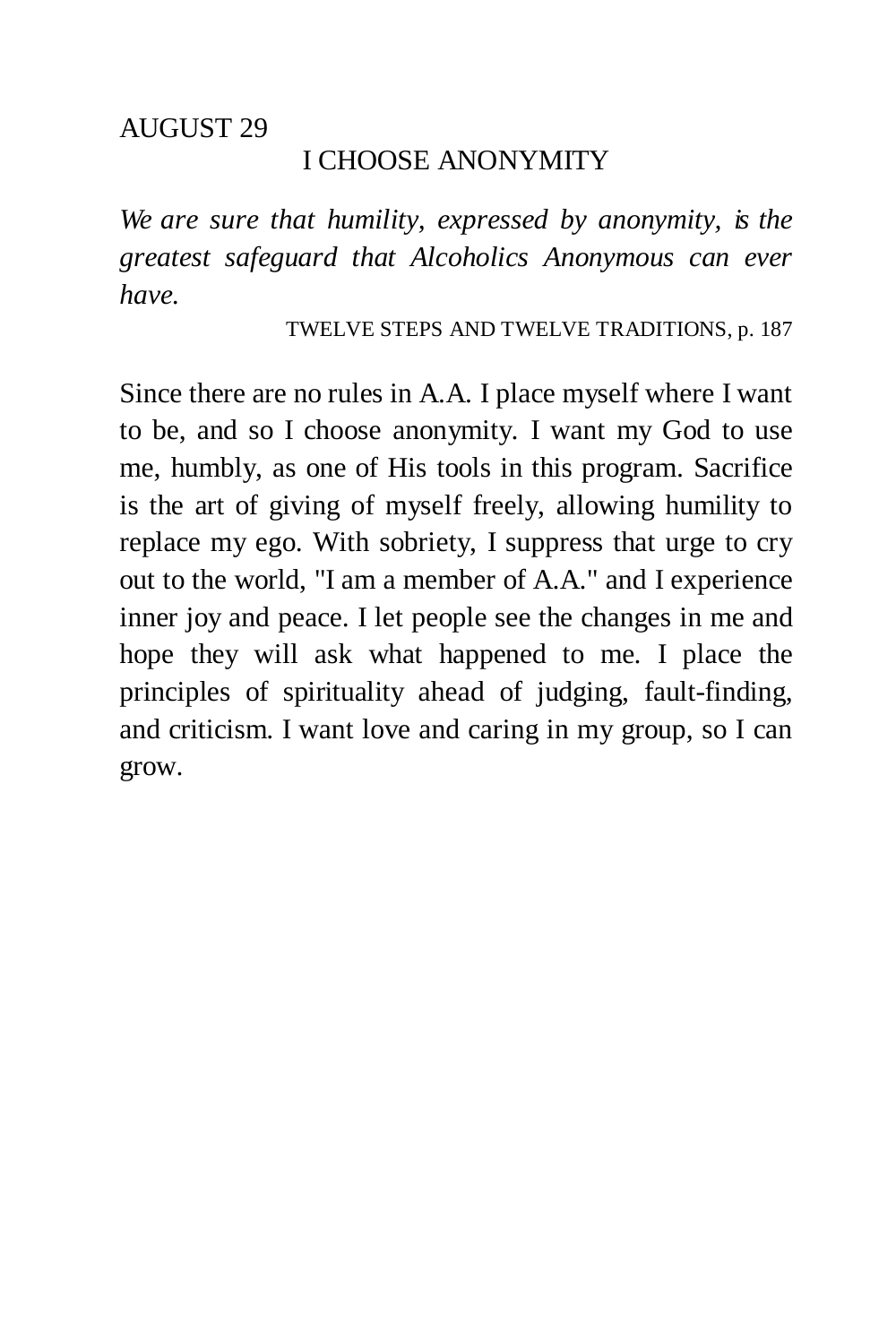AUGUST 29

## I CHOOSE ANONYMITY

*We are sure that humility, expressed by anonymity, is the greatest safeguard that Alcoholics Anonymous can ever have.*

TWELVE STEPS AND TWELVE TRADITIONS, p. 187

Since there are no rules in A.A. I place myself where I want to be, and so I choose anonymity. I want my God to use me, humbly, as one of His tools in this program. Sacrifice is the art of giving of myself freely, allowing humility to replace my ego. With sobriety, I suppress that urge to cry out to the world, "I am a member of A.A." and I experience inner joy and peace. I let people see the changes in me and hope they will ask what happened to me. I place the principles of spirituality ahead of judging, fault-finding, and criticism. I want love and caring in my group, so I can grow.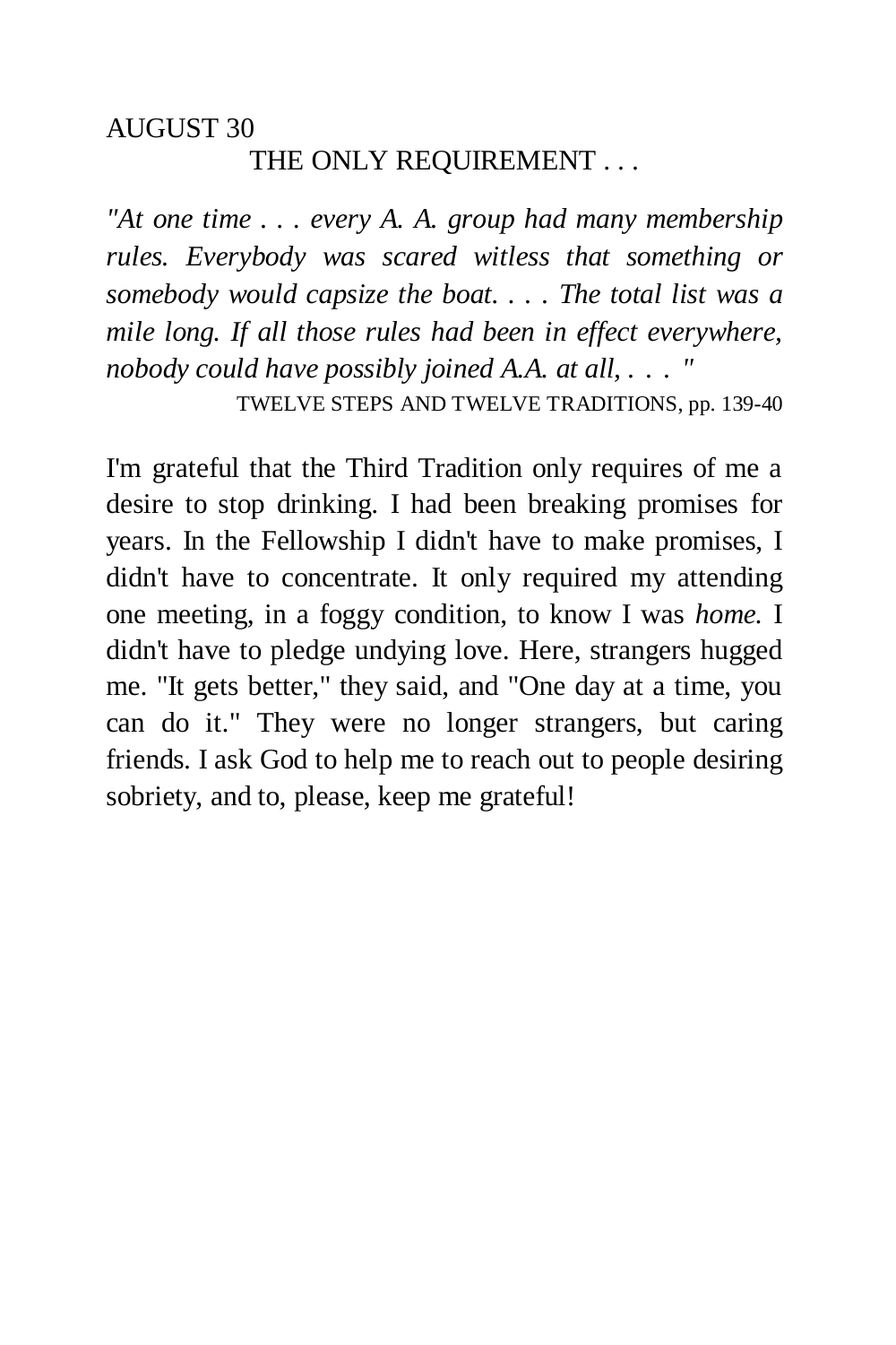AUGUST 30

## THE ONLY REQUIREMENT . . .

*"At one time . . . every A. A. group had many membership rules. Everybody was scared witless that something or somebody would capsize the boat. . . . The total list was a mile long. If all those rules had been in effect everywhere, nobody could have possibly joined A.A. at all, . . . "*

TWELVE STEPS AND TWELVE TRADITIONS, pp. 139-40

I'm grateful that the Third Tradition only requires of me a desire to stop drinking. I had been breaking promises for years. In the Fellowship I didn't have to make promises, I didn't have to concentrate. It only required my attending one meeting, in a foggy condition, to know I was *home.* I didn't have to pledge undying love. Here, strangers hugged me. "It gets better," they said, and "One day at a time, you can do it." They were no longer strangers, but caring friends. I ask God to help me to reach out to people desiring sobriety, and to, please, keep me grateful!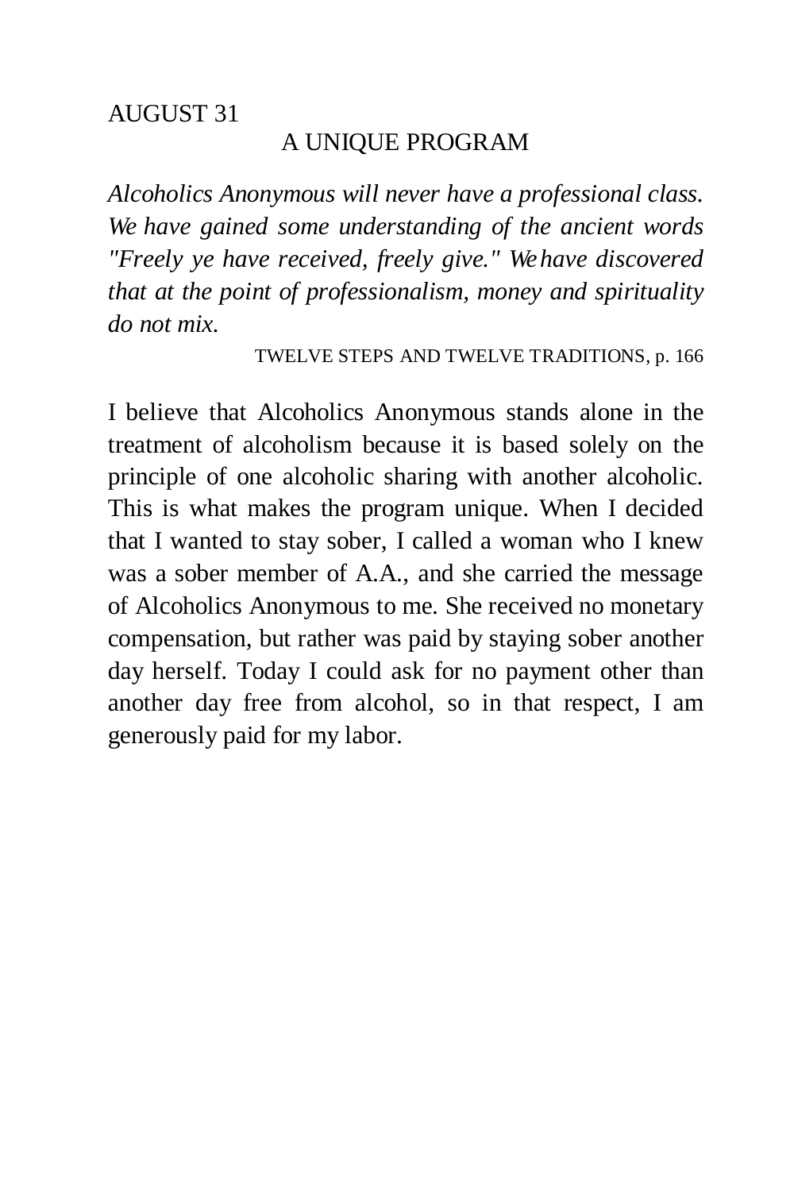AUGUST 31

## A UNIQUE PROGRAM

*Alcoholics Anonymous will never have a professional class. We have gained some understanding of the ancient words "Freely ye have received, freely give." We have discovered that at the point of professionalism, money and spirituality do not mix.*

TWELVE STEPS AND TWELVE TRADITIONS, p. 166

I believe that Alcoholics Anonymous stands alone in the treatment of alcoholism because it is based solely on the principle of one alcoholic sharing with another alcoholic. This is what makes the program unique. When I decided that I wanted to stay sober, I called a woman who I knew was a sober member of A.A., and she carried the message of Alcoholics Anonymous to me. She received no monetary compensation, but rather was paid by staying sober another day herself. Today I could ask for no payment other than another day free from alcohol, so in that respect, I am generously paid for my labor.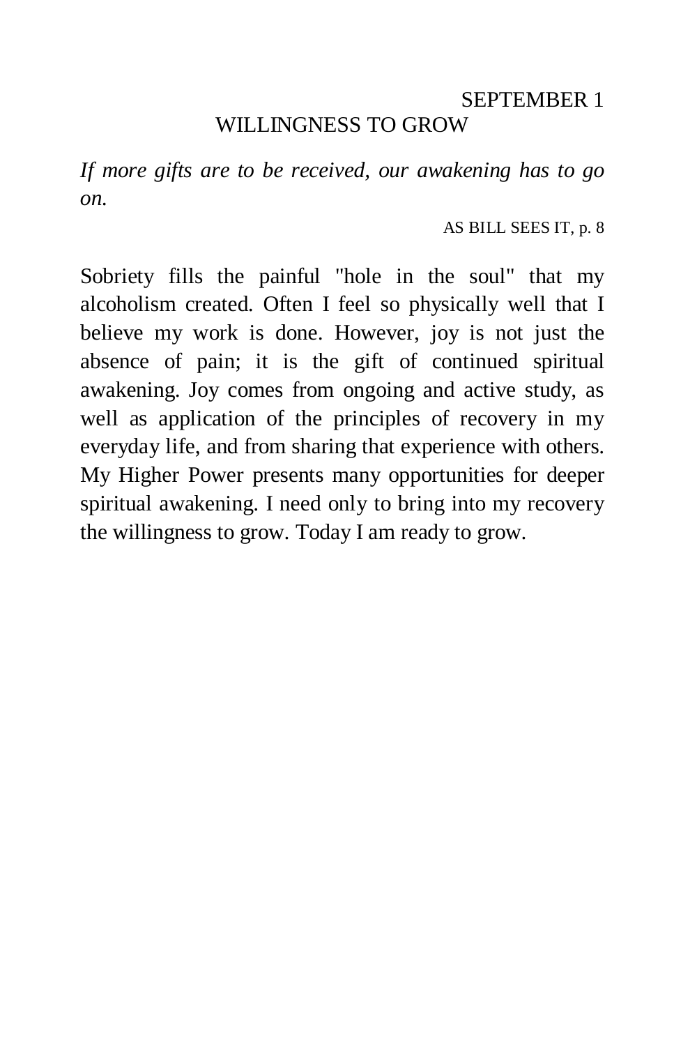SEPTEMBER 1

## WILLINGNESS TO GROW

*If more gifts are to be received, our awakening has to go on.*

AS BILL SEES IT, p. 8

Sobriety fills the painful "hole in the soul" that my alcoholism created. Often I feel so physically well that I believe my work is done. However, joy is not just the absence of pain; it is the gift of continued spiritual awakening. Joy comes from ongoing and active study, as well as application of the principles of recovery in my everyday life, and from sharing that experience with others. My Higher Power presents many opportunities for deeper spiritual awakening. I need only to bring into my recovery the willingness to grow. Today I am ready to grow.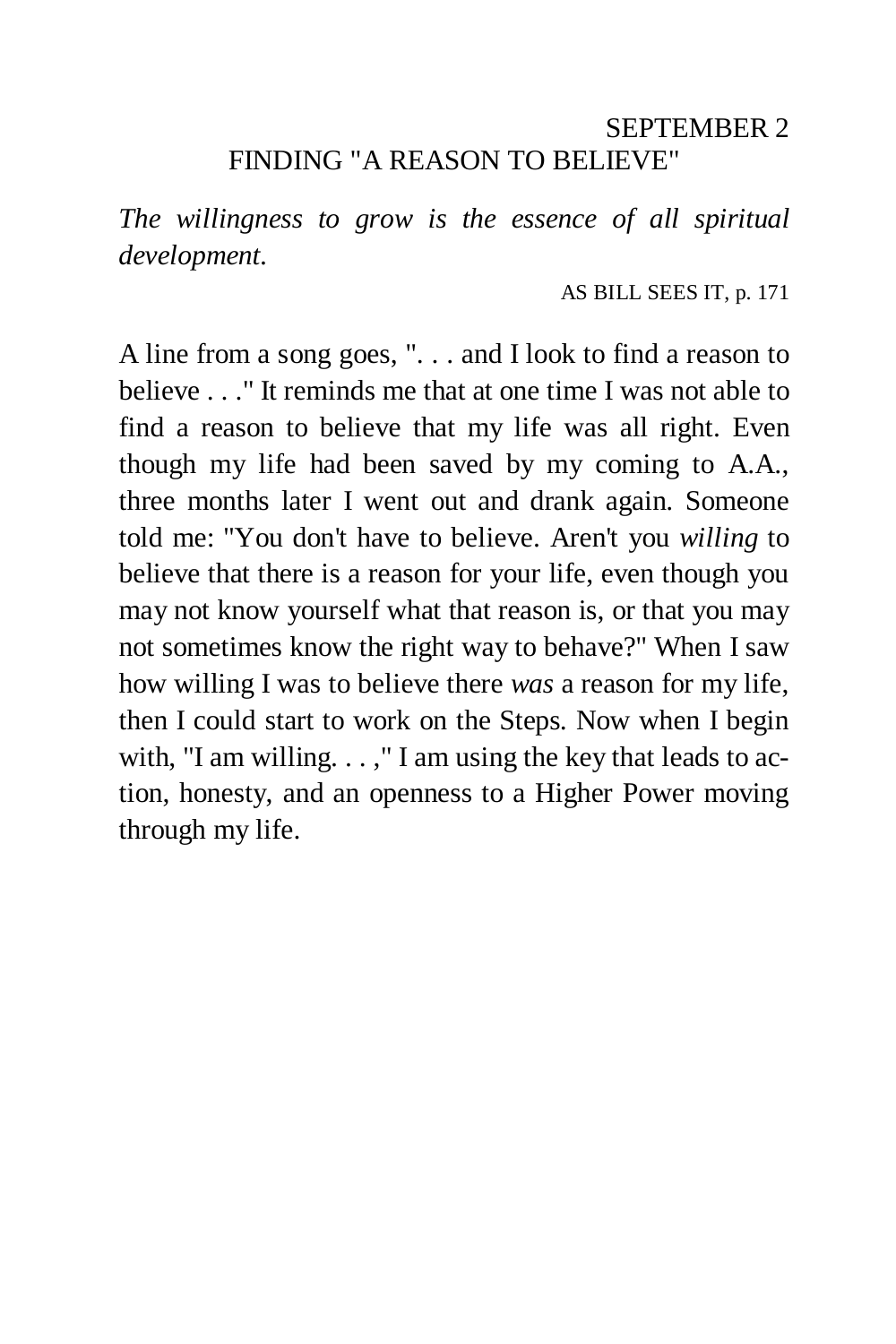## SEPTEMBER 2
## FINDING "A REASON TO BELIEVE"

*The willingness to grow is the essence of all spiritual development.*

AS BILL SEES IT, p. 171

A line from a song goes, ". . . and I look to find a reason to believe . . ." It reminds me that at one time I was not able to find a reason to believe that my life was all right. Even though my life had been saved by my coming to A.A., three months later I went out and drank again. Someone told me: "You don't have to believe. Aren't you *willing* to believe that there is a reason for your life, even though you may not know yourself what that reason is, or that you may not sometimes know the right way to behave?" When I saw how willing I was to believe there *was* a reason for my life, then I could start to work on the Steps. Now when I begin with, "I am willing. . . ," I am using the key that leads to action, honesty, and an openness to a Higher Power moving through my life.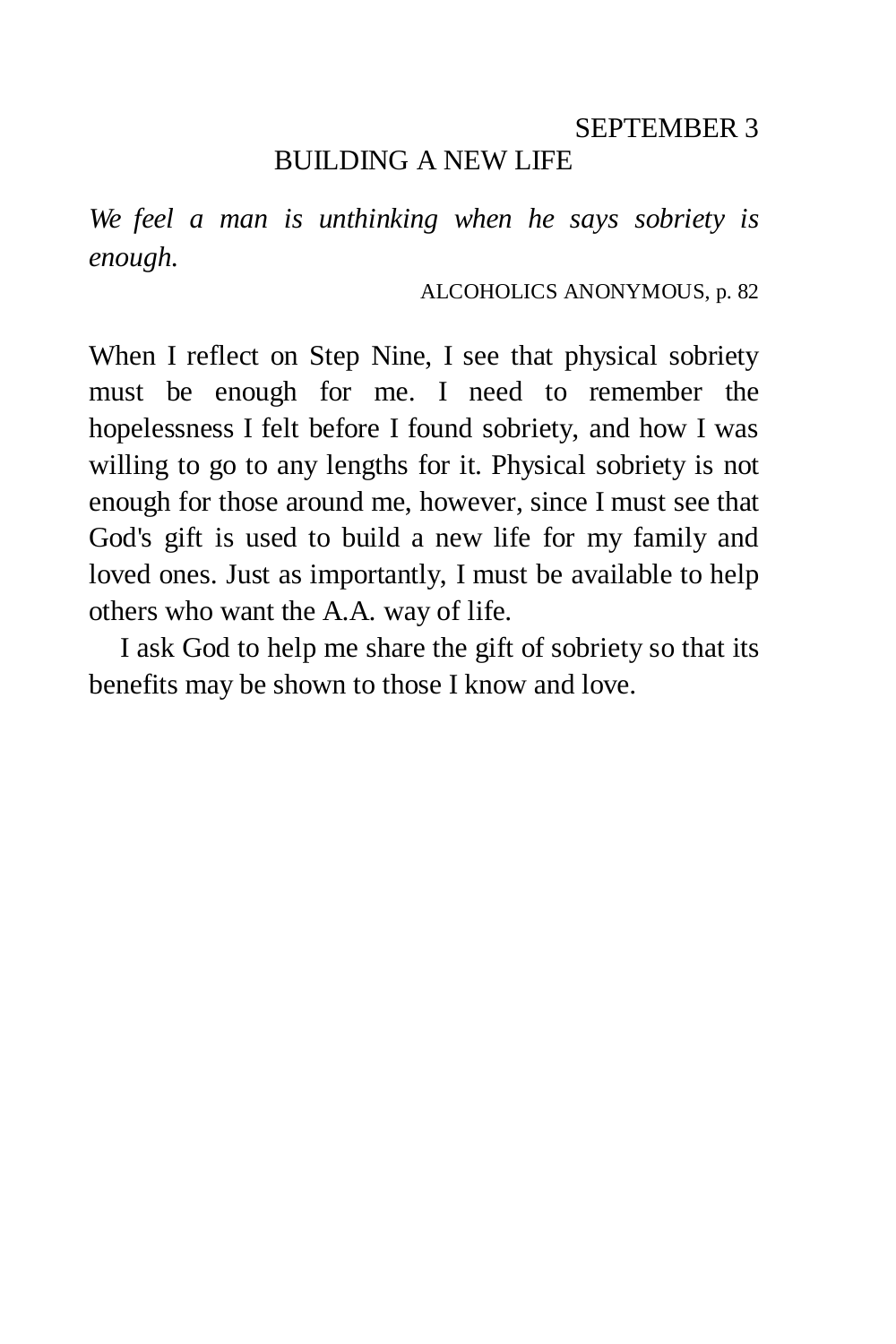SEPTEMBER 3

## BUILDING A NEW LIFE

*We feel a man is unthinking when he says sobriety is enough.*

ALCOHOLICS ANONYMOUS, p. 82

When I reflect on Step Nine, I see that physical sobriety must be enough for me. I need to remember the hopelessness I felt before I found sobriety, and how I was willing to go to any lengths for it. Physical sobriety is not enough for those around me, however, since I must see that God's gift is used to build a new life for my family and loved ones. Just as importantly, I must be available to help others who want the A.A. way of life.

I ask God to help me share the gift of sobriety so that its benefits may be shown to those I know and love.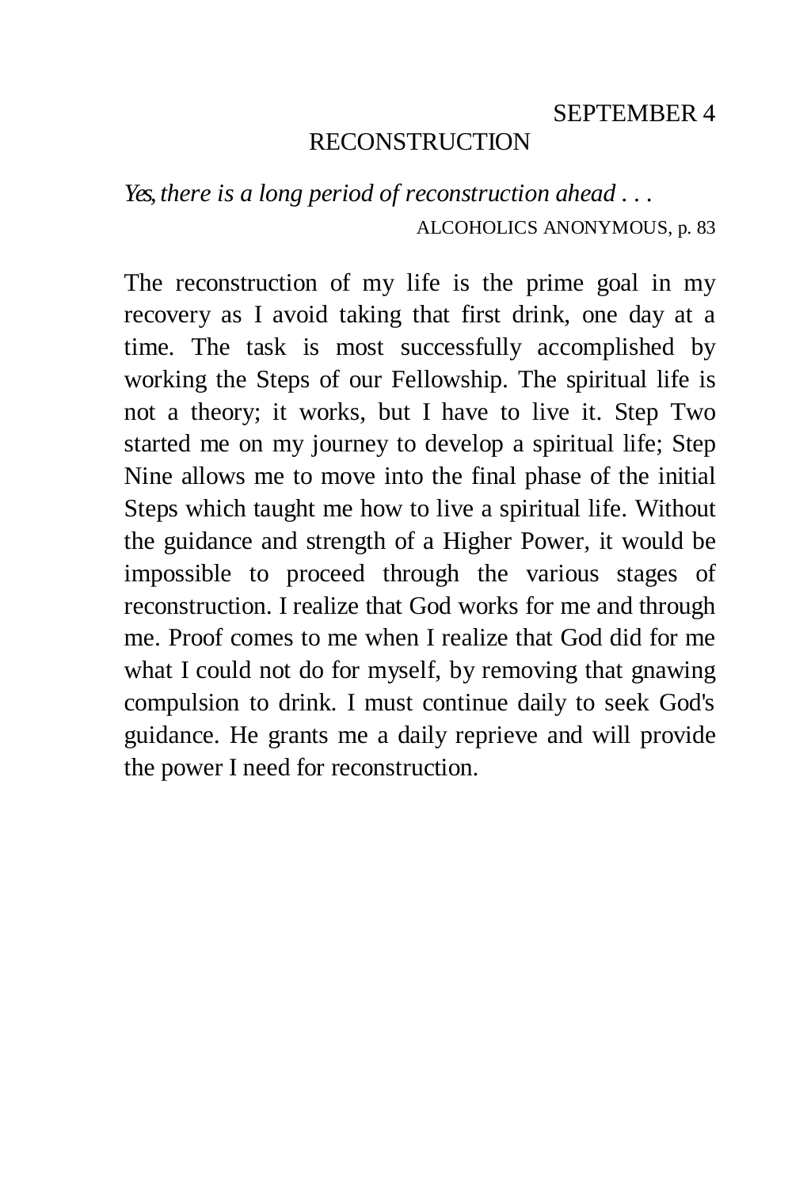SEPTEMBER 4

## RECONSTRUCTION

*Yes, there is a long period of reconstruction ahead . . .*

ALCOHOLICS ANONYMOUS, p. 83

The reconstruction of my life is the prime goal in my recovery as I avoid taking that first drink, one day at a time. The task is most successfully accomplished by working the Steps of our Fellowship. The spiritual life is not a theory; it works, but I have to live it. Step Two started me on my journey to develop a spiritual life; Step Nine allows me to move into the final phase of the initial Steps which taught me how to live a spiritual life. Without the guidance and strength of a Higher Power, it would be impossible to proceed through the various stages of reconstruction. I realize that God works for me and through me. Proof comes to me when I realize that God did for me what I could not do for myself, by removing that gnawing compulsion to drink. I must continue daily to seek God's guidance. He grants me a daily reprieve and will provide the power I need for reconstruction.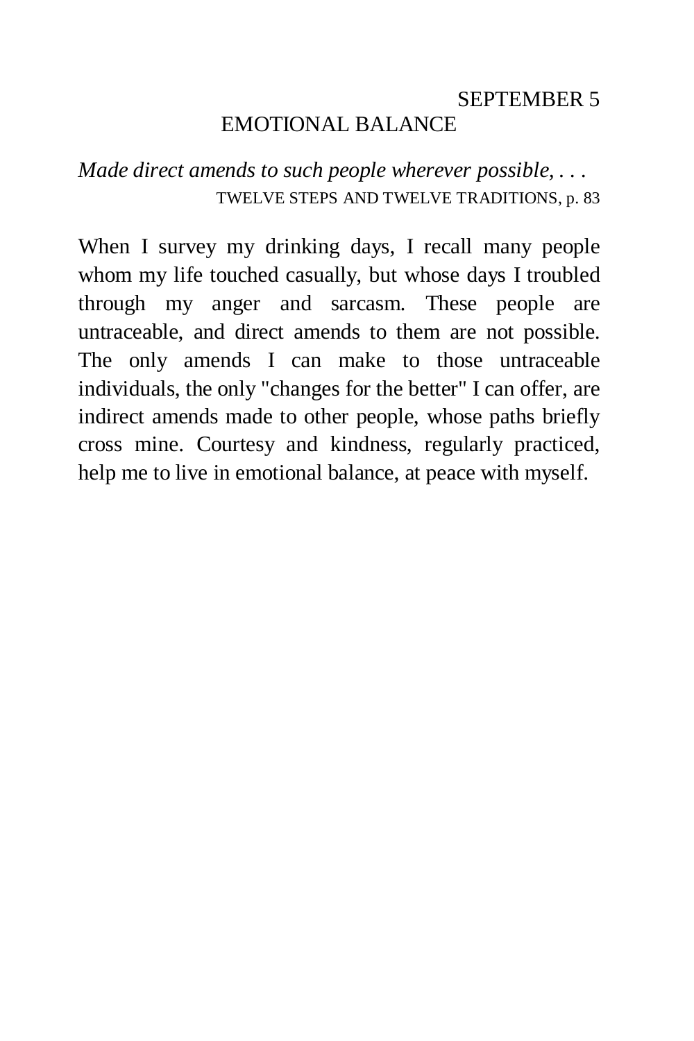SEPTEMBER 5

## EMOTIONAL BALANCE

*Made direct amends to such people wherever possible, . . .*

TWELVE STEPS AND TWELVE TRADITIONS, p. 83

When I survey my drinking days, I recall many people whom my life touched casually, but whose days I troubled through my anger and sarcasm. These people are untraceable, and direct amends to them are not possible. The only amends I can make to those untraceable individuals, the only "changes for the better" I can offer, are indirect amends made to other people, whose paths briefly cross mine. Courtesy and kindness, regularly practiced, help me to live in emotional balance, at peace with myself.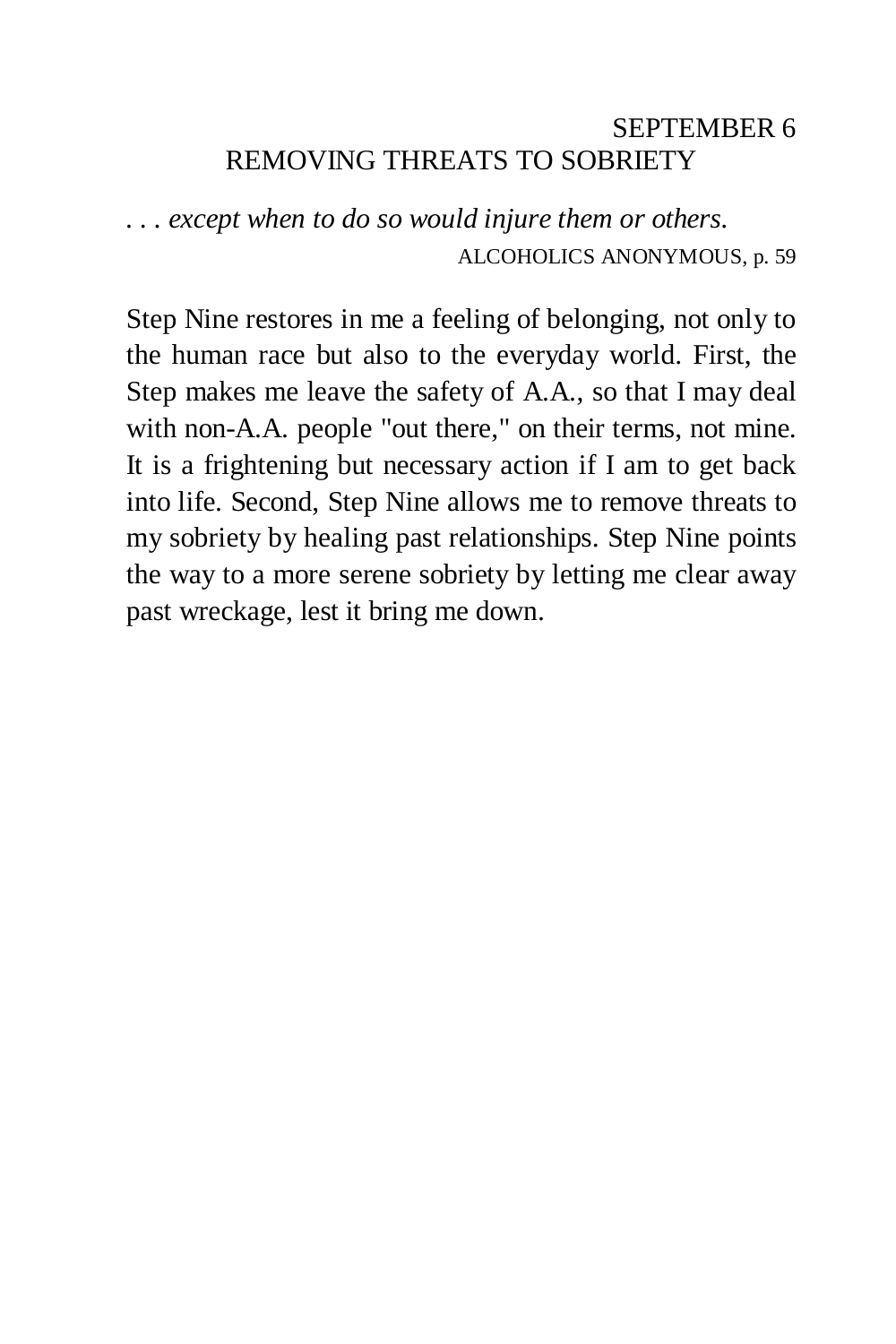SEPTEMBER 6

## REMOVING THREATS TO SOBRIETY

*. . . except when to do so would injure them or others.*

ALCOHOLICS ANONYMOUS, p. 59

Step Nine restores in me a feeling of belonging, not only to the human race but also to the everyday world. First, the Step makes me leave the safety of A.A., so that I may deal with non-A.A. people "out there," on their terms, not mine. It is a frightening but necessary action if I am to get back into life. Second, Step Nine allows me to remove threats to my sobriety by healing past relationships. Step Nine points the way to a more serene sobriety by letting me clear away past wreckage, lest it bring me down.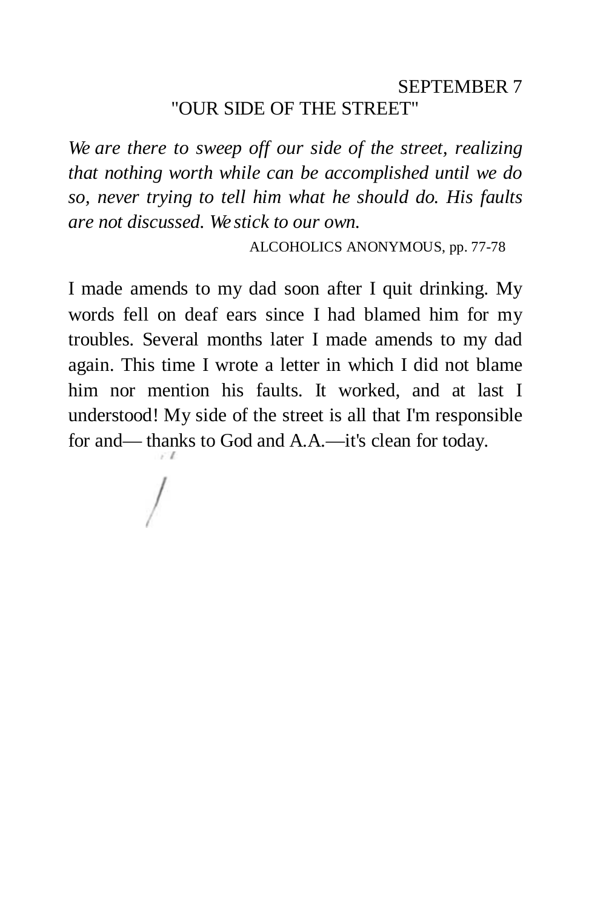SEPTEMBER 7

## "OUR SIDE OF THE STREET"

*We are there to sweep off our side of the street, realizing that nothing worth while can be accomplished until we do so, never trying to tell him what he should do. His faults are not discussed. We stick to our own.*

ALCOHOLICS ANONYMOUS, pp. 77-78

I made amends to my dad soon after I quit drinking. My words fell on deaf ears since I had blamed him for my troubles. Several months later I made amends to my dad again. This time I wrote a letter in which I did not blame him nor mention his faults. It worked, and at last I understood! My side of the street is all that I'm responsible for and— thanks to God and A.A.—it's clean for today.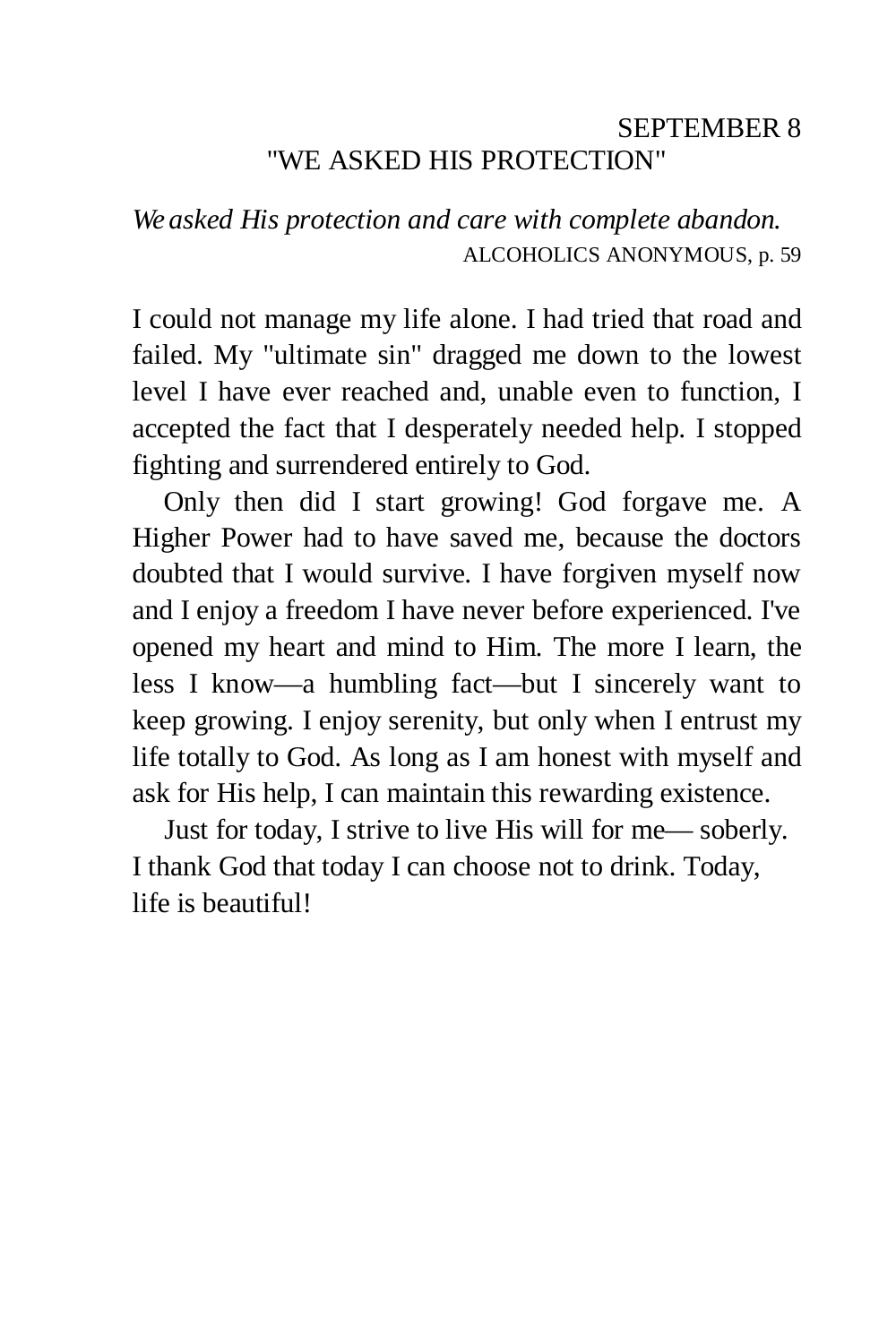# SEPTEMBER 8

## "WE ASKED HIS PROTECTION"

*We asked His protection and care with complete abandon.*
ALCOHOLICS ANONYMOUS, p. 59

I could not manage my life alone. I had tried that road and failed. My "ultimate sin" dragged me down to the lowest level I have ever reached and, unable even to function, I accepted the fact that I desperately needed help. I stopped fighting and surrendered entirely to God.

Only then did I start growing! God forgave me. A Higher Power had to have saved me, because the doctors doubted that I would survive. I have forgiven myself now and I enjoy a freedom I have never before experienced. I've opened my heart and mind to Him. The more I learn, the less I know—a humbling fact—but I sincerely want to keep growing. I enjoy serenity, but only when I entrust my life totally to God. As long as I am honest with myself and ask for His help, I can maintain this rewarding existence.

Just for today, I strive to live His will for me— soberly. I thank God that today I can choose not to drink. Today, life is beautiful!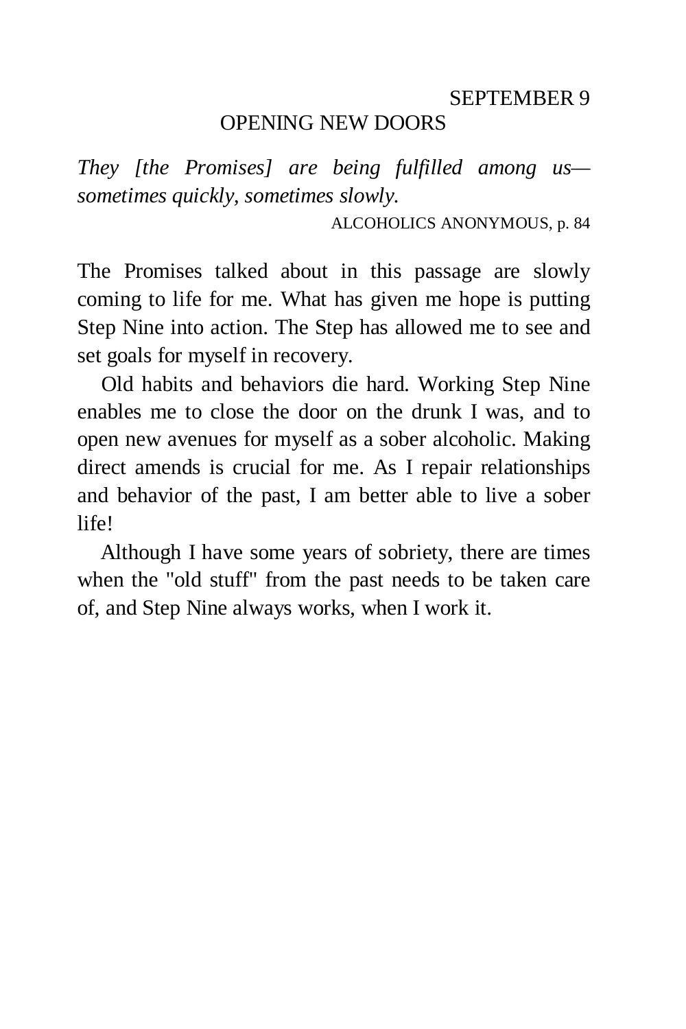SEPTEMBER 9

## OPENING NEW DOORS

*They [the Promises] are being fulfilled among us—sometimes quickly, sometimes slowly.*

ALCOHOLICS ANONYMOUS, p. 84

The Promises talked about in this passage are slowly coming to life for me. What has given me hope is putting Step Nine into action. The Step has allowed me to see and set goals for myself in recovery.

Old habits and behaviors die hard. Working Step Nine enables me to close the door on the drunk I was, and to open new avenues for myself as a sober alcoholic. Making direct amends is crucial for me. As I repair relationships and behavior of the past, I am better able to live a sober life!

Although I have some years of sobriety, there are times when the "old stuff" from the past needs to be taken care of, and Step Nine always works, when I work it.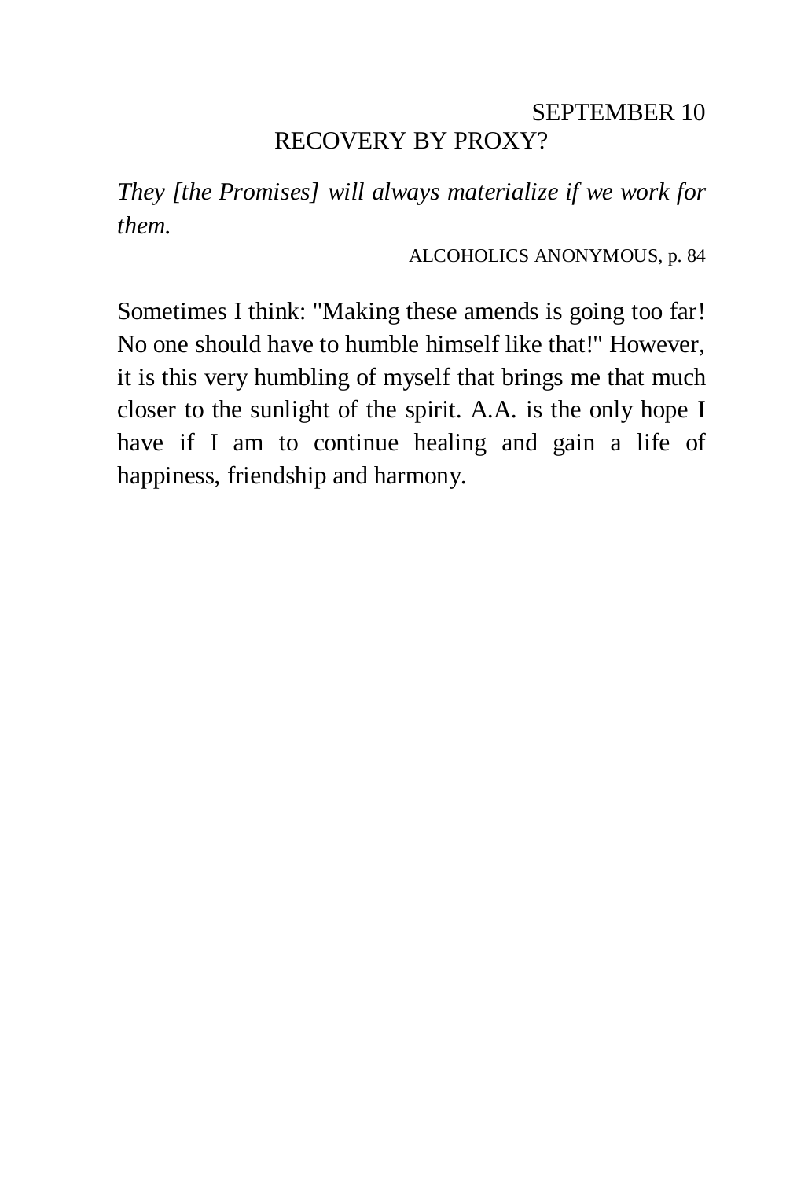SEPTEMBER 10

# RECOVERY BY PROXY?

*They [the Promises] will always materialize if we work for them.*

ALCOHOLICS ANONYMOUS, p. 84

Sometimes I think: "Making these amends is going too far! No one should have to humble himself like that!" However, it is this very humbling of myself that brings me that much closer to the sunlight of the spirit. A.A. is the only hope I have if I am to continue healing and gain a life of happiness, friendship and harmony.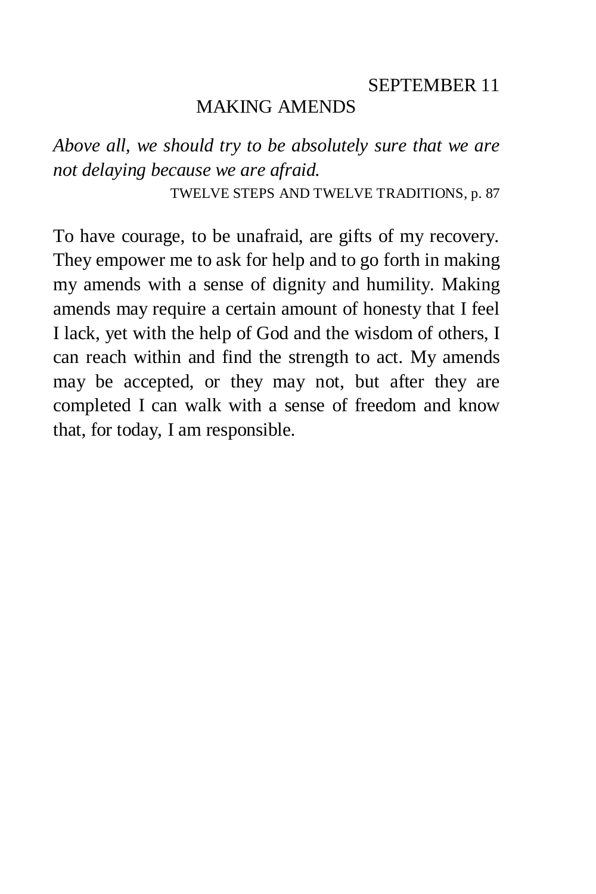SEPTEMBER 11

## MAKING AMENDS

*Above all, we should try to be absolutely sure that we are not delaying because we are afraid.*

TWELVE STEPS AND TWELVE TRADITIONS, p. 87

To have courage, to be unafraid, are gifts of my recovery. They empower me to ask for help and to go forth in making my amends with a sense of dignity and humility. Making amends may require a certain amount of honesty that I feel I lack, yet with the help of God and the wisdom of others, I can reach within and find the strength to act. My amends may be accepted, or they may not, but after they are completed I can walk with a sense of freedom and know that, for today, I am responsible.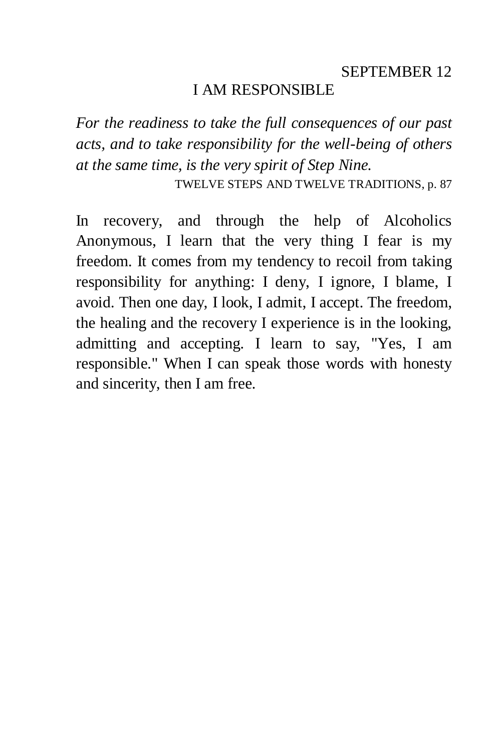SEPTEMBER 12

## I AM RESPONSIBLE

*For the readiness to take the full consequences of our past acts, and to take responsibility for the well-being of others at the same time, is the very spirit of Step Nine.*

TWELVE STEPS AND TWELVE TRADITIONS, p. 87

In recovery, and through the help of Alcoholics Anonymous, I learn that the very thing I fear is my freedom. It comes from my tendency to recoil from taking responsibility for anything: I deny, I ignore, I blame, I avoid. Then one day, I look, I admit, I accept. The freedom, the healing and the recovery I experience is in the looking, admitting and accepting. I learn to say, "Yes, I am responsible." When I can speak those words with honesty and sincerity, then I am free.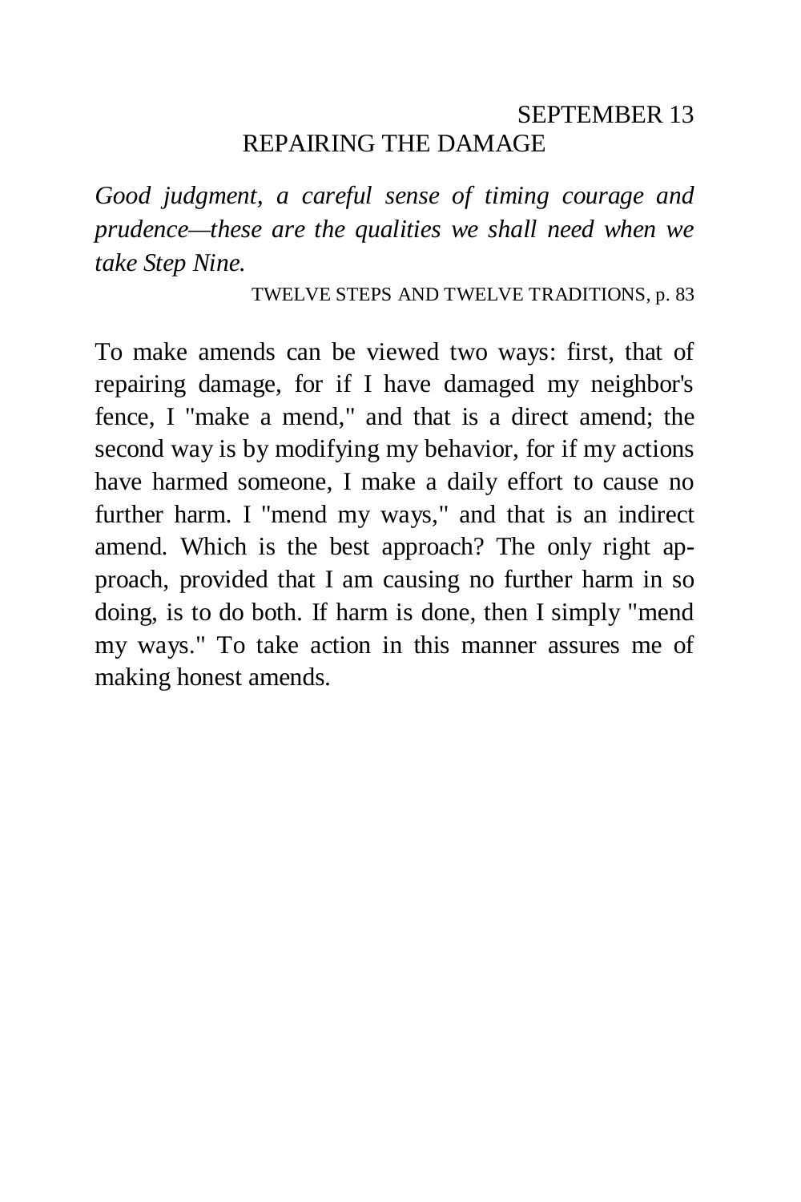SEPTEMBER 13

# REPAIRING THE DAMAGE

*Good judgment, a careful sense of timing courage and prudence—these are the qualities we shall need when we take Step Nine.*

TWELVE STEPS AND TWELVE TRADITIONS, p. 83

To make amends can be viewed two ways: first, that of repairing damage, for if I have damaged my neighbor's fence, I "make a mend," and that is a direct amend; the second way is by modifying my behavior, for if my actions have harmed someone, I make a daily effort to cause no further harm. I "mend my ways," and that is an indirect amend. Which is the best approach? The only right approach, provided that I am causing no further harm in so doing, is to do both. If harm is done, then I simply "mend my ways." To take action in this manner assures me of making honest amends.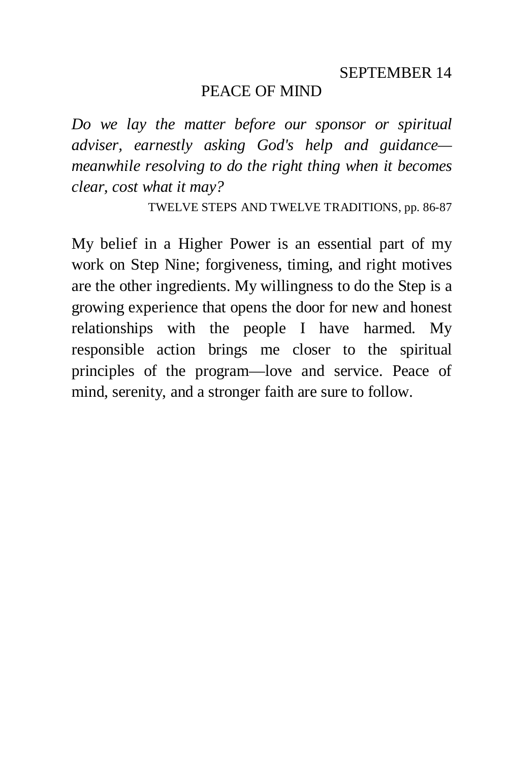SEPTEMBER 14

## PEACE OF MIND

*Do we lay the matter before our sponsor or spiritual adviser, earnestly asking God's help and guidance—meanwhile resolving to do the right thing when it becomes clear, cost what it may?*

TWELVE STEPS AND TWELVE TRADITIONS, pp. 86-87

My belief in a Higher Power is an essential part of my work on Step Nine; forgiveness, timing, and right motives are the other ingredients. My willingness to do the Step is a growing experience that opens the door for new and honest relationships with the people I have harmed. My responsible action brings me closer to the spiritual principles of the program—love and service. Peace of mind, serenity, and a stronger faith are sure to follow.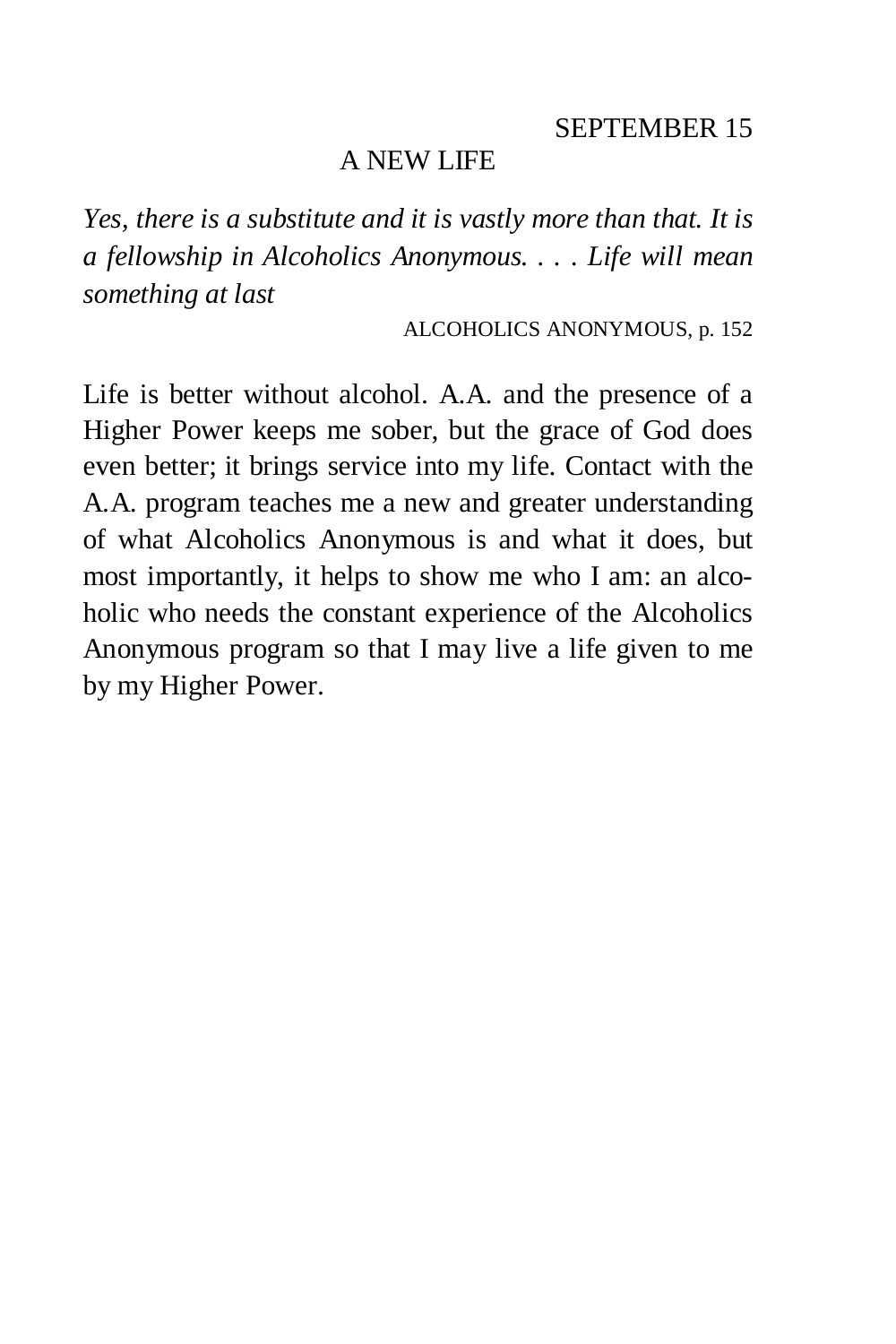SEPTEMBER 15

## A NEW LIFE

*Yes, there is a substitute and it is vastly more than that. It is a fellowship in Alcoholics Anonymous. . . . Life will mean something at last*

ALCOHOLICS ANONYMOUS, p. 152

Life is better without alcohol. A.A. and the presence of a Higher Power keeps me sober, but the grace of God does even better; it brings service into my life. Contact with the A.A. program teaches me a new and greater understanding of what Alcoholics Anonymous is and what it does, but most importantly, it helps to show me who I am: an alcoholic who needs the constant experience of the Alcoholics Anonymous program so that I may live a life given to me by my Higher Power.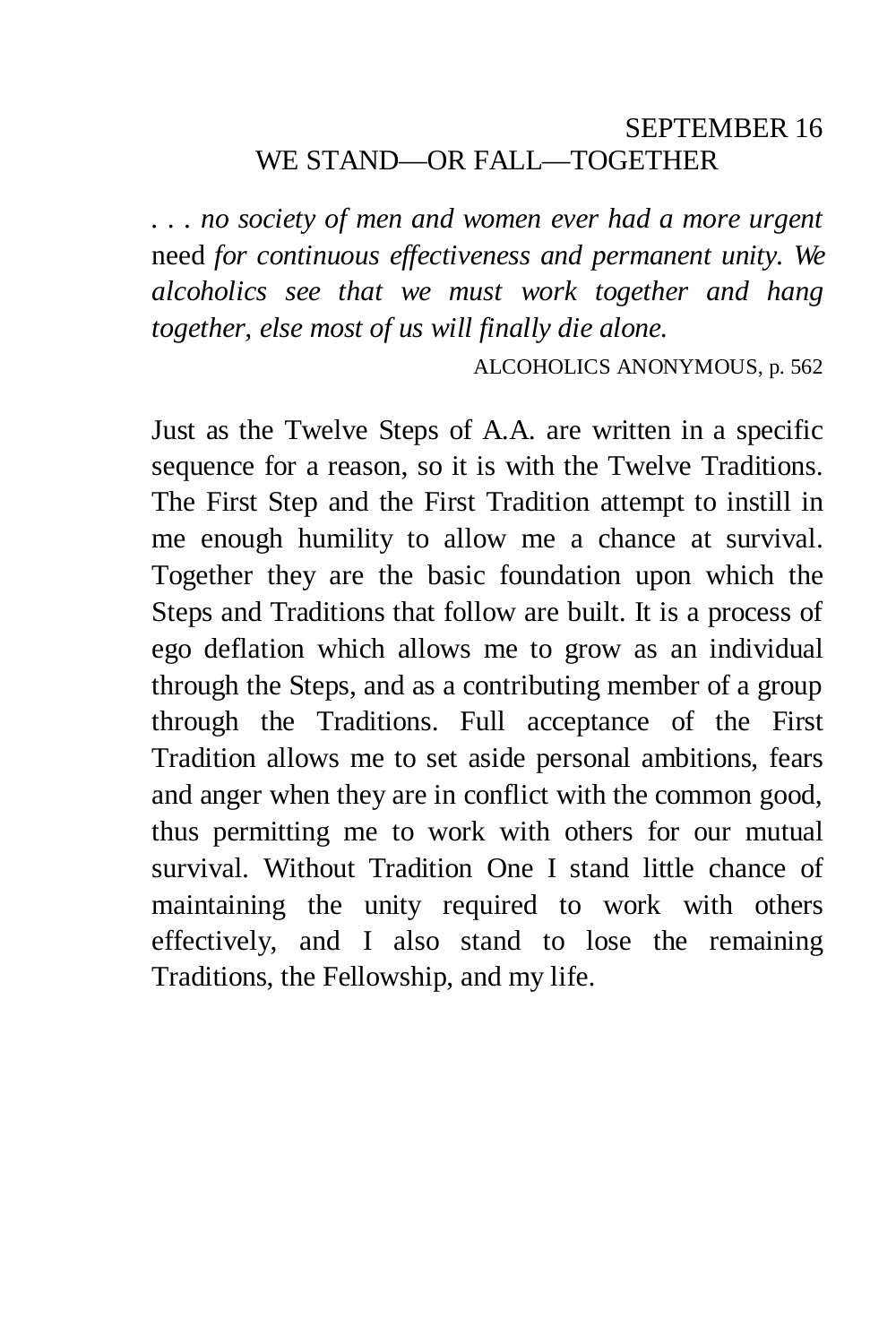SEPTEMBER 16

# WE STAND—OR FALL—TOGETHER

*. . . no society of men and women ever had a more urgent* need *for continuous effectiveness and permanent unity. We alcoholics see that we must work together and hang together, else most of us will finally die alone.*

ALCOHOLICS ANONYMOUS, p. 562

Just as the Twelve Steps of A.A. are written in a specific sequence for a reason, so it is with the Twelve Traditions. The First Step and the First Tradition attempt to instill in me enough humility to allow me a chance at survival. Together they are the basic foundation upon which the Steps and Traditions that follow are built. It is a process of ego deflation which allows me to grow as an individual through the Steps, and as a contributing member of a group through the Traditions. Full acceptance of the First Tradition allows me to set aside personal ambitions, fears and anger when they are in conflict with the common good, thus permitting me to work with others for our mutual survival. Without Tradition One I stand little chance of maintaining the unity required to work with others effectively, and I also stand to lose the remaining Traditions, the Fellowship, and my life.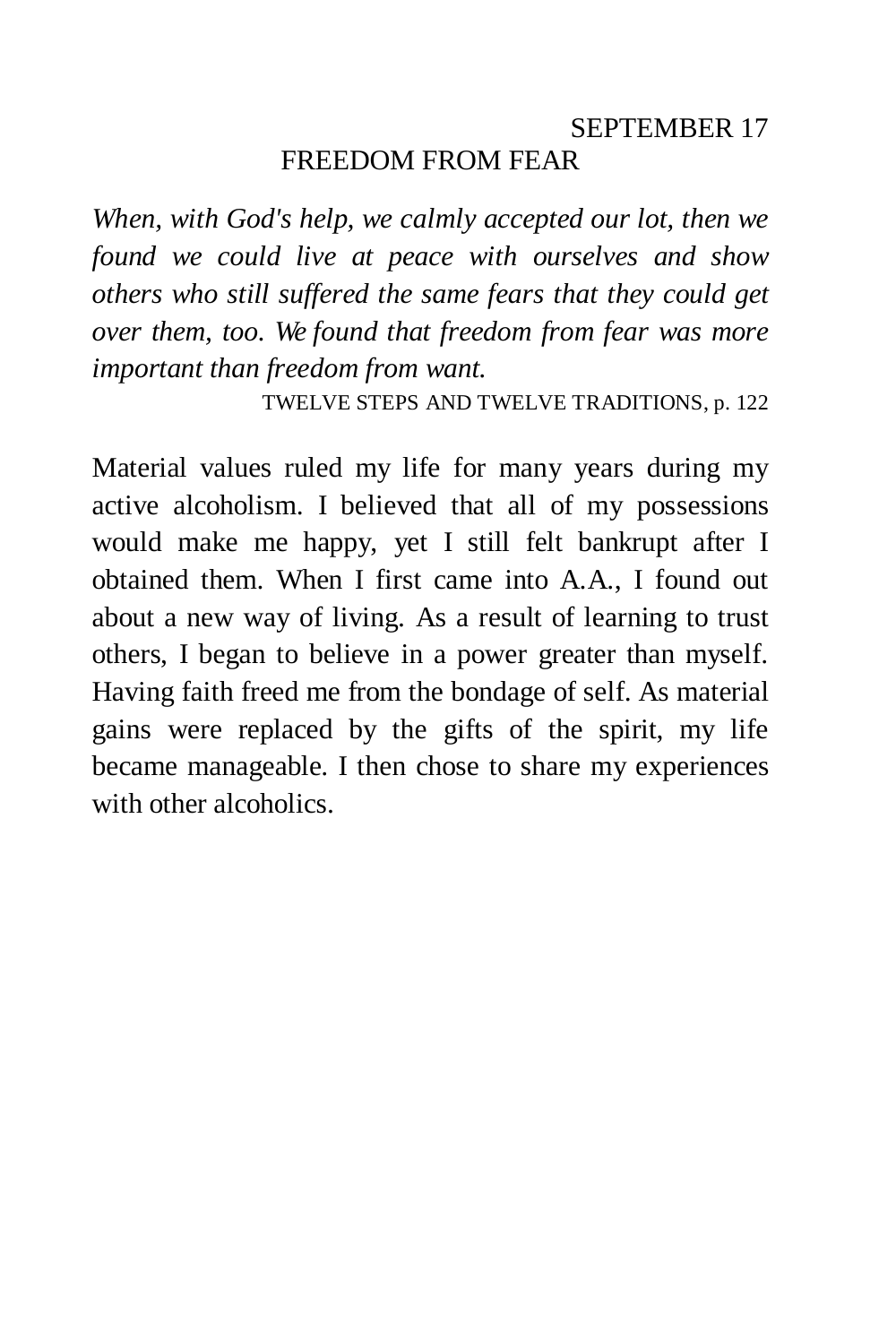SEPTEMBER 17

## FREEDOM FROM FEAR

*When, with God's help, we calmly accepted our lot, then we found we could live at peace with ourselves and show others who still suffered the same fears that they could get over them, too. We found that freedom from fear was more important than freedom from want.*

TWELVE STEPS AND TWELVE TRADITIONS, p. 122

Material values ruled my life for many years during my active alcoholism. I believed that all of my possessions would make me happy, yet I still felt bankrupt after I obtained them. When I first came into A.A., I found out about a new way of living. As a result of learning to trust others, I began to believe in a power greater than myself. Having faith freed me from the bondage of self. As material gains were replaced by the gifts of the spirit, my life became manageable. I then chose to share my experiences with other alcoholics.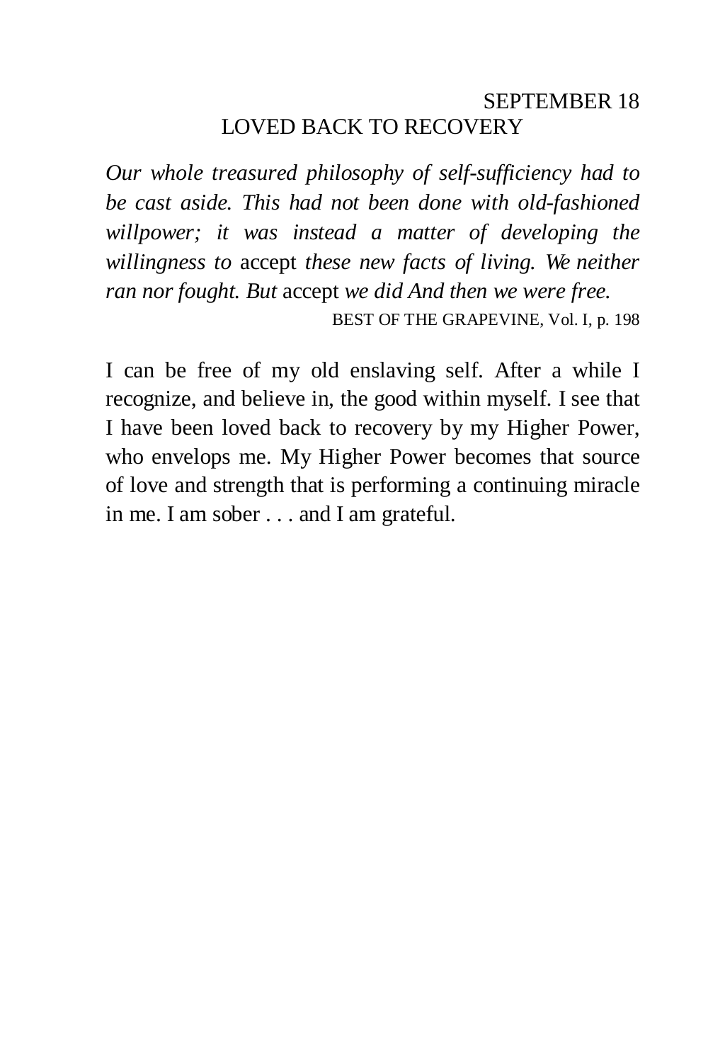SEPTEMBER 18

## LOVED BACK TO RECOVERY

*Our whole treasured philosophy of self-sufficiency had to be cast aside. This had not been done with old-fashioned willpower; it was instead a matter of developing the willingness to* accept *these new facts of living. We neither ran nor fought. But* accept *we did And then we were free.*

BEST OF THE GRAPEVINE, Vol. I, p. 198

I can be free of my old enslaving self. After a while I recognize, and believe in, the good within myself. I see that I have been loved back to recovery by my Higher Power, who envelops me. My Higher Power becomes that source of love and strength that is performing a continuing miracle in me. I am sober . . . and I am grateful.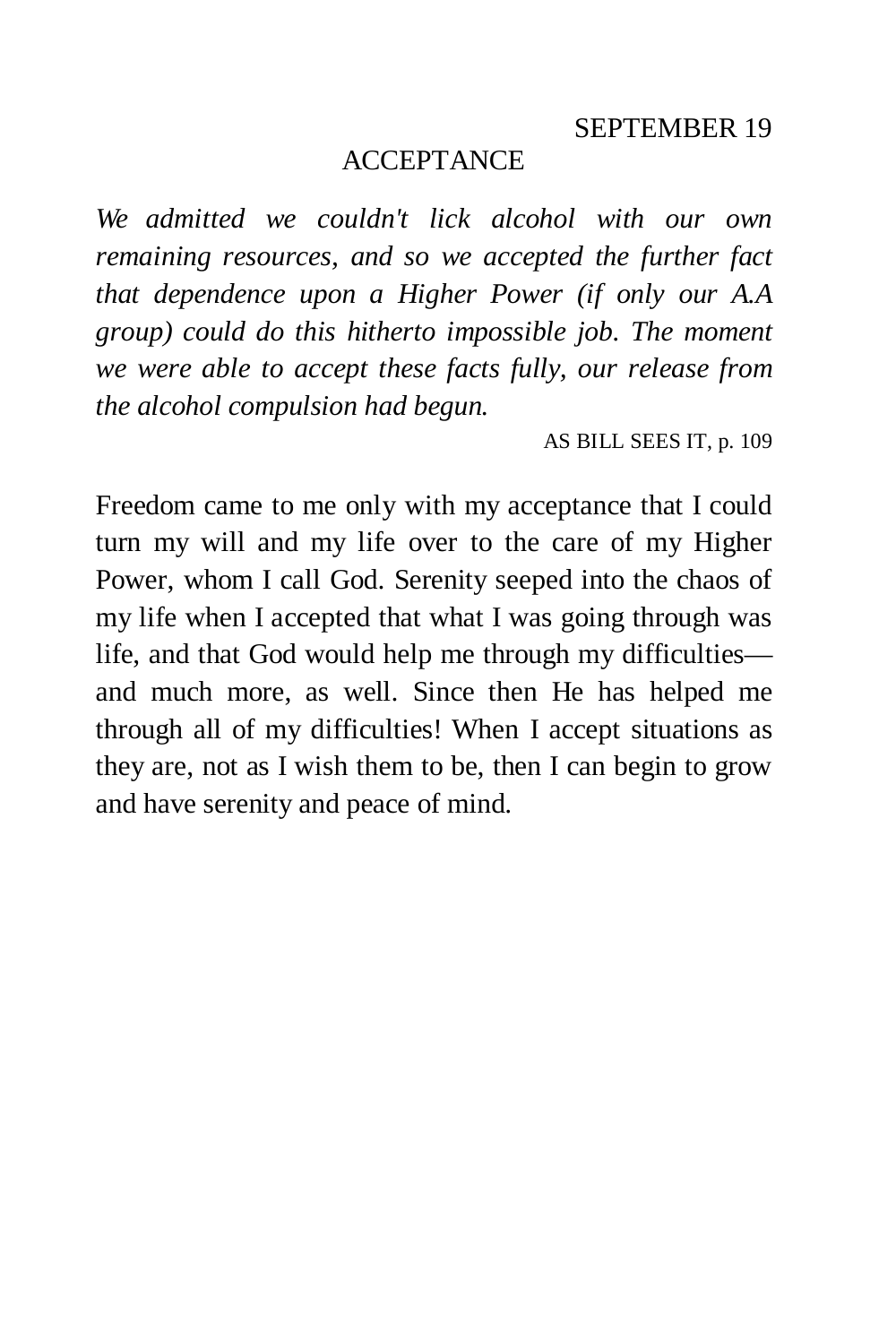SEPTEMBER 19

## ACCEPTANCE

*We admitted we couldn't lick alcohol with our own remaining resources, and so we accepted the further fact that dependence upon a Higher Power (if only our A.A group) could do this hitherto impossible job. The moment we were able to accept these facts fully, our release from the alcohol compulsion had begun.*

AS BILL SEES IT, p. 109

Freedom came to me only with my acceptance that I could turn my will and my life over to the care of my Higher Power, whom I call God. Serenity seeped into the chaos of my life when I accepted that what I was going through was life, and that God would help me through my difficulties—and much more, as well. Since then He has helped me through all of my difficulties! When I accept situations as they are, not as I wish them to be, then I can begin to grow and have serenity and peace of mind.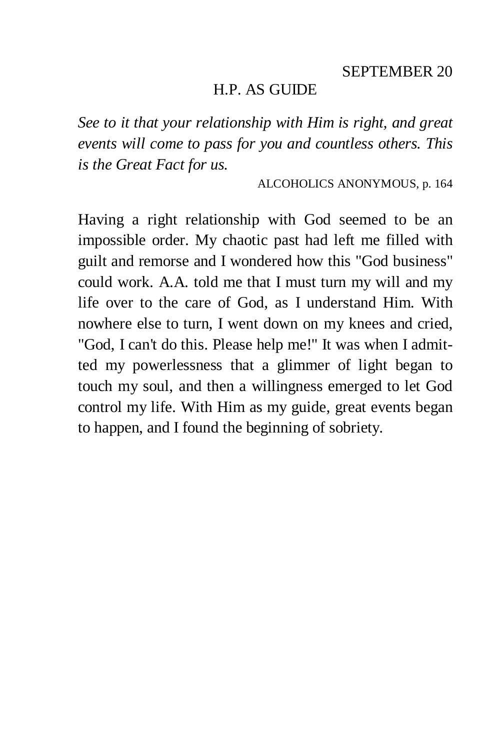SEPTEMBER 20

## H.P. AS GUIDE

*See to it that your relationship with Him is right, and great events will come to pass for you and countless others. This is the Great Fact for us.*

ALCOHOLICS ANONYMOUS, p. 164

Having a right relationship with God seemed to be an impossible order. My chaotic past had left me filled with guilt and remorse and I wondered how this "God business" could work. A.A. told me that I must turn my will and my life over to the care of God, as I understand Him. With nowhere else to turn, I went down on my knees and cried, "God, I can't do this. Please help me!" It was when I admitted my powerlessness that a glimmer of light began to touch my soul, and then a willingness emerged to let God control my life. With Him as my guide, great events began to happen, and I found the beginning of sobriety.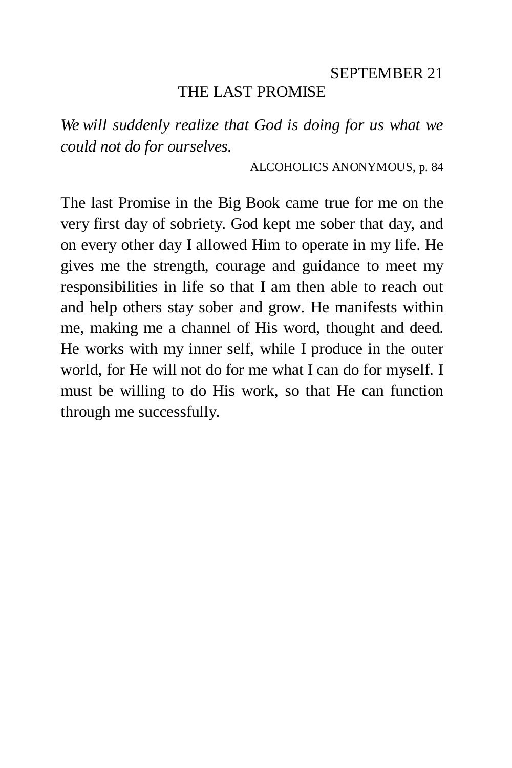SEPTEMBER 21

## THE LAST PROMISE

*We will suddenly realize that God is doing for us what we could not do for ourselves.*

ALCOHOLICS ANONYMOUS, p. 84

The last Promise in the Big Book came true for me on the very first day of sobriety. God kept me sober that day, and on every other day I allowed Him to operate in my life. He gives me the strength, courage and guidance to meet my responsibilities in life so that I am then able to reach out and help others stay sober and grow. He manifests within me, making me a channel of His word, thought and deed. He works with my inner self, while I produce in the outer world, for He will not do for me what I can do for myself. I must be willing to do His work, so that He can function through me successfully.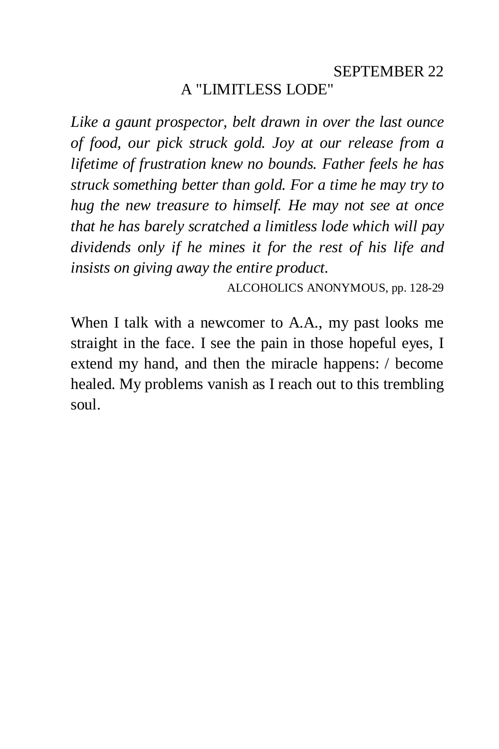SEPTEMBER 22

## A "LIMITLESS LODE"

*Like a gaunt prospector, belt drawn in over the last ounce of food, our pick struck gold. Joy at our release from a lifetime of frustration knew no bounds. Father feels he has struck something better than gold. For a time he may try to hug the new treasure to himself. He may not see at once that he has barely scratched a limitless lode which will pay dividends only if he mines it for the rest of his life and insists on giving away the entire product.*

ALCOHOLICS ANONYMOUS, pp. 128-29

When I talk with a newcomer to A.A., my past looks me straight in the face. I see the pain in those hopeful eyes, I extend my hand, and then the miracle happens: / become healed. My problems vanish as I reach out to this trembling soul.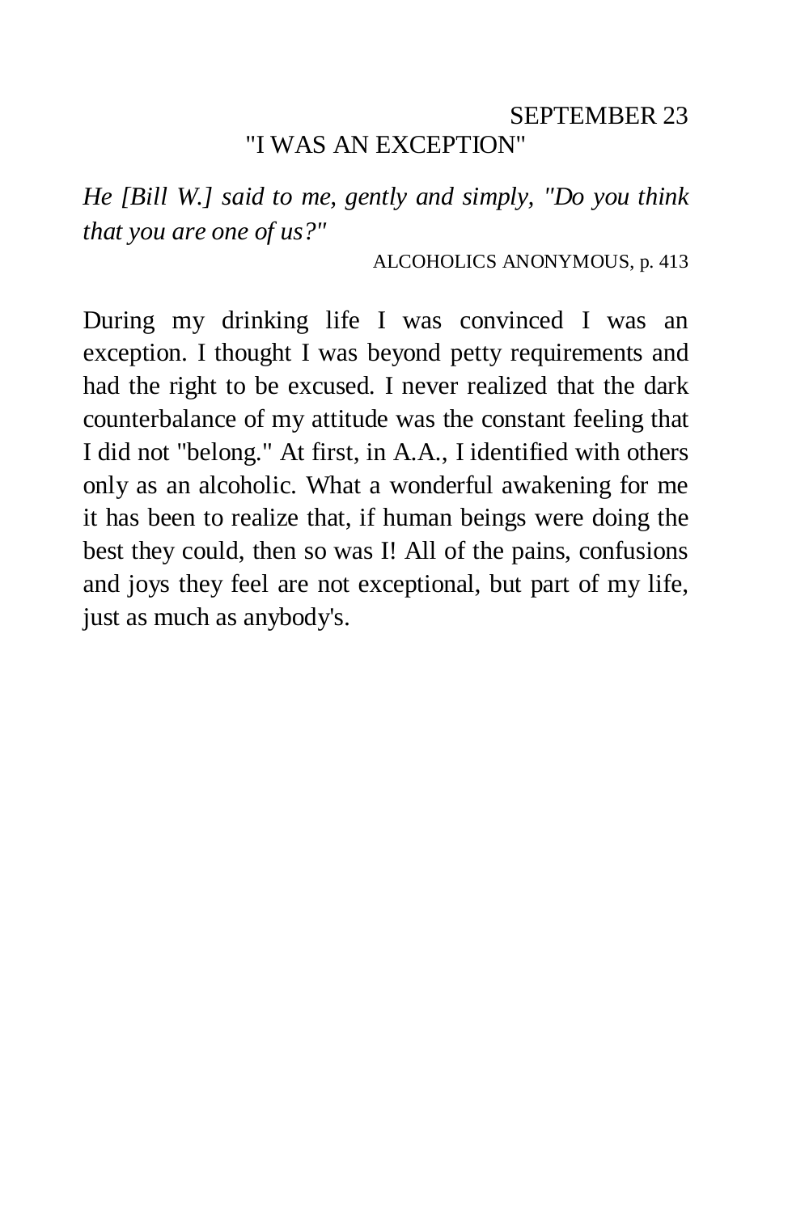# SEPTEMBER 23

## "I WAS AN EXCEPTION"

*He [Bill W.] said to me, gently and simply, "Do you think that you are one of us?"*

ALCOHOLICS ANONYMOUS, p. 413

During my drinking life I was convinced I was an exception. I thought I was beyond petty requirements and had the right to be excused. I never realized that the dark counterbalance of my attitude was the constant feeling that I did not "belong." At first, in A.A., I identified with others only as an alcoholic. What a wonderful awakening for me it has been to realize that, if human beings were doing the best they could, then so was I! All of the pains, confusions and joys they feel are not exceptional, but part of my life, just as much as anybody's.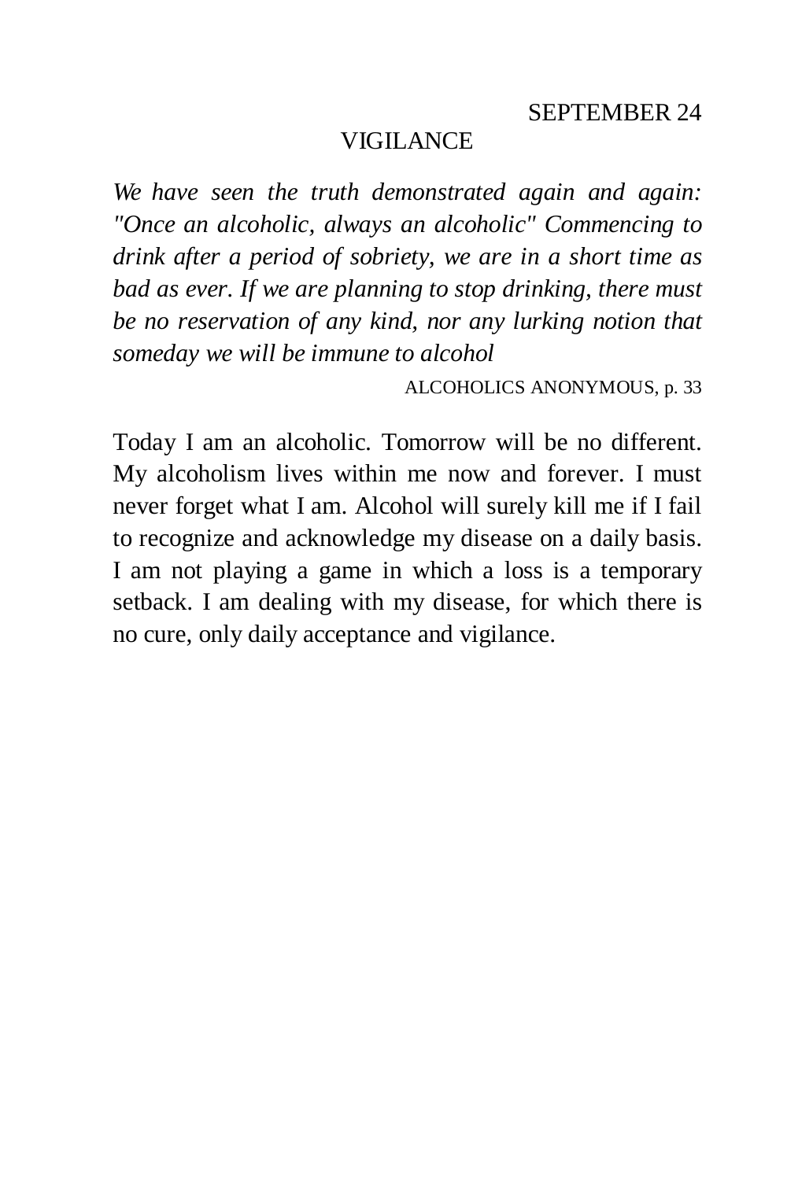SEPTEMBER 24

## VIGILANCE

*We have seen the truth demonstrated again and again: "Once an alcoholic, always an alcoholic" Commencing to drink after a period of sobriety, we are in a short time as bad as ever. If we are planning to stop drinking, there must be no reservation of any kind, nor any lurking notion that someday we will be immune to alcohol*

ALCOHOLICS ANONYMOUS, p. 33

Today I am an alcoholic. Tomorrow will be no different. My alcoholism lives within me now and forever. I must never forget what I am. Alcohol will surely kill me if I fail to recognize and acknowledge my disease on a daily basis. I am not playing a game in which a loss is a temporary setback. I am dealing with my disease, for which there is no cure, only daily acceptance and vigilance.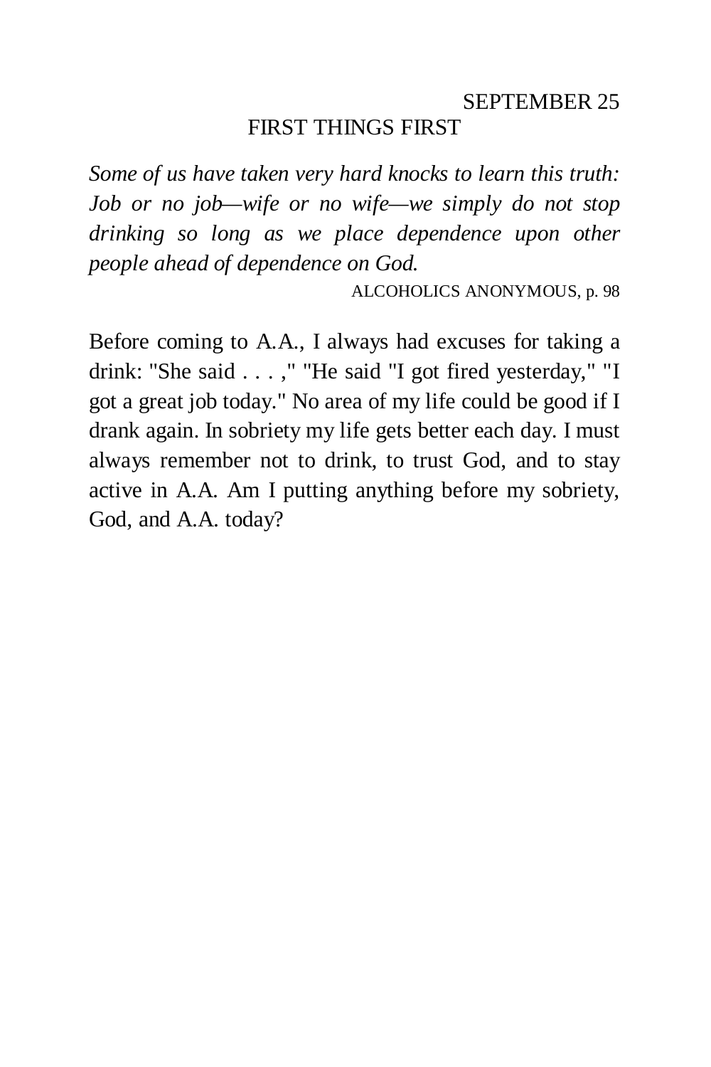SEPTEMBER 25

## FIRST THINGS FIRST

*Some of us have taken very hard knocks to learn this truth: Job or no job—wife or no wife—we simply do not stop drinking so long as we place dependence upon other people ahead of dependence on God.*

ALCOHOLICS ANONYMOUS, p. 98

Before coming to A.A., I always had excuses for taking a drink: "She said . . . ," "He said "I got fired yesterday," "I got a great job today." No area of my life could be good if I drank again. In sobriety my life gets better each day. I must always remember not to drink, to trust God, and to stay active in A.A. Am I putting anything before my sobriety, God, and A.A. today?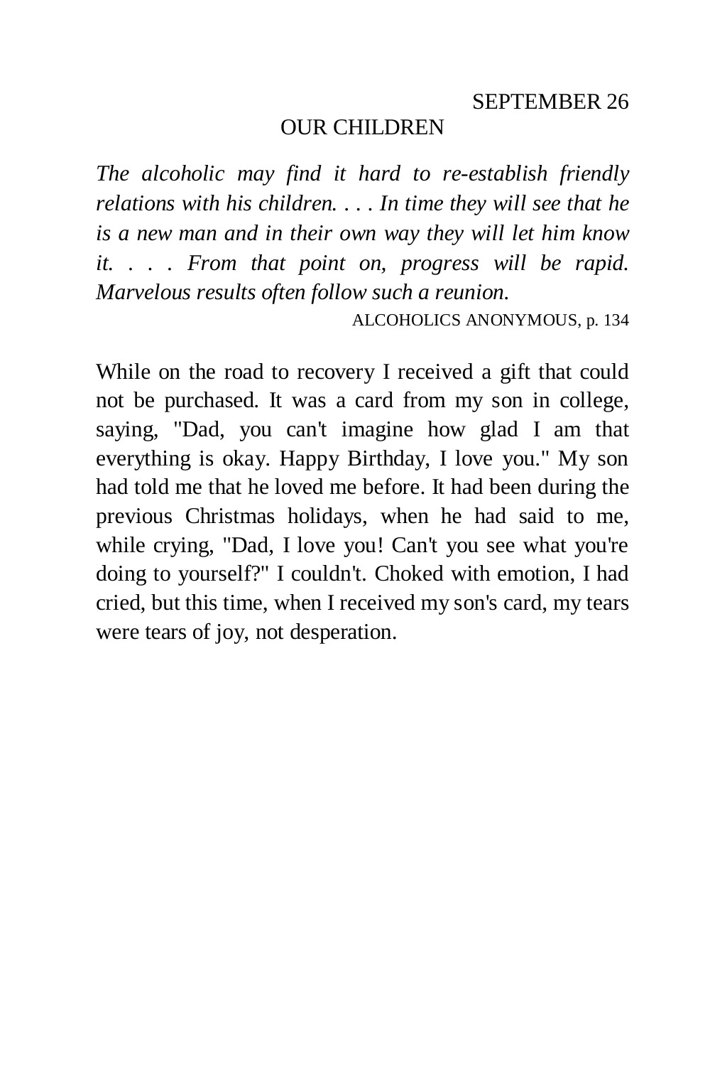SEPTEMBER 26

## OUR CHILDREN

*The alcoholic may find it hard to re-establish friendly relations with his children. . . . In time they will see that he is a new man and in their own way they will let him know it. . . . From that point on, progress will be rapid. Marvelous results often follow such a reunion.*

ALCOHOLICS ANONYMOUS, p. 134

While on the road to recovery I received a gift that could not be purchased. It was a card from my son in college, saying, "Dad, you can't imagine how glad I am that everything is okay. Happy Birthday, I love you." My son had told me that he loved me before. It had been during the previous Christmas holidays, when he had said to me, while crying, "Dad, I love you! Can't you see what you're doing to yourself?" I couldn't. Choked with emotion, I had cried, but this time, when I received my son's card, my tears were tears of joy, not desperation.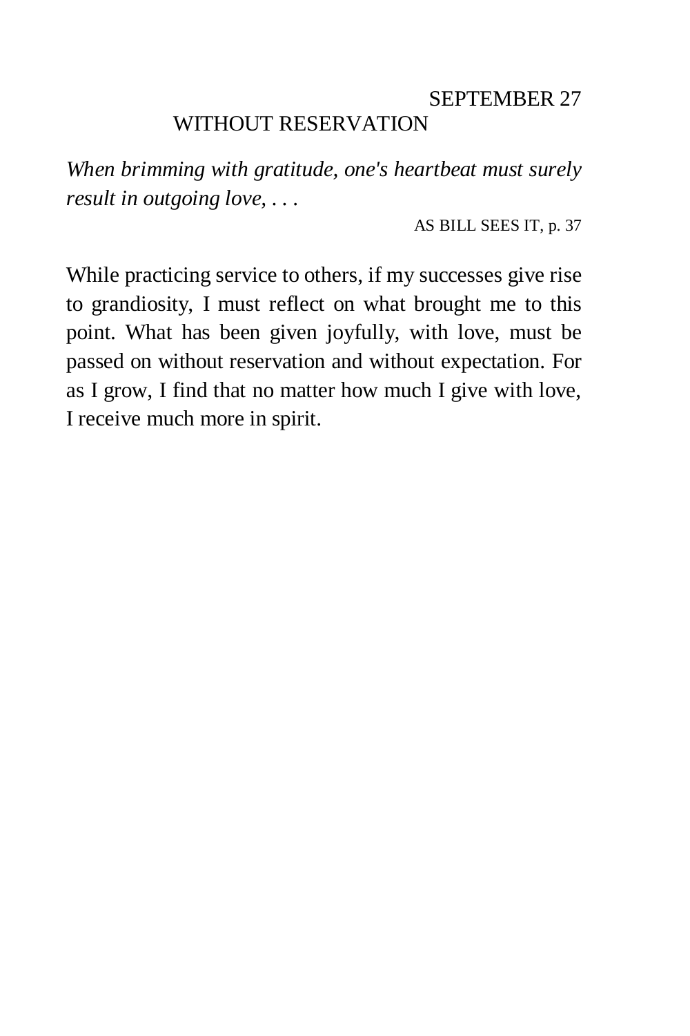SEPTEMBER 27

## WITHOUT RESERVATION

*When brimming with gratitude, one's heartbeat must surely result in outgoing love, . . .*

AS BILL SEES IT, p. 37

While practicing service to others, if my successes give rise to grandiosity, I must reflect on what brought me to this point. What has been given joyfully, with love, must be passed on without reservation and without expectation. For as I grow, I find that no matter how much I give with love, I receive much more in spirit.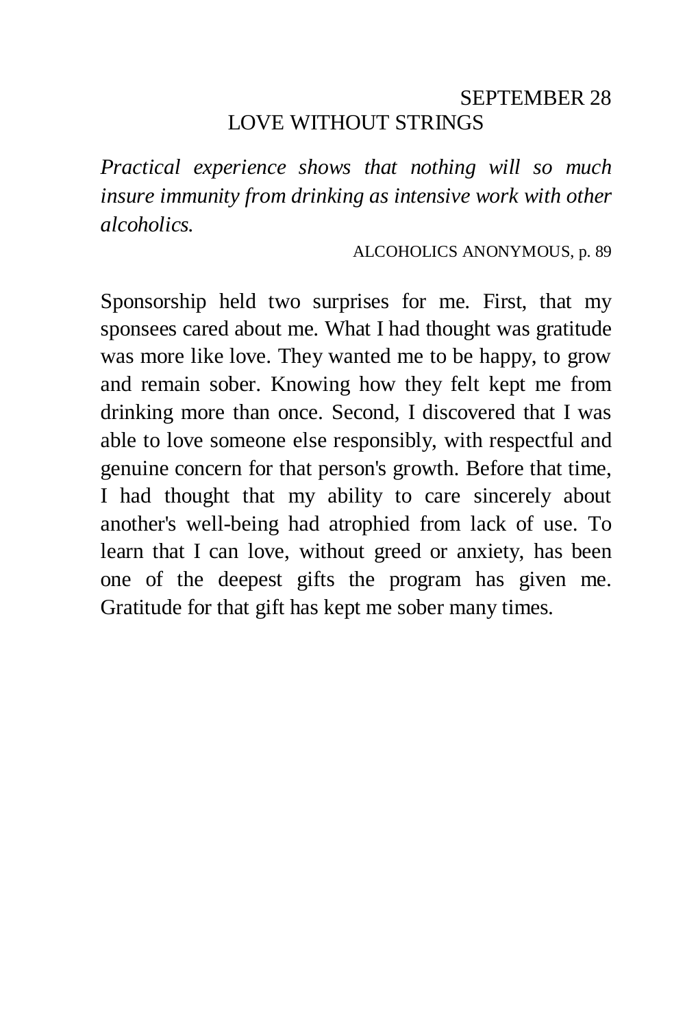SEPTEMBER 28

## LOVE WITHOUT STRINGS

*Practical experience shows that nothing will so much insure immunity from drinking as intensive work with other alcoholics.*

ALCOHOLICS ANONYMOUS, p. 89

Sponsorship held two surprises for me. First, that my sponsees cared about me. What I had thought was gratitude was more like love. They wanted me to be happy, to grow and remain sober. Knowing how they felt kept me from drinking more than once. Second, I discovered that I was able to love someone else responsibly, with respectful and genuine concern for that person's growth. Before that time, I had thought that my ability to care sincerely about another's well-being had atrophied from lack of use. To learn that I can love, without greed or anxiety, has been one of the deepest gifts the program has given me. Gratitude for that gift has kept me sober many times.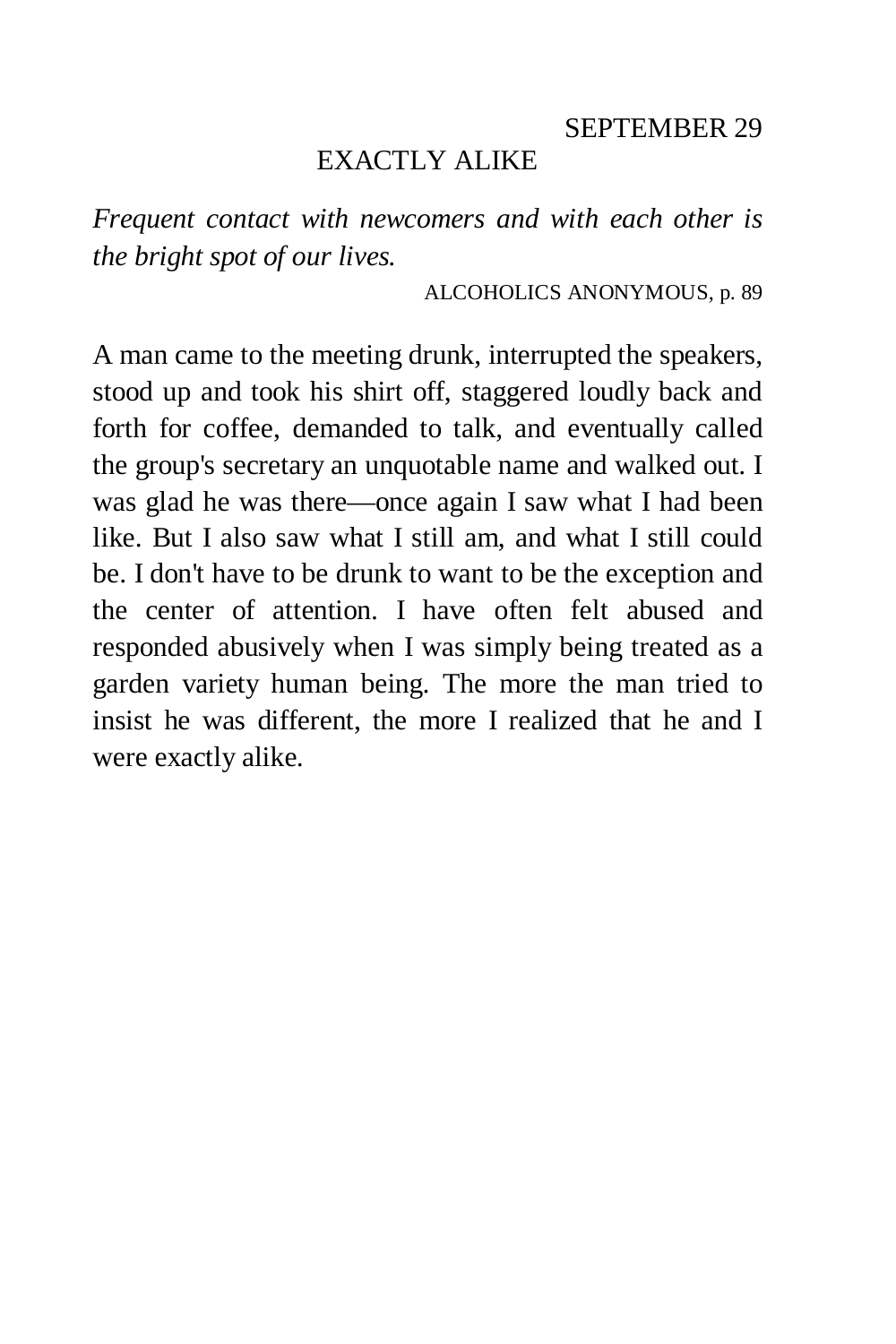SEPTEMBER 29

## EXACTLY ALIKE

*Frequent contact with newcomers and with each other is the bright spot of our lives.*

ALCOHOLICS ANONYMOUS, p. 89

A man came to the meeting drunk, interrupted the speakers, stood up and took his shirt off, staggered loudly back and forth for coffee, demanded to talk, and eventually called the group's secretary an unquotable name and walked out. I was glad he was there—once again I saw what I had been like. But I also saw what I still am, and what I still could be. I don't have to be drunk to want to be the exception and the center of attention. I have often felt abused and responded abusively when I was simply being treated as a garden variety human being. The more the man tried to insist he was different, the more I realized that he and I were exactly alike.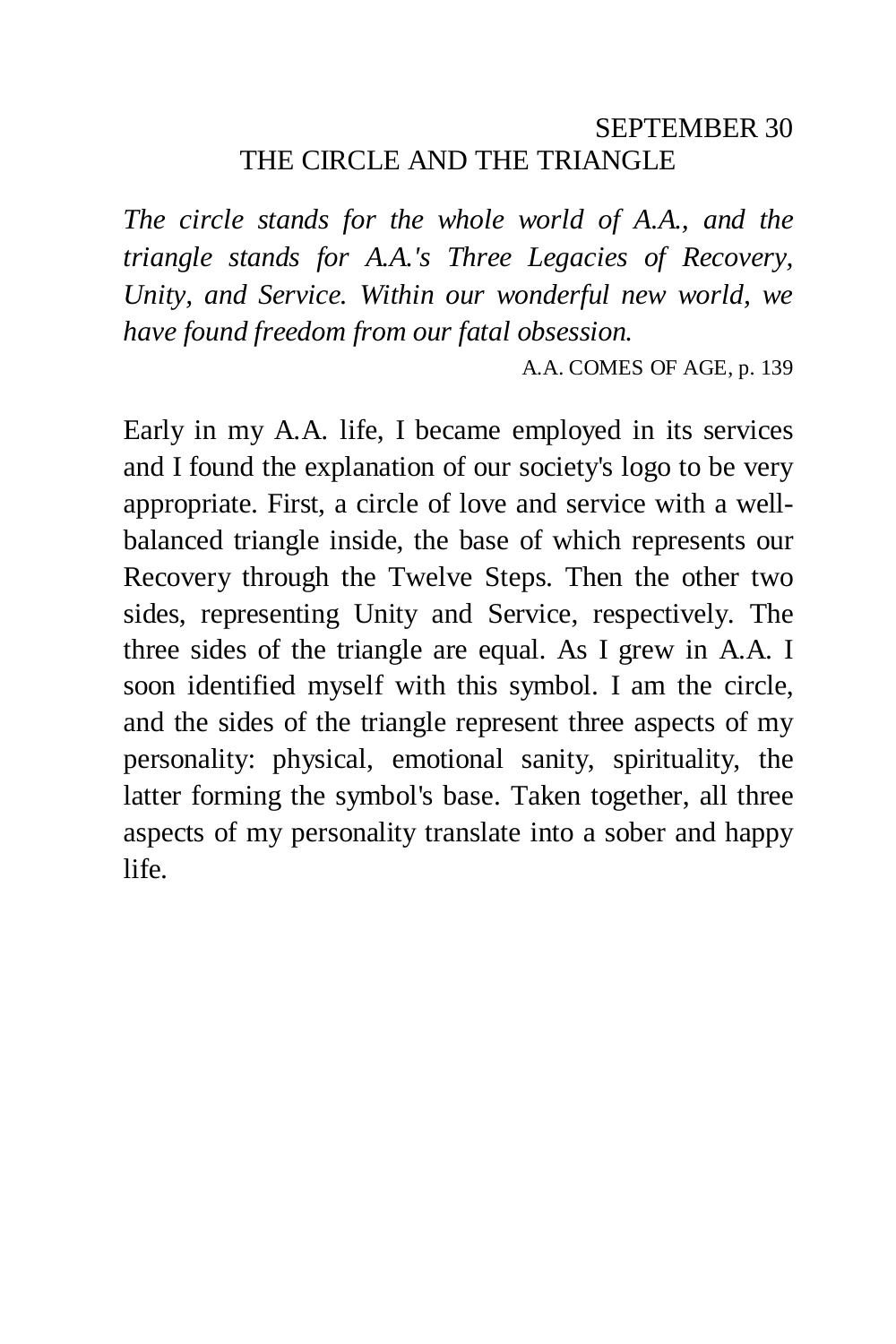SEPTEMBER 30

# THE CIRCLE AND THE TRIANGLE

*The circle stands for the whole world of A.A., and the triangle stands for A.A.'s Three Legacies of Recovery, Unity, and Service. Within our wonderful new world, we have found freedom from our fatal obsession.*

A.A. COMES OF AGE, p. 139

Early in my A.A. life, I became employed in its services and I found the explanation of our society's logo to be very appropriate. First, a circle of love and service with a well-balanced triangle inside, the base of which represents our Recovery through the Twelve Steps. Then the other two sides, representing Unity and Service, respectively. The three sides of the triangle are equal. As I grew in A.A. I soon identified myself with this symbol. I am the circle, and the sides of the triangle represent three aspects of my personality: physical, emotional sanity, spirituality, the latter forming the symbol's base. Taken together, all three aspects of my personality translate into a sober and happy life.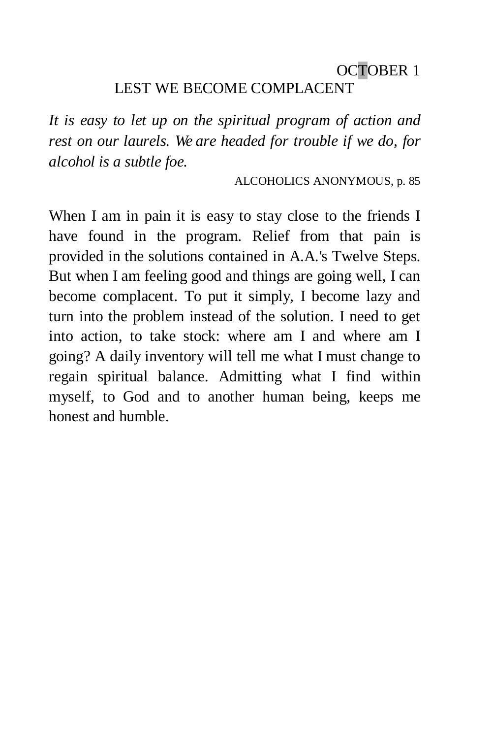OCTOBER 1

## LEST WE BECOME COMPLACENT

*It is easy to let up on the spiritual program of action and rest on our laurels. We are headed for trouble if we do, for alcohol is a subtle foe.*

ALCOHOLICS ANONYMOUS, p. 85

When I am in pain it is easy to stay close to the friends I have found in the program. Relief from that pain is provided in the solutions contained in A.A.'s Twelve Steps. But when I am feeling good and things are going well, I can become complacent. To put it simply, I become lazy and turn into the problem instead of the solution. I need to get into action, to take stock: where am I and where am I going? A daily inventory will tell me what I must change to regain spiritual balance. Admitting what I find within myself, to God and to another human being, keeps me honest and humble.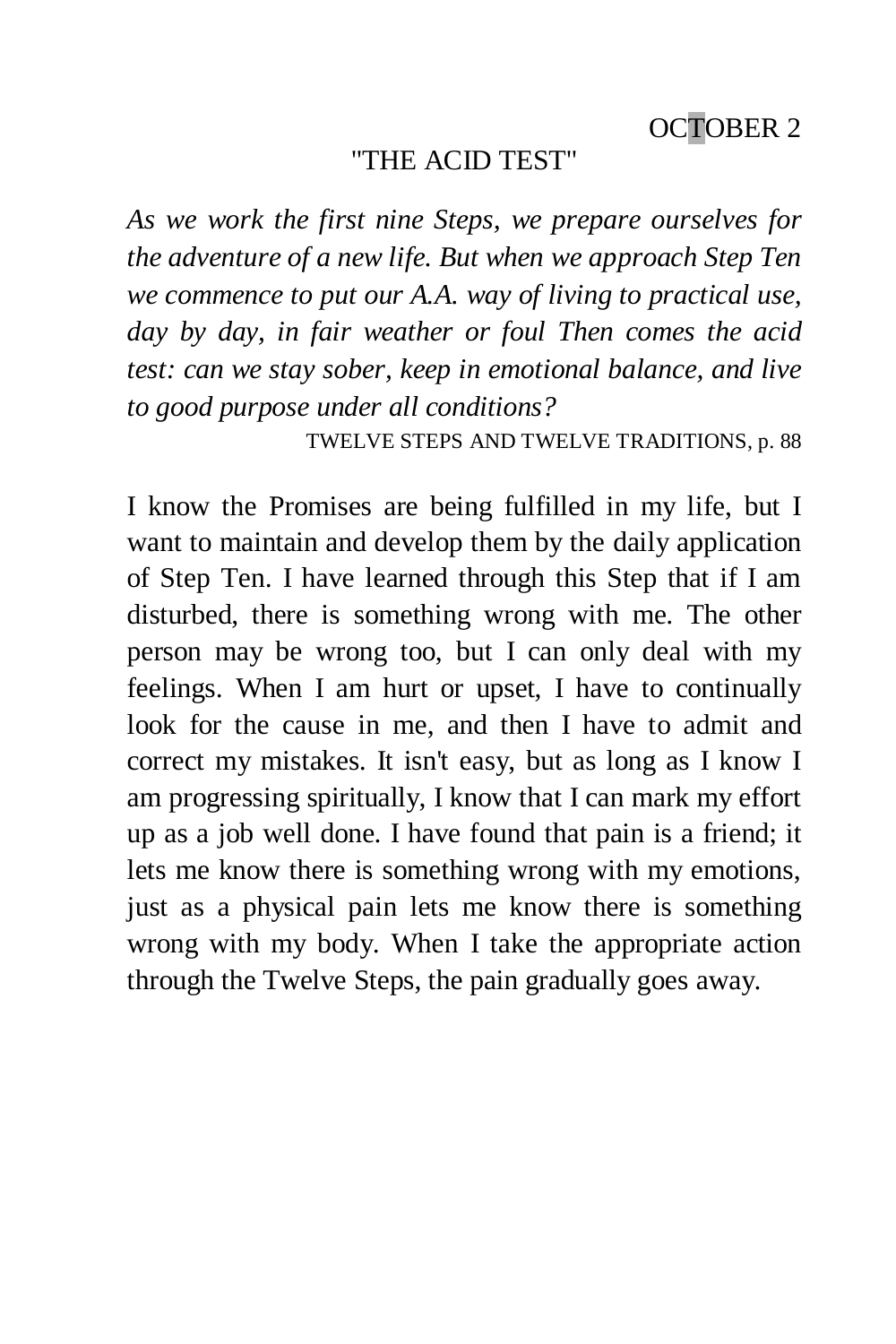OCTOBER 2

## "THE ACID TEST"

*As we work the first nine Steps, we prepare ourselves for the adventure of a new life. But when we approach Step Ten we commence to put our A.A. way of living to practical use, day by day, in fair weather or foul Then comes the acid test: can we stay sober, keep in emotional balance, and live to good purpose under all conditions?*

TWELVE STEPS AND TWELVE TRADITIONS, p. 88

I know the Promises are being fulfilled in my life, but I want to maintain and develop them by the daily application of Step Ten. I have learned through this Step that if I am disturbed, there is something wrong with me. The other person may be wrong too, but I can only deal with my feelings. When I am hurt or upset, I have to continually look for the cause in me, and then I have to admit and correct my mistakes. It isn't easy, but as long as I know I am progressing spiritually, I know that I can mark my effort up as a job well done. I have found that pain is a friend; it lets me know there is something wrong with my emotions, just as a physical pain lets me know there is something wrong with my body. When I take the appropriate action through the Twelve Steps, the pain gradually goes away.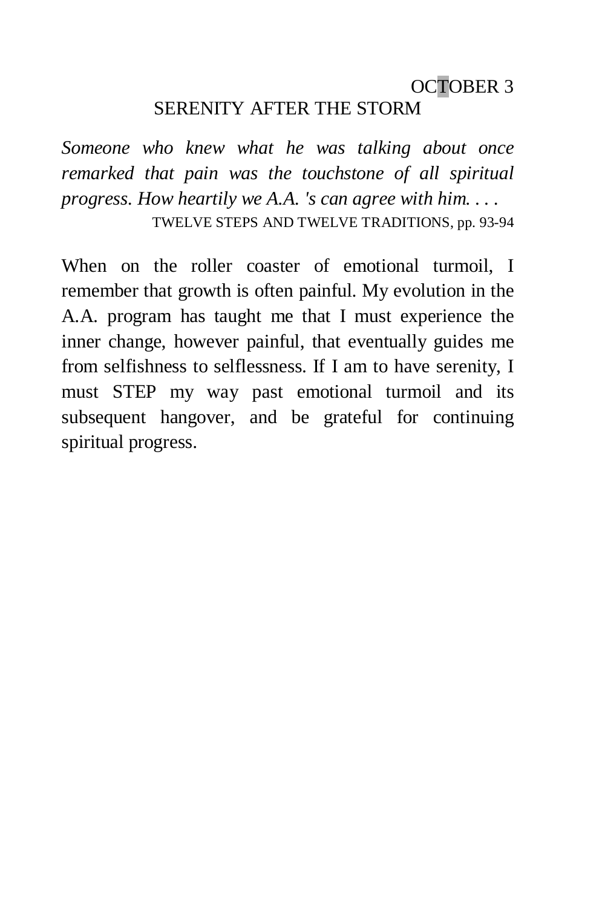OCTOBER 3

## SERENITY AFTER THE STORM

*Someone who knew what he was talking about once remarked that pain was the touchstone of all spiritual progress. How heartily we A.A. 's can agree with him. . . .*

TWELVE STEPS AND TWELVE TRADITIONS, pp. 93-94

When on the roller coaster of emotional turmoil, I remember that growth is often painful. My evolution in the A.A. program has taught me that I must experience the inner change, however painful, that eventually guides me from selfishness to selflessness. If I am to have serenity, I must STEP my way past emotional turmoil and its subsequent hangover, and be grateful for continuing spiritual progress.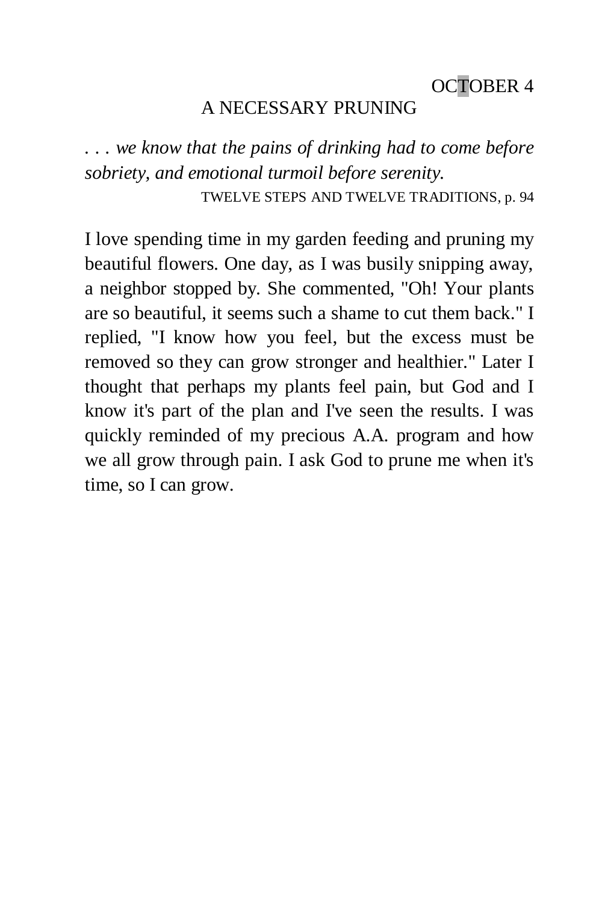OCTOBER 4

## A NECESSARY PRUNING

*. . . we know that the pains of drinking had to come before sobriety, and emotional turmoil before serenity.*

TWELVE STEPS AND TWELVE TRADITIONS, p. 94

I love spending time in my garden feeding and pruning my beautiful flowers. One day, as I was busily snipping away, a neighbor stopped by. She commented, "Oh! Your plants are so beautiful, it seems such a shame to cut them back." I replied, "I know how you feel, but the excess must be removed so they can grow stronger and healthier." Later I thought that perhaps my plants feel pain, but God and I know it's part of the plan and I've seen the results. I was quickly reminded of my precious A.A. program and how we all grow through pain. I ask God to prune me when it's time, so I can grow.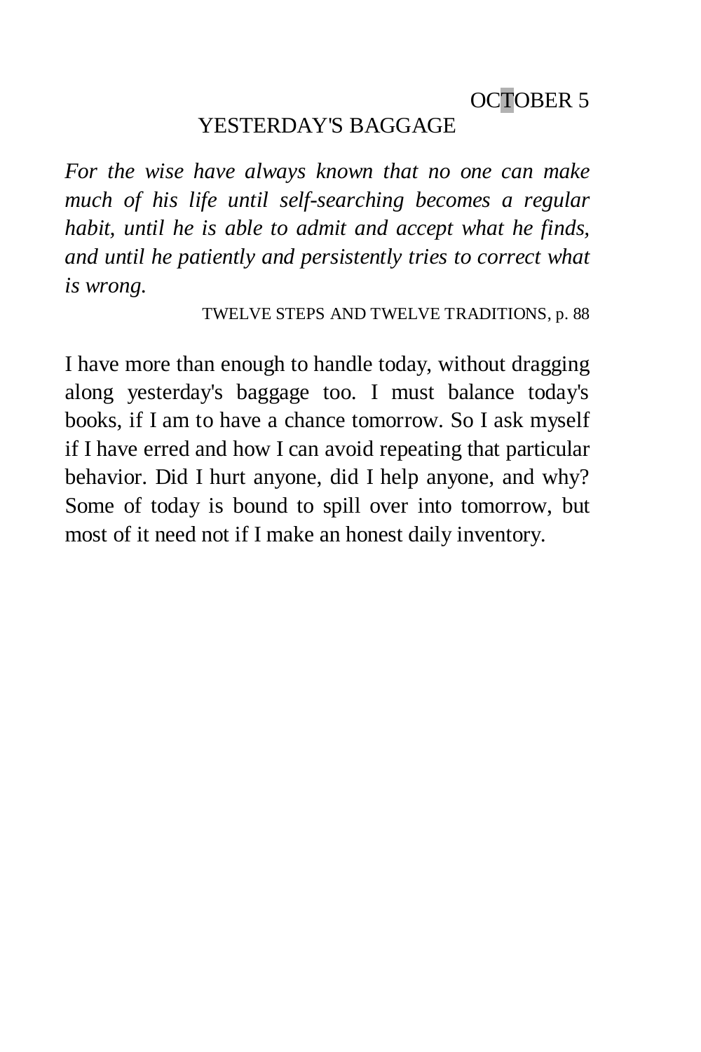OCTOBER 5

## YESTERDAY'S BAGGAGE

*For the wise have always known that no one can make much of his life until self-searching becomes a regular habit, until he is able to admit and accept what he finds, and until he patiently and persistently tries to correct what is wrong.*

TWELVE STEPS AND TWELVE TRADITIONS, p. 88

I have more than enough to handle today, without dragging along yesterday's baggage too. I must balance today's books, if I am to have a chance tomorrow. So I ask myself if I have erred and how I can avoid repeating that particular behavior. Did I hurt anyone, did I help anyone, and why? Some of today is bound to spill over into tomorrow, but most of it need not if I make an honest daily inventory.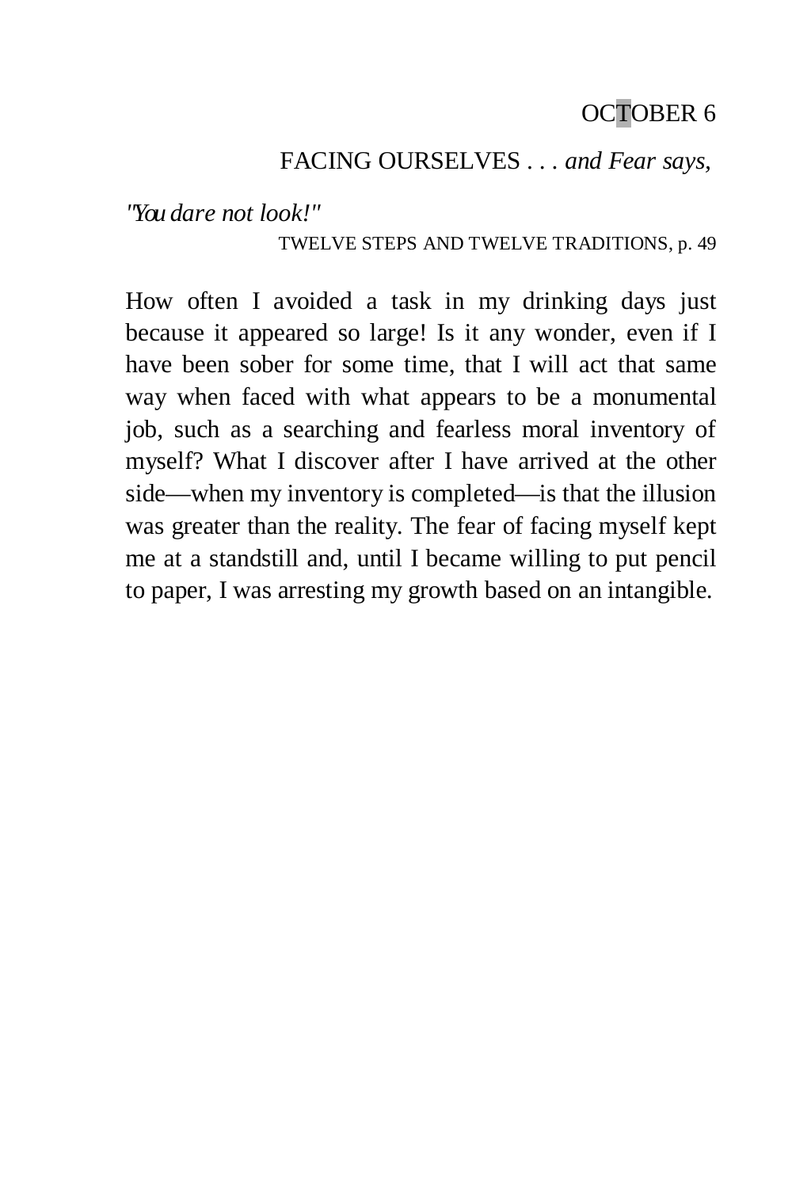# OCTOBER 6

## FACING OURSELVES . . . *and Fear says,*

*"You dare not look!"*

TWELVE STEPS AND TWELVE TRADITIONS, p. 49

How often I avoided a task in my drinking days just because it appeared so large! Is it any wonder, even if I have been sober for some time, that I will act that same way when faced with what appears to be a monumental job, such as a searching and fearless moral inventory of myself? What I discover after I have arrived at the other side—when my inventory is completed—is that the illusion was greater than the reality. The fear of facing myself kept me at a standstill and, until I became willing to put pencil to paper, I was arresting my growth based on an intangible.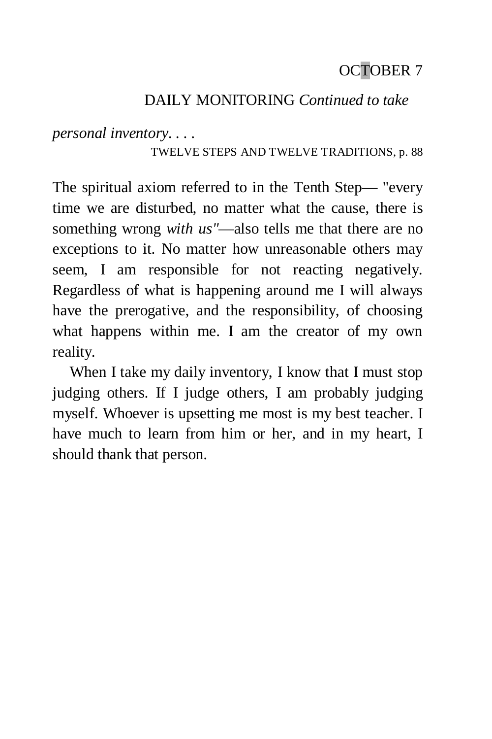OCTOBER 7

## DAILY MONITORING

*Continued to take personal inventory. . . .*

TWELVE STEPS AND TWELVE TRADITIONS, p. 88

The spiritual axiom referred to in the Tenth Step— "every time we are disturbed, no matter what the cause, there is something wrong *with us"*—also tells me that there are no exceptions to it. No matter how unreasonable others may seem, I am responsible for not reacting negatively. Regardless of what is happening around me I will always have the prerogative, and the responsibility, of choosing what happens within me. I am the creator of my own reality.

When I take my daily inventory, I know that I must stop judging others. If I judge others, I am probably judging myself. Whoever is upsetting me most is my best teacher. I have much to learn from him or her, and in my heart, I should thank that person.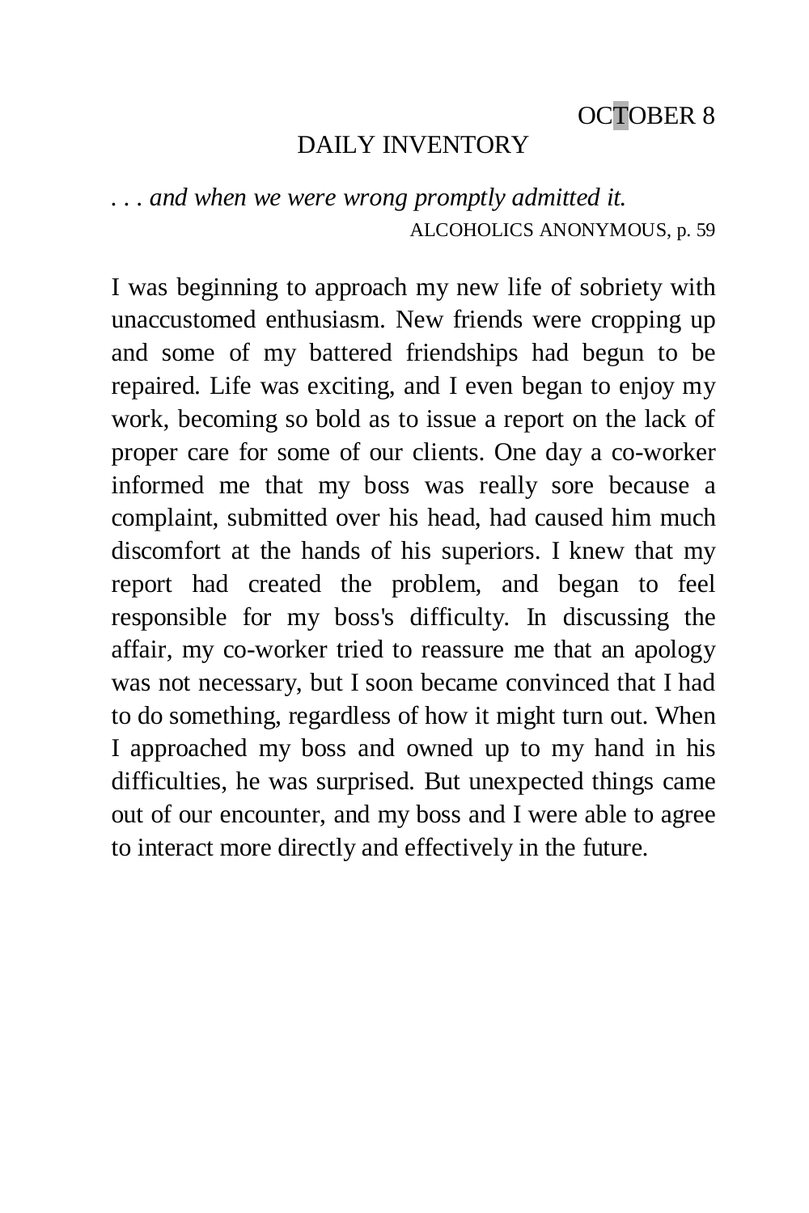OCTOBER 8

## DAILY INVENTORY

*. . . and when we were wrong promptly admitted it.*

ALCOHOLICS ANONYMOUS, p. 59

I was beginning to approach my new life of sobriety with unaccustomed enthusiasm. New friends were cropping up and some of my battered friendships had begun to be repaired. Life was exciting, and I even began to enjoy my work, becoming so bold as to issue a report on the lack of proper care for some of our clients. One day a co-worker informed me that my boss was really sore because a complaint, submitted over his head, had caused him much discomfort at the hands of his superiors. I knew that my report had created the problem, and began to feel responsible for my boss's difficulty. In discussing the affair, my co-worker tried to reassure me that an apology was not necessary, but I soon became convinced that I had to do something, regardless of how it might turn out. When I approached my boss and owned up to my hand in his difficulties, he was surprised. But unexpected things came out of our encounter, and my boss and I were able to agree to interact more directly and effectively in the future.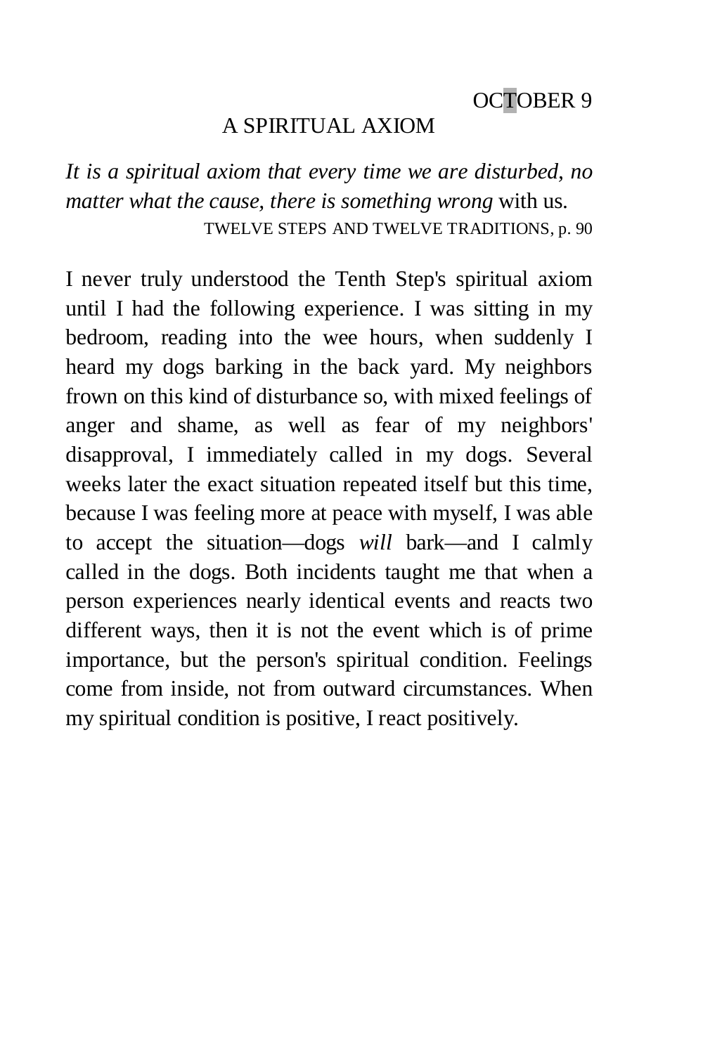OCTOBER 9

## A SPIRITUAL AXIOM

*It is a spiritual axiom that every time we are disturbed, no matter what the cause, there is something wrong* with us.

TWELVE STEPS AND TWELVE TRADITIONS, p. 90

I never truly understood the Tenth Step's spiritual axiom until I had the following experience. I was sitting in my bedroom, reading into the wee hours, when suddenly I heard my dogs barking in the back yard. My neighbors frown on this kind of disturbance so, with mixed feelings of anger and shame, as well as fear of my neighbors' disapproval, I immediately called in my dogs. Several weeks later the exact situation repeated itself but this time, because I was feeling more at peace with myself, I was able to accept the situation—dogs *will* bark—and I calmly called in the dogs. Both incidents taught me that when a person experiences nearly identical events and reacts two different ways, then it is not the event which is of prime importance, but the person's spiritual condition. Feelings come from inside, not from outward circumstances. When my spiritual condition is positive, I react positively.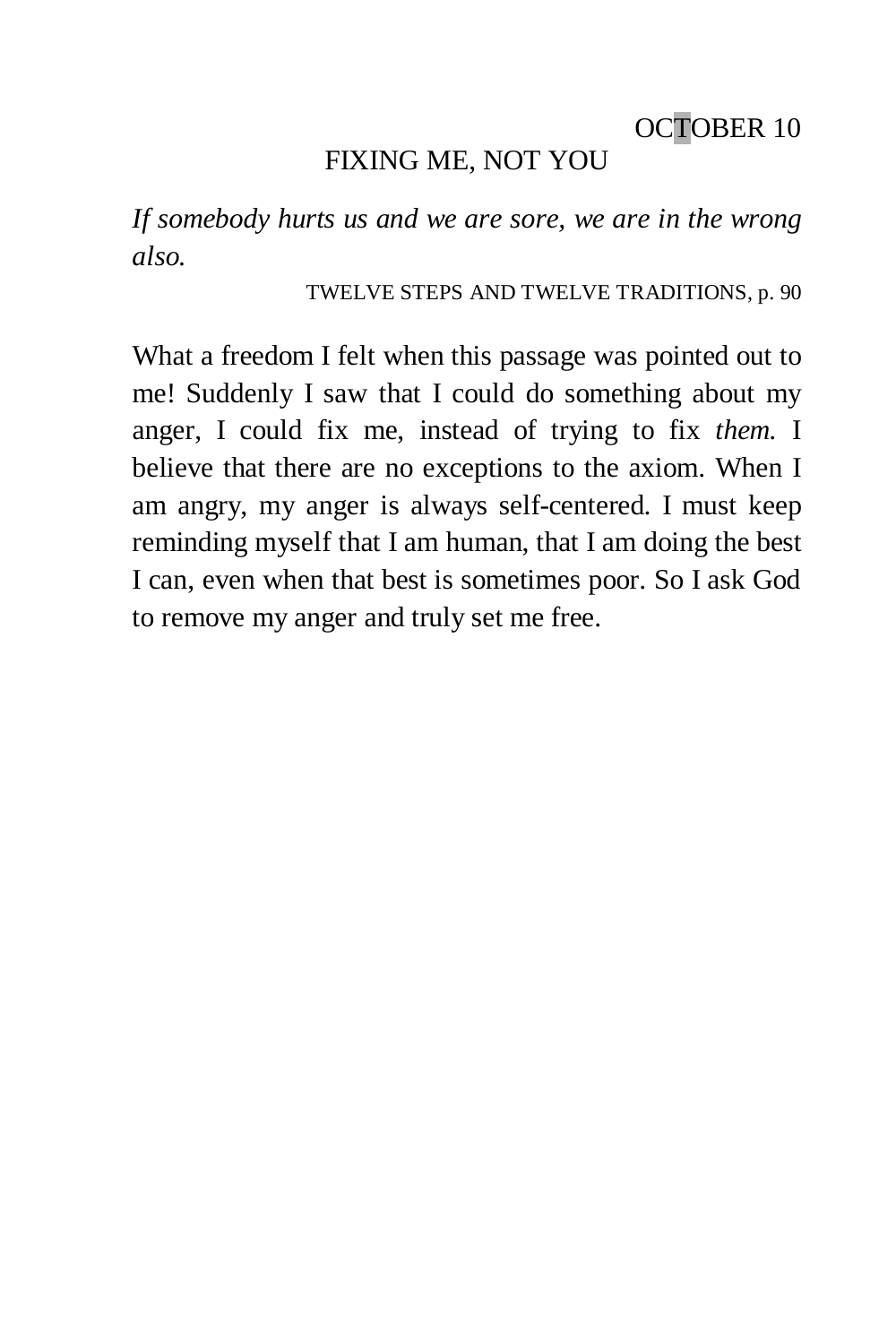OCTOBER 10

## FIXING ME, NOT YOU

*If somebody hurts us and we are sore, we are in the wrong also.*

TWELVE STEPS AND TWELVE TRADITIONS, p. 90

What a freedom I felt when this passage was pointed out to me! Suddenly I saw that I could do something about my anger, I could fix me, instead of trying to fix *them.* I believe that there are no exceptions to the axiom. When I am angry, my anger is always self-centered. I must keep reminding myself that I am human, that I am doing the best I can, even when that best is sometimes poor. So I ask God to remove my anger and truly set me free.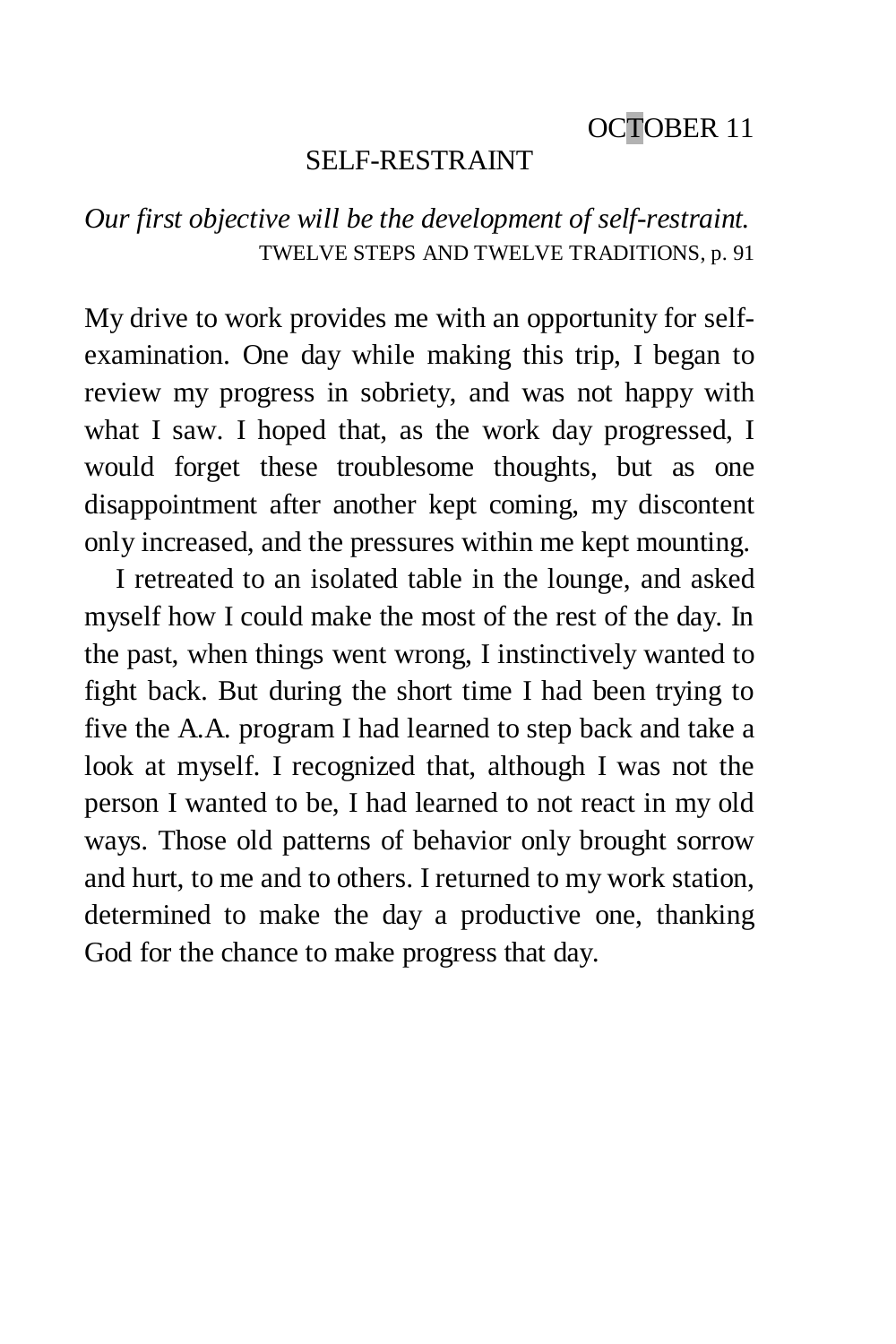OCTOBER 11

## SELF-RESTRAINT

*Our first objective will be the development of self-restraint.*
TWELVE STEPS AND TWELVE TRADITIONS, p. 91

My drive to work provides me with an opportunity for self-examination. One day while making this trip, I began to review my progress in sobriety, and was not happy with what I saw. I hoped that, as the work day progressed, I would forget these troublesome thoughts, but as one disappointment after another kept coming, my discontent only increased, and the pressures within me kept mounting.

I retreated to an isolated table in the lounge, and asked myself how I could make the most of the rest of the day. In the past, when things went wrong, I instinctively wanted to fight back. But during the short time I had been trying to five the A.A. program I had learned to step back and take a look at myself. I recognized that, although I was not the person I wanted to be, I had learned to not react in my old ways. Those old patterns of behavior only brought sorrow and hurt, to me and to others. I returned to my work station, determined to make the day a productive one, thanking God for the chance to make progress that day.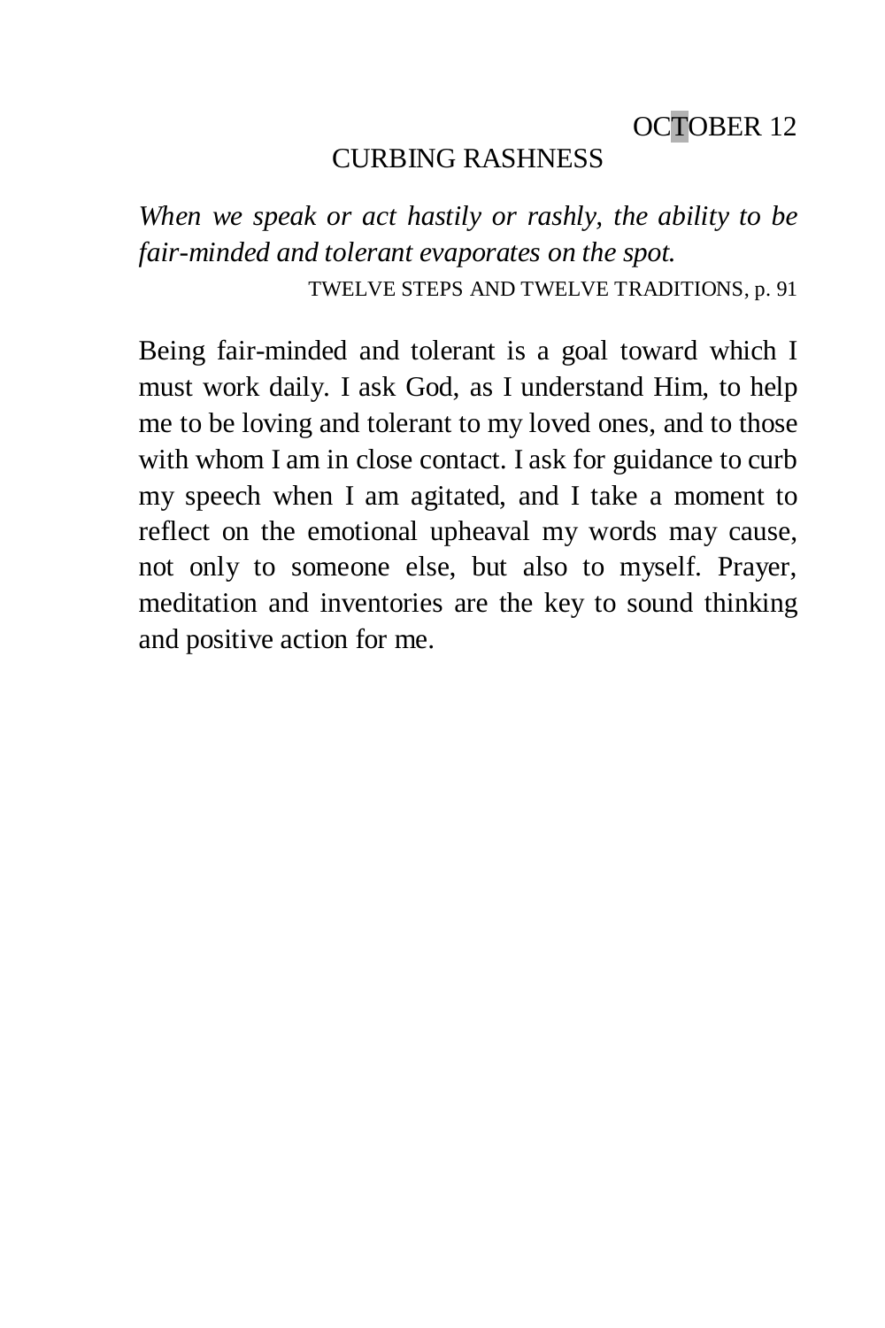OCTOBER 12

## CURBING RASHNESS

*When we speak or act hastily or rashly, the ability to be fair-minded and tolerant evaporates on the spot.*

TWELVE STEPS AND TWELVE TRADITIONS, p. 91

Being fair-minded and tolerant is a goal toward which I must work daily. I ask God, as I understand Him, to help me to be loving and tolerant to my loved ones, and to those with whom I am in close contact. I ask for guidance to curb my speech when I am agitated, and I take a moment to reflect on the emotional upheaval my words may cause, not only to someone else, but also to myself. Prayer, meditation and inventories are the key to sound thinking and positive action for me.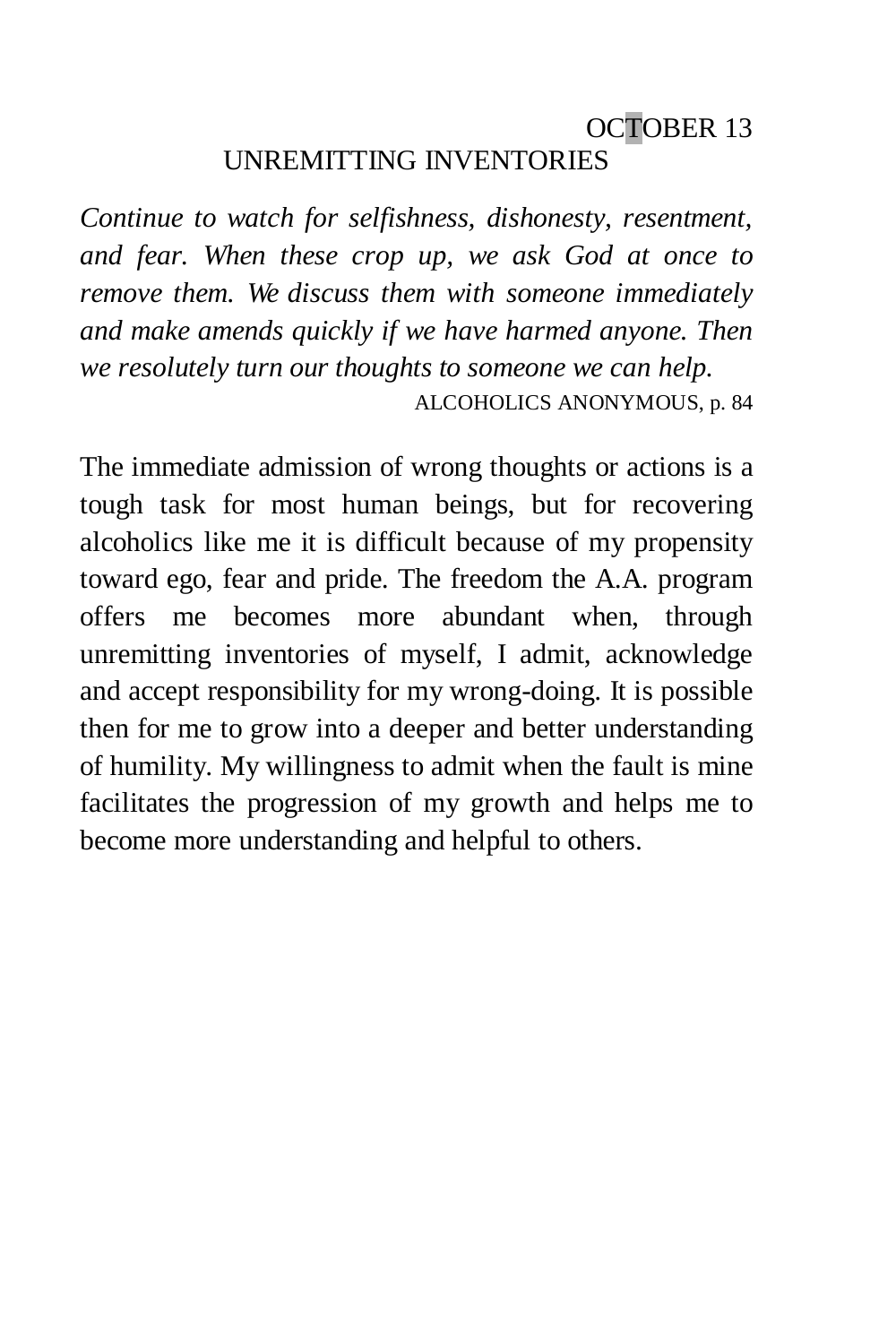OCTOBER 13

## UNREMITTING INVENTORIES

*Continue to watch for selfishness, dishonesty, resentment, and fear. When these crop up, we ask God at once to remove them. We discuss them with someone immediately and make amends quickly if we have harmed anyone. Then we resolutely turn our thoughts to someone we can help.*

ALCOHOLICS ANONYMOUS, p. 84

The immediate admission of wrong thoughts or actions is a tough task for most human beings, but for recovering alcoholics like me it is difficult because of my propensity toward ego, fear and pride. The freedom the A.A. program offers me becomes more abundant when, through unremitting inventories of myself, I admit, acknowledge and accept responsibility for my wrong-doing. It is possible then for me to grow into a deeper and better understanding of humility. My willingness to admit when the fault is mine facilitates the progression of my growth and helps me to become more understanding and helpful to others.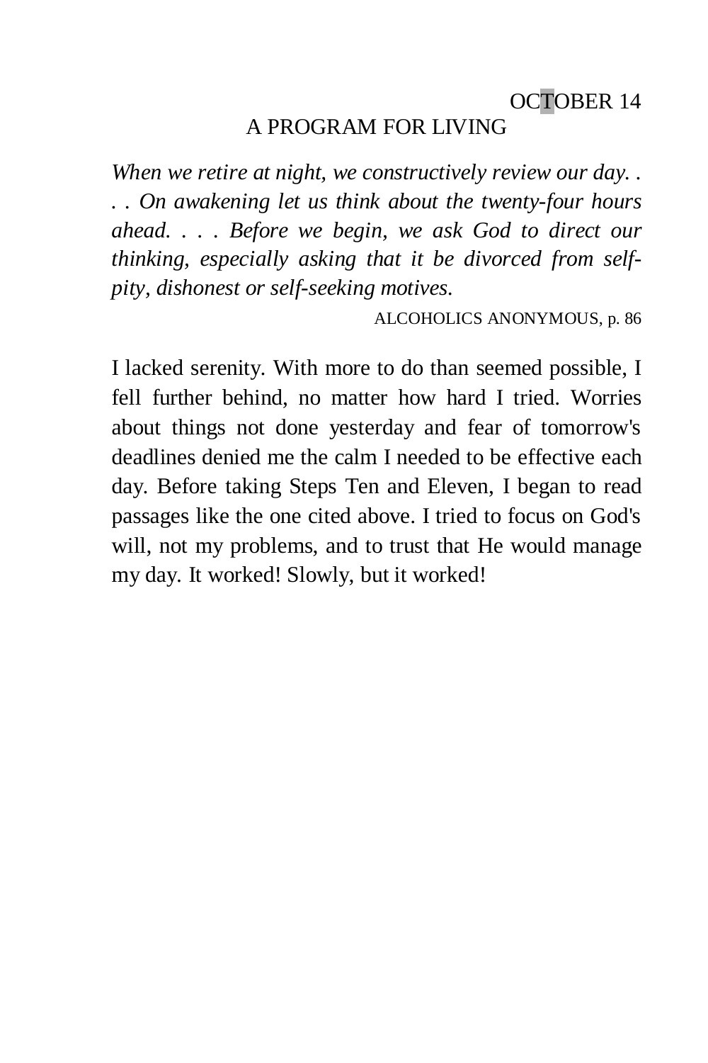OCTOBER 14

## A PROGRAM FOR LIVING

*When we retire at night, we constructively review our day. . . . On awakening let us think about the twenty-four hours ahead. . . . Before we begin, we ask God to direct our thinking, especially asking that it be divorced from self-pity, dishonest or self-seeking motives.*

ALCOHOLICS ANONYMOUS, p. 86

I lacked serenity. With more to do than seemed possible, I fell further behind, no matter how hard I tried. Worries about things not done yesterday and fear of tomorrow's deadlines denied me the calm I needed to be effective each day. Before taking Steps Ten and Eleven, I began to read passages like the one cited above. I tried to focus on God's will, not my problems, and to trust that He would manage my day. It worked! Slowly, but it worked!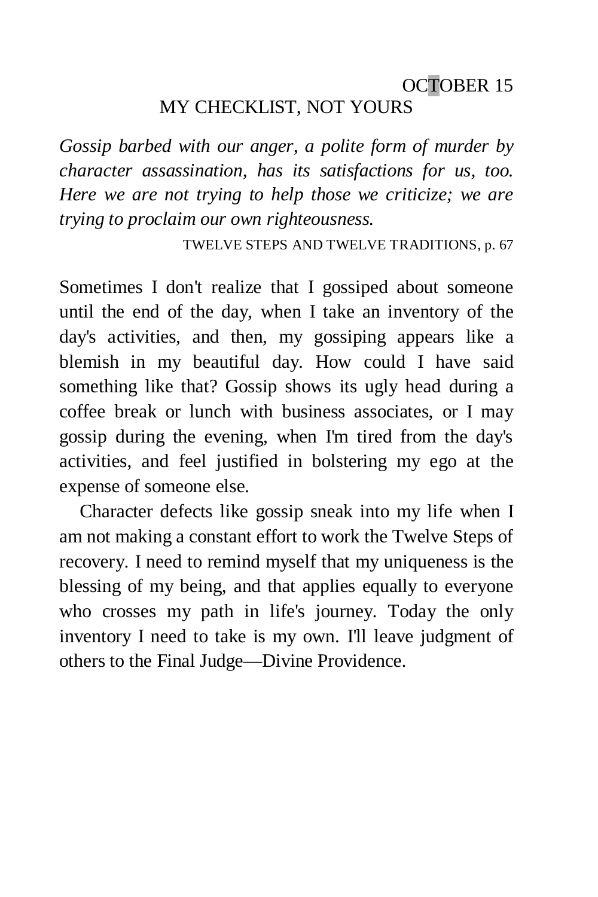OCTOBER 15

## MY CHECKLIST, NOT YOURS

*Gossip barbed with our anger, a polite form of murder by character assassination, has its satisfactions for us, too. Here we are not trying to help those we criticize; we are trying to proclaim our own righteousness.*

TWELVE STEPS AND TWELVE TRADITIONS, p. 67

Sometimes I don't realize that I gossiped about someone until the end of the day, when I take an inventory of the day's activities, and then, my gossiping appears like a blemish in my beautiful day. How could I have said something like that? Gossip shows its ugly head during a coffee break or lunch with business associates, or I may gossip during the evening, when I'm tired from the day's activities, and feel justified in bolstering my ego at the expense of someone else.

Character defects like gossip sneak into my life when I am not making a constant effort to work the Twelve Steps of recovery. I need to remind myself that my uniqueness is the blessing of my being, and that applies equally to everyone who crosses my path in life's journey. Today the only inventory I need to take is my own. I'll leave judgment of others to the Final Judge—Divine Providence.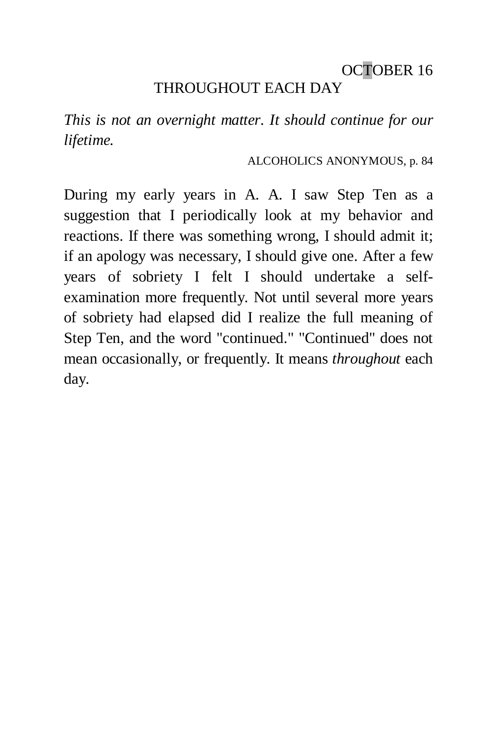OCTOBER 16

## THROUGHOUT EACH DAY

*This is not an overnight matter. It should continue for our lifetime.*

ALCOHOLICS ANONYMOUS, p. 84

During my early years in A. A. I saw Step Ten as a suggestion that I periodically look at my behavior and reactions. If there was something wrong, I should admit it; if an apology was necessary, I should give one. After a few years of sobriety I felt I should undertake a self-examination more frequently. Not until several more years of sobriety had elapsed did I realize the full meaning of Step Ten, and the word "continued." "Continued" does not mean occasionally, or frequently. It means *throughout* each day.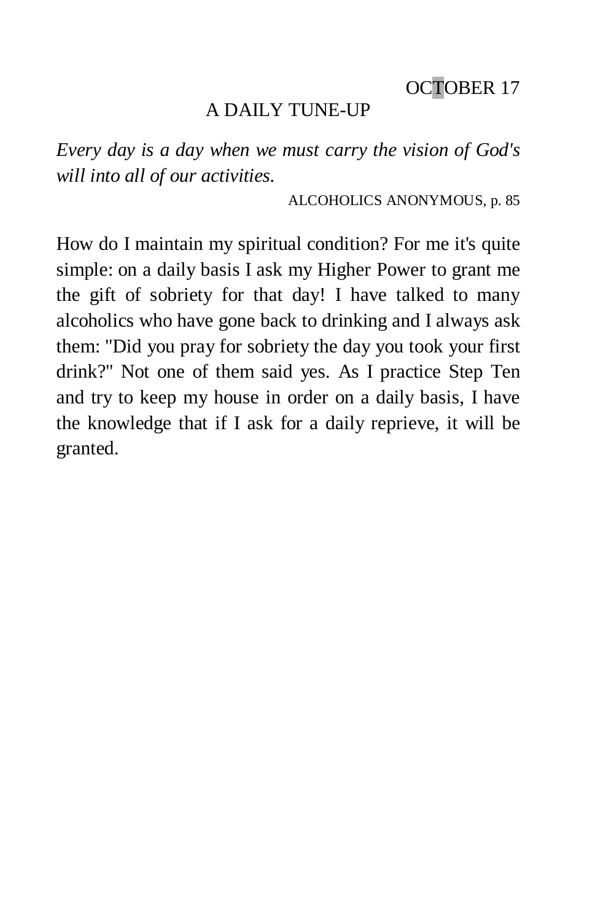OCTOBER 17

## A DAILY TUNE-UP

*Every day is a day when we must carry the vision of God's will into all of our activities.*

ALCOHOLICS ANONYMOUS, p. 85

How do I maintain my spiritual condition? For me it's quite simple: on a daily basis I ask my Higher Power to grant me the gift of sobriety for that day! I have talked to many alcoholics who have gone back to drinking and I always ask them: "Did you pray for sobriety the day you took your first drink?" Not one of them said yes. As I practice Step Ten and try to keep my house in order on a daily basis, I have the knowledge that if I ask for a daily reprieve, it will be granted.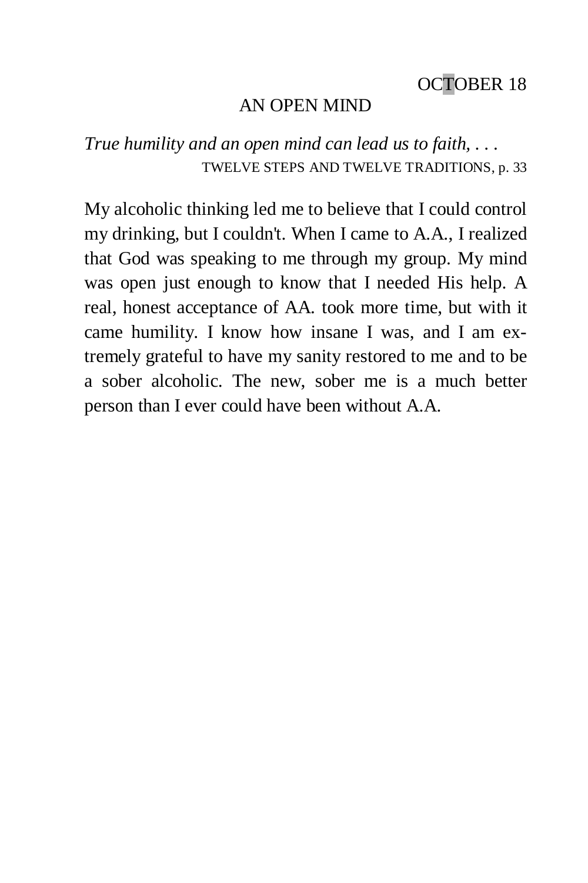OCTOBER 18

## AN OPEN MIND

*True humility and an open mind can lead us to faith, . . .*

TWELVE STEPS AND TWELVE TRADITIONS, p. 33

My alcoholic thinking led me to believe that I could control my drinking, but I couldn't. When I came to A.A., I realized that God was speaking to me through my group. My mind was open just enough to know that I needed His help. A real, honest acceptance of AA. took more time, but with it came humility. I know how insane I was, and I am extremely grateful to have my sanity restored to me and to be a sober alcoholic. The new, sober me is a much better person than I ever could have been without A.A.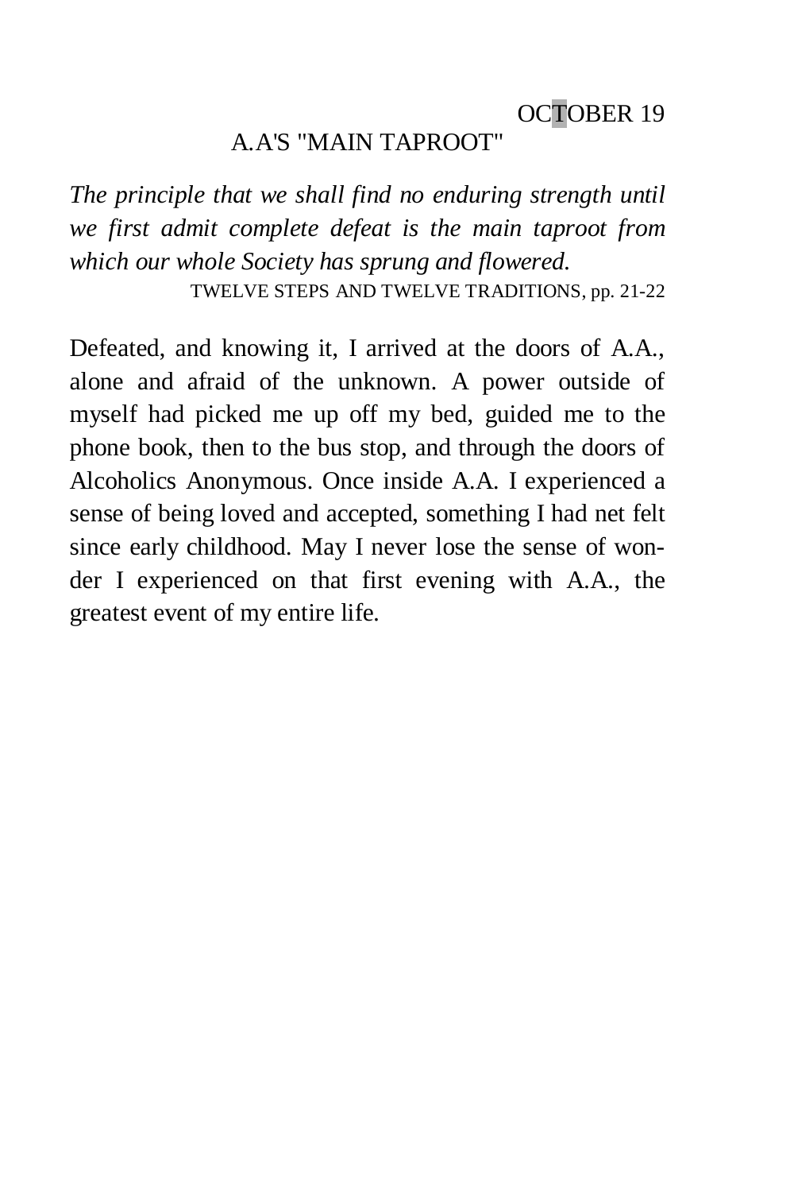OCTOBER 19

## A.A'S "MAIN TAPROOT"

*The principle that we shall find no enduring strength until we first admit complete defeat is the main taproot from which our whole Society has sprung and flowered.*

TWELVE STEPS AND TWELVE TRADITIONS, pp. 21-22

Defeated, and knowing it, I arrived at the doors of A.A., alone and afraid of the unknown. A power outside of myself had picked me up off my bed, guided me to the phone book, then to the bus stop, and through the doors of Alcoholics Anonymous. Once inside A.A. I experienced a sense of being loved and accepted, something I had net felt since early childhood. May I never lose the sense of wonder I experienced on that first evening with A.A., the greatest event of my entire life.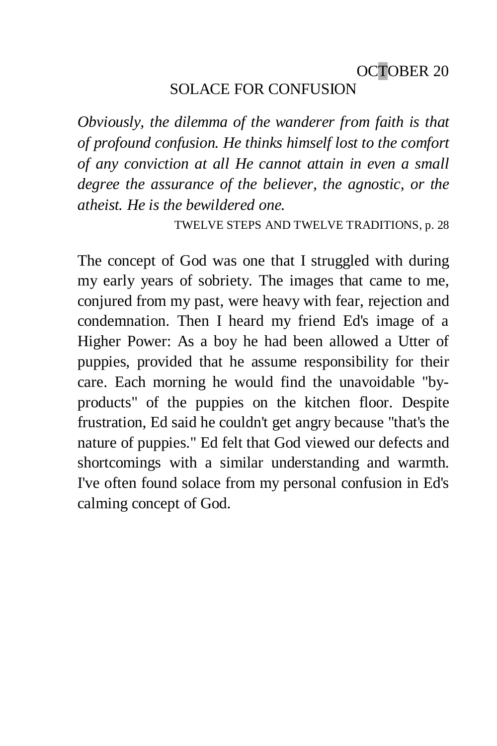OCTOBER 20

## SOLACE FOR CONFUSION

*Obviously, the dilemma of the wanderer from faith is that of profound confusion. He thinks himself lost to the comfort of any conviction at all He cannot attain in even a small degree the assurance of the believer, the agnostic, or the atheist. He is the bewildered one.*

TWELVE STEPS AND TWELVE TRADITIONS, p. 28

The concept of God was one that I struggled with during my early years of sobriety. The images that came to me, conjured from my past, were heavy with fear, rejection and condemnation. Then I heard my friend Ed's image of a Higher Power: As a boy he had been allowed a Utter of puppies, provided that he assume responsibility for their care. Each morning he would find the unavoidable "by-products" of the puppies on the kitchen floor. Despite frustration, Ed said he couldn't get angry because "that's the nature of puppies." Ed felt that God viewed our defects and shortcomings with a similar understanding and warmth. I've often found solace from my personal confusion in Ed's calming concept of God.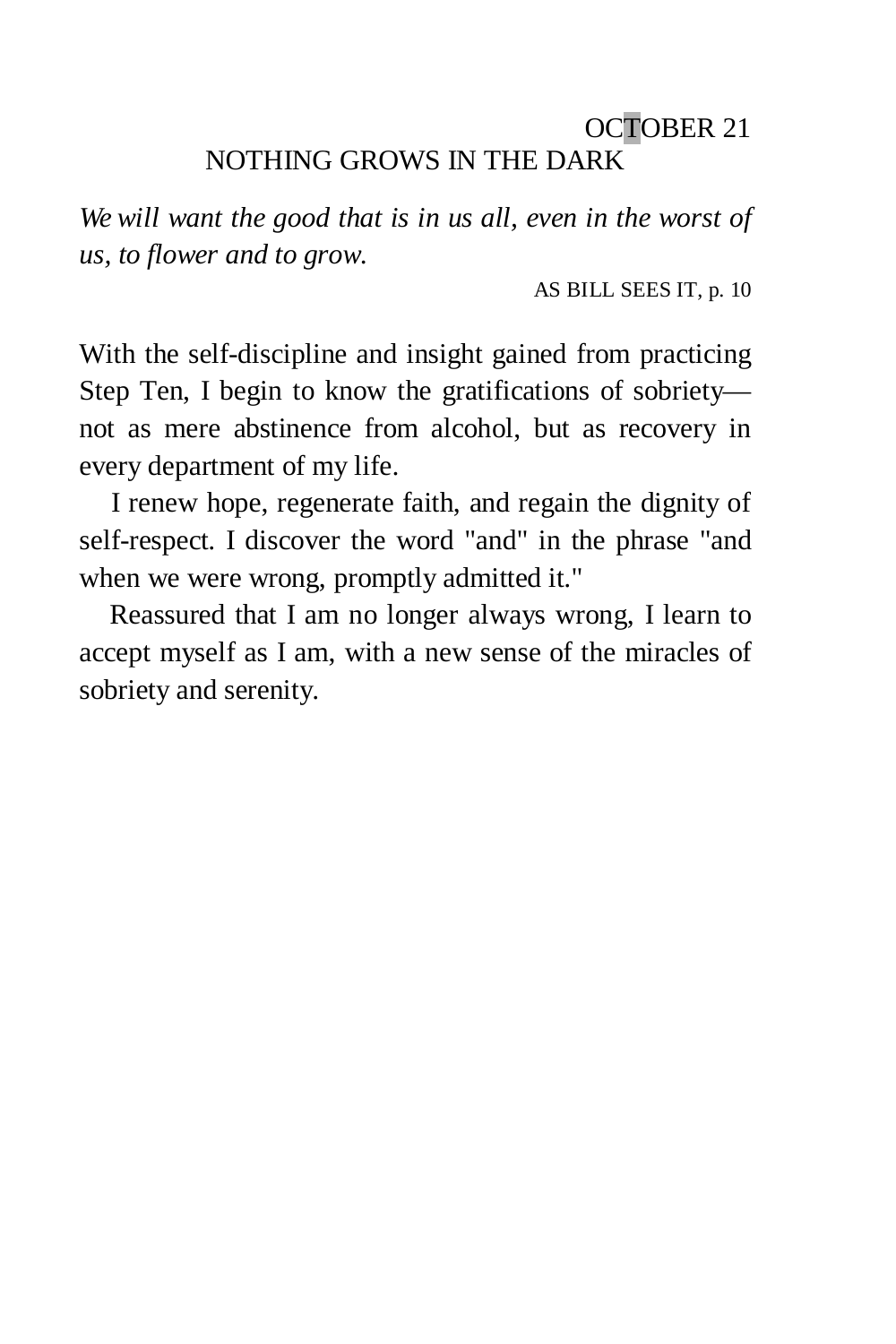OCTOBER 21

## NOTHING GROWS IN THE DARK

*We will want the good that is in us all, even in the worst of us, to flower and to grow.*

AS BILL SEES IT, p. 10

With the self-discipline and insight gained from practicing Step Ten, I begin to know the gratifications of sobriety—not as mere abstinence from alcohol, but as recovery in every department of my life.

I renew hope, regenerate faith, and regain the dignity of self-respect. I discover the word "and" in the phrase "and when we were wrong, promptly admitted it."

Reassured that I am no longer always wrong, I learn to accept myself as I am, with a new sense of the miracles of sobriety and serenity.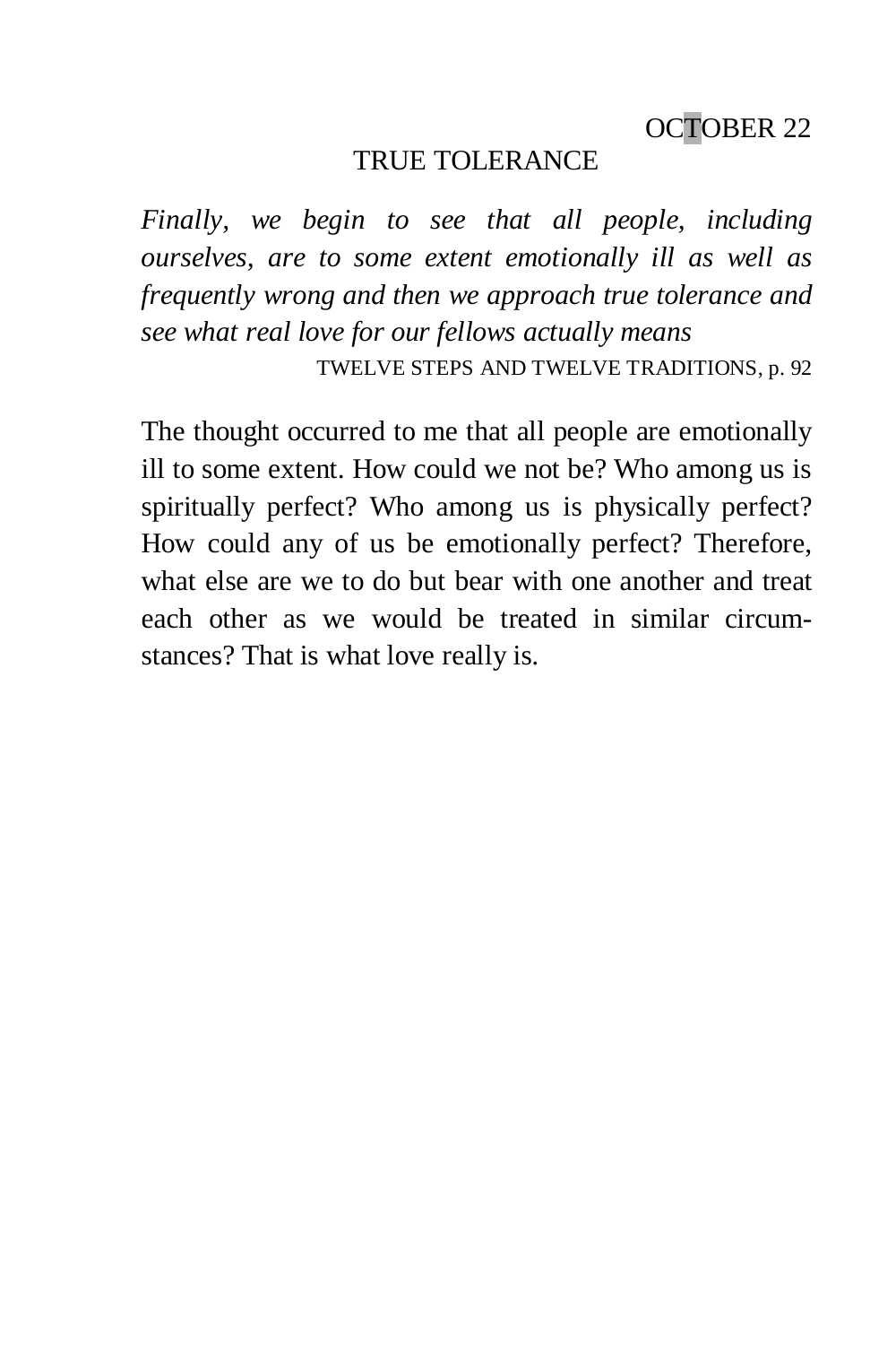OCTOBER 22

## TRUE TOLERANCE

*Finally, we begin to see that all people, including ourselves, are to some extent emotionally ill as well as frequently wrong and then we approach true tolerance and see what real love for our fellows actually means*

TWELVE STEPS AND TWELVE TRADITIONS, p. 92

The thought occurred to me that all people are emotionally ill to some extent. How could we not be? Who among us is spiritually perfect? Who among us is physically perfect? How could any of us be emotionally perfect? Therefore, what else are we to do but bear with one another and treat each other as we would be treated in similar circumstances? That is what love really is.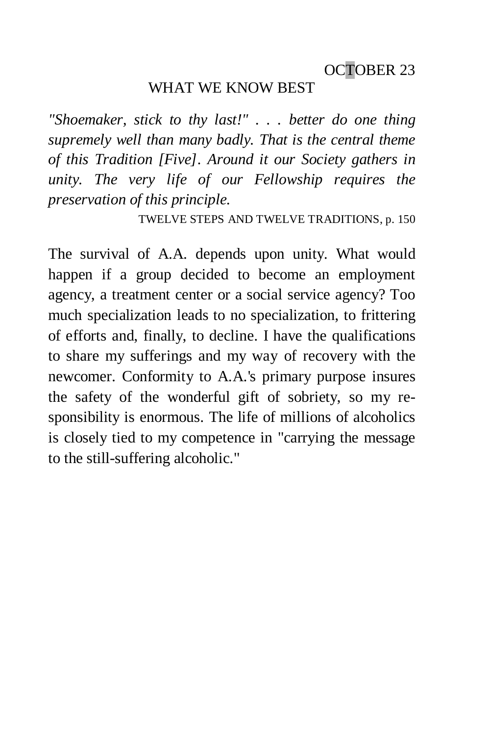OCTOBER 23

## WHAT WE KNOW BEST

*"Shoemaker, stick to thy last!" . . . better do one thing supremely well than many badly. That is the central theme of this Tradition [Five]. Around it our Society gathers in unity. The very life of our Fellowship requires the preservation of this principle.*

TWELVE STEPS AND TWELVE TRADITIONS, p. 150

The survival of A.A. depends upon unity. What would happen if a group decided to become an employment agency, a treatment center or a social service agency? Too much specialization leads to no specialization, to frittering of efforts and, finally, to decline. I have the qualifications to share my sufferings and my way of recovery with the newcomer. Conformity to A.A.'s primary purpose insures the safety of the wonderful gift of sobriety, so my responsibility is enormous. The life of millions of alcoholics is closely tied to my competence in "carrying the message to the still-suffering alcoholic."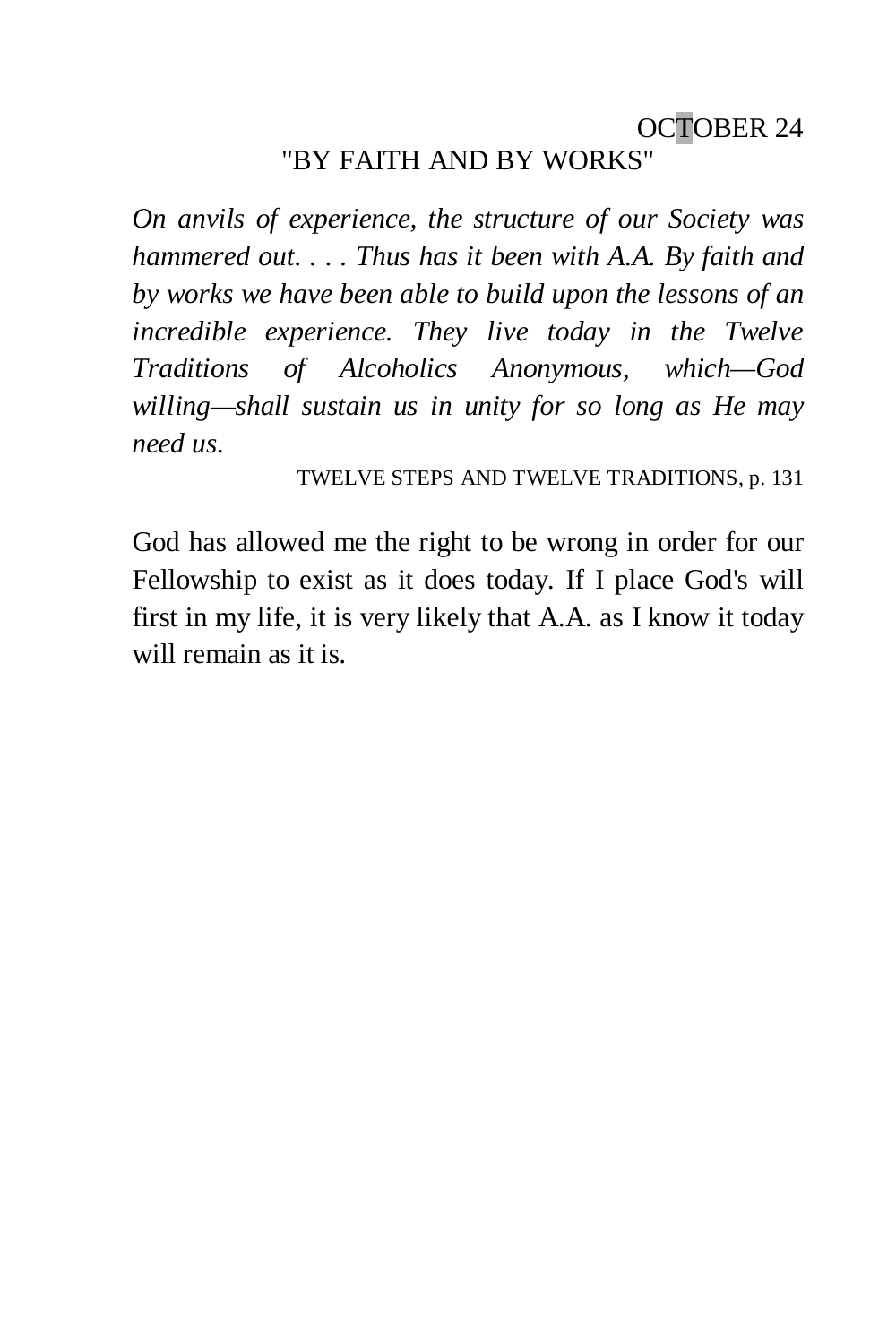OCTOBER 24

## "BY FAITH AND BY WORKS"

*On anvils of experience, the structure of our Society was hammered out. . . . Thus has it been with A.A. By faith and by works we have been able to build upon the lessons of an incredible experience. They live today in the Twelve Traditions of Alcoholics Anonymous, which—God willing—shall sustain us in unity for so long as He may need us.*

TWELVE STEPS AND TWELVE TRADITIONS, p. 131

God has allowed me the right to be wrong in order for our Fellowship to exist as it does today. If I place God's will first in my life, it is very likely that A.A. as I know it today will remain as it is.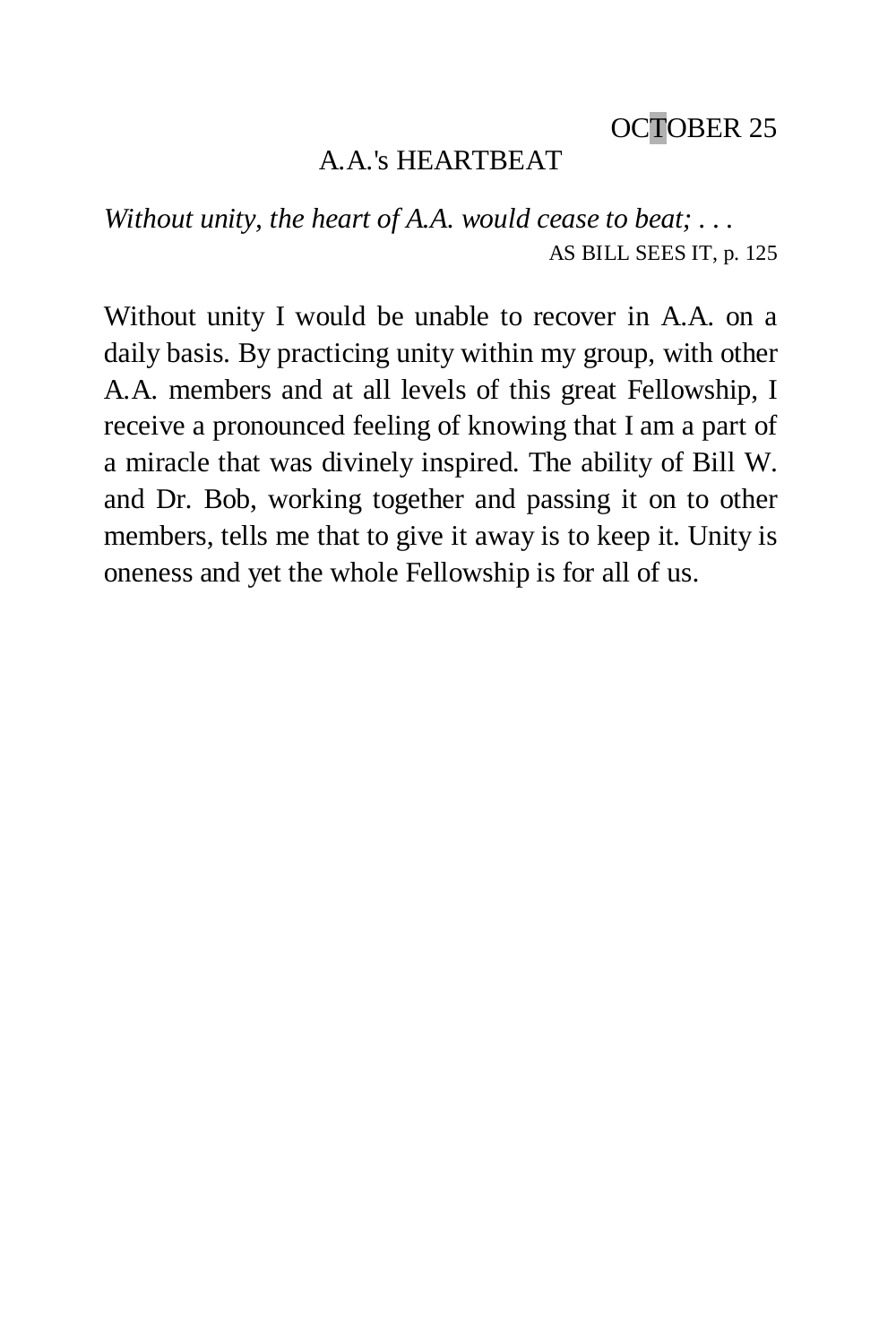OCTOBER 25

## A.A.'s HEARTBEAT

*Without unity, the heart of A.A. would cease to beat;* . . .

AS BILL SEES IT, p. 125

Without unity I would be unable to recover in A.A. on a daily basis. By practicing unity within my group, with other A.A. members and at all levels of this great Fellowship, I receive a pronounced feeling of knowing that I am a part of a miracle that was divinely inspired. The ability of Bill W. and Dr. Bob, working together and passing it on to other members, tells me that to give it away is to keep it. Unity is oneness and yet the whole Fellowship is for all of us.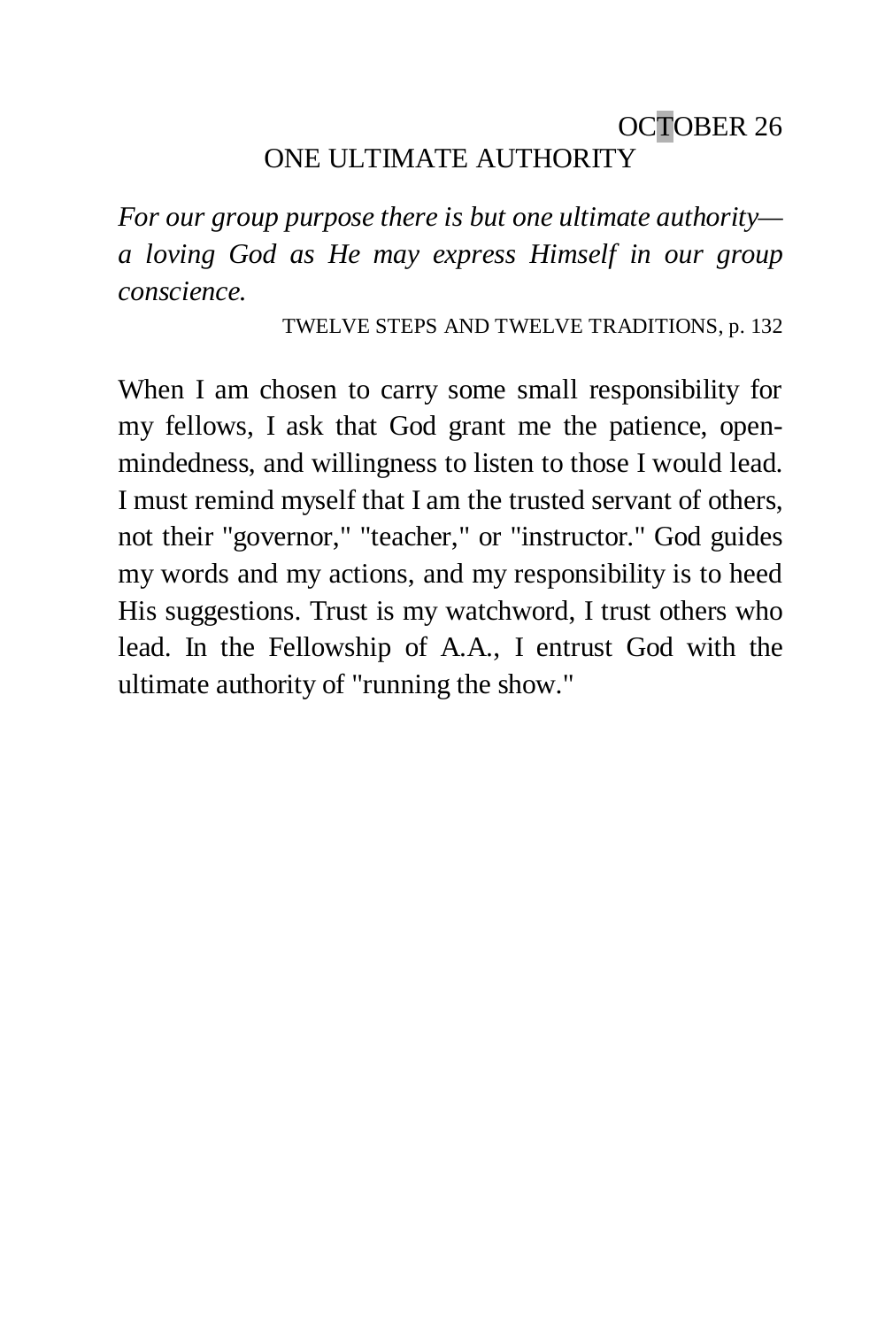OCTOBER 26

# ONE ULTIMATE AUTHORITY

*For our group purpose there is but one ultimate authority—a loving God as He may express Himself in our group conscience.*

TWELVE STEPS AND TWELVE TRADITIONS, p. 132

When I am chosen to carry some small responsibility for my fellows, I ask that God grant me the patience, open-mindedness, and willingness to listen to those I would lead. I must remind myself that I am the trusted servant of others, not their "governor," "teacher," or "instructor." God guides my words and my actions, and my responsibility is to heed His suggestions. Trust is my watchword, I trust others who lead. In the Fellowship of A.A., I entrust God with the ultimate authority of "running the show."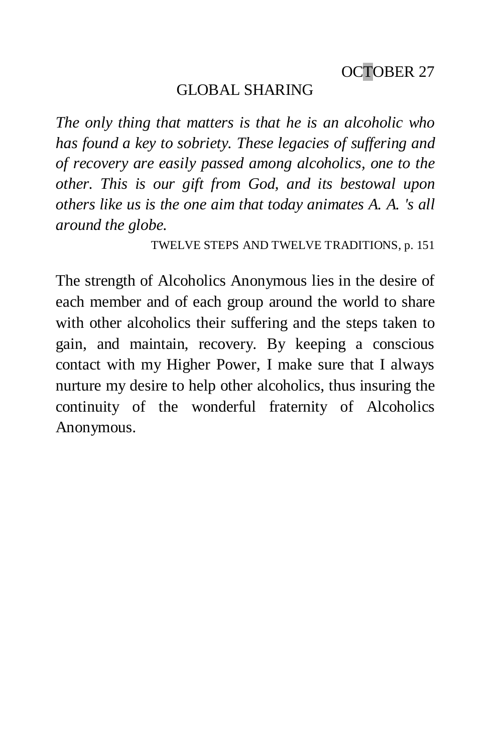OCTOBER 27

## GLOBAL SHARING

*The only thing that matters is that he is an alcoholic who has found a key to sobriety. These legacies of suffering and of recovery are easily passed among alcoholics, one to the other. This is our gift from God, and its bestowal upon others like us is the one aim that today animates A. A. 's all around the globe.*

TWELVE STEPS AND TWELVE TRADITIONS, p. 151

The strength of Alcoholics Anonymous lies in the desire of each member and of each group around the world to share with other alcoholics their suffering and the steps taken to gain, and maintain, recovery. By keeping a conscious contact with my Higher Power, I make sure that I always nurture my desire to help other alcoholics, thus insuring the continuity of the wonderful fraternity of Alcoholics Anonymous.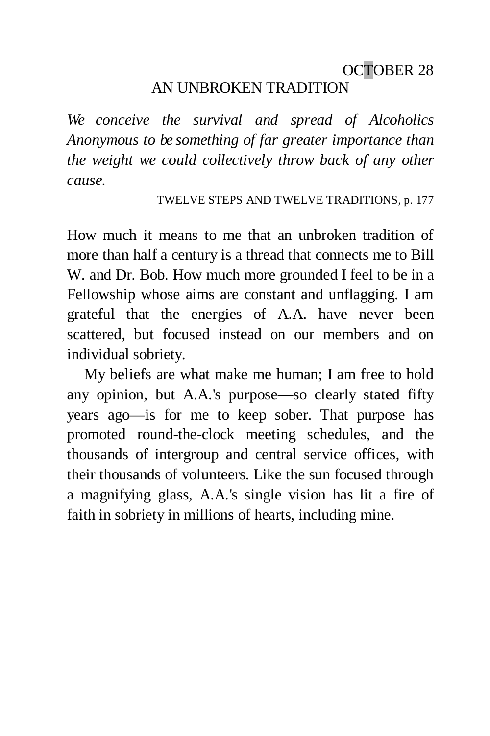OCTOBER 28

## AN UNBROKEN TRADITION

*We conceive the survival and spread of Alcoholics Anonymous to be something of far greater importance than the weight we could collectively throw back of any other cause.*

TWELVE STEPS AND TWELVE TRADITIONS, p. 177

How much it means to me that an unbroken tradition of more than half a century is a thread that connects me to Bill W. and Dr. Bob. How much more grounded I feel to be in a Fellowship whose aims are constant and unflagging. I am grateful that the energies of A.A. have never been scattered, but focused instead on our members and on individual sobriety.

My beliefs are what make me human; I am free to hold any opinion, but A.A.'s purpose—so clearly stated fifty years ago—is for me to keep sober. That purpose has promoted round-the-clock meeting schedules, and the thousands of intergroup and central service offices, with their thousands of volunteers. Like the sun focused through a magnifying glass, A.A.'s single vision has lit a fire of faith in sobriety in millions of hearts, including mine.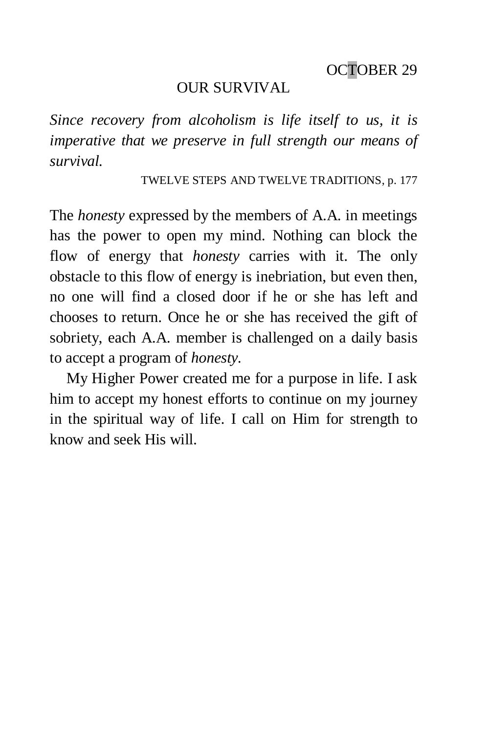OCTOBER 29

## OUR SURVIVAL

*Since recovery from alcoholism is life itself to us, it is imperative that we preserve in full strength our means of survival.*

TWELVE STEPS AND TWELVE TRADITIONS, p. 177

The *honesty* expressed by the members of A.A. in meetings has the power to open my mind. Nothing can block the flow of energy that *honesty* carries with it. The only obstacle to this flow of energy is inebriation, but even then, no one will find a closed door if he or she has left and chooses to return. Once he or she has received the gift of sobriety, each A.A. member is challenged on a daily basis to accept a program of *honesty*.

My Higher Power created me for a purpose in life. I ask him to accept my honest efforts to continue on my journey in the spiritual way of life. I call on Him for strength to know and seek His will.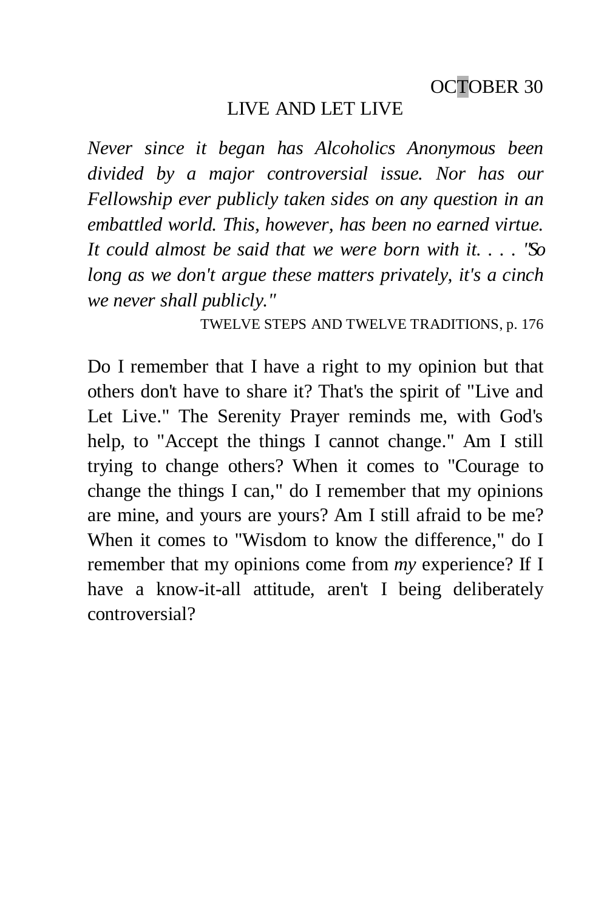OCTOBER 30

## LIVE AND LET LIVE

*Never since it began has Alcoholics Anonymous been divided by a major controversial issue. Nor has our Fellowship ever publicly taken sides on any question in an embattled world. This, however, has been no earned virtue. It could almost be said that we were born with it. . . . "So long as we don't argue these matters privately, it's a cinch we never shall publicly."*

TWELVE STEPS AND TWELVE TRADITIONS, p. 176

Do I remember that I have a right to my opinion but that others don't have to share it? That's the spirit of "Live and Let Live." The Serenity Prayer reminds me, with God's help, to "Accept the things I cannot change." Am I still trying to change others? When it comes to "Courage to change the things I can," do I remember that my opinions are mine, and yours are yours? Am I still afraid to be me? When it comes to "Wisdom to know the difference," do I remember that my opinions come from *my* experience? If I have a know-it-all attitude, aren't I being deliberately controversial?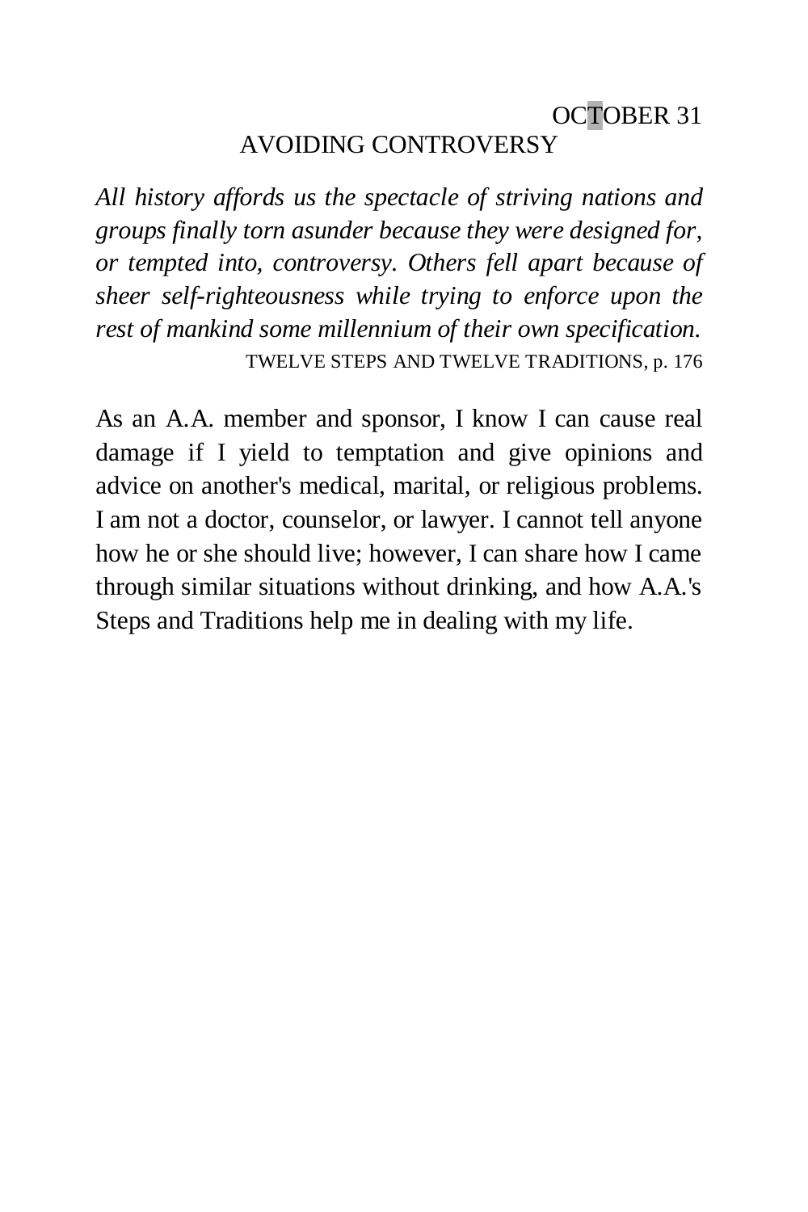OCTOBER 31

## AVOIDING CONTROVERSY

*All history affords us the spectacle of striving nations and groups finally torn asunder because they were designed for, or tempted into, controversy. Others fell apart because of sheer self-righteousness while trying to enforce upon the rest of mankind some millennium of their own specification.*

TWELVE STEPS AND TWELVE TRADITIONS, p. 176

As an A.A. member and sponsor, I know I can cause real damage if I yield to temptation and give opinions and advice on another's medical, marital, or religious problems. I am not a doctor, counselor, or lawyer. I cannot tell anyone how he or she should live; however, I can share how I came through similar situations without drinking, and how A.A.'s Steps and Traditions help me in dealing with my life.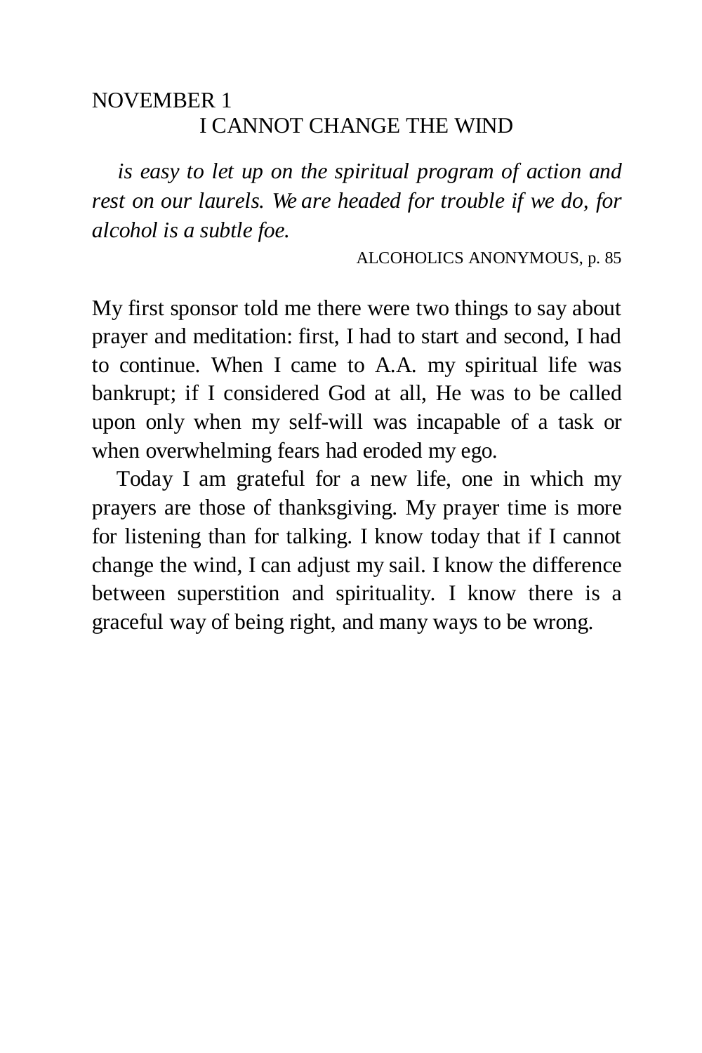NOVEMBER 1

# I CANNOT CHANGE THE WIND

*is easy to let up on the spiritual program of action and rest on our laurels. We are headed for trouble if we do, for alcohol is a subtle foe.*

ALCOHOLICS ANONYMOUS, p. 85

My first sponsor told me there were two things to say about prayer and meditation: first, I had to start and second, I had to continue. When I came to A.A. my spiritual life was bankrupt; if I considered God at all, He was to be called upon only when my self-will was incapable of a task or when overwhelming fears had eroded my ego.

Today I am grateful for a new life, one in which my prayers are those of thanksgiving. My prayer time is more for listening than for talking. I know today that if I cannot change the wind, I can adjust my sail. I know the difference between superstition and spirituality. I know there is a graceful way of being right, and many ways to be wrong.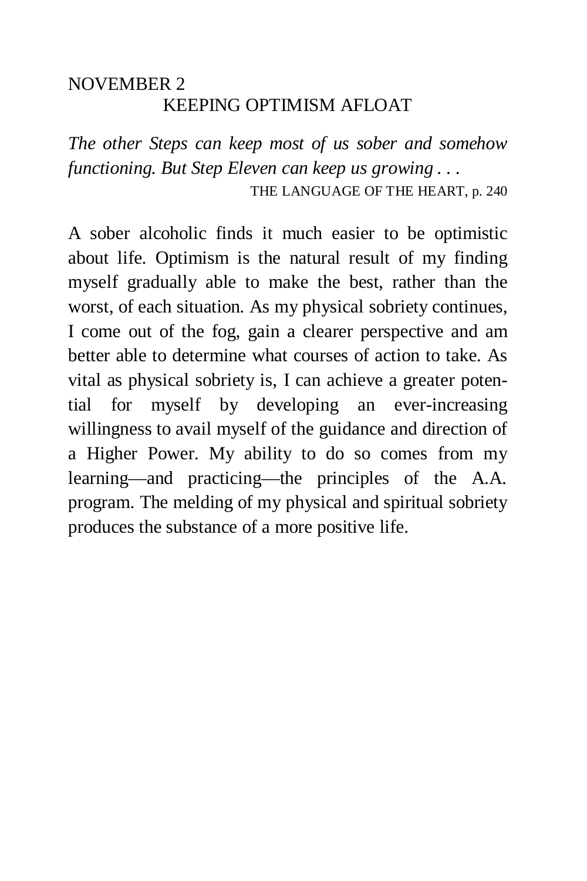NOVEMBER 2

## KEEPING OPTIMISM AFLOAT

*The other Steps can keep most of us sober and somehow functioning. But Step Eleven can keep us growing . . .*

THE LANGUAGE OF THE HEART, p. 240

A sober alcoholic finds it much easier to be optimistic about life. Optimism is the natural result of my finding myself gradually able to make the best, rather than the worst, of each situation. As my physical sobriety continues, I come out of the fog, gain a clearer perspective and am better able to determine what courses of action to take. As vital as physical sobriety is, I can achieve a greater potential for myself by developing an ever-increasing willingness to avail myself of the guidance and direction of a Higher Power. My ability to do so comes from my learning—and practicing—the principles of the A.A. program. The melding of my physical and spiritual sobriety produces the substance of a more positive life.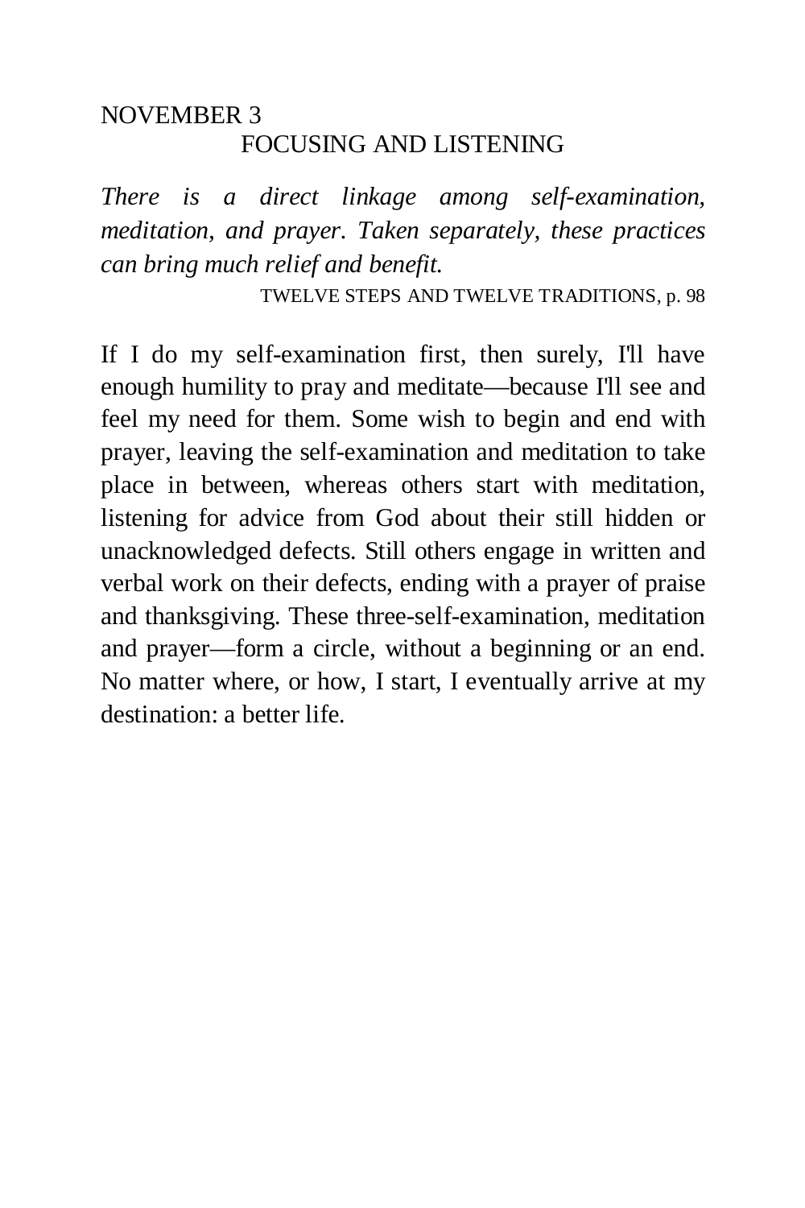NOVEMBER 3

## FOCUSING AND LISTENING

*There is a direct linkage among self-examination, meditation, and prayer. Taken separately, these practices can bring much relief and benefit.*

TWELVE STEPS AND TWELVE TRADITIONS, p. 98

If I do my self-examination first, then surely, I'll have enough humility to pray and meditate—because I'll see and feel my need for them. Some wish to begin and end with prayer, leaving the self-examination and meditation to take place in between, whereas others start with meditation, listening for advice from God about their still hidden or unacknowledged defects. Still others engage in written and verbal work on their defects, ending with a prayer of praise and thanksgiving. These three-self-examination, meditation and prayer—form a circle, without a beginning or an end. No matter where, or how, I start, I eventually arrive at my destination: a better life.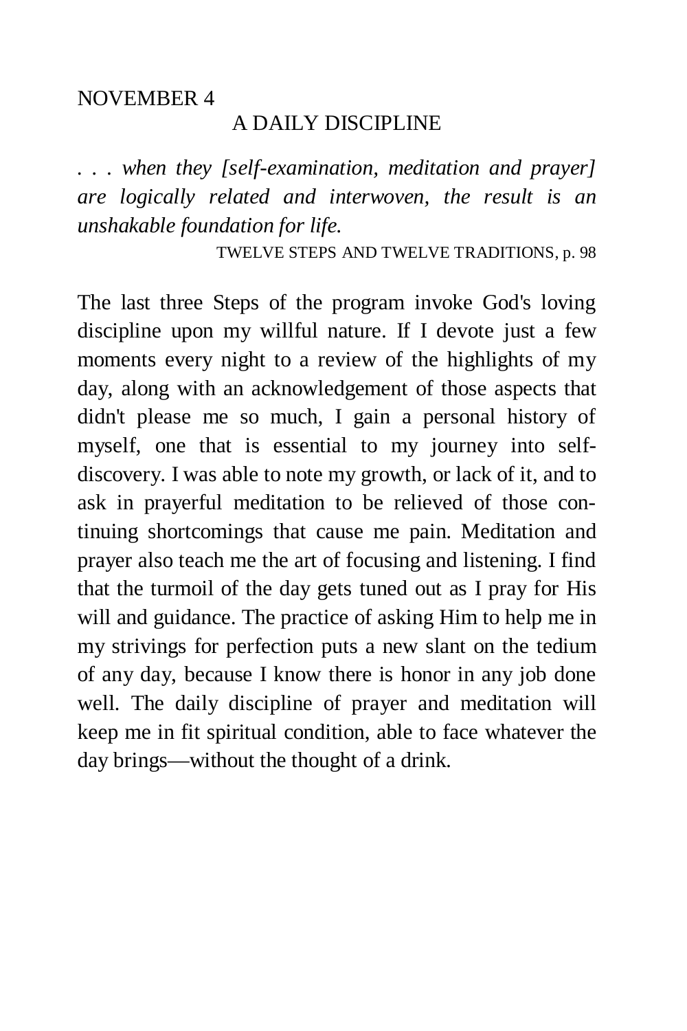NOVEMBER 4

## A DAILY DISCIPLINE

*. . . when they [self-examination, meditation and prayer] are logically related and interwoven, the result is an unshakable foundation for life.*

TWELVE STEPS AND TWELVE TRADITIONS, p. 98

The last three Steps of the program invoke God's loving discipline upon my willful nature. If I devote just a few moments every night to a review of the highlights of my day, along with an acknowledgement of those aspects that didn't please me so much, I gain a personal history of myself, one that is essential to my journey into self-discovery. I was able to note my growth, or lack of it, and to ask in prayerful meditation to be relieved of those continuing shortcomings that cause me pain. Meditation and prayer also teach me the art of focusing and listening. I find that the turmoil of the day gets tuned out as I pray for His will and guidance. The practice of asking Him to help me in my strivings for perfection puts a new slant on the tedium of any day, because I know there is honor in any job done well. The daily discipline of prayer and meditation will keep me in fit spiritual condition, able to face whatever the day brings—without the thought of a drink.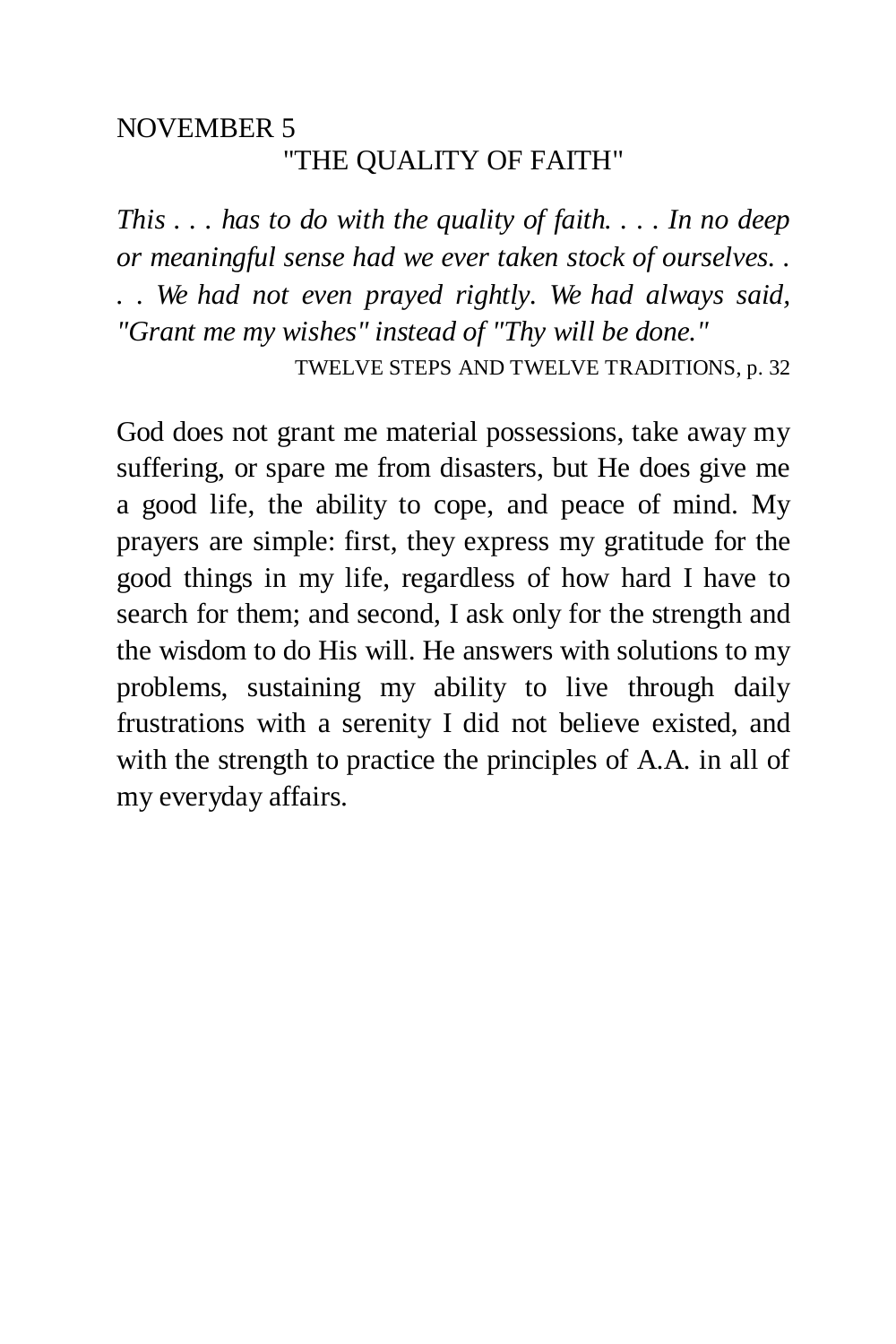NOVEMBER 5

## "THE QUALITY OF FAITH"

*This . . . has to do with the quality of faith. . . . In no deep or meaningful sense had we ever taken stock of ourselves. . . . We had not even prayed rightly. We had always said, "Grant me my wishes" instead of "Thy will be done."*

TWELVE STEPS AND TWELVE TRADITIONS, p. 32

God does not grant me material possessions, take away my suffering, or spare me from disasters, but He does give me a good life, the ability to cope, and peace of mind. My prayers are simple: first, they express my gratitude for the good things in my life, regardless of how hard I have to search for them; and second, I ask only for the strength and the wisdom to do His will. He answers with solutions to my problems, sustaining my ability to live through daily frustrations with a serenity I did not believe existed, and with the strength to practice the principles of A.A. in all of my everyday affairs.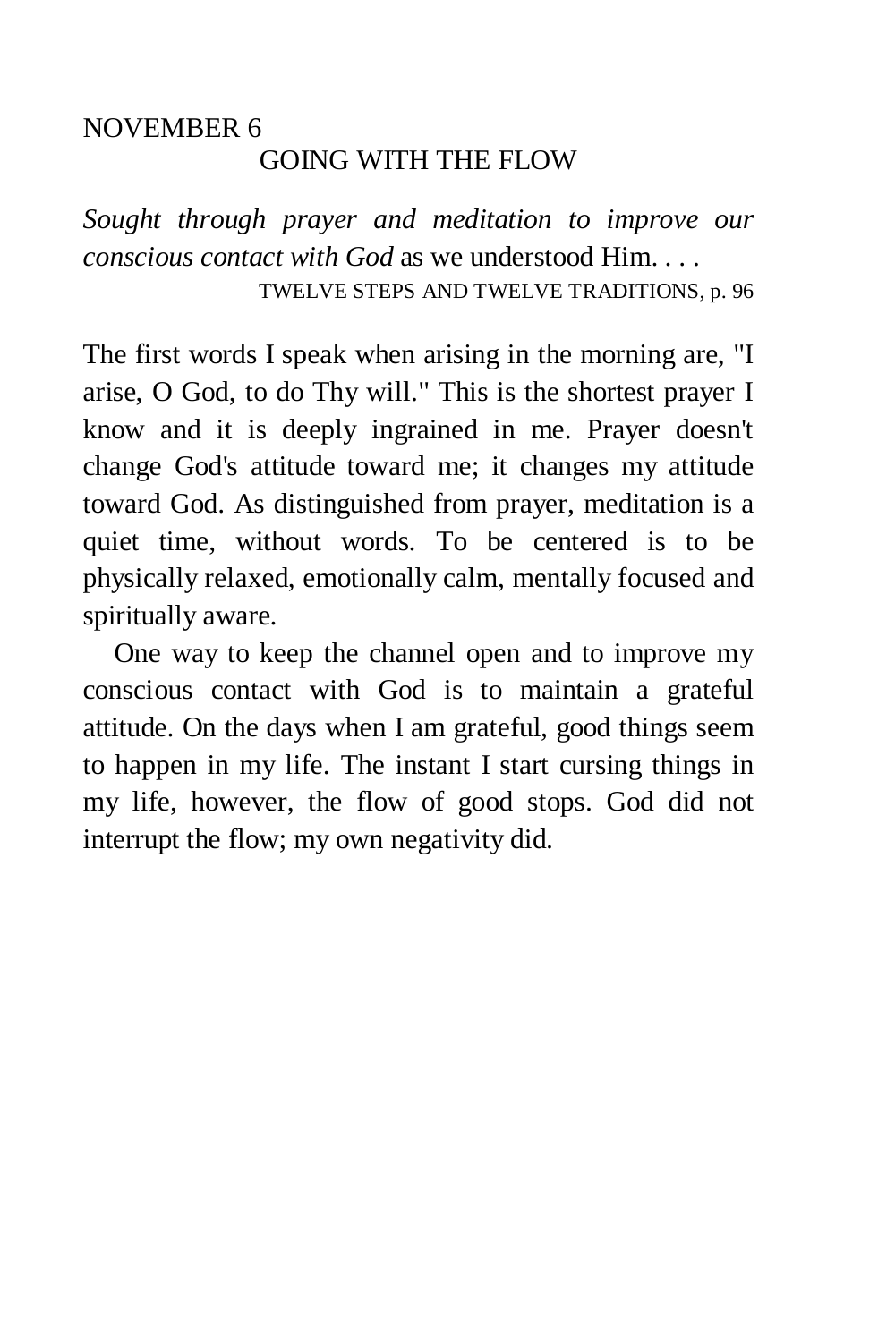NOVEMBER 6

## GOING WITH THE FLOW

*Sought through prayer and meditation to improve our conscious contact with God* as we understood Him. . . .

TWELVE STEPS AND TWELVE TRADITIONS, p. 96

The first words I speak when arising in the morning are, "I arise, O God, to do Thy will." This is the shortest prayer I know and it is deeply ingrained in me. Prayer doesn't change God's attitude toward me; it changes my attitude toward God. As distinguished from prayer, meditation is a quiet time, without words. To be centered is to be physically relaxed, emotionally calm, mentally focused and spiritually aware.

One way to keep the channel open and to improve my conscious contact with God is to maintain a grateful attitude. On the days when I am grateful, good things seem to happen in my life. The instant I start cursing things in my life, however, the flow of good stops. God did not interrupt the flow; my own negativity did.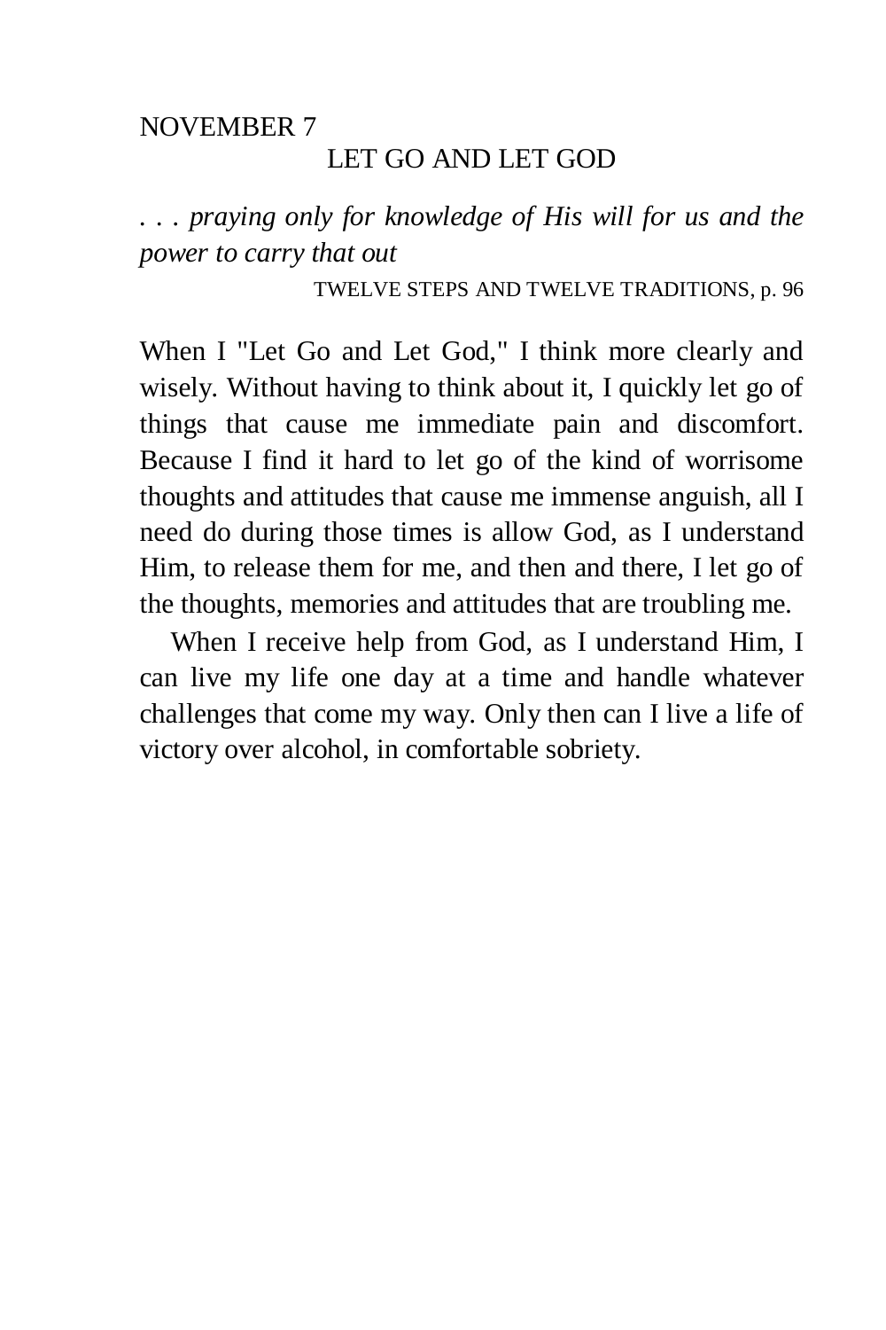NOVEMBER 7

## LET GO AND LET GOD

*. . . praying only for knowledge of His will for us and the power to carry that out*

TWELVE STEPS AND TWELVE TRADITIONS, p. 96

When I "Let Go and Let God," I think more clearly and wisely. Without having to think about it, I quickly let go of things that cause me immediate pain and discomfort. Because I find it hard to let go of the kind of worrisome thoughts and attitudes that cause me immense anguish, all I need do during those times is allow God, as I understand Him, to release them for me, and then and there, I let go of the thoughts, memories and attitudes that are troubling me.

When I receive help from God, as I understand Him, I can live my life one day at a time and handle whatever challenges that come my way. Only then can I live a life of victory over alcohol, in comfortable sobriety.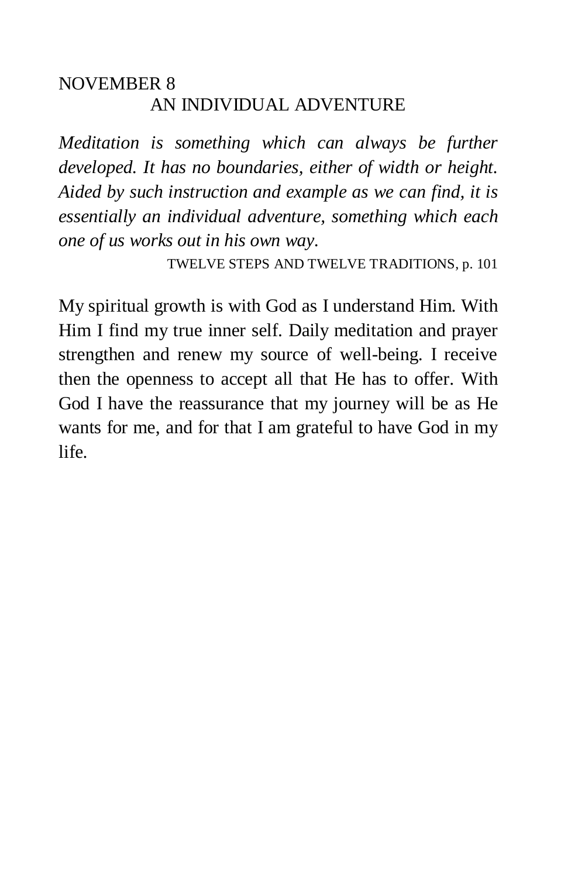NOVEMBER 8

## AN INDIVIDUAL ADVENTURE

*Meditation is something which can always be further developed. It has no boundaries, either of width or height. Aided by such instruction and example as we can find, it is essentially an individual adventure, something which each one of us works out in his own way.*

TWELVE STEPS AND TWELVE TRADITIONS, p. 101

My spiritual growth is with God as I understand Him. With Him I find my true inner self. Daily meditation and prayer strengthen and renew my source of well-being. I receive then the openness to accept all that He has to offer. With God I have the reassurance that my journey will be as He wants for me, and for that I am grateful to have God in my life.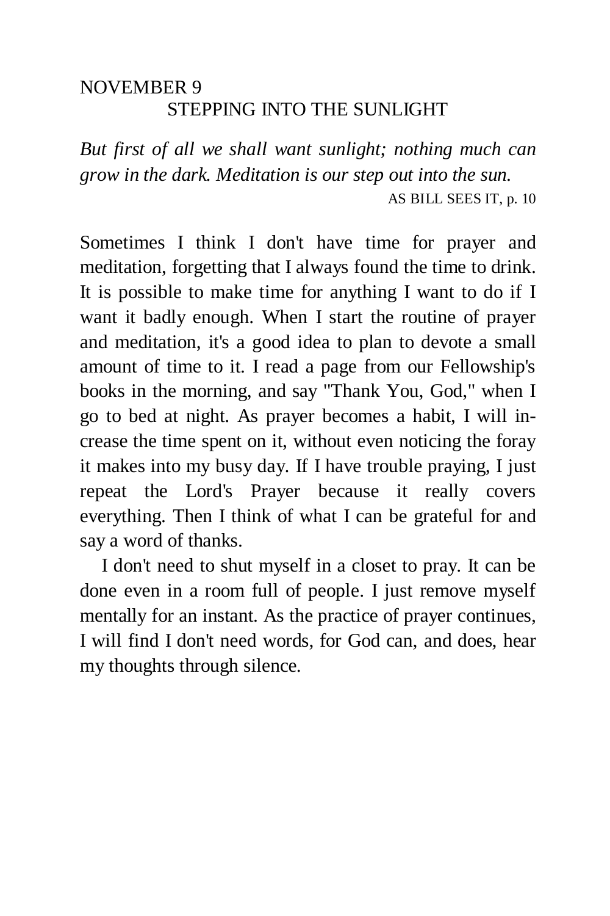## NOVEMBER 9

### STEPPING INTO THE SUNLIGHT

*But first of all we shall want sunlight; nothing much can grow in the dark. Meditation is our step out into the sun.*

AS BILL SEES IT, p. 10

Sometimes I think I don't have time for prayer and meditation, forgetting that I always found the time to drink. It is possible to make time for anything I want to do if I want it badly enough. When I start the routine of prayer and meditation, it's a good idea to plan to devote a small amount of time to it. I read a page from our Fellowship's books in the morning, and say "Thank You, God," when I go to bed at night. As prayer becomes a habit, I will increase the time spent on it, without even noticing the foray it makes into my busy day. If I have trouble praying, I just repeat the Lord's Prayer because it really covers everything. Then I think of what I can be grateful for and say a word of thanks.

I don't need to shut myself in a closet to pray. It can be done even in a room full of people. I just remove myself mentally for an instant. As the practice of prayer continues, I will find I don't need words, for God can, and does, hear my thoughts through silence.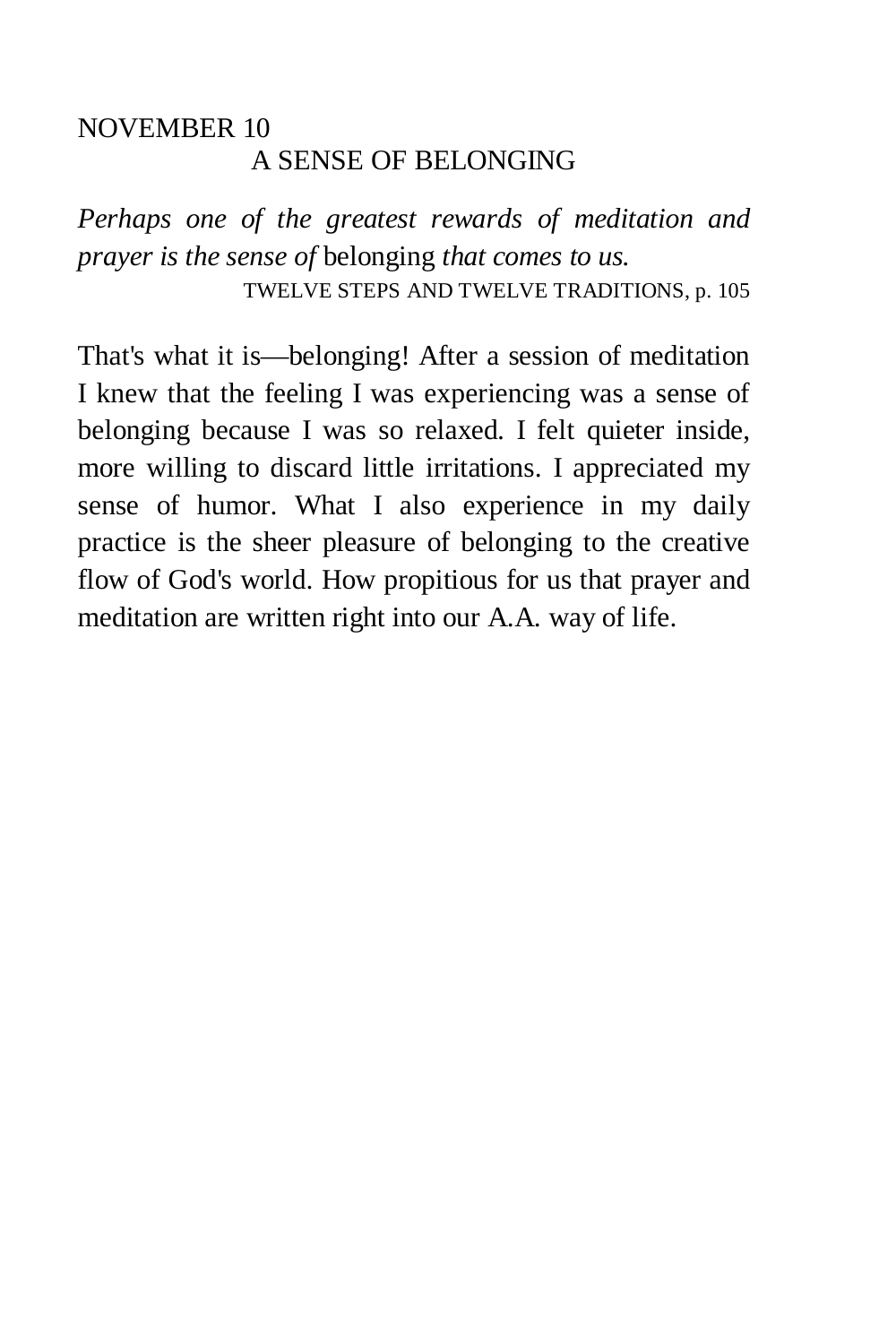NOVEMBER 10

## A SENSE OF BELONGING

*Perhaps one of the greatest rewards of meditation and prayer is the sense of* belonging *that comes to us.*

TWELVE STEPS AND TWELVE TRADITIONS, p. 105

That's what it is—belonging! After a session of meditation I knew that the feeling I was experiencing was a sense of belonging because I was so relaxed. I felt quieter inside, more willing to discard little irritations. I appreciated my sense of humor. What I also experience in my daily practice is the sheer pleasure of belonging to the creative flow of God's world. How propitious for us that prayer and meditation are written right into our A.A. way of life.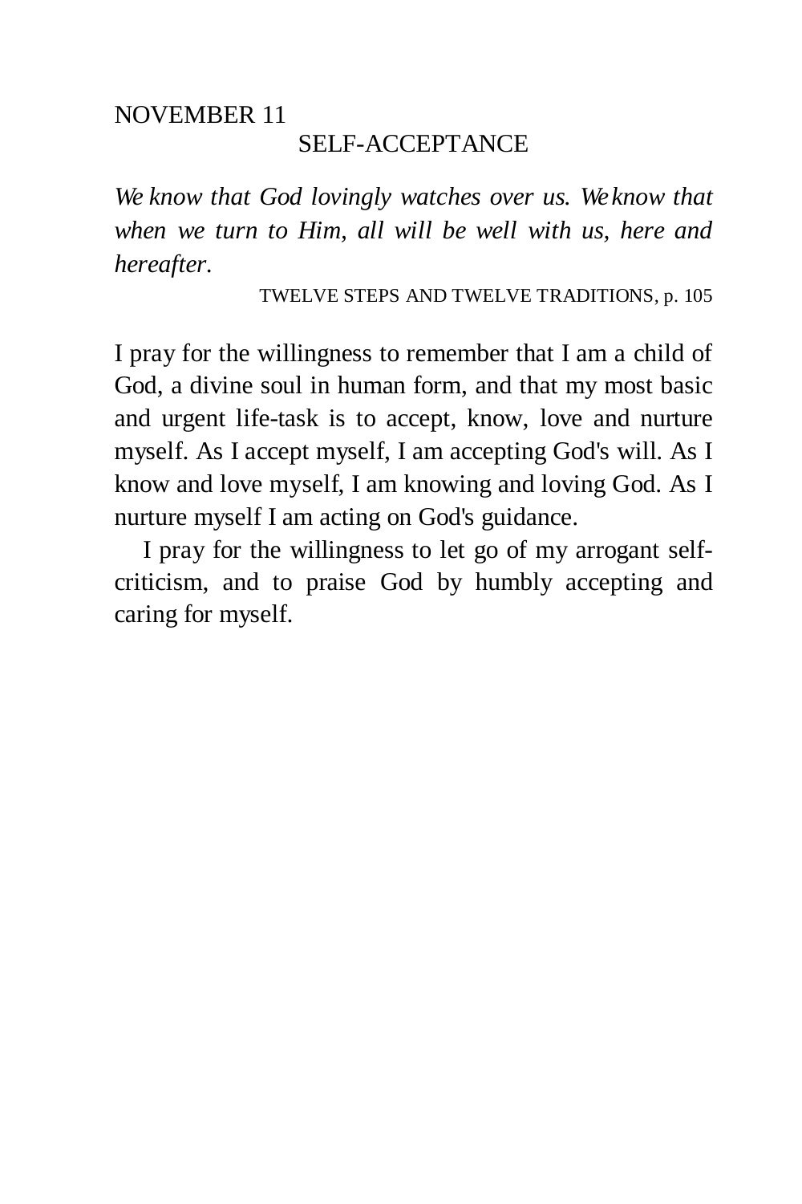NOVEMBER 11

## SELF-ACCEPTANCE

*We know that God lovingly watches over us. We know that when we turn to Him, all will be well with us, here and hereafter.*

TWELVE STEPS AND TWELVE TRADITIONS, p. 105

I pray for the willingness to remember that I am a child of God, a divine soul in human form, and that my most basic and urgent life-task is to accept, know, love and nurture myself. As I accept myself, I am accepting God's will. As I know and love myself, I am knowing and loving God. As I nurture myself I am acting on God's guidance.

I pray for the willingness to let go of my arrogant self-criticism, and to praise God by humbly accepting and caring for myself.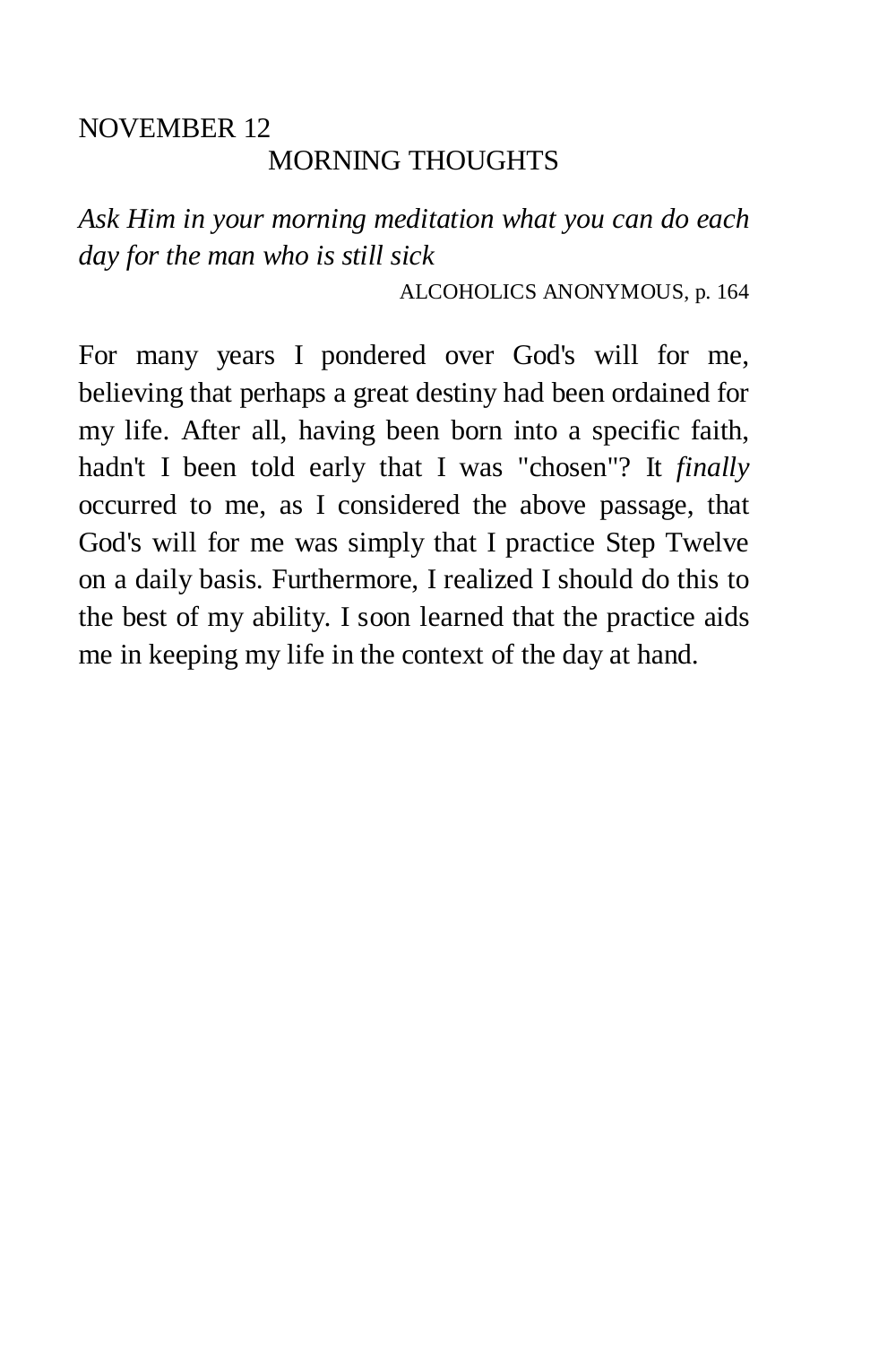NOVEMBER 12

## MORNING THOUGHTS

*Ask Him in your morning meditation what you can do each day for the man who is still sick*

ALCOHOLICS ANONYMOUS, p. 164

For many years I pondered over God's will for me, believing that perhaps a great destiny had been ordained for my life. After all, having been born into a specific faith, hadn't I been told early that I was "chosen"? It *finally* occurred to me, as I considered the above passage, that God's will for me was simply that I practice Step Twelve on a daily basis. Furthermore, I realized I should do this to the best of my ability. I soon learned that the practice aids me in keeping my life in the context of the day at hand.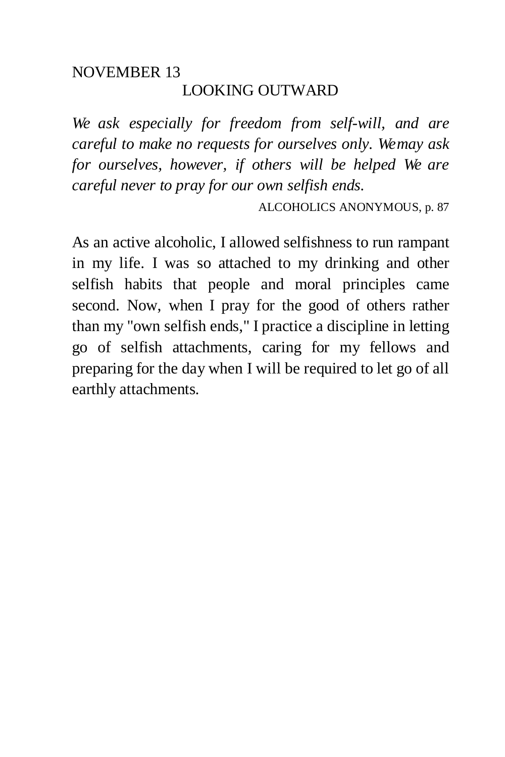NOVEMBER 13

## LOOKING OUTWARD

*We ask especially for freedom from self-will, and are careful to make no requests for ourselves only. Wemay ask for ourselves, however, if others will be helped We are careful never to pray for our own selfish ends.*

ALCOHOLICS ANONYMOUS, p. 87

As an active alcoholic, I allowed selfishness to run rampant in my life. I was so attached to my drinking and other selfish habits that people and moral principles came second. Now, when I pray for the good of others rather than my "own selfish ends," I practice a discipline in letting go of selfish attachments, caring for my fellows and preparing for the day when I will be required to let go of all earthly attachments.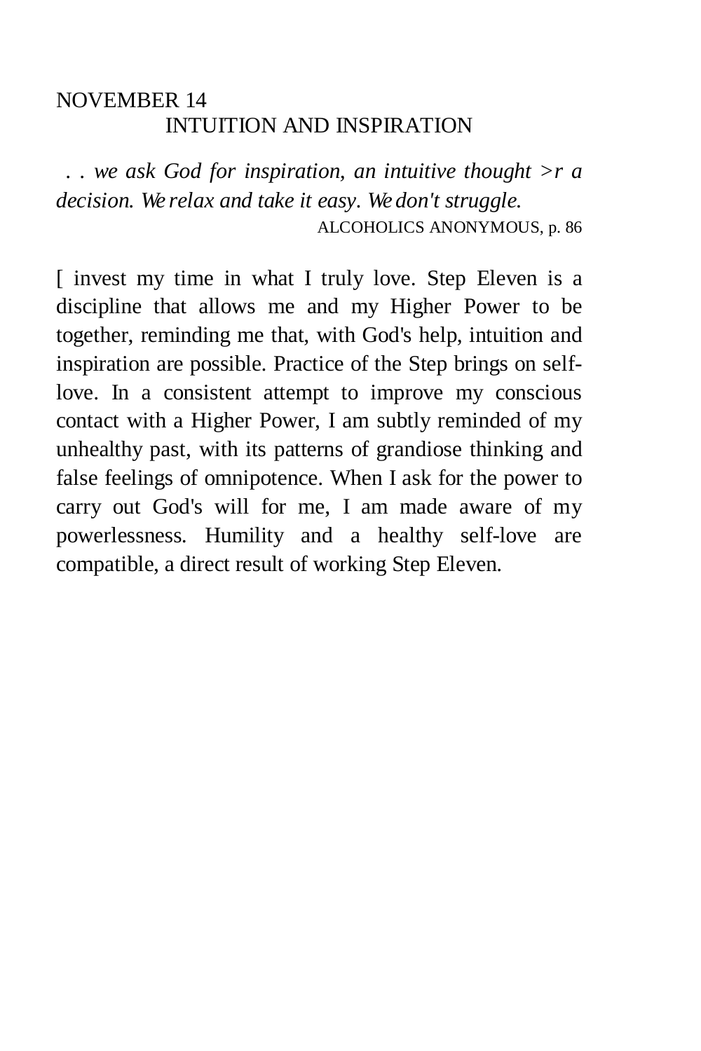NOVEMBER 14

## INTUITION AND INSPIRATION

*. . we ask God for inspiration, an intuitive thought >r a decision. We relax and take it easy. We don't struggle.*

ALCOHOLICS ANONYMOUS, p. 86

[ invest my time in what I truly love. Step Eleven is a discipline that allows me and my Higher Power to be together, reminding me that, with God's help, intuition and inspiration are possible. Practice of the Step brings on self-love. In a consistent attempt to improve my conscious contact with a Higher Power, I am subtly reminded of my unhealthy past, with its patterns of grandiose thinking and false feelings of omnipotence. When I ask for the power to carry out God's will for me, I am made aware of my powerlessness. Humility and a healthy self-love are compatible, a direct result of working Step Eleven.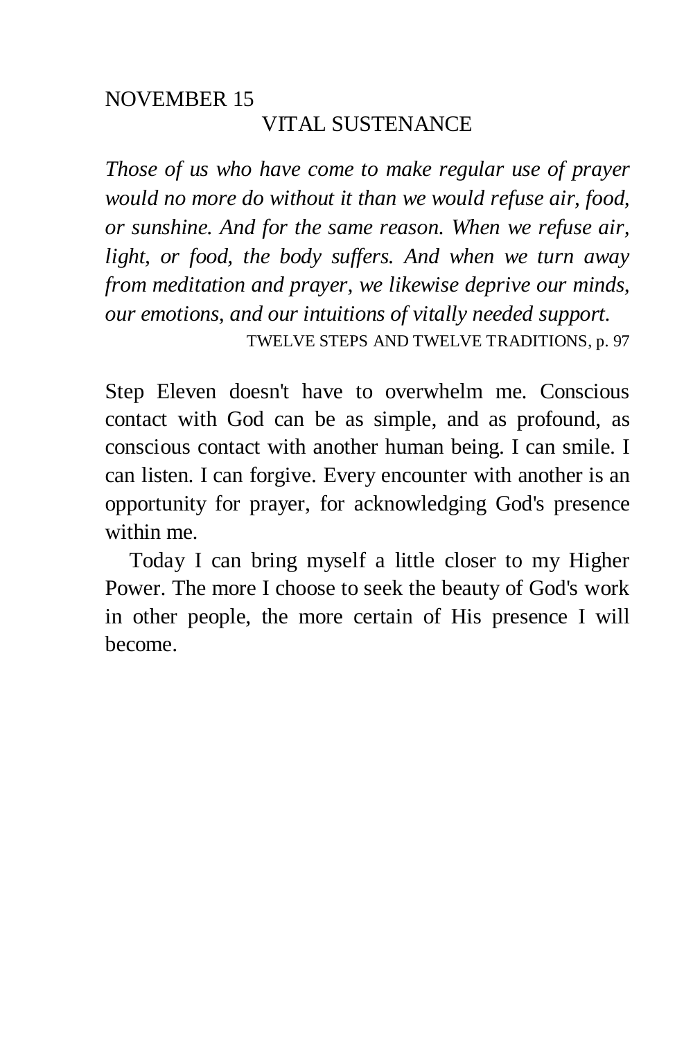NOVEMBER 15

## VITAL SUSTENANCE

*Those of us who have come to make regular use of prayer would no more do without it than we would refuse air, food, or sunshine. And for the same reason. When we refuse air, light, or food, the body suffers. And when we turn away from meditation and prayer, we likewise deprive our minds, our emotions, and our intuitions of vitally needed support.*

TWELVE STEPS AND TWELVE TRADITIONS, p. 97

Step Eleven doesn't have to overwhelm me. Conscious contact with God can be as simple, and as profound, as conscious contact with another human being. I can smile. I can listen. I can forgive. Every encounter with another is an opportunity for prayer, for acknowledging God's presence within me.

Today I can bring myself a little closer to my Higher Power. The more I choose to seek the beauty of God's work in other people, the more certain of His presence I will become.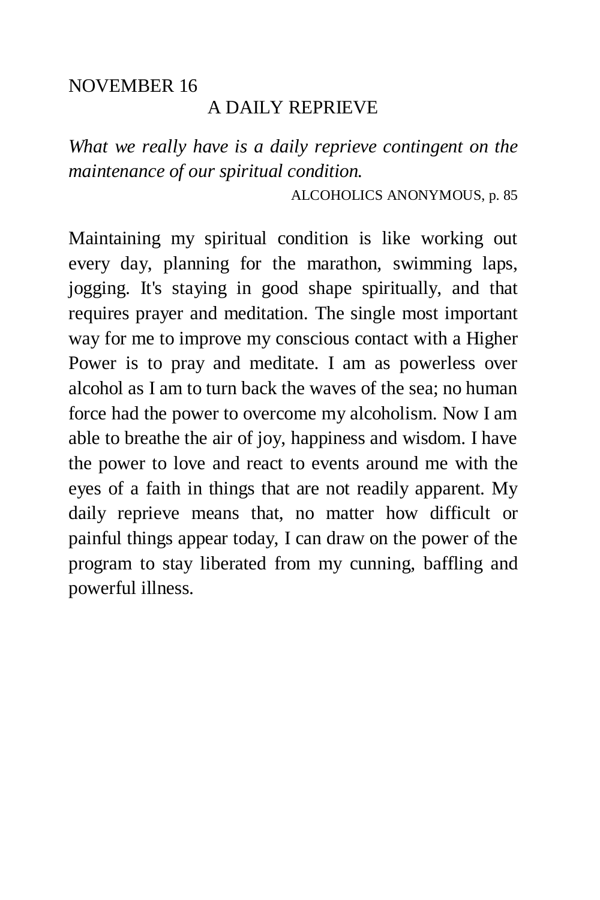NOVEMBER 16

## A DAILY REPRIEVE

*What we really have is a daily reprieve contingent on the maintenance of our spiritual condition.*

ALCOHOLICS ANONYMOUS, p. 85

Maintaining my spiritual condition is like working out every day, planning for the marathon, swimming laps, jogging. It's staying in good shape spiritually, and that requires prayer and meditation. The single most important way for me to improve my conscious contact with a Higher Power is to pray and meditate. I am as powerless over alcohol as I am to turn back the waves of the sea; no human force had the power to overcome my alcoholism. Now I am able to breathe the air of joy, happiness and wisdom. I have the power to love and react to events around me with the eyes of a faith in things that are not readily apparent. My daily reprieve means that, no matter how difficult or painful things appear today, I can draw on the power of the program to stay liberated from my cunning, baffling and powerful illness.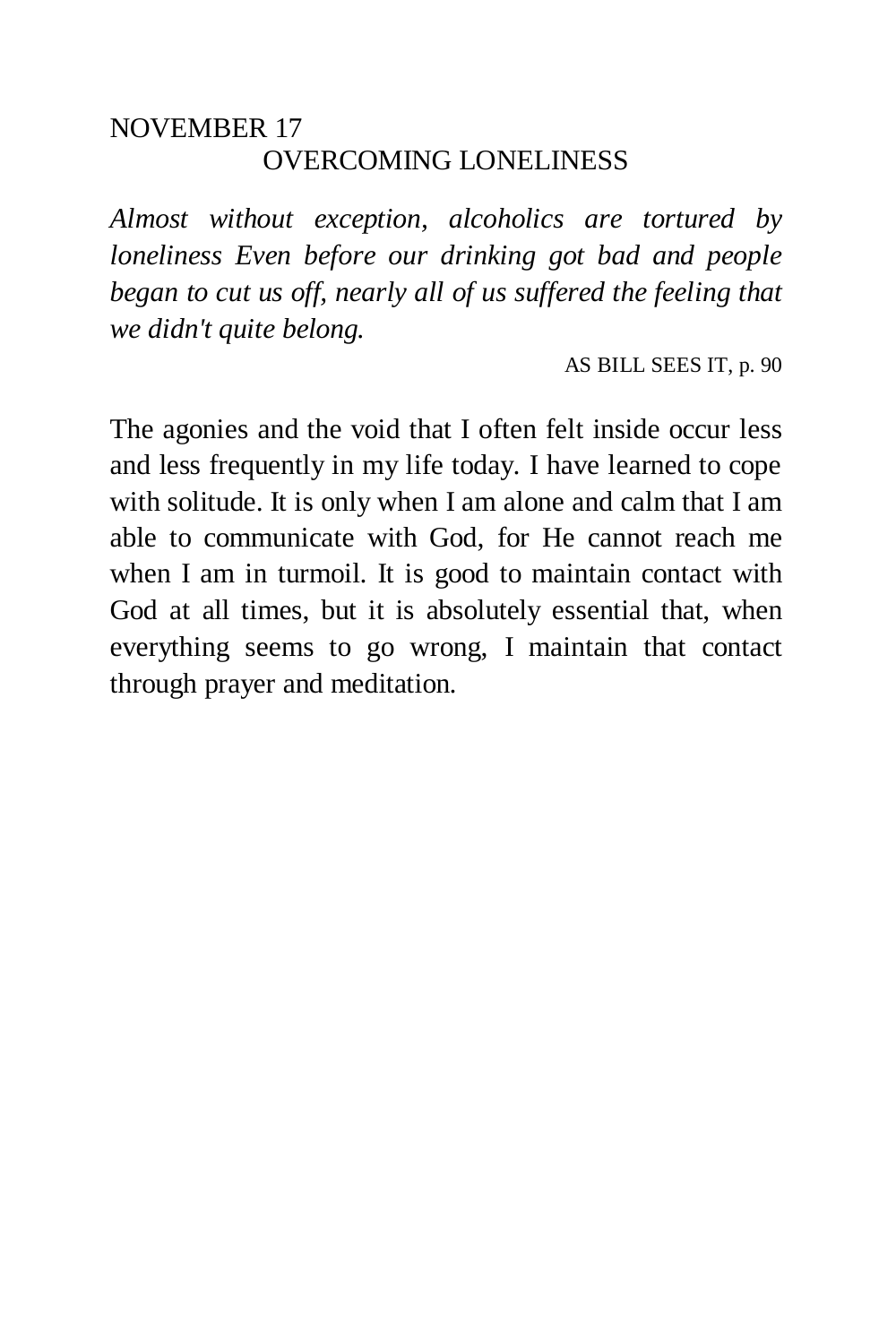NOVEMBER 17

## OVERCOMING LONELINESS

*Almost without exception, alcoholics are tortured by loneliness Even before our drinking got bad and people began to cut us off, nearly all of us suffered the feeling that we didn't quite belong.*

AS BILL SEES IT, p. 90

The agonies and the void that I often felt inside occur less and less frequently in my life today. I have learned to cope with solitude. It is only when I am alone and calm that I am able to communicate with God, for He cannot reach me when I am in turmoil. It is good to maintain contact with God at all times, but it is absolutely essential that, when everything seems to go wrong, I maintain that contact through prayer and meditation.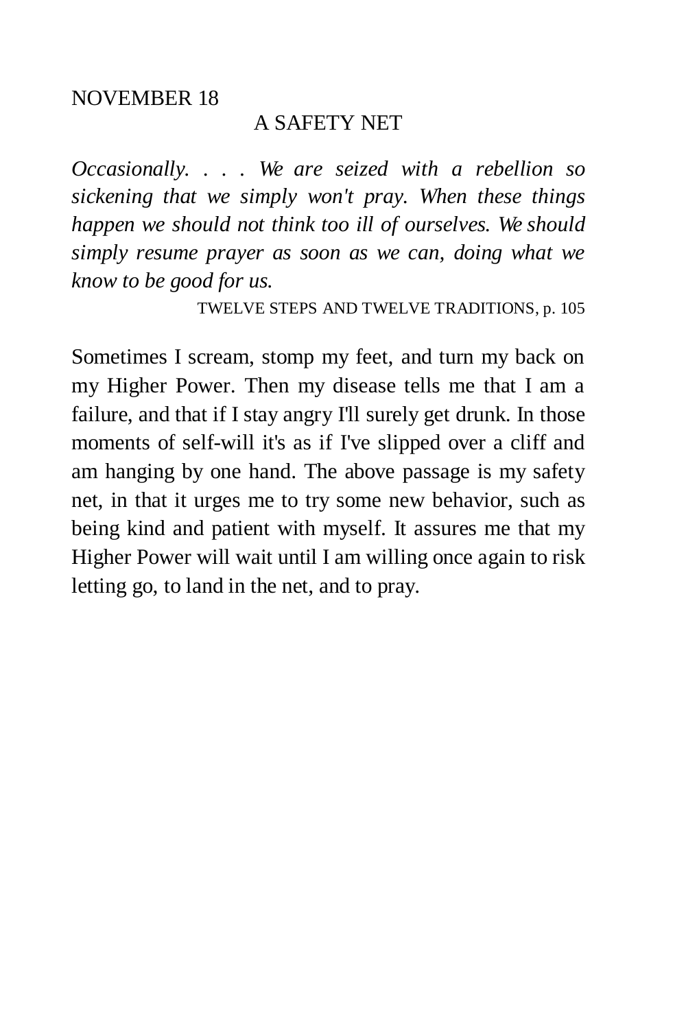NOVEMBER 18

## A SAFETY NET

*Occasionally. . . . We are seized with a rebellion so sickening that we simply won't pray. When these things happen we should not think too ill of ourselves. We should simply resume prayer as soon as we can, doing what we know to be good for us.*

TWELVE STEPS AND TWELVE TRADITIONS, p. 105

Sometimes I scream, stomp my feet, and turn my back on my Higher Power. Then my disease tells me that I am a failure, and that if I stay angry I'll surely get drunk. In those moments of self-will it's as if I've slipped over a cliff and am hanging by one hand. The above passage is my safety net, in that it urges me to try some new behavior, such as being kind and patient with myself. It assures me that my Higher Power will wait until I am willing once again to risk letting go, to land in the net, and to pray.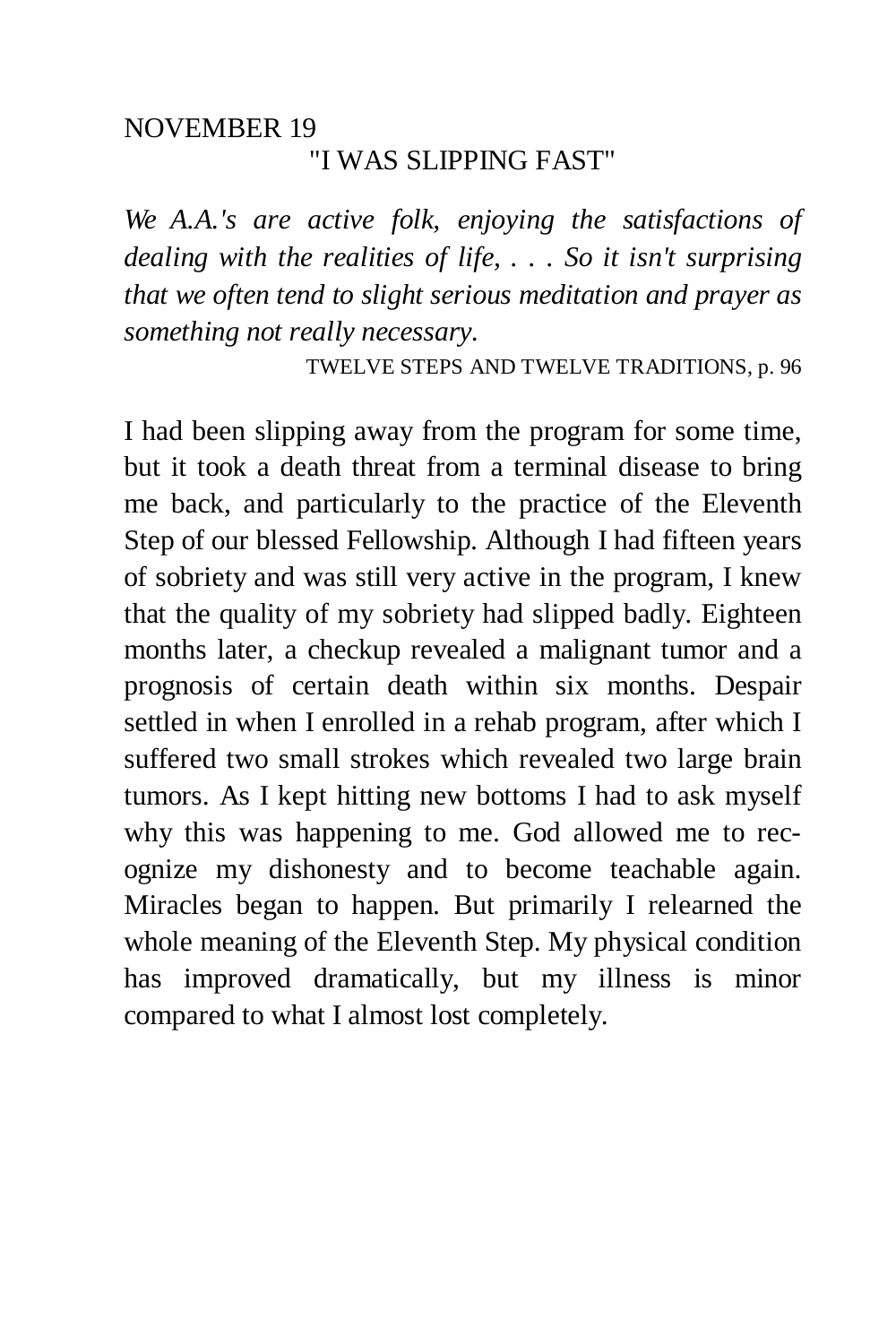NOVEMBER 19

## "I WAS SLIPPING FAST"

*We A.A.'s are active folk, enjoying the satisfactions of dealing with the realities of life, . . . So it isn't surprising that we often tend to slight serious meditation and prayer as something not really necessary.*

TWELVE STEPS AND TWELVE TRADITIONS, p. 96

I had been slipping away from the program for some time, but it took a death threat from a terminal disease to bring me back, and particularly to the practice of the Eleventh Step of our blessed Fellowship. Although I had fifteen years of sobriety and was still very active in the program, I knew that the quality of my sobriety had slipped badly. Eighteen months later, a checkup revealed a malignant tumor and a prognosis of certain death within six months. Despair settled in when I enrolled in a rehab program, after which I suffered two small strokes which revealed two large brain tumors. As I kept hitting new bottoms I had to ask myself why this was happening to me. God allowed me to recognize my dishonesty and to become teachable again. Miracles began to happen. But primarily I relearned the whole meaning of the Eleventh Step. My physical condition has improved dramatically, but my illness is minor compared to what I almost lost completely.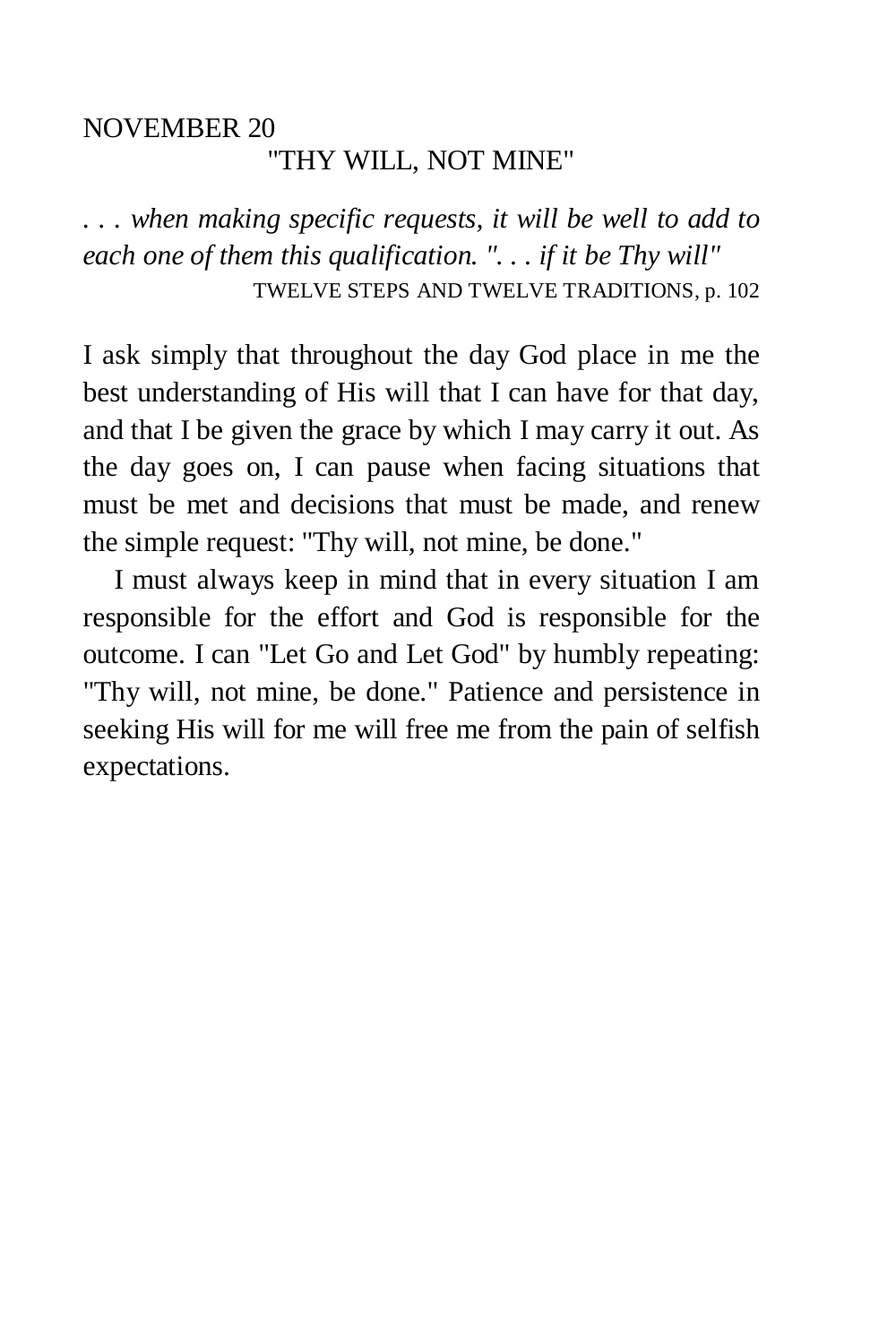NOVEMBER 20

## "THY WILL, NOT MINE"

*. . . when making specific requests, it will be well to add to each one of them this qualification. ". . . if it be Thy will"*

TWELVE STEPS AND TWELVE TRADITIONS, p. 102

I ask simply that throughout the day God place in me the best understanding of His will that I can have for that day, and that I be given the grace by which I may carry it out. As the day goes on, I can pause when facing situations that must be met and decisions that must be made, and renew the simple request: "Thy will, not mine, be done."

I must always keep in mind that in every situation I am responsible for the effort and God is responsible for the outcome. I can "Let Go and Let God" by humbly repeating: "Thy will, not mine, be done." Patience and persistence in seeking His will for me will free me from the pain of selfish expectations.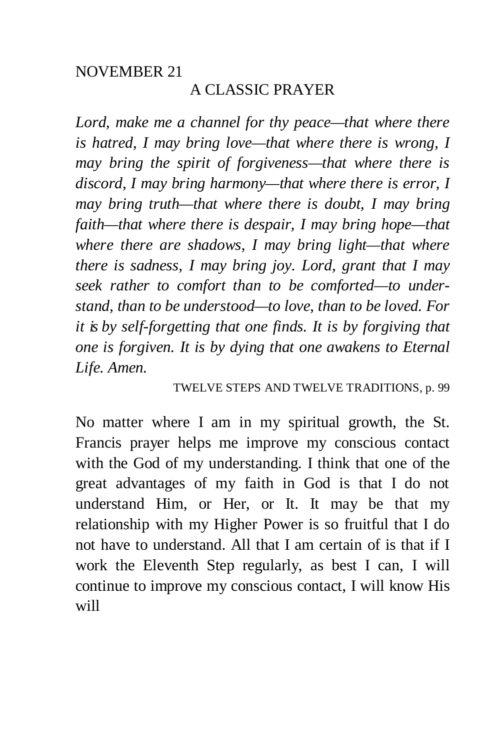NOVEMBER 21

## A CLASSIC PRAYER

*Lord, make me a channel for thy peace—that where there is hatred, I may bring love—that where there is wrong, I may bring the spirit of forgiveness—that where there is discord, I may bring harmony—that where there is error, I may bring truth—that where there is doubt, I may bring faith—that where there is despair, I may bring hope—that where there are shadows, I may bring light—that where there is sadness, I may bring joy. Lord, grant that I may seek rather to comfort than to be comforted—to understand, than to be understood—to love, than to be loved. For it is by self-forgetting that one finds. It is by forgiving that one is forgiven. It is by dying that one awakens to Eternal Life. Amen.*

TWELVE STEPS AND TWELVE TRADITIONS, p. 99

No matter where I am in my spiritual growth, the St. Francis prayer helps me improve my conscious contact with the God of my understanding. I think that one of the great advantages of my faith in God is that I do not understand Him, or Her, or It. It may be that my relationship with my Higher Power is so fruitful that I do not have to understand. All that I am certain of is that if I work the Eleventh Step regularly, as best I can, I will continue to improve my conscious contact, I will know His will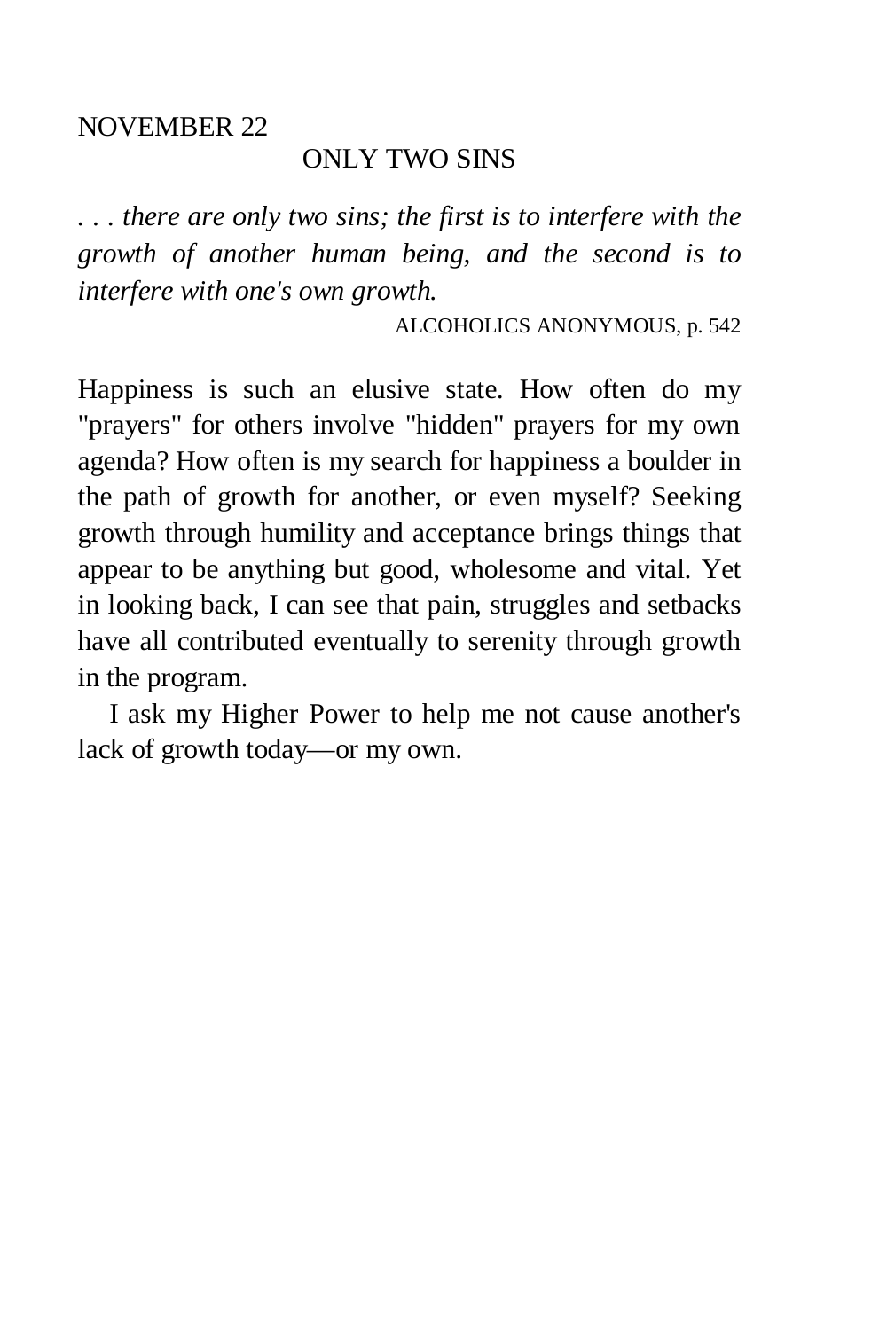NOVEMBER 22

## ONLY TWO SINS

*. . . there are only two sins; the first is to interfere with the growth of another human being, and the second is to interfere with one's own growth.*

ALCOHOLICS ANONYMOUS, p. 542

Happiness is such an elusive state. How often do my "prayers" for others involve "hidden" prayers for my own agenda? How often is my search for happiness a boulder in the path of growth for another, or even myself? Seeking growth through humility and acceptance brings things that appear to be anything but good, wholesome and vital. Yet in looking back, I can see that pain, struggles and setbacks have all contributed eventually to serenity through growth in the program.

I ask my Higher Power to help me not cause another's lack of growth today—or my own.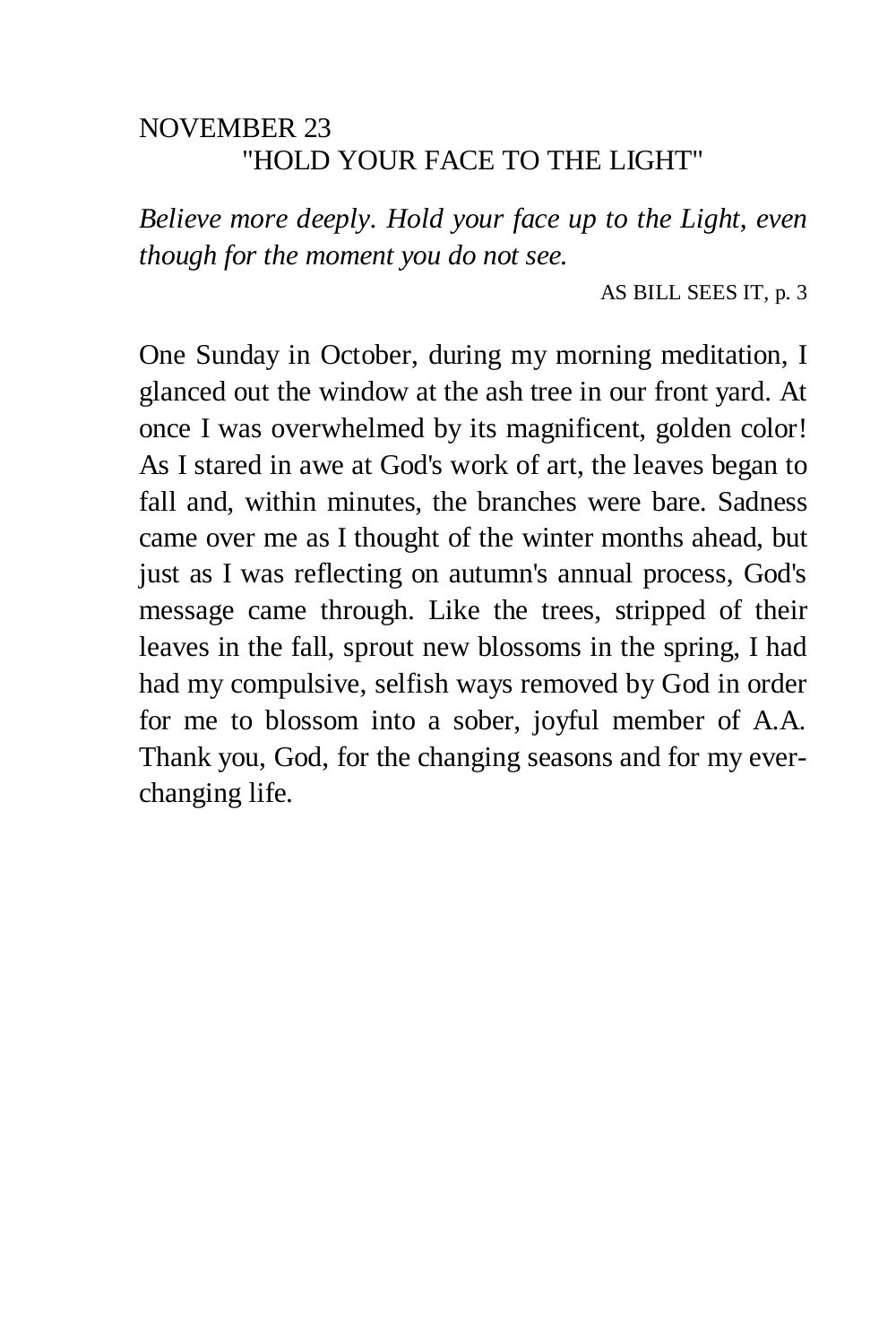NOVEMBER 23

## "HOLD YOUR FACE TO THE LIGHT"

*Believe more deeply. Hold your face up to the Light, even though for the moment you do not see.*

AS BILL SEES IT, p. 3

One Sunday in October, during my morning meditation, I glanced out the window at the ash tree in our front yard. At once I was overwhelmed by its magnificent, golden color! As I stared in awe at God's work of art, the leaves began to fall and, within minutes, the branches were bare. Sadness came over me as I thought of the winter months ahead, but just as I was reflecting on autumn's annual process, God's message came through. Like the trees, stripped of their leaves in the fall, sprout new blossoms in the spring, I had had my compulsive, selfish ways removed by God in order for me to blossom into a sober, joyful member of A.A. Thank you, God, for the changing seasons and for my ever-changing life.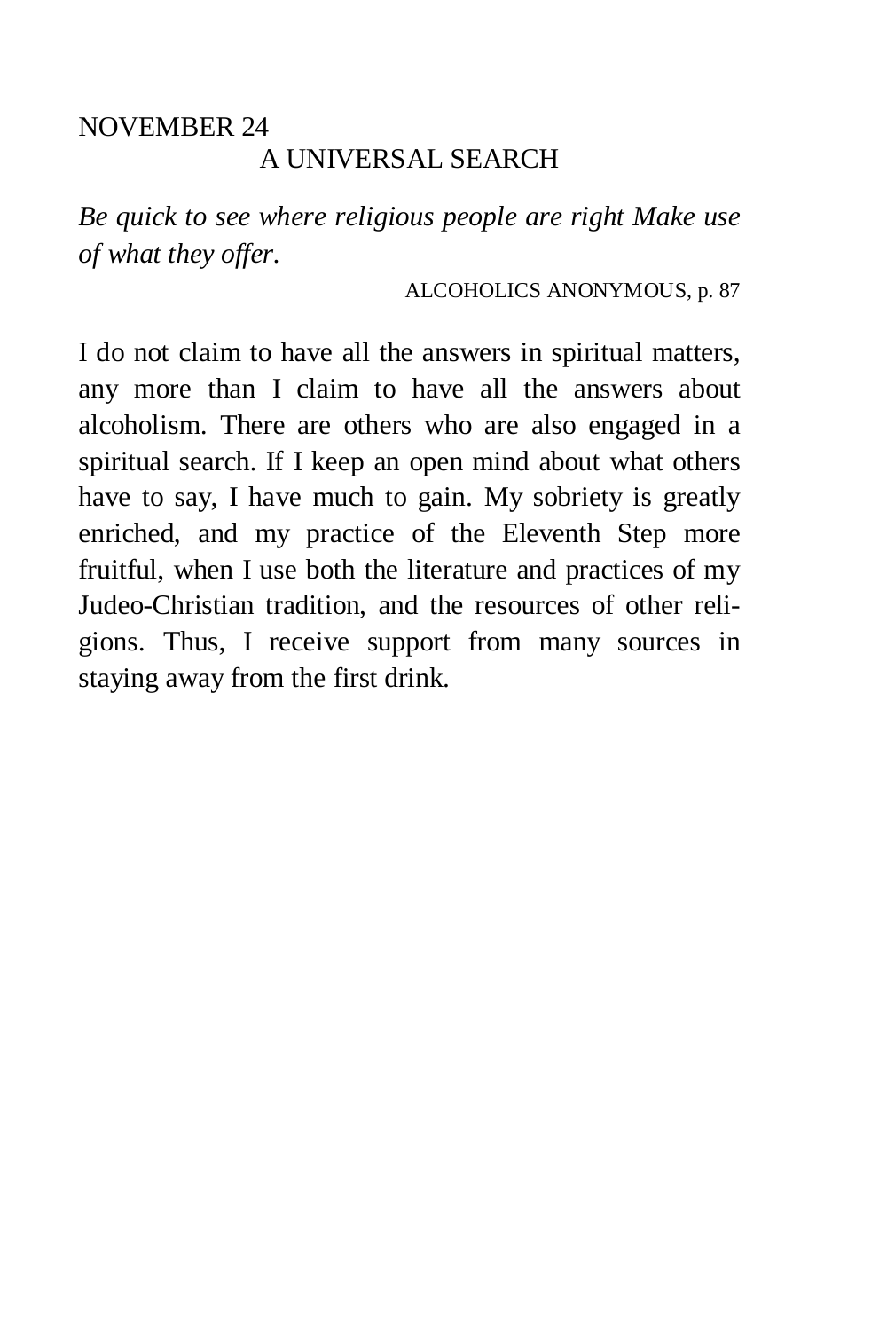NOVEMBER 24

## A UNIVERSAL SEARCH

*Be quick to see where religious people are right Make use of what they offer.*

ALCOHOLICS ANONYMOUS, p. 87

I do not claim to have all the answers in spiritual matters, any more than I claim to have all the answers about alcoholism. There are others who are also engaged in a spiritual search. If I keep an open mind about what others have to say, I have much to gain. My sobriety is greatly enriched, and my practice of the Eleventh Step more fruitful, when I use both the literature and practices of my Judeo-Christian tradition, and the resources of other religions. Thus, I receive support from many sources in staying away from the first drink.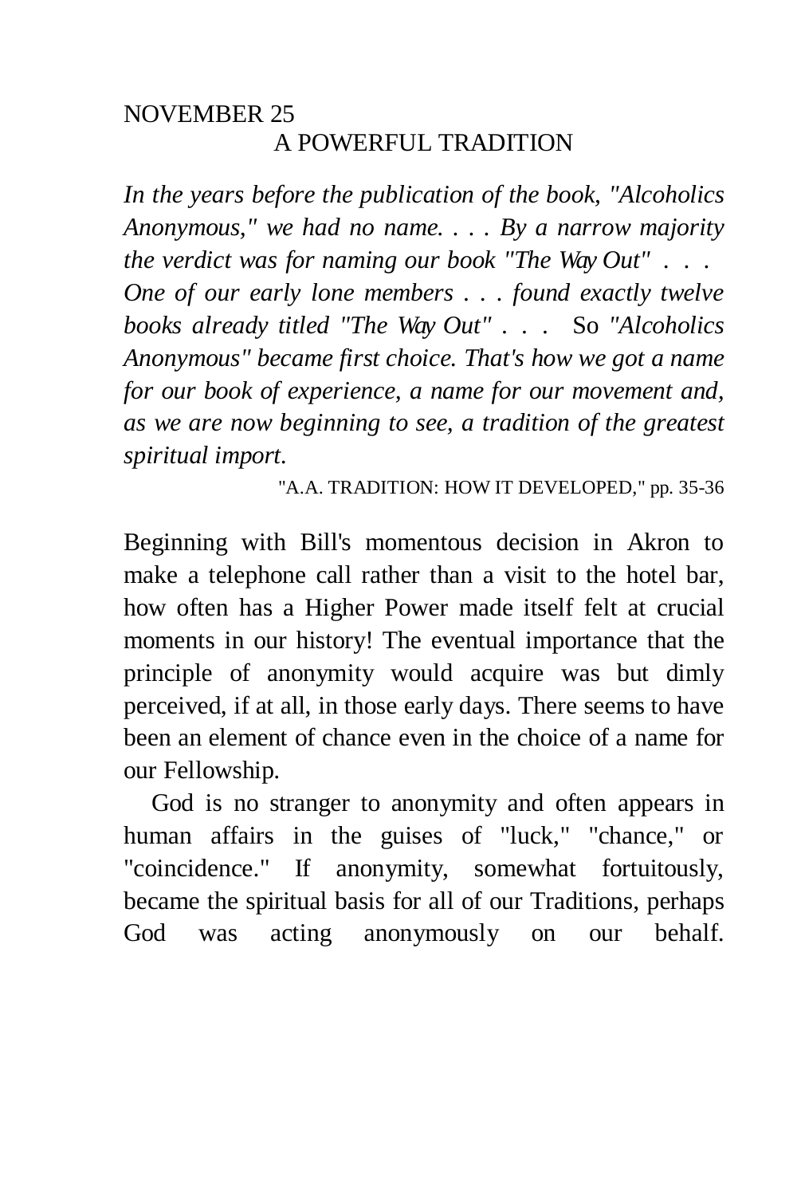NOVEMBER 25

## A POWERFUL TRADITION

*In the years before the publication of the book, "Alcoholics Anonymous," we had no name. . . . By a narrow majority the verdict was for naming our book "The Way Out" . . . One of our early lone members . . . found exactly twelve books already titled "The Way Out" . . .* So *"Alcoholics Anonymous" became first choice. That's how we got a name for our book of experience, a name for our movement and, as we are now beginning to see, a tradition of the greatest spiritual import.*

"A.A. TRADITION: HOW IT DEVELOPED," pp. 35-36

Beginning with Bill's momentous decision in Akron to make a telephone call rather than a visit to the hotel bar, how often has a Higher Power made itself felt at crucial moments in our history! The eventual importance that the principle of anonymity would acquire was but dimly perceived, if at all, in those early days. There seems to have been an element of chance even in the choice of a name for our Fellowship.

God is no stranger to anonymity and often appears in human affairs in the guises of "luck," "chance," or "coincidence." If anonymity, somewhat fortuitously, became the spiritual basis for all of our Traditions, perhaps God was acting anonymously on our behalf.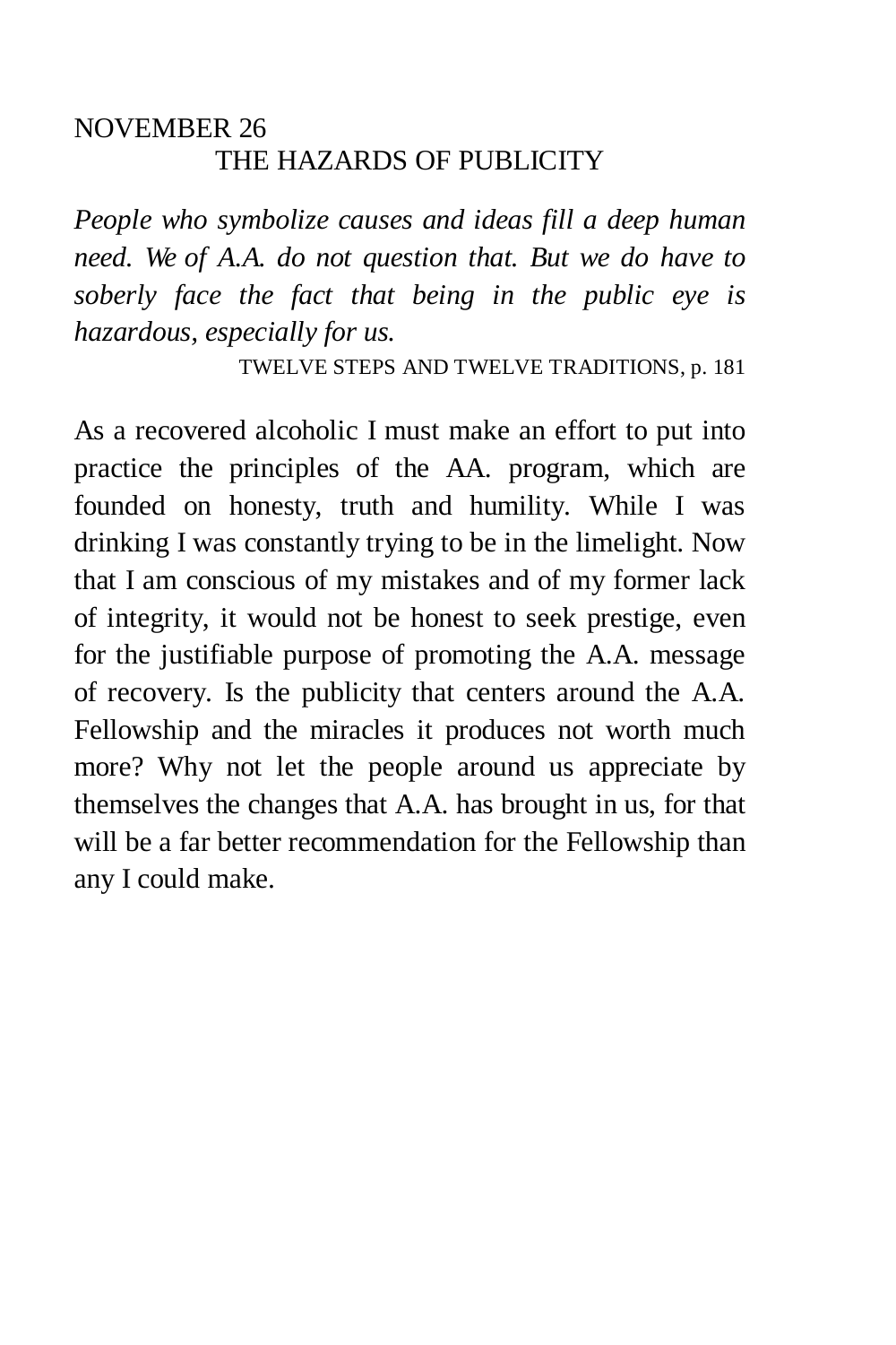NOVEMBER 26

## THE HAZARDS OF PUBLICITY

*People who symbolize causes and ideas fill a deep human need. We of A.A. do not question that. But we do have to soberly face the fact that being in the public eye is hazardous, especially for us.*

TWELVE STEPS AND TWELVE TRADITIONS, p. 181

As a recovered alcoholic I must make an effort to put into practice the principles of the AA. program, which are founded on honesty, truth and humility. While I was drinking I was constantly trying to be in the limelight. Now that I am conscious of my mistakes and of my former lack of integrity, it would not be honest to seek prestige, even for the justifiable purpose of promoting the A.A. message of recovery. Is the publicity that centers around the A.A. Fellowship and the miracles it produces not worth much more? Why not let the people around us appreciate by themselves the changes that A.A. has brought in us, for that will be a far better recommendation for the Fellowship than any I could make.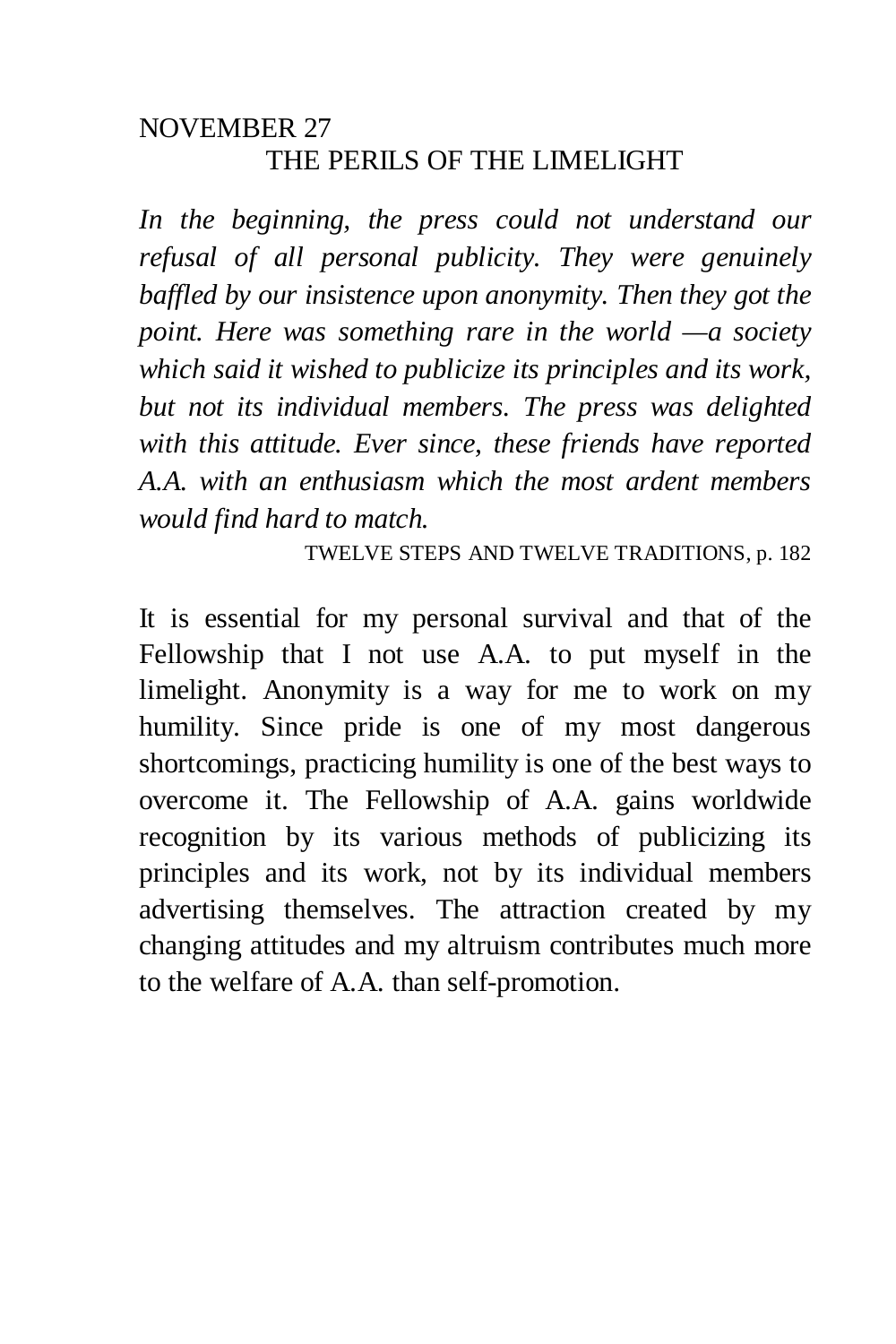NOVEMBER 27

## THE PERILS OF THE LIMELIGHT

*In the beginning, the press could not understand our refusal of all personal publicity. They were genuinely baffled by our insistence upon anonymity. Then they got the point. Here was something rare in the world —a society which said it wished to publicize its principles and its work, but not its individual members. The press was delighted with this attitude. Ever since, these friends have reported A.A. with an enthusiasm which the most ardent members would find hard to match.*

TWELVE STEPS AND TWELVE TRADITIONS, p. 182

It is essential for my personal survival and that of the Fellowship that I not use A.A. to put myself in the limelight. Anonymity is a way for me to work on my humility. Since pride is one of my most dangerous shortcomings, practicing humility is one of the best ways to overcome it. The Fellowship of A.A. gains worldwide recognition by its various methods of publicizing its principles and its work, not by its individual members advertising themselves. The attraction created by my changing attitudes and my altruism contributes much more to the welfare of A.A. than self-promotion.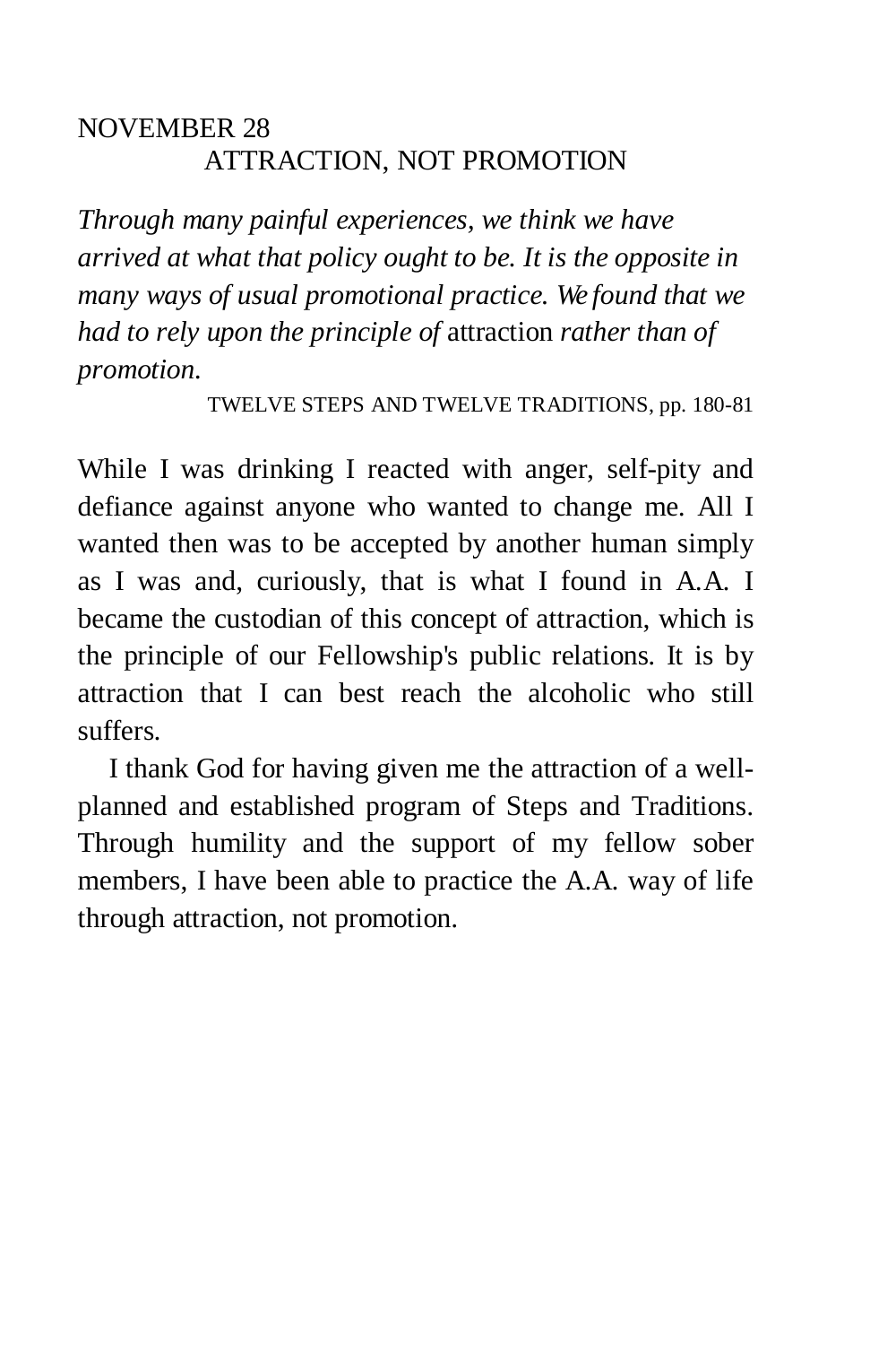NOVEMBER 28

## ATTRACTION, NOT PROMOTION

*Through many painful experiences, we think we have arrived at what that policy ought to be. It is the opposite in many ways of usual promotional practice. We found that we had to rely upon the principle of* attraction *rather than of promotion.*

TWELVE STEPS AND TWELVE TRADITIONS, pp. 180-81

While I was drinking I reacted with anger, self-pity and defiance against anyone who wanted to change me. All I wanted then was to be accepted by another human simply as I was and, curiously, that is what I found in A.A. I became the custodian of this concept of attraction, which is the principle of our Fellowship's public relations. It is by attraction that I can best reach the alcoholic who still suffers.

I thank God for having given me the attraction of a well-planned and established program of Steps and Traditions. Through humility and the support of my fellow sober members, I have been able to practice the A.A. way of life through attraction, not promotion.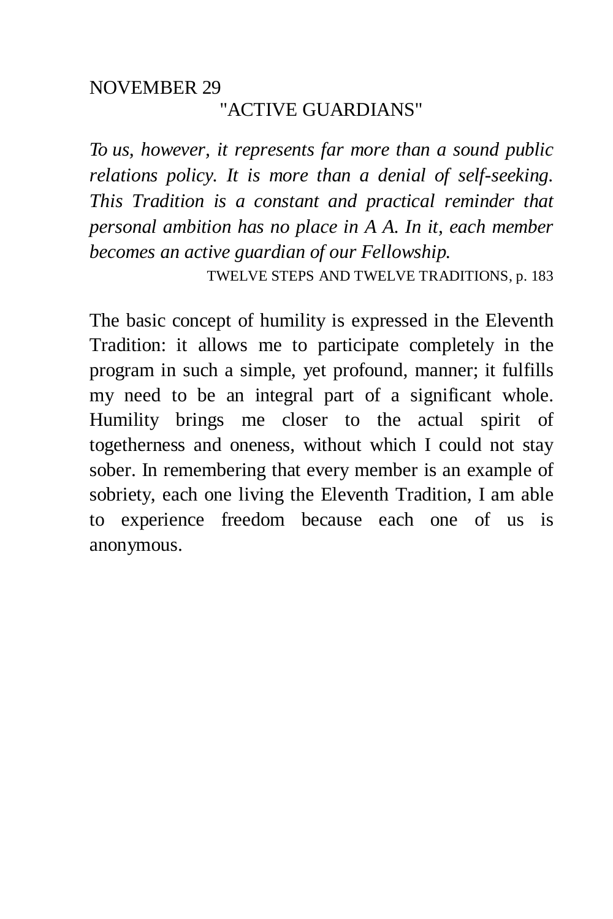NOVEMBER 29

## "ACTIVE GUARDIANS"

*To us, however, it represents far more than a sound public relations policy. It is more than a denial of self-seeking. This Tradition is a constant and practical reminder that personal ambition has no place in A A. In it, each member becomes an active guardian of our Fellowship.*

TWELVE STEPS AND TWELVE TRADITIONS, p. 183

The basic concept of humility is expressed in the Eleventh Tradition: it allows me to participate completely in the program in such a simple, yet profound, manner; it fulfills my need to be an integral part of a significant whole. Humility brings me closer to the actual spirit of togetherness and oneness, without which I could not stay sober. In remembering that every member is an example of sobriety, each one living the Eleventh Tradition, I am able to experience freedom because each one of us is anonymous.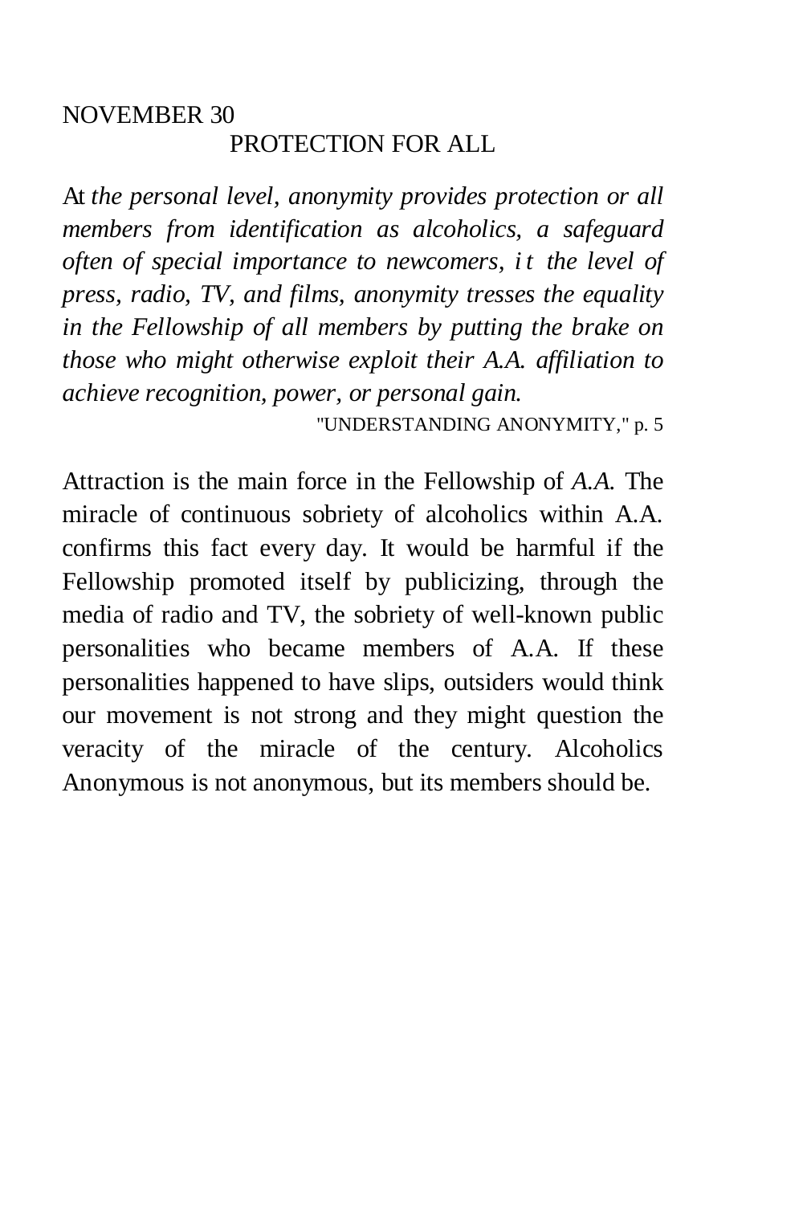NOVEMBER 30

## PROTECTION FOR ALL

A*t the personal level, anonymity provides protection or all members from identification as alcoholics, a safeguard often of special importance to newcomers, it the level of press, radio, TV, and films, anonymity tresses the equality in the Fellowship of all members by putting the brake on those who might otherwise exploit their A.A. affiliation to achieve recognition, power, or personal gain.*

"UNDERSTANDING ANONYMITY," p. 5

Attraction is the main force in the Fellowship of *A.A.* The miracle of continuous sobriety of alcoholics within A.A. confirms this fact every day. It would be harmful if the Fellowship promoted itself by publicizing, through the media of radio and TV, the sobriety of well-known public personalities who became members of A.A. If these personalities happened to have slips, outsiders would think our movement is not strong and they might question the veracity of the miracle of the century. Alcoholics Anonymous is not anonymous, but its members should be.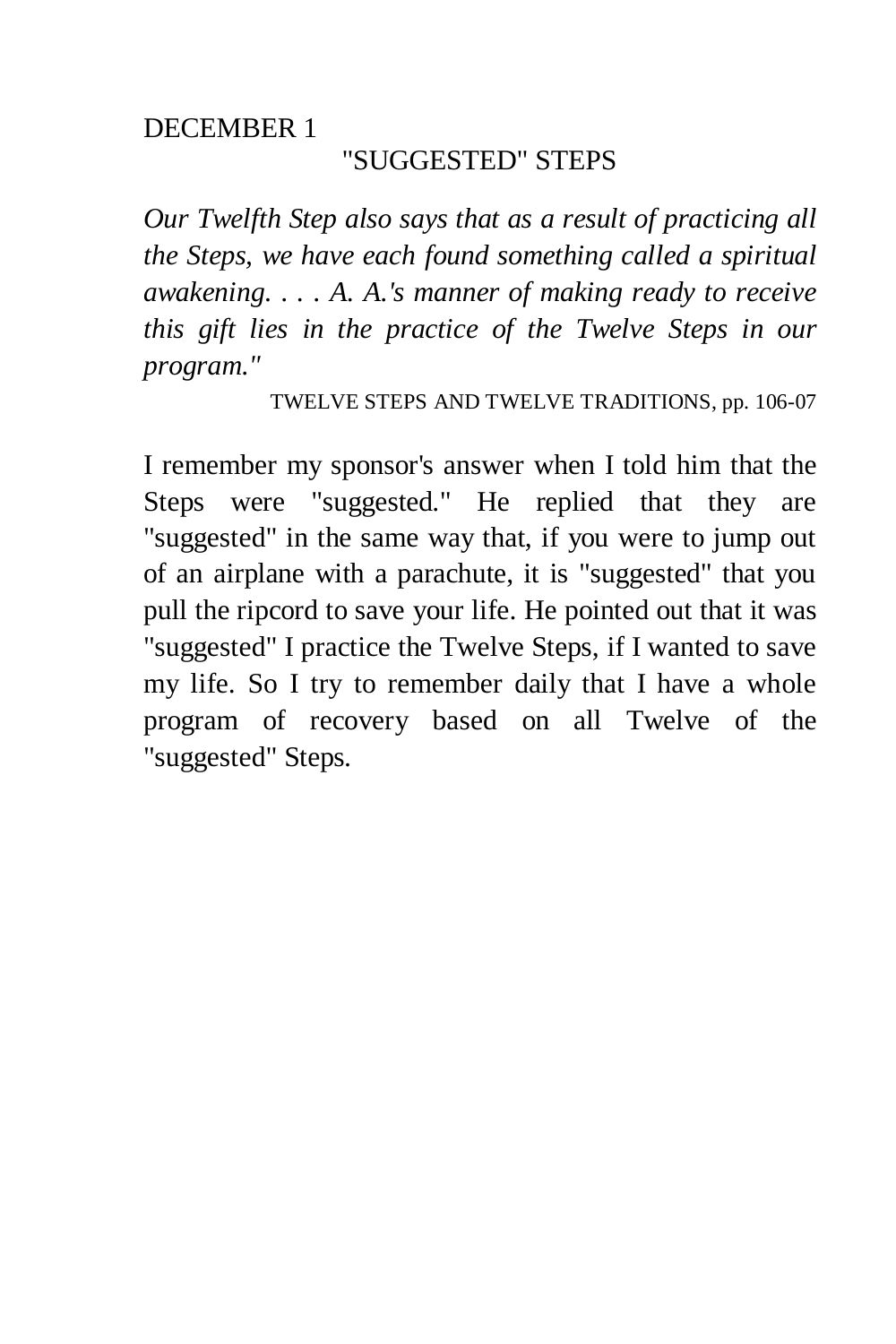DECEMBER 1

## "SUGGESTED" STEPS

*Our Twelfth Step also says that as a result of practicing all the Steps, we have each found something called a spiritual awakening. . . . A. A.'s manner of making ready to receive this gift lies in the practice of the Twelve Steps in our program."*

TWELVE STEPS AND TWELVE TRADITIONS, pp. 106-07

I remember my sponsor's answer when I told him that the Steps were "suggested." He replied that they are "suggested" in the same way that, if you were to jump out of an airplane with a parachute, it is "suggested" that you pull the ripcord to save your life. He pointed out that it was "suggested" I practice the Twelve Steps, if I wanted to save my life. So I try to remember daily that I have a whole program of recovery based on all Twelve of the "suggested" Steps.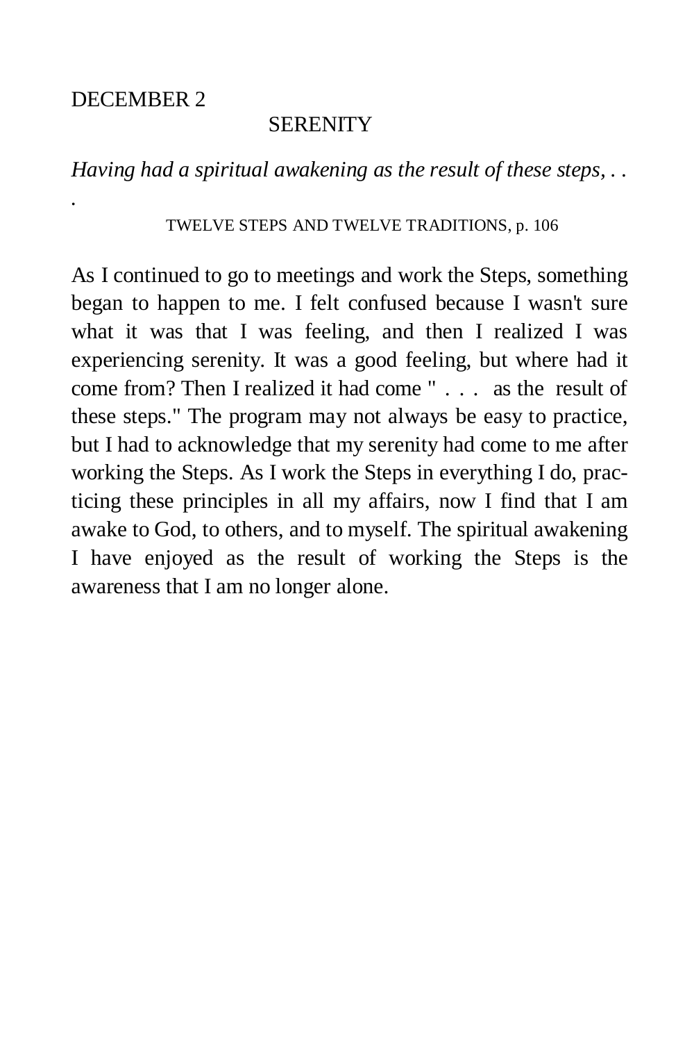DECEMBER 2

## SERENITY

*Having had a spiritual awakening as the result of these steps, . . .*

TWELVE STEPS AND TWELVE TRADITIONS, p. 106

As I continued to go to meetings and work the Steps, something began to happen to me. I felt confused because I wasn't sure what it was that I was feeling, and then I realized I was experiencing serenity. It was a good feeling, but where had it come from? Then I realized it had come " . . . as the result of these steps." The program may not always be easy to practice, but I had to acknowledge that my serenity had come to me after working the Steps. As I work the Steps in everything I do, practicing these principles in all my affairs, now I find that I am awake to God, to others, and to myself. The spiritual awakening I have enjoyed as the result of working the Steps is the awareness that I am no longer alone.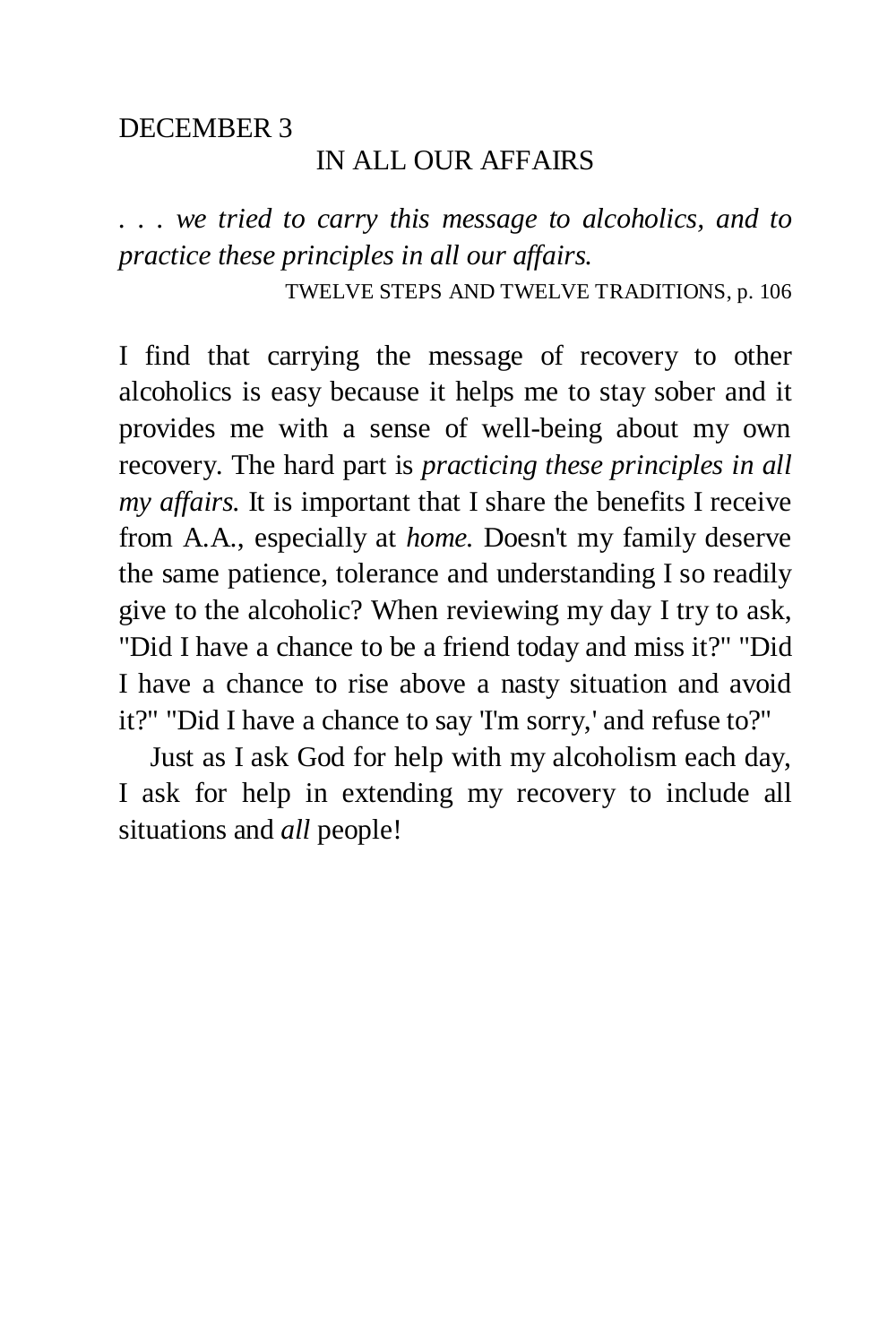DECEMBER 3

## IN ALL OUR AFFAIRS

*. . . we tried to carry this message to alcoholics, and to practice these principles in all our affairs.*

TWELVE STEPS AND TWELVE TRADITIONS, p. 106

I find that carrying the message of recovery to other alcoholics is easy because it helps me to stay sober and it provides me with a sense of well-being about my own recovery. The hard part is *practicing these principles in all my affairs.* It is important that I share the benefits I receive from A.A., especially at *home.* Doesn't my family deserve the same patience, tolerance and understanding I so readily give to the alcoholic? When reviewing my day I try to ask, "Did I have a chance to be a friend today and miss it?" "Did I have a chance to rise above a nasty situation and avoid it?" "Did I have a chance to say 'I'm sorry,' and refuse to?"

Just as I ask God for help with my alcoholism each day, I ask for help in extending my recovery to include all situations and *all* people!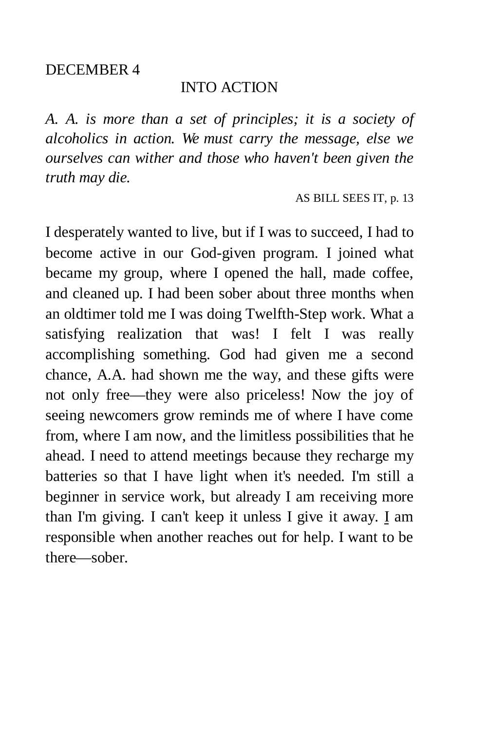DECEMBER 4

## INTO ACTION

*A. A. is more than a set of principles; it is a society of alcoholics in action. We must carry the message, else we ourselves can wither and those who haven't been given the truth may die.*

AS BILL SEES IT, p. 13

I desperately wanted to live, but if I was to succeed, I had to become active in our God-given program. I joined what became my group, where I opened the hall, made coffee, and cleaned up. I had been sober about three months when an oldtimer told me I was doing Twelfth-Step work. What a satisfying realization that was! I felt I was really accomplishing something. God had given me a second chance, A.A. had shown me the way, and these gifts were not only free—they were also priceless! Now the joy of seeing newcomers grow reminds me of where I have come from, where I am now, and the limitless possibilities that he ahead. I need to attend meetings because they recharge my batteries so that I have light when it's needed. I'm still a beginner in service work, but already I am receiving more than I'm giving. I can't keep it unless I give it away. I am responsible when another reaches out for help. I want to be there—sober.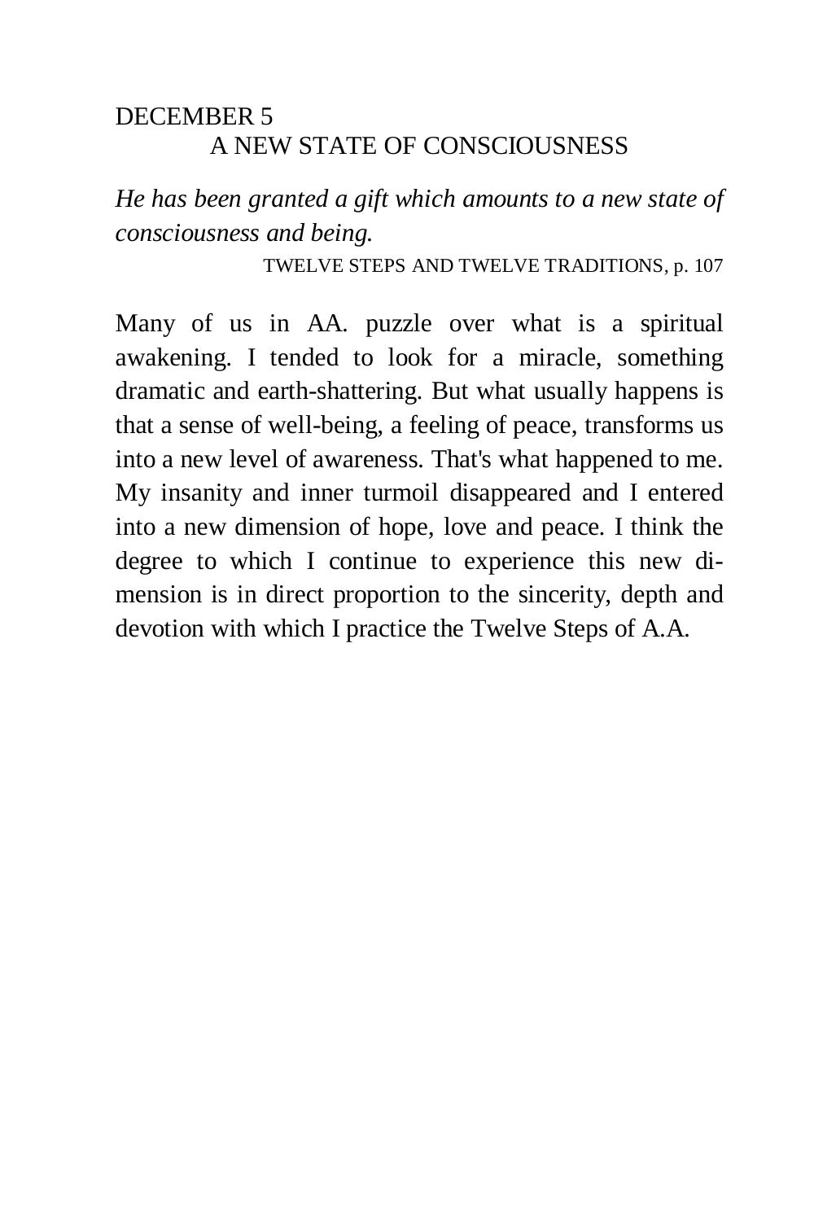DECEMBER 5

# A NEW STATE OF CONSCIOUSNESS

*He has been granted a gift which amounts to a new state of consciousness and being.*

TWELVE STEPS AND TWELVE TRADITIONS, p. 107

Many of us in AA. puzzle over what is a spiritual awakening. I tended to look for a miracle, something dramatic and earth-shattering. But what usually happens is that a sense of well-being, a feeling of peace, transforms us into a new level of awareness. That's what happened to me. My insanity and inner turmoil disappeared and I entered into a new dimension of hope, love and peace. I think the degree to which I continue to experience this new dimension is in direct proportion to the sincerity, depth and devotion with which I practice the Twelve Steps of A.A.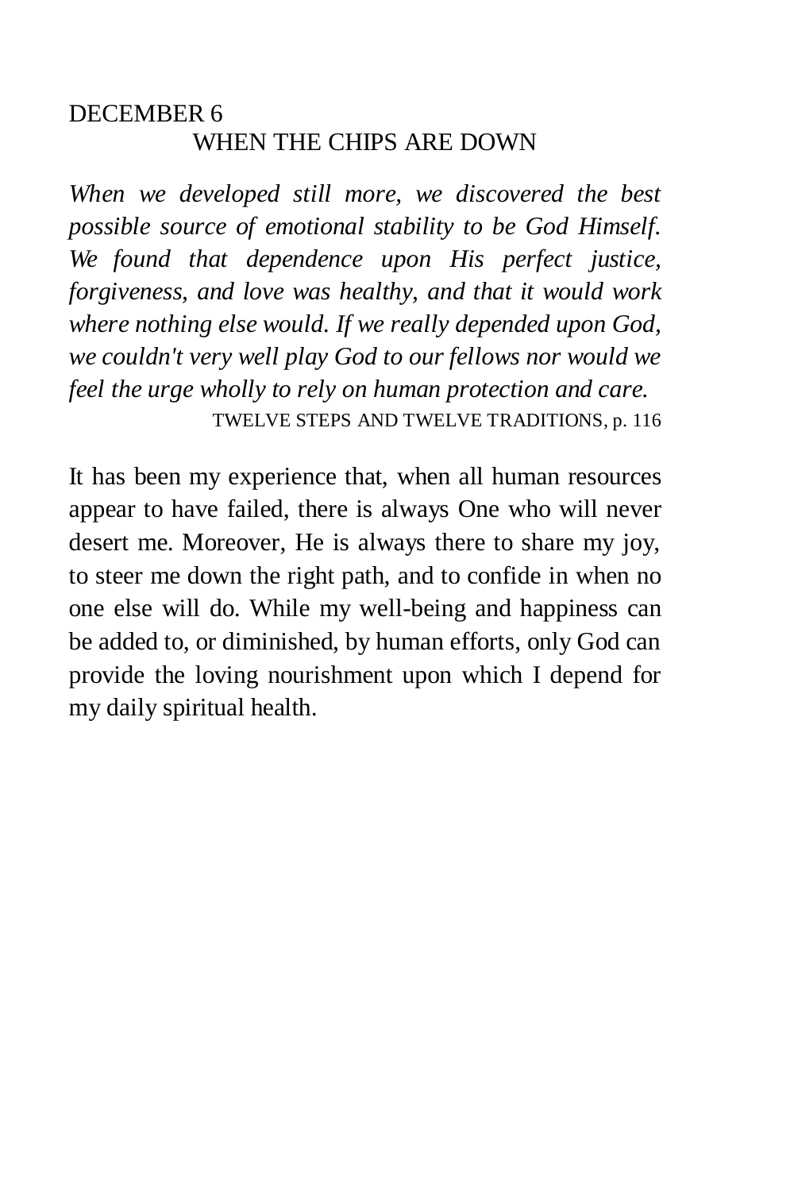DECEMBER 6

## WHEN THE CHIPS ARE DOWN

*When we developed still more, we discovered the best possible source of emotional stability to be God Himself. We found that dependence upon His perfect justice, forgiveness, and love was healthy, and that it would work where nothing else would. If we really depended upon God, we couldn't very well play God to our fellows nor would we feel the urge wholly to rely on human protection and care.*

TWELVE STEPS AND TWELVE TRADITIONS, p. 116

It has been my experience that, when all human resources appear to have failed, there is always One who will never desert me. Moreover, He is always there to share my joy, to steer me down the right path, and to confide in when no one else will do. While my well-being and happiness can be added to, or diminished, by human efforts, only God can provide the loving nourishment upon which I depend for my daily spiritual health.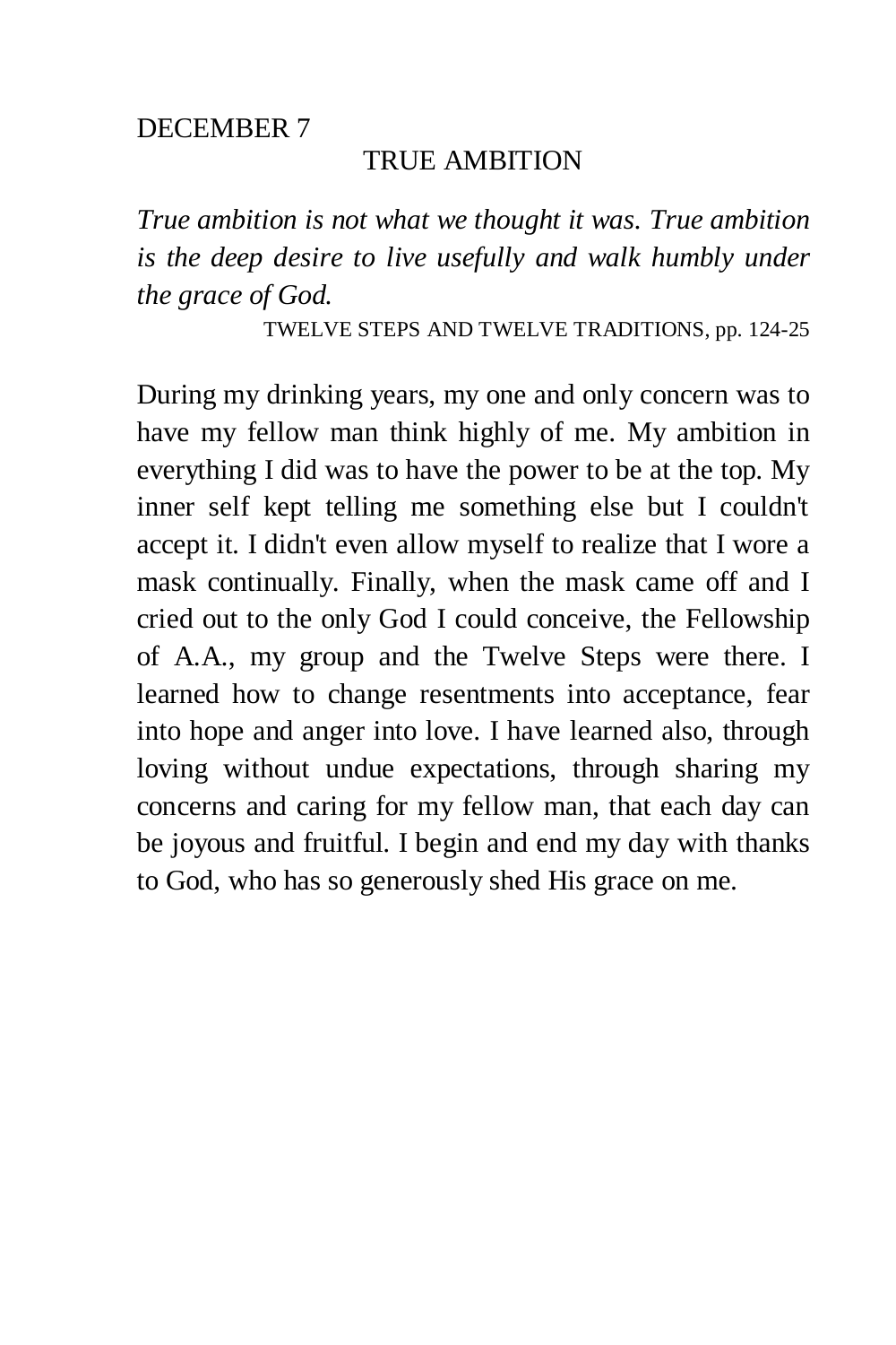DECEMBER 7

## TRUE AMBITION

*True ambition is not what we thought it was. True ambition is the deep desire to live usefully and walk humbly under the grace of God.*

TWELVE STEPS AND TWELVE TRADITIONS, pp. 124-25

During my drinking years, my one and only concern was to have my fellow man think highly of me. My ambition in everything I did was to have the power to be at the top. My inner self kept telling me something else but I couldn't accept it. I didn't even allow myself to realize that I wore a mask continually. Finally, when the mask came off and I cried out to the only God I could conceive, the Fellowship of A.A., my group and the Twelve Steps were there. I learned how to change resentments into acceptance, fear into hope and anger into love. I have learned also, through loving without undue expectations, through sharing my concerns and caring for my fellow man, that each day can be joyous and fruitful. I begin and end my day with thanks to God, who has so generously shed His grace on me.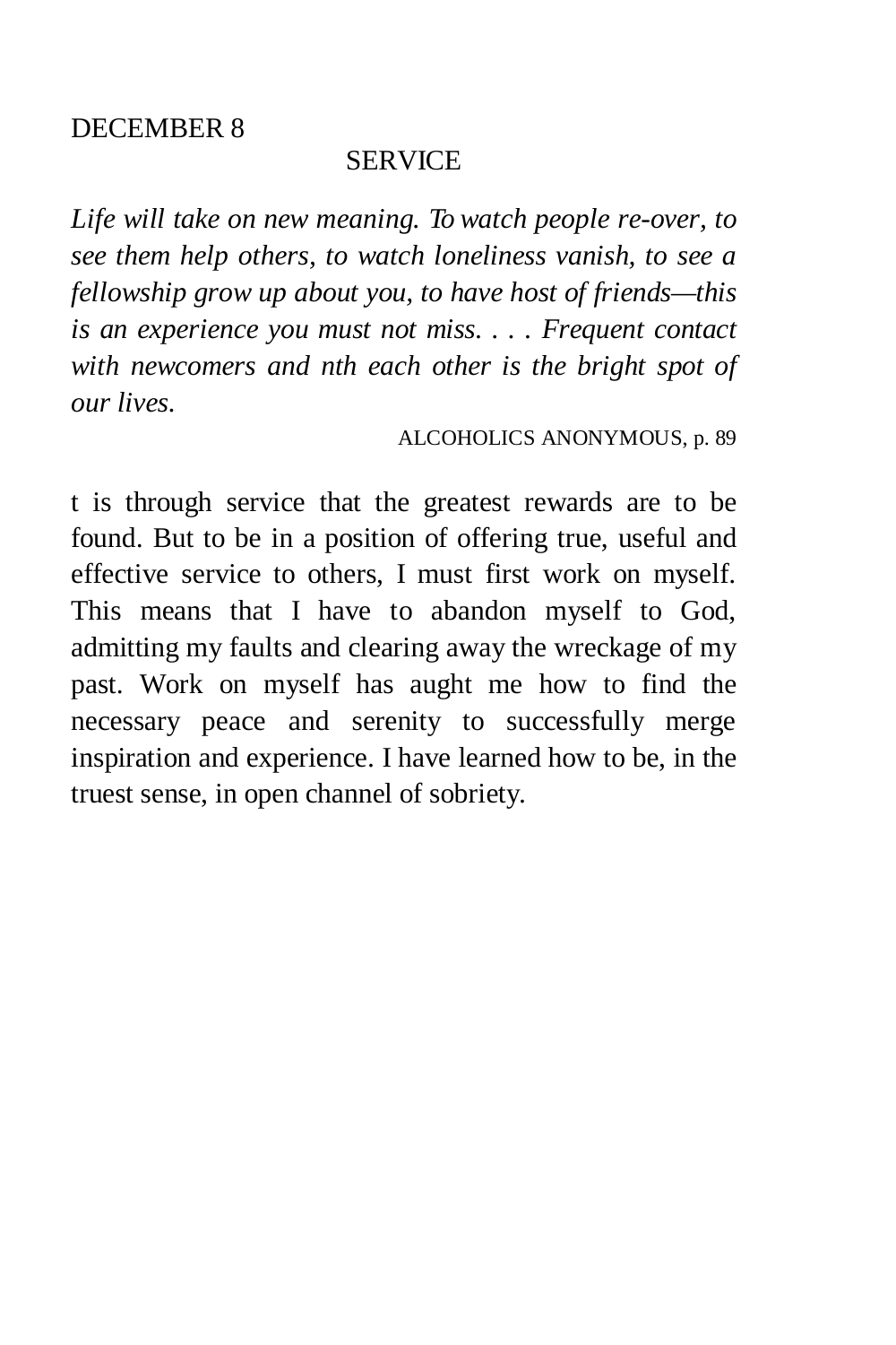DECEMBER 8

## SERVICE

*Life will take on new meaning. To watch people re-over, to see them help others, to watch loneliness vanish, to see a fellowship grow up about you, to have host of friends—this is an experience you must not miss. . . . Frequent contact with newcomers and nth each other is the bright spot of our lives.*

ALCOHOLICS ANONYMOUS, p. 89

t is through service that the greatest rewards are to be found. But to be in a position of offering true, useful and effective service to others, I must first work on myself. This means that I have to abandon myself to God, admitting my faults and clearing away the wreckage of my past. Work on myself has aught me how to find the necessary peace and serenity to successfully merge inspiration and experience. I have learned how to be, in the truest sense, in open channel of sobriety.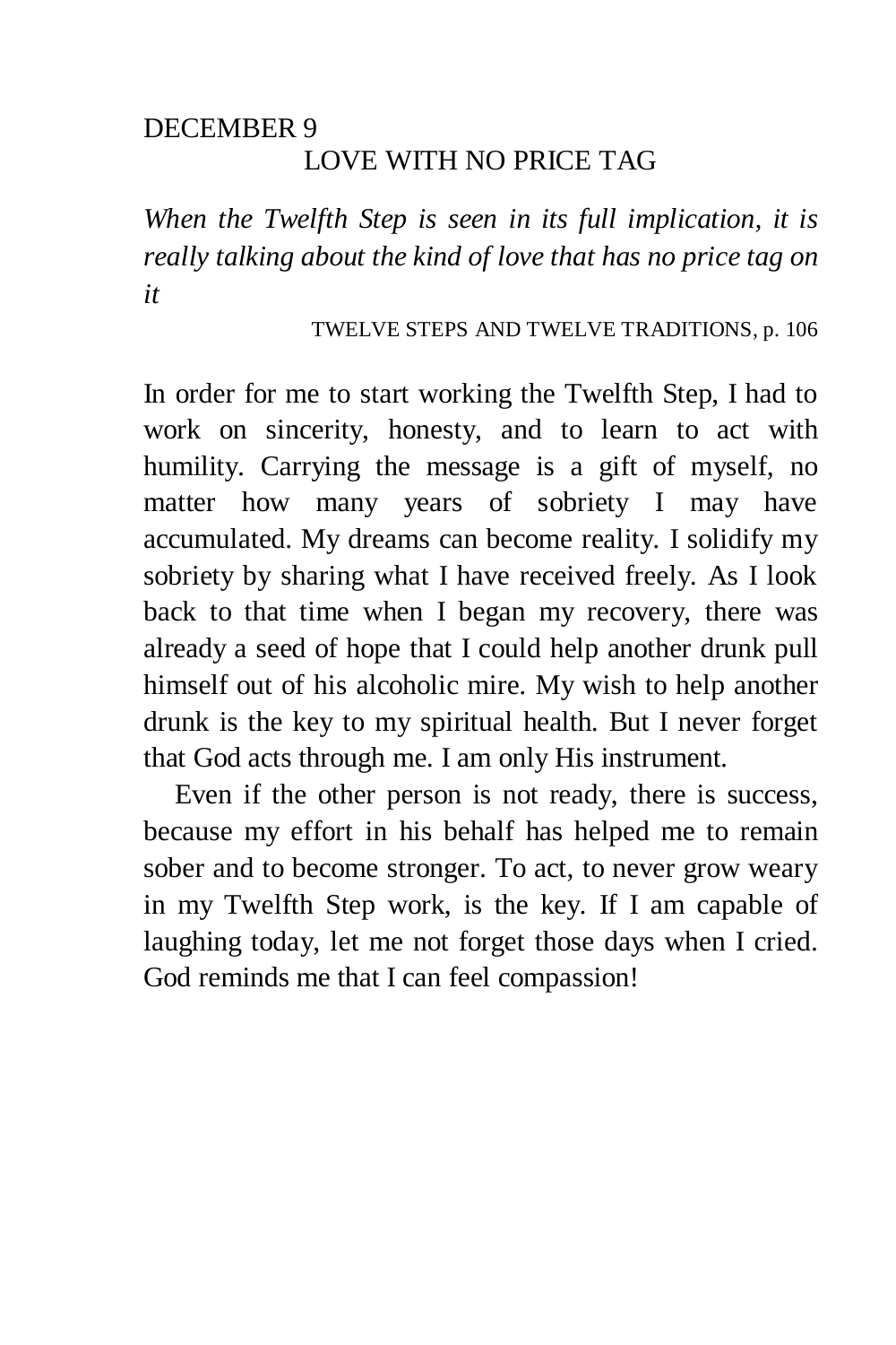DECEMBER 9

## LOVE WITH NO PRICE TAG

*When the Twelfth Step is seen in its full implication, it is really talking about the kind of love that has no price tag on it*

TWELVE STEPS AND TWELVE TRADITIONS, p. 106

In order for me to start working the Twelfth Step, I had to work on sincerity, honesty, and to learn to act with humility. Carrying the message is a gift of myself, no matter how many years of sobriety I may have accumulated. My dreams can become reality. I solidify my sobriety by sharing what I have received freely. As I look back to that time when I began my recovery, there was already a seed of hope that I could help another drunk pull himself out of his alcoholic mire. My wish to help another drunk is the key to my spiritual health. But I never forget that God acts through me. I am only His instrument.

Even if the other person is not ready, there is success, because my effort in his behalf has helped me to remain sober and to become stronger. To act, to never grow weary in my Twelfth Step work, is the key. If I am capable of laughing today, let me not forget those days when I cried. God reminds me that I can feel compassion!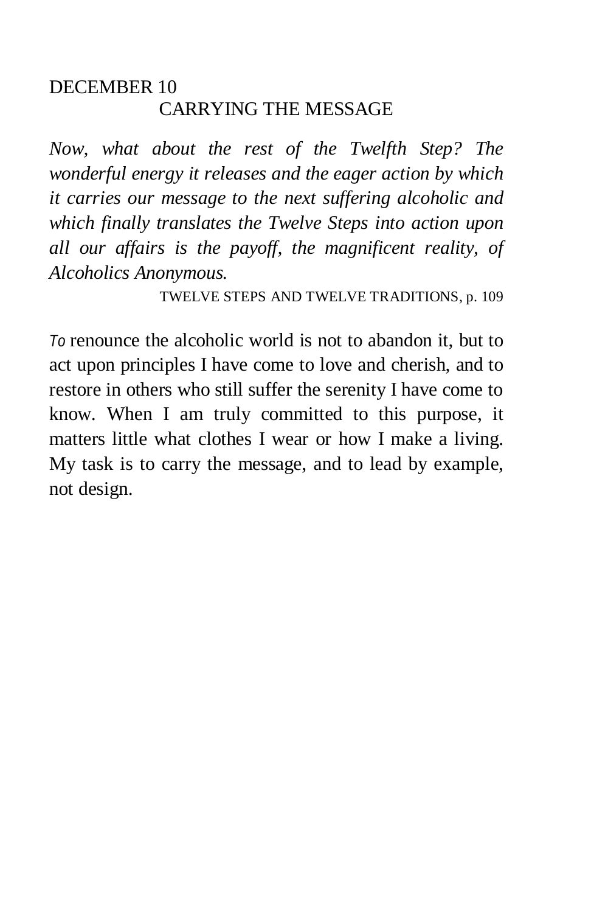DECEMBER 10

## CARRYING THE MESSAGE

*Now, what about the rest of the Twelfth Step? The wonderful energy it releases and the eager action by which it carries our message to the next suffering alcoholic and which finally translates the Twelve Steps into action upon all our affairs is the payoff, the magnificent reality, of Alcoholics Anonymous.*

TWELVE STEPS AND TWELVE TRADITIONS, p. 109

To renounce the alcoholic world is not to abandon it, but to act upon principles I have come to love and cherish, and to restore in others who still suffer the serenity I have come to know. When I am truly committed to this purpose, it matters little what clothes I wear or how I make a living. My task is to carry the message, and to lead by example, not design.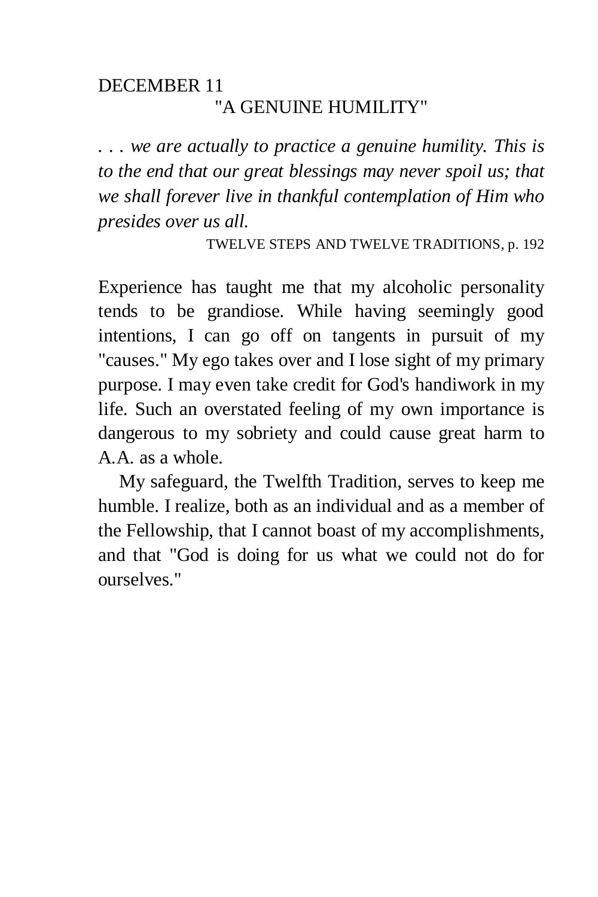DECEMBER 11

## "A GENUINE HUMILITY"

*. . . we are actually to practice a genuine humility. This is to the end that our great blessings may never spoil us; that we shall forever live in thankful contemplation of Him who presides over us all.*

TWELVE STEPS AND TWELVE TRADITIONS, p. 192

Experience has taught me that my alcoholic personality tends to be grandiose. While having seemingly good intentions, I can go off on tangents in pursuit of my "causes." My ego takes over and I lose sight of my primary purpose. I may even take credit for God's handiwork in my life. Such an overstated feeling of my own importance is dangerous to my sobriety and could cause great harm to A.A. as a whole.

My safeguard, the Twelfth Tradition, serves to keep me humble. I realize, both as an individual and as a member of the Fellowship, that I cannot boast of my accomplishments, and that "God is doing for us what we could not do for ourselves."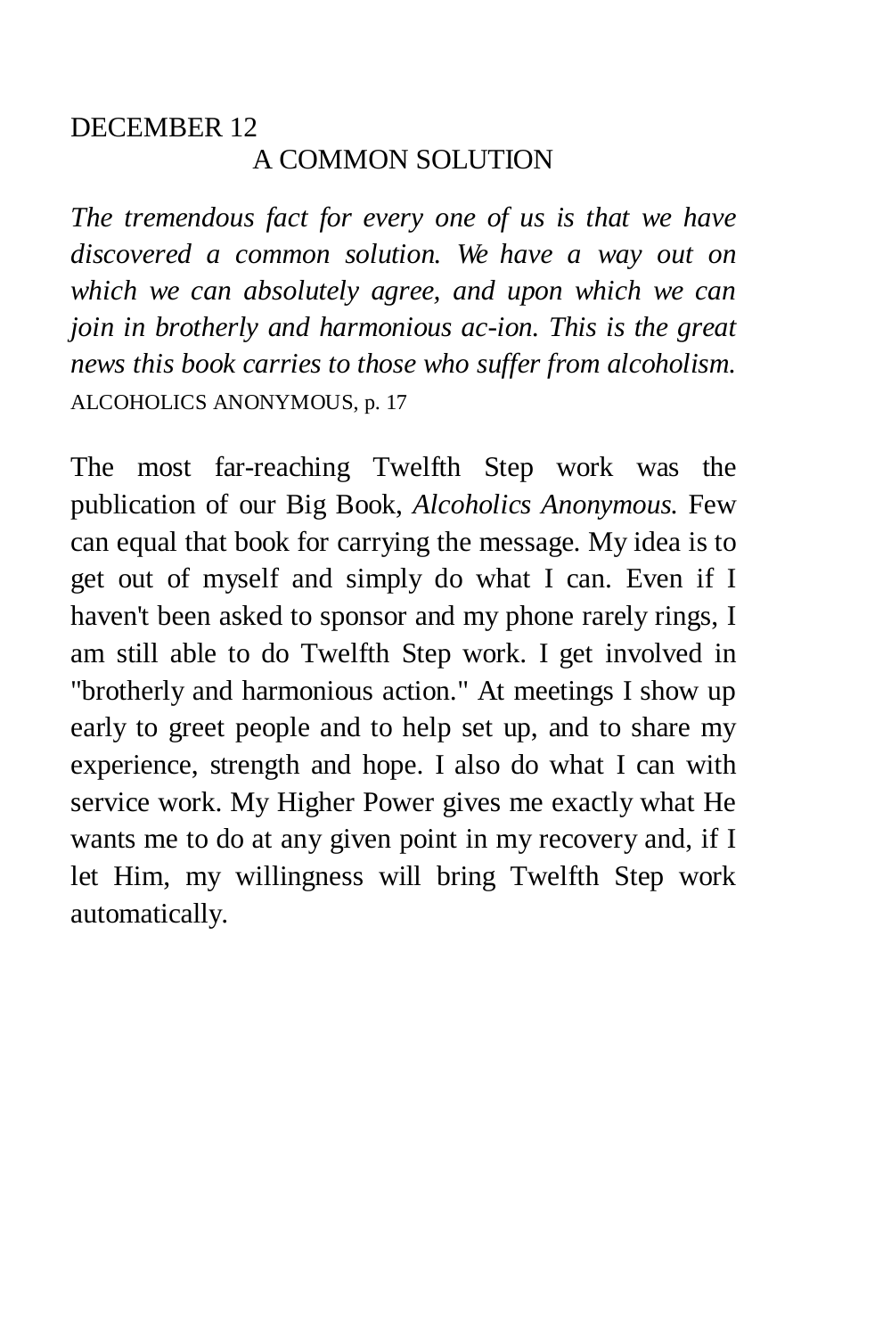DECEMBER 12

## A COMMON SOLUTION

*The tremendous fact for every one of us is that we have discovered a common solution. We have a way out on which we can absolutely agree, and upon which we can join in brotherly and harmonious ac-ion. This is the great news this book carries to those who suffer from alcoholism.*

ALCOHOLICS ANONYMOUS, p. 17

The most far-reaching Twelfth Step work was the publication of our Big Book, *Alcoholics Anonymous.* Few can equal that book for carrying the message. My idea is to get out of myself and simply do what I can. Even if I haven't been asked to sponsor and my phone rarely rings, I am still able to do Twelfth Step work. I get involved in "brotherly and harmonious action." At meetings I show up early to greet people and to help set up, and to share my experience, strength and hope. I also do what I can with service work. My Higher Power gives me exactly what He wants me to do at any given point in my recovery and, if I let Him, my willingness will bring Twelfth Step work automatically.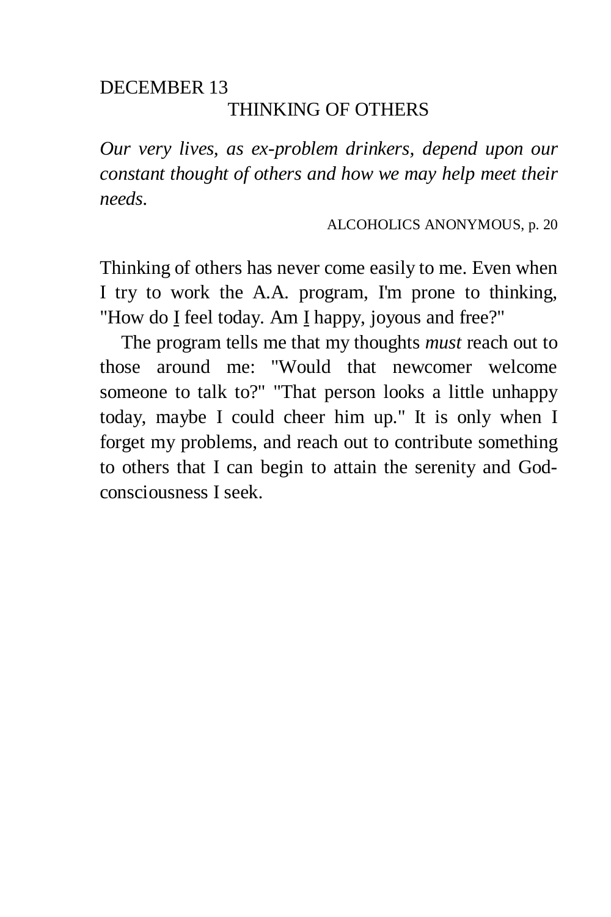DECEMBER 13

## THINKING OF OTHERS

*Our very lives, as ex-problem drinkers, depend upon our constant thought of others and how we may help meet their needs.*

ALCOHOLICS ANONYMOUS, p. 20

Thinking of others has never come easily to me. Even when I try to work the A.A. program, I'm prone to thinking, "How do <u>I</u> feel today. Am <u>I</u> happy, joyous and free?"

The program tells me that my thoughts *must* reach out to those around me: "Would that newcomer welcome someone to talk to?" "That person looks a little unhappy today, maybe I could cheer him up." It is only when I forget my problems, and reach out to contribute something to others that I can begin to attain the serenity and God-consciousness I seek.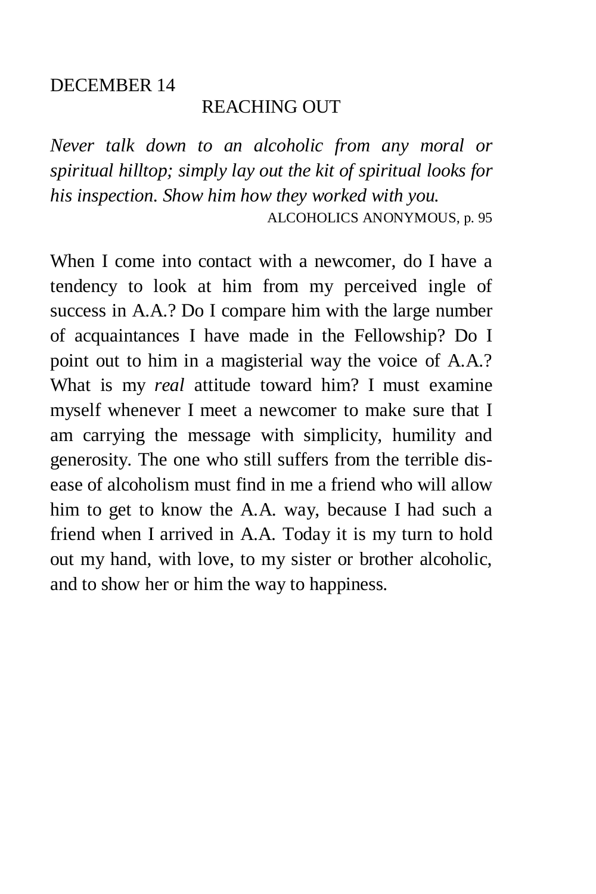DECEMBER 14

## REACHING OUT

*Never talk down to an alcoholic from any moral or spiritual hilltop; simply lay out the kit of spiritual looks for his inspection. Show him how they worked with you.*

ALCOHOLICS ANONYMOUS, p. 95

When I come into contact with a newcomer, do I have a tendency to look at him from my perceived ingle of success in A.A.? Do I compare him with the large number of acquaintances I have made in the Fellowship? Do I point out to him in a magisterial way the voice of A.A.? What is my *real* attitude toward him? I must examine myself whenever I meet a newcomer to make sure that I am carrying the message with simplicity, humility and generosity. The one who still suffers from the terrible disease of alcoholism must find in me a friend who will allow him to get to know the A.A. way, because I had such a friend when I arrived in A.A. Today it is my turn to hold out my hand, with love, to my sister or brother alcoholic, and to show her or him the way to happiness.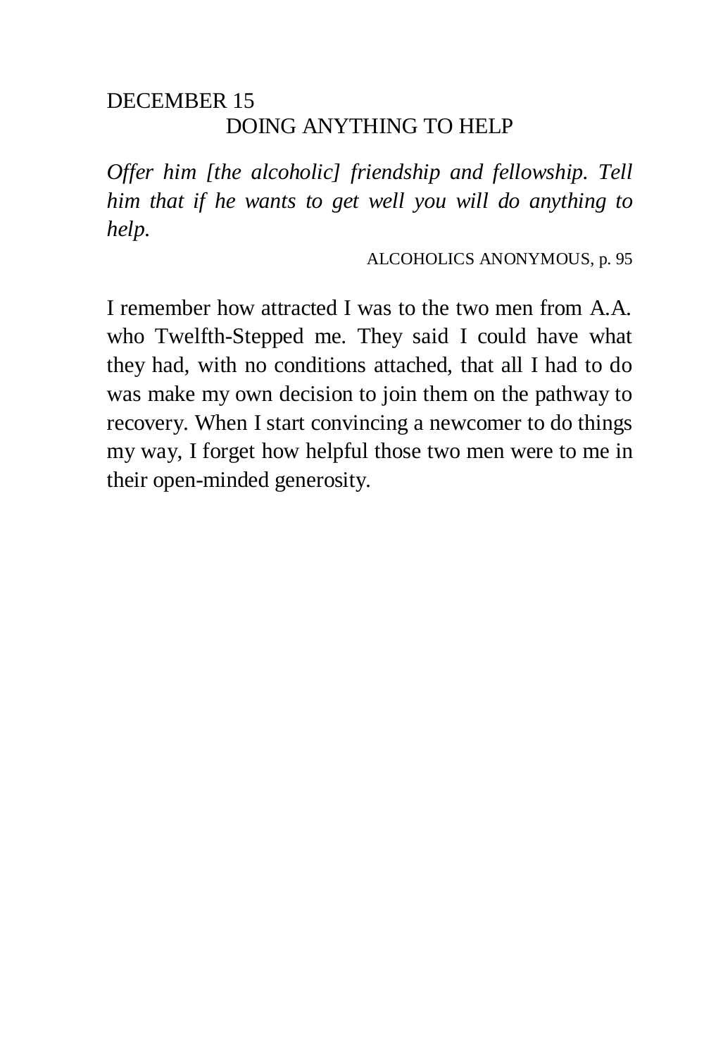DECEMBER 15

## DOING ANYTHING TO HELP

*Offer him [the alcoholic] friendship and fellowship. Tell him that if he wants to get well you will do anything to help.*

ALCOHOLICS ANONYMOUS, p. 95

I remember how attracted I was to the two men from A.A. who Twelfth-Stepped me. They said I could have what they had, with no conditions attached, that all I had to do was make my own decision to join them on the pathway to recovery. When I start convincing a newcomer to do things my way, I forget how helpful those two men were to me in their open-minded generosity.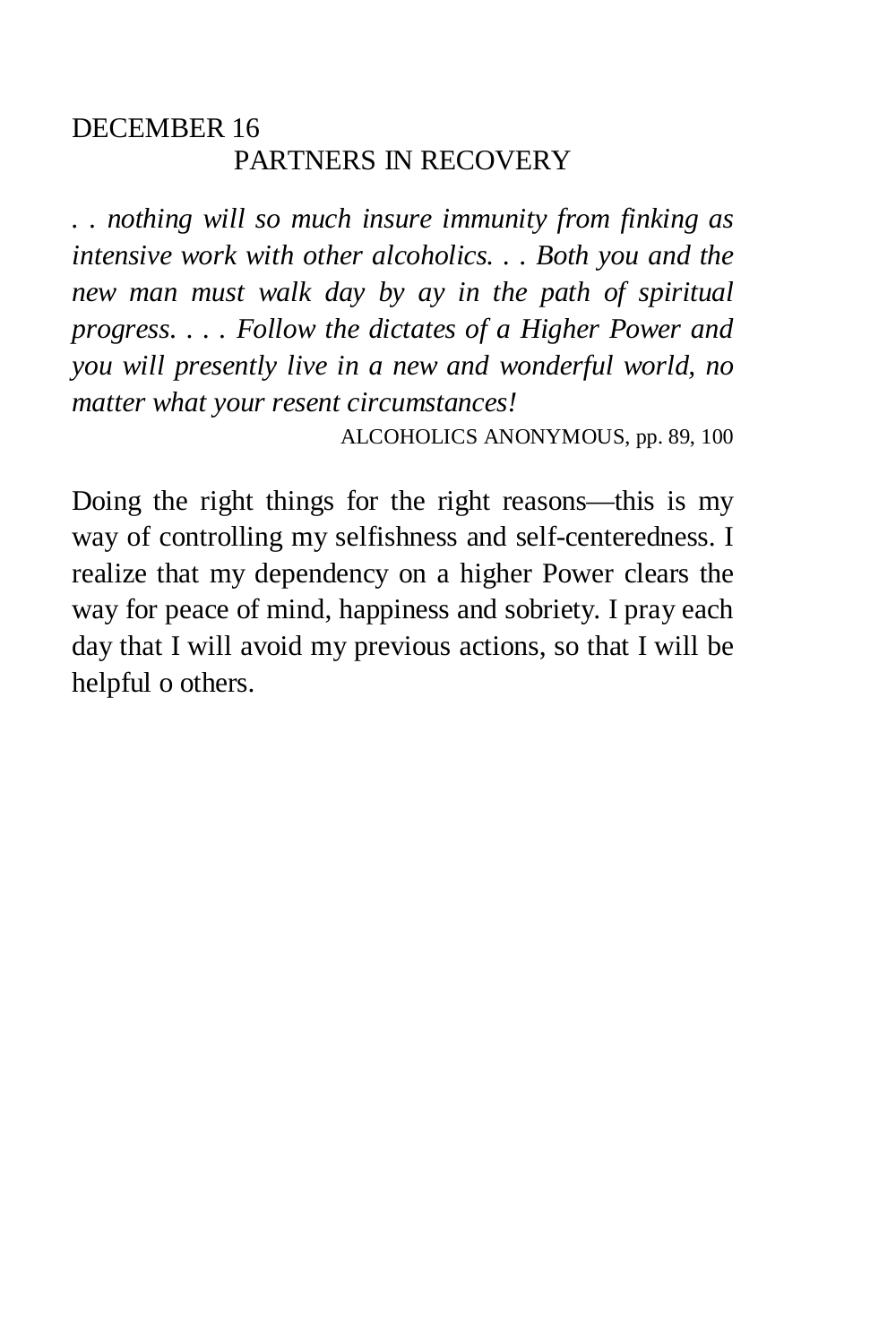DECEMBER 16

## PARTNERS IN RECOVERY

*. . nothing will so much insure immunity from finking as intensive work with other alcoholics. . . Both you and the new man must walk day by ay in the path of spiritual progress. . . . Follow the dictates of a Higher Power and you will presently live in a new and wonderful world, no matter what your resent circumstances!*

ALCOHOLICS ANONYMOUS, pp. 89, 100

Doing the right things for the right reasons—this is my way of controlling my selfishness and self-centeredness. I realize that my dependency on a higher Power clears the way for peace of mind, happiness and sobriety. I pray each day that I will avoid my previous actions, so that I will be helpful o others.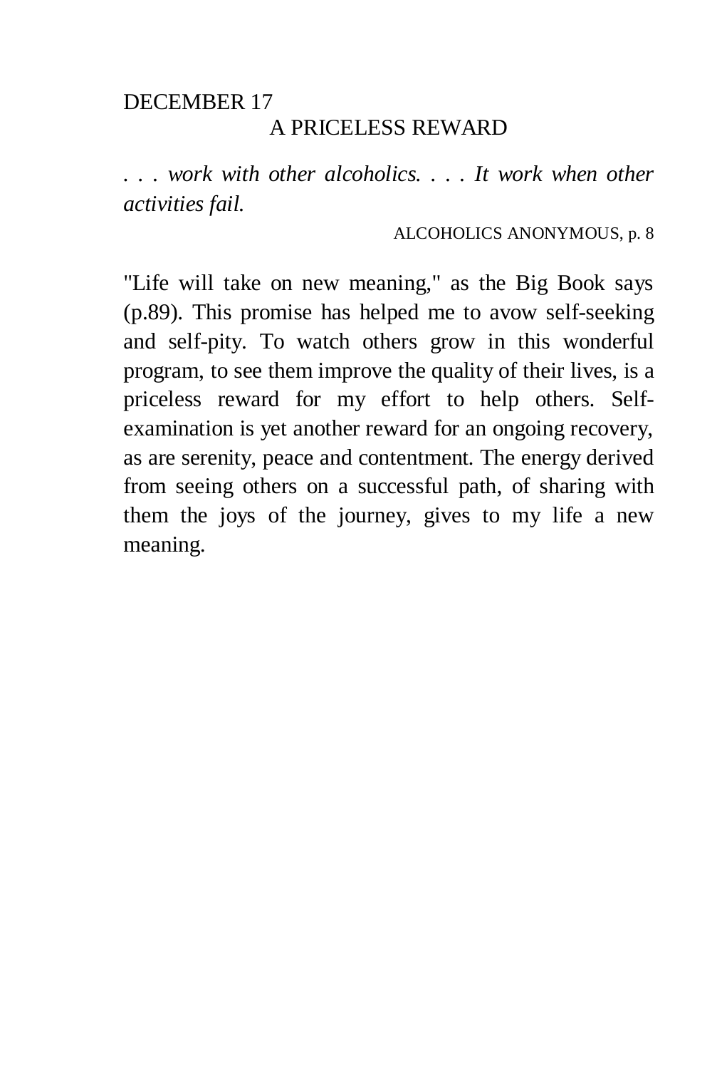DECEMBER 17

# A PRICELESS REWARD

*. . . work with other alcoholics. . . . It work when other activities fail.*

ALCOHOLICS ANONYMOUS, p. 8

"Life will take on new meaning," as the Big Book says (p.89). This promise has helped me to avow self-seeking and self-pity. To watch others grow in this wonderful program, to see them improve the quality of their lives, is a priceless reward for my effort to help others. Self-examination is yet another reward for an ongoing recovery, as are serenity, peace and contentment. The energy derived from seeing others on a successful path, of sharing with them the joys of the journey, gives to my life a new meaning.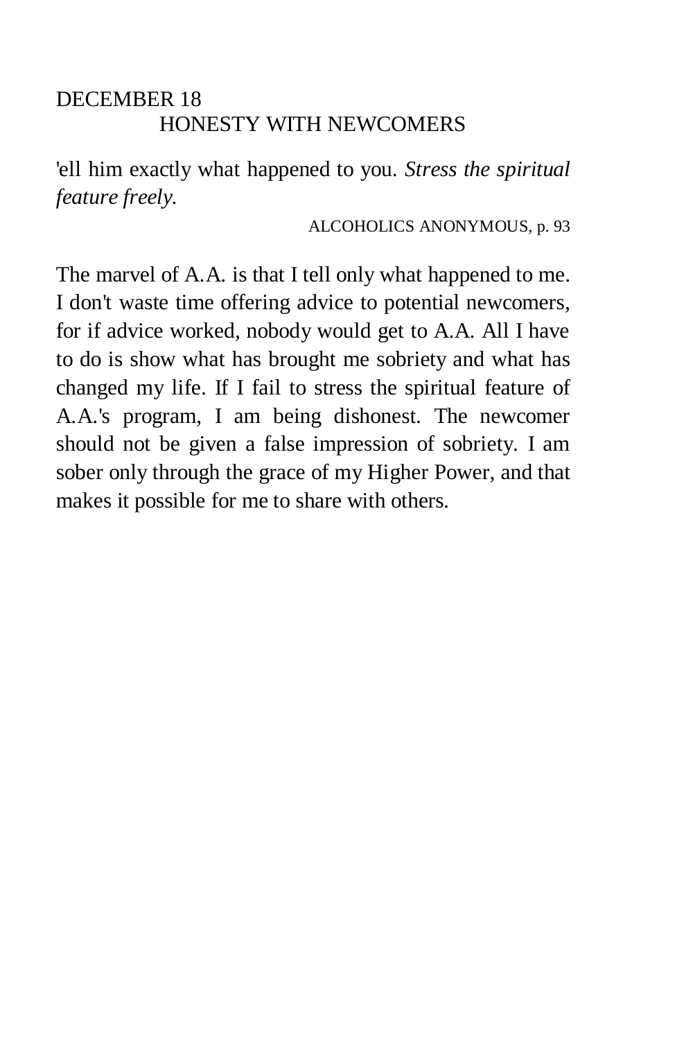DECEMBER 18

## HONESTY WITH NEWCOMERS

'ell him exactly what happened to you. *Stress the spiritual feature freely.*

ALCOHOLICS ANONYMOUS, p. 93

The marvel of A.A. is that I tell only what happened to me. I don't waste time offering advice to potential newcomers, for if advice worked, nobody would get to A.A. All I have to do is show what has brought me sobriety and what has changed my life. If I fail to stress the spiritual feature of A.A.'s program, I am being dishonest. The newcomer should not be given a false impression of sobriety. I am sober only through the grace of my Higher Power, and that makes it possible for me to share with others.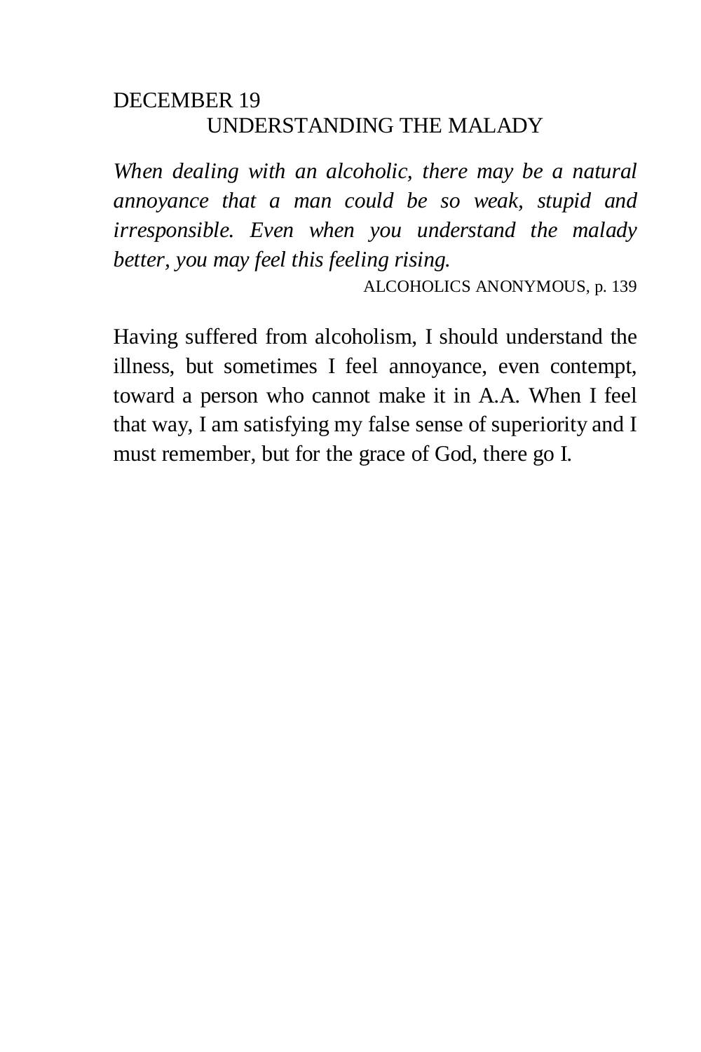DECEMBER 19

## UNDERSTANDING THE MALADY

*When dealing with an alcoholic, there may be a natural annoyance that a man could be so weak, stupid and irresponsible. Even when you understand the malady better, you may feel this feeling rising.*

ALCOHOLICS ANONYMOUS, p. 139

Having suffered from alcoholism, I should understand the illness, but sometimes I feel annoyance, even contempt, toward a person who cannot make it in A.A. When I feel that way, I am satisfying my false sense of superiority and I must remember, but for the grace of God, there go I.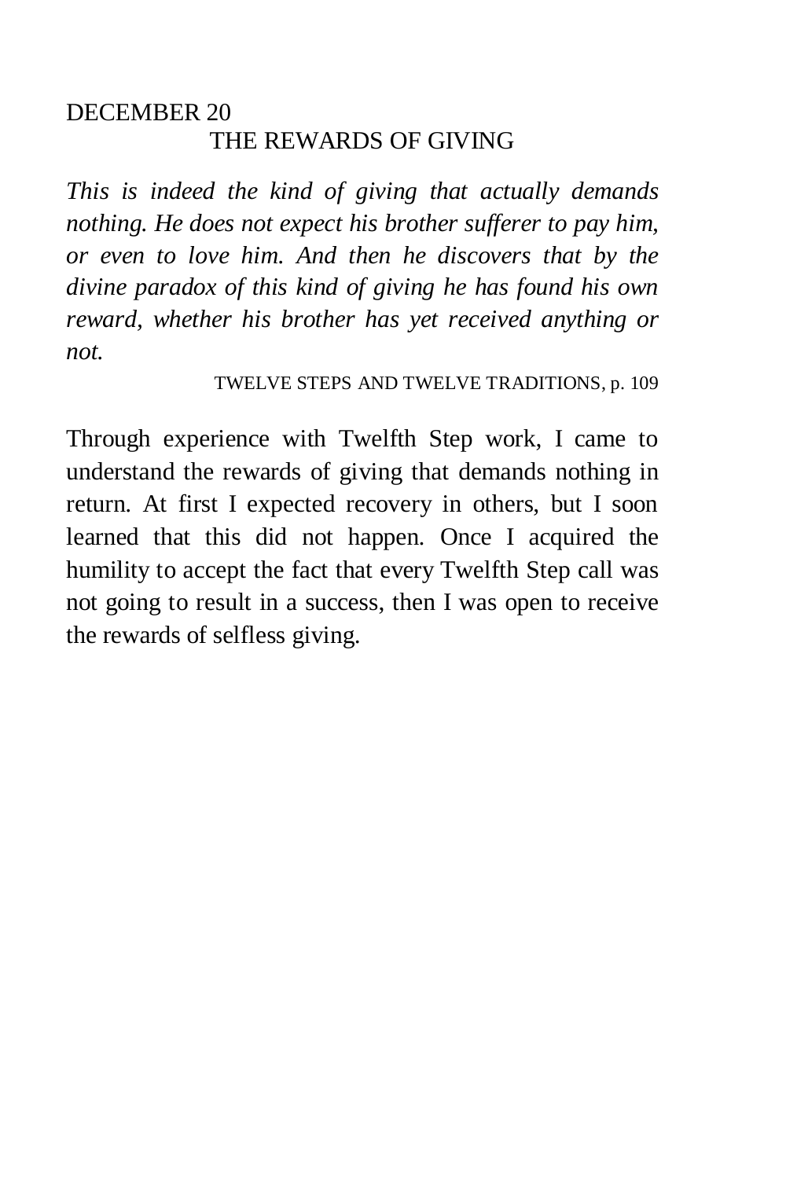DECEMBER 20

## THE REWARDS OF GIVING

*This is indeed the kind of giving that actually demands nothing. He does not expect his brother sufferer to pay him, or even to love him. And then he discovers that by the divine paradox of this kind of giving he has found his own reward, whether his brother has yet received anything or not.*

TWELVE STEPS AND TWELVE TRADITIONS, p. 109

Through experience with Twelfth Step work, I came to understand the rewards of giving that demands nothing in return. At first I expected recovery in others, but I soon learned that this did not happen. Once I acquired the humility to accept the fact that every Twelfth Step call was not going to result in a success, then I was open to receive the rewards of selfless giving.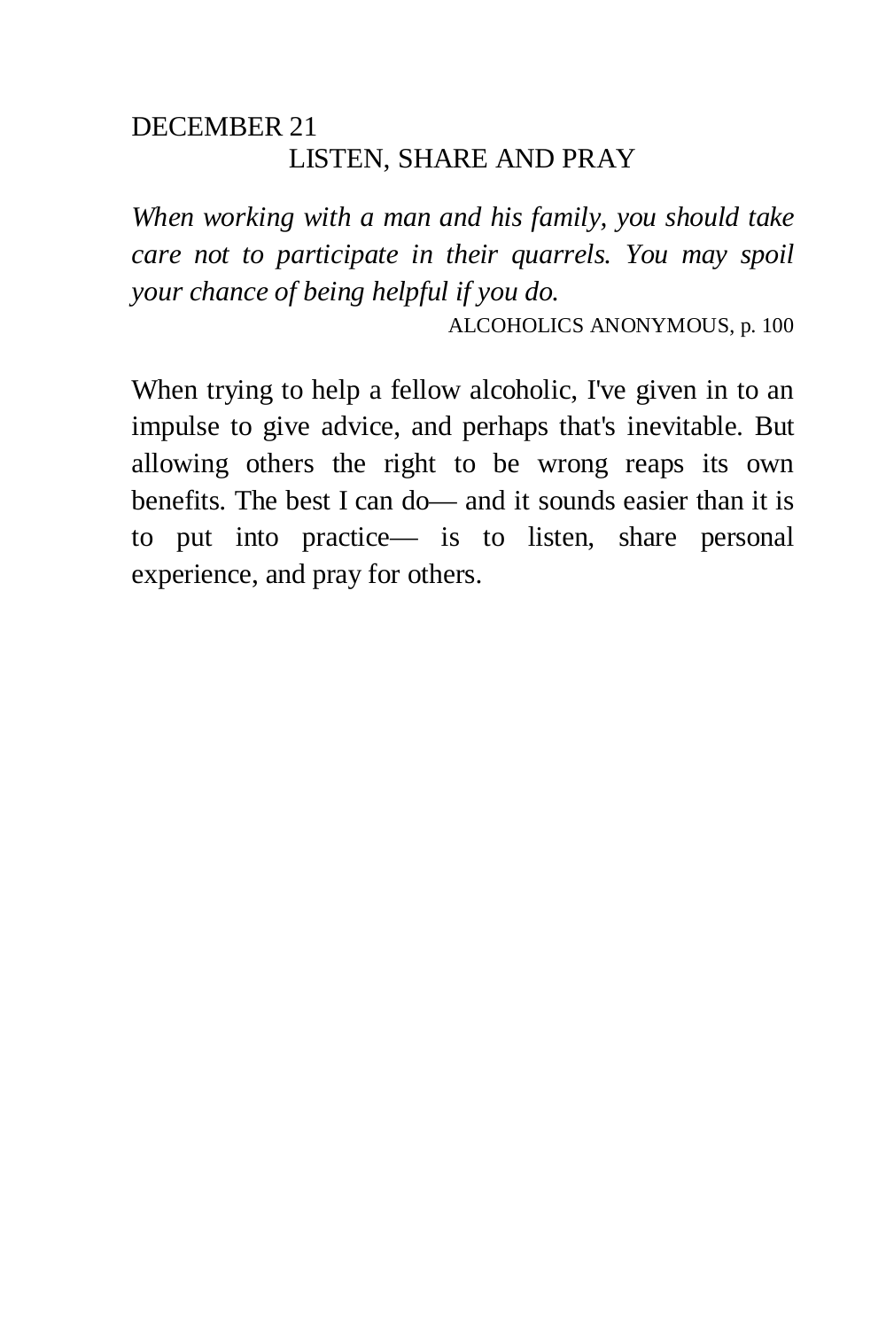DECEMBER 21

## LISTEN, SHARE AND PRAY

*When working with a man and his family, you should take care not to participate in their quarrels. You may spoil your chance of being helpful if you do.*

ALCOHOLICS ANONYMOUS, p. 100

When trying to help a fellow alcoholic, I've given in to an impulse to give advice, and perhaps that's inevitable. But allowing others the right to be wrong reaps its own benefits. The best I can do— and it sounds easier than it is to put into practice— is to listen, share personal experience, and pray for others.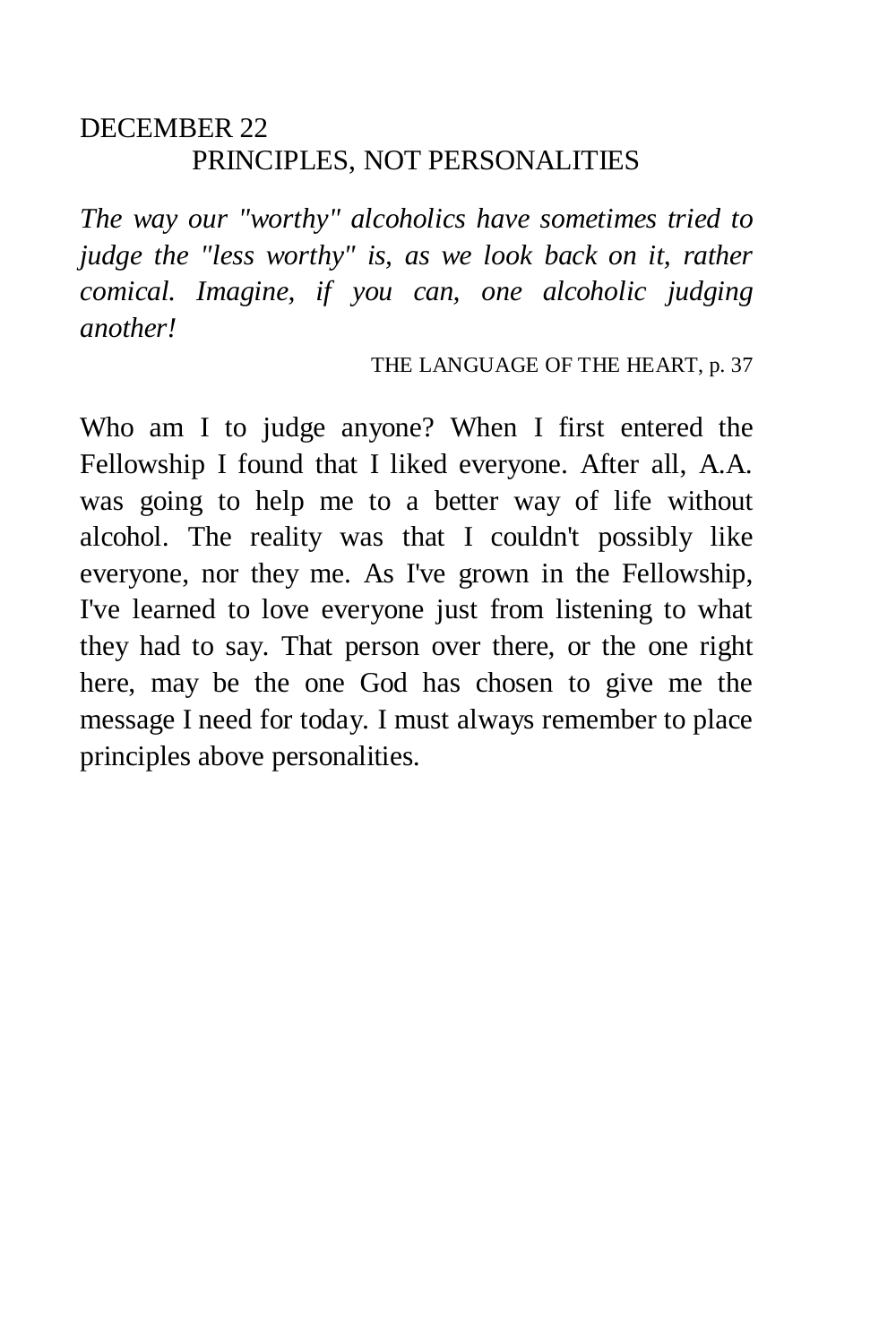DECEMBER 22

## PRINCIPLES, NOT PERSONALITIES

*The way our "worthy" alcoholics have sometimes tried to judge the "less worthy" is, as we look back on it, rather comical. Imagine, if you can, one alcoholic judging another!*

THE LANGUAGE OF THE HEART, p. 37

Who am I to judge anyone? When I first entered the Fellowship I found that I liked everyone. After all, A.A. was going to help me to a better way of life without alcohol. The reality was that I couldn't possibly like everyone, nor they me. As I've grown in the Fellowship, I've learned to love everyone just from listening to what they had to say. That person over there, or the one right here, may be the one God has chosen to give me the message I need for today. I must always remember to place principles above personalities.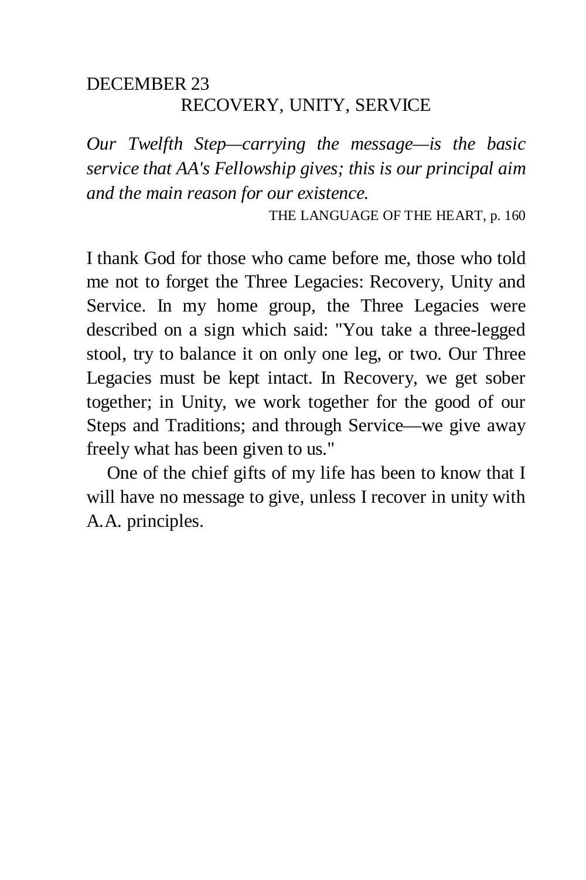DECEMBER 23

## RECOVERY, UNITY, SERVICE

*Our Twelfth Step—carrying the message—is the basic service that AA's Fellowship gives; this is our principal aim and the main reason for our existence.*

THE LANGUAGE OF THE HEART, p. 160

I thank God for those who came before me, those who told me not to forget the Three Legacies: Recovery, Unity and Service. In my home group, the Three Legacies were described on a sign which said: "You take a three-legged stool, try to balance it on only one leg, or two. Our Three Legacies must be kept intact. In Recovery, we get sober together; in Unity, we work together for the good of our Steps and Traditions; and through Service—we give away freely what has been given to us."

One of the chief gifts of my life has been to know that I will have no message to give, unless I recover in unity with A.A. principles.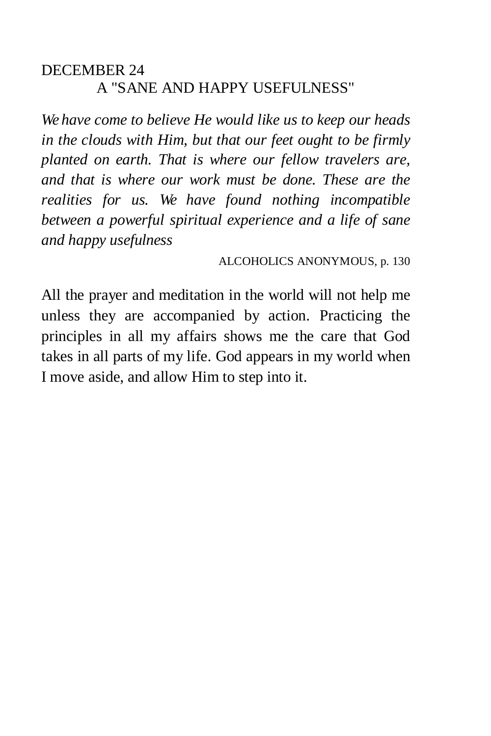DECEMBER 24

## A "SANE AND HAPPY USEFULNESS"

*We have come to believe He would like us to keep our heads in the clouds with Him, but that our feet ought to be firmly planted on earth. That is where our fellow travelers are, and that is where our work must be done. These are the realities for us. We have found nothing incompatible between a powerful spiritual experience and a life of sane and happy usefulness*

ALCOHOLICS ANONYMOUS, p. 130

All the prayer and meditation in the world will not help me unless they are accompanied by action. Practicing the principles in all my affairs shows me the care that God takes in all parts of my life. God appears in my world when I move aside, and allow Him to step into it.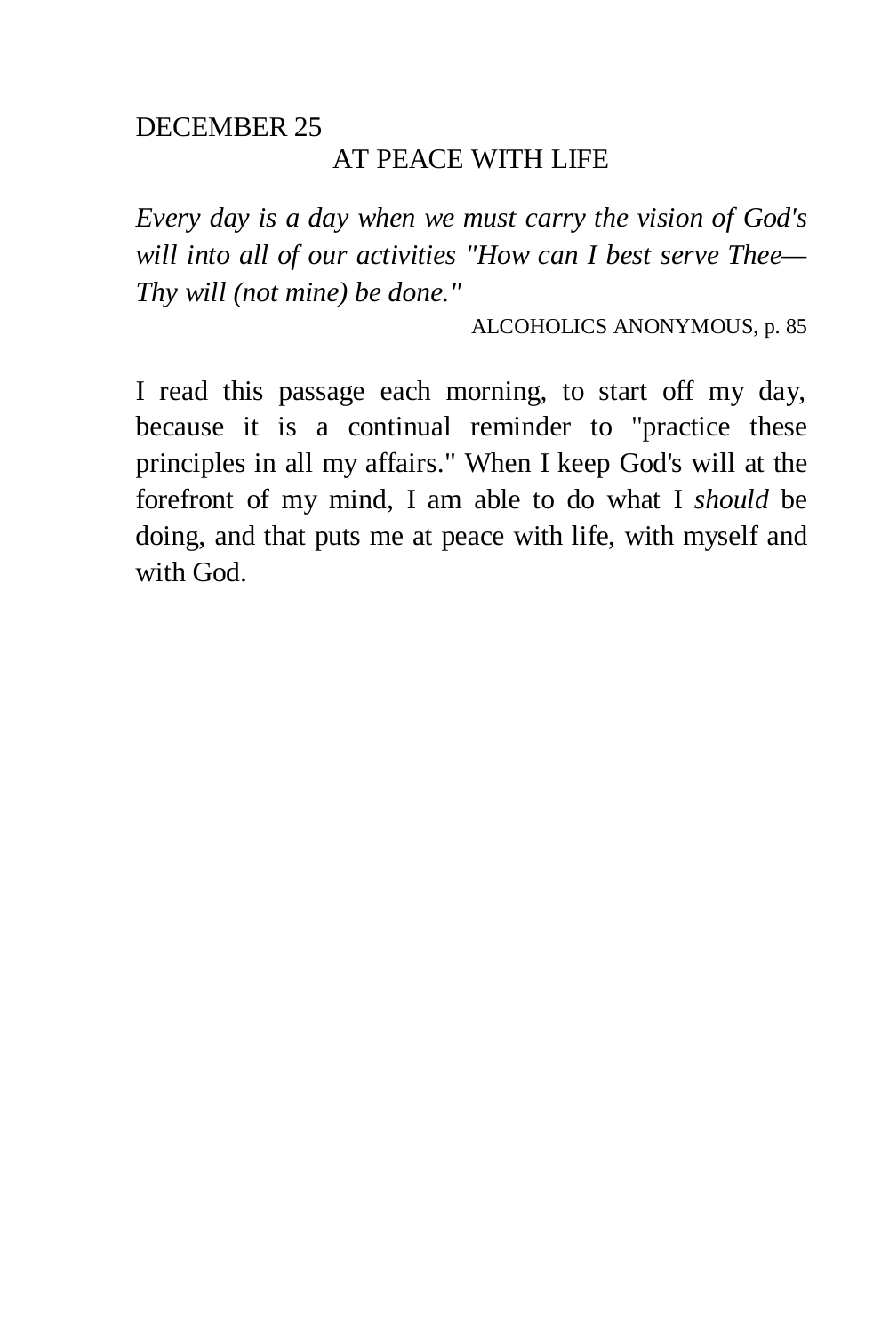DECEMBER 25

## AT PEACE WITH LIFE

*Every day is a day when we must carry the vision of God's will into all of our activities "How can I best serve Thee—Thy will (not mine) be done."*

ALCOHOLICS ANONYMOUS, p. 85

I read this passage each morning, to start off my day, because it is a continual reminder to "practice these principles in all my affairs." When I keep God's will at the forefront of my mind, I am able to do what I *should* be doing, and that puts me at peace with life, with myself and with God.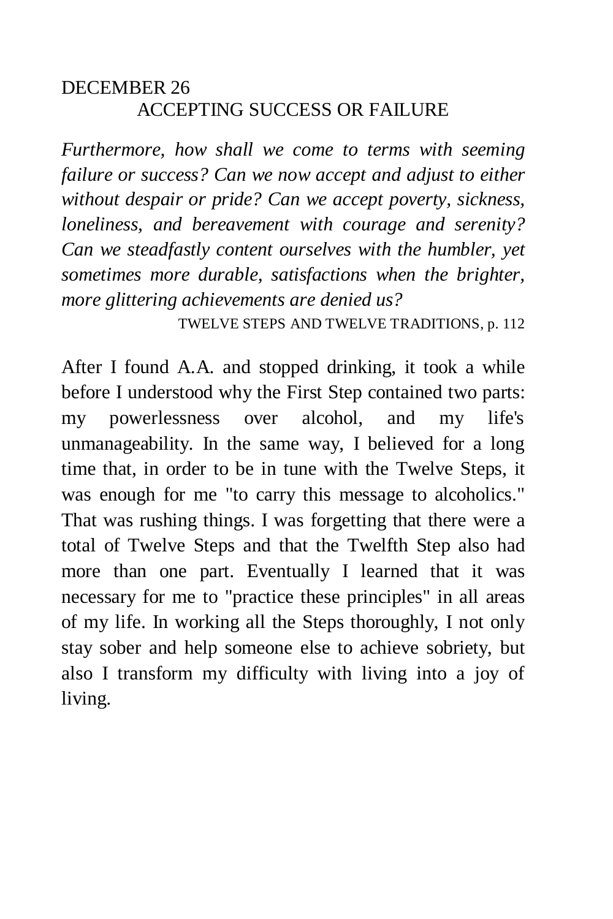DECEMBER 26

## ACCEPTING SUCCESS OR FAILURE

*Furthermore, how shall we come to terms with seeming failure or success? Can we now accept and adjust to either without despair or pride? Can we accept poverty, sickness, loneliness, and bereavement with courage and serenity? Can we steadfastly content ourselves with the humbler, yet sometimes more durable, satisfactions when the brighter, more glittering achievements are denied us?*

TWELVE STEPS AND TWELVE TRADITIONS, p. 112

After I found A.A. and stopped drinking, it took a while before I understood why the First Step contained two parts: my powerlessness over alcohol, and my life's unmanageability. In the same way, I believed for a long time that, in order to be in tune with the Twelve Steps, it was enough for me "to carry this message to alcoholics." That was rushing things. I was forgetting that there were a total of Twelve Steps and that the Twelfth Step also had more than one part. Eventually I learned that it was necessary for me to "practice these principles" in all areas of my life. In working all the Steps thoroughly, I not only stay sober and help someone else to achieve sobriety, but also I transform my difficulty with living into a joy of living.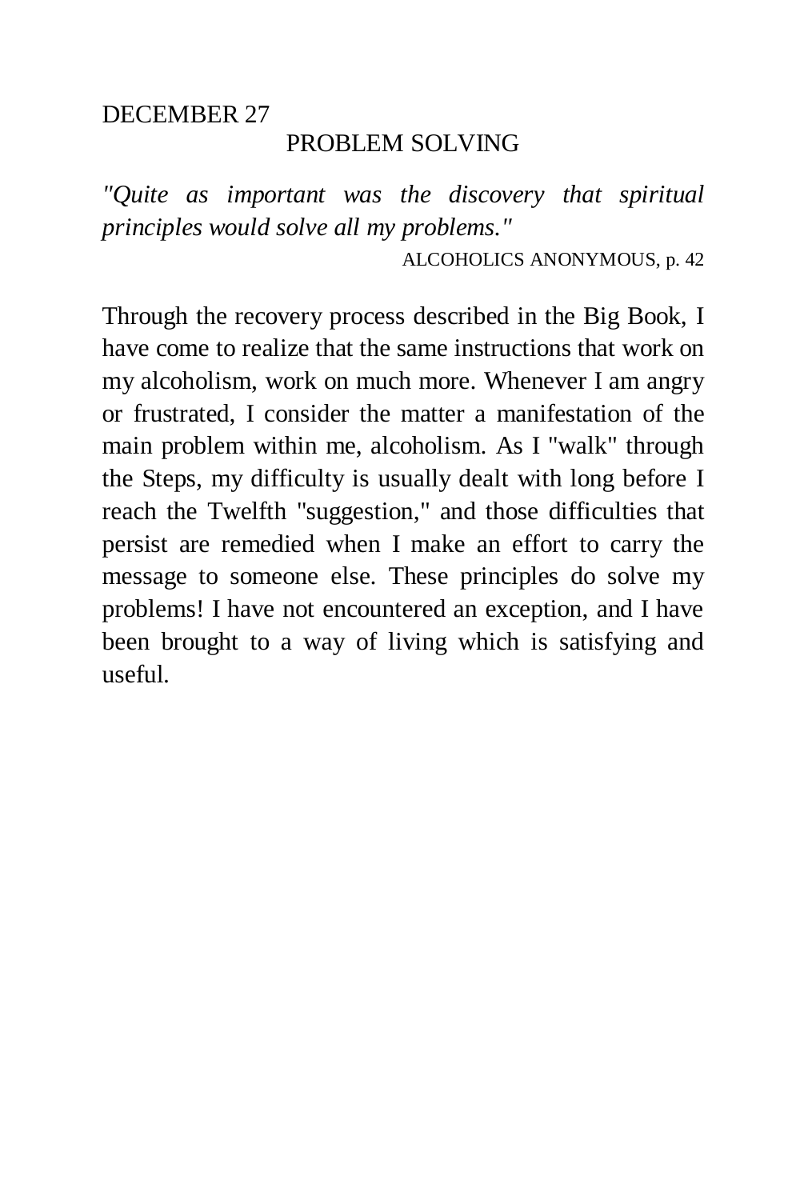DECEMBER 27

## PROBLEM SOLVING

*"Quite as important was the discovery that spiritual principles would solve all my problems."*

ALCOHOLICS ANONYMOUS, p. 42

Through the recovery process described in the Big Book, I have come to realize that the same instructions that work on my alcoholism, work on much more. Whenever I am angry or frustrated, I consider the matter a manifestation of the main problem within me, alcoholism. As I "walk" through the Steps, my difficulty is usually dealt with long before I reach the Twelfth "suggestion," and those difficulties that persist are remedied when I make an effort to carry the message to someone else. These principles do solve my problems! I have not encountered an exception, and I have been brought to a way of living which is satisfying and useful.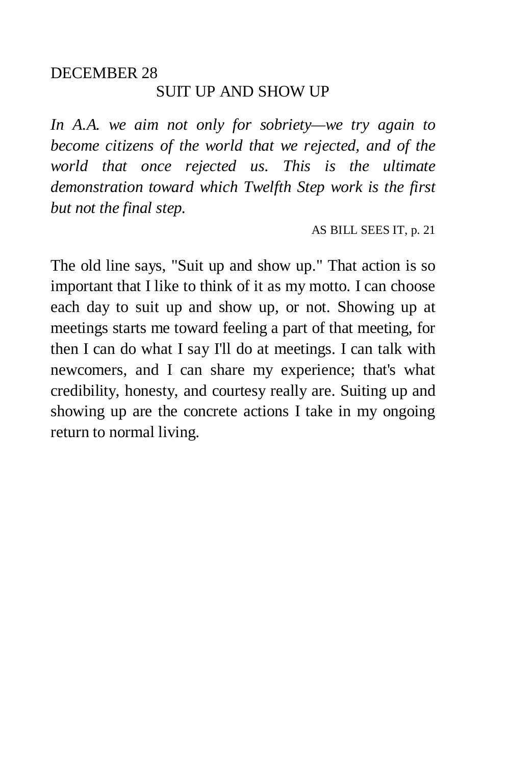DECEMBER 28

## SUIT UP AND SHOW UP

*In A.A. we aim not only for sobriety—we try again to become citizens of the world that we rejected, and of the world that once rejected us. This is the ultimate demonstration toward which Twelfth Step work is the first but not the final step.*

AS BILL SEES IT, p. 21

The old line says, "Suit up and show up." That action is so important that I like to think of it as my motto. I can choose each day to suit up and show up, or not. Showing up at meetings starts me toward feeling a part of that meeting, for then I can do what I say I'll do at meetings. I can talk with newcomers, and I can share my experience; that's what credibility, honesty, and courtesy really are. Suiting up and showing up are the concrete actions I take in my ongoing return to normal living.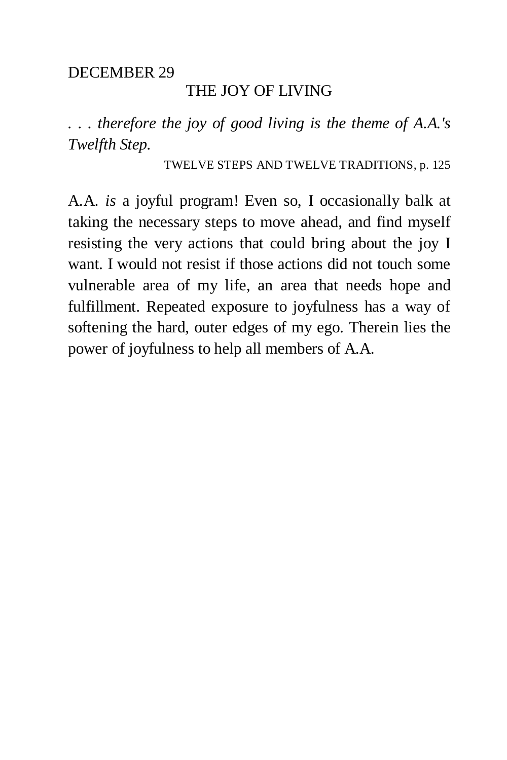DECEMBER 29

## THE JOY OF LIVING

*. . . therefore the joy of good living is the theme of A.A.'s Twelfth Step.*

TWELVE STEPS AND TWELVE TRADITIONS, p. 125

A.A. *is* a joyful program! Even so, I occasionally balk at taking the necessary steps to move ahead, and find myself resisting the very actions that could bring about the joy I want. I would not resist if those actions did not touch some vulnerable area of my life, an area that needs hope and fulfillment. Repeated exposure to joyfulness has a way of softening the hard, outer edges of my ego. Therein lies the power of joyfulness to help all members of A.A.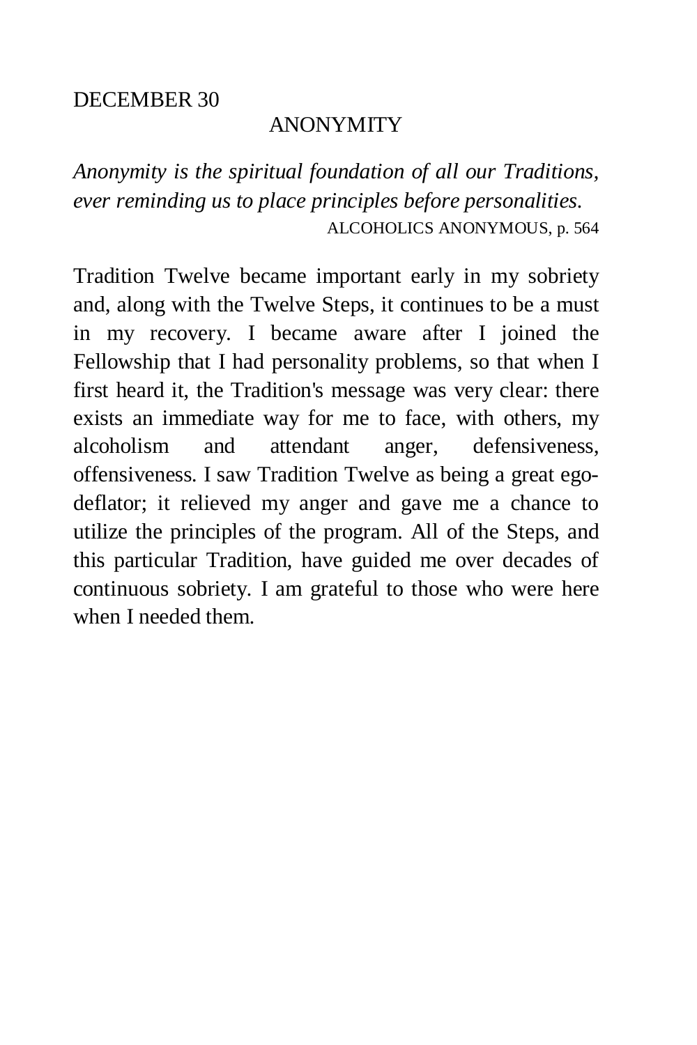DECEMBER 30

## ANONYMITY

*Anonymity is the spiritual foundation of all our Traditions, ever reminding us to place principles before personalities.*

ALCOHOLICS ANONYMOUS, p. 564

Tradition Twelve became important early in my sobriety and, along with the Twelve Steps, it continues to be a must in my recovery. I became aware after I joined the Fellowship that I had personality problems, so that when I first heard it, the Tradition's message was very clear: there exists an immediate way for me to face, with others, my alcoholism and attendant anger, defensiveness, offensiveness. I saw Tradition Twelve as being a great ego-deflator; it relieved my anger and gave me a chance to utilize the principles of the program. All of the Steps, and this particular Tradition, have guided me over decades of continuous sobriety. I am grateful to those who were here when I needed them.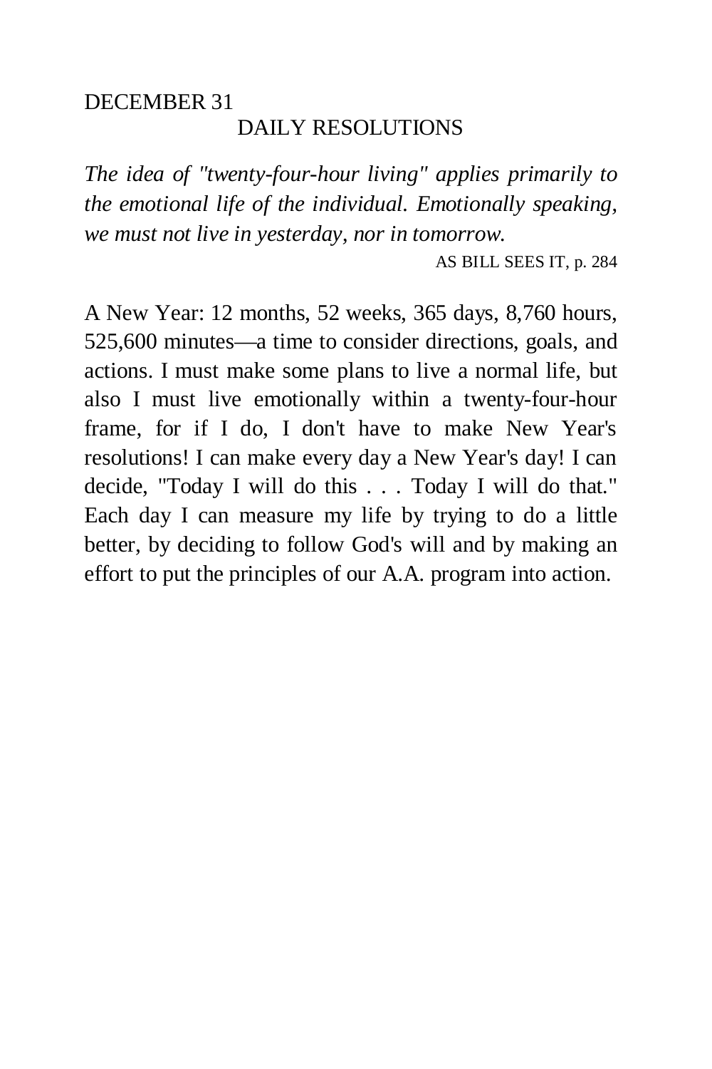DECEMBER 31

## DAILY RESOLUTIONS

*The idea of "twenty-four-hour living" applies primarily to the emotional life of the individual. Emotionally speaking, we must not live in yesterday, nor in tomorrow.*

AS BILL SEES IT, p. 284

A New Year: 12 months, 52 weeks, 365 days, 8,760 hours, 525,600 minutes—a time to consider directions, goals, and actions. I must make some plans to live a normal life, but also I must live emotionally within a twenty-four-hour frame, for if I do, I don't have to make New Year's resolutions! I can make every day a New Year's day! I can decide, "Today I will do this . . . Today I will do that." Each day I can measure my life by trying to do a little better, by deciding to follow God's will and by making an effort to put the principles of our A.A. program into action.